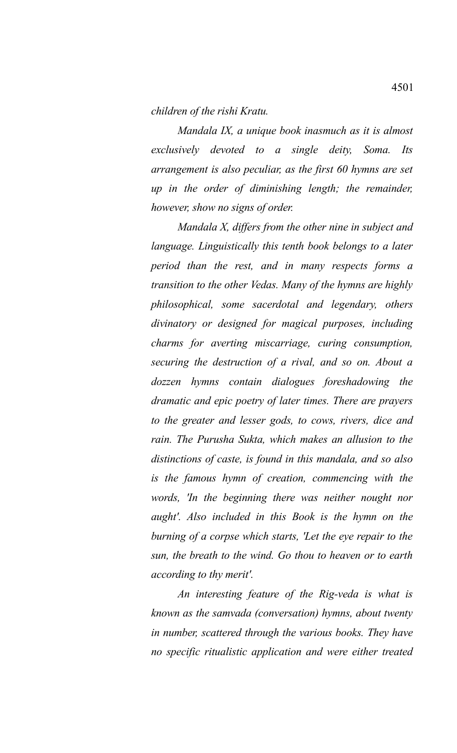*children of the rishi Kratu.*

*Mandala IX, a unique book inasmuch as it is almost exclusively devoted to a single deity, Soma. Its arrangement is also peculiar, as the first 60 hymns are set up in the order of diminishing length; the remainder, however, show no signs of order.*

*Mandala X, differs from the other nine in subject and language. Linguistically this tenth book belongs to a later period than the rest, and in many respects forms a transition to the other Vedas. Many of the hymns are highly philosophical, some sacerdotal and legendary, others divinatory or designed for magical purposes, including charms for averting miscarriage, curing consumption, securing the destruction of a rival, and so on. About a dozzen hymns contain dialogues foreshadowing the dramatic and epic poetry of later times. There are prayers to the greater and lesser gods, to cows, rivers, dice and rain. The Purusha Sukta, which makes an allusion to the distinctions of caste, is found in this mandala, and so also is the famous hymn of creation, commencing with the words, 'In the beginning there was neither nought nor aught'. Also included in this Book is the hymn on the burning of a corpse which starts, 'Let the eye repair to the sun, the breath to the wind. Go thou to heaven or to earth according to thy merit'.*

*An interesting feature of the Rig-veda is what is known as the samvada (conversation) hymns, about twenty in number, scattered through the various books. They have no specific ritualistic application and were either treated*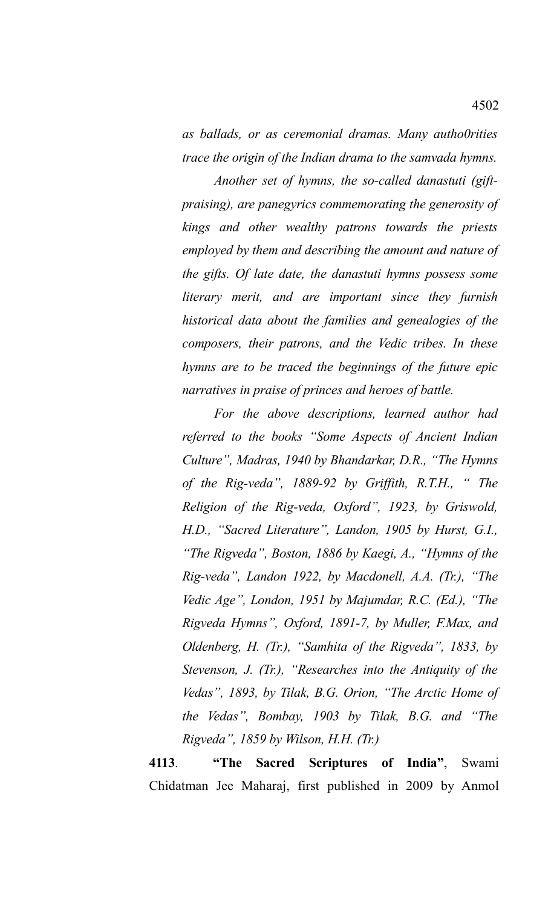*as ballads, or as ceremonial dramas. Many autho0rities trace the origin of the Indian drama to the samvada hymns.*

*Another set of hymns, the so-called danastuti (gift-praising), are panegyrics commemorating the generosity of kings and other wealthy patrons towards the priests employed by them and describing the amount and nature of the gifts. Of late date, the danastuti hymns possess some literary merit, and are important since they furnish historical data about the families and genealogies of the composers, their patrons, and the Vedic tribes. In these hymns are to be traced the beginnings of the future epic narratives in praise of princes and heroes of battle.*

*For the above descriptions, learned author had referred to the books "Some Aspects of Ancient Indian Culture", Madras, 1940 by Bhandarkar, D.R., "The Hymns of the Rig-veda", 1889-92 by Griffith, R.T.H., " The Religion of the Rig-veda, Oxford", 1923, by Griswold, H.D., "Sacred Literature", Landon, 1905 by Hurst, G.I., "The Rigveda", Boston, 1886 by Kaegi, A., "Hymns of the Rig-veda", Landon 1922, by Macdonell, A.A. (Tr.), "The Vedic Age", London, 1951 by Majumdar, R.C. (Ed.), "The Rigveda Hymns", Oxford, 1891-7, by Muller, F.Max, and Oldenberg, H. (Tr.), "Samhita of the Rigveda", 1833, by Stevenson, J. (Tr.), "Researches into the Antiquity of the Vedas", 1893, by Tilak, B.G. Orion, "The Arctic Home of the Vedas", Bombay, 1903 by Tilak, B.G. and "The Rigveda", 1859 by Wilson, H.H. (Tr.)*

**4113**. **"The Sacred Scriptures of India"**, Swami Chidatman Jee Maharaj, first published in 2009 by Anmol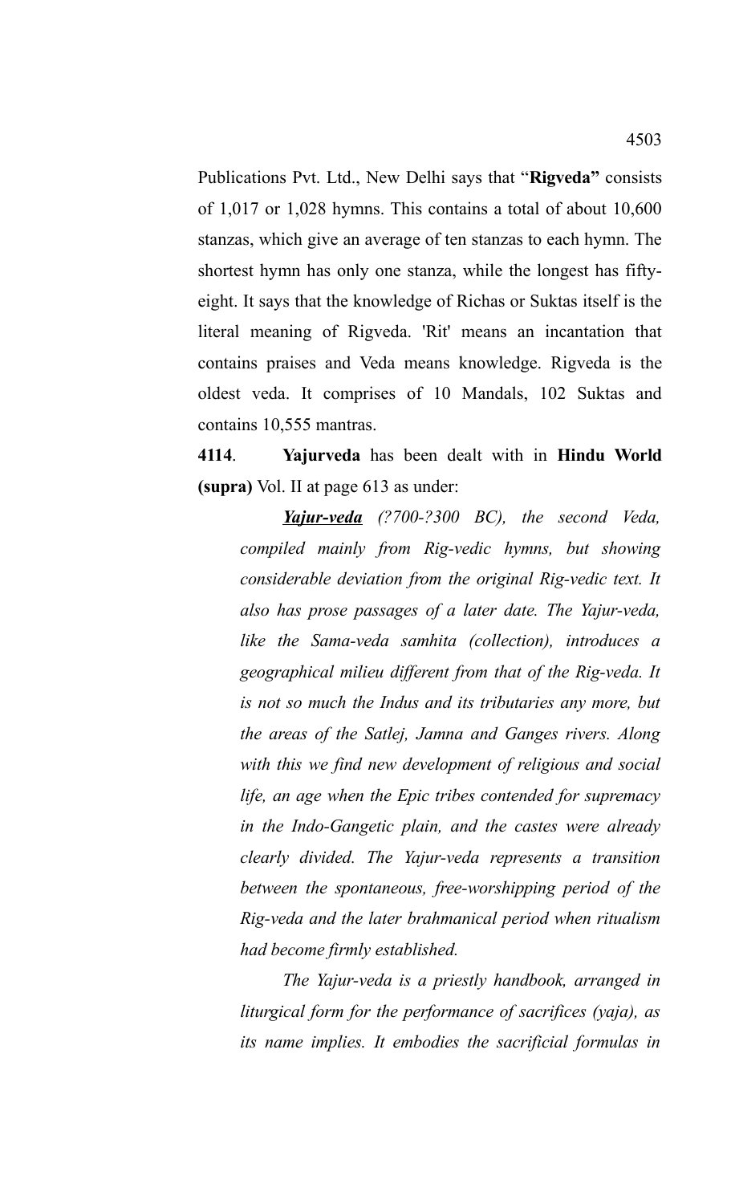Publications Pvt. Ltd., New Delhi says that "**Rigveda"** consists of 1,017 or 1,028 hymns. This contains a total of about 10,600 stanzas, which give an average of ten stanzas to each hymn. The shortest hymn has only one stanza, while the longest has fifty-eight. It says that the knowledge of Richas or Suktas itself is the literal meaning of Rigveda. 'Rit' means an incantation that contains praises and Veda means knowledge. Rigveda is the oldest veda. It comprises of 10 Mandals, 102 Suktas and contains 10,555 mantras.

**4114**. **Yajurveda** has been dealt with in **Hindu World (supra)** Vol. II at page 613 as under:

> ***Yajur-veda*** *(?700-?300 BC), the second Veda, compiled mainly from Rig-vedic hymns, but showing considerable deviation from the original Rig-vedic text. It also has prose passages of a later date. The Yajur-veda, like the Sama-veda samhita (collection), introduces a geographical milieu different from that of the Rig-veda. It is not so much the Indus and its tributaries any more, but the areas of the Satlej, Jamna and Ganges rivers. Along with this we find new development of religious and social life, an age when the Epic tribes contended for supremacy in the Indo-Gangetic plain, and the castes were already clearly divided. The Yajur-veda represents a transition between the spontaneous, free-worshipping period of the Rig-veda and the later brahmanical period when ritualism had become firmly established.*
>
> *The Yajur-veda is a priestly handbook, arranged in liturgical form for the performance of sacrifices (yaja), as its name implies. It embodies the sacrificial formulas in*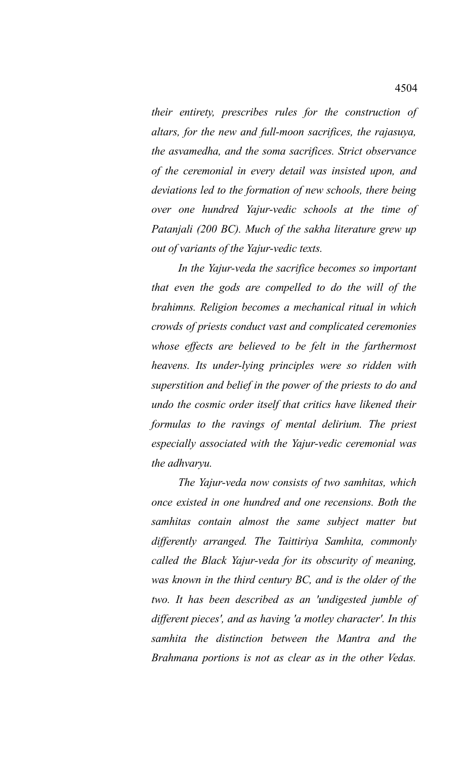*their entirety, prescribes rules for the construction of altars, for the new and full-moon sacrifices, the rajasuya, the asvamedha, and the soma sacrifices. Strict observance of the ceremonial in every detail was insisted upon, and deviations led to the formation of new schools, there being over one hundred Yajur-vedic schools at the time of Patanjali (200 BC). Much of the sakha literature grew up out of variants of the Yajur-vedic texts.*

*In the Yajur-veda the sacrifice becomes so important that even the gods are compelled to do the will of the brahimns. Religion becomes a mechanical ritual in which crowds of priests conduct vast and complicated ceremonies whose effects are believed to be felt in the farthermost heavens. Its under-lying principles were so ridden with superstition and belief in the power of the priests to do and undo the cosmic order itself that critics have likened their formulas to the ravings of mental delirium. The priest especially associated with the Yajur-vedic ceremonial was the adhvaryu.*

*The Yajur-veda now consists of two samhitas, which once existed in one hundred and one recensions. Both the samhitas contain almost the same subject matter but differently arranged. The Taittiriya Samhita, commonly called the Black Yajur-veda for its obscurity of meaning, was known in the third century BC, and is the older of the two. It has been described as an 'undigested jumble of different pieces', and as having 'a motley character'. In this samhita the distinction between the Mantra and the Brahmana portions is not as clear as in the other Vedas.*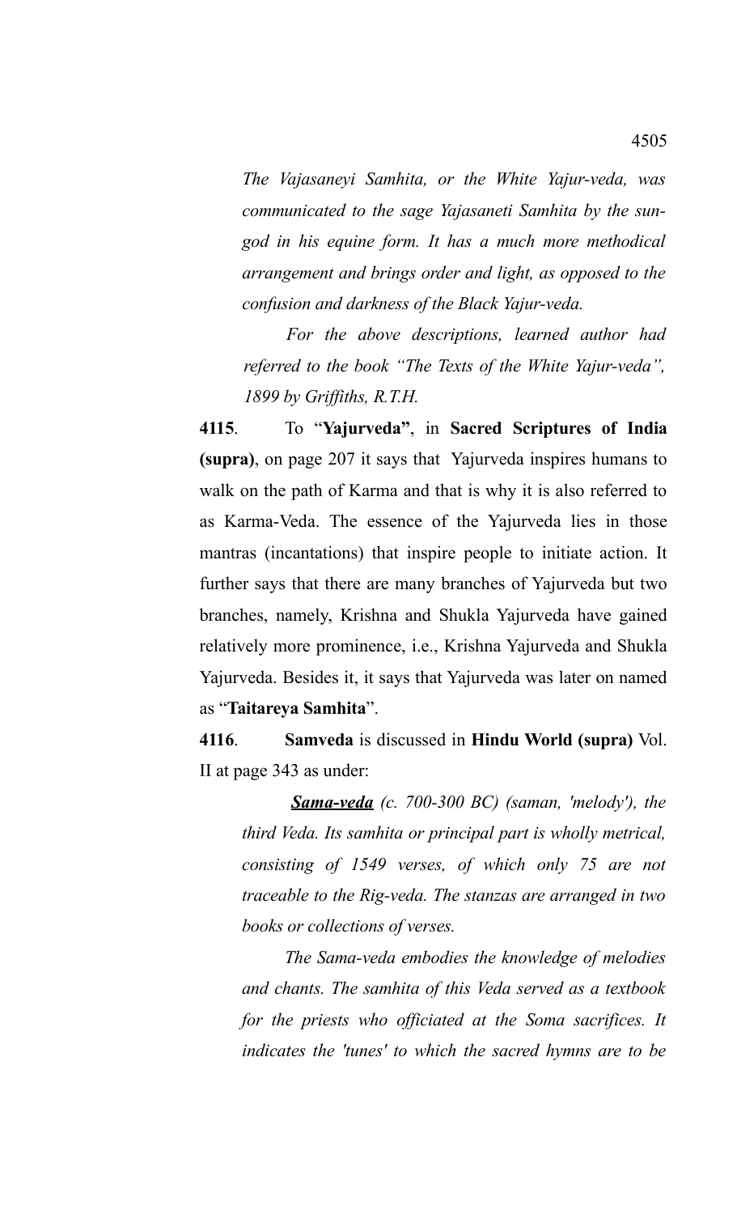*The Vajasaneyi Samhita, or the White Yajur-veda, was communicated to the sage Yajasaneti Samhita by the sun-god in his equine form. It has a much more methodical arrangement and brings order and light, as opposed to the confusion and darkness of the Black Yajur-veda.*

*For the above descriptions, learned author had referred to the book "The Texts of the White Yajur-veda", 1899 by Griffiths, R.T.H.*

**4115**. To "**Yajurveda"**, in **Sacred Scriptures of India (supra)**, on page 207 it says that Yajurveda inspires humans to walk on the path of Karma and that is why it is also referred to as Karma-Veda. The essence of the Yajurveda lies in those mantras (incantations) that inspire people to initiate action. It further says that there are many branches of Yajurveda but two branches, namely, Krishna and Shukla Yajurveda have gained relatively more prominence, i.e., Krishna Yajurveda and Shukla Yajurveda. Besides it, it says that Yajurveda was later on named as "**Taitareya Samhita**".

**4116**. **Samveda** is discussed in **Hindu World (supra)** Vol. II at page 343 as under:

***Sama-veda*** *(c. 700-300 BC) (saman, 'melody'), the third Veda. Its samhita or principal part is wholly metrical, consisting of 1549 verses, of which only 75 are not traceable to the Rig-veda. The stanzas are arranged in two books or collections of verses.*

*The Sama-veda embodies the knowledge of melodies and chants. The samhita of this Veda served as a textbook for the priests who officiated at the Soma sacrifices. It indicates the 'tunes' to which the sacred hymns are to be*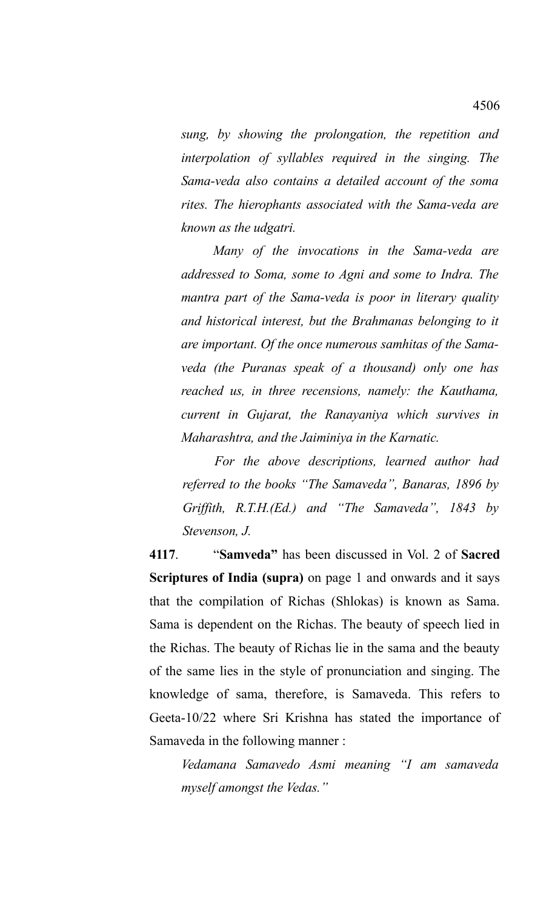*sung, by showing the prolongation, the repetition and interpolation of syllables required in the singing. The Sama-veda also contains a detailed account of the soma rites. The hierophants associated with the Sama-veda are known as the udgatri.*

*Many of the invocations in the Sama-veda are addressed to Soma, some to Agni and some to Indra. The mantra part of the Sama-veda is poor in literary quality and historical interest, but the Brahmanas belonging to it are important. Of the once numerous samhitas of the Sama-veda (the Puranas speak of a thousand) only one has reached us, in three recensions, namely: the Kauthama, current in Gujarat, the Ranayaniya which survives in Maharashtra, and the Jaiminiya in the Karnatic.*

*For the above descriptions, learned author had referred to the books "The Samaveda", Banaras, 1896 by Griffith, R.T.H.(Ed.) and "The Samaveda", 1843 by Stevenson, J.*

**4117**. "**Samveda"** has been discussed in Vol. 2 of **Sacred Scriptures of India (supra)** on page 1 and onwards and it says that the compilation of Richas (Shlokas) is known as Sama. Sama is dependent on the Richas. The beauty of speech lied in the Richas. The beauty of Richas lie in the sama and the beauty of the same lies in the style of pronunciation and singing. The knowledge of sama, therefore, is Samaveda. This refers to Geeta-10/22 where Sri Krishna has stated the importance of Samaveda in the following manner :

*Vedamana Samavedo Asmi meaning "I am samaveda myself amongst the Vedas."*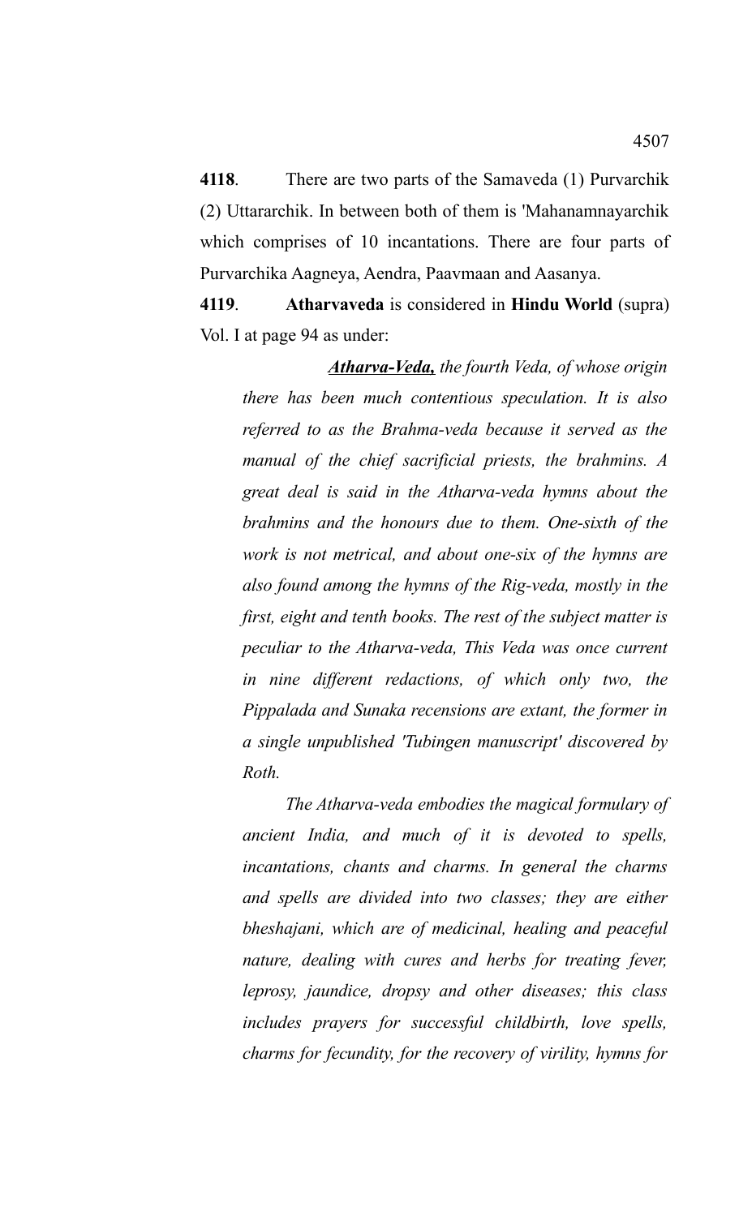**4118**. There are two parts of the Samaveda (1) Purvarchik (2) Uttararchik. In between both of them is 'Mahanamnayarchik which comprises of 10 incantations. There are four parts of Purvarchika Aagneya, Aendra, Paavmaan and Aasanya.

**4119**. **Atharvaveda** is considered in **Hindu World** (supra) Vol. I at page 94 as under:

> ***<u>Atharva-Veda,</u>*** *the fourth Veda, of whose origin there has been much contentious speculation. It is also referred to as the Brahma-veda because it served as the manual of the chief sacrificial priests, the brahmins. A great deal is said in the Atharva-veda hymns about the brahmins and the honours due to them. One-sixth of the work is not metrical, and about one-six of the hymns are also found among the hymns of the Rig-veda, mostly in the first, eight and tenth books. The rest of the subject matter is peculiar to the Atharva-veda, This Veda was once current in nine different redactions, of which only two, the Pippalada and Sunaka recensions are extant, the former in a single unpublished 'Tubingen manuscript' discovered by Roth.*
>
> *The Atharva-veda embodies the magical formulary of ancient India, and much of it is devoted to spells, incantations, chants and charms. In general the charms and spells are divided into two classes; they are either bheshajani, which are of medicinal, healing and peaceful nature, dealing with cures and herbs for treating fever, leprosy, jaundice, dropsy and other diseases; this class includes prayers for successful childbirth, love spells, charms for fecundity, for the recovery of virility, hymns for*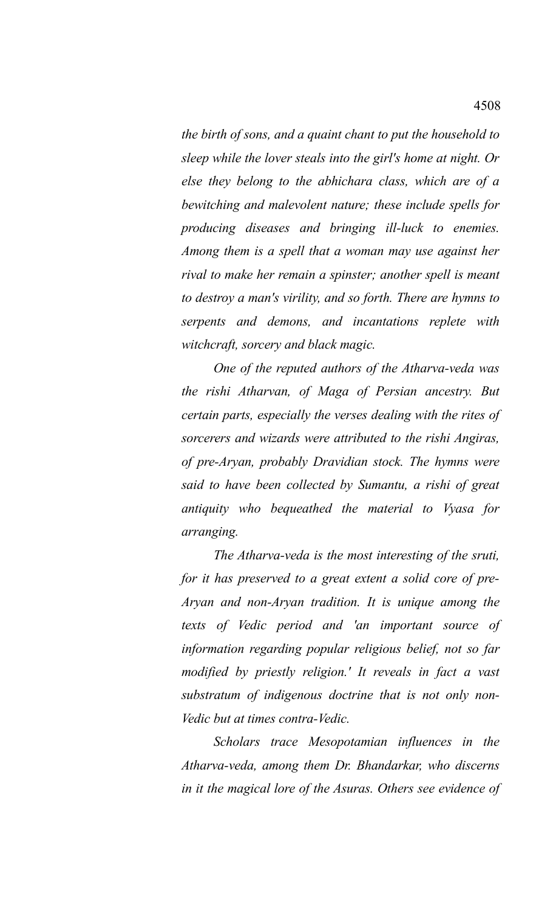*the birth of sons, and a quaint chant to put the household to sleep while the lover steals into the girl's home at night. Or else they belong to the abhichara class, which are of a bewitching and malevolent nature; these include spells for producing diseases and bringing ill-luck to enemies. Among them is a spell that a woman may use against her rival to make her remain a spinster; another spell is meant to destroy a man's virility, and so forth. There are hymns to serpents and demons, and incantations replete with witchcraft, sorcery and black magic.*

*One of the reputed authors of the Atharva-veda was the rishi Atharvan, of Maga of Persian ancestry. But certain parts, especially the verses dealing with the rites of sorcerers and wizards were attributed to the rishi Angiras, of pre-Aryan, probably Dravidian stock. The hymns were said to have been collected by Sumantu, a rishi of great antiquity who bequeathed the material to Vyasa for arranging.*

*The Atharva-veda is the most interesting of the sruti, for it has preserved to a great extent a solid core of pre-Aryan and non-Aryan tradition. It is unique among the texts of Vedic period and 'an important source of information regarding popular religious belief, not so far modified by priestly religion.' It reveals in fact a vast substratum of indigenous doctrine that is not only non-Vedic but at times contra-Vedic.*

*Scholars trace Mesopotamian influences in the Atharva-veda, among them Dr. Bhandarkar, who discerns in it the magical lore of the Asuras. Others see evidence of*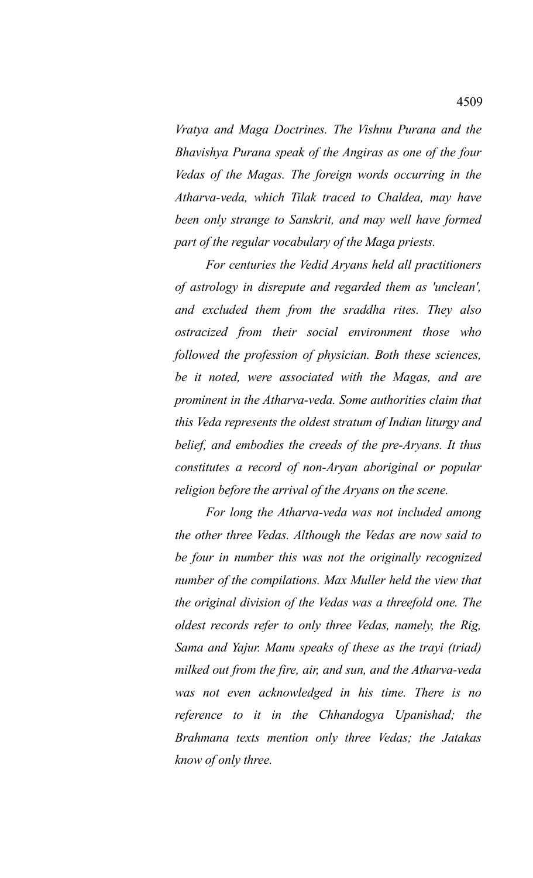*Vratya and Maga Doctrines. The Vishnu Purana and the Bhavishya Purana speak of the Angiras as one of the four Vedas of the Magas. The foreign words occurring in the Atharva-veda, which Tilak traced to Chaldea, may have been only strange to Sanskrit, and may well have formed part of the regular vocabulary of the Maga priests.*

*For centuries the Vedid Aryans held all practitioners of astrology in disrepute and regarded them as 'unclean', and excluded them from the sraddha rites. They also ostracized from their social environment those who followed the profession of physician. Both these sciences, be it noted, were associated with the Magas, and are prominent in the Atharva-veda. Some authorities claim that this Veda represents the oldest stratum of Indian liturgy and belief, and embodies the creeds of the pre-Aryans. It thus constitutes a record of non-Aryan aboriginal or popular religion before the arrival of the Aryans on the scene.*

*For long the Atharva-veda was not included among the other three Vedas. Although the Vedas are now said to be four in number this was not the originally recognized number of the compilations. Max Muller held the view that the original division of the Vedas was a threefold one. The oldest records refer to only three Vedas, namely, the Rig, Sama and Yajur. Manu speaks of these as the trayi (triad) milked out from the fire, air, and sun, and the Atharva-veda was not even acknowledged in his time. There is no reference to it in the Chhandogya Upanishad; the Brahmana texts mention only three Vedas; the Jatakas know of only three.*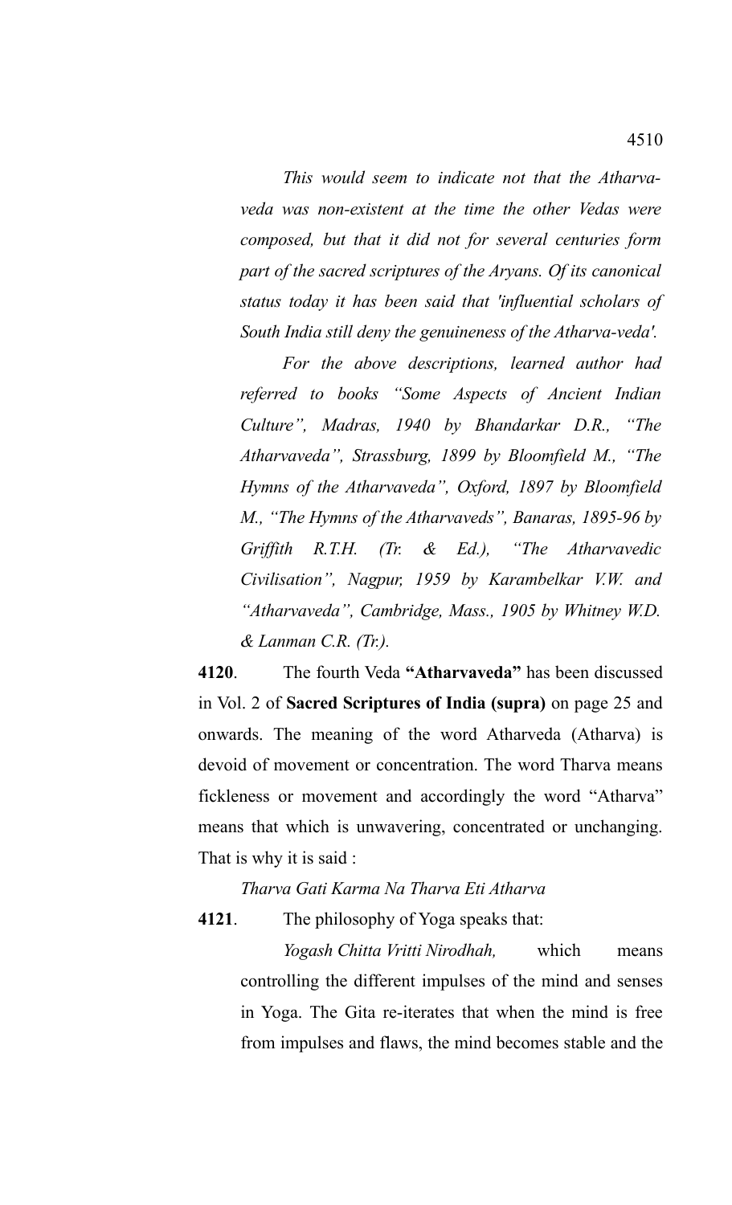*This would seem to indicate not that the Atharva-veda was non-existent at the time the other Vedas were composed, but that it did not for several centuries form part of the sacred scriptures of the Aryans. Of its canonical status today it has been said that 'influential scholars of South India still deny the genuineness of the Atharva-veda'.*

*For the above descriptions, learned author had referred to books "Some Aspects of Ancient Indian Culture", Madras, 1940 by Bhandarkar D.R., "The Atharvaveda", Strassburg, 1899 by Bloomfield M., "The Hymns of the Atharvaveda", Oxford, 1897 by Bloomfield M., "The Hymns of the Atharvaveds", Banaras, 1895-96 by Griffith R.T.H. (Tr. & Ed.), "The Atharvavedic Civilisation", Nagpur, 1959 by Karambelkar V.W. and "Atharvaveda", Cambridge, Mass., 1905 by Whitney W.D. & Lanman C.R. (Tr.).*

**4120**. The fourth Veda **"Atharvaveda"** has been discussed in Vol. 2 of **Sacred Scriptures of India (supra)** on page 25 and onwards. The meaning of the word Atharveda (Atharva) is devoid of movement or concentration. The word Tharva means fickleness or movement and accordingly the word "Atharva" means that which is unwavering, concentrated or unchanging. That is why it is said :

*Tharva Gati Karma Na Tharva Eti Atharva*

**4121**. The philosophy of Yoga speaks that:

*Yogash Chitta Vritti Nirodhah,* which means controlling the different impulses of the mind and senses in Yoga. The Gita re-iterates that when the mind is free from impulses and flaws, the mind becomes stable and the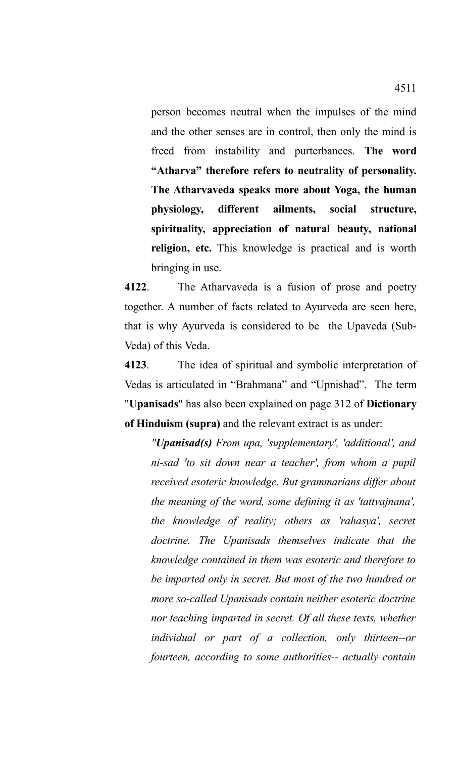person becomes neutral when the impulses of the mind and the other senses are in control, then only the mind is freed from instability and purterbances. **The word "Atharva" therefore refers to neutrality of personality. The Atharvaveda speaks more about Yoga, the human physiology, different ailments, social structure, spirituality, appreciation of natural beauty, national religion, etc.** This knowledge is practical and is worth bringing in use.

**4122**. The Atharvaveda is a fusion of prose and poetry together. A number of facts related to Ayurveda are seen here, that is why Ayurveda is considered to be the Upaveda (Sub-Veda) of this Veda.

**4123**. The idea of spiritual and symbolic interpretation of Vedas is articulated in "Brahmana" and "Upnishad". The term "**Upanisads**" has also been explained on page 312 of **Dictionary of Hinduism (supra)** and the relevant extract is as under:

> *"**Upanisad(s)** From upa, 'supplementary', 'additional', and ni-sad 'to sit down near a teacher', from whom a pupil received esoteric knowledge. But grammarians differ about the meaning of the word, some defining it as 'tattvajnana', the knowledge of reality; others as 'rahasya', secret doctrine. The Upanisads themselves indicate that the knowledge contained in them was esoteric and therefore to be imparted only in secret. But most of the two hundred or more so-called Upanisads contain neither esoteric doctrine nor teaching imparted in secret. Of all these texts, whether individual or part of a collection, only thirteen--or fourteen, according to some authorities-- actually contain*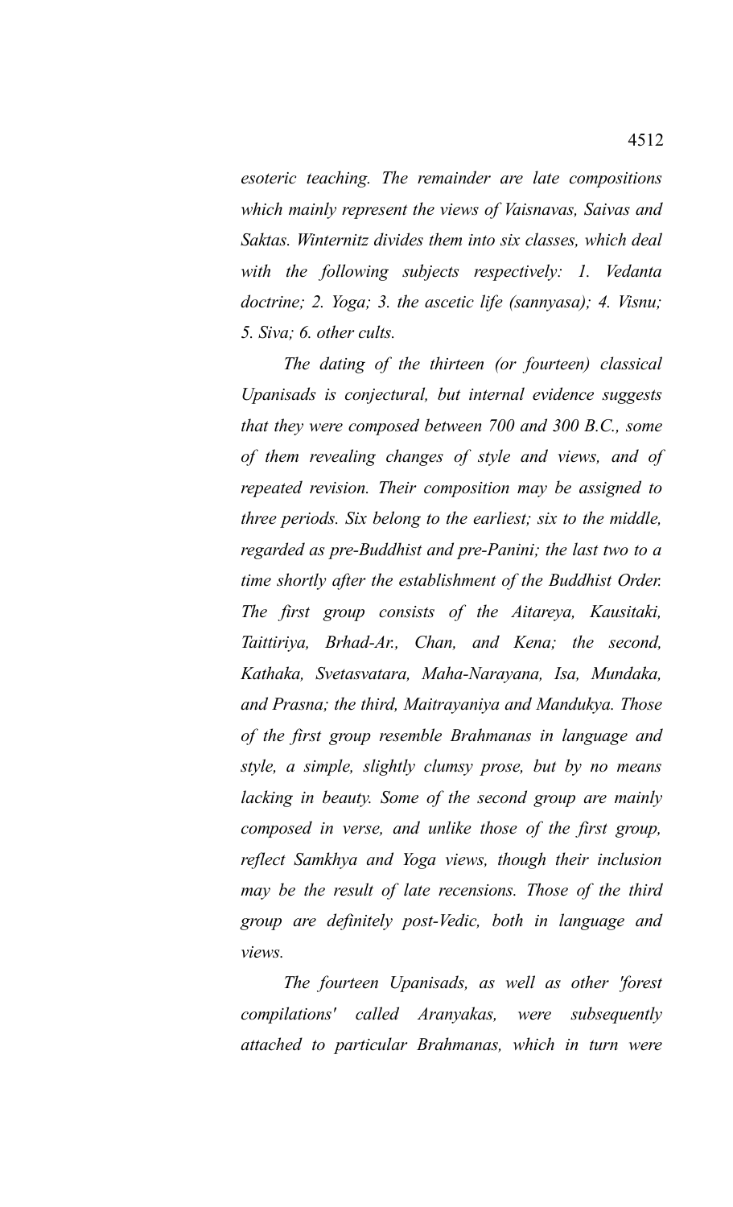*esoteric teaching. The remainder are late compositions which mainly represent the views of Vaisnavas, Saivas and Saktas. Winternitz divides them into six classes, which deal with the following subjects respectively: 1. Vedanta doctrine; 2. Yoga; 3. the ascetic life (sannyasa); 4. Visnu; 5. Siva; 6. other cults.*

*The dating of the thirteen (or fourteen) classical Upanisads is conjectural, but internal evidence suggests that they were composed between 700 and 300 B.C., some of them revealing changes of style and views, and of repeated revision. Their composition may be assigned to three periods. Six belong to the earliest; six to the middle, regarded as pre-Buddhist and pre-Panini; the last two to a time shortly after the establishment of the Buddhist Order. The first group consists of the Aitareya, Kausitaki, Taittiriya, Brhad-Ar., Chan, and Kena; the second, Kathaka, Svetasvatara, Maha-Narayana, Isa, Mundaka, and Prasna; the third, Maitrayaniya and Mandukya. Those of the first group resemble Brahmanas in language and style, a simple, slightly clumsy prose, but by no means lacking in beauty. Some of the second group are mainly composed in verse, and unlike those of the first group, reflect Samkhya and Yoga views, though their inclusion may be the result of late recensions. Those of the third group are definitely post-Vedic, both in language and views.*

*The fourteen Upanisads, as well as other 'forest compilations' called Aranyakas, were subsequently attached to particular Brahmanas, which in turn were*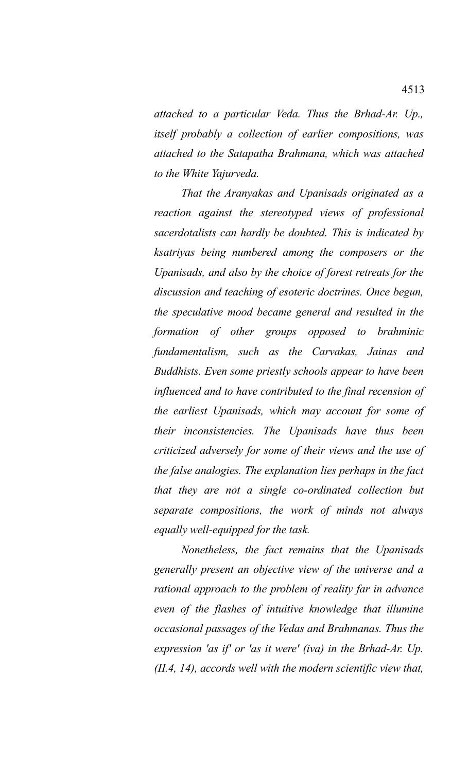*attached to a particular Veda. Thus the Brhad-Ar. Up., itself probably a collection of earlier compositions, was attached to the Satapatha Brahmana, which was attached to the White Yajurveda.*

*That the Aranyakas and Upanisads originated as a reaction against the stereotyped views of professional sacerdotalists can hardly be doubted. This is indicated by ksatriyas being numbered among the composers or the Upanisads, and also by the choice of forest retreats for the discussion and teaching of esoteric doctrines. Once begun, the speculative mood became general and resulted in the formation of other groups opposed to brahminic fundamentalism, such as the Carvakas, Jainas and Buddhists. Even some priestly schools appear to have been influenced and to have contributed to the final recension of the earliest Upanisads, which may account for some of their inconsistencies. The Upanisads have thus been criticized adversely for some of their views and the use of the false analogies. The explanation lies perhaps in the fact that they are not a single co-ordinated collection but separate compositions, the work of minds not always equally well-equipped for the task.*

*Nonetheless, the fact remains that the Upanisads generally present an objective view of the universe and a rational approach to the problem of reality far in advance even of the flashes of intuitive knowledge that illumine occasional passages of the Vedas and Brahmanas. Thus the expression 'as if' or 'as it were' (iva) in the Brhad-Ar. Up. (II.4, 14), accords well with the modern scientific view that,*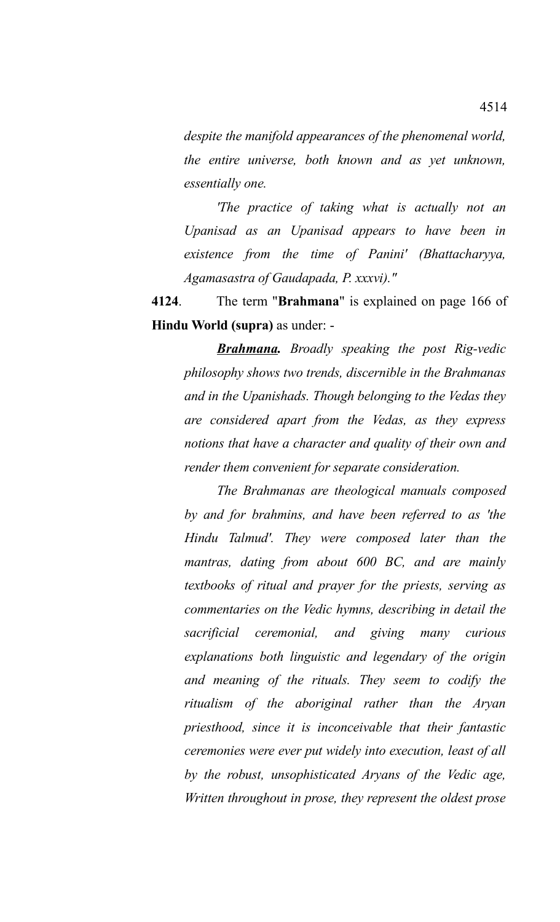*despite the manifold appearances of the phenomenal world, the entire universe, both known and as yet unknown, essentially one.*

*'The practice of taking what is actually not an Upanisad as an Upanisad appears to have been in existence from the time of Panini' (Bhattacharyya, Agamasastra of Gaudapada, P. xxxvi)."*

**4124**. The term "**Brahmana**" is explained on page 166 of **Hindu World (supra)** as under: -

***<u>Brahmana</u>.*** *Broadly speaking the post Rig-vedic philosophy shows two trends, discernible in the Brahmanas and in the Upanishads. Though belonging to the Vedas they are considered apart from the Vedas, as they express notions that have a character and quality of their own and render them convenient for separate consideration.*

*The Brahmanas are theological manuals composed by and for brahmins, and have been referred to as 'the Hindu Talmud'. They were composed later than the mantras, dating from about 600 BC, and are mainly textbooks of ritual and prayer for the priests, serving as commentaries on the Vedic hymns, describing in detail the sacrificial ceremonial, and giving many curious explanations both linguistic and legendary of the origin and meaning of the rituals. They seem to codify the ritualism of the aboriginal rather than the Aryan priesthood, since it is inconceivable that their fantastic ceremonies were ever put widely into execution, least of all by the robust, unsophisticated Aryans of the Vedic age, Written throughout in prose, they represent the oldest prose*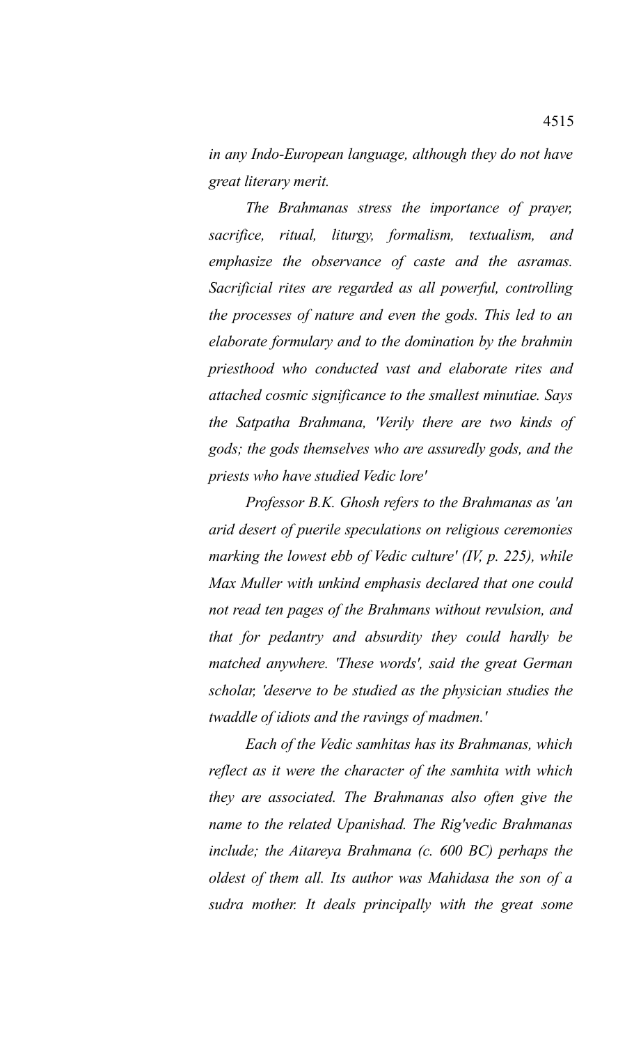*in any Indo-European language, although they do not have great literary merit.*

*The Brahmanas stress the importance of prayer, sacrifice, ritual, liturgy, formalism, textualism, and emphasize the observance of caste and the asramas. Sacrificial rites are regarded as all powerful, controlling the processes of nature and even the gods. This led to an elaborate formulary and to the domination by the brahmin priesthood who conducted vast and elaborate rites and attached cosmic significance to the smallest minutiae. Says the Satpatha Brahmana, 'Verily there are two kinds of gods; the gods themselves who are assuredly gods, and the priests who have studied Vedic lore'*

*Professor B.K. Ghosh refers to the Brahmanas as 'an arid desert of puerile speculations on religious ceremonies marking the lowest ebb of Vedic culture' (IV, p. 225), while Max Muller with unkind emphasis declared that one could not read ten pages of the Brahmans without revulsion, and that for pedantry and absurdity they could hardly be matched anywhere. 'These words', said the great German scholar, 'deserve to be studied as the physician studies the twaddle of idiots and the ravings of madmen.'*

*Each of the Vedic samhitas has its Brahmanas, which reflect as it were the character of the samhita with which they are associated. The Brahmanas also often give the name to the related Upanishad. The Rig'vedic Brahmanas include; the Aitareya Brahmana (c. 600 BC) perhaps the oldest of them all. Its author was Mahidasa the son of a sudra mother. It deals principally with the great some*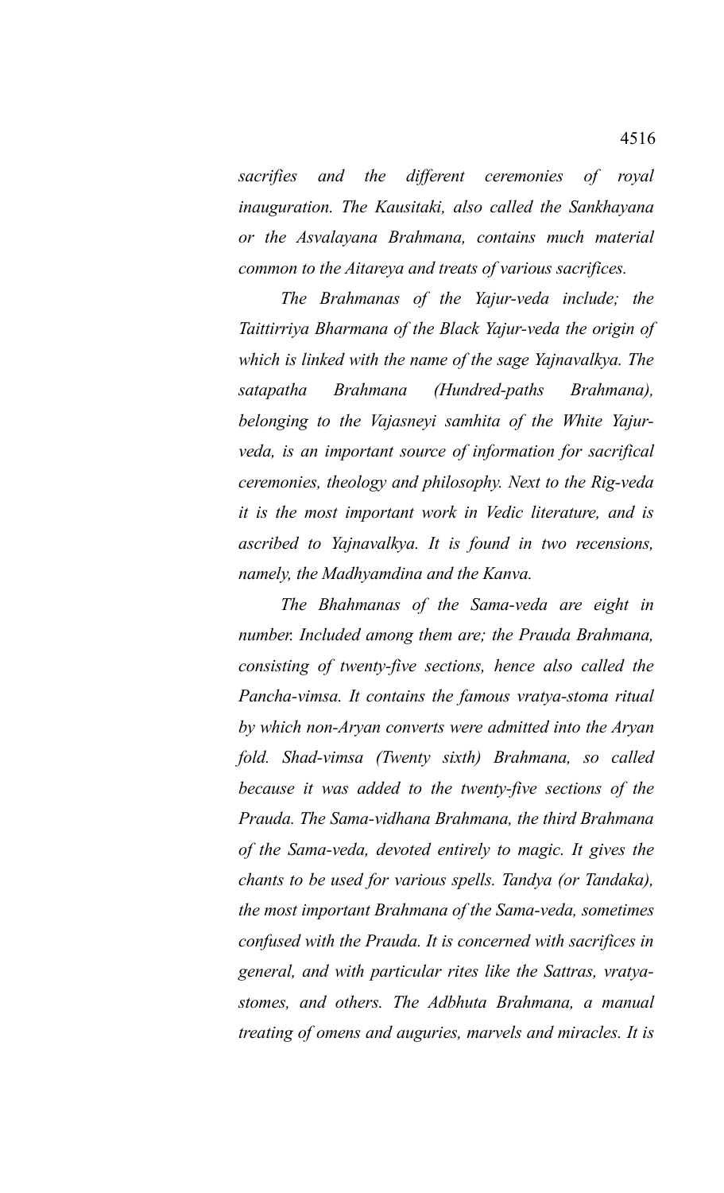*sacrifies and the different ceremonies of royal inauguration. The Kausitaki, also called the Sankhayana or the Asvalayana Brahmana, contains much material common to the Aitareya and treats of various sacrifices.*

*The Brahmanas of the Yajur-veda include; the Taittirriya Bharmana of the Black Yajur-veda the origin of which is linked with the name of the sage Yajnavalkya. The satapatha Brahmana (Hundred-paths Brahmana), belonging to the Vajasneyi samhita of the White Yajur-veda, is an important source of information for sacrifical ceremonies, theology and philosophy. Next to the Rig-veda it is the most important work in Vedic literature, and is ascribed to Yajnavalkya. It is found in two recensions, namely, the Madhyamdina and the Kanva.*

*The Bhahmanas of the Sama-veda are eight in number. Included among them are; the Prauda Brahmana, consisting of twenty-five sections, hence also called the Pancha-vimsa. It contains the famous vratya-stoma ritual by which non-Aryan converts were admitted into the Aryan fold. Shad-vimsa (Twenty sixth) Brahmana, so called because it was added to the twenty-five sections of the Prauda. The Sama-vidhana Brahmana, the third Brahmana of the Sama-veda, devoted entirely to magic. It gives the chants to be used for various spells. Tandya (or Tandaka), the most important Brahmana of the Sama-veda, sometimes confused with the Prauda. It is concerned with sacrifices in general, and with particular rites like the Sattras, vratya-stomes, and others. The Adbhuta Brahmana, a manual treating of omens and auguries, marvels and miracles. It is*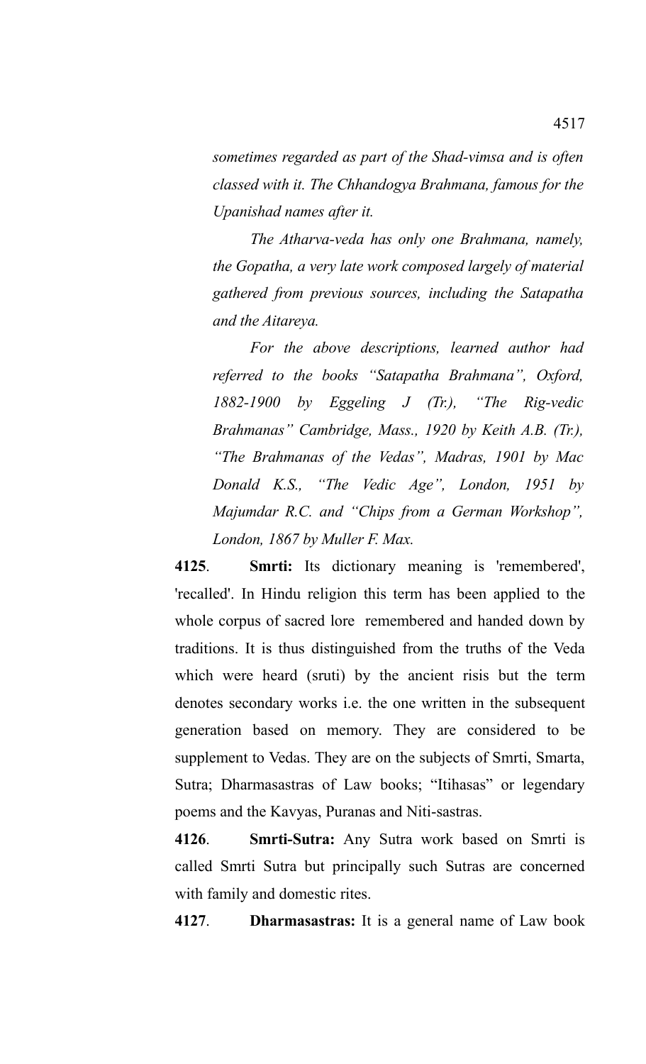*sometimes regarded as part of the Shad-vimsa and is often classed with it. The Chhandogya Brahmana, famous for the Upanishad names after it.*

*The Atharva-veda has only one Brahmana, namely, the Gopatha, a very late work composed largely of material gathered from previous sources, including the Satapatha and the Aitareya.*

*For the above descriptions, learned author had referred to the books "Satapatha Brahmana", Oxford, 1882-1900 by Eggeling J (Tr.), "The Rig-vedic Brahmanas" Cambridge, Mass., 1920 by Keith A.B. (Tr.), "The Brahmanas of the Vedas", Madras, 1901 by Mac Donald K.S., "The Vedic Age", London, 1951 by Majumdar R.C. and "Chips from a German Workshop", London, 1867 by Muller F. Max.*

**4125**. **Smrti:** Its dictionary meaning is 'remembered', 'recalled'. In Hindu religion this term has been applied to the whole corpus of sacred lore remembered and handed down by traditions. It is thus distinguished from the truths of the Veda which were heard (sruti) by the ancient risis but the term denotes secondary works i.e. the one written in the subsequent generation based on memory. They are considered to be supplement to Vedas. They are on the subjects of Smrti, Smarta, Sutra; Dharmasastras of Law books; "Itihasas" or legendary poems and the Kavyas, Puranas and Niti-sastras.

**4126**. **Smrti-Sutra:** Any Sutra work based on Smrti is called Smrti Sutra but principally such Sutras are concerned with family and domestic rites.

**4127**. **Dharmasastras:** It is a general name of Law book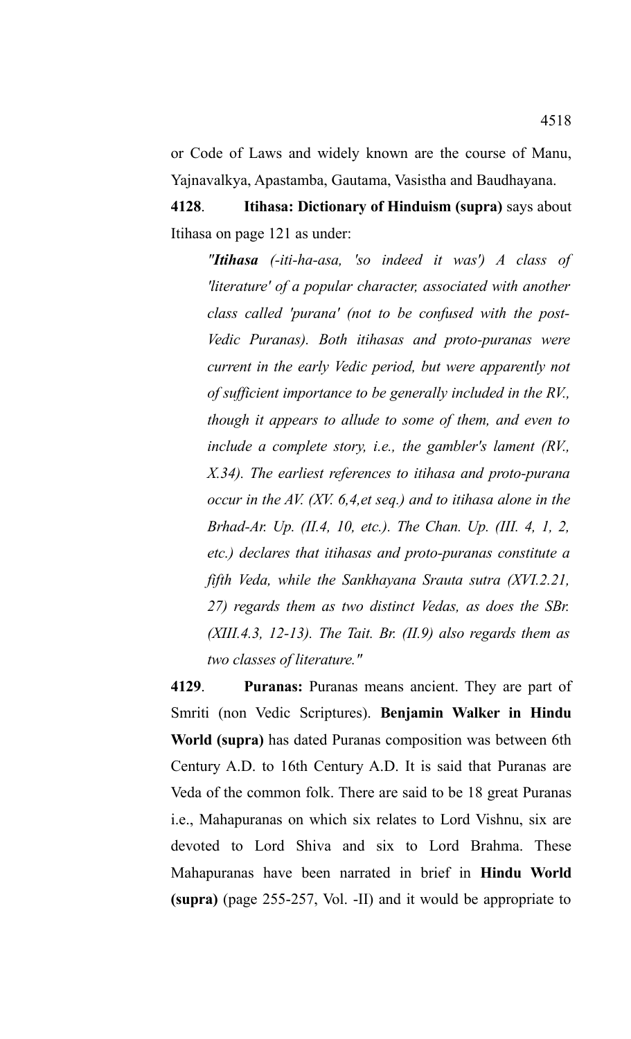or Code of Laws and widely known are the course of Manu, Yajnavalkya, Apastamba, Gautama, Vasistha and Baudhayana.

**4128**. **Itihasa: Dictionary of Hinduism (supra)** says about Itihasa on page 121 as under:

> *"**Itihasa** (-iti-ha-asa, 'so indeed it was') A class of 'literature' of a popular character, associated with another class called 'purana' (not to be confused with the post-Vedic Puranas). Both itihasas and proto-puranas were current in the early Vedic period, but were apparently not of sufficient importance to be generally included in the RV., though it appears to allude to some of them, and even to include a complete story, i.e., the gambler's lament (RV., X.34). The earliest references to itihasa and proto-purana occur in the AV. (XV. 6,4,et seq.) and to itihasa alone in the Brhad-Ar. Up. (II.4, 10, etc.). The Chan. Up. (III. 4, 1, 2, etc.) declares that itihasas and proto-puranas constitute a fifth Veda, while the Sankhayana Srauta sutra (XVI.2.21, 27) regards them as two distinct Vedas, as does the SBr. (XIII.4.3, 12-13). The Tait. Br. (II.9) also regards them as two classes of literature."*

**4129**. **Puranas:** Puranas means ancient. They are part of Smriti (non Vedic Scriptures). **Benjamin Walker in Hindu World (supra)** has dated Puranas composition was between 6th Century A.D. to 16th Century A.D. It is said that Puranas are Veda of the common folk. There are said to be 18 great Puranas i.e., Mahapuranas on which six relates to Lord Vishnu, six are devoted to Lord Shiva and six to Lord Brahma. These Mahapuranas have been narrated in brief in **Hindu World (supra)** (page 255-257, Vol. -II) and it would be appropriate to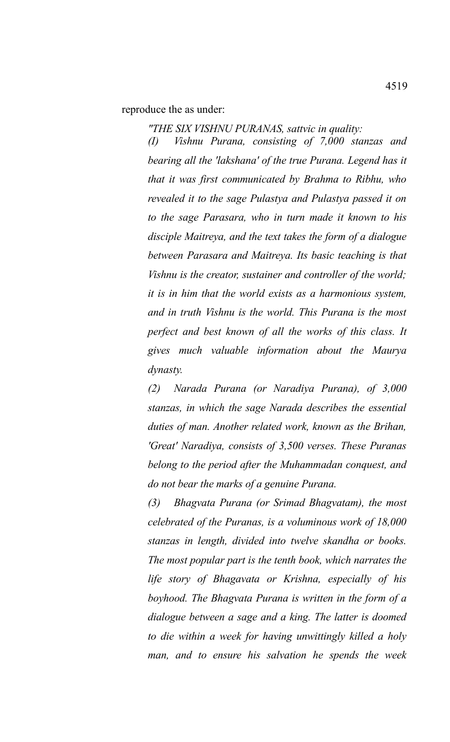reproduce the as under:

*"THE SIX VISHNU PURANAS, sattvic in quality:*

*(I) Vishnu Purana, consisting of 7,000 stanzas and bearing all the 'lakshana' of the true Purana. Legend has it that it was first communicated by Brahma to Ribhu, who revealed it to the sage Pulastya and Pulastya passed it on to the sage Parasara, who in turn made it known to his disciple Maitreya, and the text takes the form of a dialogue between Parasara and Maitreya. Its basic teaching is that Vishnu is the creator, sustainer and controller of the world; it is in him that the world exists as a harmonious system, and in truth Vishnu is the world. This Purana is the most perfect and best known of all the works of this class. It gives much valuable information about the Maurya dynasty.*

*(2) Narada Purana (or Naradiya Purana), of 3,000 stanzas, in which the sage Narada describes the essential duties of man. Another related work, known as the Brihan, 'Great' Naradiya, consists of 3,500 verses. These Puranas belong to the period after the Muhammadan conquest, and do not bear the marks of a genuine Purana.*

*(3) Bhagvata Purana (or Srimad Bhagvatam), the most celebrated of the Puranas, is a voluminous work of 18,000 stanzas in length, divided into twelve skandha or books. The most popular part is the tenth book, which narrates the life story of Bhagavata or Krishna, especially of his boyhood. The Bhagvata Purana is written in the form of a dialogue between a sage and a king. The latter is doomed to die within a week for having unwittingly killed a holy man, and to ensure his salvation he spends the week*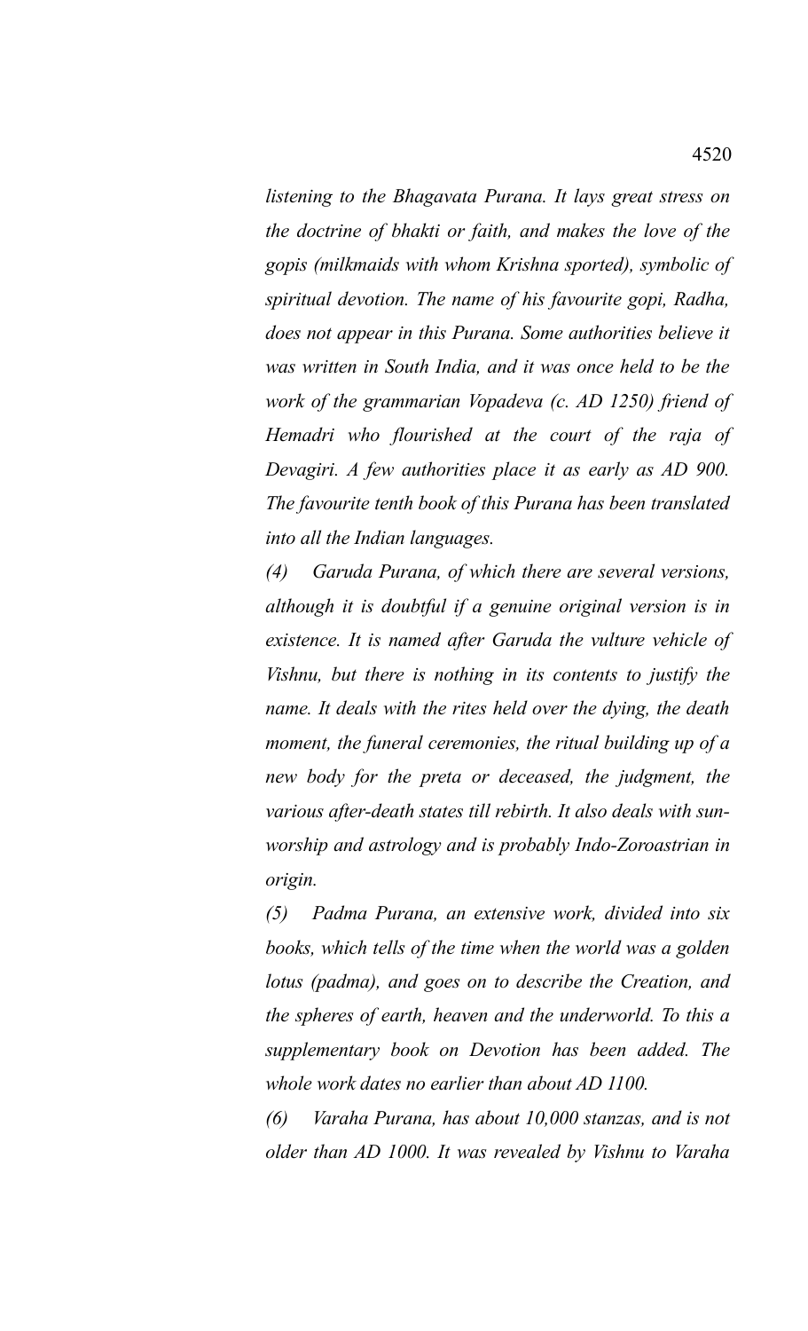*listening to the Bhagavata Purana. It lays great stress on the doctrine of bhakti or faith, and makes the love of the gopis (milkmaids with whom Krishna sported), symbolic of spiritual devotion. The name of his favourite gopi, Radha, does not appear in this Purana. Some authorities believe it was written in South India, and it was once held to be the work of the grammarian Vopadeva (c. AD 1250) friend of Hemadri who flourished at the court of the raja of Devagiri. A few authorities place it as early as AD 900. The favourite tenth book of this Purana has been translated into all the Indian languages.*

*(4) Garuda Purana, of which there are several versions, although it is doubtful if a genuine original version is in existence. It is named after Garuda the vulture vehicle of Vishnu, but there is nothing in its contents to justify the name. It deals with the rites held over the dying, the death moment, the funeral ceremonies, the ritual building up of a new body for the preta or deceased, the judgment, the various after-death states till rebirth. It also deals with sun-worship and astrology and is probably Indo-Zoroastrian in origin.*

*(5) Padma Purana, an extensive work, divided into six books, which tells of the time when the world was a golden lotus (padma), and goes on to describe the Creation, and the spheres of earth, heaven and the underworld. To this a supplementary book on Devotion has been added. The whole work dates no earlier than about AD 1100.*

*(6) Varaha Purana, has about 10,000 stanzas, and is not older than AD 1000. It was revealed by Vishnu to Varaha*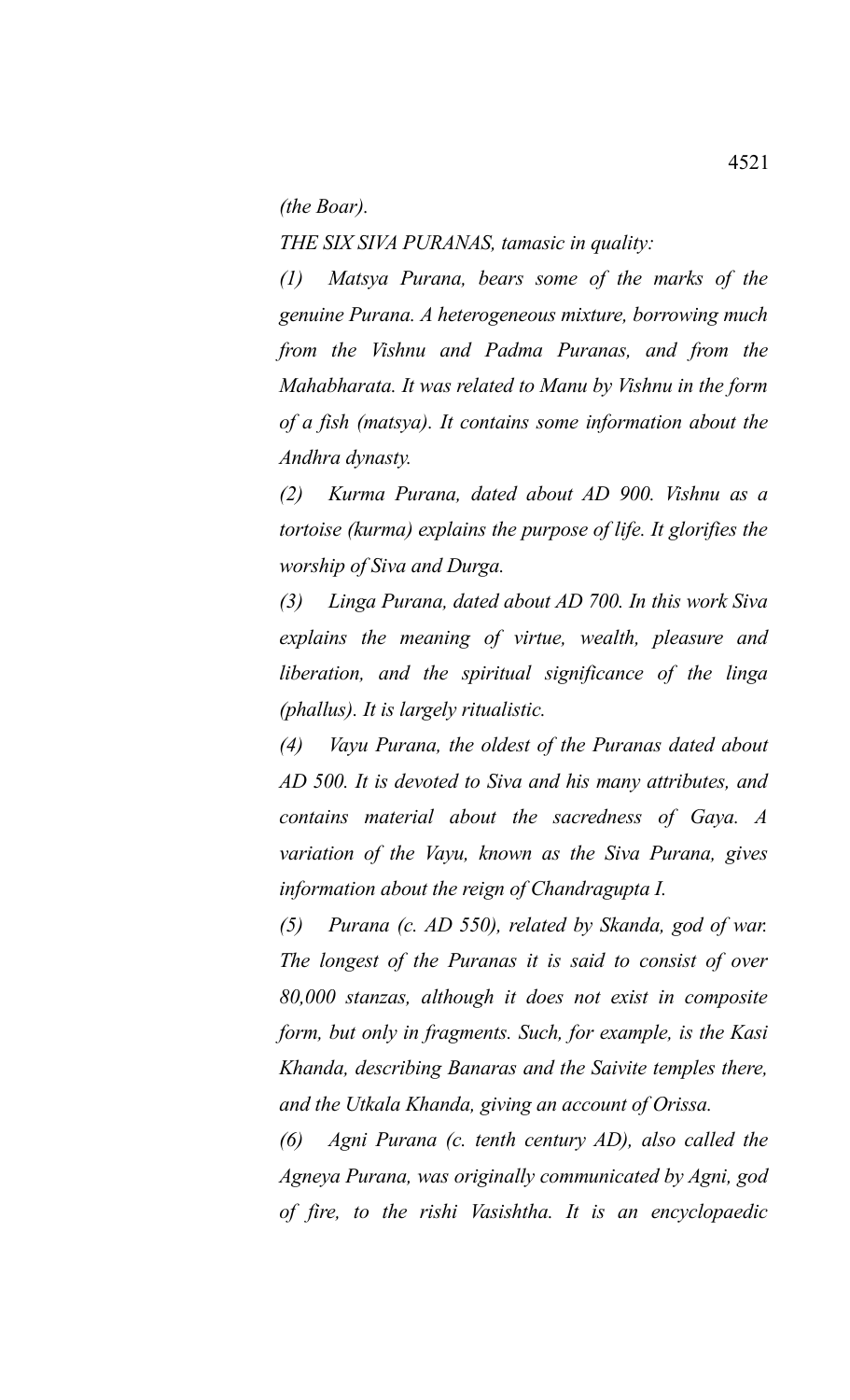*(the Boar).*

*THE SIX SIVA PURANAS, tamasic in quality:*

*(1) Matsya Purana, bears some of the marks of the genuine Purana. A heterogeneous mixture, borrowing much from the Vishnu and Padma Puranas, and from the Mahabharata. It was related to Manu by Vishnu in the form of a fish (matsya). It contains some information about the Andhra dynasty.*

*(2) Kurma Purana, dated about AD 900. Vishnu as a tortoise (kurma) explains the purpose of life. It glorifies the worship of Siva and Durga.*

*(3) Linga Purana, dated about AD 700. In this work Siva explains the meaning of virtue, wealth, pleasure and liberation, and the spiritual significance of the linga (phallus). It is largely ritualistic.*

*(4) Vayu Purana, the oldest of the Puranas dated about AD 500. It is devoted to Siva and his many attributes, and contains material about the sacredness of Gaya. A variation of the Vayu, known as the Siva Purana, gives information about the reign of Chandragupta I.*

*(5) Purana (c. AD 550), related by Skanda, god of war. The longest of the Puranas it is said to consist of over 80,000 stanzas, although it does not exist in composite form, but only in fragments. Such, for example, is the Kasi Khanda, describing Banaras and the Saivite temples there, and the Utkala Khanda, giving an account of Orissa.*

*(6) Agni Purana (c. tenth century AD), also called the Agneya Purana, was originally communicated by Agni, god of fire, to the rishi Vasishtha. It is an encyclopaedic*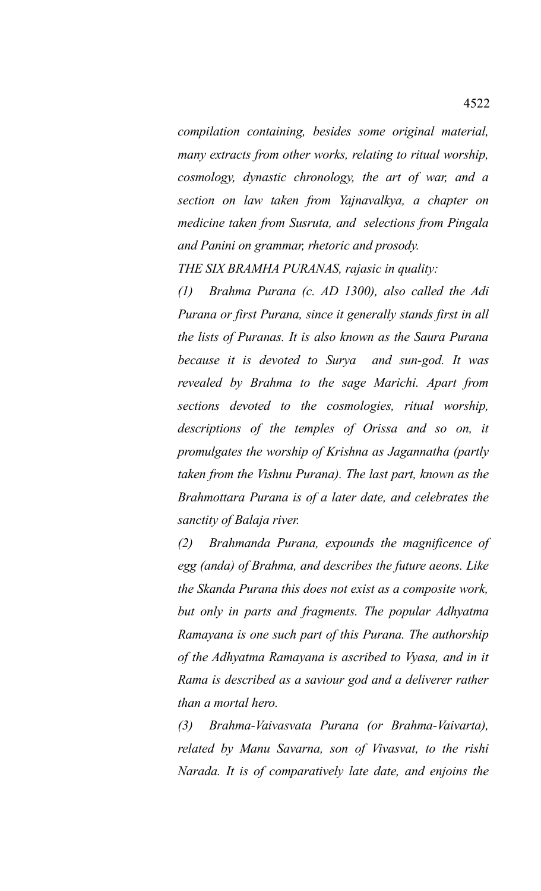*compilation containing, besides some original material, many extracts from other works, relating to ritual worship, cosmology, dynastic chronology, the art of war, and a section on law taken from Yajnavalkya, a chapter on medicine taken from Susruta, and selections from Pingala and Panini on grammar, rhetoric and prosody.*

*THE SIX BRAMHA PURANAS, rajasic in quality:*

*(1) Brahma Purana (c. AD 1300), also called the Adi Purana or first Purana, since it generally stands first in all the lists of Puranas. It is also known as the Saura Purana because it is devoted to Surya and sun-god. It was revealed by Brahma to the sage Marichi. Apart from sections devoted to the cosmologies, ritual worship, descriptions of the temples of Orissa and so on, it promulgates the worship of Krishna as Jagannatha (partly taken from the Vishnu Purana). The last part, known as the Brahmottara Purana is of a later date, and celebrates the sanctity of Balaja river.*

*(2) Brahmanda Purana, expounds the magnificence of egg (anda) of Brahma, and describes the future aeons. Like the Skanda Purana this does not exist as a composite work, but only in parts and fragments. The popular Adhyatma Ramayana is one such part of this Purana. The authorship of the Adhyatma Ramayana is ascribed to Vyasa, and in it Rama is described as a saviour god and a deliverer rather than a mortal hero.*

*(3) Brahma-Vaivasvata Purana (or Brahma-Vaivarta), related by Manu Savarna, son of Vivasvat, to the rishi Narada. It is of comparatively late date, and enjoins the*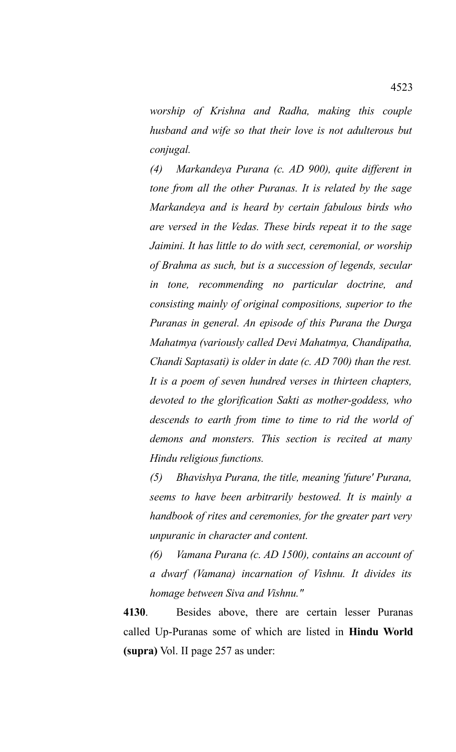*worship of Krishna and Radha, making this couple husband and wife so that their love is not adulterous but conjugal.*

*(4) Markandeya Purana (c. AD 900), quite different in tone from all the other Puranas. It is related by the sage Markandeya and is heard by certain fabulous birds who are versed in the Vedas. These birds repeat it to the sage Jaimini. It has little to do with sect, ceremonial, or worship of Brahma as such, but is a succession of legends, secular in tone, recommending no particular doctrine, and consisting mainly of original compositions, superior to the Puranas in general. An episode of this Purana the Durga Mahatmya (variously called Devi Mahatmya, Chandipatha, Chandi Saptasati) is older in date (c. AD 700) than the rest. It is a poem of seven hundred verses in thirteen chapters, devoted to the glorification Sakti as mother-goddess, who descends to earth from time to time to rid the world of demons and monsters. This section is recited at many Hindu religious functions.*

*(5) Bhavishya Purana, the title, meaning 'future' Purana, seems to have been arbitrarily bestowed. It is mainly a handbook of rites and ceremonies, for the greater part very unpuranic in character and content.*

*(6) Vamana Purana (c. AD 1500), contains an account of a dwarf (Vamana) incarnation of Vishnu. It divides its homage between Siva and Vishnu."*

**4130**. Besides above, there are certain lesser Puranas called Up-Puranas some of which are listed in **Hindu World (supra)** Vol. II page 257 as under: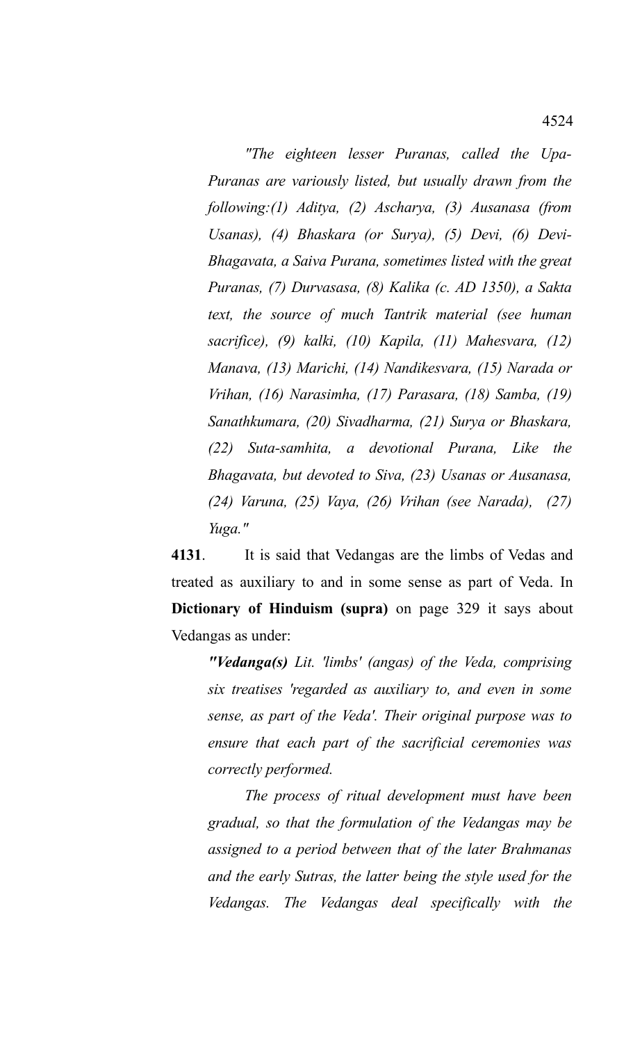*"The eighteen lesser Puranas, called the Upa-Puranas are variously listed, but usually drawn from the following:(1) Aditya, (2) Ascharya, (3) Ausanasa (from Usanas), (4) Bhaskara (or Surya), (5) Devi, (6) Devi-Bhagavata, a Saiva Purana, sometimes listed with the great Puranas, (7) Durvasasa, (8) Kalika (c. AD 1350), a Sakta text, the source of much Tantrik material (see human sacrifice), (9) kalki, (10) Kapila, (11) Mahesvara, (12) Manava, (13) Marichi, (14) Nandikesvara, (15) Narada or Vrihan, (16) Narasimha, (17) Parasara, (18) Samba, (19) Sanathkumara, (20) Sivadharma, (21) Surya or Bhaskara, (22) Suta-samhita, a devotional Purana, Like the Bhagavata, but devoted to Siva, (23) Usanas or Ausanasa, (24) Varuna, (25) Vaya, (26) Vrihan (see Narada), (27) Yuga."*

**4131**. It is said that Vedangas are the limbs of Vedas and treated as auxiliary to and in some sense as part of Veda. In **Dictionary of Hinduism (supra)** on page 329 it says about Vedangas as under:

> ***"Vedanga(s)*** *Lit. 'limbs' (angas) of the Veda, comprising six treatises 'regarded as auxiliary to, and even in some sense, as part of the Veda'. Their original purpose was to ensure that each part of the sacrificial ceremonies was correctly performed.*
>
> *The process of ritual development must have been gradual, so that the formulation of the Vedangas may be assigned to a period between that of the later Brahmanas and the early Sutras, the latter being the style used for the Vedangas. The Vedangas deal specifically with the*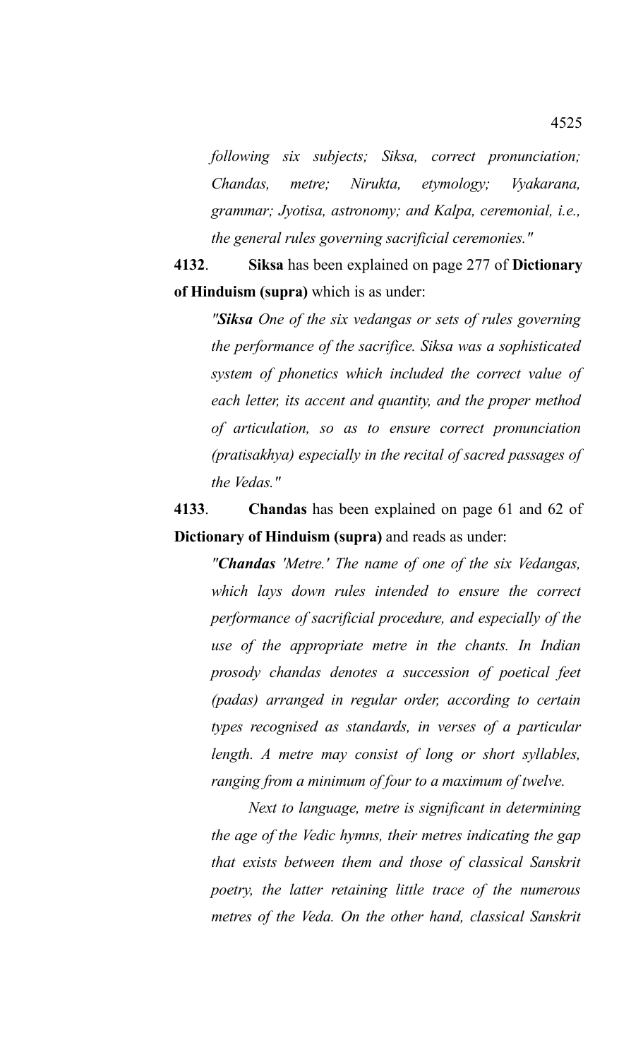*following six subjects; Siksa, correct pronunciation; Chandas, metre; Nirukta, etymology; Vyakarana, grammar; Jyotisa, astronomy; and Kalpa, ceremonial, i.e., the general rules governing sacrificial ceremonies."*

**4132**. **Siksa** has been explained on page 277 of **Dictionary of Hinduism (supra)** which is as under:

> *"**Siksa** One of the six vedangas or sets of rules governing the performance of the sacrifice. Siksa was a sophisticated system of phonetics which included the correct value of each letter, its accent and quantity, and the proper method of articulation, so as to ensure correct pronunciation (pratisakhya) especially in the recital of sacred passages of the Vedas."*

**4133**. **Chandas** has been explained on page 61 and 62 of **Dictionary of Hinduism (supra)** and reads as under:

> *"**Chandas** 'Metre.' The name of one of the six Vedangas, which lays down rules intended to ensure the correct performance of sacrificial procedure, and especially of the use of the appropriate metre in the chants. In Indian prosody chandas denotes a succession of poetical feet (padas) arranged in regular order, according to certain types recognised as standards, in verses of a particular length. A metre may consist of long or short syllables, ranging from a minimum of four to a maximum of twelve.*
>
> *Next to language, metre is significant in determining the age of the Vedic hymns, their metres indicating the gap that exists between them and those of classical Sanskrit poetry, the latter retaining little trace of the numerous metres of the Veda. On the other hand, classical Sanskrit*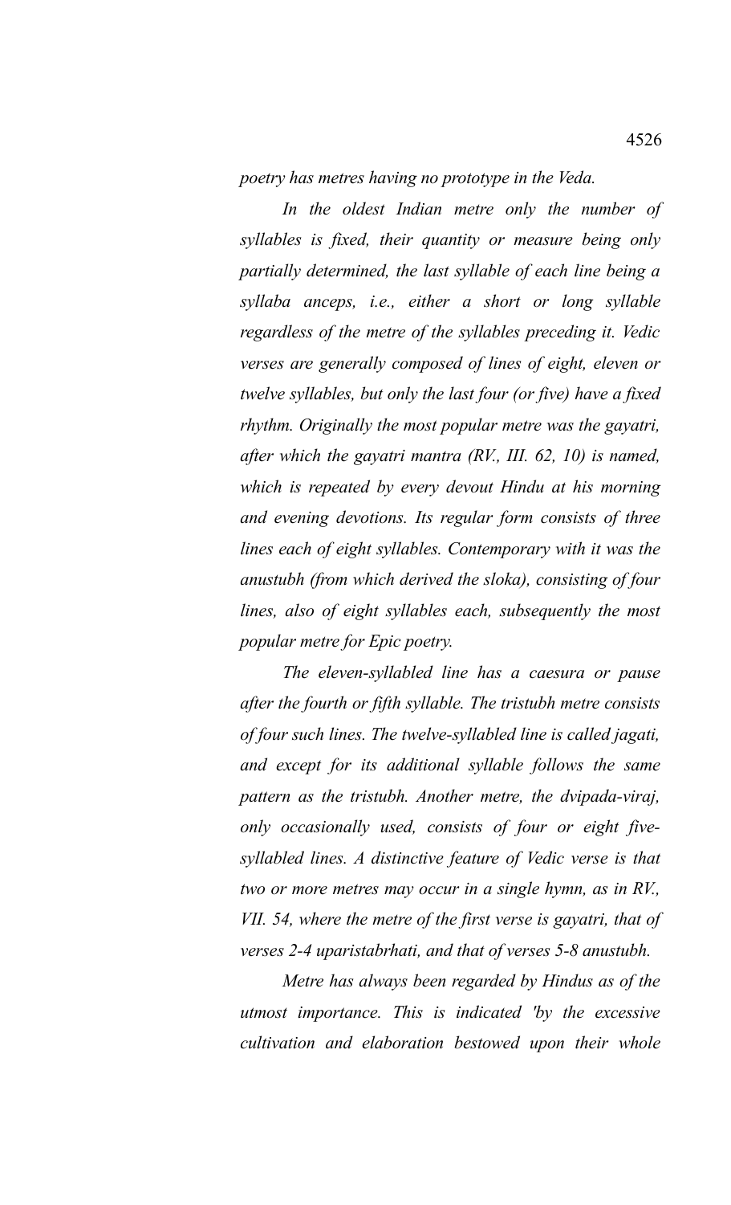*poetry has metres having no prototype in the Veda.*

*In the oldest Indian metre only the number of syllables is fixed, their quantity or measure being only partially determined, the last syllable of each line being a syllaba anceps, i.e., either a short or long syllable regardless of the metre of the syllables preceding it. Vedic verses are generally composed of lines of eight, eleven or twelve syllables, but only the last four (or five) have a fixed rhythm. Originally the most popular metre was the gayatri, after which the gayatri mantra (RV., III. 62, 10) is named, which is repeated by every devout Hindu at his morning and evening devotions. Its regular form consists of three lines each of eight syllables. Contemporary with it was the anustubh (from which derived the sloka), consisting of four lines, also of eight syllables each, subsequently the most popular metre for Epic poetry.*

*The eleven-syllabled line has a caesura or pause after the fourth or fifth syllable. The tristubh metre consists of four such lines. The twelve-syllabled line is called jagati, and except for its additional syllable follows the same pattern as the tristubh. Another metre, the dvipada-viraj, only occasionally used, consists of four or eight five-syllabled lines. A distinctive feature of Vedic verse is that two or more metres may occur in a single hymn, as in RV., VII. 54, where the metre of the first verse is gayatri, that of verses 2-4 uparistabrhati, and that of verses 5-8 anustubh.*

*Metre has always been regarded by Hindus as of the utmost importance. This is indicated 'by the excessive cultivation and elaboration bestowed upon their whole*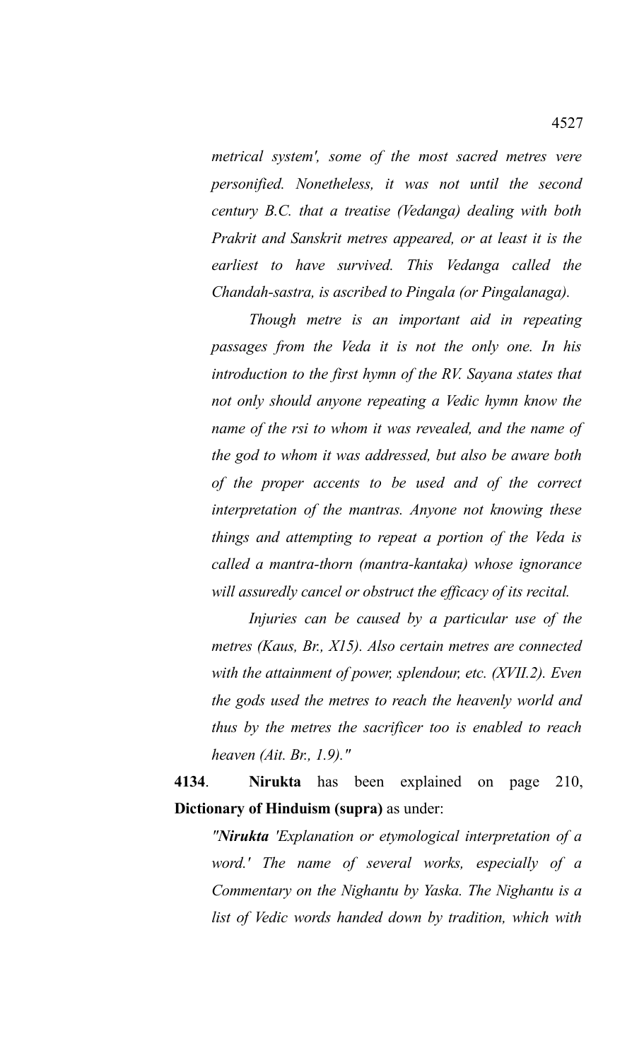*metrical system', some of the most sacred metres vere personified. Nonetheless, it was not until the second century B.C. that a treatise (Vedanga) dealing with both Prakrit and Sanskrit metres appeared, or at least it is the earliest to have survived. This Vedanga called the Chandah-sastra, is ascribed to Pingala (or Pingalanaga).*

*Though metre is an important aid in repeating passages from the Veda it is not the only one. In his introduction to the first hymn of the RV. Sayana states that not only should anyone repeating a Vedic hymn know the name of the rsi to whom it was revealed, and the name of the god to whom it was addressed, but also be aware both of the proper accents to be used and of the correct interpretation of the mantras. Anyone not knowing these things and attempting to repeat a portion of the Veda is called a mantra-thorn (mantra-kantaka) whose ignorance will assuredly cancel or obstruct the efficacy of its recital.*

*Injuries can be caused by a particular use of the metres (Kaus, Br., X15). Also certain metres are connected with the attainment of power, splendour, etc. (XVII.2). Even the gods used the metres to reach the heavenly world and thus by the metres the sacrificer too is enabled to reach heaven (Ait. Br., 1.9)."*

**4134**. **Nirukta** has been explained on page 210, **Dictionary of Hinduism (supra)** as under:

*"**Nirukta** 'Explanation or etymological interpretation of a word.' The name of several works, especially of a Commentary on the Nighantu by Yaska. The Nighantu is a list of Vedic words handed down by tradition, which with*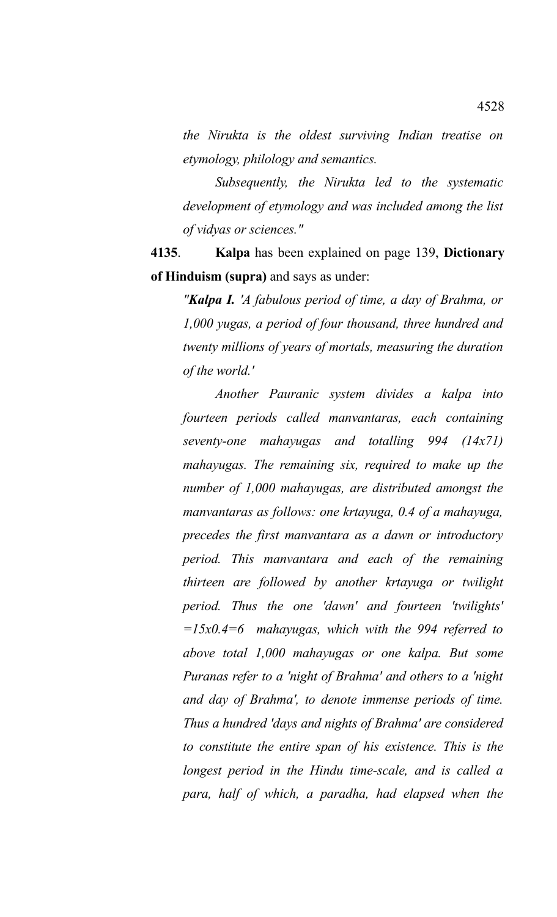*the Nirukta is the oldest surviving Indian treatise on etymology, philology and semantics.*

*Subsequently, the Nirukta led to the systematic development of etymology and was included among the list of vidyas or sciences."*

**4135**. **Kalpa** has been explained on page 139, **Dictionary of Hinduism (supra)** and says as under:

*"**Kalpa I.** 'A fabulous period of time, a day of Brahma, or 1,000 yugas, a period of four thousand, three hundred and twenty millions of years of mortals, measuring the duration of the world.'*

*Another Pauranic system divides a kalpa into fourteen periods called manvantaras, each containing seventy-one mahayugas and totalling 994 (14x71) mahayugas. The remaining six, required to make up the number of 1,000 mahayugas, are distributed amongst the manvantaras as follows: one krtayuga, 0.4 of a mahayuga, precedes the first manvantara as a dawn or introductory period. This manvantara and each of the remaining thirteen are followed by another krtayuga or twilight period. Thus the one 'dawn' and fourteen 'twilights' =15x0.4=6 mahayugas, which with the 994 referred to above total 1,000 mahayugas or one kalpa. But some Puranas refer to a 'night of Brahma' and others to a 'night and day of Brahma', to denote immense periods of time. Thus a hundred 'days and nights of Brahma' are considered to constitute the entire span of his existence. This is the longest period in the Hindu time-scale, and is called a para, half of which, a paradha, had elapsed when the*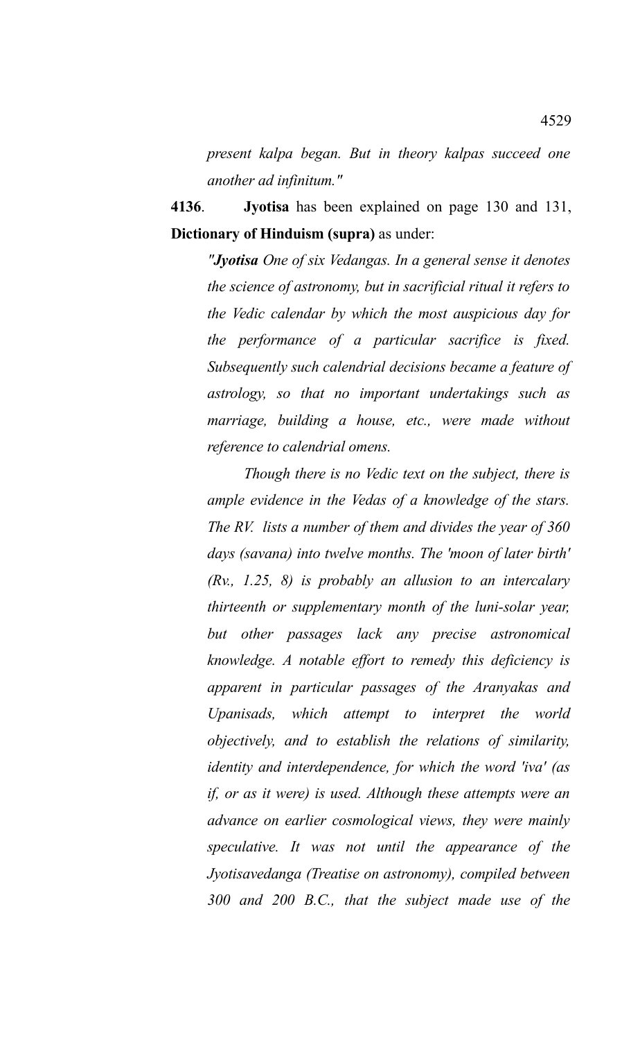*present kalpa began. But in theory kalpas succeed one another ad infinitum."*

**4136**. **Jyotisa** has been explained on page 130 and 131, **Dictionary of Hinduism (supra)** as under:

*"**Jyotisa** One of six Vedangas. In a general sense it denotes the science of astronomy, but in sacrificial ritual it refers to the Vedic calendar by which the most auspicious day for the performance of a particular sacrifice is fixed. Subsequently such calendrial decisions became a feature of astrology, so that no important undertakings such as marriage, building a house, etc., were made without reference to calendrial omens.*

*Though there is no Vedic text on the subject, there is ample evidence in the Vedas of a knowledge of the stars. The RV. lists a number of them and divides the year of 360 days (savana) into twelve months. The 'moon of later birth' (Rv., 1.25, 8) is probably an allusion to an intercalary thirteenth or supplementary month of the luni-solar year, but other passages lack any precise astronomical knowledge. A notable effort to remedy this deficiency is apparent in particular passages of the Aranyakas and Upanisads, which attempt to interpret the world objectively, and to establish the relations of similarity, identity and interdependence, for which the word 'iva' (as if, or as it were) is used. Although these attempts were an advance on earlier cosmological views, they were mainly speculative. It was not until the appearance of the Jyotisavedanga (Treatise on astronomy), compiled between 300 and 200 B.C., that the subject made use of the*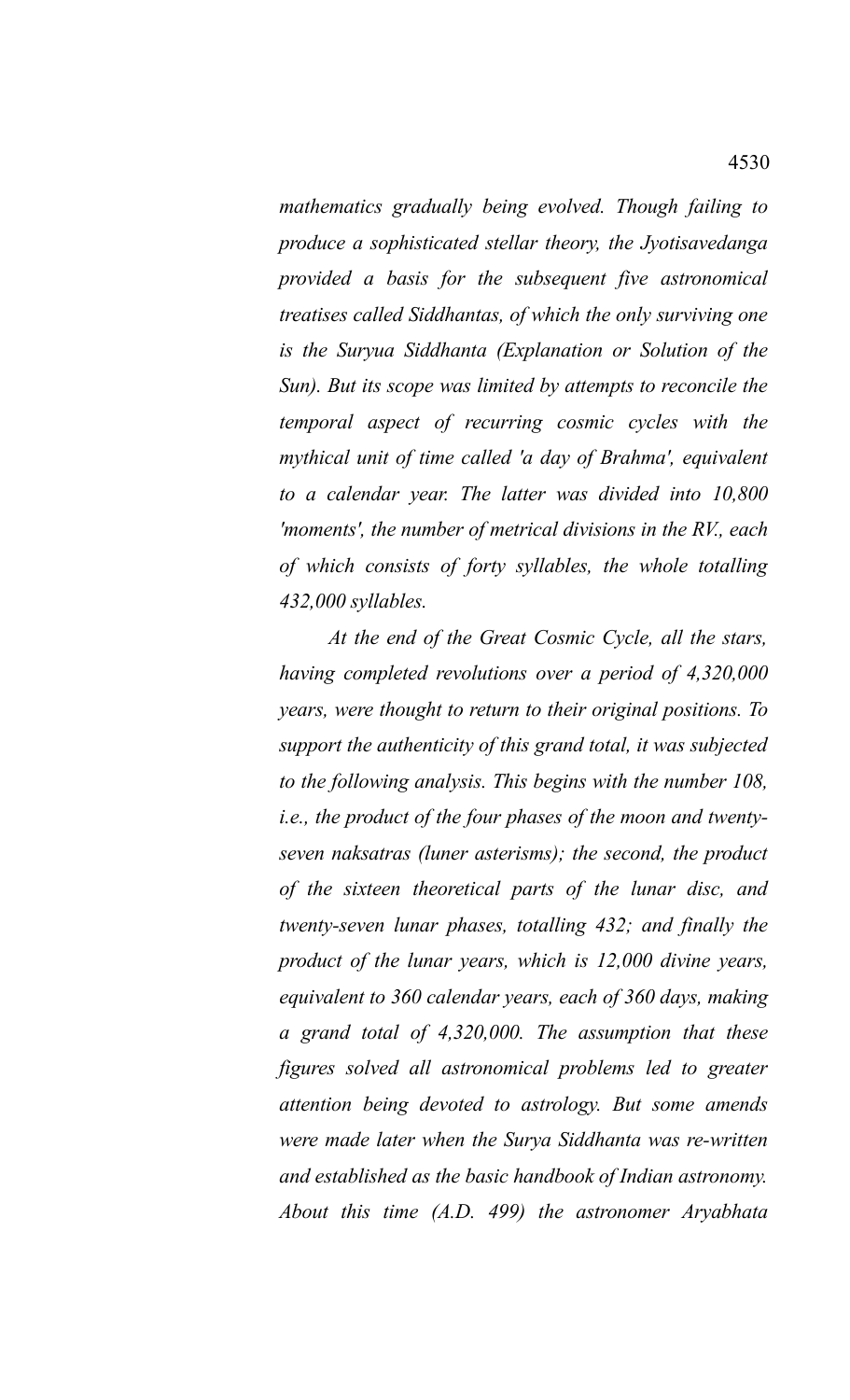*mathematics gradually being evolved. Though failing to produce a sophisticated stellar theory, the Jyotisavedanga provided a basis for the subsequent five astronomical treatises called Siddhantas, of which the only surviving one is the Suryua Siddhanta (Explanation or Solution of the Sun). But its scope was limited by attempts to reconcile the temporal aspect of recurring cosmic cycles with the mythical unit of time called 'a day of Brahma', equivalent to a calendar year. The latter was divided into 10,800 'moments', the number of metrical divisions in the RV., each of which consists of forty syllables, the whole totalling 432,000 syllables.*

*At the end of the Great Cosmic Cycle, all the stars, having completed revolutions over a period of 4,320,000 years, were thought to return to their original positions. To support the authenticity of this grand total, it was subjected to the following analysis. This begins with the number 108, i.e., the product of the four phases of the moon and twenty-seven naksatras (luner asterisms); the second, the product of the sixteen theoretical parts of the lunar disc, and twenty-seven lunar phases, totalling 432; and finally the product of the lunar years, which is 12,000 divine years, equivalent to 360 calendar years, each of 360 days, making a grand total of 4,320,000. The assumption that these figures solved all astronomical problems led to greater attention being devoted to astrology. But some amends were made later when the Surya Siddhanta was re-written and established as the basic handbook of Indian astronomy. About this time (A.D. 499) the astronomer Aryabhata*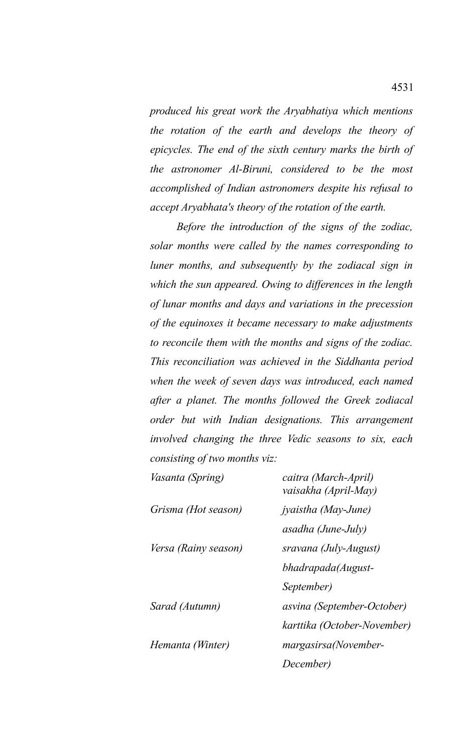*produced his great work the Aryabhatiya which mentions the rotation of the earth and develops the theory of epicycles. The end of the sixth century marks the birth of the astronomer Al-Biruni, considered to be the most accomplished of Indian astronomers despite his refusal to accept Aryabhata's theory of the rotation of the earth.*

*Before the introduction of the signs of the zodiac, solar months were called by the names corresponding to luner months, and subsequently by the zodiacal sign in which the sun appeared. Owing to differences in the length of lunar months and days and variations in the precession of the equinoxes it became necessary to make adjustments to reconcile them with the months and signs of the zodiac. This reconciliation was achieved in the Siddhanta period when the week of seven days was introduced, each named after a planet. The months followed the Greek zodiacal order but with Indian designations. This arrangement involved changing the three Vedic seasons to six, each consisting of two months viz:*

| | |
|---|---|
| *Vasanta (Spring)* | *caitra (March-April)* |
| | *vaisakha (April-May)* |
| *Grisma (Hot season)* | *jyaistha (May-June)* |
| | *asadha (June-July)* |
| *Versa (Rainy season)* | *sravana (July-August)* |
| | *bhadrapada(August-September)* |
| *Sarad (Autumn)* | *asvina (September-October)* |
| | *karttika (October-November)* |
| *Hemanta (Winter)* | *margasirsa(November-December)* |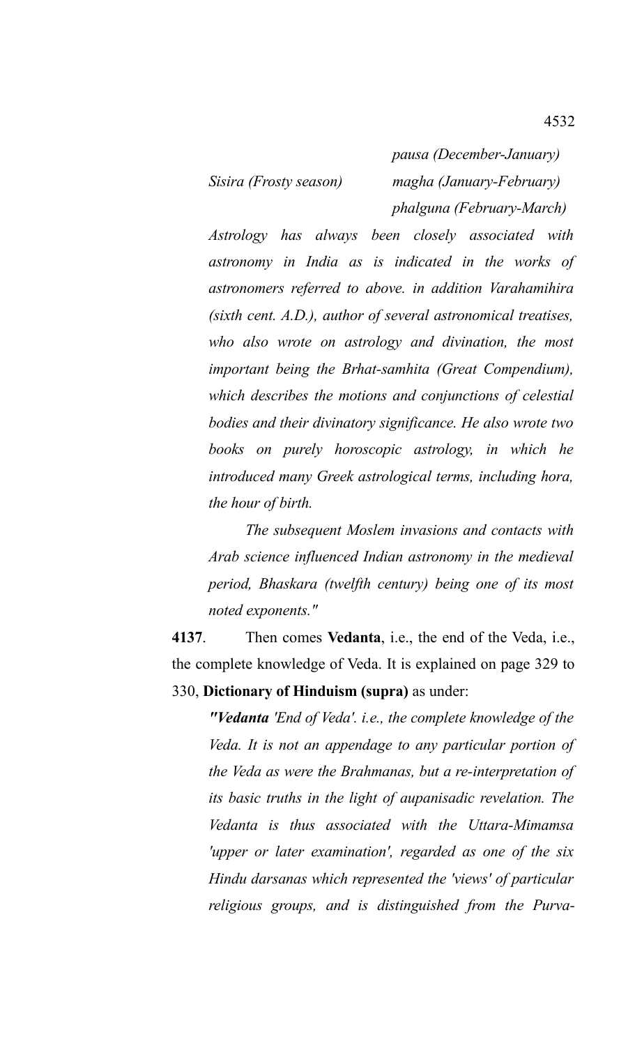| | |
|---|---|
| | *pausa (December-January)* |
| *Sisira (Frosty season)* | *magha (January-February)* |
| | *phalguna (February-March)* |

*Astrology has always been closely associated with astronomy in India as is indicated in the works of astronomers referred to above. in addition Varahamihira (sixth cent. A.D.), author of several astronomical treatises, who also wrote on astrology and divination, the most important being the Brhat-samhita (Great Compendium), which describes the motions and conjunctions of celestial bodies and their divinatory significance. He also wrote two books on purely horoscopic astrology, in which he introduced many Greek astrological terms, including hora, the hour of birth.*

*The subsequent Moslem invasions and contacts with Arab science influenced Indian astronomy in the medieval period, Bhaskara (twelfth century) being one of its most noted exponents."*

**4137**. Then comes **Vedanta**, i.e., the end of the Veda, i.e., the complete knowledge of Veda. It is explained on page 329 to 330, **Dictionary of Hinduism (supra)** as under:

*"**Vedanta** 'End of Veda'. i.e., the complete knowledge of the Veda. It is not an appendage to any particular portion of the Veda as were the Brahmanas, but a re-interpretation of its basic truths in the light of aupanisadic revelation. The Vedanta is thus associated with the Uttara-Mimamsa 'upper or later examination', regarded as one of the six Hindu darsanas which represented the 'views' of particular religious groups, and is distinguished from the Purva-*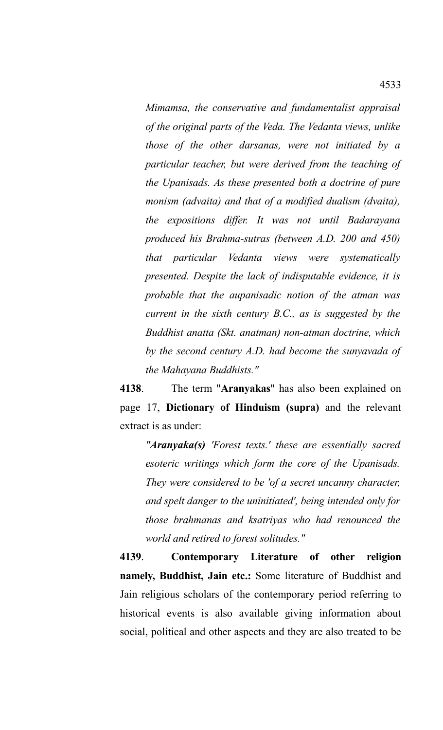*Mimamsa, the conservative and fundamentalist appraisal of the original parts of the Veda. The Vedanta views, unlike those of the other darsanas, were not initiated by a particular teacher, but were derived from the teaching of the Upanisads. As these presented both a doctrine of pure monism (advaita) and that of a modified dualism (dvaita), the expositions differ. It was not until Badarayana produced his Brahma-sutras (between A.D. 200 and 450) that particular Vedanta views were systematically presented. Despite the lack of indisputable evidence, it is probable that the aupanisadic notion of the atman was current in the sixth century B.C., as is suggested by the Buddhist anatta (Skt. anatman) non-atman doctrine, which by the second century A.D. had become the sunyavada of the Mahayana Buddhists."*

**4138**. The term "**Aranyakas**" has also been explained on page 17, **Dictionary of Hinduism (supra)** and the relevant extract is as under:

*"**Aranyaka(s)** 'Forest texts.' these are essentially sacred esoteric writings which form the core of the Upanisads. They were considered to be 'of a secret uncanny character, and spelt danger to the uninitiated', being intended only for those brahmanas and ksatriyas who had renounced the world and retired to forest solitudes."*

**4139**. **Contemporary Literature of other religion namely, Buddhist, Jain etc.:** Some literature of Buddhist and Jain religious scholars of the contemporary period referring to historical events is also available giving information about social, political and other aspects and they are also treated to be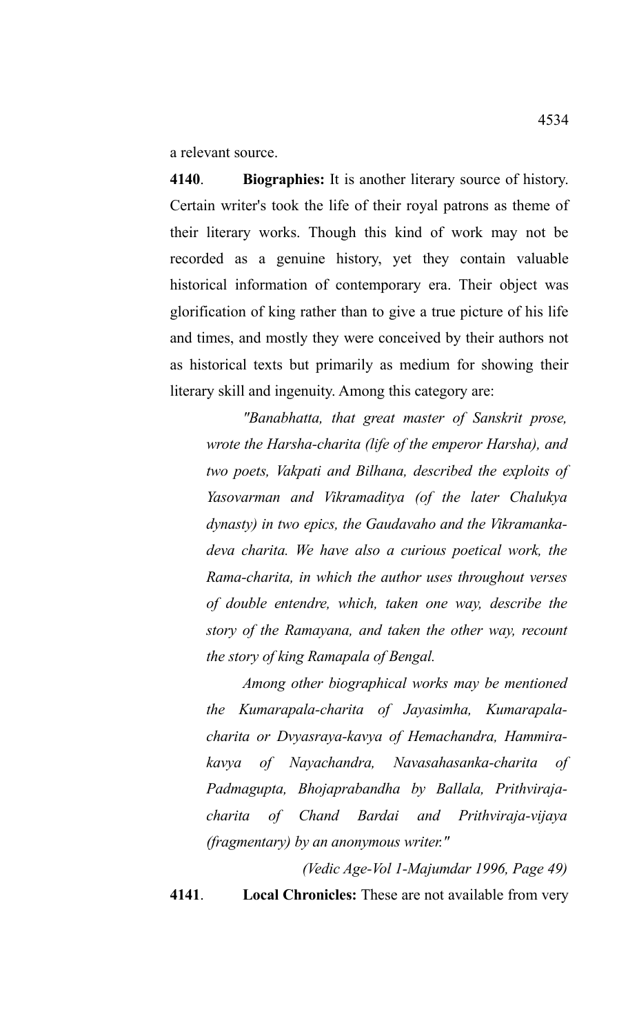a relevant source.

**4140**. **Biographies:** It is another literary source of history. Certain writer's took the life of their royal patrons as theme of their literary works. Though this kind of work may not be recorded as a genuine history, yet they contain valuable historical information of contemporary era. Their object was glorification of king rather than to give a true picture of his life and times, and mostly they were conceived by their authors not as historical texts but primarily as medium for showing their literary skill and ingenuity. Among this category are:

> *"Banabhatta, that great master of Sanskrit prose, wrote the Harsha-charita (life of the emperor Harsha), and two poets, Vakpati and Bilhana, described the exploits of Yasovarman and Vikramaditya (of the later Chalukya dynasty) in two epics, the Gaudavaho and the Vikramanka-deva charita. We have also a curious poetical work, the Rama-charita, in which the author uses throughout verses of double entendre, which, taken one way, describe the story of the Ramayana, and taken the other way, recount the story of king Ramapala of Bengal.*
>
> *Among other biographical works may be mentioned the Kumarapala-charita of Jayasimha, Kumarapala-charita or Dvyasraya-kavya of Hemachandra, Hammira-kavya of Nayachandra, Navasahasanka-charita of Padmagupta, Bhojaprabandha by Ballala, Prithviraja-charita of Chand Bardai and Prithviraja-vijaya (fragmentary) by an anonymous writer."*
>
> *(Vedic Age-Vol 1-Majumdar 1996, Page 49)*

**4141**. **Local Chronicles:** These are not available from very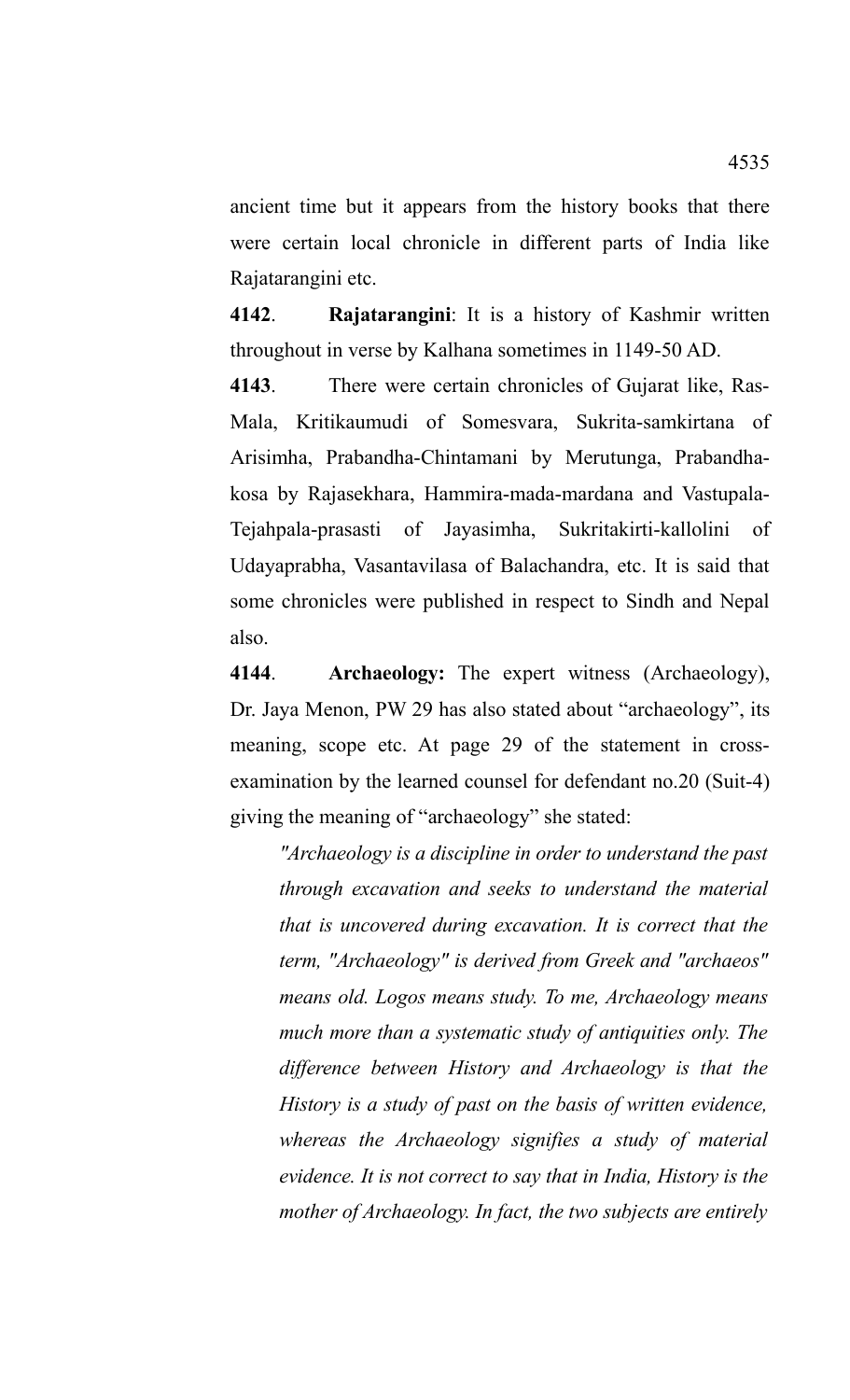ancient time but it appears from the history books that there were certain local chronicle in different parts of India like Rajatarangini etc.

**4142**. **Rajatarangini**: It is a history of Kashmir written throughout in verse by Kalhana sometimes in 1149-50 AD.

**4143**. There were certain chronicles of Gujarat like, Ras-Mala, Kritikaumudi of Somesvara, Sukrita-samkirtana of Arisimha, Prabandha-Chintamani by Merutunga, Prabandha-kosa by Rajasekhara, Hammira-mada-mardana and Vastupala-Tejahpala-prasasti of Jayasimha, Sukritakirti-kallolini of Udayaprabha, Vasantavilasa of Balachandra, etc. It is said that some chronicles were published in respect to Sindh and Nepal also.

**4144**. **Archaeology:** The expert witness (Archaeology), Dr. Jaya Menon, PW 29 has also stated about "archaeology", its meaning, scope etc. At page 29 of the statement in cross-examination by the learned counsel for defendant no.20 (Suit-4) giving the meaning of "archaeology" she stated:

> *"Archaeology is a discipline in order to understand the past through excavation and seeks to understand the material that is uncovered during excavation. It is correct that the term, "Archaeology" is derived from Greek and "archaeos" means old. Logos means study. To me, Archaeology means much more than a systematic study of antiquities only. The difference between History and Archaeology is that the History is a study of past on the basis of written evidence, whereas the Archaeology signifies a study of material evidence. It is not correct to say that in India, History is the mother of Archaeology. In fact, the two subjects are entirely*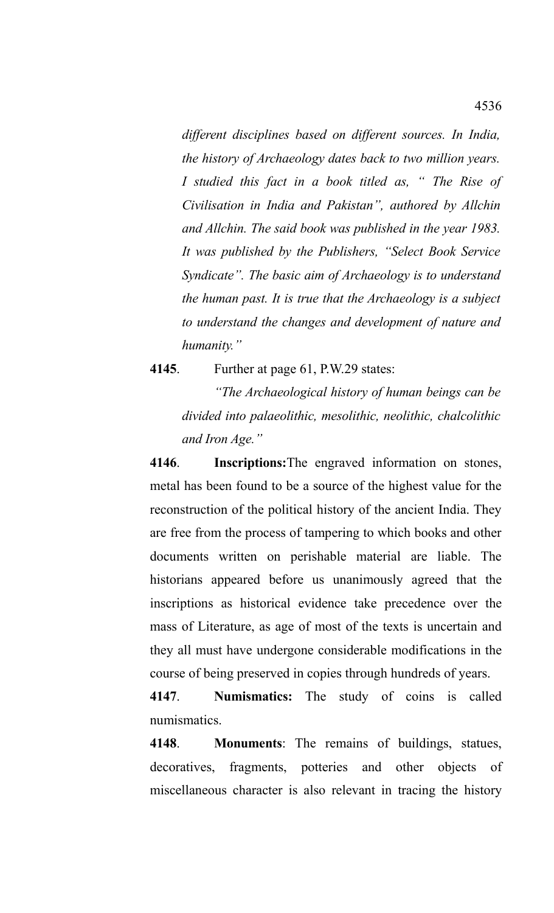*different disciplines based on different sources. In India, the history of Archaeology dates back to two million years. I studied this fact in a book titled as, " The Rise of Civilisation in India and Pakistan", authored by Allchin and Allchin. The said book was published in the year 1983. It was published by the Publishers, "Select Book Service Syndicate". The basic aim of Archaeology is to understand the human past. It is true that the Archaeology is a subject to understand the changes and development of nature and humanity."*

**4145**. Further at page 61, P.W.29 states:

*"The Archaeological history of human beings can be divided into palaeolithic, mesolithic, neolithic, chalcolithic and Iron Age."*

**4146**. **Inscriptions:**The engraved information on stones, metal has been found to be a source of the highest value for the reconstruction of the political history of the ancient India. They are free from the process of tampering to which books and other documents written on perishable material are liable. The historians appeared before us unanimously agreed that the inscriptions as historical evidence take precedence over the mass of Literature, as age of most of the texts is uncertain and they all must have undergone considerable modifications in the course of being preserved in copies through hundreds of years.

**4147**. **Numismatics:** The study of coins is called numismatics.

**4148**. **Monuments**: The remains of buildings, statues, decoratives, fragments, potteries and other objects of miscellaneous character is also relevant in tracing the history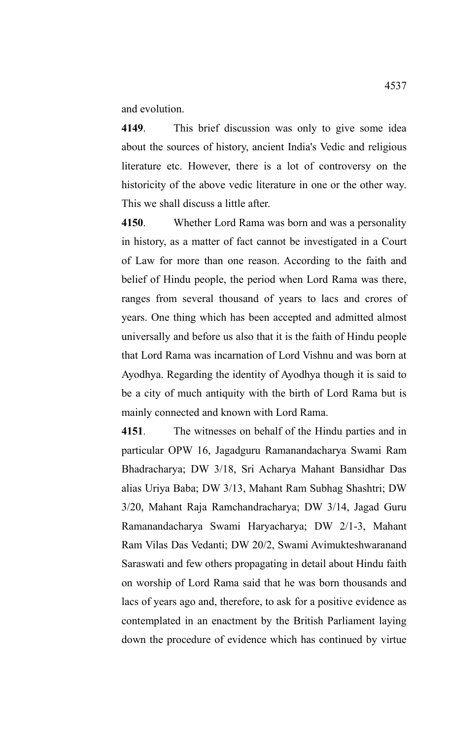and evolution.

**4149**. This brief discussion was only to give some idea about the sources of history, ancient India's Vedic and religious literature etc. However, there is a lot of controversy on the historicity of the above vedic literature in one or the other way. This we shall discuss a little after.

**4150**. Whether Lord Rama was born and was a personality in history, as a matter of fact cannot be investigated in a Court of Law for more than one reason. According to the faith and belief of Hindu people, the period when Lord Rama was there, ranges from several thousand of years to lacs and crores of years. One thing which has been accepted and admitted almost universally and before us also that it is the faith of Hindu people that Lord Rama was incarnation of Lord Vishnu and was born at Ayodhya. Regarding the identity of Ayodhya though it is said to be a city of much antiquity with the birth of Lord Rama but is mainly connected and known with Lord Rama.

**4151**. The witnesses on behalf of the Hindu parties and in particular OPW 16, Jagadguru Ramanandacharya Swami Ram Bhadracharya; DW 3/18, Sri Acharya Mahant Bansidhar Das alias Uriya Baba; DW 3/13, Mahant Ram Subhag Shashtri; DW 3/20, Mahant Raja Ramchandracharya; DW 3/14, Jagad Guru Ramanandacharya Swami Haryacharya; DW 2/1-3, Mahant Ram Vilas Das Vedanti; DW 20/2, Swami Avimukteshwaranand Saraswati and few others propagating in detail about Hindu faith on worship of Lord Rama said that he was born thousands and lacs of years ago and, therefore, to ask for a positive evidence as contemplated in an enactment by the British Parliament laying down the procedure of evidence which has continued by virtue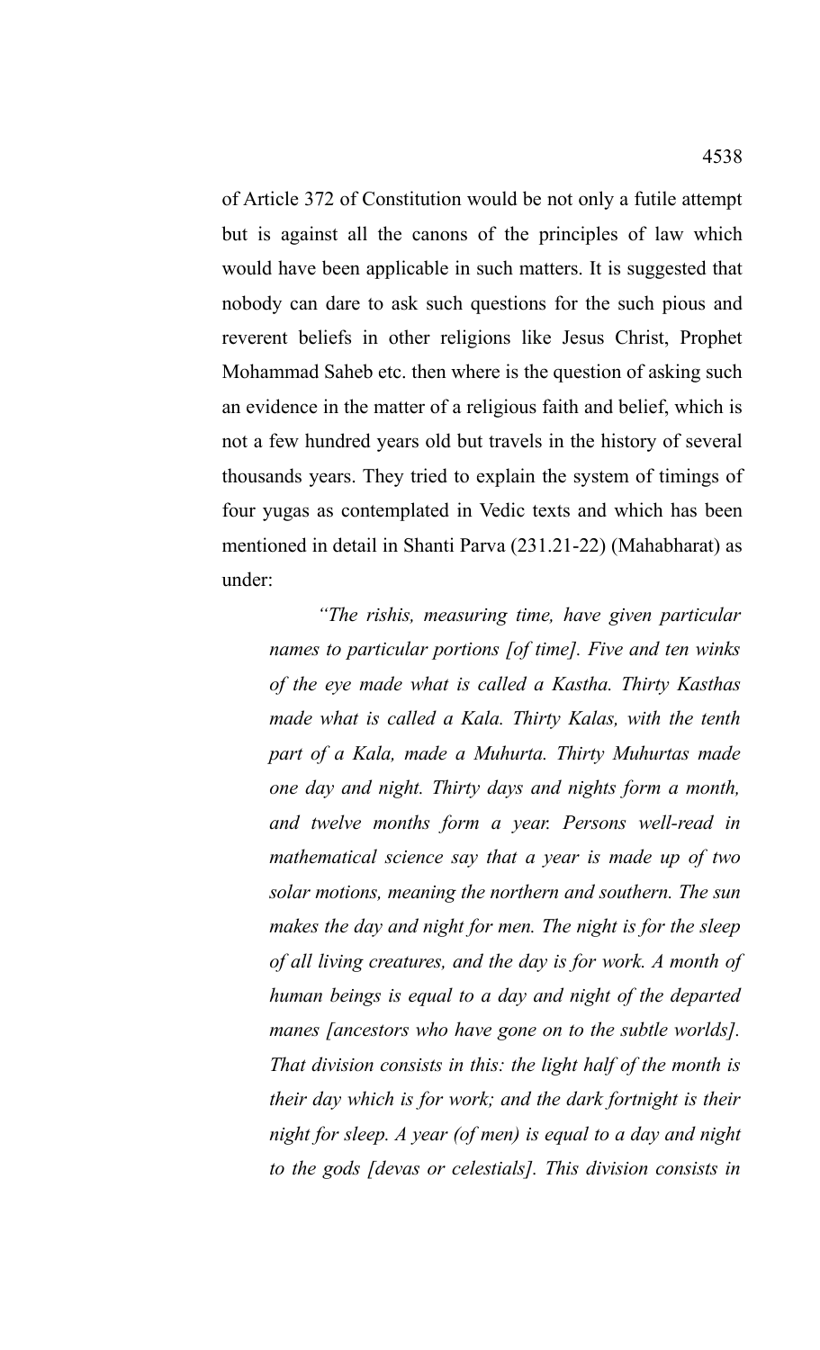of Article 372 of Constitution would be not only a futile attempt but is against all the canons of the principles of law which would have been applicable in such matters. It is suggested that nobody can dare to ask such questions for the such pious and reverent beliefs in other religions like Jesus Christ, Prophet Mohammad Saheb etc. then where is the question of asking such an evidence in the matter of a religious faith and belief, which is not a few hundred years old but travels in the history of several thousands years. They tried to explain the system of timings of four yugas as contemplated in Vedic texts and which has been mentioned in detail in Shanti Parva (231.21-22) (Mahabharat) as under:

> *"The rishis, measuring time, have given particular names to particular portions [of time]. Five and ten winks of the eye made what is called a Kastha. Thirty Kasthas made what is called a Kala. Thirty Kalas, with the tenth part of a Kala, made a Muhurta. Thirty Muhurtas made one day and night. Thirty days and nights form a month, and twelve months form a year. Persons well-read in mathematical science say that a year is made up of two solar motions, meaning the northern and southern. The sun makes the day and night for men. The night is for the sleep of all living creatures, and the day is for work. A month of human beings is equal to a day and night of the departed manes [ancestors who have gone on to the subtle worlds]. That division consists in this: the light half of the month is their day which is for work; and the dark fortnight is their night for sleep. A year (of men) is equal to a day and night to the gods [devas or celestials]. This division consists in*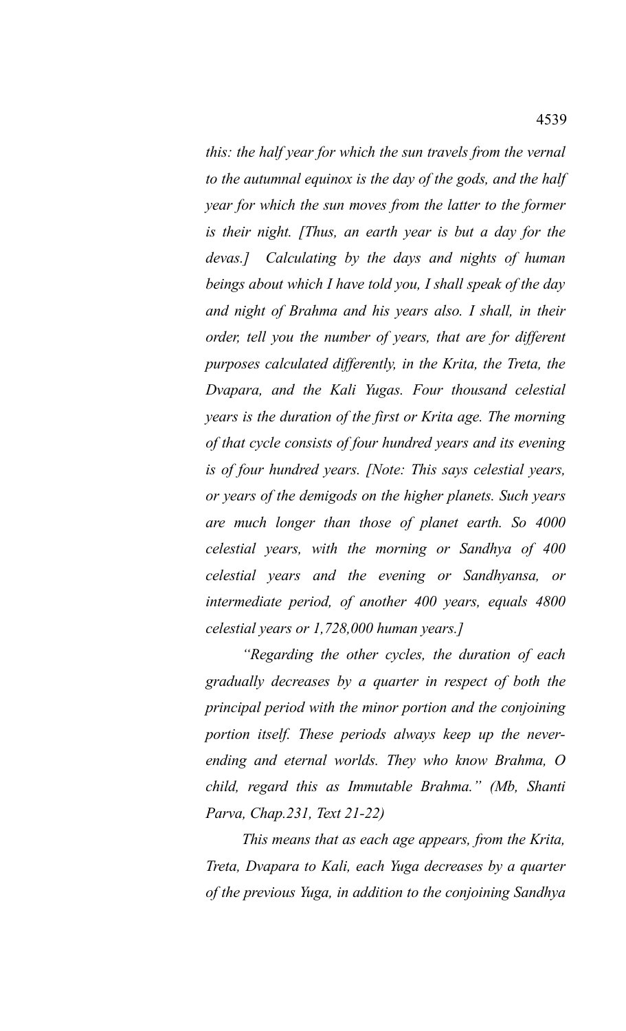*this: the half year for which the sun travels from the vernal to the autumnal equinox is the day of the gods, and the half year for which the sun moves from the latter to the former is their night. [Thus, an earth year is but a day for the devas.] Calculating by the days and nights of human beings about which I have told you, I shall speak of the day and night of Brahma and his years also. I shall, in their order, tell you the number of years, that are for different purposes calculated differently, in the Krita, the Treta, the Dvapara, and the Kali Yugas. Four thousand celestial years is the duration of the first or Krita age. The morning of that cycle consists of four hundred years and its evening is of four hundred years. [Note: This says celestial years, or years of the demigods on the higher planets. Such years are much longer than those of planet earth. So 4000 celestial years, with the morning or Sandhya of 400 celestial years and the evening or Sandhyansa, or intermediate period, of another 400 years, equals 4800 celestial years or 1,728,000 human years.]*

*"Regarding the other cycles, the duration of each gradually decreases by a quarter in respect of both the principal period with the minor portion and the conjoining portion itself. These periods always keep up the never-ending and eternal worlds. They who know Brahma, O child, regard this as Immutable Brahma." (Mb, Shanti Parva, Chap.231, Text 21-22)*

*This means that as each age appears, from the Krita, Treta, Dvapara to Kali, each Yuga decreases by a quarter of the previous Yuga, in addition to the conjoining Sandhya*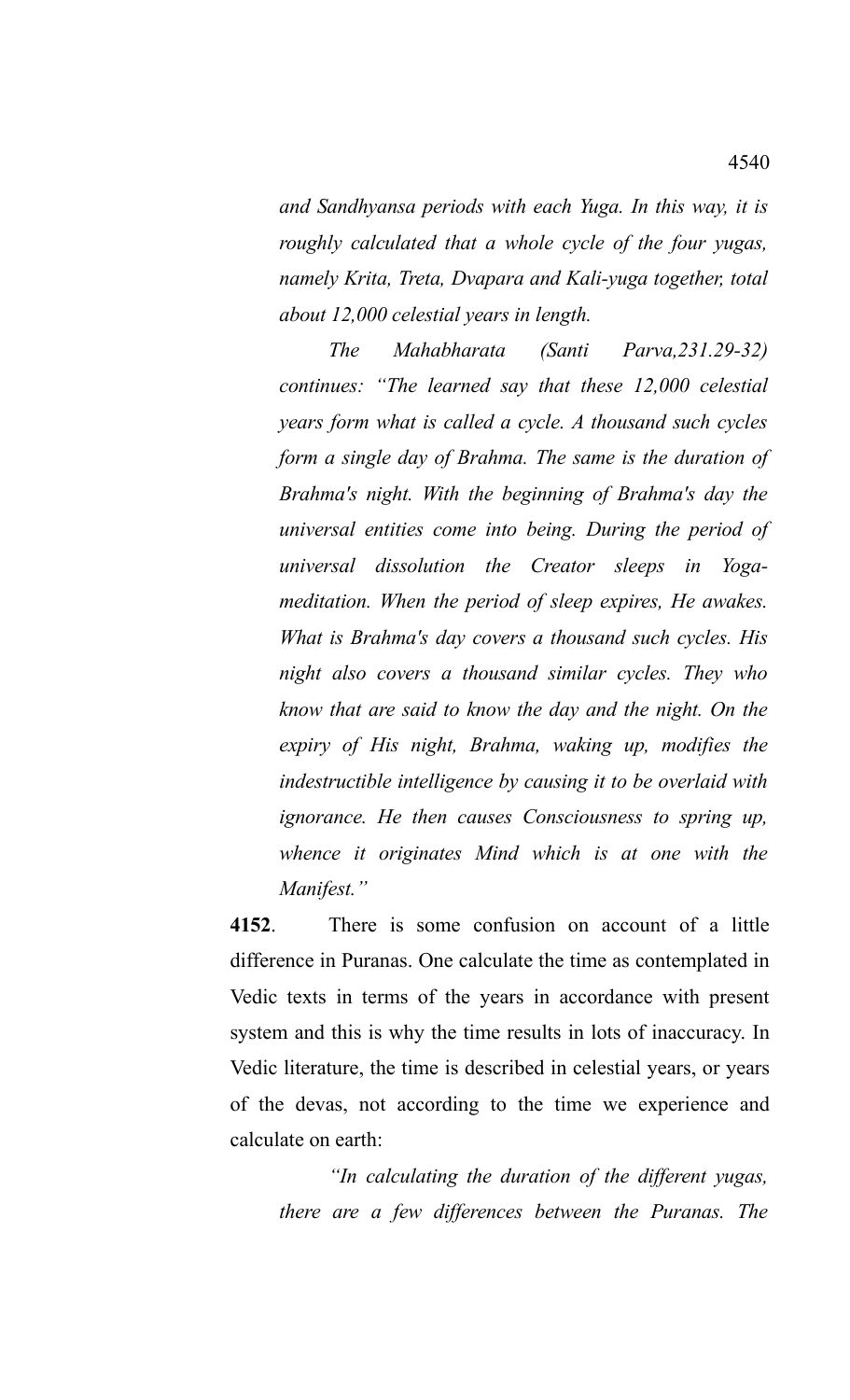*and Sandhyansa periods with each Yuga. In this way, it is roughly calculated that a whole cycle of the four yugas, namely Krita, Treta, Dvapara and Kali-yuga together, total about 12,000 celestial years in length.*

*The Mahabharata (Santi Parva,231.29-32) continues: "The learned say that these 12,000 celestial years form what is called a cycle. A thousand such cycles form a single day of Brahma. The same is the duration of Brahma's night. With the beginning of Brahma's day the universal entities come into being. During the period of universal dissolution the Creator sleeps in Yoga-meditation. When the period of sleep expires, He awakes. What is Brahma's day covers a thousand such cycles. His night also covers a thousand similar cycles. They who know that are said to know the day and the night. On the expiry of His night, Brahma, waking up, modifies the indestructible intelligence by causing it to be overlaid with ignorance. He then causes Consciousness to spring up, whence it originates Mind which is at one with the Manifest."*

**4152**. There is some confusion on account of a little difference in Puranas. One calculate the time as contemplated in Vedic texts in terms of the years in accordance with present system and this is why the time results in lots of inaccuracy. In Vedic literature, the time is described in celestial years, or years of the devas, not according to the time we experience and calculate on earth:

*"In calculating the duration of the different yugas, there are a few differences between the Puranas. The*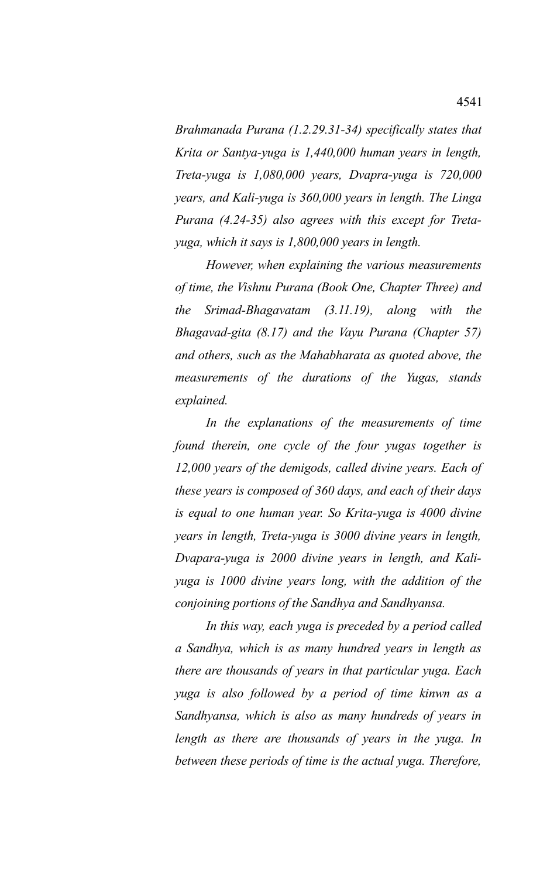*Brahmanada Purana (1.2.29.31-34) specifically states that Krita or Santya-yuga is 1,440,000 human years in length, Treta-yuga is 1,080,000 years, Dvapra-yuga is 720,000 years, and Kali-yuga is 360,000 years in length. The Linga Purana (4.24-35) also agrees with this except for Treta-yuga, which it says is 1,800,000 years in length.*

*However, when explaining the various measurements of time, the Vishnu Purana (Book One, Chapter Three) and the Srimad-Bhagavatam (3.11.19), along with the Bhagavad-gita (8.17) and the Vayu Purana (Chapter 57) and others, such as the Mahabharata as quoted above, the measurements of the durations of the Yugas, stands explained.*

*In the explanations of the measurements of time found therein, one cycle of the four yugas together is 12,000 years of the demigods, called divine years. Each of these years is composed of 360 days, and each of their days is equal to one human year. So Krita-yuga is 4000 divine years in length, Treta-yuga is 3000 divine years in length, Dvapara-yuga is 2000 divine years in length, and Kali-yuga is 1000 divine years long, with the addition of the conjoining portions of the Sandhya and Sandhyansa.*

*In this way, each yuga is preceded by a period called a Sandhya, which is as many hundred years in length as there are thousands of years in that particular yuga. Each yuga is also followed by a period of time kinwn as a Sandhyansa, which is also as many hundreds of years in length as there are thousands of years in the yuga. In between these periods of time is the actual yuga. Therefore,*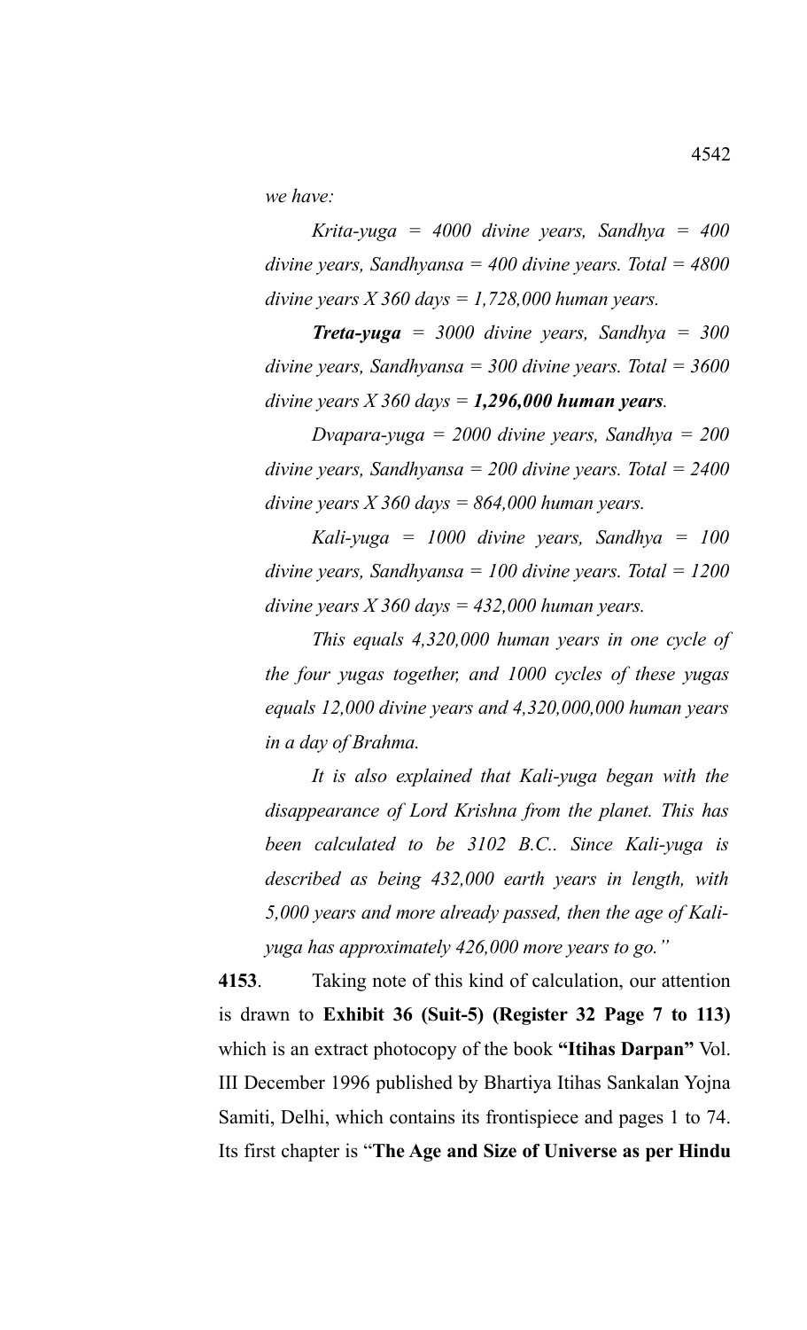*we have:*

*Krita-yuga = 4000 divine years, Sandhya = 400 divine years, Sandhyansa = 400 divine years. Total = 4800 divine years X 360 days = 1,728,000 human years.*

***Treta-yuga** = 3000 divine years, Sandhya = 300 divine years, Sandhyansa = 300 divine years. Total = 3600 divine years X 360 days = **1,296,000 human years**.*

*Dvapara-yuga = 2000 divine years, Sandhya = 200 divine years, Sandhyansa = 200 divine years. Total = 2400 divine years X 360 days = 864,000 human years.*

*Kali-yuga = 1000 divine years, Sandhya = 100 divine years, Sandhyansa = 100 divine years. Total = 1200 divine years X 360 days = 432,000 human years.*

*This equals 4,320,000 human years in one cycle of the four yugas together, and 1000 cycles of these yugas equals 12,000 divine years and 4,320,000,000 human years in a day of Brahma.*

*It is also explained that Kali-yuga began with the disappearance of Lord Krishna from the planet. This has been calculated to be 3102 B.C.. Since Kali-yuga is described as being 432,000 earth years in length, with 5,000 years and more already passed, then the age of Kali-yuga has approximately 426,000 more years to go."*

**4153**. Taking note of this kind of calculation, our attention is drawn to **Exhibit 36 (Suit-5) (Register 32 Page 7 to 113)** which is an extract photocopy of the book **"Itihas Darpan"** Vol. III December 1996 published by Bhartiya Itihas Sankalan Yojna Samiti, Delhi, which contains its frontispiece and pages 1 to 74. Its first chapter is "**The Age and Size of Universe as per Hindu**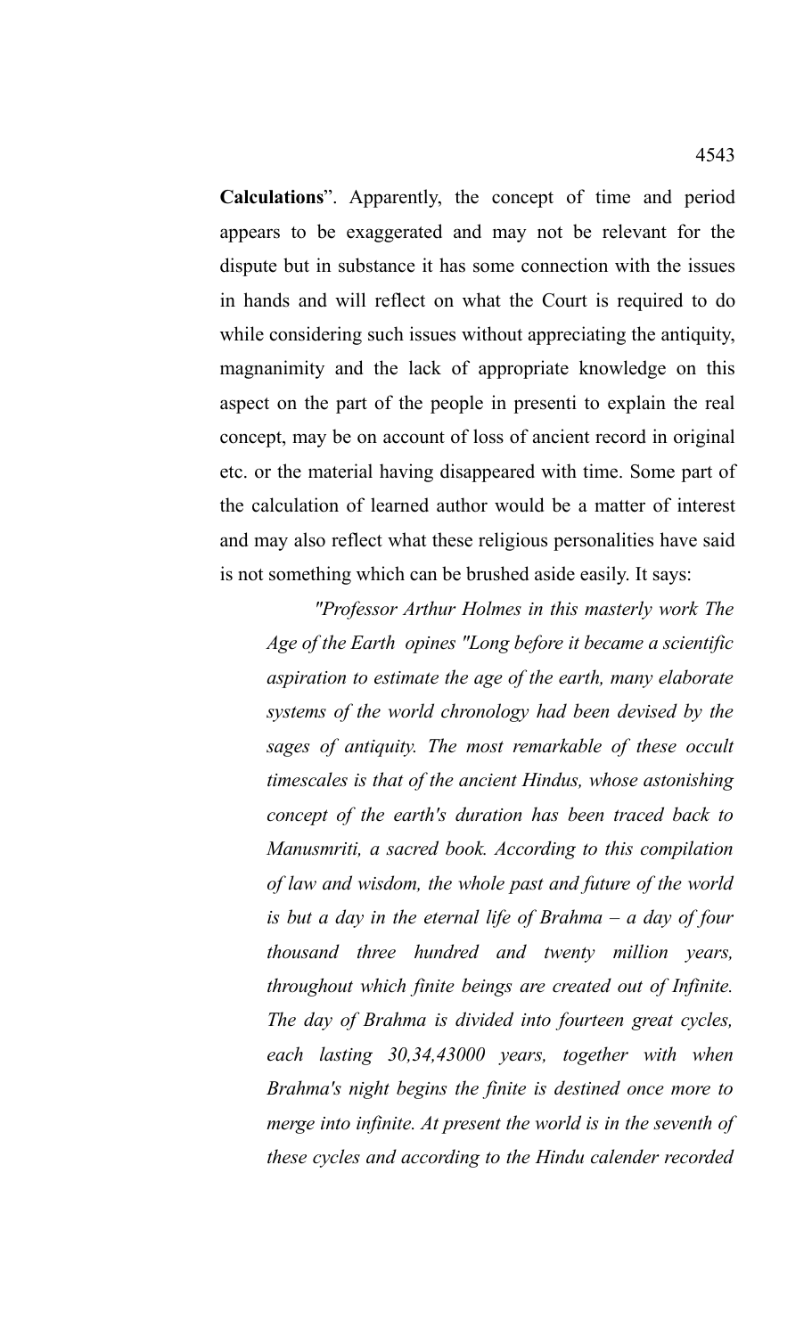**Calculations**". Apparently, the concept of time and period appears to be exaggerated and may not be relevant for the dispute but in substance it has some connection with the issues in hands and will reflect on what the Court is required to do while considering such issues without appreciating the antiquity, magnanimity and the lack of appropriate knowledge on this aspect on the part of the people in presenti to explain the real concept, may be on account of loss of ancient record in original etc. or the material having disappeared with time. Some part of the calculation of learned author would be a matter of interest and may also reflect what these religious personalities have said is not something which can be brushed aside easily. It says:

> *"Professor Arthur Holmes in this masterly work The Age of the Earth opines "Long before it became a scientific aspiration to estimate the age of the earth, many elaborate systems of the world chronology had been devised by the sages of antiquity. The most remarkable of these occult timescales is that of the ancient Hindus, whose astonishing concept of the earth's duration has been traced back to Manusmriti, a sacred book. According to this compilation of law and wisdom, the whole past and future of the world is but a day in the eternal life of Brahma – a day of four thousand three hundred and twenty million years, throughout which finite beings are created out of Infinite. The day of Brahma is divided into fourteen great cycles, each lasting 30,34,43000 years, together with when Brahma's night begins the finite is destined once more to merge into infinite. At present the world is in the seventh of these cycles and according to the Hindu calender recorded*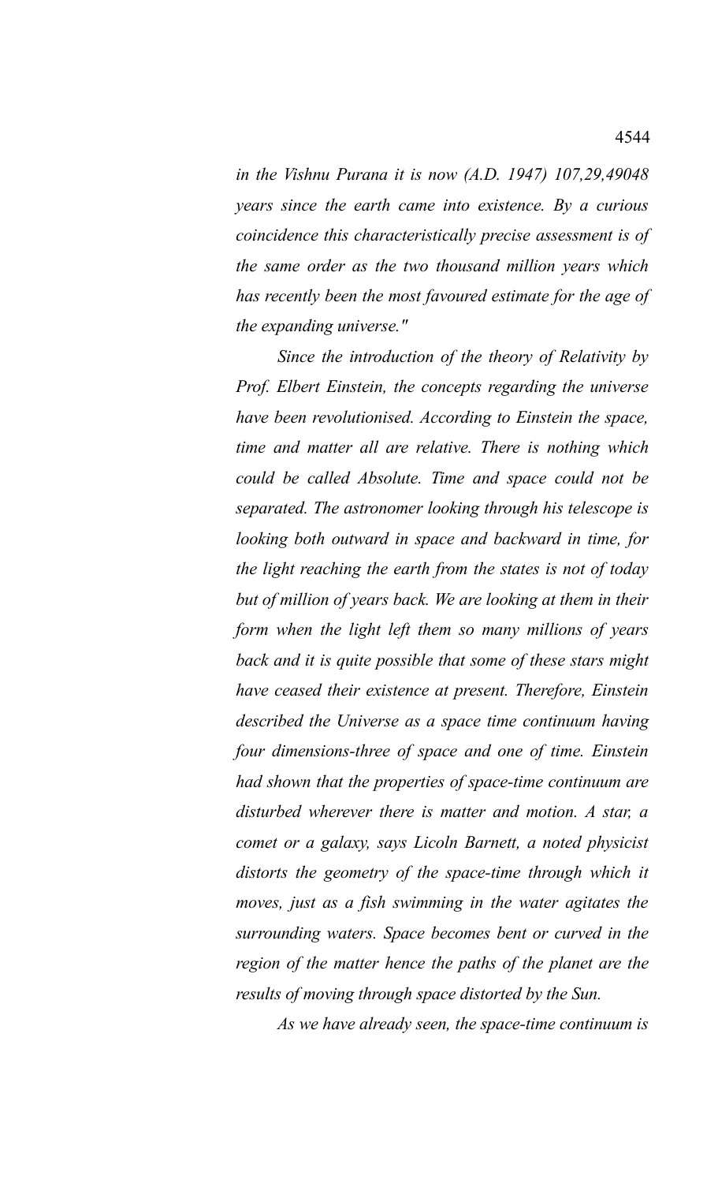*in the Vishnu Purana it is now (A.D. 1947) 107,29,49048 years since the earth came into existence. By a curious coincidence this characteristically precise assessment is of the same order as the two thousand million years which has recently been the most favoured estimate for the age of the expanding universe."*

*Since the introduction of the theory of Relativity by Prof. Elbert Einstein, the concepts regarding the universe have been revolutionised. According to Einstein the space, time and matter all are relative. There is nothing which could be called Absolute. Time and space could not be separated. The astronomer looking through his telescope is looking both outward in space and backward in time, for the light reaching the earth from the states is not of today but of million of years back. We are looking at them in their form when the light left them so many millions of years back and it is quite possible that some of these stars might have ceased their existence at present. Therefore, Einstein described the Universe as a space time continuum having four dimensions-three of space and one of time. Einstein had shown that the properties of space-time continuum are disturbed wherever there is matter and motion. A star, a comet or a galaxy, says Licoln Barnett, a noted physicist distorts the geometry of the space-time through which it moves, just as a fish swimming in the water agitates the surrounding waters. Space becomes bent or curved in the region of the matter hence the paths of the planet are the results of moving through space distorted by the Sun.*

*As we have already seen, the space-time continuum is*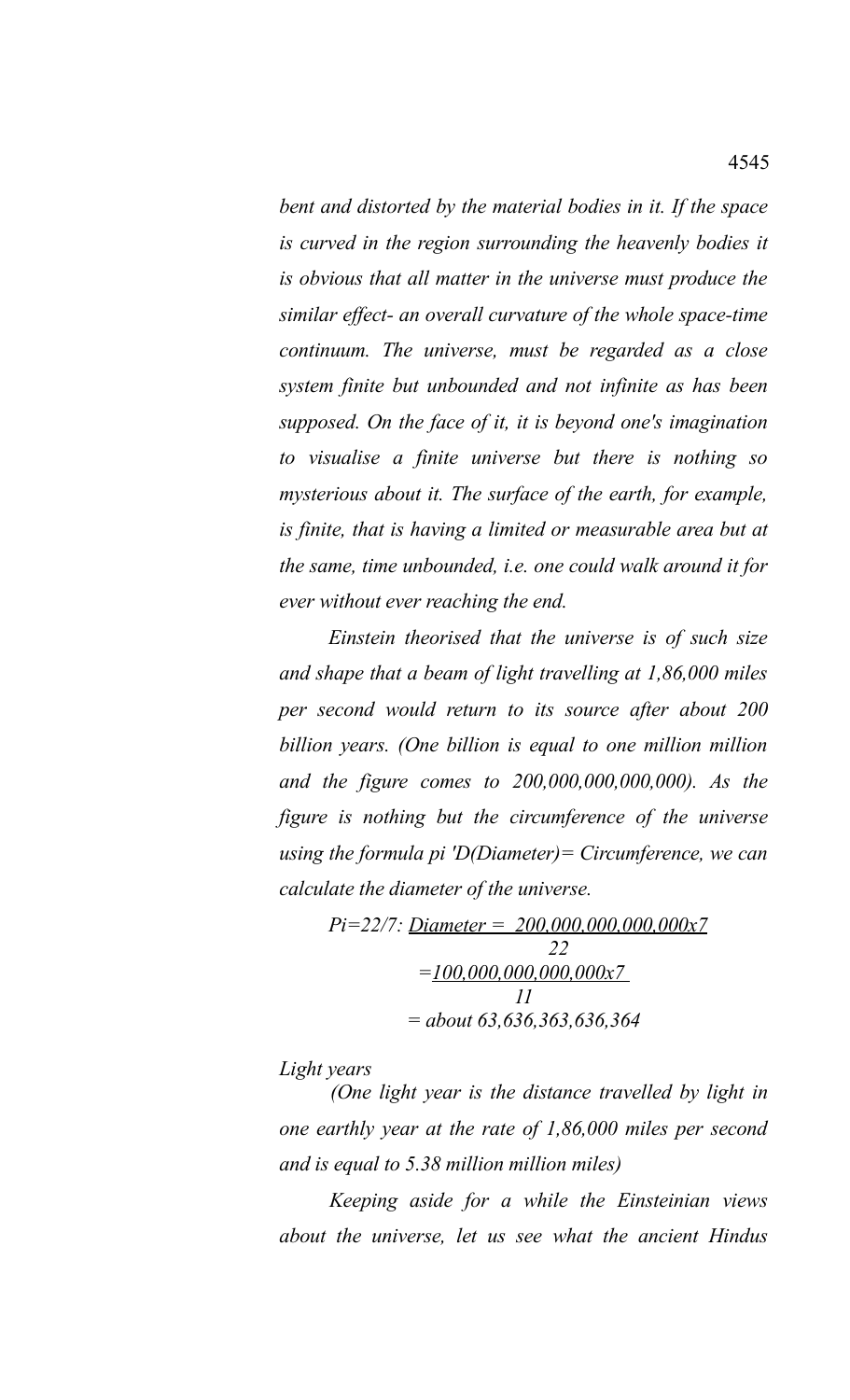*bent and distorted by the material bodies in it. If the space is curved in the region surrounding the heavenly bodies it is obvious that all matter in the universe must produce the similar effect- an overall curvature of the whole space-time continuum. The universe, must be regarded as a close system finite but unbounded and not infinite as has been supposed. On the face of it, it is beyond one's imagination to visualise a finite universe but there is nothing so mysterious about it. The surface of the earth, for example, is finite, that is having a limited or measurable area but at the same, time unbounded, i.e. one could walk around it for ever without ever reaching the end.*

*Einstein theorised that the universe is of such size and shape that a beam of light travelling at 1,86,000 miles per second would return to its source after about 200 billion years. (One billion is equal to one million million and the figure comes to 200,000,000,000,000). As the figure is nothing but the circumference of the universe using the formula pi 'D(Diameter)= Circumference, we can calculate the diameter of the universe.*

$$Pi = 22/7: \text{Diameter} = \frac{200{,}000{,}000{,}000{,}000 \times 7}{22}$$

$$= \frac{100{,}000{,}000{,}000{,}000 \times 7}{11}$$

$$= \text{about } 63{,}636{,}363{,}636{,}364$$

*Light years*

*(One light year is the distance travelled by light in one earthly year at the rate of 1,86,000 miles per second and is equal to 5.38 million million miles)*

*Keeping aside for a while the Einsteinian views about the universe, let us see what the ancient Hindus*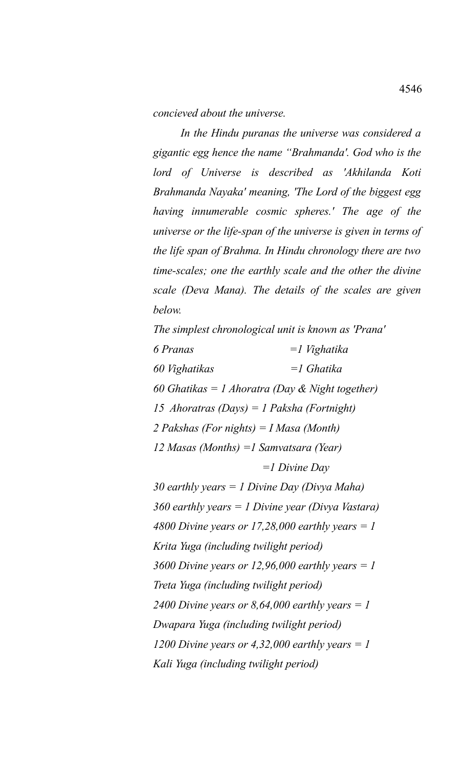*concieved about the universe.*

*In the Hindu puranas the universe was considered a gigantic egg hence the name "Brahmanda'. God who is the lord of Universe is described as 'Akhilanda Koti Brahmanda Nayaka' meaning, 'The Lord of the biggest egg having innumerable cosmic spheres.' The age of the universe or the life-span of the universe is given in terms of the life span of Brahma. In Hindu chronology there are two time-scales; one the earthly scale and the other the divine scale (Deva Mana). The details of the scales are given below.*

*The simplest chronological unit is known as 'Prana'*

*6 Pranas =1 Vighatika*

*60 Vighatikas =1 Ghatika*

*60 Ghatikas = 1 Ahoratra (Day & Night together)*

*15 Ahoratras (Days) = 1 Paksha (Fortnight)*

*2 Pakshas (For nights) = I Masa (Month)*

*12 Masas (Months) =1 Samvatsara (Year)*

*=1 Divine Day*

*30 earthly years = 1 Divine Day (Divya Maha)*

*360 earthly years = 1 Divine year (Divya Vastara)*

*4800 Divine years or 17,28,000 earthly years = 1 Krita Yuga (including twilight period)*

*3600 Divine years or 12,96,000 earthly years = 1 Treta Yuga (including twilight period)*

*2400 Divine years or 8,64,000 earthly years = 1 Dwapara Yuga (including twilight period)*

*1200 Divine years or 4,32,000 earthly years = 1 Kali Yuga (including twilight period)*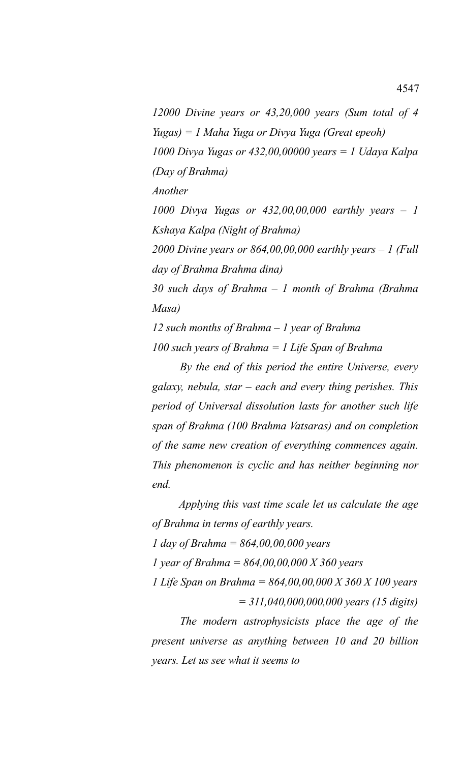*12000 Divine years or 43,20,000 years (Sum total of 4 Yugas) = 1 Maha Yuga or Divya Yuga (Great epeoh)*

*1000 Divya Yugas or 432,00,00000 years = 1 Udaya Kalpa (Day of Brahma)*

*Another*

*1000 Divya Yugas or 432,00,00,000 earthly years – 1 Kshaya Kalpa (Night of Brahma)*

*2000 Divine years or 864,00,00,000 earthly years – 1 (Full day of Brahma Brahma dina)*

*30 such days of Brahma – 1 month of Brahma (Brahma Masa)*

*12 such months of Brahma – 1 year of Brahma*

*100 such years of Brahma = 1 Life Span of Brahma*

*By the end of this period the entire Universe, every galaxy, nebula, star – each and every thing perishes. This period of Universal dissolution lasts for another such life span of Brahma (100 Brahma Vatsaras) and on completion of the same new creation of everything commences again. This phenomenon is cyclic and has neither beginning nor end.*

*Applying this vast time scale let us calculate the age of Brahma in terms of earthly years.*

*1 day of Brahma = 864,00,00,000 years*

*1 year of Brahma = 864,00,00,000 X 360 years*

*1 Life Span on Brahma = 864,00,00,000 X 360 X 100 years*

*= 311,040,000,000,000 years (15 digits)*

*The modern astrophysicists place the age of the present universe as anything between 10 and 20 billion years. Let us see what it seems to*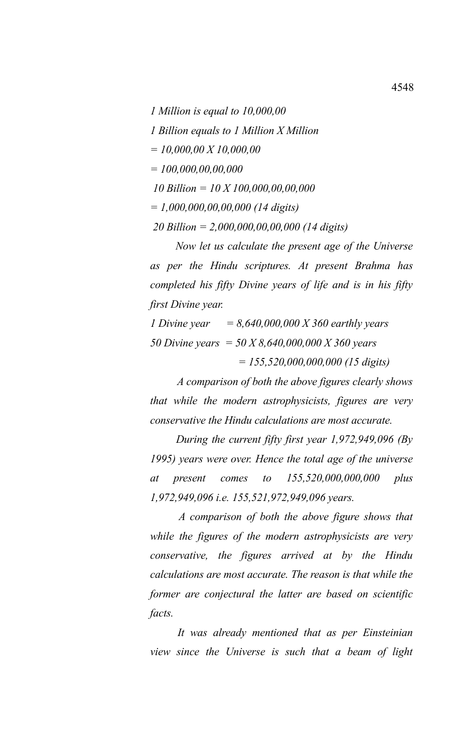*1 Million is equal to 10,000,00*

*1 Billion equals to 1 Million X Million*

*= 10,000,00 X 10,000,00*

*= 100,000,00,00,000*

*10 Billion = 10 X 100,000,00,00,000*

*= 1,000,000,00,00,000 (14 digits)*

*20 Billion = 2,000,000,00,00,000 (14 digits)*

*Now let us calculate the present age of the Universe as per the Hindu scriptures. At present Brahma has completed his fifty Divine years of life and is in his fifty first Divine year.*

*1 Divine year = 8,640,000,000 X 360 earthly years*

*50 Divine years = 50 X 8,640,000,000 X 360 years*

*= 155,520,000,000,000 (15 digits)*

*A comparison of both the above figures clearly shows that while the modern astrophysicists, figures are very conservative the Hindu calculations are most accurate.*

*During the current fifty first year 1,972,949,096 (By 1995) years were over. Hence the total age of the universe at present comes to 155,520,000,000,000 plus 1,972,949,096 i.e. 155,521,972,949,096 years.*

*A comparison of both the above figure shows that while the figures of the modern astrophysicists are very conservative, the figures arrived at by the Hindu calculations are most accurate. The reason is that while the former are conjectural the latter are based on scientific facts.*

*It was already mentioned that as per Einsteinian view since the Universe is such that a beam of light*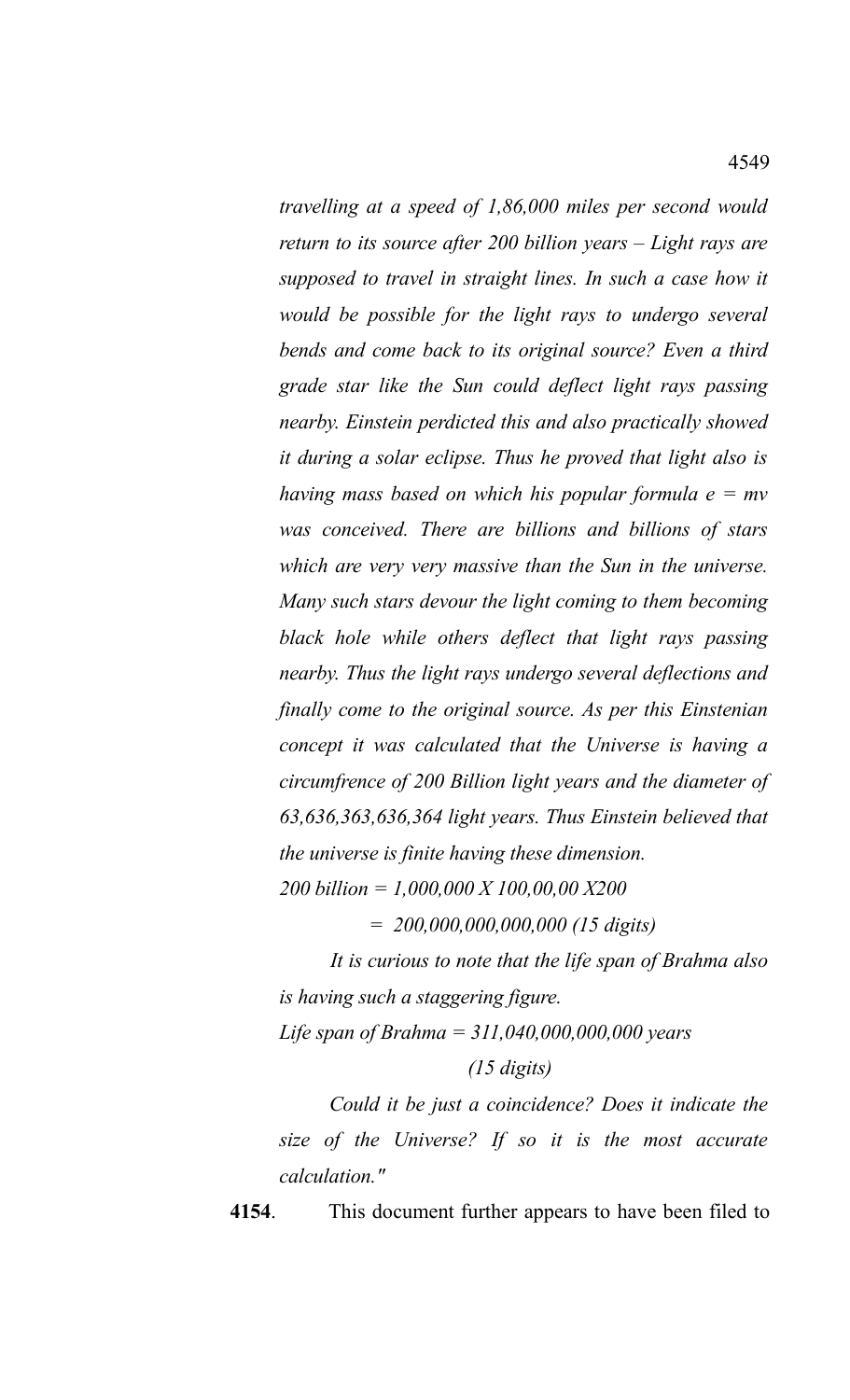*travelling at a speed of 1,86,000 miles per second would return to its source after 200 billion years – Light rays are supposed to travel in straight lines. In such a case how it would be possible for the light rays to undergo several bends and come back to its original source? Even a third grade star like the Sun could deflect light rays passing nearby. Einstein perdicted this and also practically showed it during a solar eclipse. Thus he proved that light also is having mass based on which his popular formula e = mv was conceived. There are billions and billions of stars which are very very massive than the Sun in the universe. Many such stars devour the light coming to them becoming black hole while others deflect that light rays passing nearby. Thus the light rays undergo several deflections and finally come to the original source. As per this Einstenian concept it was calculated that the Universe is having a circumfrence of 200 Billion light years and the diameter of 63,636,363,636,364 light years. Thus Einstein believed that the universe is finite having these dimension.*

*200 billion = 1,000,000 X 100,00,00 X200*

*= 200,000,000,000,000 (15 digits)*

*It is curious to note that the life span of Brahma also is having such a staggering figure.*

*Life span of Brahma = 311,040,000,000,000 years*

*(15 digits)*

*Could it be just a coincidence? Does it indicate the size of the Universe? If so it is the most accurate calculation."*

**4154**. This document further appears to have been filed to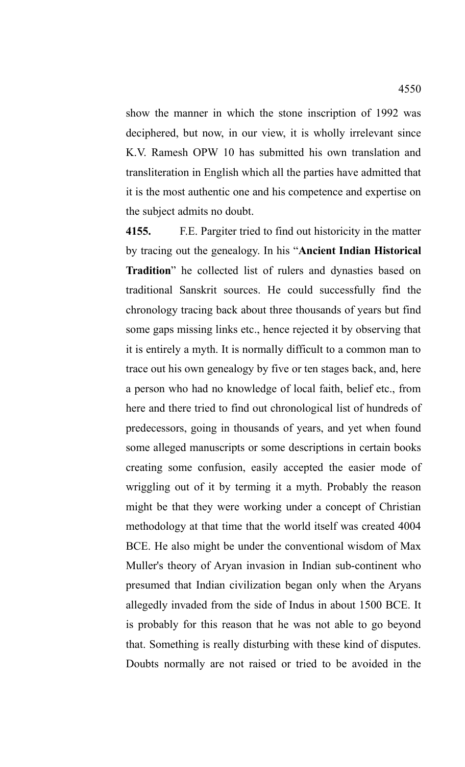show the manner in which the stone inscription of 1992 was deciphered, but now, in our view, it is wholly irrelevant since K.V. Ramesh OPW 10 has submitted his own translation and transliteration in English which all the parties have admitted that it is the most authentic one and his competence and expertise on the subject admits no doubt.

**4155.** F.E. Pargiter tried to find out historicity in the matter by tracing out the genealogy. In his "**Ancient Indian Historical Tradition**" he collected list of rulers and dynasties based on traditional Sanskrit sources. He could successfully find the chronology tracing back about three thousands of years but find some gaps missing links etc., hence rejected it by observing that it is entirely a myth. It is normally difficult to a common man to trace out his own genealogy by five or ten stages back, and, here a person who had no knowledge of local faith, belief etc., from here and there tried to find out chronological list of hundreds of predecessors, going in thousands of years, and yet when found some alleged manuscripts or some descriptions in certain books creating some confusion, easily accepted the easier mode of wriggling out of it by terming it a myth. Probably the reason might be that they were working under a concept of Christian methodology at that time that the world itself was created 4004 BCE. He also might be under the conventional wisdom of Max Muller's theory of Aryan invasion in Indian sub-continent who presumed that Indian civilization began only when the Aryans allegedly invaded from the side of Indus in about 1500 BCE. It is probably for this reason that he was not able to go beyond that. Something is really disturbing with these kind of disputes. Doubts normally are not raised or tried to be avoided in the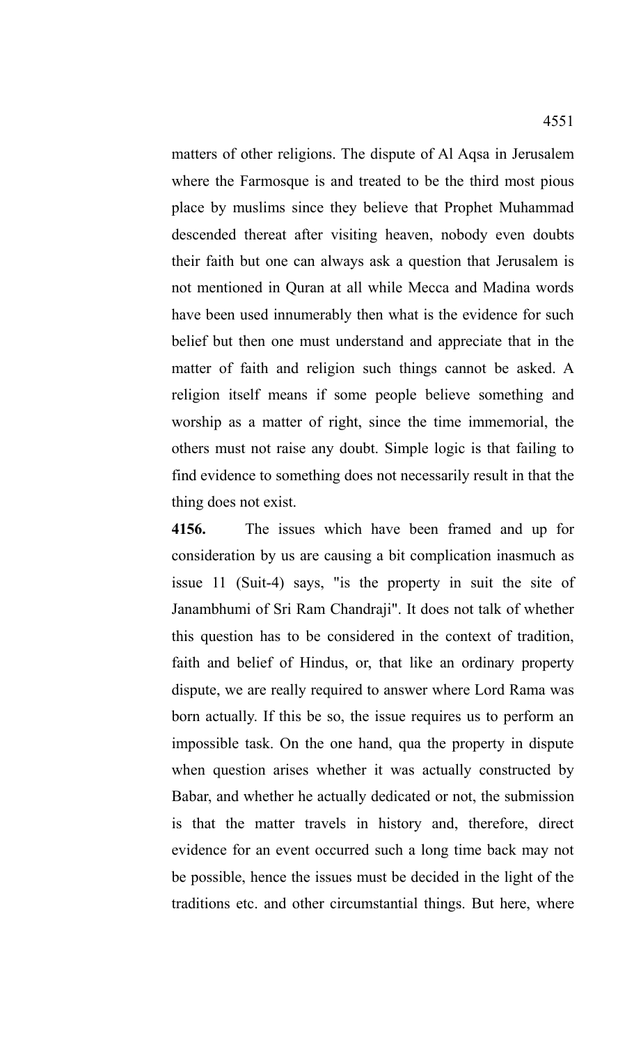matters of other religions. The dispute of Al Aqsa in Jerusalem where the Farmosque is and treated to be the third most pious place by muslims since they believe that Prophet Muhammad descended thereat after visiting heaven, nobody even doubts their faith but one can always ask a question that Jerusalem is not mentioned in Quran at all while Mecca and Madina words have been used innumerably then what is the evidence for such belief but then one must understand and appreciate that in the matter of faith and religion such things cannot be asked. A religion itself means if some people believe something and worship as a matter of right, since the time immemorial, the others must not raise any doubt. Simple logic is that failing to find evidence to something does not necessarily result in that the thing does not exist.

**4156.** The issues which have been framed and up for consideration by us are causing a bit complication inasmuch as issue 11 (Suit-4) says, "is the property in suit the site of Janambhumi of Sri Ram Chandraji". It does not talk of whether this question has to be considered in the context of tradition, faith and belief of Hindus, or, that like an ordinary property dispute, we are really required to answer where Lord Rama was born actually. If this be so, the issue requires us to perform an impossible task. On the one hand, qua the property in dispute when question arises whether it was actually constructed by Babar, and whether he actually dedicated or not, the submission is that the matter travels in history and, therefore, direct evidence for an event occurred such a long time back may not be possible, hence the issues must be decided in the light of the traditions etc. and other circumstantial things. But here, where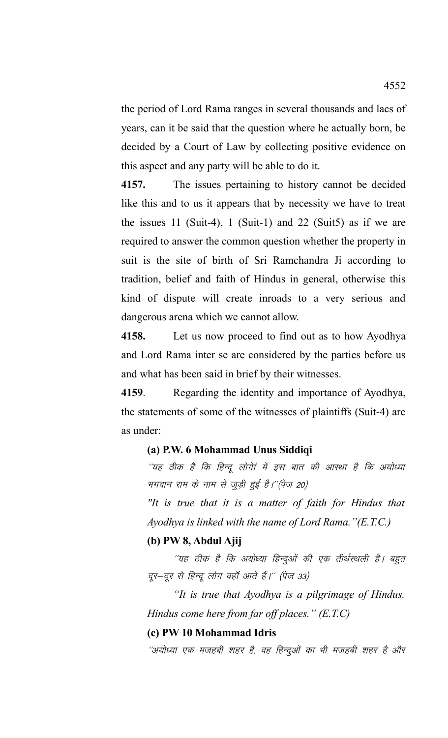the period of Lord Rama ranges in several thousands and lacs of years, can it be said that the question where he actually born, be decided by a Court of Law by collecting positive evidence on this aspect and any party will be able to do it.

**4157.** The issues pertaining to history cannot be decided like this and to us it appears that by necessity we have to treat the issues 11 (Suit-4), 1 (Suit-1) and 22 (Suit5) as if we are required to answer the common question whether the property in suit is the site of birth of Sri Ramchandra Ji according to tradition, belief and faith of Hindus in general, otherwise this kind of dispute will create inroads to a very serious and dangerous arena which we cannot allow.

**4158.** Let us now proceed to find out as to how Ayodhya and Lord Rama inter se are considered by the parties before us and what has been said in brief by their witnesses.

**4159**. Regarding the identity and importance of Ayodhya, the statements of some of the witnesses of plaintiffs (Suit-4) are as under:

**(a) P.W. 6 Mohammad Unus Siddiqi**

*''यह ठीक है कि हिन्दू लोगों में इस बात की आस्था है कि अयोध्या भगवान राम के नाम से जुड़ी हुई है।''(पेज 20)*

*"It is true that it is a matter of faith for Hindus that Ayodhya is linked with the name of Lord Rama."(E.T.C.)*

**(b) PW 8, Abdul Ajij**

*''यह ठीक है कि अयोध्या हिन्दुओं की एक तीर्थस्थली है। बहुत दूर–दूर से हिन्दू लोग वहाँ आते हैं।'' (पेज 33)*

*"It is true that Ayodhya is a pilgrimage of Hindus. Hindus come here from far off places." (E.T.C)*

**(c) PW 10 Mohammad Idris**

*''अयोध्या एक मजहबी शहर है, वह हिन्दुओं का भी मजहबी शहर है और*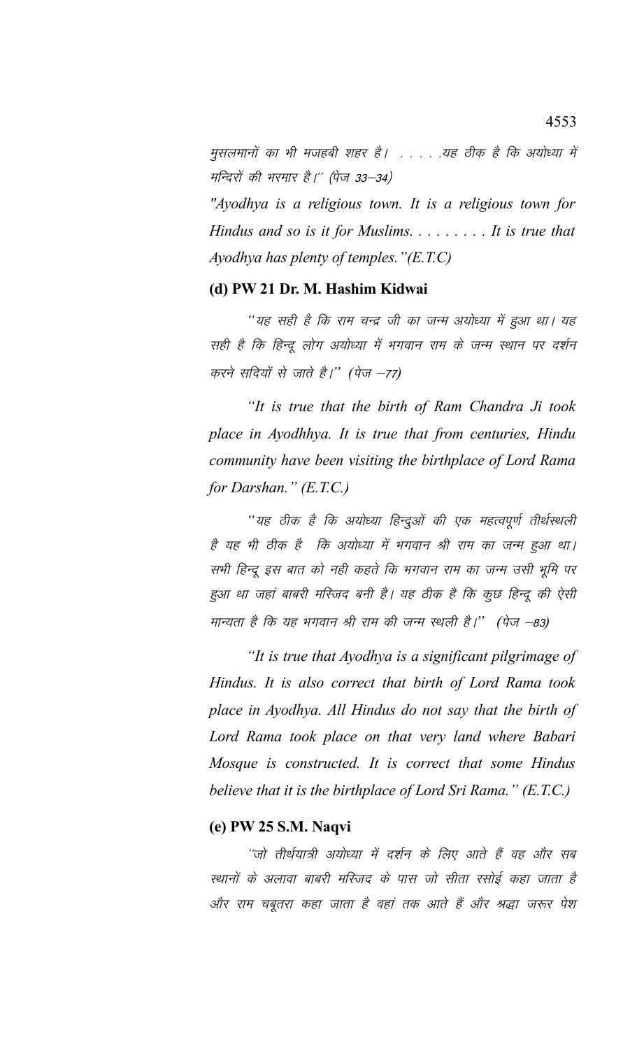मुसलमानों का भी मजहबी शहर है। . . . . .यह ठीक है कि अयोध्या में मन्दिरों की भरमार है।'' (पेज 33–34)

*"Ayodhya is a religious town. It is a religious town for Hindus and so is it for Muslims. . . . . . . . . It is true that Ayodhya has plenty of temples."(E.T.C)*

**(d) PW 21 Dr. M. Hashim Kidwai**

*''यह सही है कि राम चन्द्र जी का जन्म अयोध्या में हुआ था। यह सही है कि हिन्दू लोग अयोध्या में भगवान राम के जन्म स्थान पर दर्शन करने सदियों से जाते है।'' (पेज –77)*

*"It is true that the birth of Ram Chandra Ji took place in Ayodhhya. It is true that from centuries, Hindu community have been visiting the birthplace of Lord Rama for Darshan." (E.T.C.)*

*''यह ठीक है कि अयोध्या हिन्दुओं की एक महत्वपूर्ण तीर्थस्थली है यह भी ठीक है कि अयोध्या में भगवान श्री राम का जन्म हुआ था। सभी हिन्दू इस बात को नही कहते कि भगवान राम का जन्म उसी भूमि पर हुआ था जहां बाबरी मस्जिद बनी है। यह ठीक है कि कुछ हिन्दू की ऐसी मान्यता है कि यह भगवान श्री राम की जन्म स्थली है।'' (पेज –83)*

*"It is true that Ayodhya is a significant pilgrimage of Hindus. It is also correct that birth of Lord Rama took place in Ayodhya. All Hindus do not say that the birth of Lord Rama took place on that very land where Babari Mosque is constructed. It is correct that some Hindus believe that it is the birthplace of Lord Sri Rama." (E.T.C.)*

**(e) PW 25 S.M. Naqvi**

*''जो तीर्थयात्री अयोध्या में दर्शन के लिए आते हैं वह और सब स्थानों के अलावा बाबरी मस्जिद के पास जो सीता रसोई कहा जाता है और राम चबूतरा कहा जाता है वहां तक आते हैं और श्रद्धा जरूर पेश*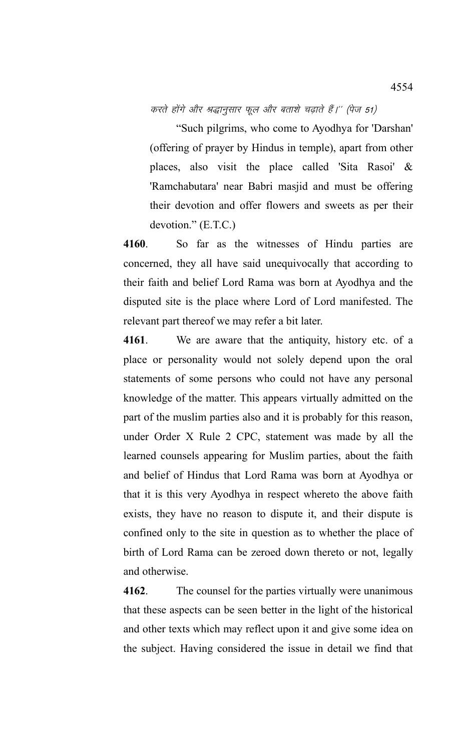करते होंगे और श्रद्धानुसार फूल और बताशे चढ़ाते हैं।'' (पेज 51)

"Such pilgrims, who come to Ayodhya for 'Darshan' (offering of prayer by Hindus in temple), apart from other places, also visit the place called 'Sita Rasoi' & 'Ramchabutara' near Babri masjid and must be offering their devotion and offer flowers and sweets as per their devotion." (E.T.C.)

**4160**. So far as the witnesses of Hindu parties are concerned, they all have said unequivocally that according to their faith and belief Lord Rama was born at Ayodhya and the disputed site is the place where Lord of Lord manifested. The relevant part thereof we may refer a bit later.

**4161**. We are aware that the antiquity, history etc. of a place or personality would not solely depend upon the oral statements of some persons who could not have any personal knowledge of the matter. This appears virtually admitted on the part of the muslim parties also and it is probably for this reason, under Order X Rule 2 CPC, statement was made by all the learned counsels appearing for Muslim parties, about the faith and belief of Hindus that Lord Rama was born at Ayodhya or that it is this very Ayodhya in respect whereto the above faith exists, they have no reason to dispute it, and their dispute is confined only to the site in question as to whether the place of birth of Lord Rama can be zeroed down thereto or not, legally and otherwise.

**4162**. The counsel for the parties virtually were unanimous that these aspects can be seen better in the light of the historical and other texts which may reflect upon it and give some idea on the subject. Having considered the issue in detail we find that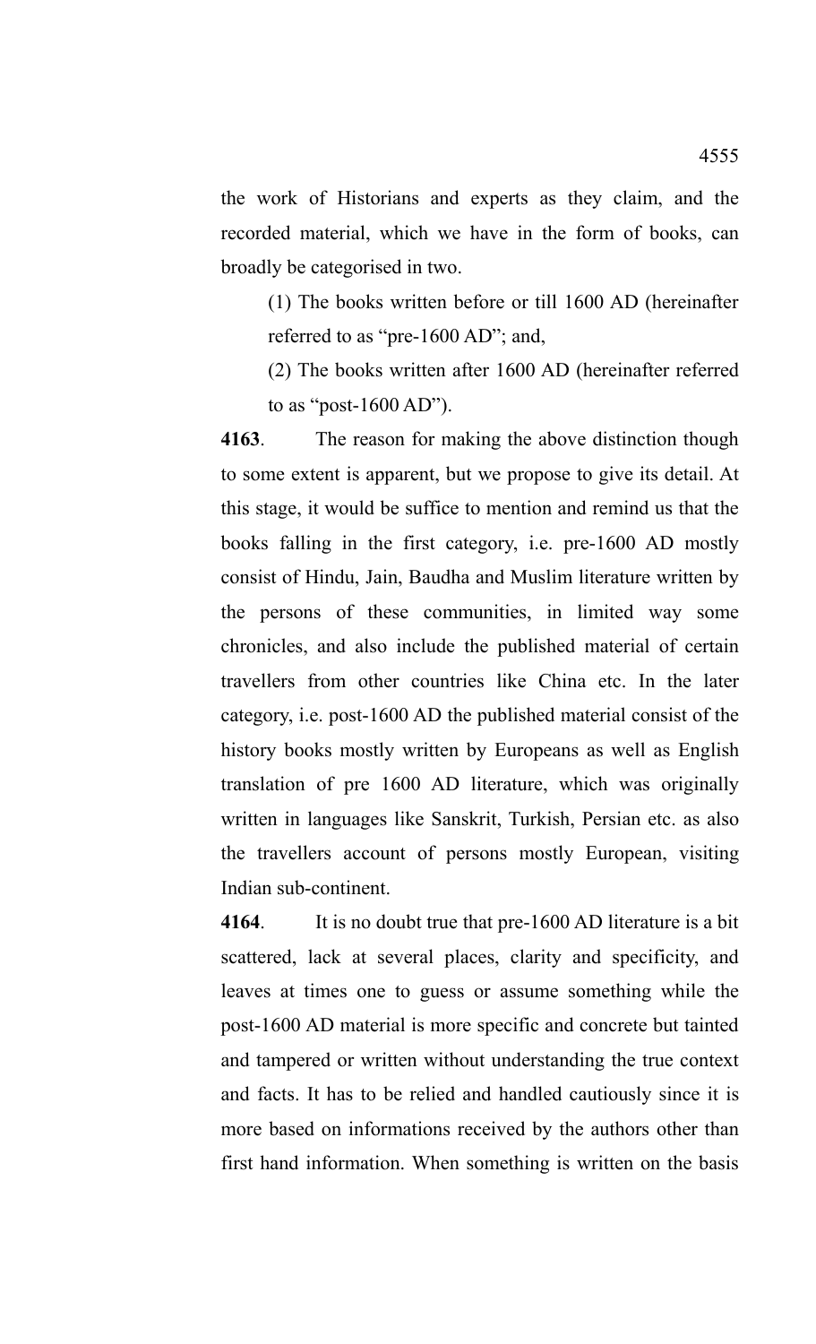the work of Historians and experts as they claim, and the recorded material, which we have in the form of books, can broadly be categorised in two.

(1) The books written before or till 1600 AD (hereinafter referred to as "pre-1600 AD"; and,

(2) The books written after 1600 AD (hereinafter referred to as "post-1600 AD").

**4163**. The reason for making the above distinction though to some extent is apparent, but we propose to give its detail. At this stage, it would be suffice to mention and remind us that the books falling in the first category, i.e. pre-1600 AD mostly consist of Hindu, Jain, Baudha and Muslim literature written by the persons of these communities, in limited way some chronicles, and also include the published material of certain travellers from other countries like China etc. In the later category, i.e. post-1600 AD the published material consist of the history books mostly written by Europeans as well as English translation of pre 1600 AD literature, which was originally written in languages like Sanskrit, Turkish, Persian etc. as also the travellers account of persons mostly European, visiting Indian sub-continent.

**4164**. It is no doubt true that pre-1600 AD literature is a bit scattered, lack at several places, clarity and specificity, and leaves at times one to guess or assume something while the post-1600 AD material is more specific and concrete but tainted and tampered or written without understanding the true context and facts. It has to be relied and handled cautiously since it is more based on informations received by the authors other than first hand information. When something is written on the basis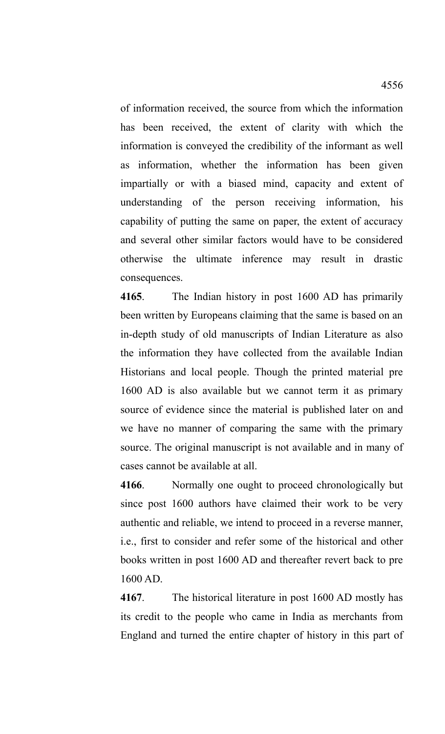of information received, the source from which the information has been received, the extent of clarity with which the information is conveyed the credibility of the informant as well as information, whether the information has been given impartially or with a biased mind, capacity and extent of understanding of the person receiving information, his capability of putting the same on paper, the extent of accuracy and several other similar factors would have to be considered otherwise the ultimate inference may result in drastic consequences.

**4165**. The Indian history in post 1600 AD has primarily been written by Europeans claiming that the same is based on an in-depth study of old manuscripts of Indian Literature as also the information they have collected from the available Indian Historians and local people. Though the printed material pre 1600 AD is also available but we cannot term it as primary source of evidence since the material is published later on and we have no manner of comparing the same with the primary source. The original manuscript is not available and in many of cases cannot be available at all.

**4166**. Normally one ought to proceed chronologically but since post 1600 authors have claimed their work to be very authentic and reliable, we intend to proceed in a reverse manner, i.e., first to consider and refer some of the historical and other books written in post 1600 AD and thereafter revert back to pre 1600 AD.

**4167**. The historical literature in post 1600 AD mostly has its credit to the people who came in India as merchants from England and turned the entire chapter of history in this part of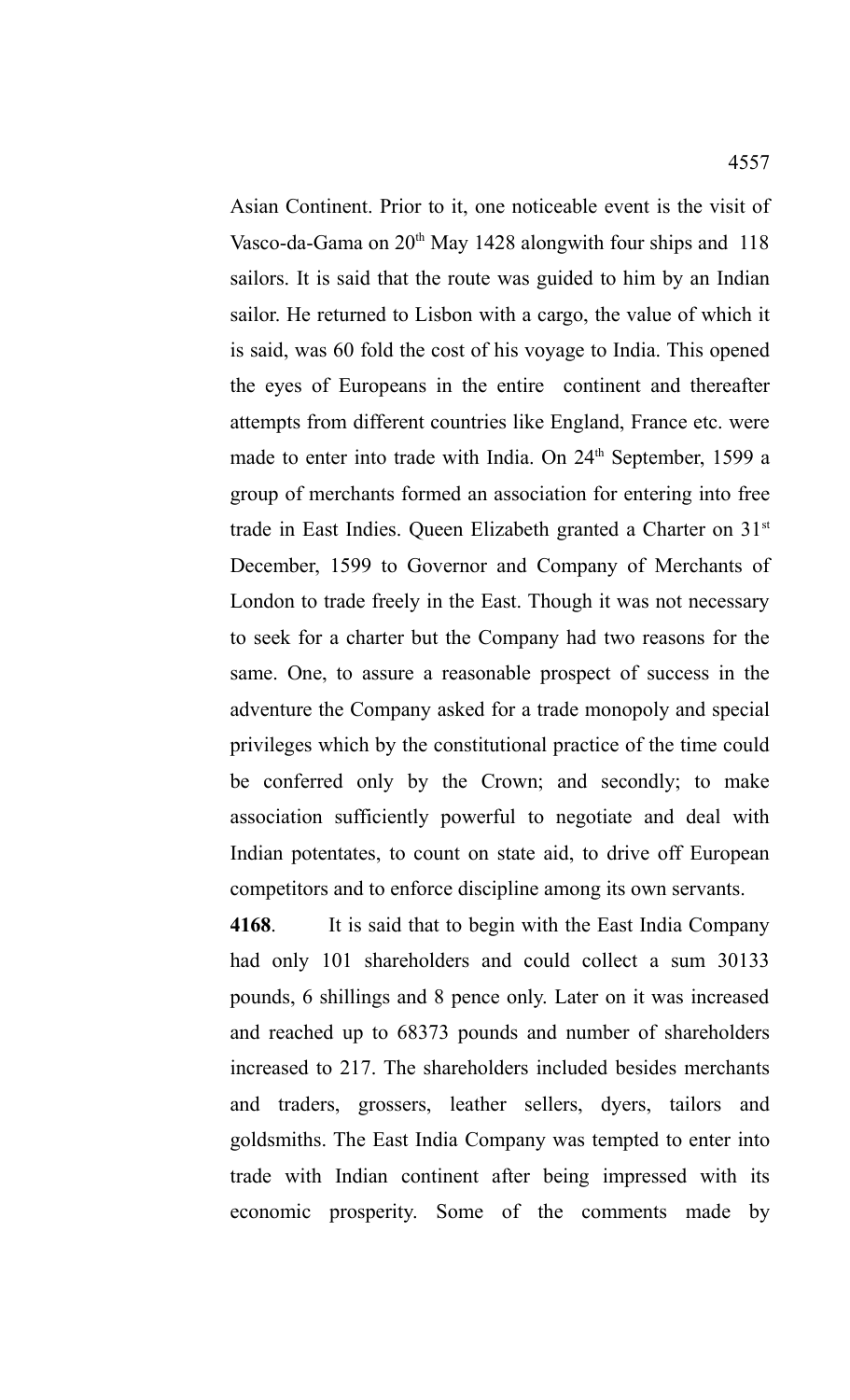Asian Continent. Prior to it, one noticeable event is the visit of Vasco-da-Gama on 20th May 1428 alongwith four ships and 118 sailors. It is said that the route was guided to him by an Indian sailor. He returned to Lisbon with a cargo, the value of which it is said, was 60 fold the cost of his voyage to India. This opened the eyes of Europeans in the entire continent and thereafter attempts from different countries like England, France etc. were made to enter into trade with India. On 24th September, 1599 a group of merchants formed an association for entering into free trade in East Indies. Queen Elizabeth granted a Charter on 31st December, 1599 to Governor and Company of Merchants of London to trade freely in the East. Though it was not necessary to seek for a charter but the Company had two reasons for the same. One, to assure a reasonable prospect of success in the adventure the Company asked for a trade monopoly and special privileges which by the constitutional practice of the time could be conferred only by the Crown; and secondly; to make association sufficiently powerful to negotiate and deal with Indian potentates, to count on state aid, to drive off European competitors and to enforce discipline among its own servants.

**4168**. It is said that to begin with the East India Company had only 101 shareholders and could collect a sum 30133 pounds, 6 shillings and 8 pence only. Later on it was increased and reached up to 68373 pounds and number of shareholders increased to 217. The shareholders included besides merchants and traders, grossers, leather sellers, dyers, tailors and goldsmiths. The East India Company was tempted to enter into trade with Indian continent after being impressed with its economic prosperity. Some of the comments made by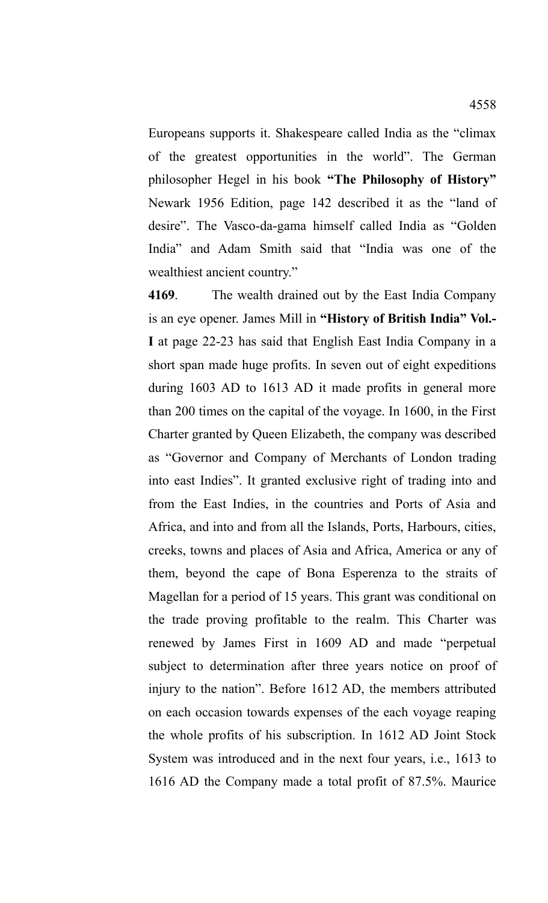Europeans supports it. Shakespeare called India as the "climax of the greatest opportunities in the world". The German philosopher Hegel in his book **"The Philosophy of History"** Newark 1956 Edition, page 142 described it as the "land of desire". The Vasco-da-gama himself called India as "Golden India" and Adam Smith said that "India was one of the wealthiest ancient country."

**4169**. The wealth drained out by the East India Company is an eye opener. James Mill in **"History of British India" Vol.-I** at page 22-23 has said that English East India Company in a short span made huge profits. In seven out of eight expeditions during 1603 AD to 1613 AD it made profits in general more than 200 times on the capital of the voyage. In 1600, in the First Charter granted by Queen Elizabeth, the company was described as "Governor and Company of Merchants of London trading into east Indies". It granted exclusive right of trading into and from the East Indies, in the countries and Ports of Asia and Africa, and into and from all the Islands, Ports, Harbours, cities, creeks, towns and places of Asia and Africa, America or any of them, beyond the cape of Bona Esperenza to the straits of Magellan for a period of 15 years. This grant was conditional on the trade proving profitable to the realm. This Charter was renewed by James First in 1609 AD and made "perpetual subject to determination after three years notice on proof of injury to the nation". Before 1612 AD, the members attributed on each occasion towards expenses of the each voyage reaping the whole profits of his subscription. In 1612 AD Joint Stock System was introduced and in the next four years, i.e., 1613 to 1616 AD the Company made a total profit of 87.5%. Maurice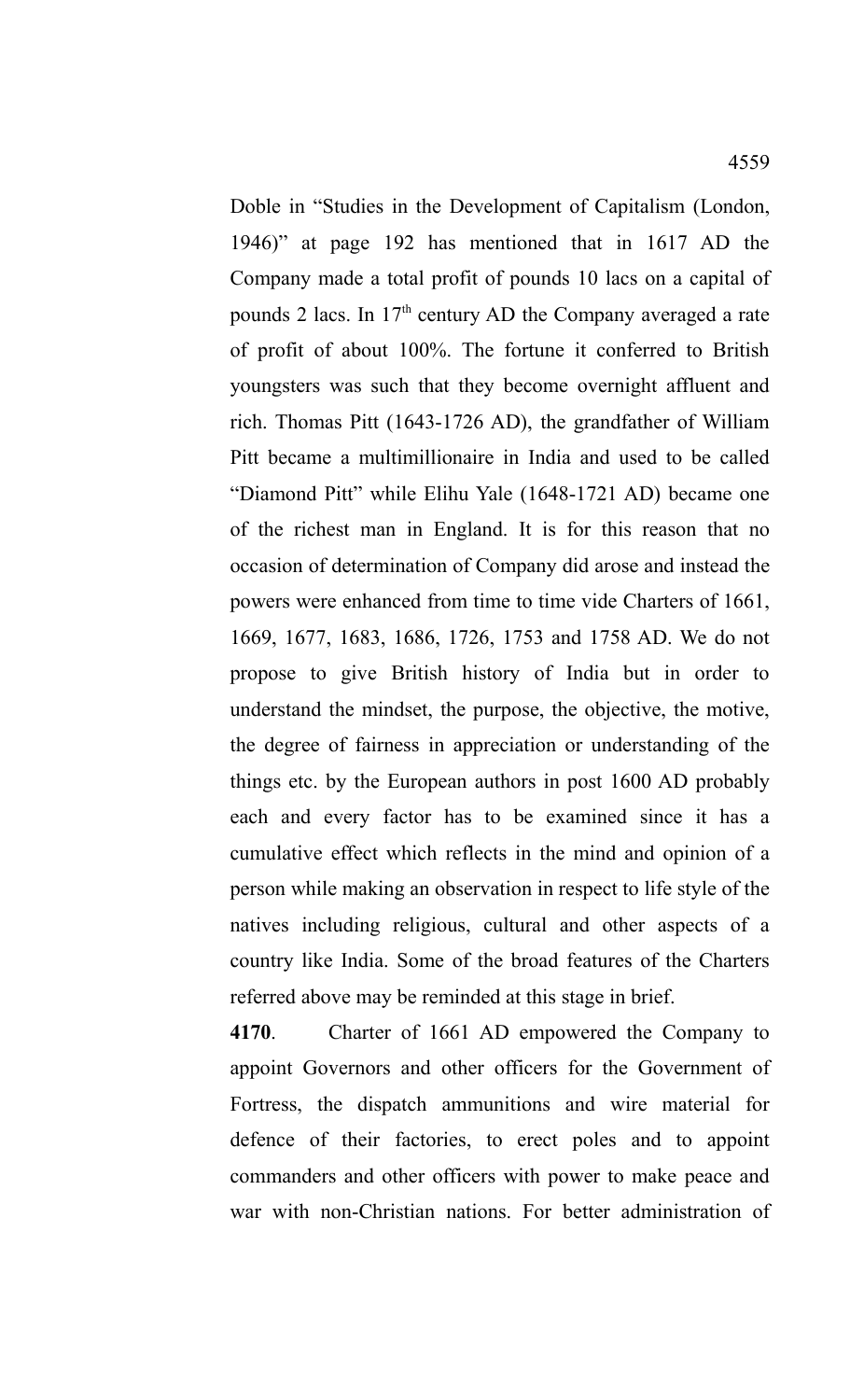Doble in "Studies in the Development of Capitalism (London, 1946)" at page 192 has mentioned that in 1617 AD the Company made a total profit of pounds 10 lacs on a capital of pounds 2 lacs. In 17th century AD the Company averaged a rate of profit of about 100%. The fortune it conferred to British youngsters was such that they become overnight affluent and rich. Thomas Pitt (1643-1726 AD), the grandfather of William Pitt became a multimillionaire in India and used to be called "Diamond Pitt" while Elihu Yale (1648-1721 AD) became one of the richest man in England. It is for this reason that no occasion of determination of Company did arose and instead the powers were enhanced from time to time vide Charters of 1661, 1669, 1677, 1683, 1686, 1726, 1753 and 1758 AD. We do not propose to give British history of India but in order to understand the mindset, the purpose, the objective, the motive, the degree of fairness in appreciation or understanding of the things etc. by the European authors in post 1600 AD probably each and every factor has to be examined since it has a cumulative effect which reflects in the mind and opinion of a person while making an observation in respect to life style of the natives including religious, cultural and other aspects of a country like India. Some of the broad features of the Charters referred above may be reminded at this stage in brief.

**4170**. Charter of 1661 AD empowered the Company to appoint Governors and other officers for the Government of Fortress, the dispatch ammunitions and wire material for defence of their factories, to erect poles and to appoint commanders and other officers with power to make peace and war with non-Christian nations. For better administration of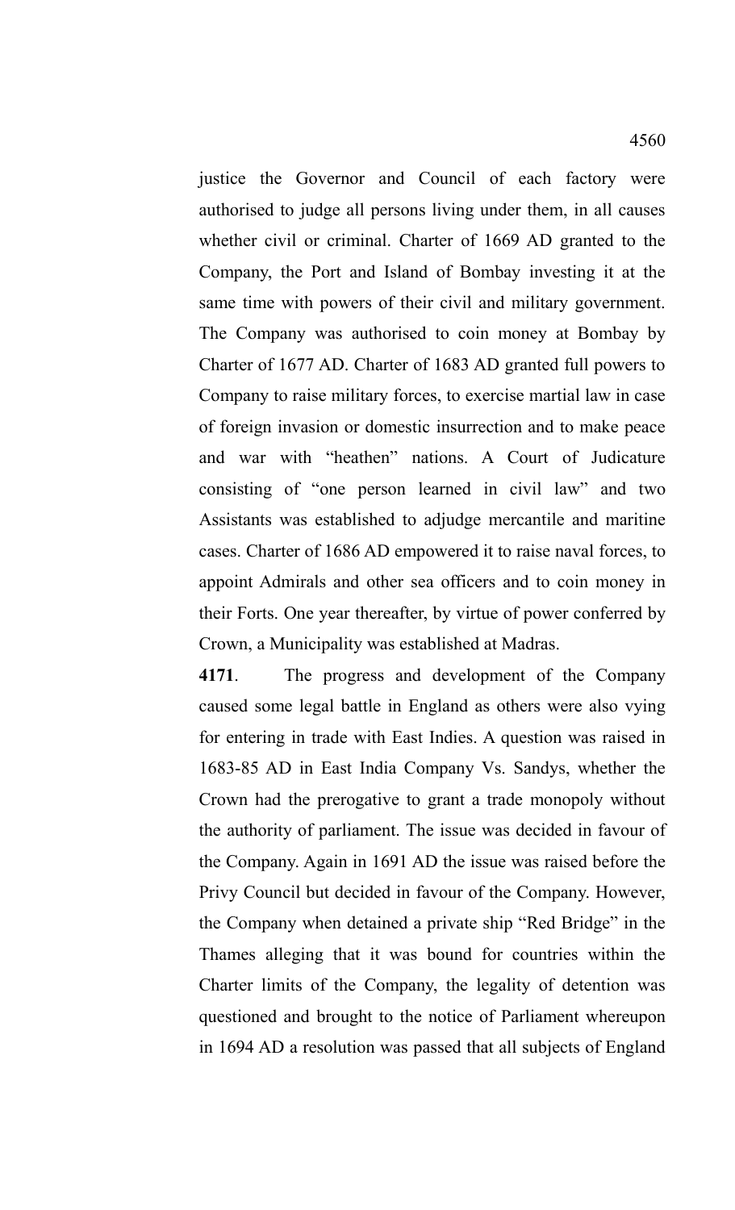justice the Governor and Council of each factory were authorised to judge all persons living under them, in all causes whether civil or criminal. Charter of 1669 AD granted to the Company, the Port and Island of Bombay investing it at the same time with powers of their civil and military government. The Company was authorised to coin money at Bombay by Charter of 1677 AD. Charter of 1683 AD granted full powers to Company to raise military forces, to exercise martial law in case of foreign invasion or domestic insurrection and to make peace and war with "heathen" nations. A Court of Judicature consisting of "one person learned in civil law" and two Assistants was established to adjudge mercantile and maritine cases. Charter of 1686 AD empowered it to raise naval forces, to appoint Admirals and other sea officers and to coin money in their Forts. One year thereafter, by virtue of power conferred by Crown, a Municipality was established at Madras.

**4171**. The progress and development of the Company caused some legal battle in England as others were also vying for entering in trade with East Indies. A question was raised in 1683-85 AD in East India Company Vs. Sandys, whether the Crown had the prerogative to grant a trade monopoly without the authority of parliament. The issue was decided in favour of the Company. Again in 1691 AD the issue was raised before the Privy Council but decided in favour of the Company. However, the Company when detained a private ship "Red Bridge" in the Thames alleging that it was bound for countries within the Charter limits of the Company, the legality of detention was questioned and brought to the notice of Parliament whereupon in 1694 AD a resolution was passed that all subjects of England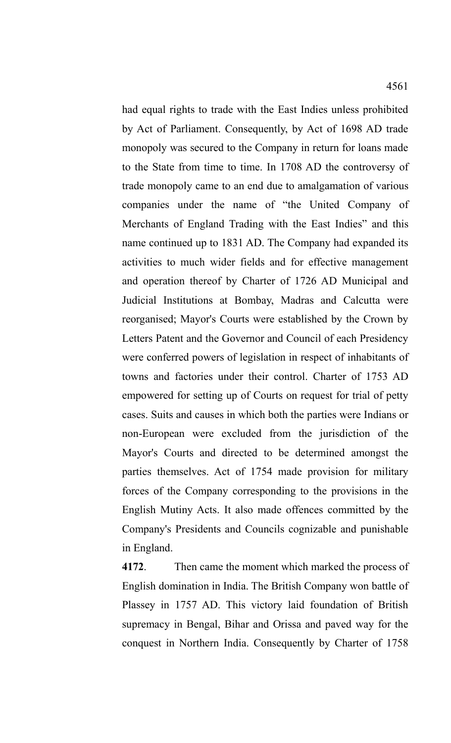had equal rights to trade with the East Indies unless prohibited by Act of Parliament. Consequently, by Act of 1698 AD trade monopoly was secured to the Company in return for loans made to the State from time to time. In 1708 AD the controversy of trade monopoly came to an end due to amalgamation of various companies under the name of "the United Company of Merchants of England Trading with the East Indies" and this name continued up to 1831 AD. The Company had expanded its activities to much wider fields and for effective management and operation thereof by Charter of 1726 AD Municipal and Judicial Institutions at Bombay, Madras and Calcutta were reorganised; Mayor's Courts were established by the Crown by Letters Patent and the Governor and Council of each Presidency were conferred powers of legislation in respect of inhabitants of towns and factories under their control. Charter of 1753 AD empowered for setting up of Courts on request for trial of petty cases. Suits and causes in which both the parties were Indians or non-European were excluded from the jurisdiction of the Mayor's Courts and directed to be determined amongst the parties themselves. Act of 1754 made provision for military forces of the Company corresponding to the provisions in the English Mutiny Acts. It also made offences committed by the Company's Presidents and Councils cognizable and punishable in England.

**4172**. Then came the moment which marked the process of English domination in India. The British Company won battle of Plassey in 1757 AD. This victory laid foundation of British supremacy in Bengal, Bihar and Orissa and paved way for the conquest in Northern India. Consequently by Charter of 1758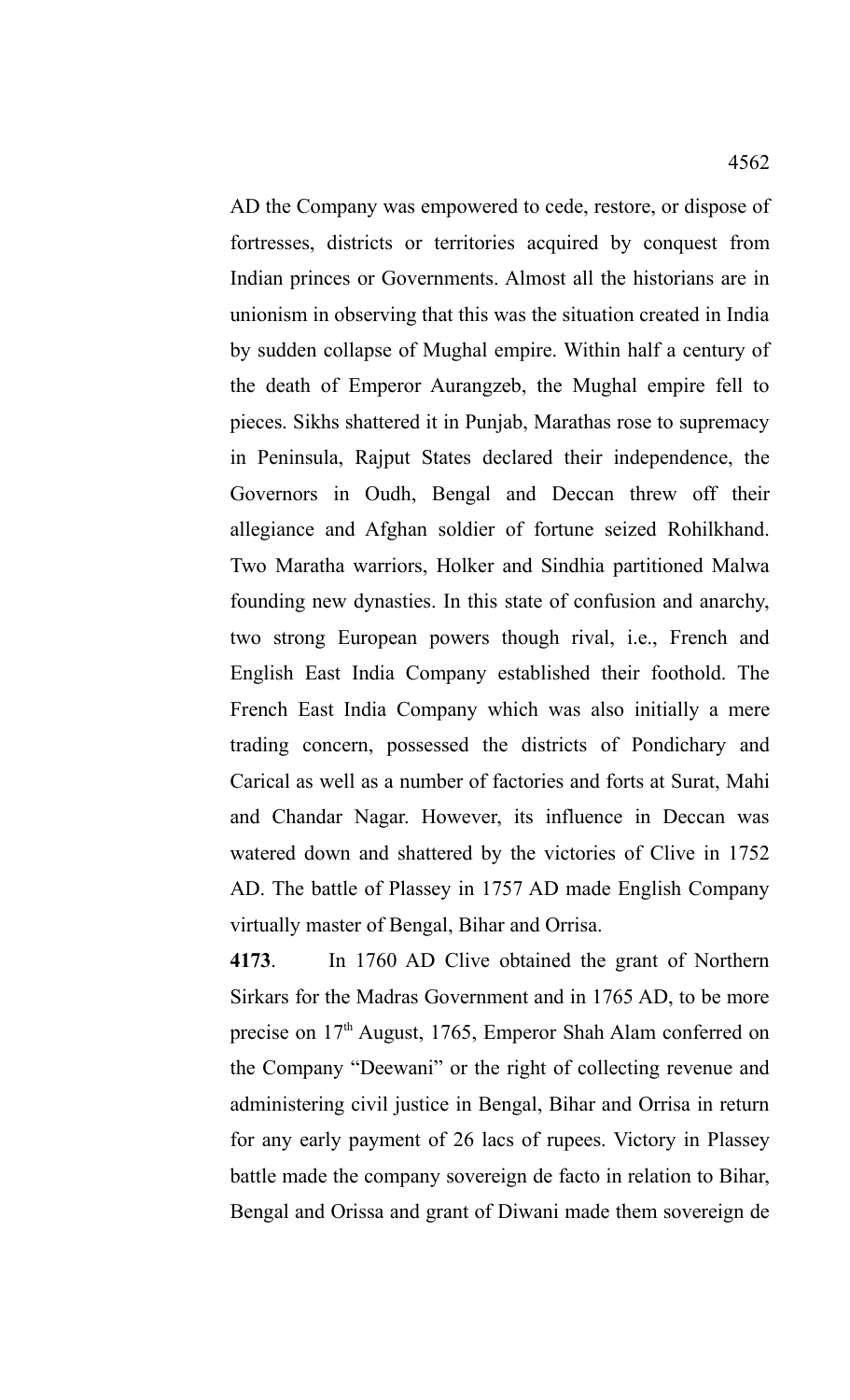AD the Company was empowered to cede, restore, or dispose of fortresses, districts or territories acquired by conquest from Indian princes or Governments. Almost all the historians are in unionism in observing that this was the situation created in India by sudden collapse of Mughal empire. Within half a century of the death of Emperor Aurangzeb, the Mughal empire fell to pieces. Sikhs shattered it in Punjab, Marathas rose to supremacy in Peninsula, Rajput States declared their independence, the Governors in Oudh, Bengal and Deccan threw off their allegiance and Afghan soldier of fortune seized Rohilkhand. Two Maratha warriors, Holker and Sindhia partitioned Malwa founding new dynasties. In this state of confusion and anarchy, two strong European powers though rival, i.e., French and English East India Company established their foothold. The French East India Company which was also initially a mere trading concern, possessed the districts of Pondichary and Carical as well as a number of factories and forts at Surat, Mahi and Chandar Nagar. However, its influence in Deccan was watered down and shattered by the victories of Clive in 1752 AD. The battle of Plassey in 1757 AD made English Company virtually master of Bengal, Bihar and Orrisa.

**4173**. In 1760 AD Clive obtained the grant of Northern Sirkars for the Madras Government and in 1765 AD, to be more precise on 17th August, 1765, Emperor Shah Alam conferred on the Company "Deewani" or the right of collecting revenue and administering civil justice in Bengal, Bihar and Orrisa in return for any early payment of 26 lacs of rupees. Victory in Plassey battle made the company sovereign de facto in relation to Bihar, Bengal and Orissa and grant of Diwani made them sovereign de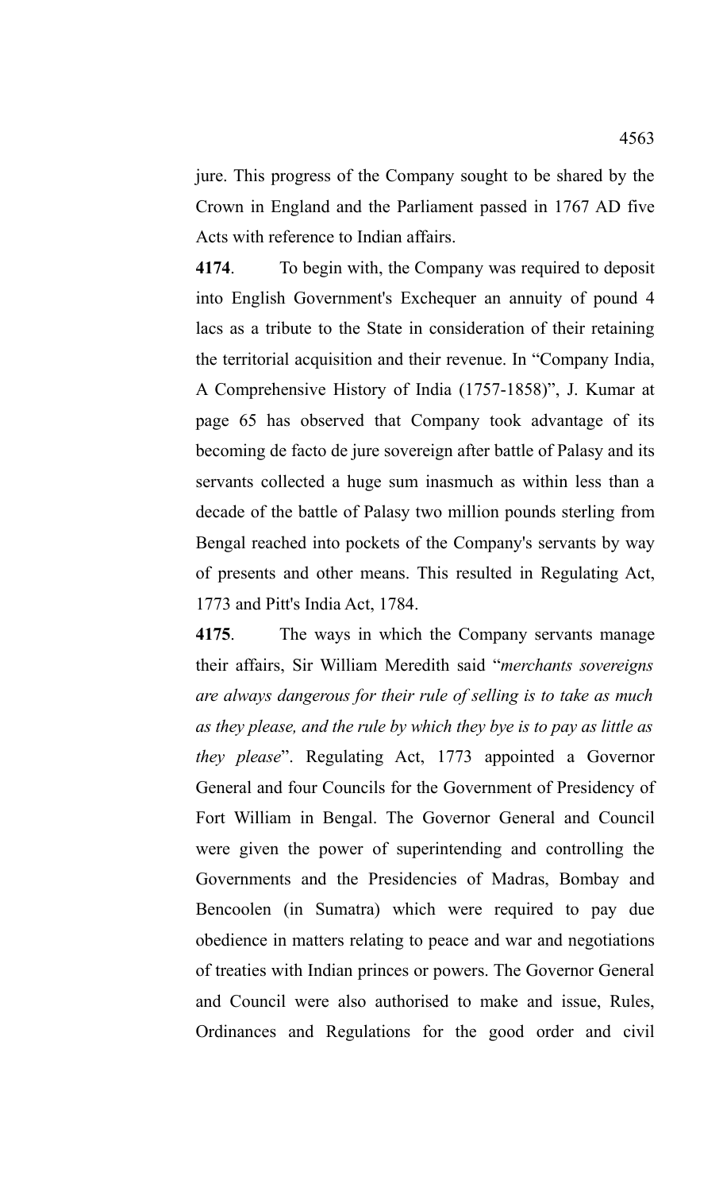jure. This progress of the Company sought to be shared by the Crown in England and the Parliament passed in 1767 AD five Acts with reference to Indian affairs.

**4174**. To begin with, the Company was required to deposit into English Government's Exchequer an annuity of pound 4 lacs as a tribute to the State in consideration of their retaining the territorial acquisition and their revenue. In "Company India, A Comprehensive History of India (1757-1858)", J. Kumar at page 65 has observed that Company took advantage of its becoming de facto de jure sovereign after battle of Palasy and its servants collected a huge sum inasmuch as within less than a decade of the battle of Palasy two million pounds sterling from Bengal reached into pockets of the Company's servants by way of presents and other means. This resulted in Regulating Act, 1773 and Pitt's India Act, 1784.

**4175**. The ways in which the Company servants manage their affairs, Sir William Meredith said "*merchants sovereigns are always dangerous for their rule of selling is to take as much as they please, and the rule by which they bye is to pay as little as they please*". Regulating Act, 1773 appointed a Governor General and four Councils for the Government of Presidency of Fort William in Bengal. The Governor General and Council were given the power of superintending and controlling the Governments and the Presidencies of Madras, Bombay and Bencoolen (in Sumatra) which were required to pay due obedience in matters relating to peace and war and negotiations of treaties with Indian princes or powers. The Governor General and Council were also authorised to make and issue, Rules, Ordinances and Regulations for the good order and civil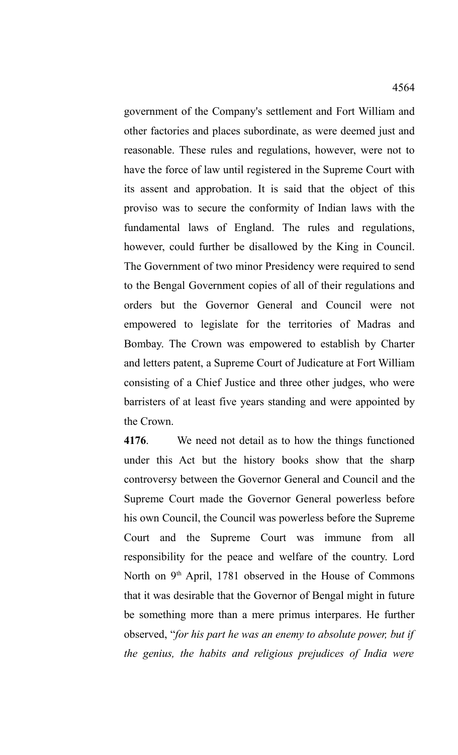government of the Company's settlement and Fort William and other factories and places subordinate, as were deemed just and reasonable. These rules and regulations, however, were not to have the force of law until registered in the Supreme Court with its assent and approbation. It is said that the object of this proviso was to secure the conformity of Indian laws with the fundamental laws of England. The rules and regulations, however, could further be disallowed by the King in Council. The Government of two minor Presidency were required to send to the Bengal Government copies of all of their regulations and orders but the Governor General and Council were not empowered to legislate for the territories of Madras and Bombay. The Crown was empowered to establish by Charter and letters patent, a Supreme Court of Judicature at Fort William consisting of a Chief Justice and three other judges, who were barristers of at least five years standing and were appointed by the Crown.

**4176**. We need not detail as to how the things functioned under this Act but the history books show that the sharp controversy between the Governor General and Council and the Supreme Court made the Governor General powerless before his own Council, the Council was powerless before the Supreme Court and the Supreme Court was immune from all responsibility for the peace and welfare of the country. Lord North on 9th April, 1781 observed in the House of Commons that it was desirable that the Governor of Bengal might in future be something more than a mere primus interpares. He further observed, "*for his part he was an enemy to absolute power, but if the genius, the habits and religious prejudices of India were*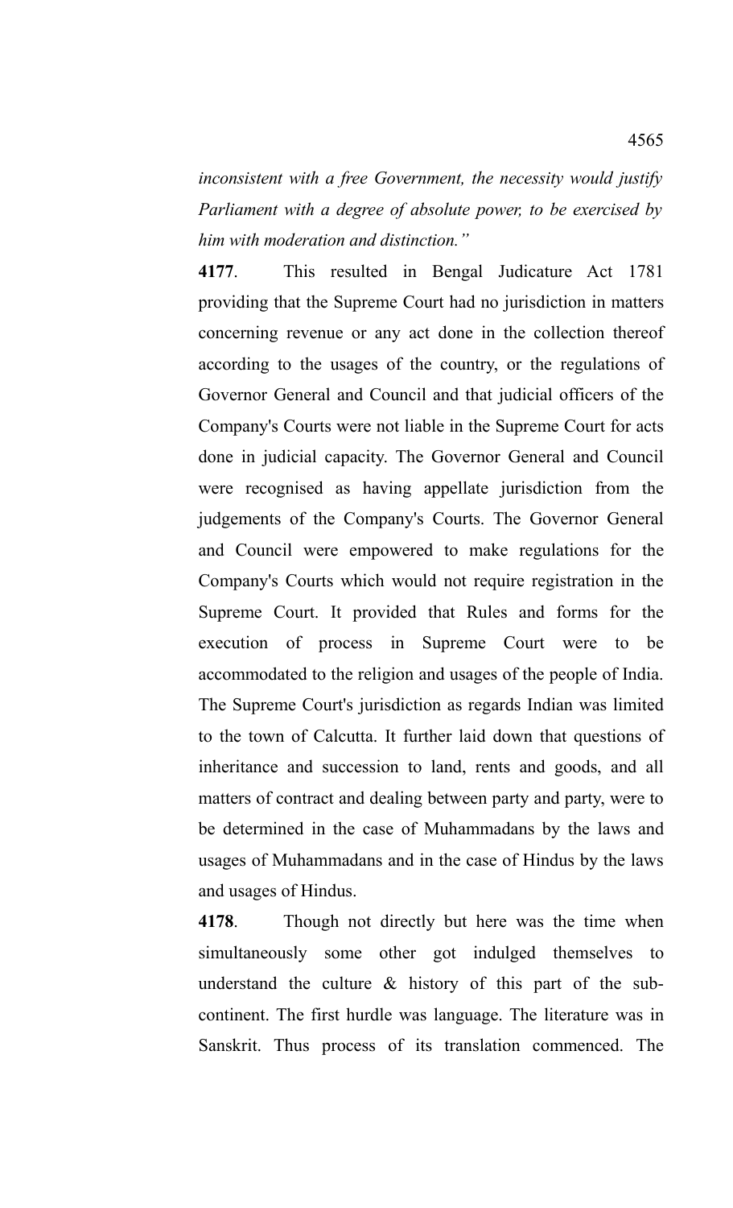*inconsistent with a free Government, the necessity would justify Parliament with a degree of absolute power, to be exercised by him with moderation and distinction."*

**4177**. This resulted in Bengal Judicature Act 1781 providing that the Supreme Court had no jurisdiction in matters concerning revenue or any act done in the collection thereof according to the usages of the country, or the regulations of Governor General and Council and that judicial officers of the Company's Courts were not liable in the Supreme Court for acts done in judicial capacity. The Governor General and Council were recognised as having appellate jurisdiction from the judgements of the Company's Courts. The Governor General and Council were empowered to make regulations for the Company's Courts which would not require registration in the Supreme Court. It provided that Rules and forms for the execution of process in Supreme Court were to be accommodated to the religion and usages of the people of India. The Supreme Court's jurisdiction as regards Indian was limited to the town of Calcutta. It further laid down that questions of inheritance and succession to land, rents and goods, and all matters of contract and dealing between party and party, were to be determined in the case of Muhammadans by the laws and usages of Muhammadans and in the case of Hindus by the laws and usages of Hindus.

**4178**. Though not directly but here was the time when simultaneously some other got indulged themselves to understand the culture & history of this part of the sub-continent. The first hurdle was language. The literature was in Sanskrit. Thus process of its translation commenced. The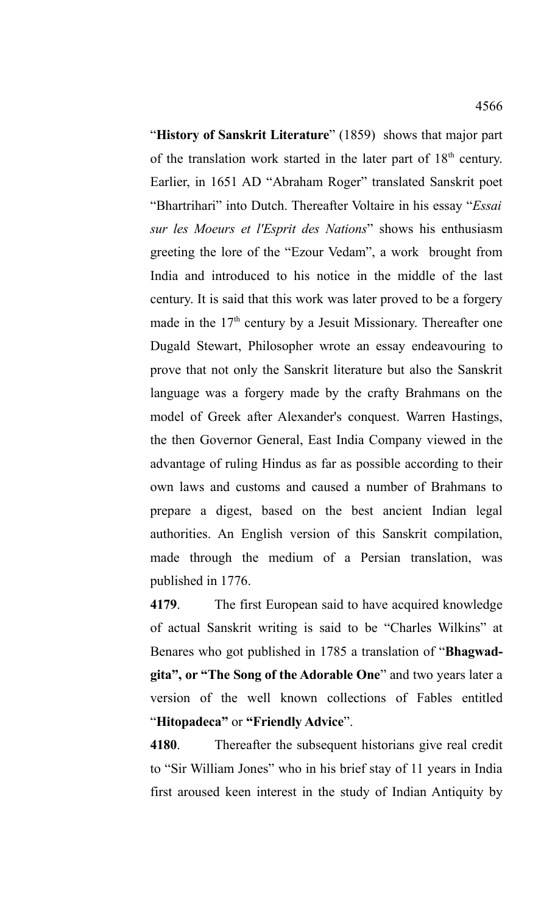"**History of Sanskrit Literature**" (1859) shows that major part of the translation work started in the later part of 18th century. Earlier, in 1651 AD "Abraham Roger" translated Sanskrit poet "Bhartrihari" into Dutch. Thereafter Voltaire in his essay "*Essai sur les Moeurs et l'Esprit des Nations*" shows his enthusiasm greeting the lore of the "Ezour Vedam", a work brought from India and introduced to his notice in the middle of the last century. It is said that this work was later proved to be a forgery made in the 17th century by a Jesuit Missionary. Thereafter one Dugald Stewart, Philosopher wrote an essay endeavouring to prove that not only the Sanskrit literature but also the Sanskrit language was a forgery made by the crafty Brahmans on the model of Greek after Alexander's conquest. Warren Hastings, the then Governor General, East India Company viewed in the advantage of ruling Hindus as far as possible according to their own laws and customs and caused a number of Brahmans to prepare a digest, based on the best ancient Indian legal authorities. An English version of this Sanskrit compilation, made through the medium of a Persian translation, was published in 1776.

**4179**. The first European said to have acquired knowledge of actual Sanskrit writing is said to be "Charles Wilkins" at Benares who got published in 1785 a translation of "**Bhagwad-gita", or "The Song of the Adorable One**" and two years later a version of the well known collections of Fables entitled "**Hitopadeca"** or **"Friendly Advice**".

**4180**. Thereafter the subsequent historians give real credit to "Sir William Jones" who in his brief stay of 11 years in India first aroused keen interest in the study of Indian Antiquity by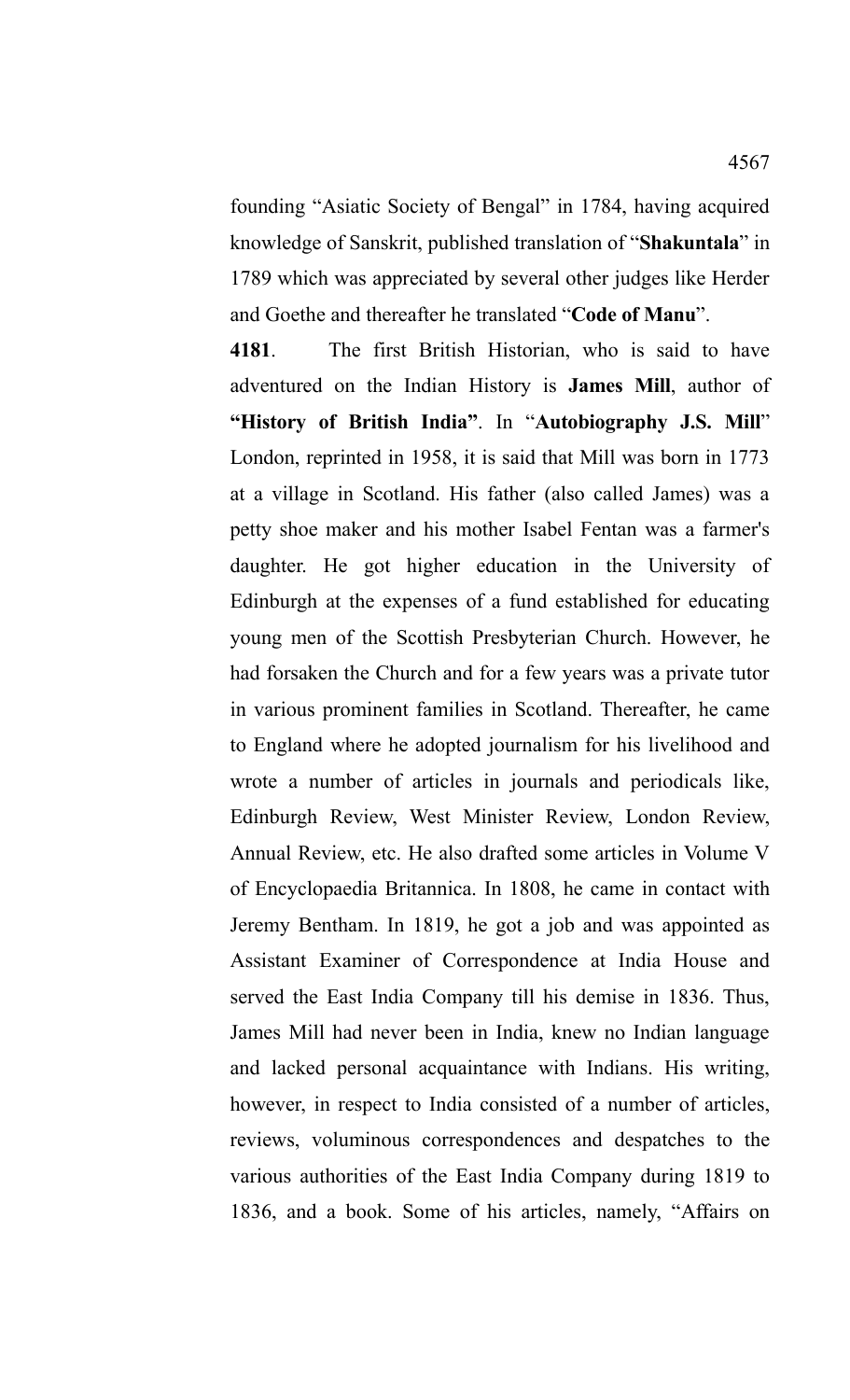founding "Asiatic Society of Bengal" in 1784, having acquired knowledge of Sanskrit, published translation of "**Shakuntala**" in 1789 which was appreciated by several other judges like Herder and Goethe and thereafter he translated "**Code of Manu**".

**4181**. The first British Historian, who is said to have adventured on the Indian History is **James Mill**, author of **"History of British India"**. In "**Autobiography J.S. Mill**" London, reprinted in 1958, it is said that Mill was born in 1773 at a village in Scotland. His father (also called James) was a petty shoe maker and his mother Isabel Fentan was a farmer's daughter. He got higher education in the University of Edinburgh at the expenses of a fund established for educating young men of the Scottish Presbyterian Church. However, he had forsaken the Church and for a few years was a private tutor in various prominent families in Scotland. Thereafter, he came to England where he adopted journalism for his livelihood and wrote a number of articles in journals and periodicals like, Edinburgh Review, West Minister Review, London Review, Annual Review, etc. He also drafted some articles in Volume V of Encyclopaedia Britannica. In 1808, he came in contact with Jeremy Bentham. In 1819, he got a job and was appointed as Assistant Examiner of Correspondence at India House and served the East India Company till his demise in 1836. Thus, James Mill had never been in India, knew no Indian language and lacked personal acquaintance with Indians. His writing, however, in respect to India consisted of a number of articles, reviews, voluminous correspondences and despatches to the various authorities of the East India Company during 1819 to 1836, and a book. Some of his articles, namely, "Affairs on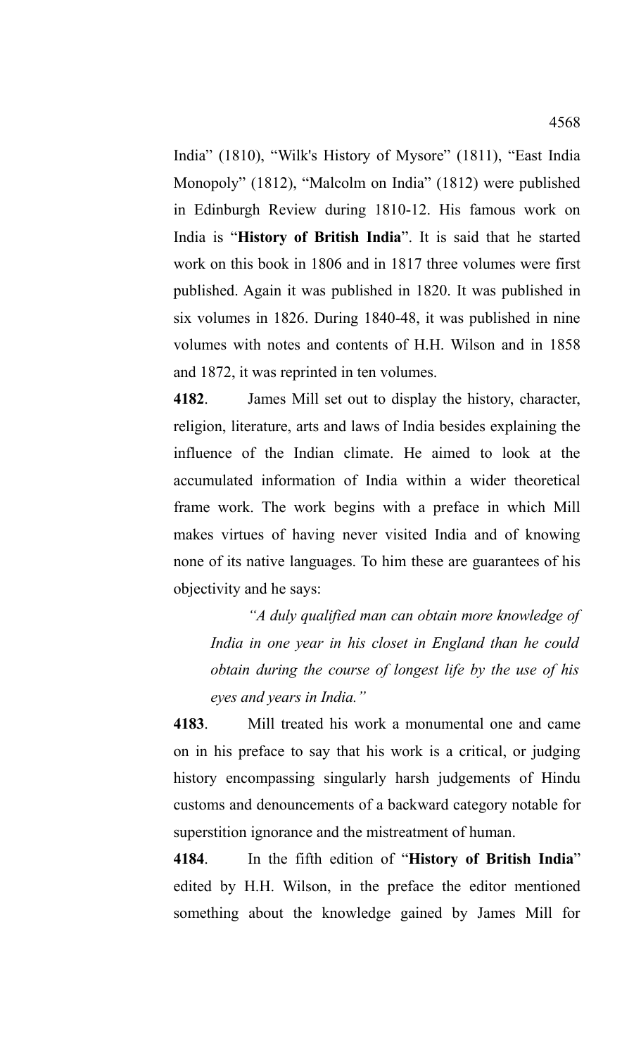India" (1810), "Wilk's History of Mysore" (1811), "East India Monopoly" (1812), "Malcolm on India" (1812) were published in Edinburgh Review during 1810-12. His famous work on India is "**History of British India**". It is said that he started work on this book in 1806 and in 1817 three volumes were first published. Again it was published in 1820. It was published in six volumes in 1826. During 1840-48, it was published in nine volumes with notes and contents of H.H. Wilson and in 1858 and 1872, it was reprinted in ten volumes.

**4182**. James Mill set out to display the history, character, religion, literature, arts and laws of India besides explaining the influence of the Indian climate. He aimed to look at the accumulated information of India within a wider theoretical frame work. The work begins with a preface in which Mill makes virtues of having never visited India and of knowing none of its native languages. To him these are guarantees of his objectivity and he says:

> *"A duly qualified man can obtain more knowledge of India in one year in his closet in England than he could obtain during the course of longest life by the use of his eyes and years in India."*

**4183**. Mill treated his work a monumental one and came on in his preface to say that his work is a critical, or judging history encompassing singularly harsh judgements of Hindu customs and denouncements of a backward category notable for superstition ignorance and the mistreatment of human.

**4184**. In the fifth edition of "**History of British India**" edited by H.H. Wilson, in the preface the editor mentioned something about the knowledge gained by James Mill for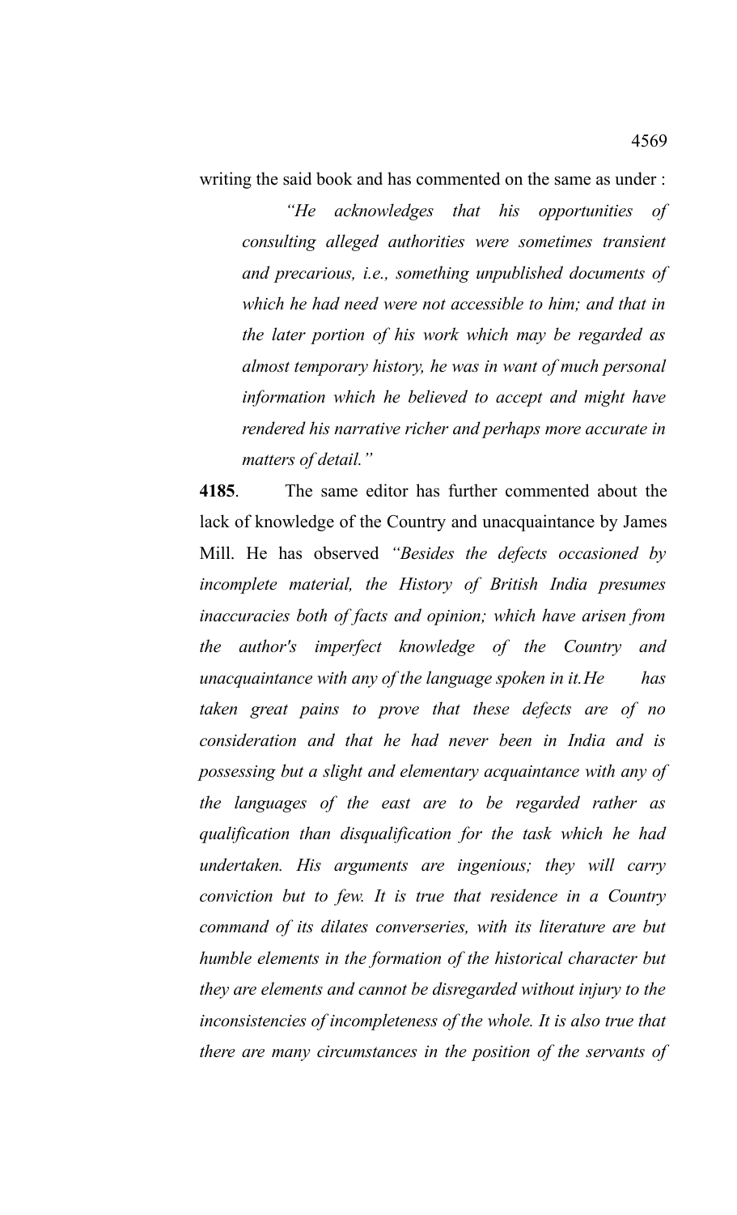writing the said book and has commented on the same as under :

> *"He acknowledges that his opportunities of consulting alleged authorities were sometimes transient and precarious, i.e., something unpublished documents of which he had need were not accessible to him; and that in the later portion of his work which may be regarded as almost temporary history, he was in want of much personal information which he believed to accept and might have rendered his narrative richer and perhaps more accurate in matters of detail."*

**4185**. The same editor has further commented about the lack of knowledge of the Country and unacquaintance by James Mill. He has observed *"Besides the defects occasioned by incomplete material, the History of British India presumes inaccuracies both of facts and opinion; which have arisen from the author's imperfect knowledge of the Country and unacquaintance with any of the language spoken in it.He has taken great pains to prove that these defects are of no consideration and that he had never been in India and is possessing but a slight and elementary acquaintance with any of the languages of the east are to be regarded rather as qualification than disqualification for the task which he had undertaken. His arguments are ingenious; they will carry conviction but to few. It is true that residence in a Country command of its dilates converseries, with its literature are but humble elements in the formation of the historical character but they are elements and cannot be disregarded without injury to the inconsistencies of incompleteness of the whole. It is also true that there are many circumstances in the position of the servants of*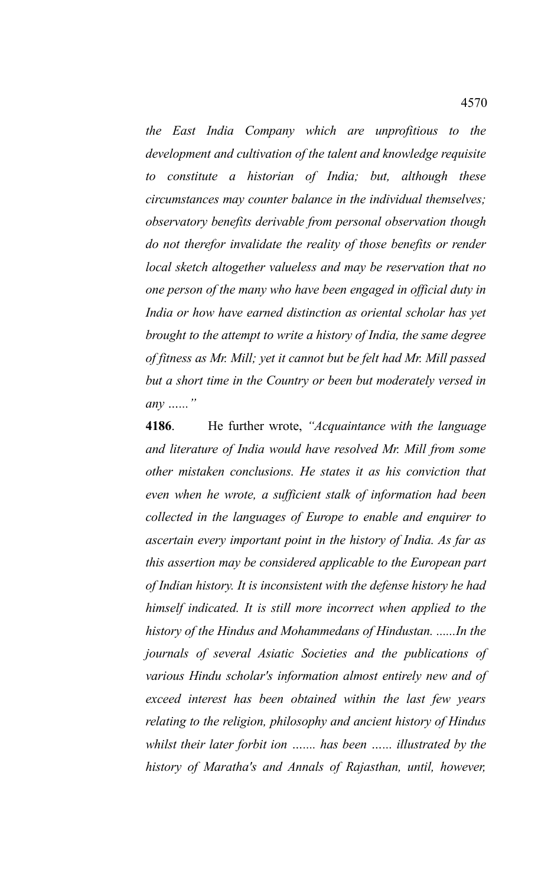*the East India Company which are unprofitious to the development and cultivation of the talent and knowledge requisite to constitute a historian of India; but, although these circumstances may counter balance in the individual themselves; observatory benefits derivable from personal observation though do not therefor invalidate the reality of those benefits or render local sketch altogether valueless and may be reservation that no one person of the many who have been engaged in official duty in India or how have earned distinction as oriental scholar has yet brought to the attempt to write a history of India, the same degree of fitness as Mr. Mill; yet it cannot but be felt had Mr. Mill passed but a short time in the Country or been but moderately versed in any ......"*

**4186**. He further wrote, *"Acquaintance with the language and literature of India would have resolved Mr. Mill from some other mistaken conclusions. He states it as his conviction that even when he wrote, a sufficient stalk of information had been collected in the languages of Europe to enable and enquirer to ascertain every important point in the history of India. As far as this assertion may be considered applicable to the European part of Indian history. It is inconsistent with the defense history he had himself indicated. It is still more incorrect when applied to the history of the Hindus and Mohammedans of Hindustan. ......In the journals of several Asiatic Societies and the publications of various Hindu scholar's information almost entirely new and of exceed interest has been obtained within the last few years relating to the religion, philosophy and ancient history of Hindus whilst their later forbit ion ....... has been ...... illustrated by the history of Maratha's and Annals of Rajasthan, until, however,*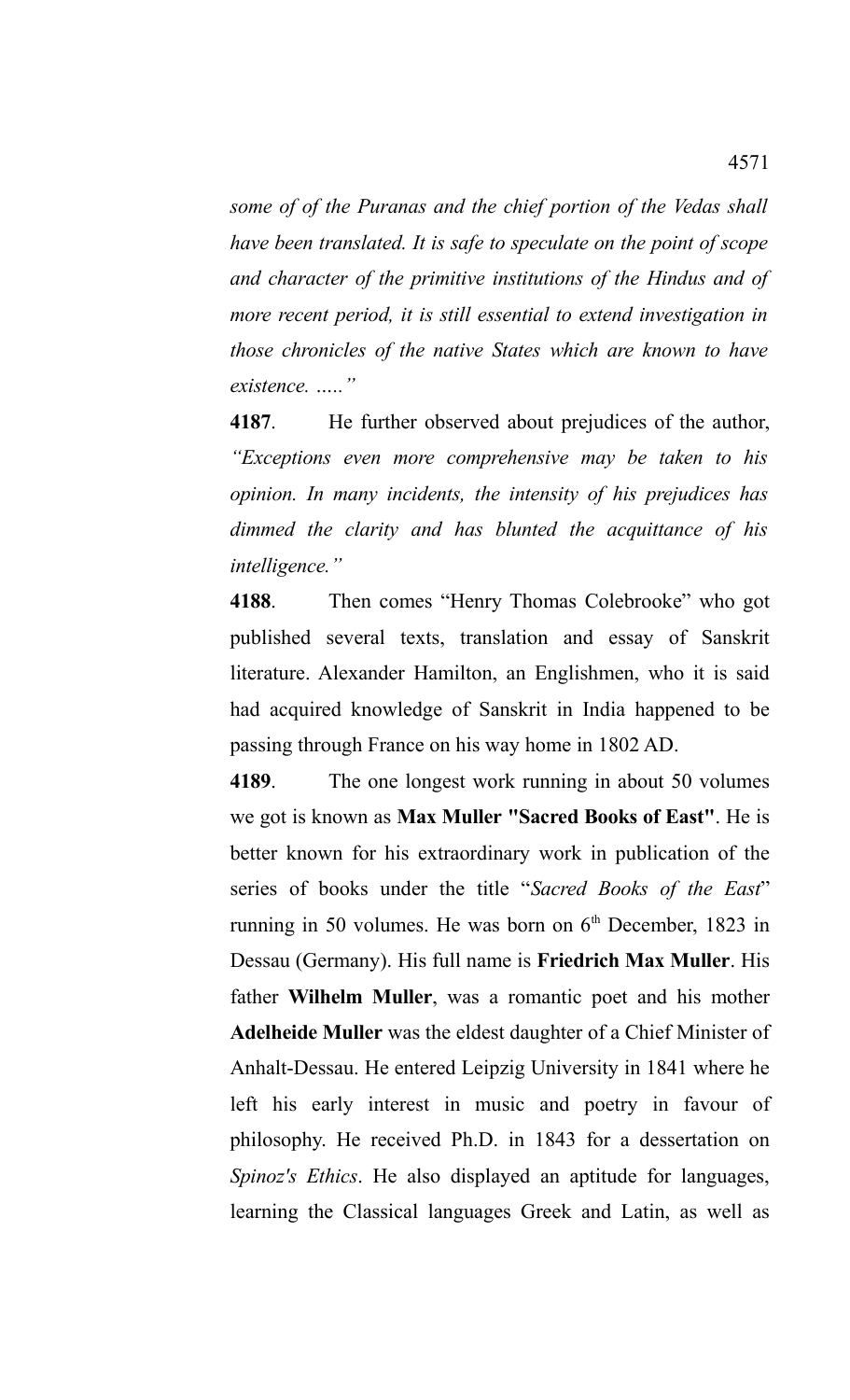*some of of the Puranas and the chief portion of the Vedas shall have been translated. It is safe to speculate on the point of scope and character of the primitive institutions of the Hindus and of more recent period, it is still essential to extend investigation in those chronicles of the native States which are known to have existence. .....”*

**4187**. He further observed about prejudices of the author, *“Exceptions even more comprehensive may be taken to his opinion. In many incidents, the intensity of his prejudices has dimmed the clarity and has blunted the acquittance of his intelligence.”*

**4188**. Then comes “Henry Thomas Colebrooke” who got published several texts, translation and essay of Sanskrit literature. Alexander Hamilton, an Englishmen, who it is said had acquired knowledge of Sanskrit in India happened to be passing through France on his way home in 1802 AD.

**4189**. The one longest work running in about 50 volumes we got is known as **Max Muller "Sacred Books of East"**. He is better known for his extraordinary work in publication of the series of books under the title “*Sacred Books of the East*” running in 50 volumes. He was born on 6th December, 1823 in Dessau (Germany). His full name is **Friedrich Max Muller**. His father **Wilhelm Muller**, was a romantic poet and his mother **Adelheide Muller** was the eldest daughter of a Chief Minister of Anhalt-Dessau. He entered Leipzig University in 1841 where he left his early interest in music and poetry in favour of philosophy. He received Ph.D. in 1843 for a dissertation on *Spinoz's Ethics*. He also displayed an aptitude for languages, learning the Classical languages Greek and Latin, as well as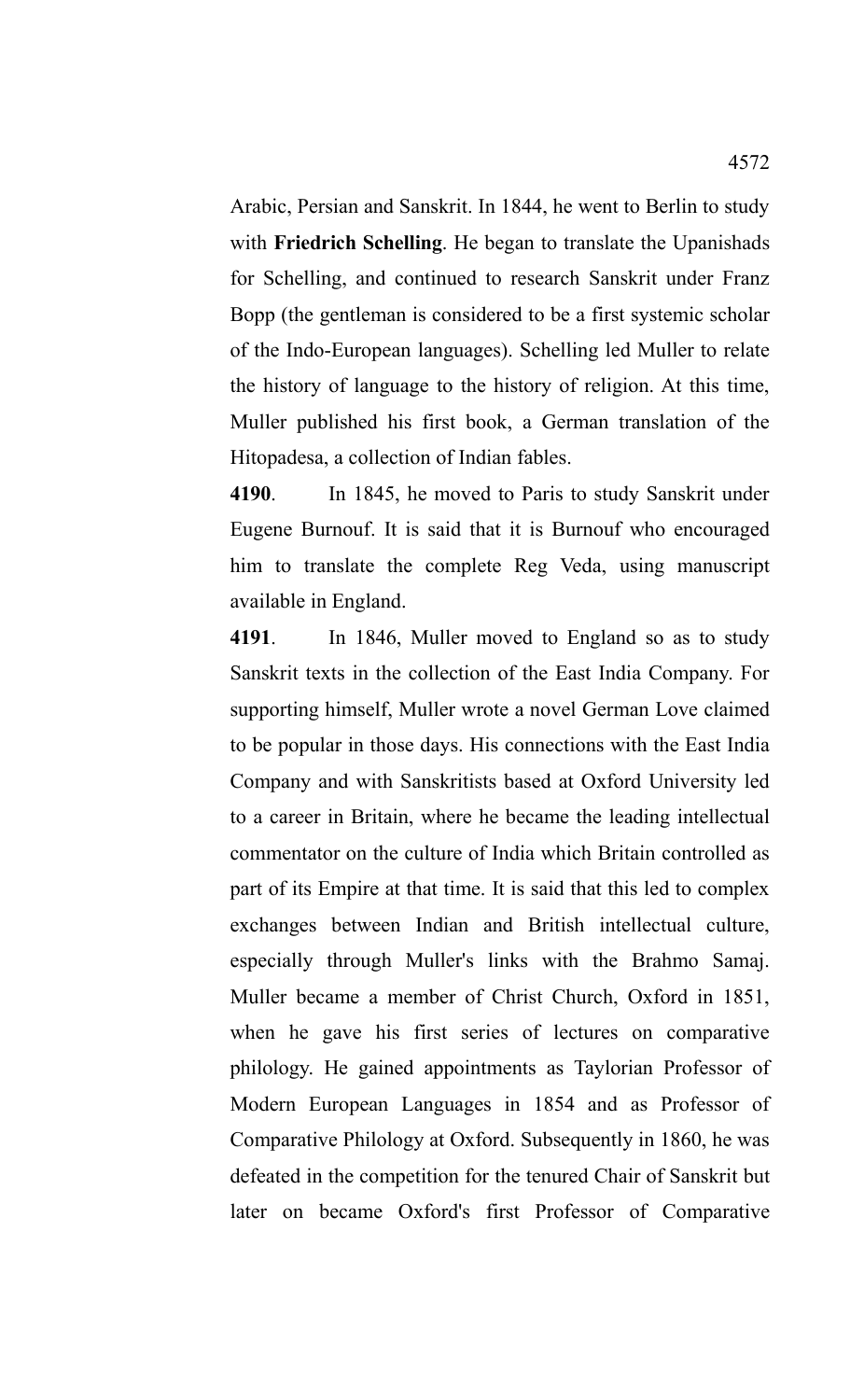Arabic, Persian and Sanskrit. In 1844, he went to Berlin to study with **Friedrich Schelling**. He began to translate the Upanishads for Schelling, and continued to research Sanskrit under Franz Bopp (the gentleman is considered to be a first systemic scholar of the Indo-European languages). Schelling led Muller to relate the history of language to the history of religion. At this time, Muller published his first book, a German translation of the Hitopadesa, a collection of Indian fables.

**4190**. In 1845, he moved to Paris to study Sanskrit under Eugene Burnouf. It is said that it is Burnouf who encouraged him to translate the complete Reg Veda, using manuscript available in England.

**4191**. In 1846, Muller moved to England so as to study Sanskrit texts in the collection of the East India Company. For supporting himself, Muller wrote a novel German Love claimed to be popular in those days. His connections with the East India Company and with Sanskritists based at Oxford University led to a career in Britain, where he became the leading intellectual commentator on the culture of India which Britain controlled as part of its Empire at that time. It is said that this led to complex exchanges between Indian and British intellectual culture, especially through Muller's links with the Brahmo Samaj. Muller became a member of Christ Church, Oxford in 1851, when he gave his first series of lectures on comparative philology. He gained appointments as Taylorian Professor of Modern European Languages in 1854 and as Professor of Comparative Philology at Oxford. Subsequently in 1860, he was defeated in the competition for the tenured Chair of Sanskrit but later on became Oxford's first Professor of Comparative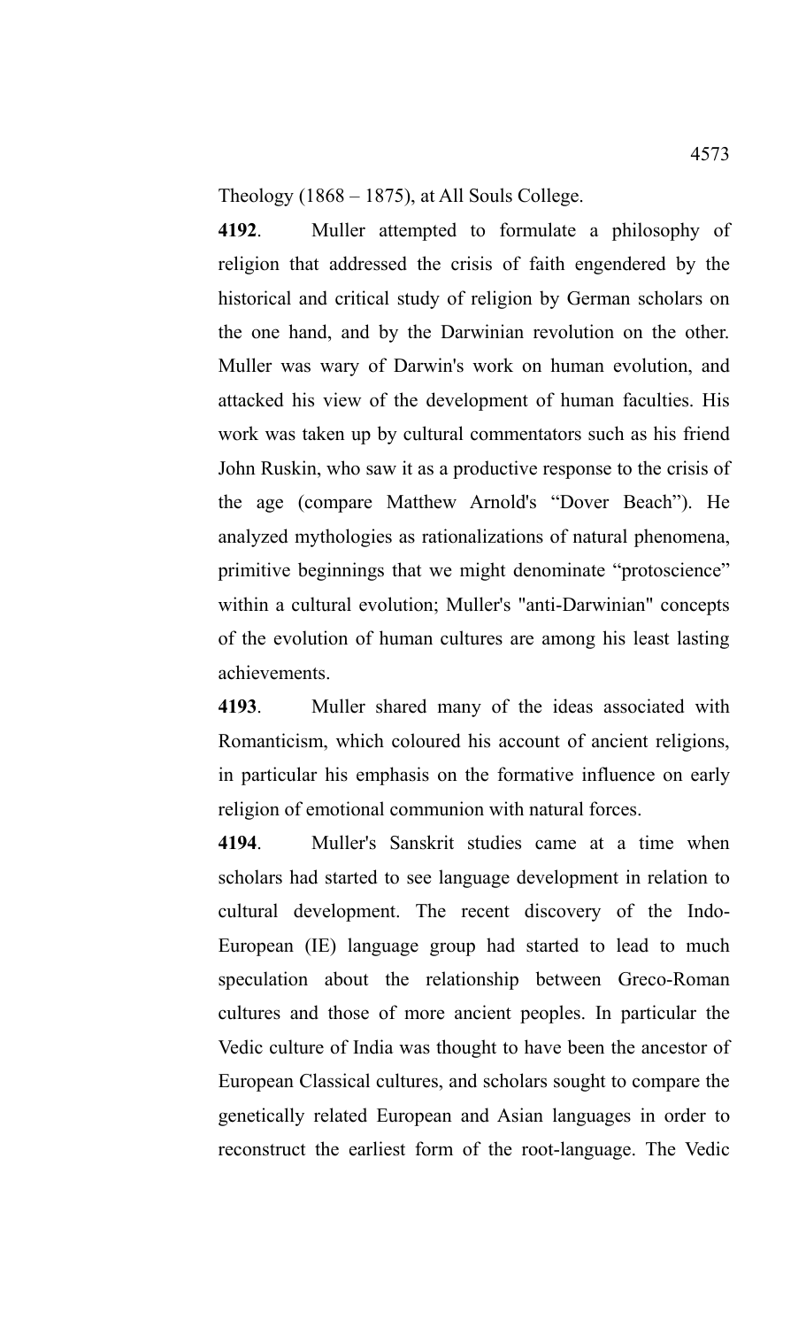Theology (1868 – 1875), at All Souls College.

**4192**. Muller attempted to formulate a philosophy of religion that addressed the crisis of faith engendered by the historical and critical study of religion by German scholars on the one hand, and by the Darwinian revolution on the other. Muller was wary of Darwin's work on human evolution, and attacked his view of the development of human faculties. His work was taken up by cultural commentators such as his friend John Ruskin, who saw it as a productive response to the crisis of the age (compare Matthew Arnold's "Dover Beach"). He analyzed mythologies as rationalizations of natural phenomena, primitive beginnings that we might denominate "protoscience" within a cultural evolution; Muller's "anti-Darwinian" concepts of the evolution of human cultures are among his least lasting achievements.

**4193**. Muller shared many of the ideas associated with Romanticism, which coloured his account of ancient religions, in particular his emphasis on the formative influence on early religion of emotional communion with natural forces.

**4194**. Muller's Sanskrit studies came at a time when scholars had started to see language development in relation to cultural development. The recent discovery of the Indo-European (IE) language group had started to lead to much speculation about the relationship between Greco-Roman cultures and those of more ancient peoples. In particular the Vedic culture of India was thought to have been the ancestor of European Classical cultures, and scholars sought to compare the genetically related European and Asian languages in order to reconstruct the earliest form of the root-language. The Vedic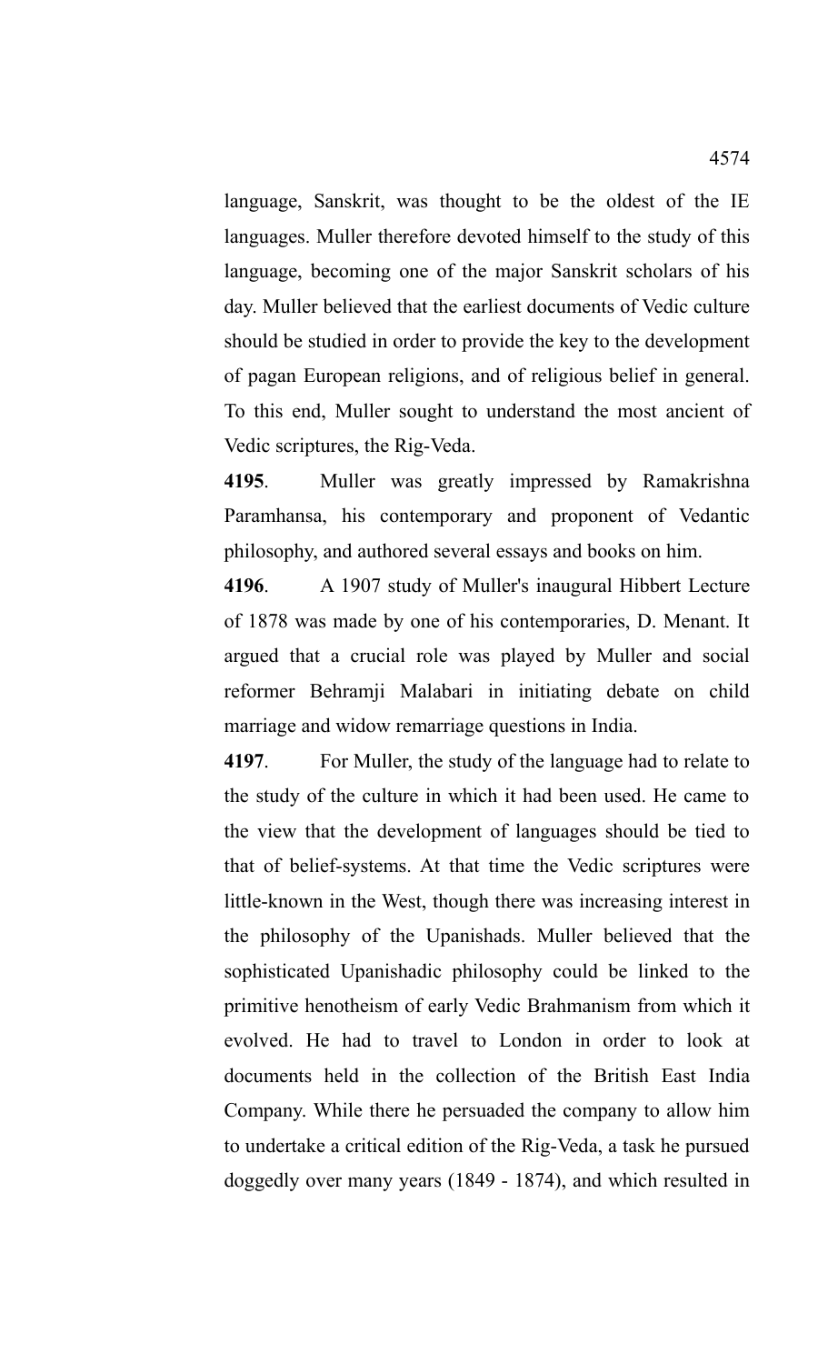language, Sanskrit, was thought to be the oldest of the IE languages. Muller therefore devoted himself to the study of this language, becoming one of the major Sanskrit scholars of his day. Muller believed that the earliest documents of Vedic culture should be studied in order to provide the key to the development of pagan European religions, and of religious belief in general. To this end, Muller sought to understand the most ancient of Vedic scriptures, the Rig-Veda.

**4195**. Muller was greatly impressed by Ramakrishna Paramhansa, his contemporary and proponent of Vedantic philosophy, and authored several essays and books on him.

**4196**. A 1907 study of Muller's inaugural Hibbert Lecture of 1878 was made by one of his contemporaries, D. Menant. It argued that a crucial role was played by Muller and social reformer Behramji Malabari in initiating debate on child marriage and widow remarriage questions in India.

**4197**. For Muller, the study of the language had to relate to the study of the culture in which it had been used. He came to the view that the development of languages should be tied to that of belief-systems. At that time the Vedic scriptures were little-known in the West, though there was increasing interest in the philosophy of the Upanishads. Muller believed that the sophisticated Upanishadic philosophy could be linked to the primitive henotheism of early Vedic Brahmanism from which it evolved. He had to travel to London in order to look at documents held in the collection of the British East India Company. While there he persuaded the company to allow him to undertake a critical edition of the Rig-Veda, a task he pursued doggedly over many years (1849 - 1874), and which resulted in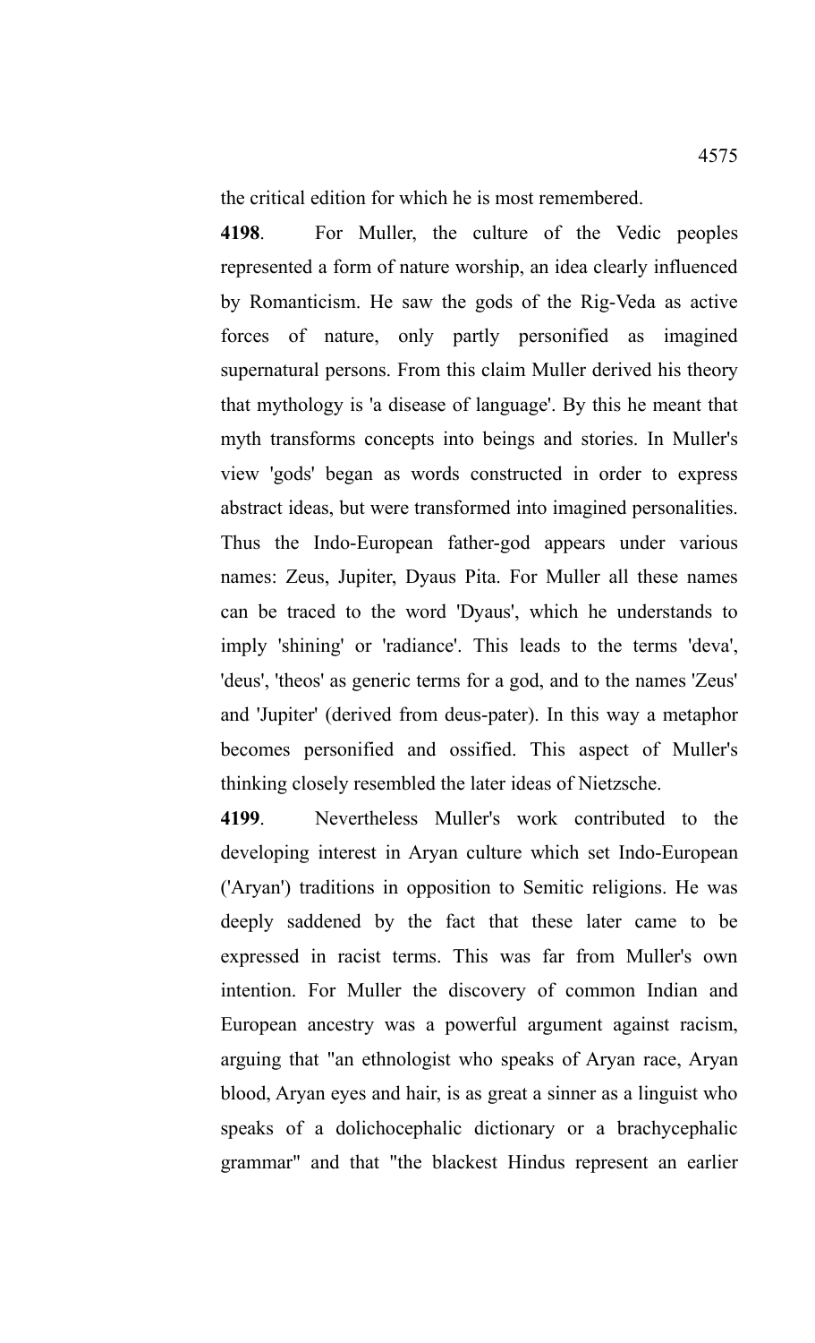the critical edition for which he is most remembered.

**4198**. For Muller, the culture of the Vedic peoples represented a form of nature worship, an idea clearly influenced by Romanticism. He saw the gods of the Rig-Veda as active forces of nature, only partly personified as imagined supernatural persons. From this claim Muller derived his theory that mythology is 'a disease of language'. By this he meant that myth transforms concepts into beings and stories. In Muller's view 'gods' began as words constructed in order to express abstract ideas, but were transformed into imagined personalities. Thus the Indo-European father-god appears under various names: Zeus, Jupiter, Dyaus Pita. For Muller all these names can be traced to the word 'Dyaus', which he understands to imply 'shining' or 'radiance'. This leads to the terms 'deva', 'deus', 'theos' as generic terms for a god, and to the names 'Zeus' and 'Jupiter' (derived from deus-pater). In this way a metaphor becomes personified and ossified. This aspect of Muller's thinking closely resembled the later ideas of Nietzsche.

**4199**. Nevertheless Muller's work contributed to the developing interest in Aryan culture which set Indo-European ('Aryan') traditions in opposition to Semitic religions. He was deeply saddened by the fact that these later came to be expressed in racist terms. This was far from Muller's own intention. For Muller the discovery of common Indian and European ancestry was a powerful argument against racism, arguing that "an ethnologist who speaks of Aryan race, Aryan blood, Aryan eyes and hair, is as great a sinner as a linguist who speaks of a dolichocephalic dictionary or a brachycephalic grammar" and that "the blackest Hindus represent an earlier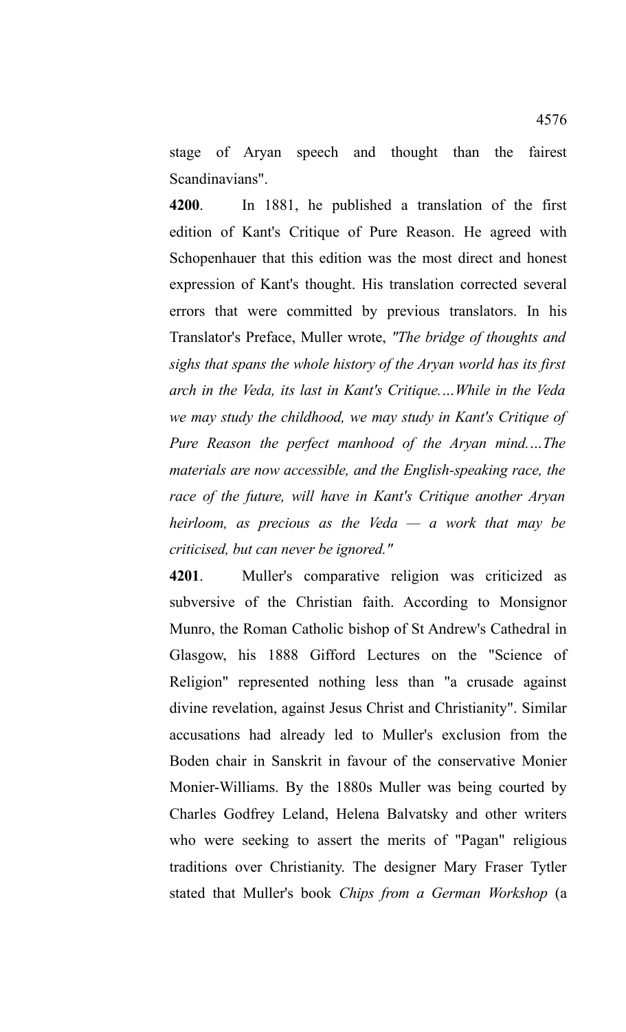stage of Aryan speech and thought than the fairest Scandinavians".

**4200**. In 1881, he published a translation of the first edition of Kant's Critique of Pure Reason. He agreed with Schopenhauer that this edition was the most direct and honest expression of Kant's thought. His translation corrected several errors that were committed by previous translators. In his Translator's Preface, Muller wrote, *"The bridge of thoughts and sighs that spans the whole history of the Aryan world has its first arch in the Veda, its last in Kant's Critique.…While in the Veda we may study the childhood, we may study in Kant's Critique of Pure Reason the perfect manhood of the Aryan mind.…The materials are now accessible, and the English-speaking race, the race of the future, will have in Kant's Critique another Aryan heirloom, as precious as the Veda — a work that may be criticised, but can never be ignored."*

**4201**. Muller's comparative religion was criticized as subversive of the Christian faith. According to Monsignor Munro, the Roman Catholic bishop of St Andrew's Cathedral in Glasgow, his 1888 Gifford Lectures on the "Science of Religion" represented nothing less than "a crusade against divine revelation, against Jesus Christ and Christianity". Similar accusations had already led to Muller's exclusion from the Boden chair in Sanskrit in favour of the conservative Monier Monier-Williams. By the 1880s Muller was being courted by Charles Godfrey Leland, Helena Balvatsky and other writers who were seeking to assert the merits of "Pagan" religious traditions over Christianity. The designer Mary Fraser Tytler stated that Muller's book *Chips from a German Workshop* (a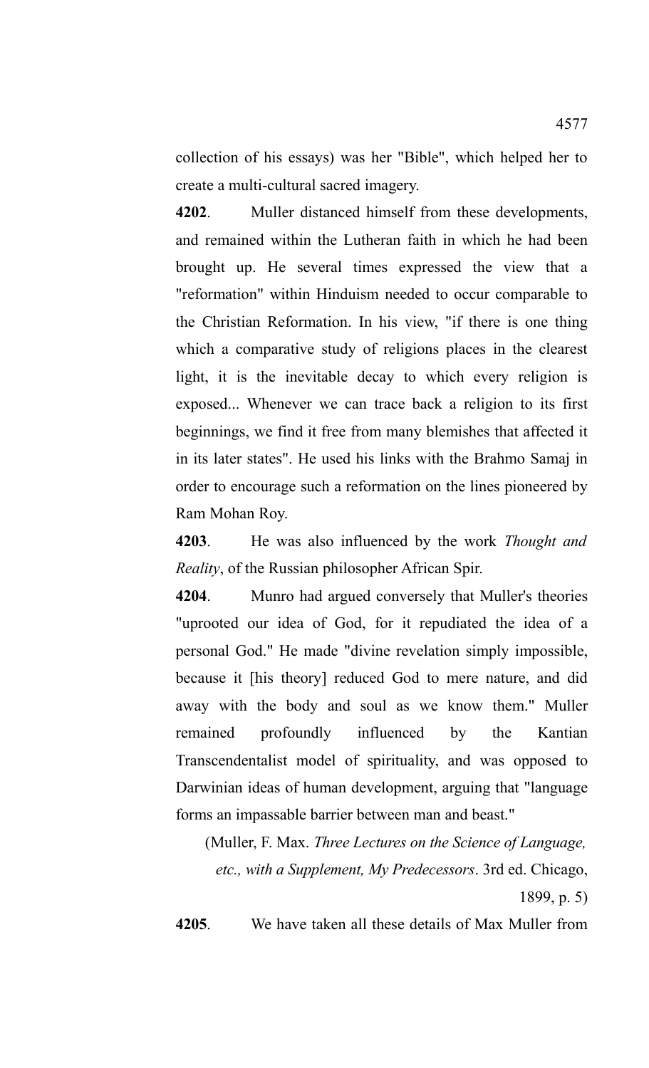collection of his essays) was her "Bible", which helped her to create a multi-cultural sacred imagery.

**4202**. Muller distanced himself from these developments, and remained within the Lutheran faith in which he had been brought up. He several times expressed the view that a "reformation" within Hinduism needed to occur comparable to the Christian Reformation. In his view, "if there is one thing which a comparative study of religions places in the clearest light, it is the inevitable decay to which every religion is exposed... Whenever we can trace back a religion to its first beginnings, we find it free from many blemishes that affected it in its later states". He used his links with the Brahmo Samaj in order to encourage such a reformation on the lines pioneered by Ram Mohan Roy.

**4203**. He was also influenced by the work *Thought and Reality*, of the Russian philosopher African Spir.

**4204**. Munro had argued conversely that Muller's theories "uprooted our idea of God, for it repudiated the idea of a personal God." He made "divine revelation simply impossible, because it [his theory] reduced God to mere nature, and did away with the body and soul as we know them." Muller remained profoundly influenced by the Kantian Transcendentalist model of spirituality, and was opposed to Darwinian ideas of human development, arguing that "language forms an impassable barrier between man and beast."

(Muller, F. Max. *Three Lectures on the Science of Language, etc., with a Supplement, My Predecessors*. 3rd ed. Chicago, 1899, p. 5)

**4205**. We have taken all these details of Max Muller from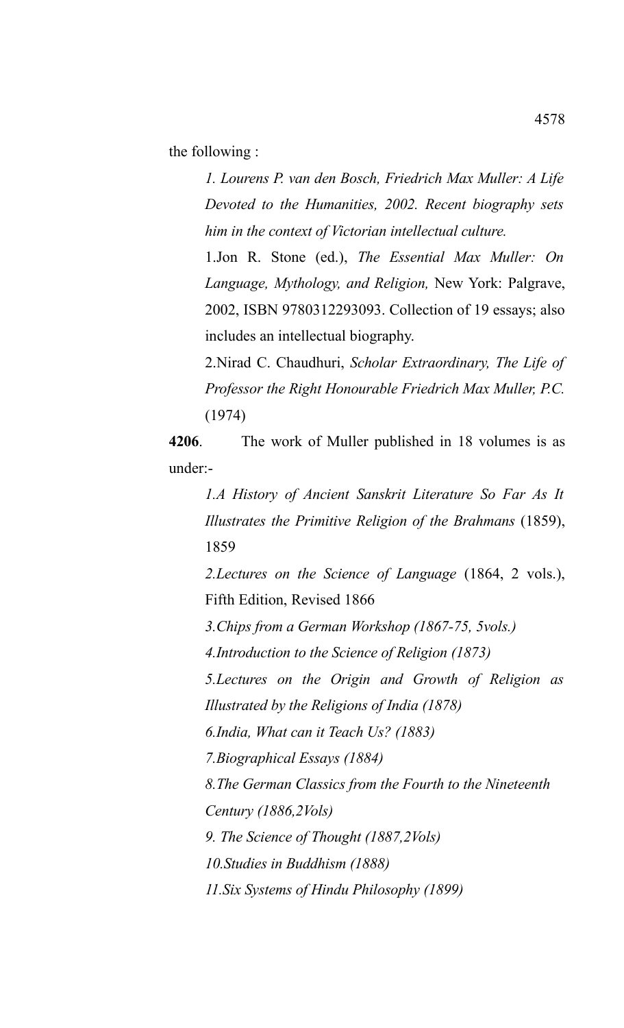the following :

*1. Lourens P. van den Bosch, Friedrich Max Muller: A Life Devoted to the Humanities, 2002. Recent biography sets him in the context of Victorian intellectual culture.*

1.Jon R. Stone (ed.), *The Essential Max Muller: On Language, Mythology, and Religion,* New York: Palgrave, 2002, ISBN 9780312293093. Collection of 19 essays; also includes an intellectual biography.

2.Nirad C. Chaudhuri, *Scholar Extraordinary, The Life of Professor the Right Honourable Friedrich Max Muller, P.C.* (1974)

**4206**. The work of Muller published in 18 volumes is as under:-

*1.A History of Ancient Sanskrit Literature So Far As It Illustrates the Primitive Religion of the Brahmans* (1859), 1859

*2.Lectures on the Science of Language* (1864, 2 vols.), Fifth Edition, Revised 1866

*3.Chips from a German Workshop (1867-75, 5vols.)*

*4.Introduction to the Science of Religion (1873)*

*5.Lectures on the Origin and Growth of Religion as Illustrated by the Religions of India (1878)*

*6.India, What can it Teach Us? (1883)*

*7.Biographical Essays (1884)*

*8.The German Classics from the Fourth to the Nineteenth Century (1886,2Vols)*

*9. The Science of Thought (1887,2Vols)*

*10.Studies in Buddhism (1888)*

*11.Six Systems of Hindu Philosophy (1899)*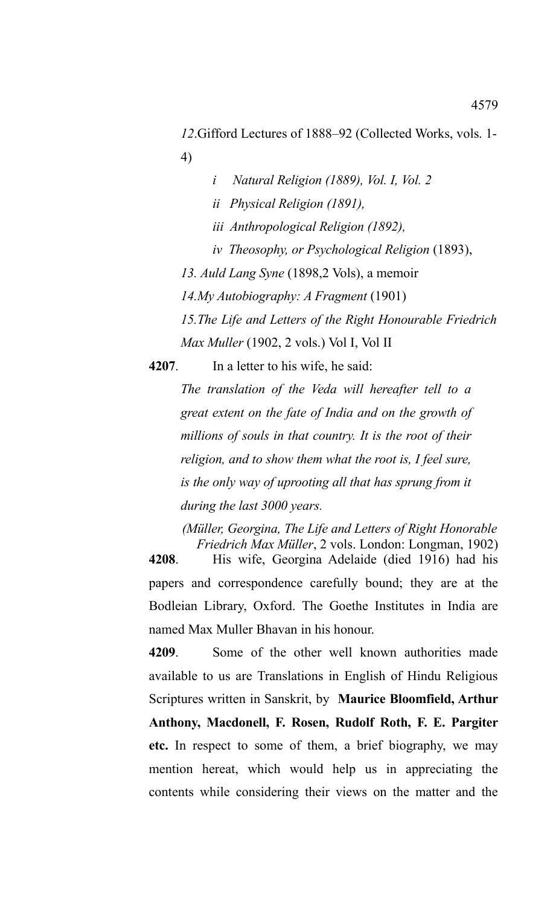*12.*Gifford Lectures of 1888–92 (Collected Works, vols. 1-4)

*i Natural Religion (1889), Vol. I, Vol. 2*

*ii Physical Religion (1891),*

*iii Anthropological Religion (1892),*

*iv Theosophy, or Psychological Religion* (1893),

*13. Auld Lang Syne* (1898,2 Vols), a memoir

*14.My Autobiography: A Fragment* (1901)

*15.The Life and Letters of the Right Honourable Friedrich Max Muller* (1902, 2 vols.) Vol I, Vol II

**4207**. In a letter to his wife, he said:

*The translation of the Veda will hereafter tell to a great extent on the fate of India and on the growth of millions of souls in that country. It is the root of their religion, and to show them what the root is, I feel sure, is the only way of uprooting all that has sprung from it during the last 3000 years.*

*(Müller, Georgina, The Life and Letters of Right Honorable Friedrich Max Müller*, 2 vols. London: Longman, 1902)

**4208**. His wife, Georgina Adelaide (died 1916) had his papers and correspondence carefully bound; they are at the Bodleian Library, Oxford. The Goethe Institutes in India are named Max Muller Bhavan in his honour.

**4209**. Some of the other well known authorities made available to us are Translations in English of Hindu Religious Scriptures written in Sanskrit, by **Maurice Bloomfield, Arthur Anthony, Macdonell, F. Rosen, Rudolf Roth, F. E. Pargiter etc.** In respect to some of them, a brief biography, we may mention hereat, which would help us in appreciating the contents while considering their views on the matter and the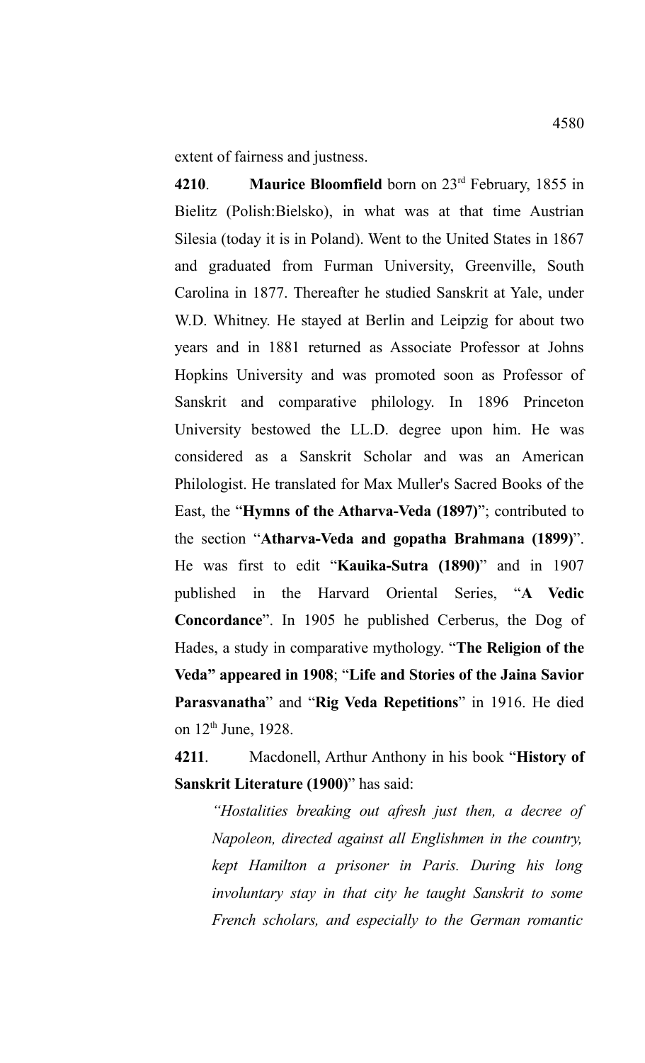extent of fairness and justness.

**4210**. **Maurice Bloomfield** born on 23rd February, 1855 in Bielitz (Polish:Bielsko), in what was at that time Austrian Silesia (today it is in Poland). Went to the United States in 1867 and graduated from Furman University, Greenville, South Carolina in 1877. Thereafter he studied Sanskrit at Yale, under W.D. Whitney. He stayed at Berlin and Leipzig for about two years and in 1881 returned as Associate Professor at Johns Hopkins University and was promoted soon as Professor of Sanskrit and comparative philology. In 1896 Princeton University bestowed the LL.D. degree upon him. He was considered as a Sanskrit Scholar and was an American Philologist. He translated for Max Muller's Sacred Books of the East, the "**Hymns of the Atharva-Veda (1897)**"; contributed to the section "**Atharva-Veda and gopatha Brahmana (1899)**". He was first to edit "**Kauika-Sutra (1890)**" and in 1907 published in the Harvard Oriental Series, "**A Vedic Concordance**". In 1905 he published Cerberus, the Dog of Hades, a study in comparative mythology. "**The Religion of the Veda" appeared in 1908**; "**Life and Stories of the Jaina Savior Parasvanatha**" and "**Rig Veda Repetitions**" in 1916. He died on 12th June, 1928.

**4211**. Macdonell, Arthur Anthony in his book "**History of Sanskrit Literature (1900)**" has said:

> *"Hostalities breaking out afresh just then, a decree of Napoleon, directed against all Englishmen in the country, kept Hamilton a prisoner in Paris. During his long involuntary stay in that city he taught Sanskrit to some French scholars, and especially to the German romantic*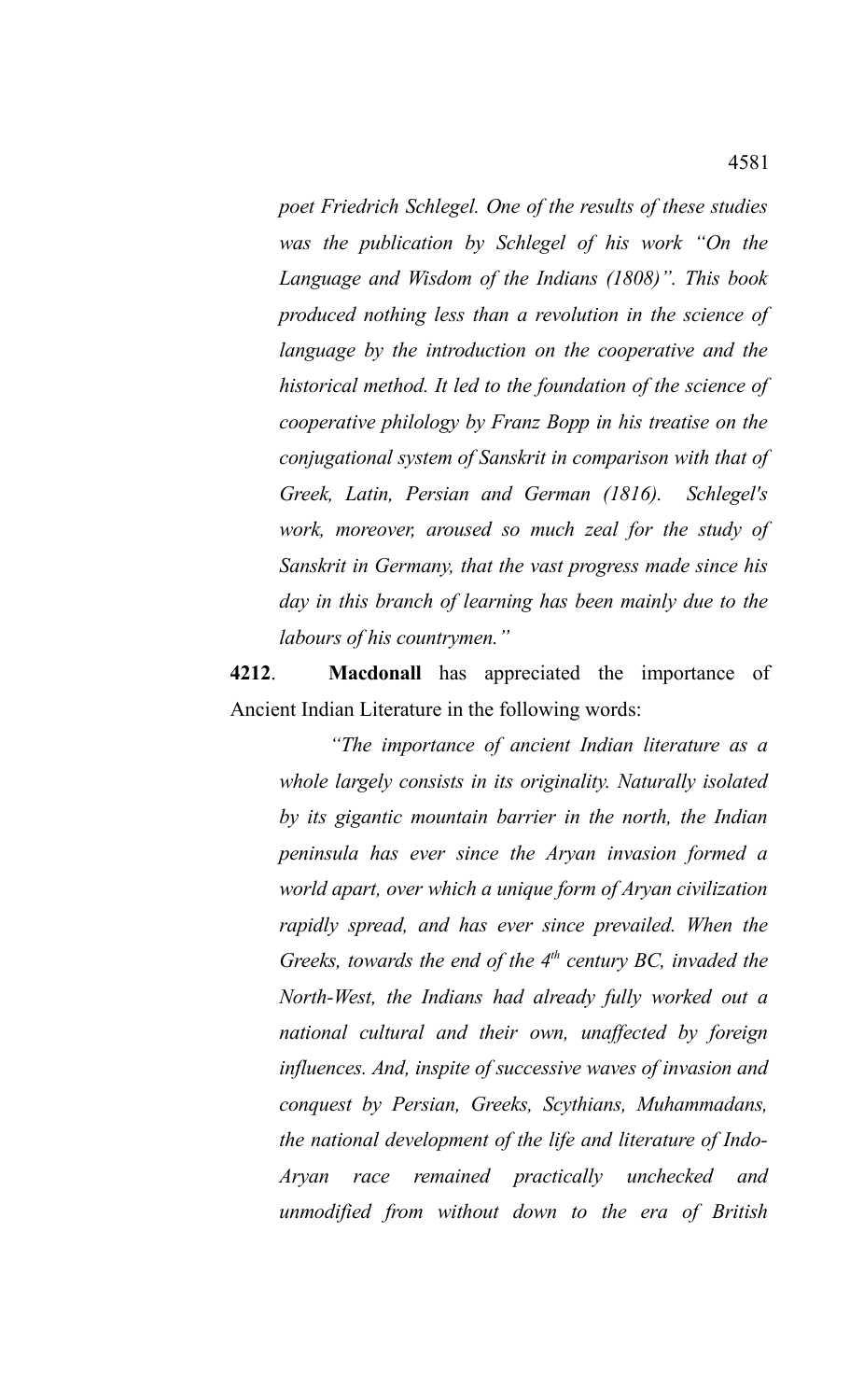*poet Friedrich Schlegel. One of the results of these studies was the publication by Schlegel of his work "On the Language and Wisdom of the Indians (1808)". This book produced nothing less than a revolution in the science of language by the introduction on the cooperative and the historical method. It led to the foundation of the science of cooperative philology by Franz Bopp in his treatise on the conjugational system of Sanskrit in comparison with that of Greek, Latin, Persian and German (1816). Schlegel's work, moreover, aroused so much zeal for the study of Sanskrit in Germany, that the vast progress made since his day in this branch of learning has been mainly due to the labours of his countrymen."*

**4212**. **Macdonall** has appreciated the importance of Ancient Indian Literature in the following words:

*"The importance of ancient Indian literature as a whole largely consists in its originality. Naturally isolated by its gigantic mountain barrier in the north, the Indian peninsula has ever since the Aryan invasion formed a world apart, over which a unique form of Aryan civilization rapidly spread, and has ever since prevailed. When the Greeks, towards the end of the 4th century BC, invaded the North-West, the Indians had already fully worked out a national cultural and their own, unaffected by foreign influences. And, inspite of successive waves of invasion and conquest by Persian, Greeks, Scythians, Muhammadans, the national development of the life and literature of Indo-Aryan race remained practically unchecked and unmodified from without down to the era of British*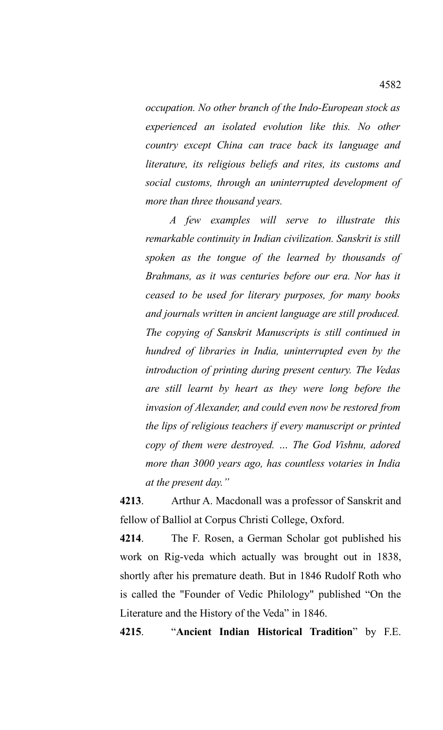*occupation. No other branch of the Indo-European stock as experienced an isolated evolution like this. No other country except China can trace back its language and literature, its religious beliefs and rites, its customs and social customs, through an uninterrupted development of more than three thousand years.*

*A few examples will serve to illustrate this remarkable continuity in Indian civilization. Sanskrit is still spoken as the tongue of the learned by thousands of Brahmans, as it was centuries before our era. Nor has it ceased to be used for literary purposes, for many books and journals written in ancient language are still produced. The copying of Sanskrit Manuscripts is still continued in hundred of libraries in India, uninterrupted even by the introduction of printing during present century. The Vedas are still learnt by heart as they were long before the invasion of Alexander, and could even now be restored from the lips of religious teachers if every manuscript or printed copy of them were destroyed. … The God Vishnu, adored more than 3000 years ago, has countless votaries in India at the present day."*

**4213**. Arthur A. Macdonall was a professor of Sanskrit and fellow of Balliol at Corpus Christi College, Oxford.

**4214**. The F. Rosen, a German Scholar got published his work on Rig-veda which actually was brought out in 1838, shortly after his premature death. But in 1846 Rudolf Roth who is called the "Founder of Vedic Philology" published "On the Literature and the History of the Veda" in 1846.

**4215**. "**Ancient Indian Historical Tradition**" by F.E.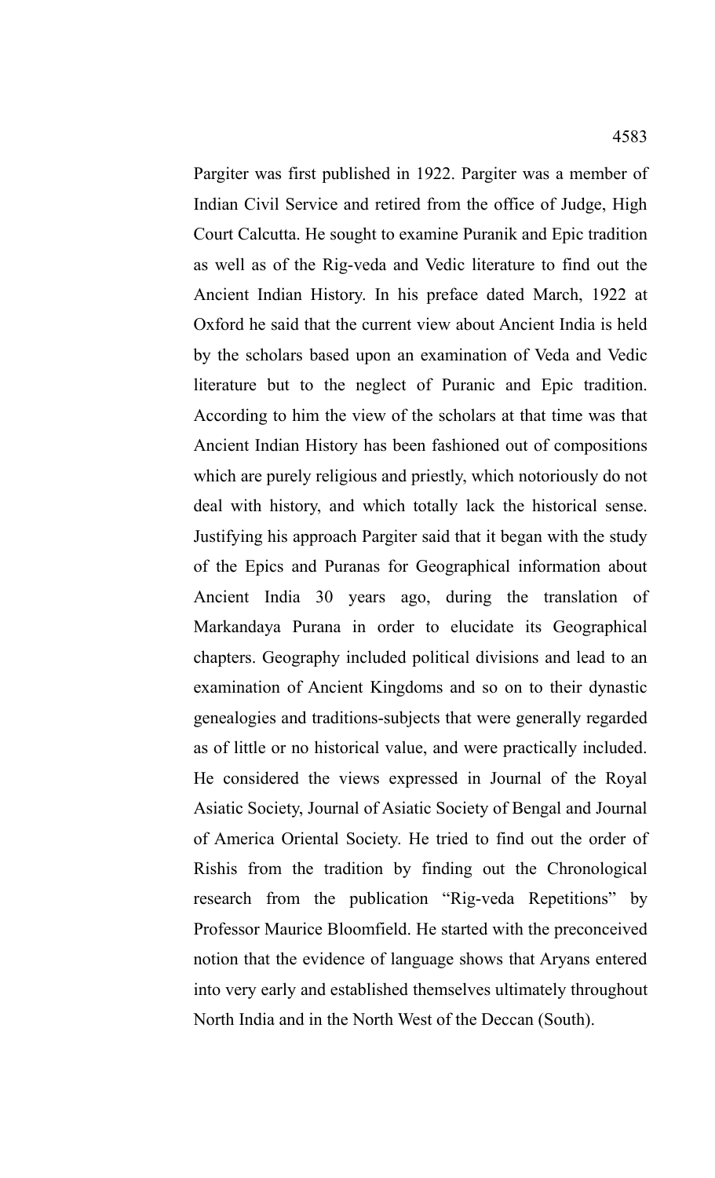Pargiter was first published in 1922. Pargiter was a member of Indian Civil Service and retired from the office of Judge, High Court Calcutta. He sought to examine Puranik and Epic tradition as well as of the Rig-veda and Vedic literature to find out the Ancient Indian History. In his preface dated March, 1922 at Oxford he said that the current view about Ancient India is held by the scholars based upon an examination of Veda and Vedic literature but to the neglect of Puranic and Epic tradition. According to him the view of the scholars at that time was that Ancient Indian History has been fashioned out of compositions which are purely religious and priestly, which notoriously do not deal with history, and which totally lack the historical sense. Justifying his approach Pargiter said that it began with the study of the Epics and Puranas for Geographical information about Ancient India 30 years ago, during the translation of Markandaya Purana in order to elucidate its Geographical chapters. Geography included political divisions and lead to an examination of Ancient Kingdoms and so on to their dynastic genealogies and traditions-subjects that were generally regarded as of little or no historical value, and were practically included. He considered the views expressed in Journal of the Royal Asiatic Society, Journal of Asiatic Society of Bengal and Journal of America Oriental Society. He tried to find out the order of Rishis from the tradition by finding out the Chronological research from the publication "Rig-veda Repetitions" by Professor Maurice Bloomfield. He started with the preconceived notion that the evidence of language shows that Aryans entered into very early and established themselves ultimately throughout North India and in the North West of the Deccan (South).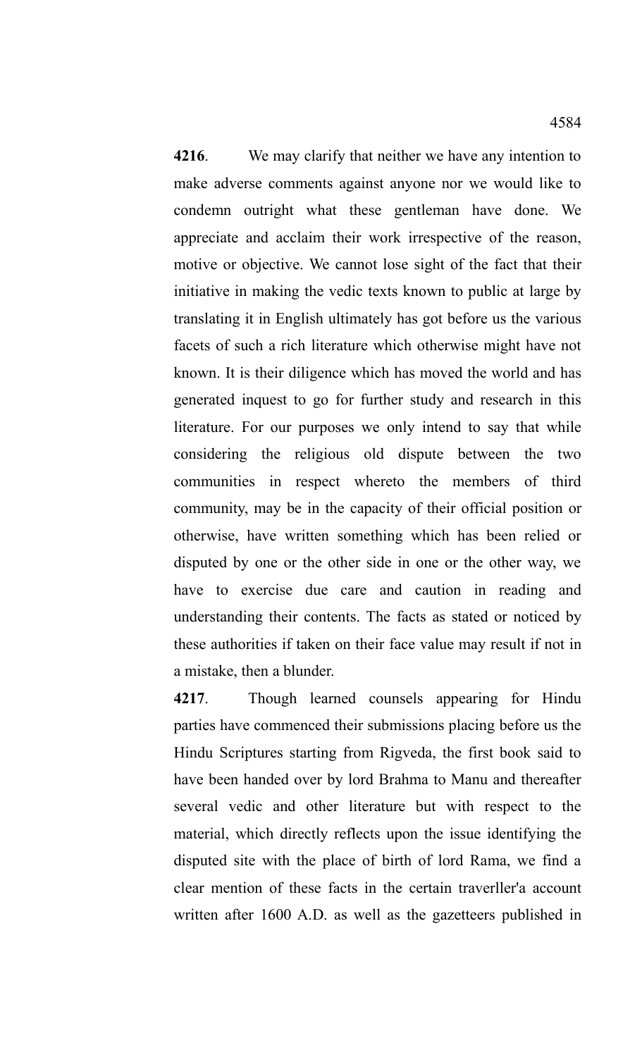**4216**. We may clarify that neither we have any intention to make adverse comments against anyone nor we would like to condemn outright what these gentleman have done. We appreciate and acclaim their work irrespective of the reason, motive or objective. We cannot lose sight of the fact that their initiative in making the vedic texts known to public at large by translating it in English ultimately has got before us the various facets of such a rich literature which otherwise might have not known. It is their diligence which has moved the world and has generated inquest to go for further study and research in this literature. For our purposes we only intend to say that while considering the religious old dispute between the two communities in respect whereto the members of third community, may be in the capacity of their official position or otherwise, have written something which has been relied or disputed by one or the other side in one or the other way, we have to exercise due care and caution in reading and understanding their contents. The facts as stated or noticed by these authorities if taken on their face value may result if not in a mistake, then a blunder.

**4217**. Though learned counsels appearing for Hindu parties have commenced their submissions placing before us the Hindu Scriptures starting from Rigveda, the first book said to have been handed over by lord Brahma to Manu and thereafter several vedic and other literature but with respect to the material, which directly reflects upon the issue identifying the disputed site with the place of birth of lord Rama, we find a clear mention of these facts in the certain traverller'a account written after 1600 A.D. as well as the gazetteers published in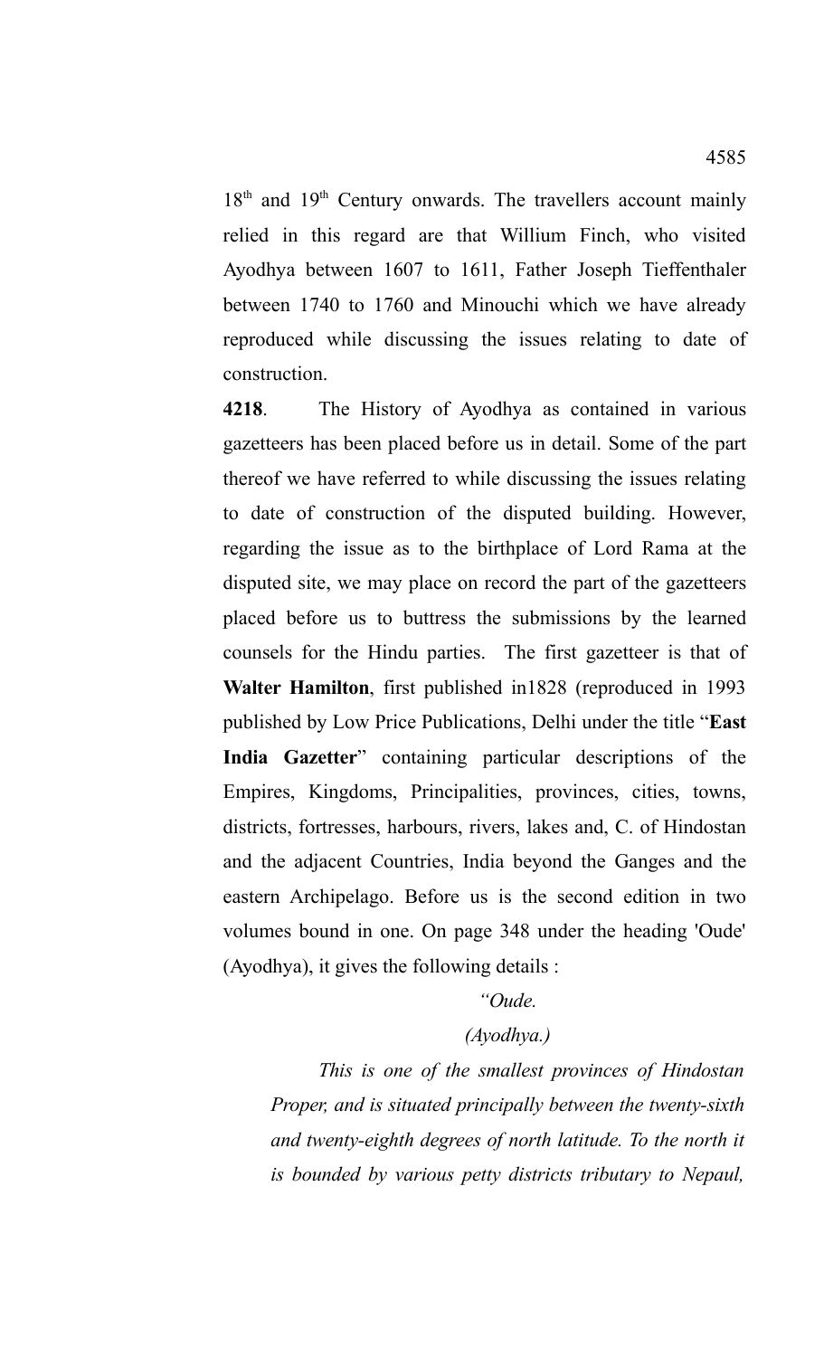18th and 19th Century onwards. The travellers account mainly relied in this regard are that Willium Finch, who visited Ayodhya between 1607 to 1611, Father Joseph Tieffenthaler between 1740 to 1760 and Minouchi which we have already reproduced while discussing the issues relating to date of construction.

**4218**. The History of Ayodhya as contained in various gazetteers has been placed before us in detail. Some of the part thereof we have referred to while discussing the issues relating to date of construction of the disputed building. However, regarding the issue as to the birthplace of Lord Rama at the disputed site, we may place on record the part of the gazetteers placed before us to buttress the submissions by the learned counsels for the Hindu parties. The first gazetteer is that of **Walter Hamilton**, first published in1828 (reproduced in 1993 published by Low Price Publications, Delhi under the title "**East India Gazetter**" containing particular descriptions of the Empires, Kingdoms, Principalities, provinces, cities, towns, districts, fortresses, harbours, rivers, lakes and, C. of Hindostan and the adjacent Countries, India beyond the Ganges and the eastern Archipelago. Before us is the second edition in two volumes bound in one. On page 348 under the heading 'Oude' (Ayodhya), it gives the following details :

*"Oude.*

*(Ayodhya.)*

*This is one of the smallest provinces of Hindostan Proper, and is situated principally between the twenty-sixth and twenty-eighth degrees of north latitude. To the north it is bounded by various petty districts tributary to Nepaul,*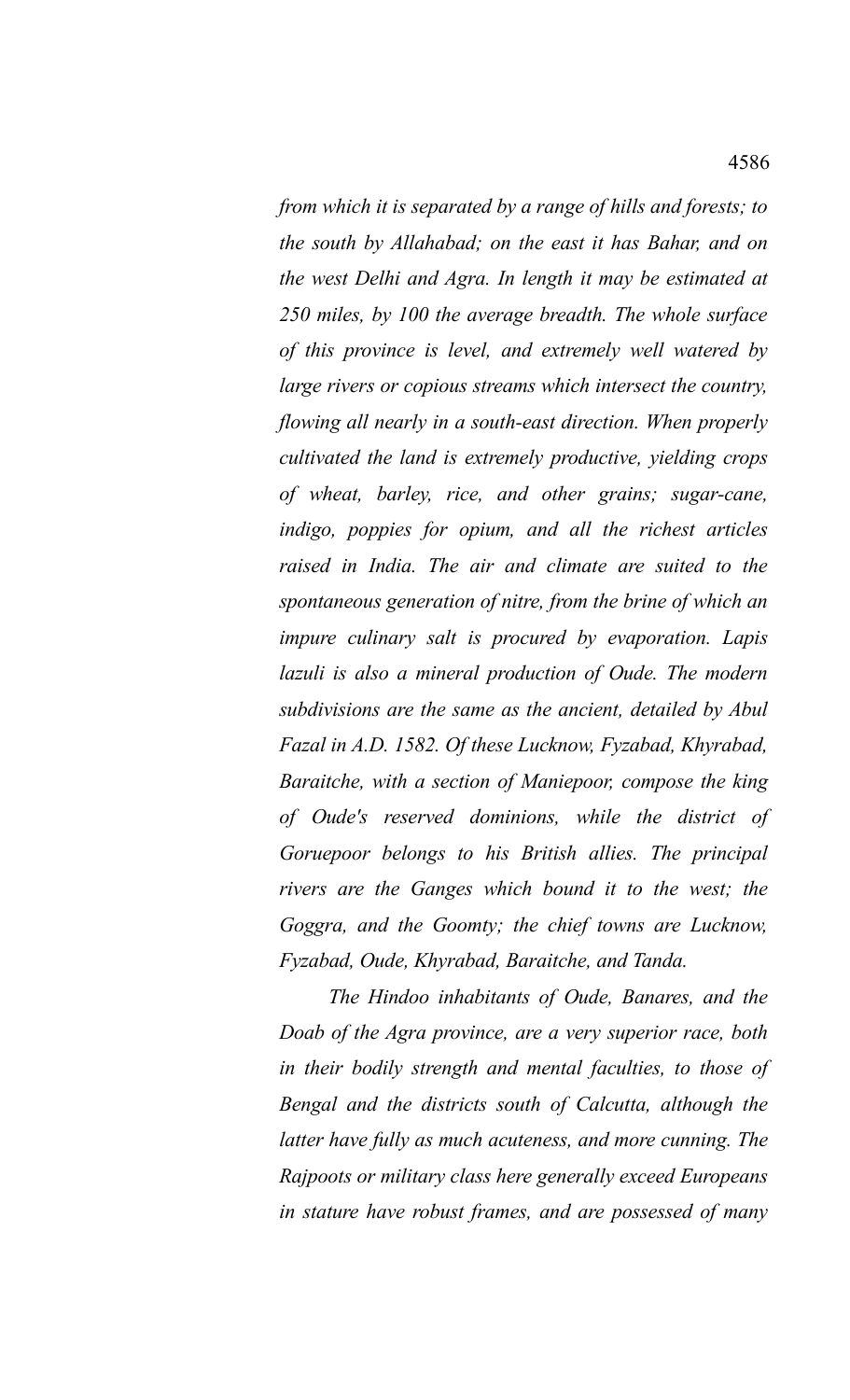*from which it is separated by a range of hills and forests; to the south by Allahabad; on the east it has Bahar, and on the west Delhi and Agra. In length it may be estimated at 250 miles, by 100 the average breadth. The whole surface of this province is level, and extremely well watered by large rivers or copious streams which intersect the country, flowing all nearly in a south-east direction. When properly cultivated the land is extremely productive, yielding crops of wheat, barley, rice, and other grains; sugar-cane, indigo, poppies for opium, and all the richest articles raised in India. The air and climate are suited to the spontaneous generation of nitre, from the brine of which an impure culinary salt is procured by evaporation. Lapis lazuli is also a mineral production of Oude. The modern subdivisions are the same as the ancient, detailed by Abul Fazal in A.D. 1582. Of these Lucknow, Fyzabad, Khyrabad, Baraitche, with a section of Maniepoor, compose the king of Oude's reserved dominions, while the district of Goruepoor belongs to his British allies. The principal rivers are the Ganges which bound it to the west; the Goggra, and the Goomty; the chief towns are Lucknow, Fyzabad, Oude, Khyrabad, Baraitche, and Tanda.*

*The Hindoo inhabitants of Oude, Banares, and the Doab of the Agra province, are a very superior race, both in their bodily strength and mental faculties, to those of Bengal and the districts south of Calcutta, although the latter have fully as much acuteness, and more cunning. The Rajpoots or military class here generally exceed Europeans in stature have robust frames, and are possessed of many*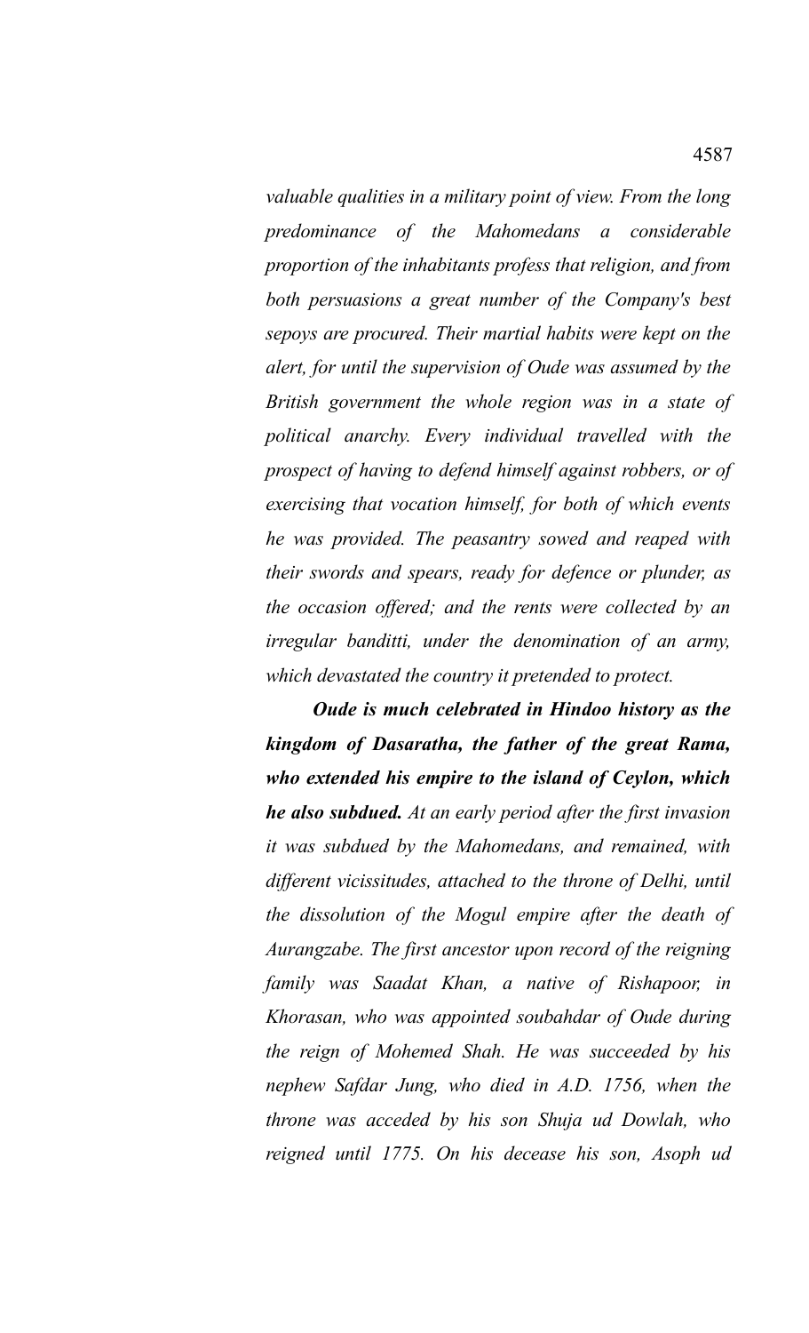*valuable qualities in a military point of view. From the long predominance of the Mahomedans a considerable proportion of the inhabitants profess that religion, and from both persuasions a great number of the Company's best sepoys are procured. Their martial habits were kept on the alert, for until the supervision of Oude was assumed by the British government the whole region was in a state of political anarchy. Every individual travelled with the prospect of having to defend himself against robbers, or of exercising that vocation himself, for both of which events he was provided. The peasantry sowed and reaped with their swords and spears, ready for defence or plunder, as the occasion offered; and the rents were collected by an irregular banditti, under the denomination of an army, which devastated the country it pretended to protect.*

***Oude is much celebrated in Hindoo history as the kingdom of Dasaratha, the father of the great Rama, who extended his empire to the island of Ceylon, which he also subdued.*** *At an early period after the first invasion it was subdued by the Mahomedans, and remained, with different vicissitudes, attached to the throne of Delhi, until the dissolution of the Mogul empire after the death of Aurangzabe. The first ancestor upon record of the reigning family was Saadat Khan, a native of Rishapoor, in Khorasan, who was appointed soubahdar of Oude during the reign of Mohemed Shah. He was succeeded by his nephew Safdar Jung, who died in A.D. 1756, when the throne was acceded by his son Shuja ud Dowlah, who reigned until 1775. On his decease his son, Asoph ud*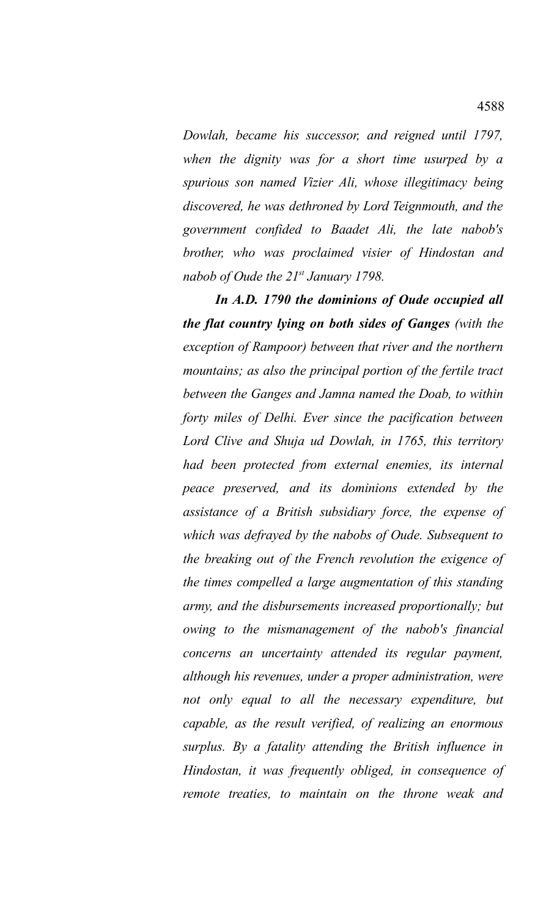*Dowlah, became his successor, and reigned until 1797, when the dignity was for a short time usurped by a spurious son named Vizier Ali, whose illegitimacy being discovered, he was dethroned by Lord Teignmouth, and the government confided to Baadet Ali, the late nabob's brother, who was proclaimed visier of Hindostan and nabob of Oude the 21st January 1798.*

***In A.D. 1790 the dominions of Oude occupied all the flat country lying on both sides of Ganges** (with the exception of Rampoor) between that river and the northern mountains; as also the principal portion of the fertile tract between the Ganges and Jamna named the Doab, to within forty miles of Delhi. Ever since the pacification between Lord Clive and Shuja ud Dowlah, in 1765, this territory had been protected from external enemies, its internal peace preserved, and its dominions extended by the assistance of a British subsidiary force, the expense of which was defrayed by the nabobs of Oude. Subsequent to the breaking out of the French revolution the exigence of the times compelled a large augmentation of this standing army, and the disbursements increased proportionally; but owing to the mismanagement of the nabob's financial concerns an uncertainty attended its regular payment, although his revenues, under a proper administration, were not only equal to all the necessary expenditure, but capable, as the result verified, of realizing an enormous surplus. By a fatality attending the British influence in Hindostan, it was frequently obliged, in consequence of remote treaties, to maintain on the throne weak and*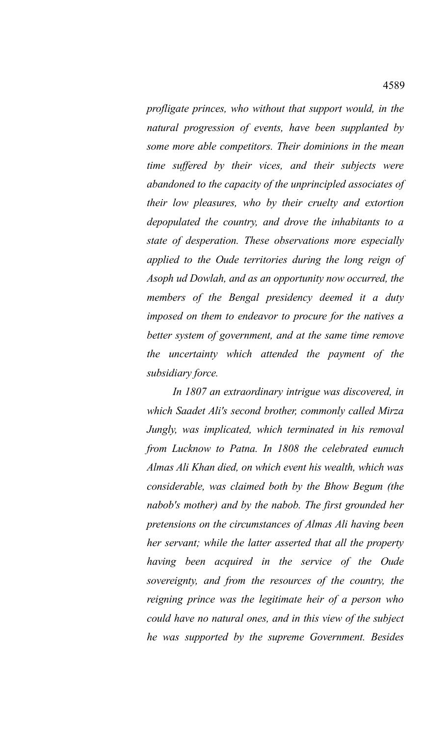*profligate princes, who without that support would, in the natural progression of events, have been supplanted by some more able competitors. Their dominions in the mean time suffered by their vices, and their subjects were abandoned to the capacity of the unprincipled associates of their low pleasures, who by their cruelty and extortion depopulated the country, and drove the inhabitants to a state of desperation. These observations more especially applied to the Oude territories during the long reign of Asoph ud Dowlah, and as an opportunity now occurred, the members of the Bengal presidency deemed it a duty imposed on them to endeavor to procure for the natives a better system of government, and at the same time remove the uncertainty which attended the payment of the subsidiary force.*

*In 1807 an extraordinary intrigue was discovered, in which Saadet Ali's second brother, commonly called Mirza Jungly, was implicated, which terminated in his removal from Lucknow to Patna. In 1808 the celebrated eunuch Almas Ali Khan died, on which event his wealth, which was considerable, was claimed both by the Bhow Begum (the nabob's mother) and by the nabob. The first grounded her pretensions on the circumstances of Almas Ali having been her servant; while the latter asserted that all the property having been acquired in the service of the Oude sovereignty, and from the resources of the country, the reigning prince was the legitimate heir of a person who could have no natural ones, and in this view of the subject he was supported by the supreme Government. Besides*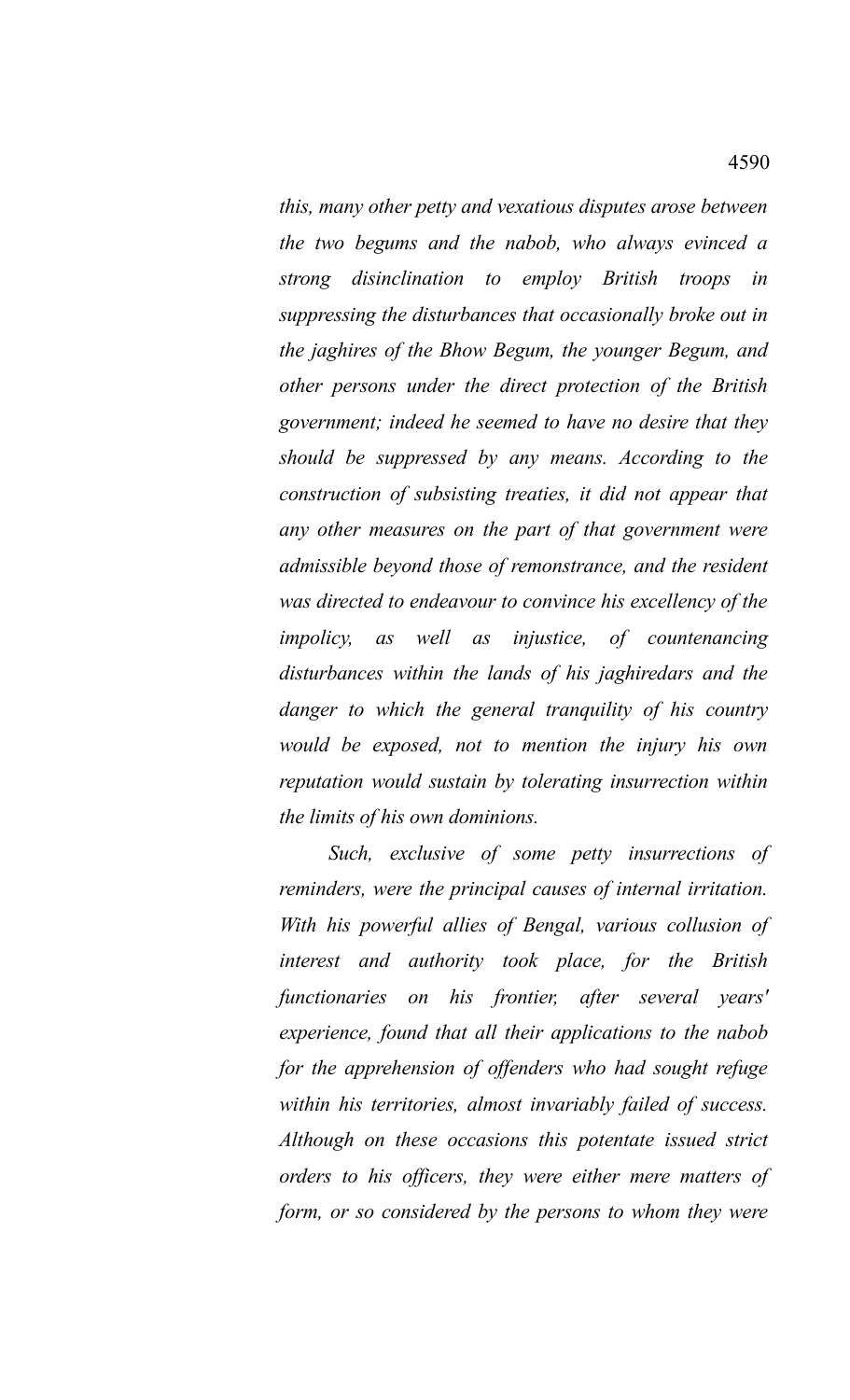*this, many other petty and vexatious disputes arose between the two begums and the nabob, who always evinced a strong disinclination to employ British troops in suppressing the disturbances that occasionally broke out in the jaghires of the Bhow Begum, the younger Begum, and other persons under the direct protection of the British government; indeed he seemed to have no desire that they should be suppressed by any means. According to the construction of subsisting treaties, it did not appear that any other measures on the part of that government were admissible beyond those of remonstrance, and the resident was directed to endeavour to convince his excellency of the impolicy, as well as injustice, of countenancing disturbances within the lands of his jaghiredars and the danger to which the general tranquility of his country would be exposed, not to mention the injury his own reputation would sustain by tolerating insurrection within the limits of his own dominions.*

*Such, exclusive of some petty insurrections of reminders, were the principal causes of internal irritation. With his powerful allies of Bengal, various collusion of interest and authority took place, for the British functionaries on his frontier, after several years' experience, found that all their applications to the nabob for the apprehension of offenders who had sought refuge within his territories, almost invariably failed of success. Although on these occasions this potentate issued strict orders to his officers, they were either mere matters of form, or so considered by the persons to whom they were*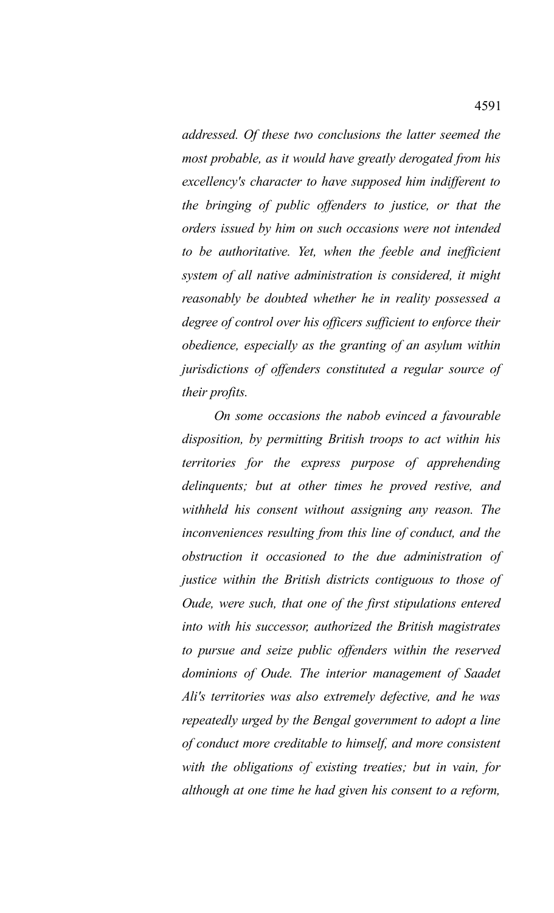*addressed. Of these two conclusions the latter seemed the most probable, as it would have greatly derogated from his excellency's character to have supposed him indifferent to the bringing of public offenders to justice, or that the orders issued by him on such occasions were not intended to be authoritative. Yet, when the feeble and inefficient system of all native administration is considered, it might reasonably be doubted whether he in reality possessed a degree of control over his officers sufficient to enforce their obedience, especially as the granting of an asylum within jurisdictions of offenders constituted a regular source of their profits.*

*On some occasions the nabob evinced a favourable disposition, by permitting British troops to act within his territories for the express purpose of apprehending delinquents; but at other times he proved restive, and withheld his consent without assigning any reason. The inconveniences resulting from this line of conduct, and the obstruction it occasioned to the due administration of justice within the British districts contiguous to those of Oude, were such, that one of the first stipulations entered into with his successor, authorized the British magistrates to pursue and seize public offenders within the reserved dominions of Oude. The interior management of Saadet Ali's territories was also extremely defective, and he was repeatedly urged by the Bengal government to adopt a line of conduct more creditable to himself, and more consistent with the obligations of existing treaties; but in vain, for although at one time he had given his consent to a reform,*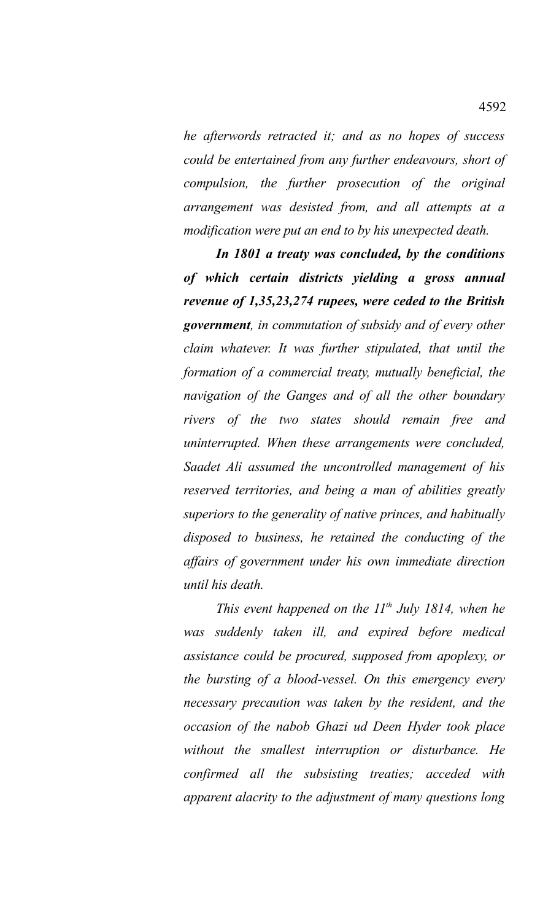*he afterwords retracted it; and as no hopes of success could be entertained from any further endeavours, short of compulsion, the further prosecution of the original arrangement was desisted from, and all attempts at a modification were put an end to by his unexpected death.*

***In 1801 a treaty was concluded, by the conditions of which certain districts yielding a gross annual revenue of 1,35,23,274 rupees, were ceded to the British government****, in commutation of subsidy and of every other claim whatever. It was further stipulated, that until the formation of a commercial treaty, mutually beneficial, the navigation of the Ganges and of all the other boundary rivers of the two states should remain free and uninterrupted. When these arrangements were concluded, Saadet Ali assumed the uncontrolled management of his reserved territories, and being a man of abilities greatly superiors to the generality of native princes, and habitually disposed to business, he retained the conducting of the affairs of government under his own immediate direction until his death.*

*This event happened on the 11th July 1814, when he was suddenly taken ill, and expired before medical assistance could be procured, supposed from apoplexy, or the bursting of a blood-vessel. On this emergency every necessary precaution was taken by the resident, and the occasion of the nabob Ghazi ud Deen Hyder took place without the smallest interruption or disturbance. He confirmed all the subsisting treaties; acceded with apparent alacrity to the adjustment of many questions long*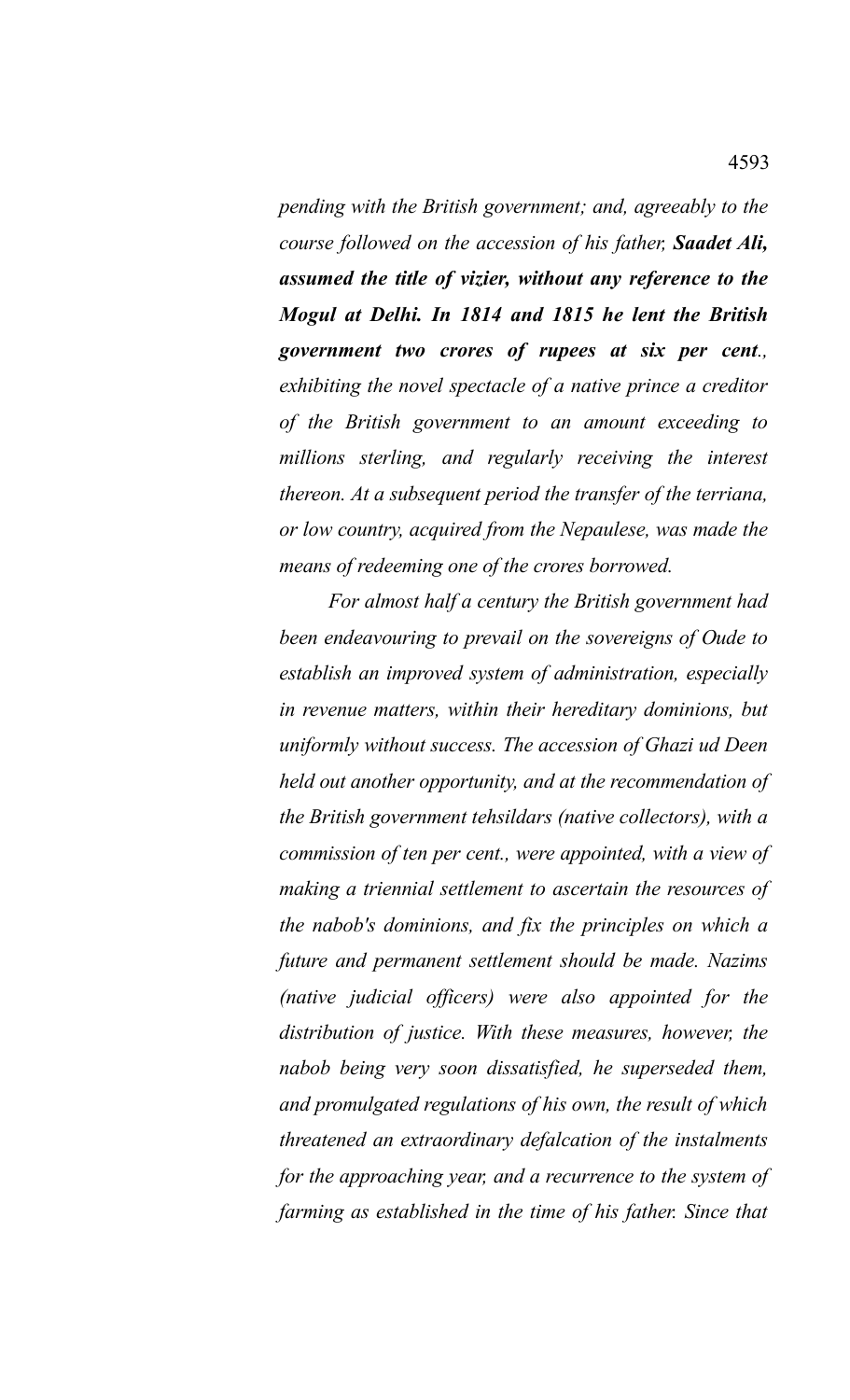*pending with the British government; and, agreeably to the course followed on the accession of his father,* ***Saadet Ali, assumed the title of vizier, without any reference to the Mogul at Delhi. In 1814 and 1815 he lent the British government two crores of rupees at six per cent****., exhibiting the novel spectacle of a native prince a creditor of the British government to an amount exceeding to millions sterling, and regularly receiving the interest thereon. At a subsequent period the transfer of the terriana, or low country, acquired from the Nepaulese, was made the means of redeeming one of the crores borrowed.*

*For almost half a century the British government had been endeavouring to prevail on the sovereigns of Oude to establish an improved system of administration, especially in revenue matters, within their hereditary dominions, but uniformly without success. The accession of Ghazi ud Deen held out another opportunity, and at the recommendation of the British government tehsildars (native collectors), with a commission of ten per cent., were appointed, with a view of making a triennial settlement to ascertain the resources of the nabob's dominions, and fix the principles on which a future and permanent settlement should be made. Nazims (native judicial officers) were also appointed for the distribution of justice. With these measures, however, the nabob being very soon dissatisfied, he superseded them, and promulgated regulations of his own, the result of which threatened an extraordinary defalcation of the instalments for the approaching year, and a recurrence to the system of farming as established in the time of his father. Since that*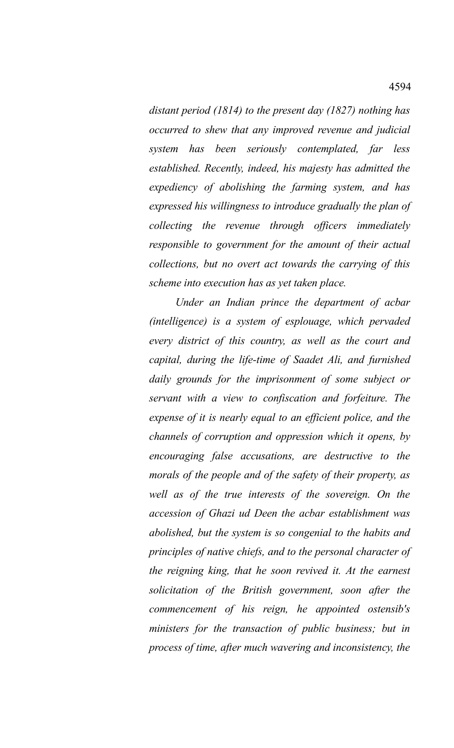*distant period (1814) to the present day (1827) nothing has occurred to shew that any improved revenue and judicial system has been seriously contemplated, far less established. Recently, indeed, his majesty has admitted the expediency of abolishing the farming system, and has expressed his willingness to introduce gradually the plan of collecting the revenue through officers immediately responsible to government for the amount of their actual collections, but no overt act towards the carrying of this scheme into execution has as yet taken place.*

*Under an Indian prince the department of acbar (intelligence) is a system of esplouage, which pervaded every district of this country, as well as the court and capital, during the life-time of Saadet Ali, and furnished daily grounds for the imprisonment of some subject or servant with a view to confiscation and forfeiture. The expense of it is nearly equal to an efficient police, and the channels of corruption and oppression which it opens, by encouraging false accusations, are destructive to the morals of the people and of the safety of their property, as well as of the true interests of the sovereign. On the accession of Ghazi ud Deen the acbar establishment was abolished, but the system is so congenial to the habits and principles of native chiefs, and to the personal character of the reigning king, that he soon revived it. At the earnest solicitation of the British government, soon after the commencement of his reign, he appointed ostensib's ministers for the transaction of public business; but in process of time, after much wavering and inconsistency, the*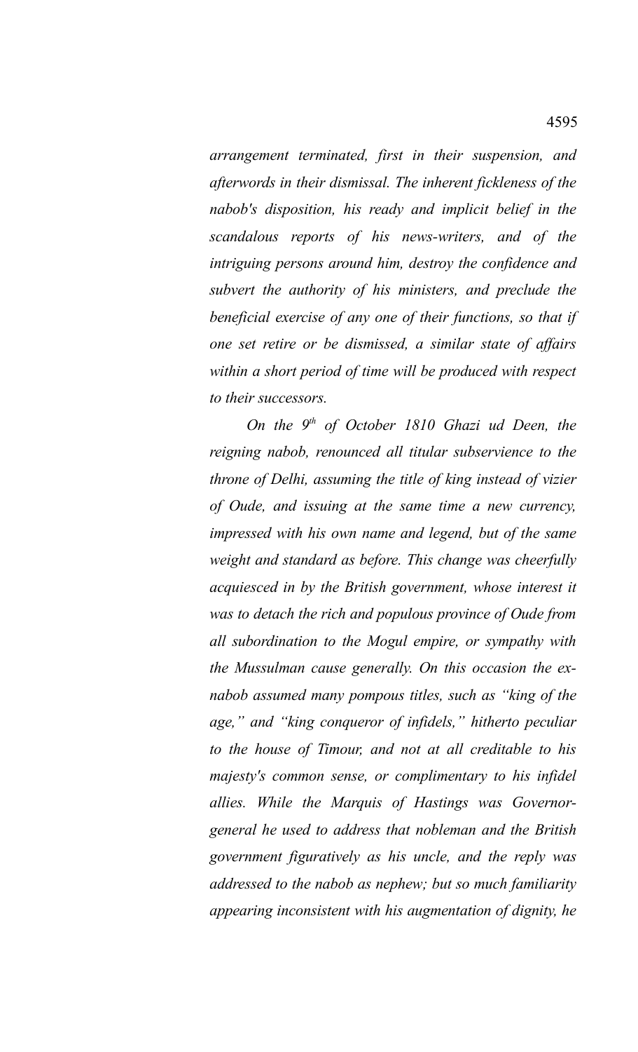*arrangement terminated, first in their suspension, and afterwords in their dismissal. The inherent fickleness of the nabob's disposition, his ready and implicit belief in the scandalous reports of his news-writers, and of the intriguing persons around him, destroy the confidence and subvert the authority of his ministers, and preclude the beneficial exercise of any one of their functions, so that if one set retire or be dismissed, a similar state of affairs within a short period of time will be produced with respect to their successors.*

*On the 9th of October 1810 Ghazi ud Deen, the reigning nabob, renounced all titular subservience to the throne of Delhi, assuming the title of king instead of vizier of Oude, and issuing at the same time a new currency, impressed with his own name and legend, but of the same weight and standard as before. This change was cheerfully acquiesced in by the British government, whose interest it was to detach the rich and populous province of Oude from all subordination to the Mogul empire, or sympathy with the Mussulman cause generally. On this occasion the ex-nabob assumed many pompous titles, such as "king of the age," and "king conqueror of infidels," hitherto peculiar to the house of Timour, and not at all creditable to his majesty's common sense, or complimentary to his infidel allies. While the Marquis of Hastings was Governor-general he used to address that nobleman and the British government figuratively as his uncle, and the reply was addressed to the nabob as nephew; but so much familiarity appearing inconsistent with his augmentation of dignity, he*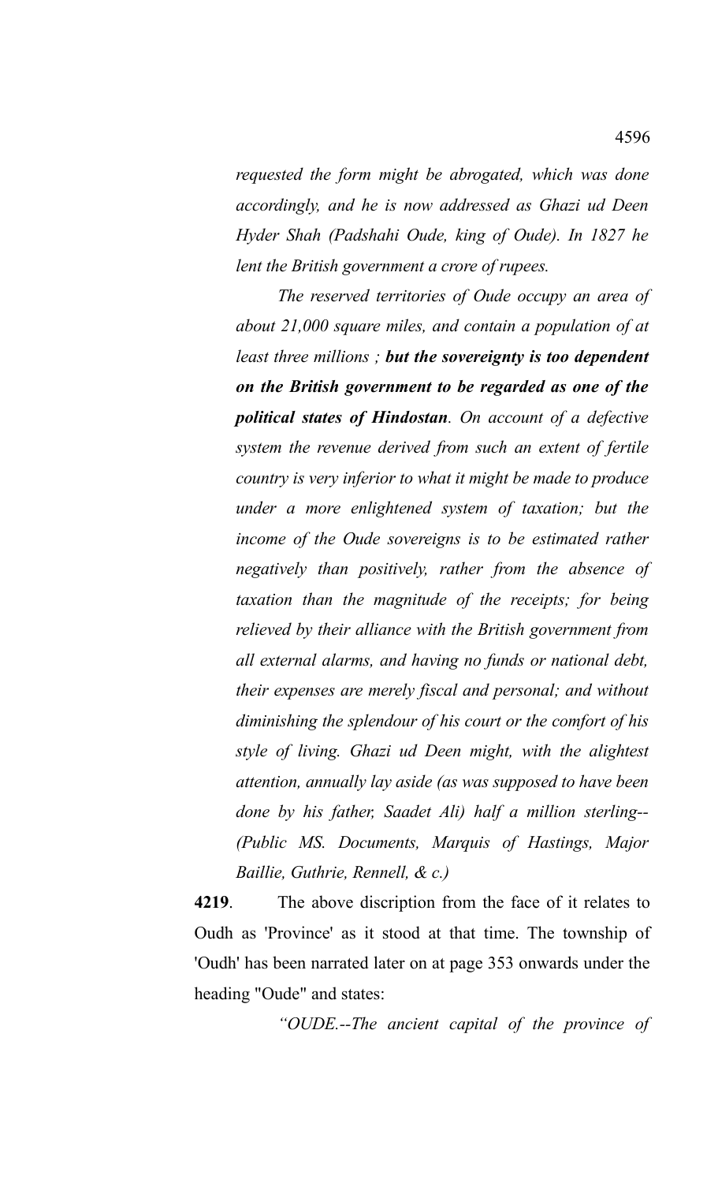*requested the form might be abrogated, which was done accordingly, and he is now addressed as Ghazi ud Deen Hyder Shah (Padshahi Oude, king of Oude). In 1827 he lent the British government a crore of rupees.*

*The reserved territories of Oude occupy an area of about 21,000 square miles, and contain a population of at least three millions ;* ***but the sovereignty is too dependent on the British government to be regarded as one of the political states of Hindostan****. On account of a defective system the revenue derived from such an extent of fertile country is very inferior to what it might be made to produce under a more enlightened system of taxation; but the income of the Oude sovereigns is to be estimated rather negatively than positively, rather from the absence of taxation than the magnitude of the receipts; for being relieved by their alliance with the British government from all external alarms, and having no funds or national debt, their expenses are merely fiscal and personal; and without diminishing the splendour of his court or the comfort of his style of living. Ghazi ud Deen might, with the alightest attention, annually lay aside (as was supposed to have been done by his father, Saadet Ali) half a million sterling-- (Public MS. Documents, Marquis of Hastings, Major Baillie, Guthrie, Rennell, & c.)*

**4219**. The above discription from the face of it relates to Oudh as 'Province' as it stood at that time. The township of 'Oudh' has been narrated later on at page 353 onwards under the heading "Oude" and states:

*"OUDE.--The ancient capital of the province of*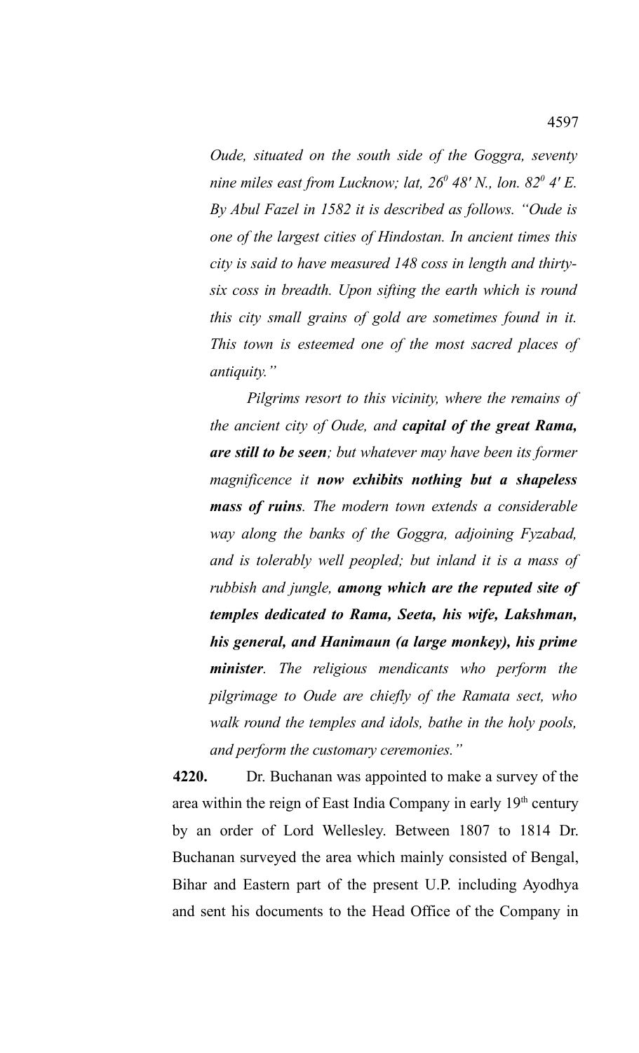*Oude, situated on the south side of the Goggra, seventy nine miles east from Lucknow; lat, $26^0$ 48' N., lon. $82^0$ 4' E. By Abul Fazel in 1582 it is described as follows. "Oude is one of the largest cities of Hindostan. In ancient times this city is said to have measured 148 coss in length and thirty-six coss in breadth. Upon sifting the earth which is round this city small grains of gold are sometimes found in it. This town is esteemed one of the most sacred places of antiquity."*

*Pilgrims resort to this vicinity, where the remains of the ancient city of Oude, and* ***capital of the great Rama, are still to be seen****; but whatever may have been its former magnificence it* ***now exhibits nothing but a shapeless mass of ruins****. The modern town extends a considerable way along the banks of the Goggra, adjoining Fyzabad, and is tolerably well peopled; but inland it is a mass of rubbish and jungle,* ***among which are the reputed site of temples dedicated to Rama, Seeta, his wife, Lakshman, his general, and Hanimaun (a large monkey), his prime minister****. The religious mendicants who perform the pilgrimage to Oude are chiefly of the Ramata sect, who walk round the temples and idols, bathe in the holy pools, and perform the customary ceremonies."*

**4220.** Dr. Buchanan was appointed to make a survey of the area within the reign of East India Company in early 19th century by an order of Lord Wellesley. Between 1807 to 1814 Dr. Buchanan surveyed the area which mainly consisted of Bengal, Bihar and Eastern part of the present U.P. including Ayodhya and sent his documents to the Head Office of the Company in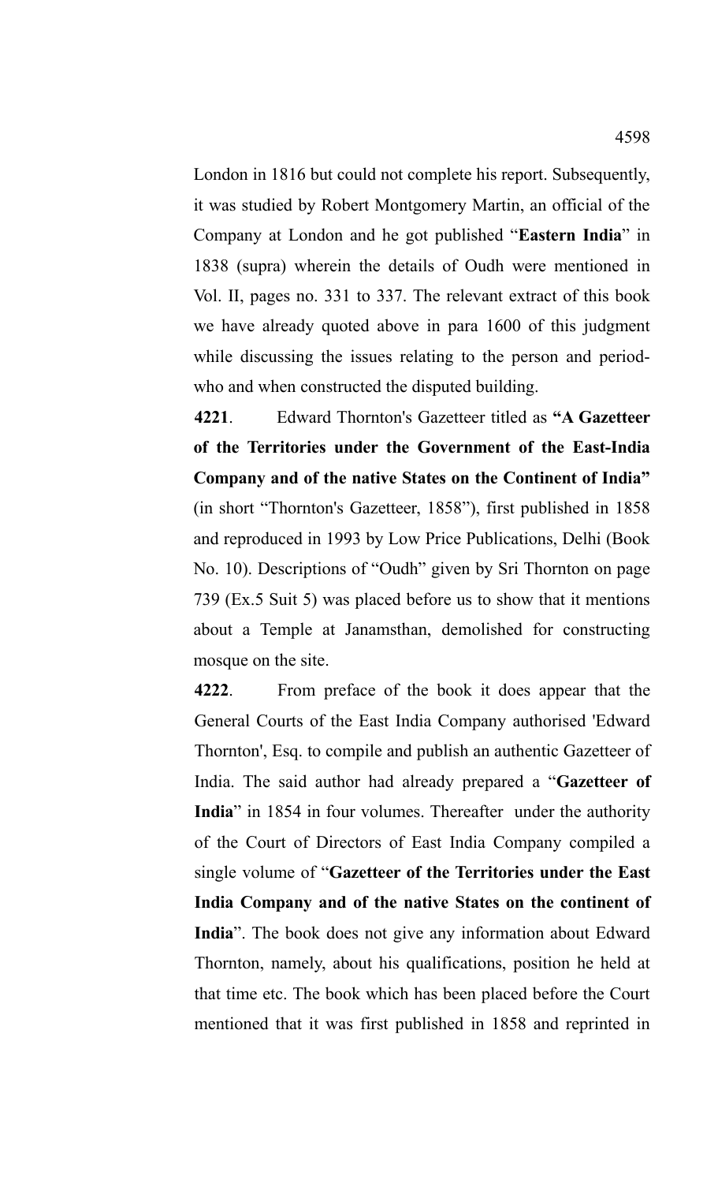London in 1816 but could not complete his report. Subsequently, it was studied by Robert Montgomery Martin, an official of the Company at London and he got published "**Eastern India**" in 1838 (supra) wherein the details of Oudh were mentioned in Vol. II, pages no. 331 to 337. The relevant extract of this book we have already quoted above in para 1600 of this judgment while discussing the issues relating to the person and period- who and when constructed the disputed building.

**4221**. Edward Thornton's Gazetteer titled as **"A Gazetteer of the Territories under the Government of the East-India Company and of the native States on the Continent of India"** (in short "Thornton's Gazetteer, 1858"), first published in 1858 and reproduced in 1993 by Low Price Publications, Delhi (Book No. 10). Descriptions of "Oudh" given by Sri Thornton on page 739 (Ex.5 Suit 5) was placed before us to show that it mentions about a Temple at Janamsthan, demolished for constructing mosque on the site.

**4222**. From preface of the book it does appear that the General Courts of the East India Company authorised 'Edward Thornton', Esq. to compile and publish an authentic Gazetteer of India. The said author had already prepared a "**Gazetteer of India**" in 1854 in four volumes. Thereafter under the authority of the Court of Directors of East India Company compiled a single volume of "**Gazetteer of the Territories under the East India Company and of the native States on the continent of India**". The book does not give any information about Edward Thornton, namely, about his qualifications, position he held at that time etc. The book which has been placed before the Court mentioned that it was first published in 1858 and reprinted in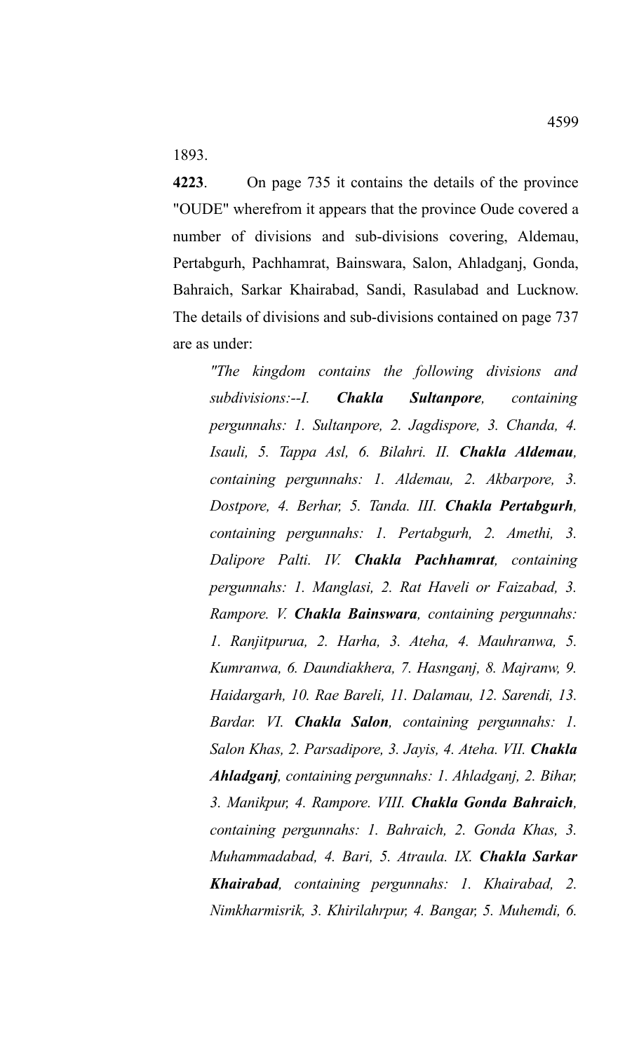1893.

**4223**. On page 735 it contains the details of the province "OUDE" wherefrom it appears that the province Oude covered a number of divisions and sub-divisions covering, Aldemau, Pertabgurh, Pachhamrat, Bainswara, Salon, Ahladganj, Gonda, Bahraich, Sarkar Khairabad, Sandi, Rasulabad and Lucknow. The details of divisions and sub-divisions contained on page 737 are as under:

> *"The kingdom contains the following divisions and subdivisions:--I. **Chakla Sultanpore**, containing pergunnahs: 1. Sultanpore, 2. Jagdispore, 3. Chanda, 4. Isauli, 5. Tappa Asl, 6. Bilahri. II. **Chakla Aldemau**, containing pergunnahs: 1. Aldemau, 2. Akbarpore, 3. Dostpore, 4. Berhar, 5. Tanda. III. **Chakla Pertabgurh**, containing pergunnahs: 1. Pertabgurh, 2. Amethi, 3. Dalipore Palti. IV. **Chakla Pachhamrat**, containing pergunnahs: 1. Manglasi, 2. Rat Haveli or Faizabad, 3. Rampore. V. **Chakla Bainswara**, containing pergunnahs: 1. Ranjitpurua, 2. Harha, 3. Ateha, 4. Mauhranwa, 5. Kumranwa, 6. Daundiakhera, 7. Hasnganj, 8. Majranw, 9. Haidargarh, 10. Rae Bareli, 11. Dalamau, 12. Sarendi, 13. Bardar. VI. **Chakla Salon**, containing pergunnahs: 1. Salon Khas, 2. Parsadipore, 3. Jayis, 4. Ateha. VII. **Chakla Ahladganj**, containing pergunnahs: 1. Ahladganj, 2. Bihar, 3. Manikpur, 4. Rampore. VIII. **Chakla Gonda Bahraich**, containing pergunnahs: 1. Bahraich, 2. Gonda Khas, 3. Muhammadabad, 4. Bari, 5. Atraula. IX. **Chakla Sarkar Khairabad**, containing pergunnahs: 1. Khairabad, 2. Nimkharmisrik, 3. Khirilahrpur, 4. Bangar, 5. Muhemdi, 6.*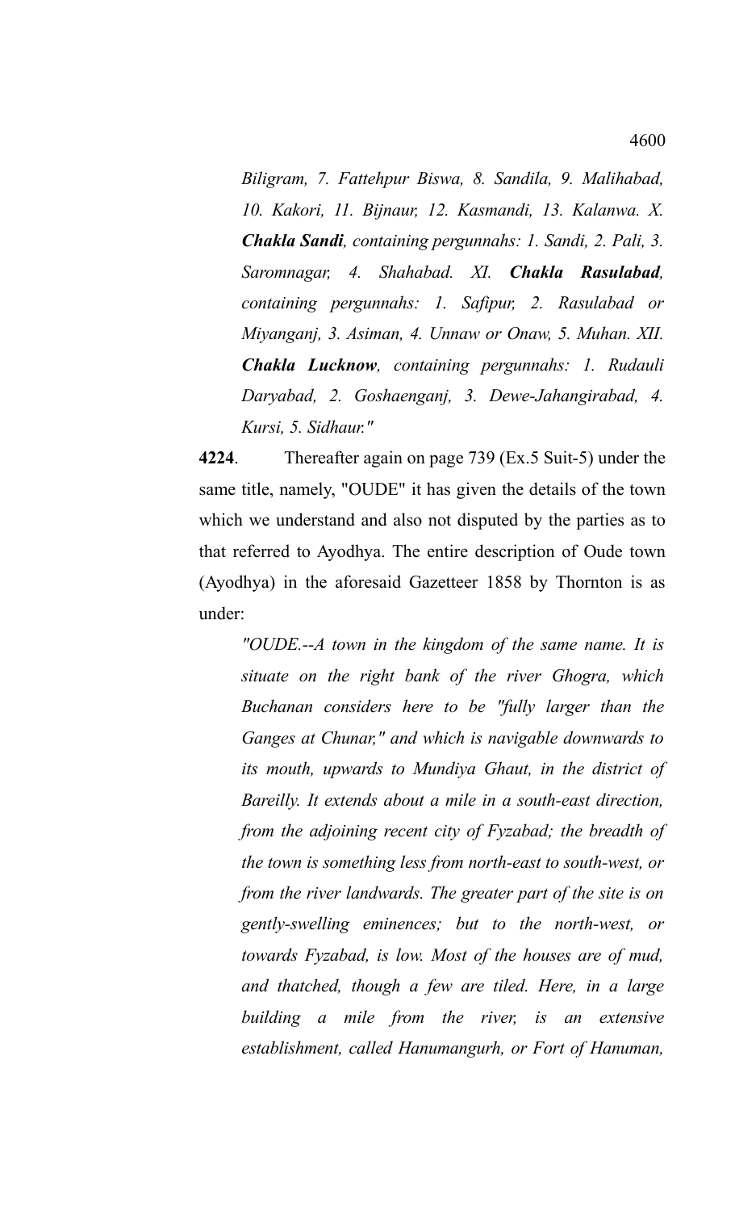*Biligram, 7. Fattehpur Biswa, 8. Sandila, 9. Malihabad, 10. Kakori, 11. Bijnaur, 12. Kasmandi, 13. Kalanwa. X. **Chakla Sandi**, containing pergunnahs: 1. Sandi, 2. Pali, 3. Saromnagar, 4. Shahabad. XI. **Chakla Rasulabad**, containing pergunnahs: 1. Safipur, 2. Rasulabad or Miyanganj, 3. Asiman, 4. Unnaw or Onaw, 5. Muhan. XII. **Chakla Lucknow**, containing pergunnahs: 1. Rudauli Daryabad, 2. Goshaenganj, 3. Dewe-Jahangirabad, 4. Kursi, 5. Sidhaur."*

**4224**. Thereafter again on page 739 (Ex.5 Suit-5) under the same title, namely, "OUDE" it has given the details of the town which we understand and also not disputed by the parties as to that referred to Ayodhya. The entire description of Oude town (Ayodhya) in the aforesaid Gazetteer 1858 by Thornton is as under:

*"OUDE.--A town in the kingdom of the same name. It is situate on the right bank of the river Ghogra, which Buchanan considers here to be "fully larger than the Ganges at Chunar," and which is navigable downwards to its mouth, upwards to Mundiya Ghaut, in the district of Bareilly. It extends about a mile in a south-east direction, from the adjoining recent city of Fyzabad; the breadth of the town is something less from north-east to south-west, or from the river landwards. The greater part of the site is on gently-swelling eminences; but to the north-west, or towards Fyzabad, is low. Most of the houses are of mud, and thatched, though a few are tiled. Here, in a large building a mile from the river, is an extensive establishment, called Hanumangurh, or Fort of Hanuman,*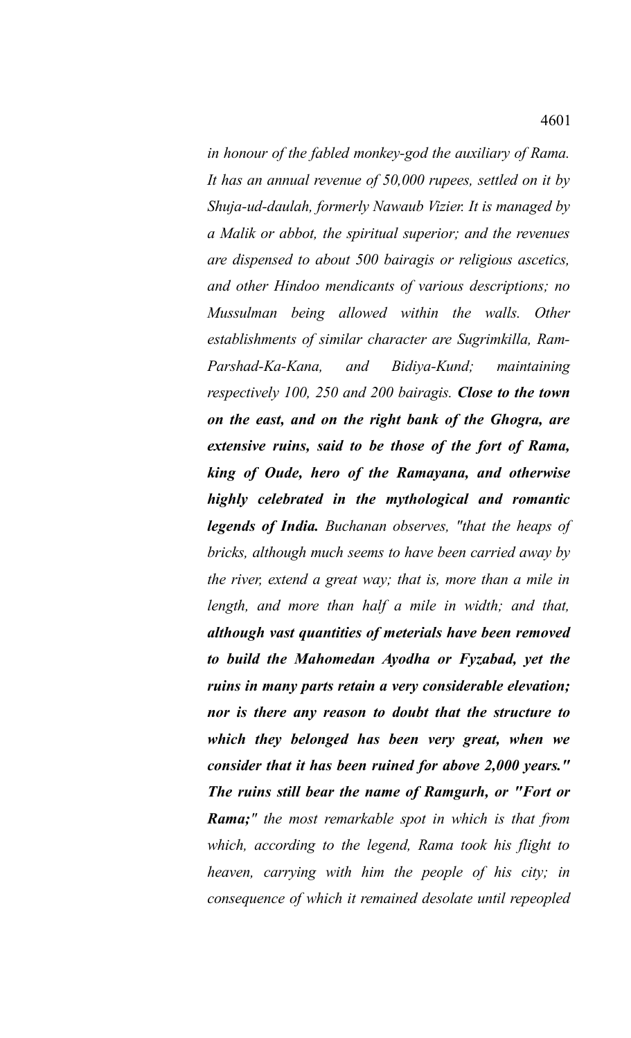*in honour of the fabled monkey-god the auxiliary of Rama. It has an annual revenue of 50,000 rupees, settled on it by Shuja-ud-daulah, formerly Nawaub Vizier. It is managed by a Malik or abbot, the spiritual superior; and the revenues are dispensed to about 500 bairagis or religious ascetics, and other Hindoo mendicants of various descriptions; no Mussulman being allowed within the walls. Other establishments of similar character are Sugrimkilla, Ram-Parshad-Ka-Kana, and Bidiya-Kund; maintaining respectively 100, 250 and 200 bairagis.* ***Close to the town on the east, and on the right bank of the Ghogra, are extensive ruins, said to be those of the fort of Rama, king of Oude, hero of the Ramayana, and otherwise highly celebrated in the mythological and romantic legends of India.*** *Buchanan observes, "that the heaps of bricks, although much seems to have been carried away by the river, extend a great way; that is, more than a mile in length, and more than half a mile in width; and that,* ***although vast quantities of meterials have been removed to build the Mahomedan Ayodha or Fyzabad, yet the ruins in many parts retain a very considerable elevation; nor is there any reason to doubt that the structure to which they belonged has been very great, when we consider that it has been ruined for above 2,000 years." The ruins still bear the name of Ramgurh, or "Fort or Rama;"*** *the most remarkable spot in which is that from which, according to the legend, Rama took his flight to heaven, carrying with him the people of his city; in consequence of which it remained desolate until repeopled*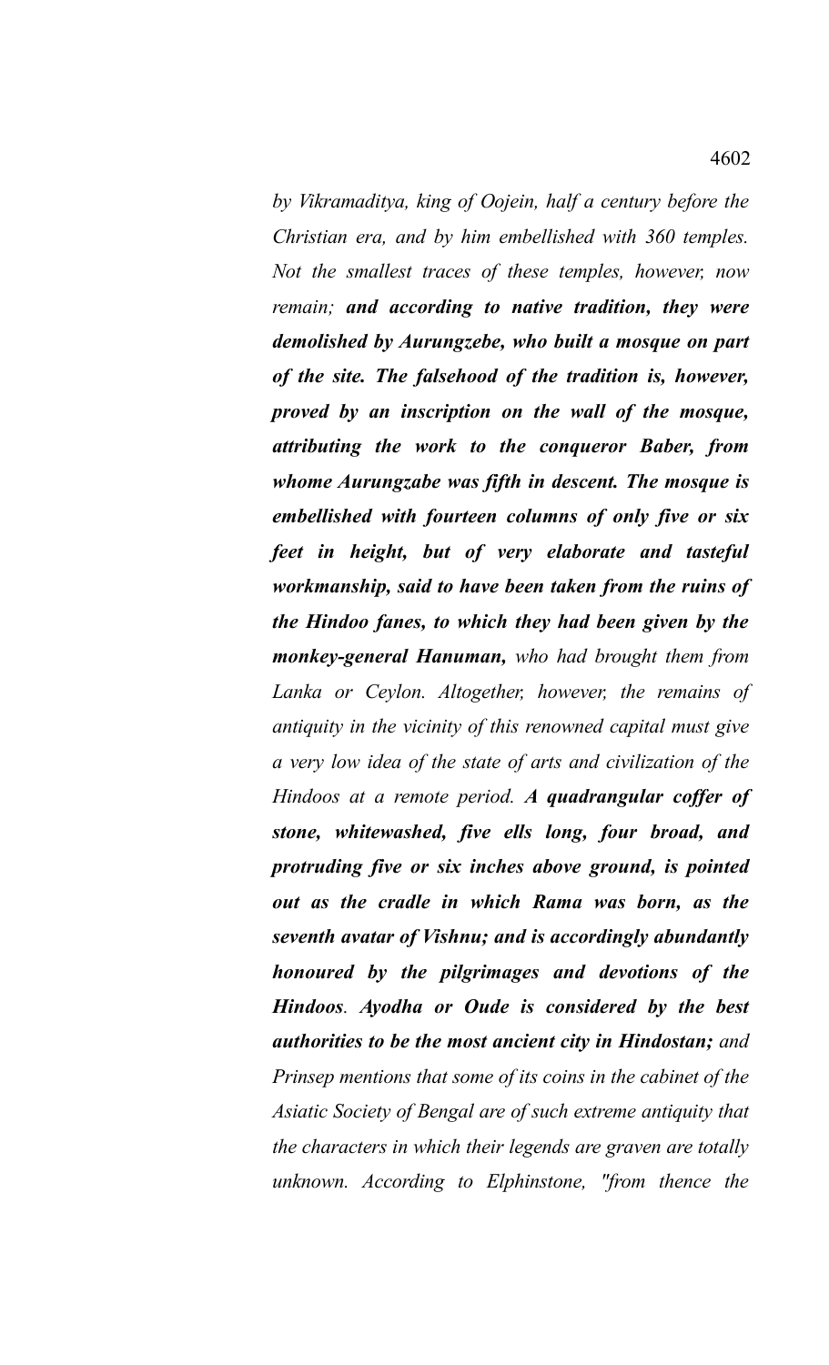*by Vikramaditya, king of Oojein, half a century before the Christian era, and by him embellished with 360 temples. Not the smallest traces of these temples, however, now remain;* ***and according to native tradition, they were demolished by Aurungzebe, who built a mosque on part of the site. The falsehood of the tradition is, however, proved by an inscription on the wall of the mosque, attributing the work to the conqueror Baber, from whome Aurungzabe was fifth in descent. The mosque is embellished with fourteen columns of only five or six feet in height, but of very elaborate and tasteful workmanship, said to have been taken from the ruins of the Hindoo fanes, to which they had been given by the monkey-general Hanuman,*** *who had brought them from Lanka or Ceylon. Altogether, however, the remains of antiquity in the vicinity of this renowned capital must give a very low idea of the state of arts and civilization of the Hindoos at a remote period.* ***A quadrangular coffer of stone, whitewashed, five ells long, four broad, and protruding five or six inches above ground, is pointed out as the cradle in which Rama was born, as the seventh avatar of Vishnu; and is accordingly abundantly honoured by the pilgrimages and devotions of the Hindoos****.* ***Ayodha or Oude is considered by the best authorities to be the most ancient city in Hindostan;*** *and Prinsep mentions that some of its coins in the cabinet of the Asiatic Society of Bengal are of such extreme antiquity that the characters in which their legends are graven are totally unknown. According to Elphinstone, "from thence the*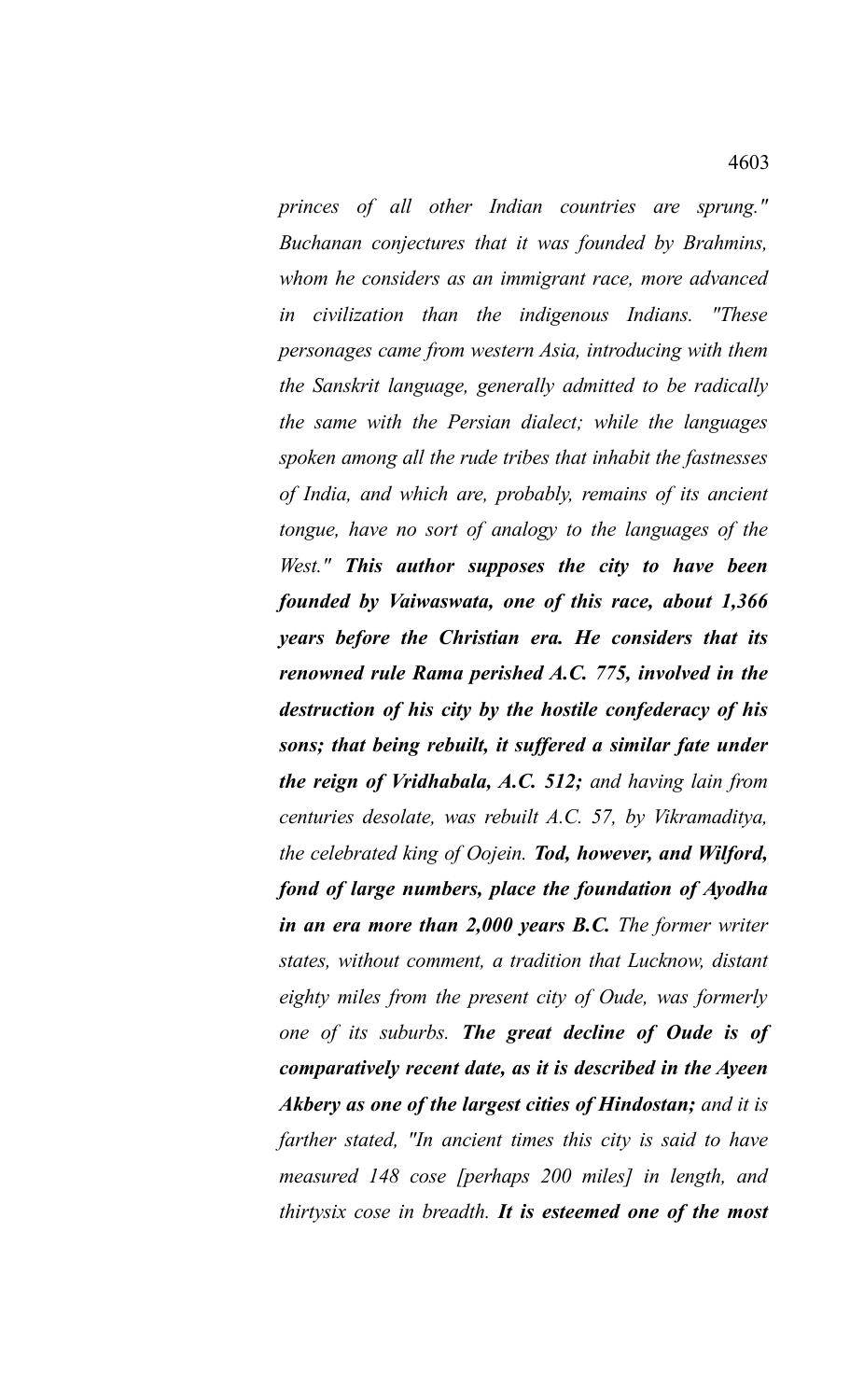*princes of all other Indian countries are sprung." Buchanan conjectures that it was founded by Brahmins, whom he considers as an immigrant race, more advanced in civilization than the indigenous Indians. "These personages came from western Asia, introducing with them the Sanskrit language, generally admitted to be radically the same with the Persian dialect; while the languages spoken among all the rude tribes that inhabit the fastnesses of India, and which are, probably, remains of its ancient tongue, have no sort of analogy to the languages of the West."* ***This author supposes the city to have been founded by Vaiwaswata, one of this race, about 1,366 years before the Christian era. He considers that its renowned rule Rama perished A.C. 775, involved in the destruction of his city by the hostile confederacy of his sons; that being rebuilt, it suffered a similar fate under the reign of Vridhabala, A.C. 512;*** *and having lain from centuries desolate, was rebuilt A.C. 57, by Vikramaditya, the celebrated king of Oojein.* ***Tod, however, and Wilford, fond of large numbers, place the foundation of Ayodha in an era more than 2,000 years B.C.*** *The former writer states, without comment, a tradition that Lucknow, distant eighty miles from the present city of Oude, was formerly one of its suburbs.* ***The great decline of Oude is of comparatively recent date, as it is described in the Ayeen Akbery as one of the largest cities of Hindostan;*** *and it is farther stated, "In ancient times this city is said to have measured 148 cose [perhaps 200 miles] in length, and thirtysix cose in breadth.* ***It is esteemed one of the most***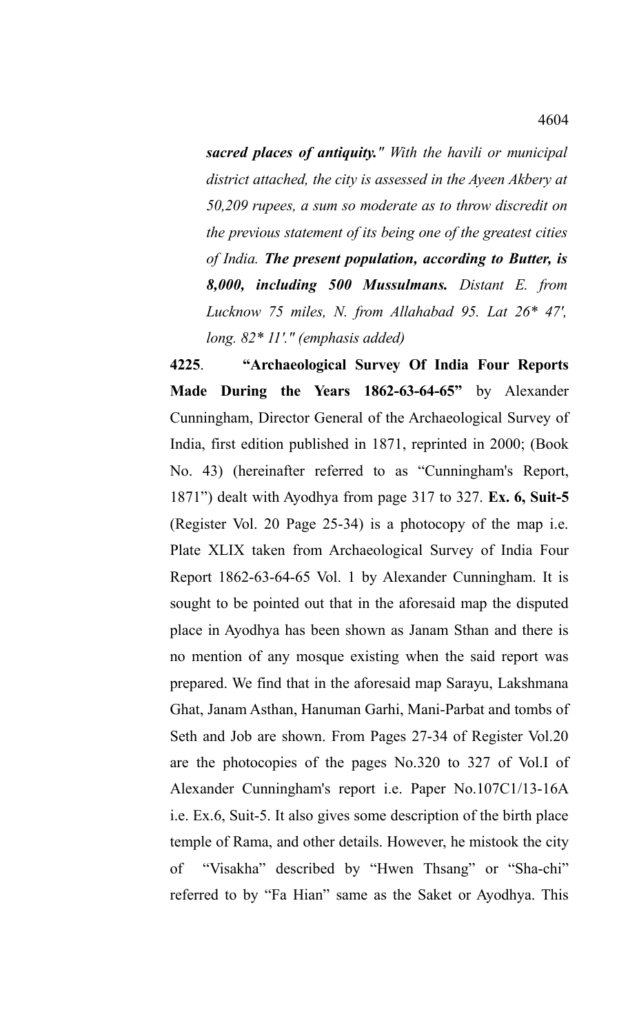*__sacred places of antiquity.__" With the havili or municipal district attached, the city is assessed in the Ayeen Akbery at 50,209 rupees, a sum so moderate as to throw discredit on the previous statement of its being one of the greatest cities of India. __The present population, according to Butter, is 8,000, including 500 Mussulmans.__ Distant E. from Lucknow 75 miles, N. from Allahabad 95. Lat 26* 47', long. 82* 11'." (emphasis added)*

**4225**. **"Archaeological Survey Of India Four Reports Made During the Years 1862-63-64-65"** by Alexander Cunningham, Director General of the Archaeological Survey of India, first edition published in 1871, reprinted in 2000; (Book No. 43) (hereinafter referred to as "Cunningham's Report, 1871") dealt with Ayodhya from page 317 to 327. **Ex. 6, Suit-5** (Register Vol. 20 Page 25-34) is a photocopy of the map i.e. Plate XLIX taken from Archaeological Survey of India Four Report 1862-63-64-65 Vol. 1 by Alexander Cunningham. It is sought to be pointed out that in the aforesaid map the disputed place in Ayodhya has been shown as Janam Sthan and there is no mention of any mosque existing when the said report was prepared. We find that in the aforesaid map Sarayu, Lakshmana Ghat, Janam Asthan, Hanuman Garhi, Mani-Parbat and tombs of Seth and Job are shown. From Pages 27-34 of Register Vol.20 are the photocopies of the pages No.320 to 327 of Vol.I of Alexander Cunningham's report i.e. Paper No.107C1/13-16A i.e. Ex.6, Suit-5. It also gives some description of the birth place temple of Rama, and other details. However, he mistook the city of "Visakha" described by "Hwen Thsang" or "Sha-chi" referred to by "Fa Hian" same as the Saket or Ayodhya. This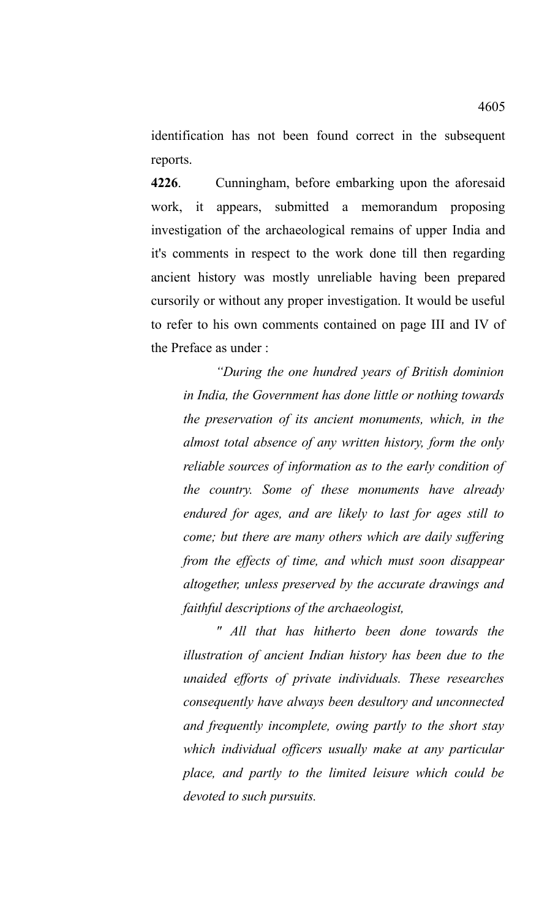identification has not been found correct in the subsequent reports.

**4226**. Cunningham, before embarking upon the aforesaid work, it appears, submitted a memorandum proposing investigation of the archaeological remains of upper India and it's comments in respect to the work done till then regarding ancient history was mostly unreliable having been prepared cursorily or without any proper investigation. It would be useful to refer to his own comments contained on page III and IV of the Preface as under :

> *"During the one hundred years of British dominion in India, the Government has done little or nothing towards the preservation of its ancient monuments, which, in the almost total absence of any written history, form the only reliable sources of information as to the early condition of the country. Some of these monuments have already endured for ages, and are likely to last for ages still to come; but there are many others which are daily suffering from the effects of time, and which must soon disappear altogether, unless preserved by the accurate drawings and faithful descriptions of the archaeologist,*
>
> *" All that has hitherto been done towards the illustration of ancient Indian history has been due to the unaided efforts of private individuals. These researches consequently have always been desultory and unconnected and frequently incomplete, owing partly to the short stay which individual officers usually make at any particular place, and partly to the limited leisure which could be devoted to such pursuits.*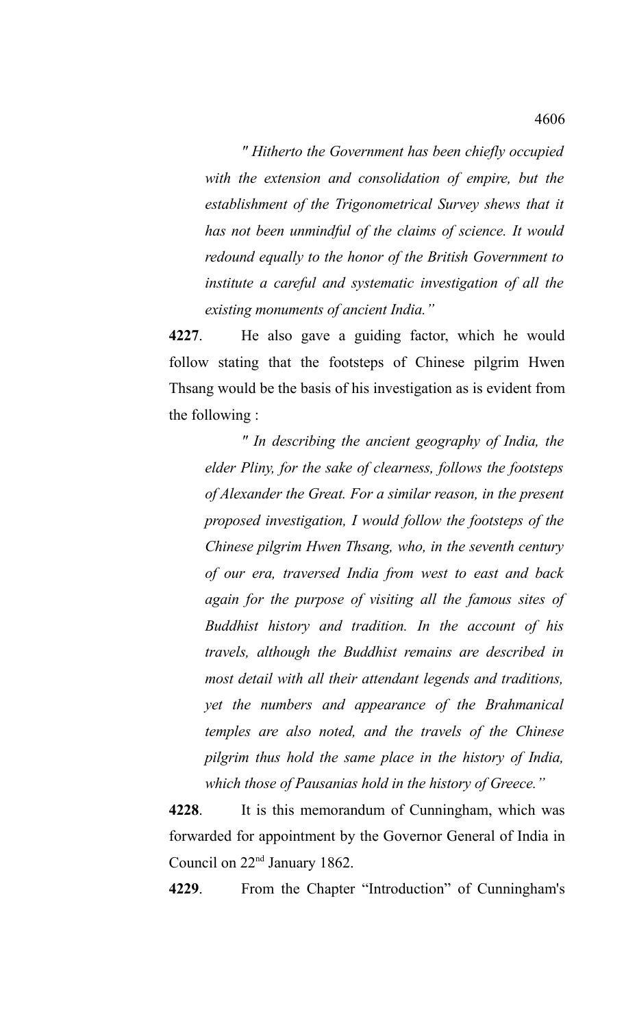*" Hitherto the Government has been chiefly occupied with the extension and consolidation of empire, but the establishment of the Trigonometrical Survey shews that it has not been unmindful of the claims of science. It would redound equally to the honor of the British Government to institute a careful and systematic investigation of all the existing monuments of ancient India."*

**4227**. He also gave a guiding factor, which he would follow stating that the footsteps of Chinese pilgrim Hwen Thsang would be the basis of his investigation as is evident from the following :

*" In describing the ancient geography of India, the elder Pliny, for the sake of clearness, follows the footsteps of Alexander the Great. For a similar reason, in the present proposed investigation, I would follow the footsteps of the Chinese pilgrim Hwen Thsang, who, in the seventh century of our era, traversed India from west to east and back again for the purpose of visiting all the famous sites of Buddhist history and tradition. In the account of his travels, although the Buddhist remains are described in most detail with all their attendant legends and traditions, yet the numbers and appearance of the Brahmanical temples are also noted, and the travels of the Chinese pilgrim thus hold the same place in the history of India, which those of Pausanias hold in the history of Greece."*

**4228**. It is this memorandum of Cunningham, which was forwarded for appointment by the Governor General of India in Council on 22nd January 1862.

**4229**. From the Chapter "Introduction" of Cunningham's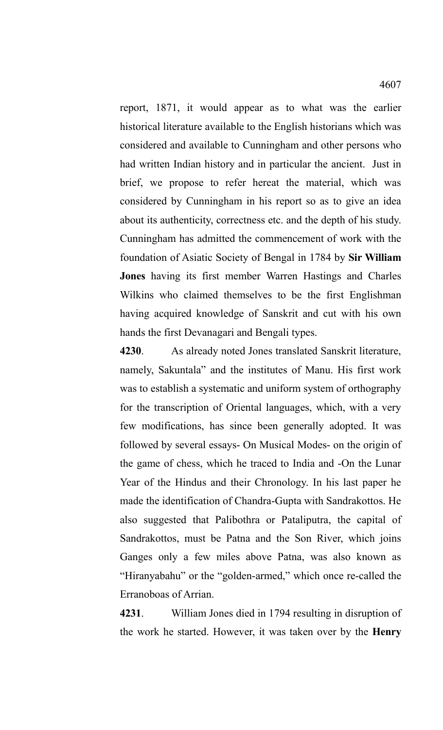report, 1871, it would appear as to what was the earlier historical literature available to the English historians which was considered and available to Cunningham and other persons who had written Indian history and in particular the ancient. Just in brief, we propose to refer hereat the material, which was considered by Cunningham in his report so as to give an idea about its authenticity, correctness etc. and the depth of his study. Cunningham has admitted the commencement of work with the foundation of Asiatic Society of Bengal in 1784 by **Sir William Jones** having its first member Warren Hastings and Charles Wilkins who claimed themselves to be the first Englishman having acquired knowledge of Sanskrit and cut with his own hands the first Devanagari and Bengali types.

**4230**. As already noted Jones translated Sanskrit literature, namely, Sakuntala" and the institutes of Manu. His first work was to establish a systematic and uniform system of orthography for the transcription of Oriental languages, which, with a very few modifications, has since been generally adopted. It was followed by several essays- On Musical Modes- on the origin of the game of chess, which he traced to India and -On the Lunar Year of the Hindus and their Chronology. In his last paper he made the identification of Chandra-Gupta with Sandrakottos. He also suggested that Palibothra or Pataliputra, the capital of Sandrakottos, must be Patna and the Son River, which joins Ganges only a few miles above Patna, was also known as "Hiranyabahu" or the "golden-armed," which once re-called the Erranoboas of Arrian.

**4231**. William Jones died in 1794 resulting in disruption of the work he started. However, it was taken over by the **Henry**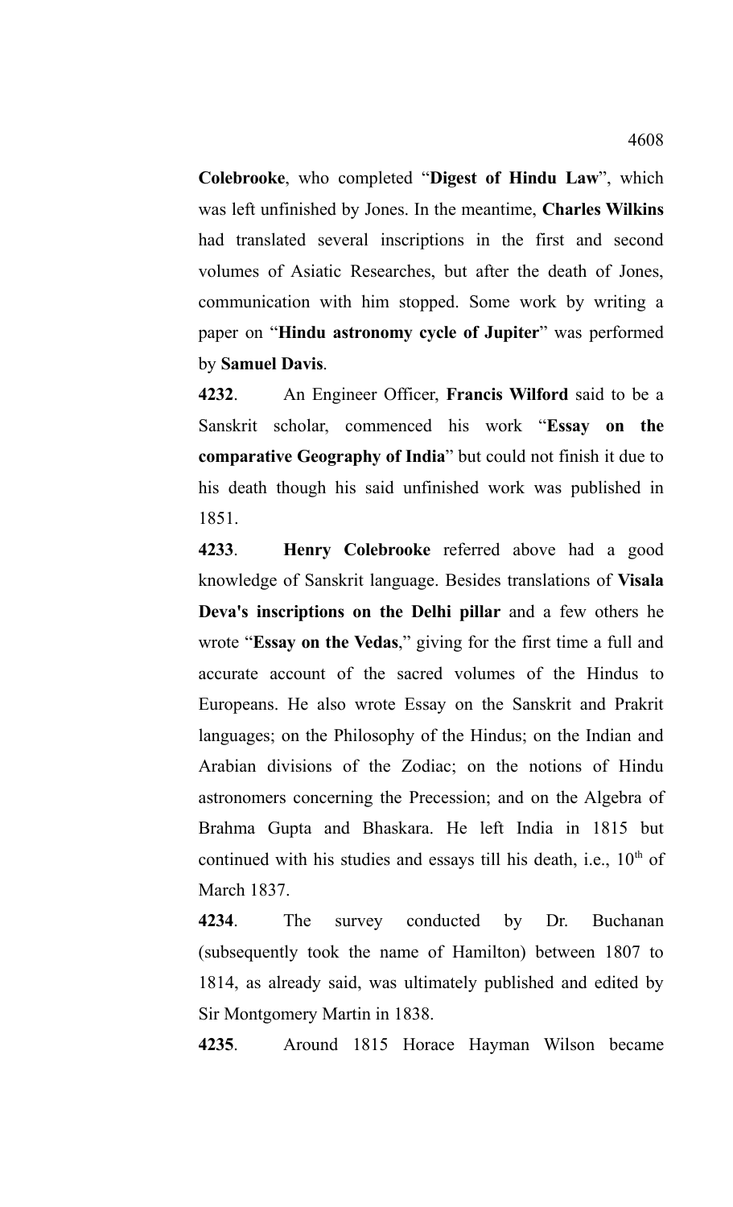**Colebrooke**, who completed "**Digest of Hindu Law**", which was left unfinished by Jones. In the meantime, **Charles Wilkins** had translated several inscriptions in the first and second volumes of Asiatic Researches, but after the death of Jones, communication with him stopped. Some work by writing a paper on "**Hindu astronomy cycle of Jupiter**" was performed by **Samuel Davis**.

**4232**. An Engineer Officer, **Francis Wilford** said to be a Sanskrit scholar, commenced his work "**Essay on the comparative Geography of India**" but could not finish it due to his death though his said unfinished work was published in 1851.

**4233**. **Henry Colebrooke** referred above had a good knowledge of Sanskrit language. Besides translations of **Visala Deva's inscriptions on the Delhi pillar** and a few others he wrote "**Essay on the Vedas**," giving for the first time a full and accurate account of the sacred volumes of the Hindus to Europeans. He also wrote Essay on the Sanskrit and Prakrit languages; on the Philosophy of the Hindus; on the Indian and Arabian divisions of the Zodiac; on the notions of Hindu astronomers concerning the Precession; and on the Algebra of Brahma Gupta and Bhaskara. He left India in 1815 but continued with his studies and essays till his death, i.e., 10th of March 1837.

**4234**. The survey conducted by Dr. Buchanan (subsequently took the name of Hamilton) between 1807 to 1814, as already said, was ultimately published and edited by Sir Montgomery Martin in 1838.

**4235**. Around 1815 Horace Hayman Wilson became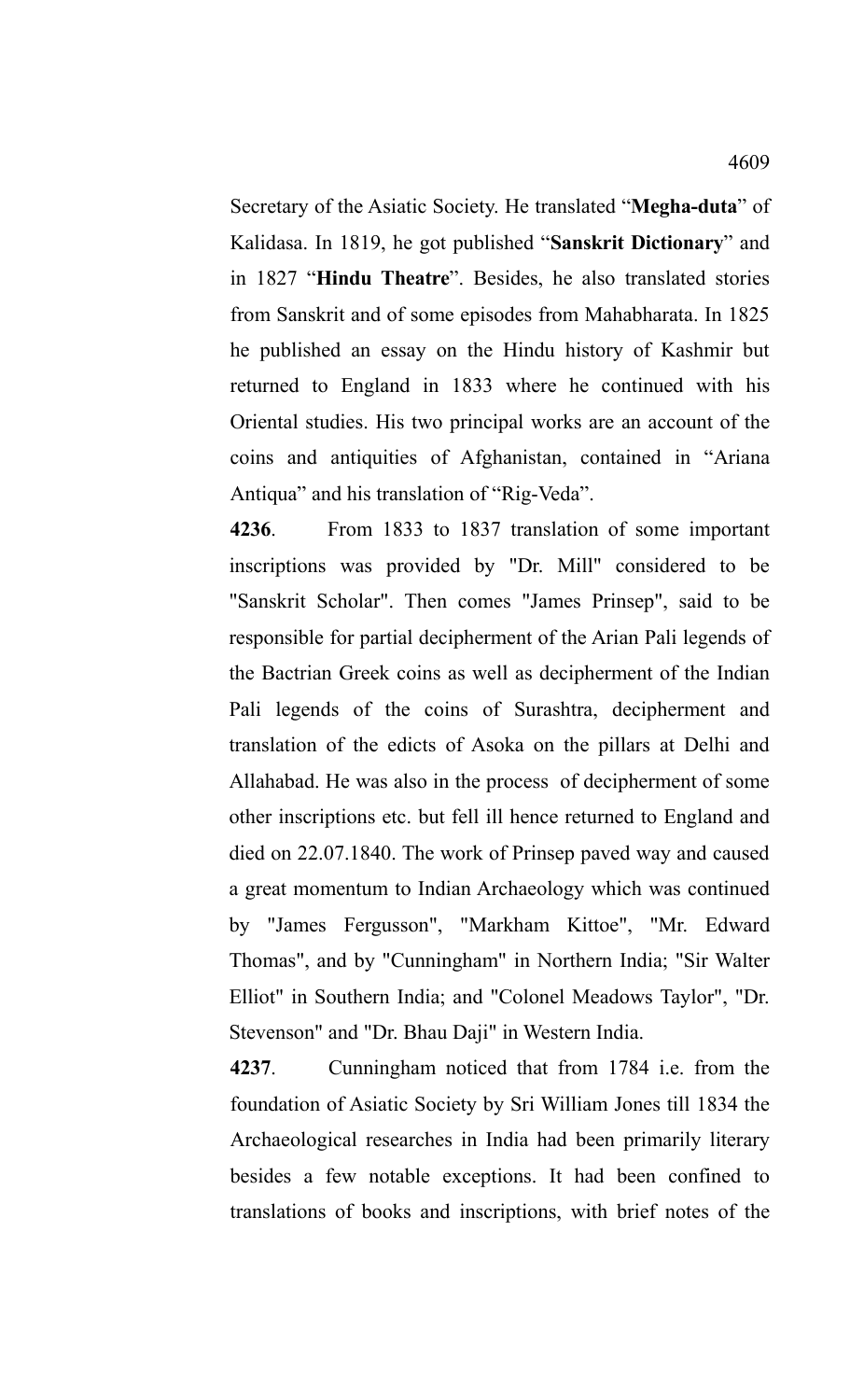Secretary of the Asiatic Society. He translated "**Megha-duta**" of Kalidasa. In 1819, he got published "**Sanskrit Dictionary**" and in 1827 "**Hindu Theatre**". Besides, he also translated stories from Sanskrit and of some episodes from Mahabharata. In 1825 he published an essay on the Hindu history of Kashmir but returned to England in 1833 where he continued with his Oriental studies. His two principal works are an account of the coins and antiquities of Afghanistan, contained in "Ariana Antiqua" and his translation of "Rig-Veda".

**4236**. From 1833 to 1837 translation of some important inscriptions was provided by "Dr. Mill" considered to be "Sanskrit Scholar". Then comes "James Prinsep", said to be responsible for partial decipherment of the Arian Pali legends of the Bactrian Greek coins as well as decipherment of the Indian Pali legends of the coins of Surashtra, decipherment and translation of the edicts of Asoka on the pillars at Delhi and Allahabad. He was also in the process of decipherment of some other inscriptions etc. but fell ill hence returned to England and died on 22.07.1840. The work of Prinsep paved way and caused a great momentum to Indian Archaeology which was continued by "James Fergusson", "Markham Kittoe", "Mr. Edward Thomas", and by "Cunningham" in Northern India; "Sir Walter Elliot" in Southern India; and "Colonel Meadows Taylor", "Dr. Stevenson" and "Dr. Bhau Daji" in Western India.

**4237**. Cunningham noticed that from 1784 i.e. from the foundation of Asiatic Society by Sri William Jones till 1834 the Archaeological researches in India had been primarily literary besides a few notable exceptions. It had been confined to translations of books and inscriptions, with brief notes of the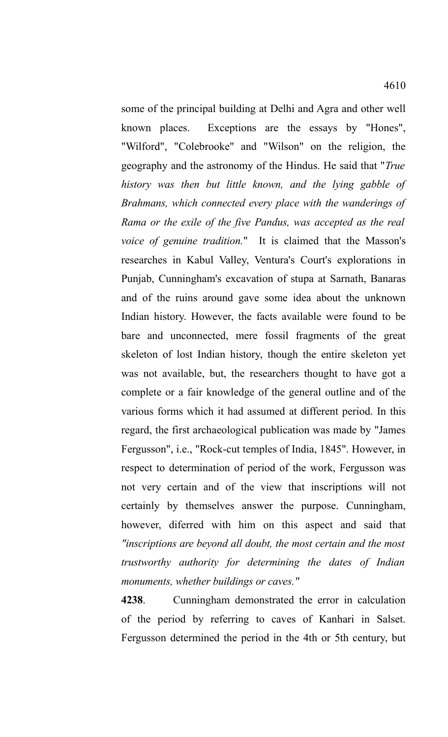some of the principal building at Delhi and Agra and other well known places. Exceptions are the essays by "Hones", "Wilford", "Colebrooke" and "Wilson" on the religion, the geography and the astronomy of the Hindus. He said that "*True history was then but little known, and the lying gabble of Brahmans, which connected every place with the wanderings of Rama or the exile of the five Pandus, was accepted as the real voice of genuine tradition.*" It is claimed that the Masson's researches in Kabul Valley, Ventura's Court's explorations in Punjab, Cunningham's excavation of stupa at Sarnath, Banaras and of the ruins around gave some idea about the unknown Indian history. However, the facts available were found to be bare and unconnected, mere fossil fragments of the great skeleton of lost Indian history, though the entire skeleton yet was not available, but, the researchers thought to have got a complete or a fair knowledge of the general outline and of the various forms which it had assumed at different period. In this regard, the first archaeological publication was made by "James Fergusson", i.e., "Rock-cut temples of India, 1845". However, in respect to determination of period of the work, Fergusson was not very certain and of the view that inscriptions will not certainly by themselves answer the purpose. Cunningham, however, diferred with him on this aspect and said that *"inscriptions are beyond all doubt, the most certain and the most trustworthy authority for determining the dates of Indian monuments, whether buildings or caves."*

**4238**. Cunningham demonstrated the error in calculation of the period by referring to caves of Kanhari in Salset. Fergusson determined the period in the 4th or 5th century, but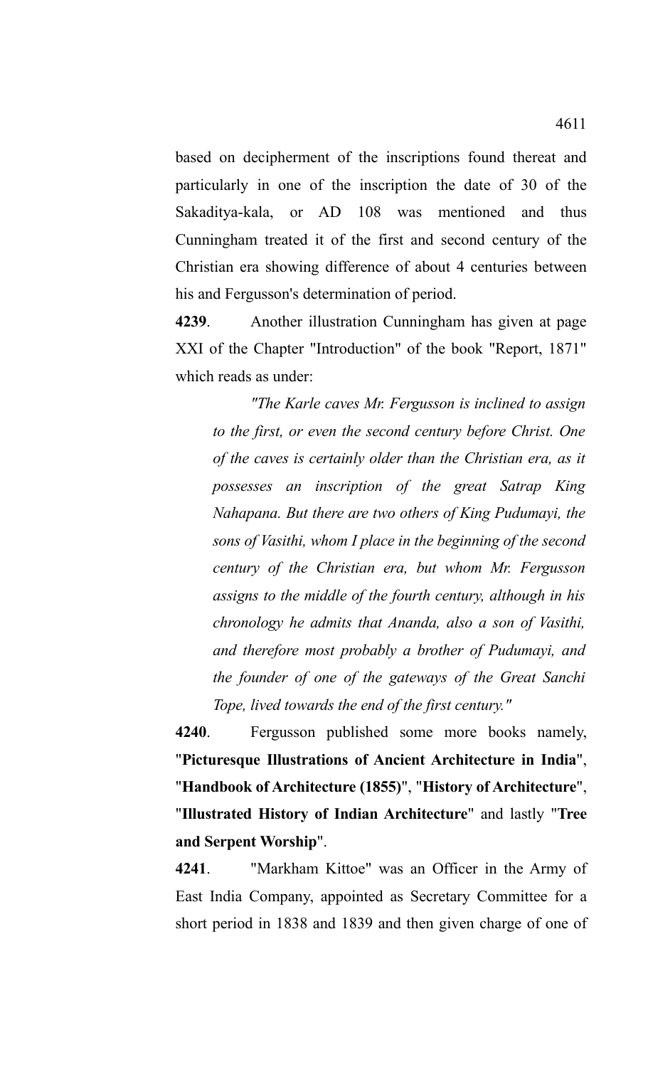based on decipherment of the inscriptions found thereat and particularly in one of the inscription the date of 30 of the Sakaditya-kala, or AD 108 was mentioned and thus Cunningham treated it of the first and second century of the Christian era showing difference of about 4 centuries between his and Fergusson's determination of period.

**4239**. Another illustration Cunningham has given at page XXI of the Chapter "Introduction" of the book "Report, 1871" which reads as under:

> *"The Karle caves Mr. Fergusson is inclined to assign to the first, or even the second century before Christ. One of the caves is certainly older than the Christian era, as it possesses an inscription of the great Satrap King Nahapana. But there are two others of King Pudumayi, the sons of Vasithi, whom I place in the beginning of the second century of the Christian era, but whom Mr. Fergusson assigns to the middle of the fourth century, although in his chronology he admits that Ananda, also a son of Vasithi, and therefore most probably a brother of Pudumayi, and the founder of one of the gateways of the Great Sanchi Tope, lived towards the end of the first century."*

**4240**. Fergusson published some more books namely, "**Picturesque Illustrations of Ancient Architecture in India**", "**Handbook of Architecture (1855)**", "**History of Architecture**", "**Illustrated History of Indian Architecture**" and lastly "**Tree and Serpent Worship**".

**4241**. "Markham Kittoe" was an Officer in the Army of East India Company, appointed as Secretary Committee for a short period in 1838 and 1839 and then given charge of one of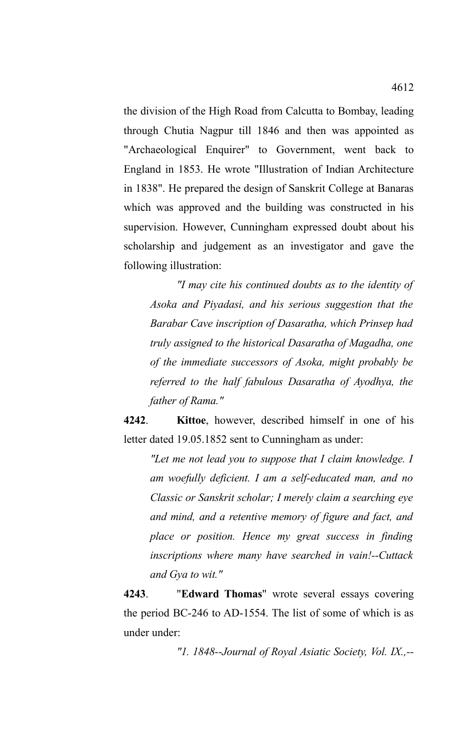the division of the High Road from Calcutta to Bombay, leading through Chutia Nagpur till 1846 and then was appointed as "Archaeological Enquirer" to Government, went back to England in 1853. He wrote "Illustration of Indian Architecture in 1838". He prepared the design of Sanskrit College at Banaras which was approved and the building was constructed in his supervision. However, Cunningham expressed doubt about his scholarship and judgement as an investigator and gave the following illustration:

> *"I may cite his continued doubts as to the identity of Asoka and Piyadasi, and his serious suggestion that the Barabar Cave inscription of Dasaratha, which Prinsep had truly assigned to the historical Dasaratha of Magadha, one of the immediate successors of Asoka, might probably be referred to the half fabulous Dasaratha of Ayodhya, the father of Rama."*

**4242**. **Kittoe**, however, described himself in one of his letter dated 19.05.1852 sent to Cunningham as under:

> *"Let me not lead you to suppose that I claim knowledge. I am woefully deficient. I am a self-educated man, and no Classic or Sanskrit scholar; I merely claim a searching eye and mind, and a retentive memory of figure and fact, and place or position. Hence my great success in finding inscriptions where many have searched in vain!--Cuttack and Gya to wit."*

**4243**. "**Edward Thomas**" wrote several essays covering the period BC-246 to AD-1554. The list of some of which is as under under:

> *"1. 1848--Journal of Royal Asiatic Society, Vol. IX.,--*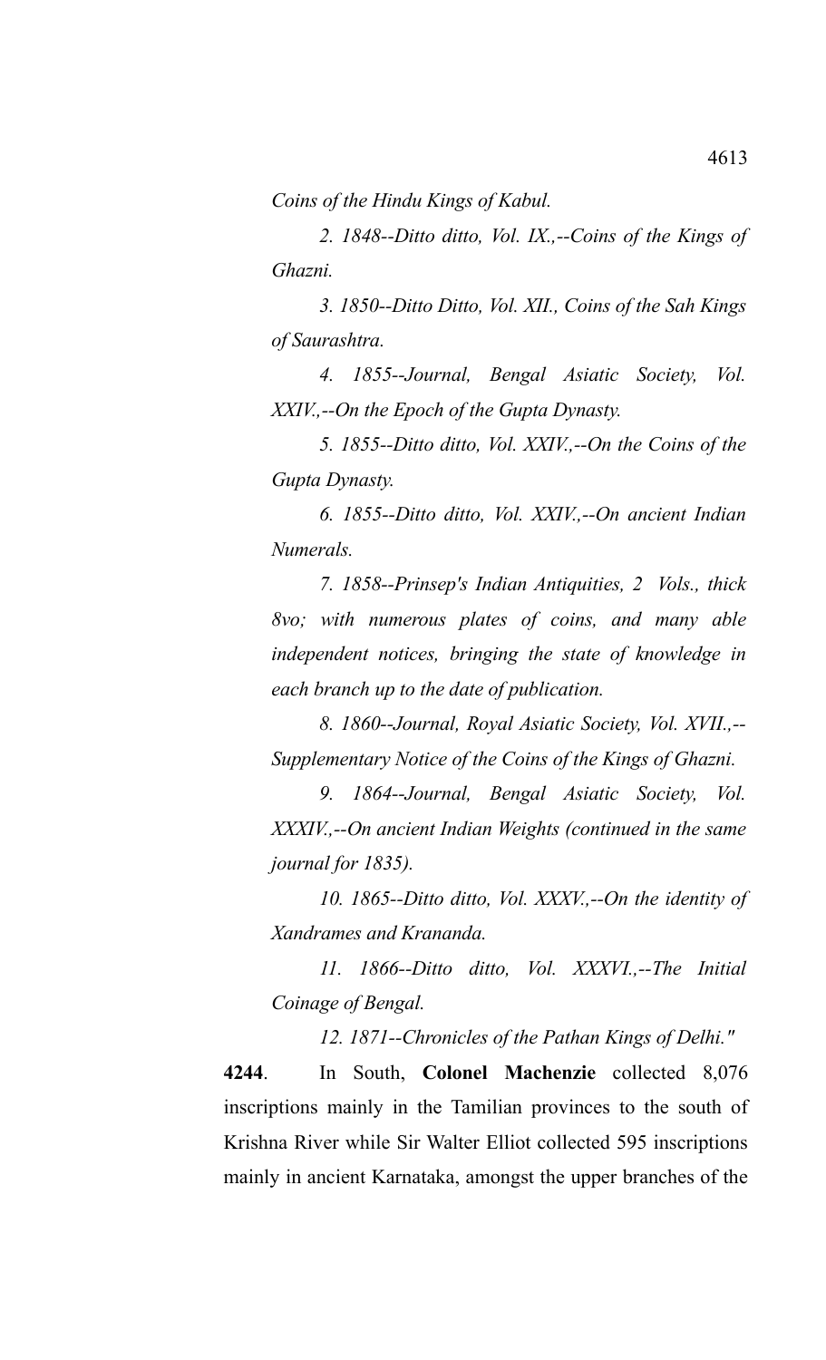*Coins of the Hindu Kings of Kabul.*

*2. 1848--Ditto ditto, Vol. IX.,--Coins of the Kings of Ghazni.*

*3. 1850--Ditto Ditto, Vol. XII., Coins of the Sah Kings of Saurashtra.*

*4. 1855--Journal, Bengal Asiatic Society, Vol. XXIV.,--On the Epoch of the Gupta Dynasty.*

*5. 1855--Ditto ditto, Vol. XXIV.,--On the Coins of the Gupta Dynasty.*

*6. 1855--Ditto ditto, Vol. XXIV.,--On ancient Indian Numerals.*

*7. 1858--Prinsep's Indian Antiquities, 2 Vols., thick 8vo; with numerous plates of coins, and many able independent notices, bringing the state of knowledge in each branch up to the date of publication.*

*8. 1860--Journal, Royal Asiatic Society, Vol. XVII.,--Supplementary Notice of the Coins of the Kings of Ghazni.*

*9. 1864--Journal, Bengal Asiatic Society, Vol. XXXIV.,--On ancient Indian Weights (continued in the same journal for 1835).*

*10. 1865--Ditto ditto, Vol. XXXV.,--On the identity of Xandrames and Krananda.*

*11. 1866--Ditto ditto, Vol. XXXVI.,--The Initial Coinage of Bengal.*

*12. 1871--Chronicles of the Pathan Kings of Delhi."*

**4244**. In South, **Colonel Machenzie** collected 8,076 inscriptions mainly in the Tamilian provinces to the south of Krishna River while Sir Walter Elliot collected 595 inscriptions mainly in ancient Karnataka, amongst the upper branches of the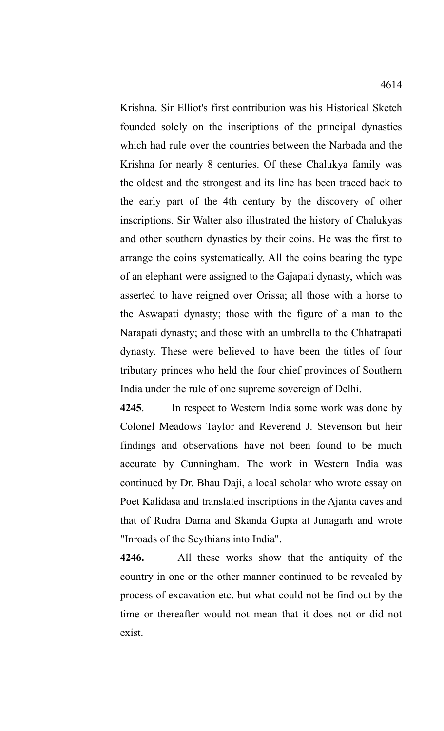Krishna. Sir Elliot's first contribution was his Historical Sketch founded solely on the inscriptions of the principal dynasties which had rule over the countries between the Narbada and the Krishna for nearly 8 centuries. Of these Chalukya family was the oldest and the strongest and its line has been traced back to the early part of the 4th century by the discovery of other inscriptions. Sir Walter also illustrated the history of Chalukyas and other southern dynasties by their coins. He was the first to arrange the coins systematically. All the coins bearing the type of an elephant were assigned to the Gajapati dynasty, which was asserted to have reigned over Orissa; all those with a horse to the Aswapati dynasty; those with the figure of a man to the Narapati dynasty; and those with an umbrella to the Chhatrapati dynasty. These were believed to have been the titles of four tributary princes who held the four chief provinces of Southern India under the rule of one supreme sovereign of Delhi.

**4245**. In respect to Western India some work was done by Colonel Meadows Taylor and Reverend J. Stevenson but heir findings and observations have not been found to be much accurate by Cunningham. The work in Western India was continued by Dr. Bhau Daji, a local scholar who wrote essay on Poet Kalidasa and translated inscriptions in the Ajanta caves and that of Rudra Dama and Skanda Gupta at Junagarh and wrote "Inroads of the Scythians into India".

**4246.** All these works show that the antiquity of the country in one or the other manner continued to be revealed by process of excavation etc. but what could not be find out by the time or thereafter would not mean that it does not or did not exist.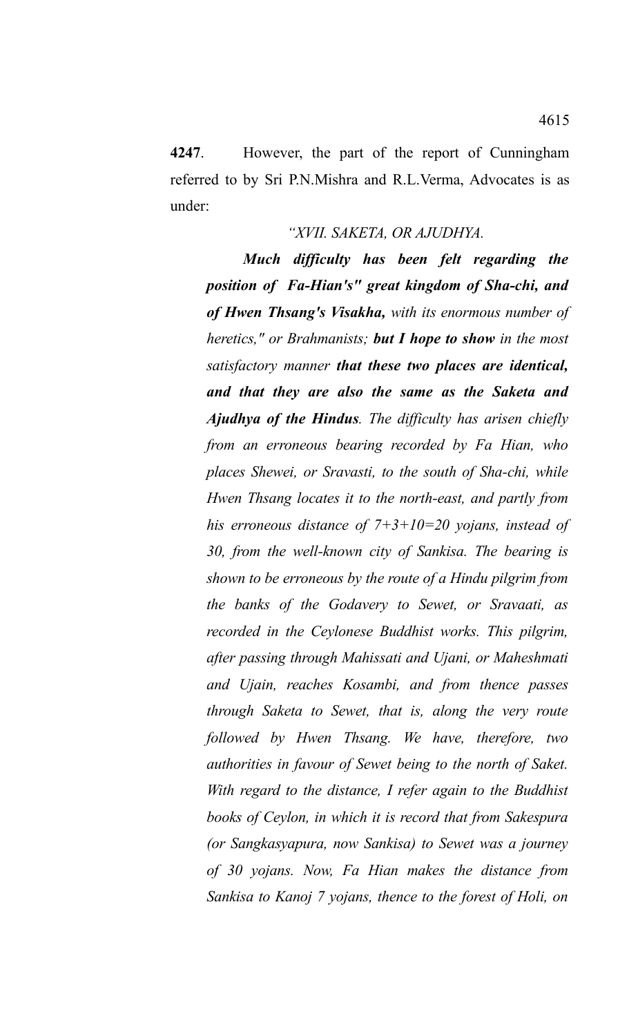**4247**. However, the part of the report of Cunningham referred to by Sri P.N.Mishra and R.L.Verma, Advocates is as under:

> *"XVII. SAKETA, OR AJUDHYA.*
>
> ***Much difficulty has been felt regarding the position of Fa-Hian's" great kingdom of Sha-chi, and of Hwen Thsang's Visakha,*** *with its enormous number of heretics," or Brahmanists;* ***but I hope to show*** *in the most satisfactory manner* ***that these two places are identical, and that they are also the same as the Saketa and Ajudhya of the Hindus****. The difficulty has arisen chiefly from an erroneous bearing recorded by Fa Hian, who places Shewei, or Sravasti, to the south of Sha-chi, while Hwen Thsang locates it to the north-east, and partly from his erroneous distance of 7+3+10=20 yojans, instead of 30, from the well-known city of Sankisa. The bearing is shown to be erroneous by the route of a Hindu pilgrim from the banks of the Godavery to Sewet, or Sravaati, as recorded in the Ceylonese Buddhist works. This pilgrim, after passing through Mahissati and Ujani, or Maheshmati and Ujain, reaches Kosambi, and from thence passes through Saketa to Sewet, that is, along the very route followed by Hwen Thsang. We have, therefore, two authorities in favour of Sewet being to the north of Saket. With regard to the distance, I refer again to the Buddhist books of Ceylon, in which it is record that from Sakespura (or Sangkasyapura, now Sankisa) to Sewet was a journey of 30 yojans. Now, Fa Hian makes the distance from Sankisa to Kanoj 7 yojans, thence to the forest of Holi, on*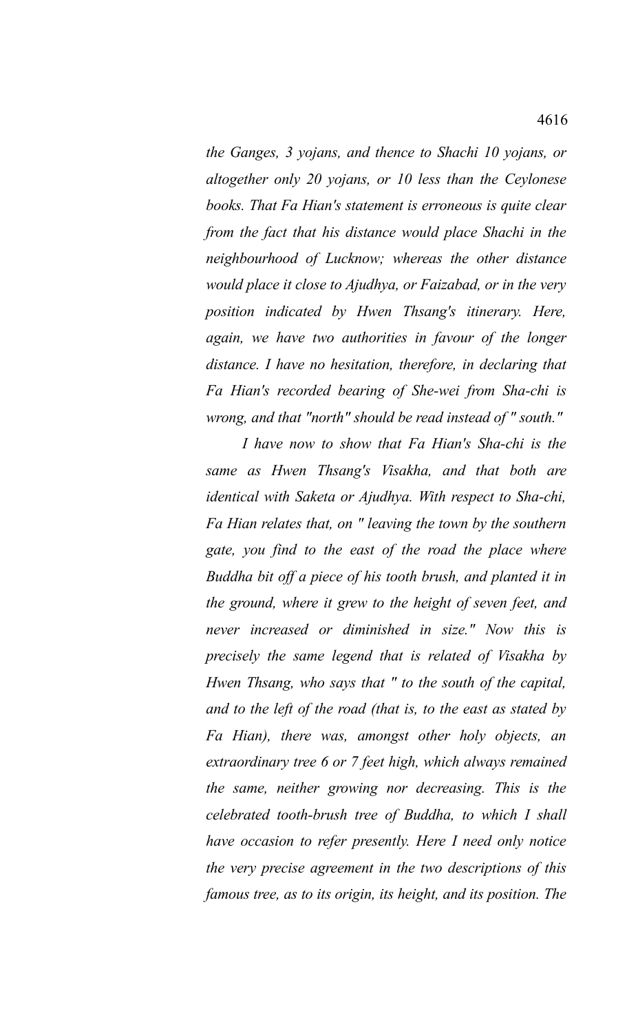*the Ganges, 3 yojans, and thence to Shachi 10 yojans, or altogether only 20 yojans, or 10 less than the Ceylonese books. That Fa Hian's statement is erroneous is quite clear from the fact that his distance would place Shachi in the neighbourhood of Lucknow; whereas the other distance would place it close to Ajudhya, or Faizabad, or in the very position indicated by Hwen Thsang's itinerary. Here, again, we have two authorities in favour of the longer distance. I have no hesitation, therefore, in declaring that Fa Hian's recorded bearing of She-wei from Sha-chi is wrong, and that "north" should be read instead of " south."*

*I have now to show that Fa Hian's Sha-chi is the same as Hwen Thsang's Visakha, and that both are identical with Saketa or Ajudhya. With respect to Sha-chi, Fa Hian relates that, on " leaving the town by the southern gate, you find to the east of the road the place where Buddha bit off a piece of his tooth brush, and planted it in the ground, where it grew to the height of seven feet, and never increased or diminished in size." Now this is precisely the same legend that is related of Visakha by Hwen Thsang, who says that " to the south of the capital, and to the left of the road (that is, to the east as stated by Fa Hian), there was, amongst other holy objects, an extraordinary tree 6 or 7 feet high, which always remained the same, neither growing nor decreasing. This is the celebrated tooth-brush tree of Buddha, to which I shall have occasion to refer presently. Here I need only notice the very precise agreement in the two descriptions of this famous tree, as to its origin, its height, and its position. The*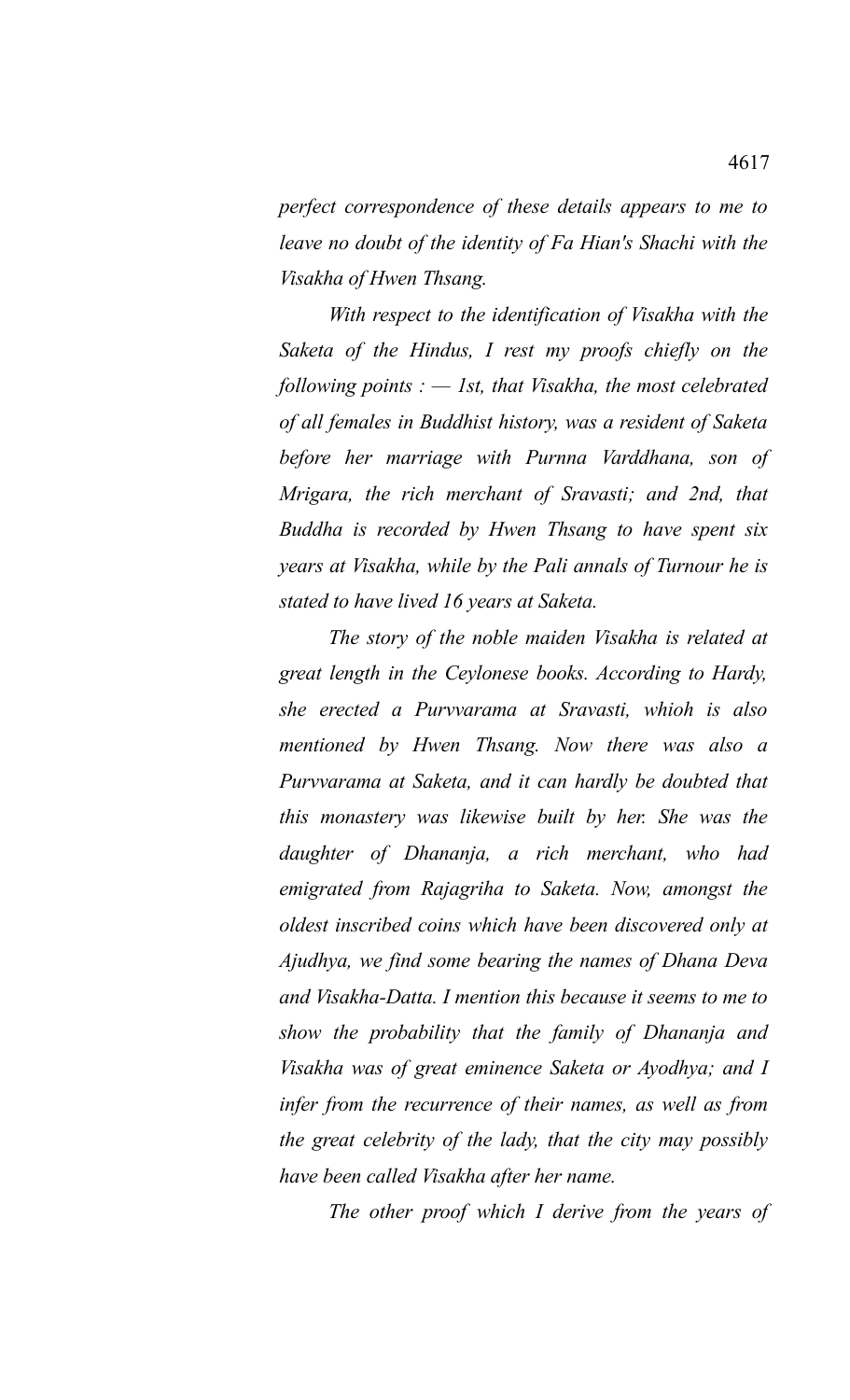*perfect correspondence of these details appears to me to leave no doubt of the identity of Fa Hian's Shachi with the Visakha of Hwen Thsang.*

*With respect to the identification of Visakha with the Saketa of the Hindus, I rest my proofs chiefly on the following points : — 1st, that Visakha, the most celebrated of all females in Buddhist history, was a resident of Saketa before her marriage with Purnna Varddhana, son of Mrigara, the rich merchant of Sravasti; and 2nd, that Buddha is recorded by Hwen Thsang to have spent six years at Visakha, while by the Pali annals of Turnour he is stated to have lived 16 years at Saketa.*

*The story of the noble maiden Visakha is related at great length in the Ceylonese books. According to Hardy, she erected a Purvvarama at Sravasti, whioh is also mentioned by Hwen Thsang. Now there was also a Purvvarama at Saketa, and it can hardly be doubted that this monastery was likewise built by her. She was the daughter of Dhananja, a rich merchant, who had emigrated from Rajagriha to Saketa. Now, amongst the oldest inscribed coins which have been discovered only at Ajudhya, we find some bearing the names of Dhana Deva and Visakha-Datta. I mention this because it seems to me to show the probability that the family of Dhananja and Visakha was of great eminence Saketa or Ayodhya; and I infer from the recurrence of their names, as well as from the great celebrity of the lady, that the city may possibly have been called Visakha after her name.*

*The other proof which I derive from the years of*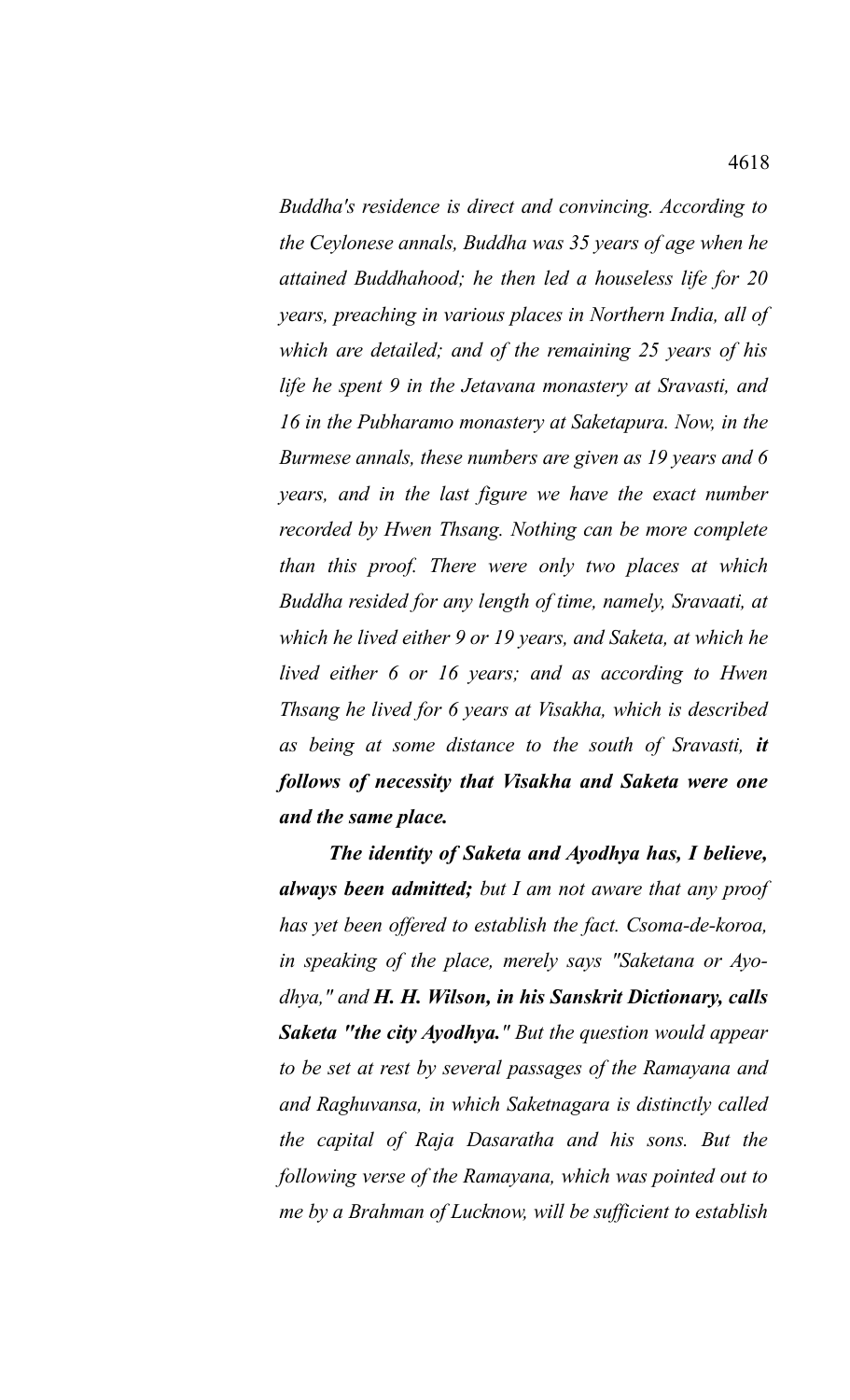*Buddha's residence is direct and convincing. According to the Ceylonese annals, Buddha was 35 years of age when he attained Buddhahood; he then led a houseless life for 20 years, preaching in various places in Northern India, all of which are detailed; and of the remaining 25 years of his life he spent 9 in the Jetavana monastery at Sravasti, and 16 in the Pubharamo monastery at Saketapura. Now, in the Burmese annals, these numbers are given as 19 years and 6 years, and in the last figure we have the exact number recorded by Hwen Thsang. Nothing can be more complete than this proof. There were only two places at which Buddha resided for any length of time, namely, Sravaati, at which he lived either 9 or 19 years, and Saketa, at which he lived either 6 or 16 years; and as according to Hwen Thsang he lived for 6 years at Visakha, which is described as being at some distance to the south of Sravasti,* ***it follows of necessity that Visakha and Saketa were one and the same place.***

***The identity of Saketa and Ayodhya has, I believe, always been admitted;*** *but I am not aware that any proof has yet been offered to establish the fact. Csoma-de-koroa, in speaking of the place, merely says "Saketana or Ayodhya," and* ***H. H. Wilson, in his Sanskrit Dictionary, calls Saketa "the city Ayodhya."*** *But the question would appear to be set at rest by several passages of the Ramayana and and Raghuvansa, in which Saketnagara is distinctly called the capital of Raja Dasaratha and his sons. But the following verse of the Ramayana, which was pointed out to me by a Brahman of Lucknow, will be sufficient to establish*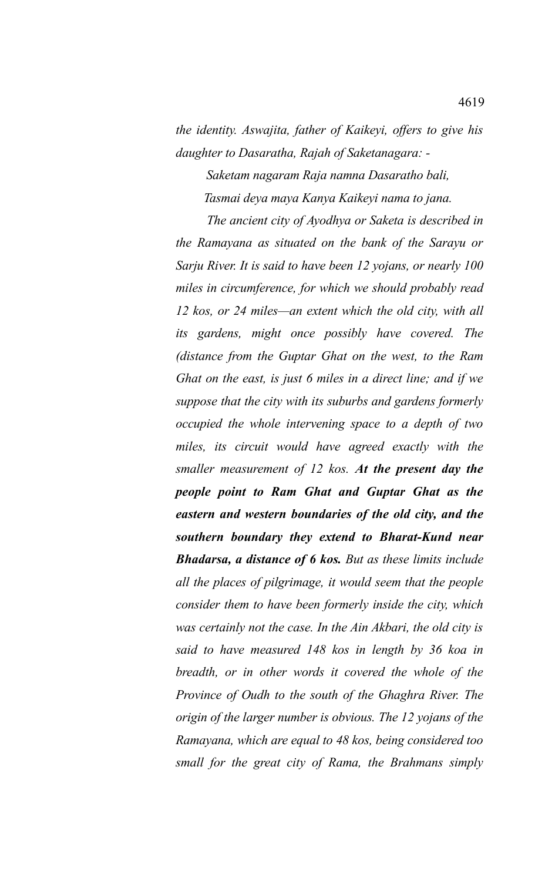*the identity. Aswajita, father of Kaikeyi, offers to give his daughter to Dasaratha, Rajah of Saketanagara: -*

*Saketam nagaram Raja namna Dasaratho bali,*

*Tasmai deya maya Kanya Kaikeyi nama to jana.*

*The ancient city of Ayodhya or Saketa is described in the Ramayana as situated on the bank of the Sarayu or Sarju River. It is said to have been 12 yojans, or nearly 100 miles in circumference, for which we should probably read 12 kos, or 24 miles—an extent which the old city, with all its gardens, might once possibly have covered. The (distance from the Guptar Ghat on the west, to the Ram Ghat on the east, is just 6 miles in a direct line; and if we suppose that the city with its suburbs and gardens formerly occupied the whole intervening space to a depth of two miles, its circuit would have agreed exactly with the smaller measurement of 12 kos.* ***At the present day the people point to Ram Ghat and Guptar Ghat as the eastern and western boundaries of the old city, and the southern boundary they extend to Bharat-Kund near Bhadarsa, a distance of 6 kos.*** *But as these limits include all the places of pilgrimage, it would seem that the people consider them to have been formerly inside the city, which was certainly not the case. In the Ain Akbari, the old city is said to have measured 148 kos in length by 36 koa in breadth, or in other words it covered the whole of the Province of Oudh to the south of the Ghaghra River. The origin of the larger number is obvious. The 12 yojans of the Ramayana, which are equal to 48 kos, being considered too small for the great city of Rama, the Brahmans simply*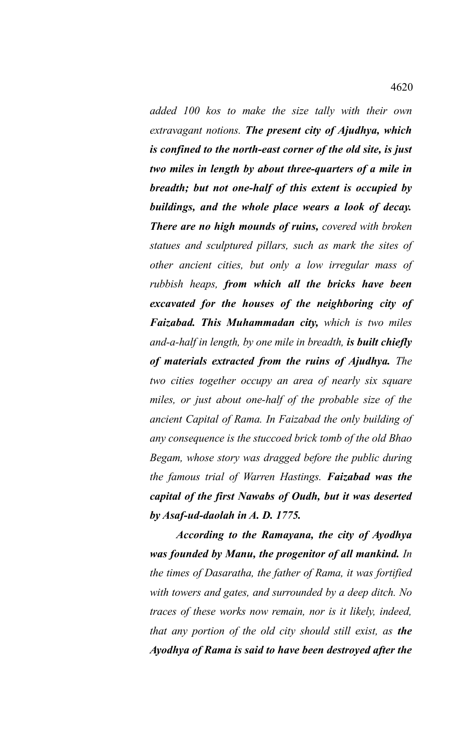*added 100 kos to make the size tally with their own extravagant notions. **The present city of Ajudhya, which is confined to the north-east corner of the old site, is just two miles in length by about three-quarters of a mile in breadth; but not one-half of this extent is occupied by buildings, and the whole place wears a look of decay. There are no high mounds of ruins,** covered with broken statues and sculptured pillars, such as mark the sites of other ancient cities, but only a low irregular mass of rubbish heaps, **from which all the bricks have been excavated for the houses of the neighboring city of Faizabad. This Muhammadan city,** which is two miles and-a-half in length, by one mile in breadth, **is built chiefly of materials extracted from the ruins of Ajudhya.** The two cities together occupy an area of nearly six square miles, or just about one-half of the probable size of the ancient Capital of Rama. In Faizabad the only building of any consequence is the stuccoed brick tomb of the old Bhao Begam, whose story was dragged before the public during the famous trial of Warren Hastings. **Faizabad was the capital of the first Nawabs of Oudh, but it was deserted by Asaf-ud-daolah in A. D. 1775.***

***According to the Ramayana, the city of Ayodhya was founded by Manu, the progenitor of all mankind.** In the times of Dasaratha, the father of Rama, it was fortified with towers and gates, and surrounded by a deep ditch. No traces of these works now remain, nor is it likely, indeed, that any portion of the old city should still exist, as **the Ayodhya of Rama is said to have been destroyed after the***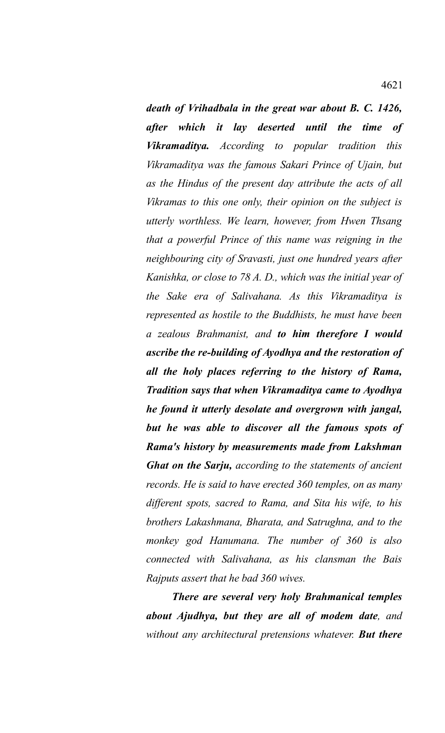***death of Vrihadbala in the great war about B. C. 1426, after which it lay deserted until the time of Vikramaditya.*** *According to popular tradition this Vikramaditya was the famous Sakari Prince of Ujain, but as the Hindus of the present day attribute the acts of all Vikramas to this one only, their opinion on the subject is utterly worthless. We learn, however, from Hwen Thsang that a powerful Prince of this name was reigning in the neighbouring city of Sravasti, just one hundred years after Kanishka, or close to 78 A. D., which was the initial year of the Sake era of Salivahana. As this Vikramaditya is represented as hostile to the Buddhists, he must have been a zealous Brahmanist, and* ***to him therefore I would ascribe the re-building of Ayodhya and the restoration of all the holy places referring to the history of Rama, Tradition says that when Vikramaditya came to Ayodhya he found it utterly desolate and overgrown with jangal, but he was able to discover all the famous spots of Rama's history by measurements made from Lakshman Ghat on the Sarju,*** *according to the statements of ancient records. He is said to have erected 360 temples, on as many different spots, sacred to Rama, and Sita his wife, to his brothers Lakashmana, Bharata, and Satrughna, and to the monkey god Hanumana. The number of 360 is also connected with Salivahana, as his clansman the Bais Rajputs assert that he bad 360 wives.*

***There are several very holy Brahmanical temples about Ajudhya, but they are all of modem date****, and without any architectural pretensions whatever.* ***But there***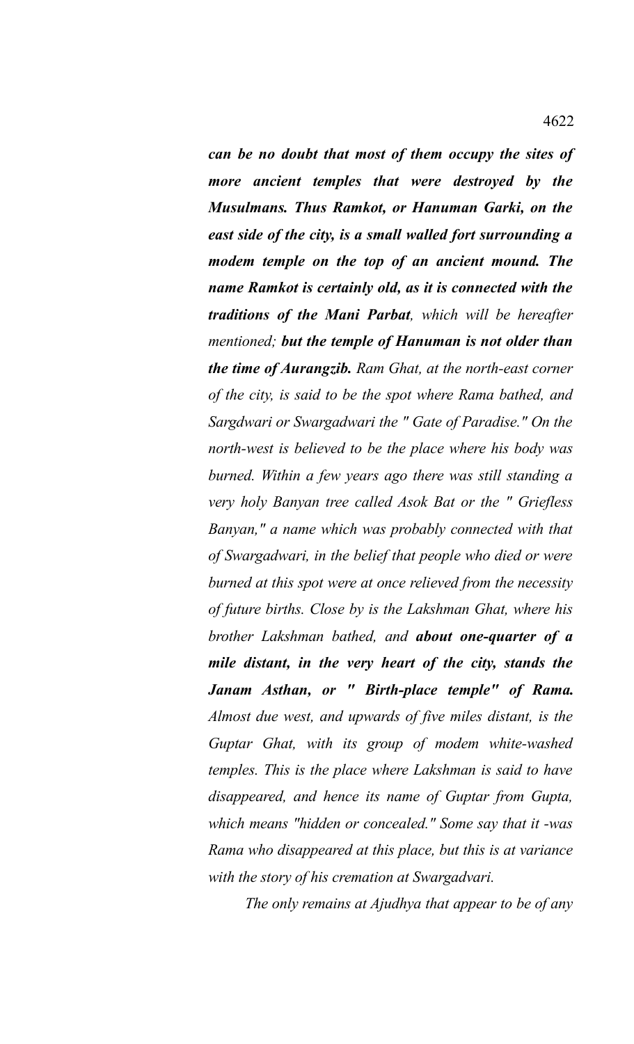***can be no doubt that most of them occupy the sites of more ancient temples that were destroyed by the Musulmans. Thus Ramkot, or Hanuman Garki, on the east side of the city, is a small walled fort surrounding a modem temple on the top of an ancient mound. The name Ramkot is certainly old, as it is connected with the traditions of the Mani Parbat****, which will be hereafter mentioned;* ***but the temple of Hanuman is not older than the time of Aurangzib.*** *Ram Ghat, at the north-east corner of the city, is said to be the spot where Rama bathed, and Sargdwari or Swargadwari the " Gate of Paradise." On the north-west is believed to be the place where his body was burned. Within a few years ago there was still standing a very holy Banyan tree called Asok Bat or the " Griefless Banyan," a name which was probably connected with that of Swargadwari, in the belief that people who died or were burned at this spot were at once relieved from the necessity of future births. Close by is the Lakshman Ghat, where his brother Lakshman bathed, and* ***about one-quarter of a mile distant, in the very heart of the city, stands the Janam Asthan, or " Birth-place temple" of Rama.*** *Almost due west, and upwards of five miles distant, is the Guptar Ghat, with its group of modem white-washed temples. This is the place where Lakshman is said to have disappeared, and hence its name of Guptar from Gupta, which means "hidden or concealed." Some say that it -was Rama who disappeared at this place, but this is at variance with the story of his cremation at Swargadvari.*

*The only remains at Ajudhya that appear to be of any*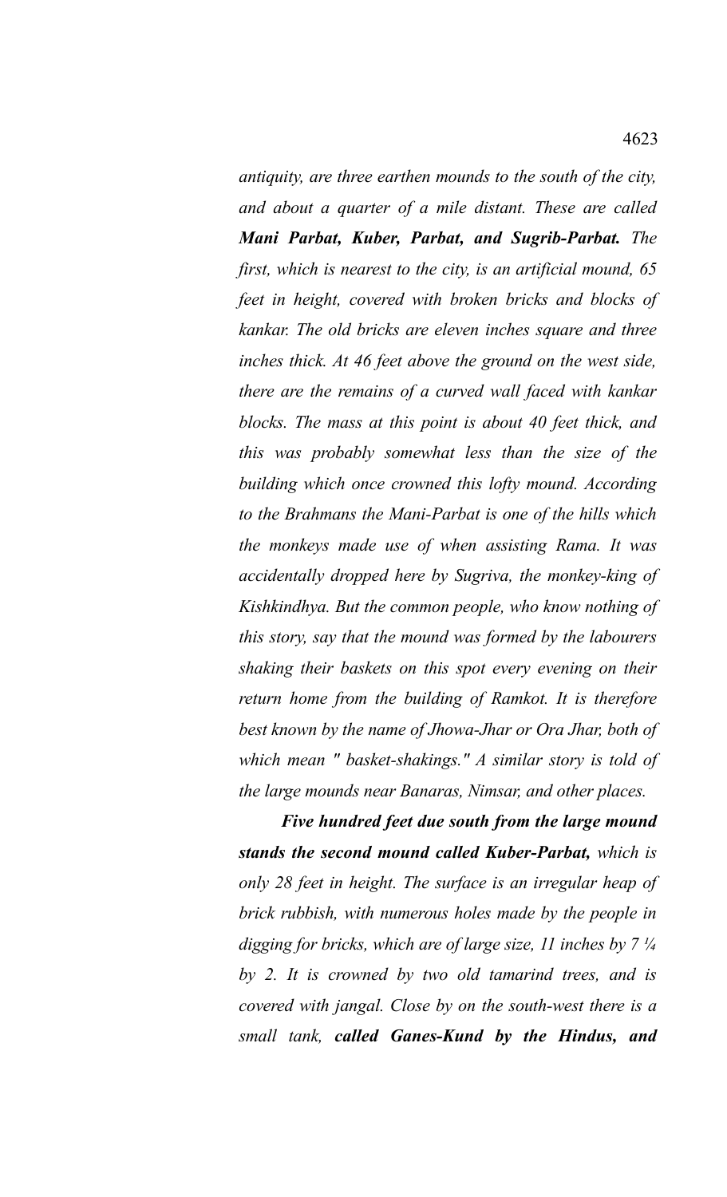*antiquity, are three earthen mounds to the south of the city, and about a quarter of a mile distant. These are called **Mani Parbat, Kuber, Parbat, and Sugrib-Parbat.** The first, which is nearest to the city, is an artificial mound, 65 feet in height, covered with broken bricks and blocks of kankar. The old bricks are eleven inches square and three inches thick. At 46 feet above the ground on the west side, there are the remains of a curved wall faced with kankar blocks. The mass at this point is about 40 feet thick, and this was probably somewhat less than the size of the building which once crowned this lofty mound. According to the Brahmans the Mani-Parbat is one of the hills which the monkeys made use of when assisting Rama. It was accidentally dropped here by Sugriva, the monkey-king of Kishkindhya. But the common people, who know nothing of this story, say that the mound was formed by the labourers shaking their baskets on this spot every evening on their return home from the building of Ramkot. It is therefore best known by the name of Jhowa-Jhar or Ora Jhar, both of which mean " basket-shakings." A similar story is told of the large mounds near Banaras, Nimsar, and other places.*

***Five hundred feet due south from the large mound stands the second mound called Kuber-Parbat,*** *which is only 28 feet in height. The surface is an irregular heap of brick rubbish, with numerous holes made by the people in digging for bricks, which are of large size, 11 inches by 7 ¼ by 2. It is crowned by two old tamarind trees, and is covered with jangal. Close by on the south-west there is a small tank,* ***called Ganes-Kund by the Hindus, and***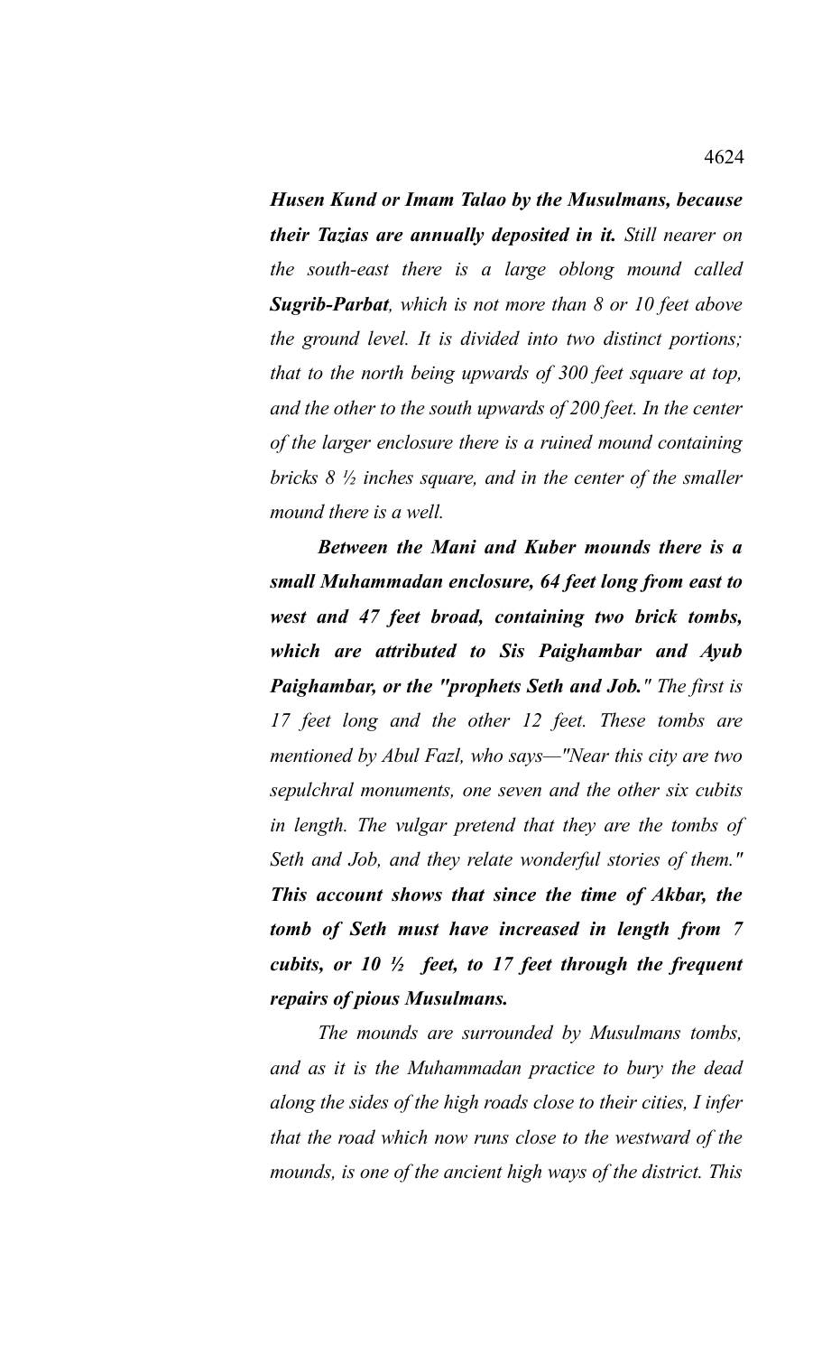***Husen Kund or Imam Talao by the Musulmans, because their Tazias are annually deposited in it.*** *Still nearer on the south-east there is a large oblong mound called* ***Sugrib-Parbat****, which is not more than 8 or 10 feet above the ground level. It is divided into two distinct portions; that to the north being upwards of 300 feet square at top, and the other to the south upwards of 200 feet. In the center of the larger enclosure there is a ruined mound containing bricks 8 ½ inches square, and in the center of the smaller mound there is a well.*

***Between the Mani and Kuber mounds there is a small Muhammadan enclosure, 64 feet long from east to west and 47 feet broad, containing two brick tombs, which are attributed to Sis Paighambar and Ayub Paighambar, or the "prophets Seth and Job."*** *The first is 17 feet long and the other 12 feet. These tombs are mentioned by Abul Fazl, who says—"Near this city are two sepulchral monuments, one seven and the other six cubits in length. The vulgar pretend that they are the tombs of Seth and Job, and they relate wonderful stories of them."* ***This account shows that since the time of Akbar, the tomb of Seth must have increased in length from 7 cubits, or 10 ½ feet, to 17 feet through the frequent repairs of pious Musulmans.***

*The mounds are surrounded by Musulmans tombs, and as it is the Muhammadan practice to bury the dead along the sides of the high roads close to their cities, I infer that the road which now runs close to the westward of the mounds, is one of the ancient high ways of the district. This*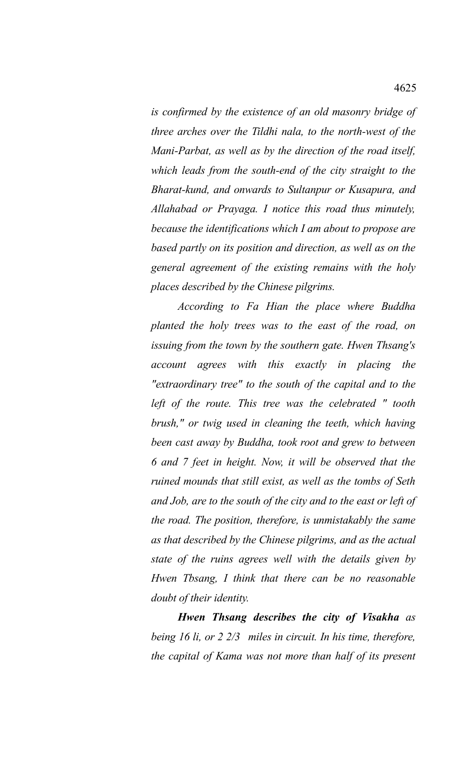*is confirmed by the existence of an old masonry bridge of three arches over the Tildhi nala, to the north-west of the Mani-Parbat, as well as by the direction of the road itself, which leads from the south-end of the city straight to the Bharat-kund, and onwards to Sultanpur or Kusapura, and Allahabad or Prayaga. I notice this road thus minutely, because the identifications which I am about to propose are based partly on its position and direction, as well as on the general agreement of the existing remains with the holy places described by the Chinese pilgrims.*

*According to Fa Hian the place where Buddha planted the holy trees was to the east of the road, on issuing from the town by the southern gate. Hwen Thsang's account agrees with this exactly in placing the "extraordinary tree" to the south of the capital and to the left of the route. This tree was the celebrated " tooth brush," or twig used in cleaning the teeth, which having been cast away by Buddha, took root and grew to between 6 and 7 feet in height. Now, it will be observed that the ruined mounds that still exist, as well as the tombs of Seth and Job, are to the south of the city and to the east or left of the road. The position, therefore, is unmistakably the same as that described by the Chinese pilgrims, and as the actual state of the ruins agrees well with the details given by Hwen Tbsang, I think that there can be no reasonable doubt of their identity.*

***Hwen Thsang describes the city of Visakha** as being 16 li, or 2 2/3 miles in circuit. In his time, therefore, the capital of Kama was not more than half of its present*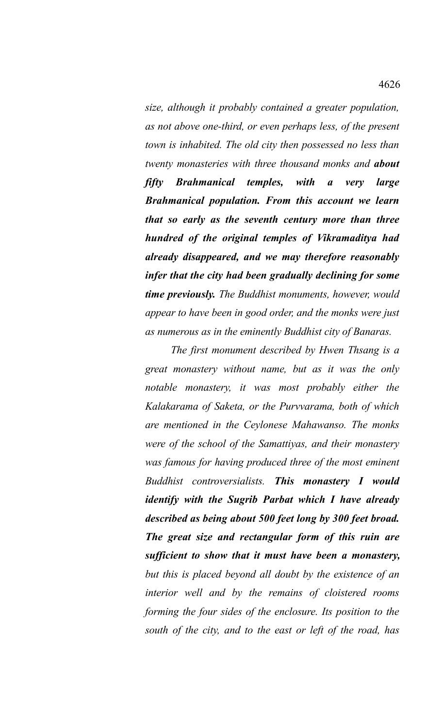*size, although it probably contained a greater population, as not above one-third, or even perhaps less, of the present town is inhabited. The old city then possessed no less than twenty monasteries with three thousand monks and* ***about fifty Brahmanical temples, with a very large Brahmanical population. From this account we learn that so early as the seventh century more than three hundred of the original temples of Vikramaditya had already disappeared, and we may therefore reasonably infer that the city had been gradually declining for some time previously.*** *The Buddhist monuments, however, would appear to have been in good order, and the monks were just as numerous as in the eminently Buddhist city of Banaras.*

*The first monument described by Hwen Thsang is a great monastery without name, but as it was the only notable monastery, it was most probably either the Kalakarama of Saketa, or the Purvvarama, both of which are mentioned in the Ceylonese Mahawanso. The monks were of the school of the Samattiyas, and their monastery was famous for having produced three of the most eminent Buddhist controversialists.* ***This monastery I would identify with the Sugrib Parbat which I have already described as being about 500 feet long by 300 feet broad. The great size and rectangular form of this ruin are sufficient to show that it must have been a monastery,*** *but this is placed beyond all doubt by the existence of an interior well and by the remains of cloistered rooms forming the four sides of the enclosure. Its position to the south of the city, and to the east or left of the road, has*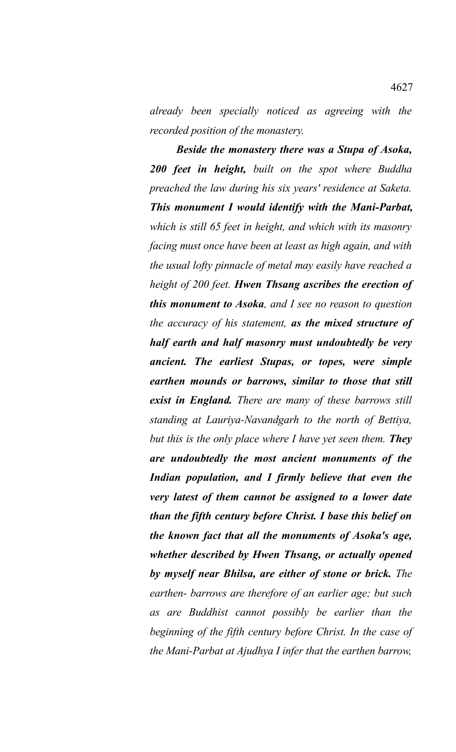*already been specially noticed as agreeing with the recorded position of the monastery.*

***Beside the monastery there was a Stupa of Asoka, 200 feet in height,*** *built on the spot where Buddha preached the law during his six years' residence at Saketa.* ***This monument I would identify with the Mani-Parbat,*** *which is still 65 feet in height, and which with its masonry facing must once have been at least as high again, and with the usual lofty pinnacle of metal may easily have reached a height of 200 feet.* ***Hwen Thsang ascribes the erection of this monument to Asoka****, and I see no reason to question the accuracy of his statement,* ***as the mixed structure of half earth and half masonry must undoubtedly be very ancient. The earliest Stupas, or topes, were simple earthen mounds or barrows, similar to those that still exist in England.*** *There are many of these barrows still standing at Lauriya-Navandgarh to the north of Bettiya, but this is the only place where I have yet seen them.* ***They are undoubtedly the most ancient monuments of the Indian population, and I firmly believe that even the very latest of them cannot be assigned to a lower date than the fifth century before Christ. I base this belief on the known fact that all the monuments of Asoka's age, whether described by Hwen Thsang, or actually opened by myself near Bhilsa, are either of stone or brick.*** *The earthen- barrows are therefore of an earlier age; but such as are Buddhist cannot possibly be earlier than the beginning of the fifth century before Christ. In the case of the Mani-Parbat at Ajudhya I infer that the earthen barrow,*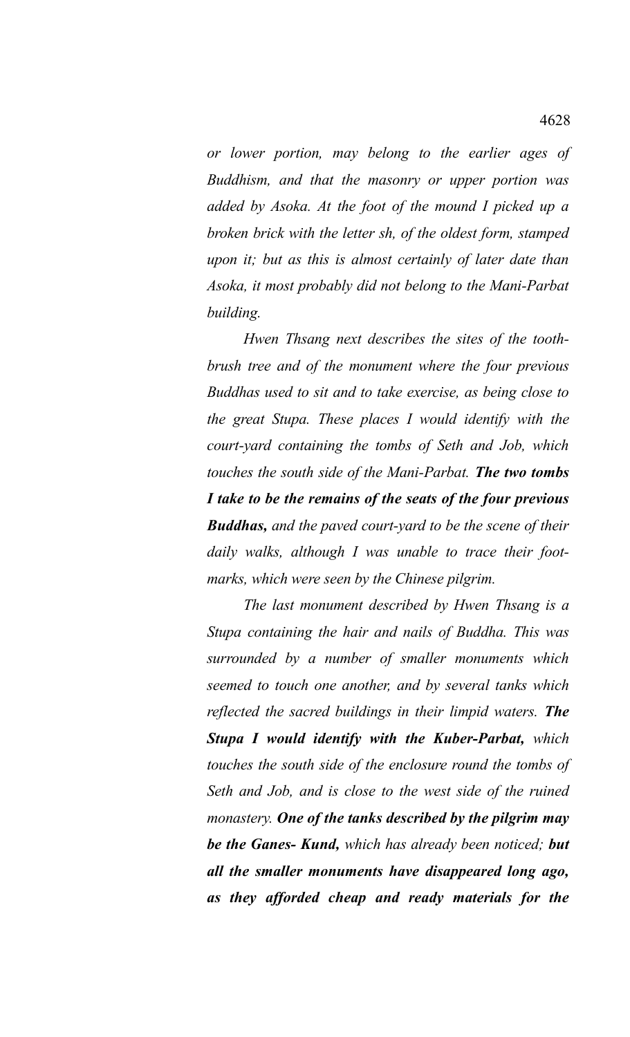*or lower portion, may belong to the earlier ages of Buddhism, and that the masonry or upper portion was added by Asoka. At the foot of the mound I picked up a broken brick with the letter sh, of the oldest form, stamped upon it; but as this is almost certainly of later date than Asoka, it most probably did not belong to the Mani-Parbat building.*

*Hwen Thsang next describes the sites of the tooth-brush tree and of the monument where the four previous Buddhas used to sit and to take exercise, as being close to the great Stupa. These places I would identify with the court-yard containing the tombs of Seth and Job, which touches the south side of the Mani-Parbat.* ***The two tombs I take to be the remains of the seats of the four previous Buddhas,*** *and the paved court-yard to be the scene of their daily walks, although I was unable to trace their foot-marks, which were seen by the Chinese pilgrim.*

*The last monument described by Hwen Thsang is a Stupa containing the hair and nails of Buddha. This was surrounded by a number of smaller monuments which seemed to touch one another, and by several tanks which reflected the sacred buildings in their limpid waters.* ***The Stupa I would identify with the Kuber-Parbat,*** *which touches the south side of the enclosure round the tombs of Seth and Job, and is close to the west side of the ruined monastery.* ***One of the tanks described by the pilgrim may be the Ganes- Kund,*** *which has already been noticed;* ***but all the smaller monuments have disappeared long ago, as they afforded cheap and ready materials for the***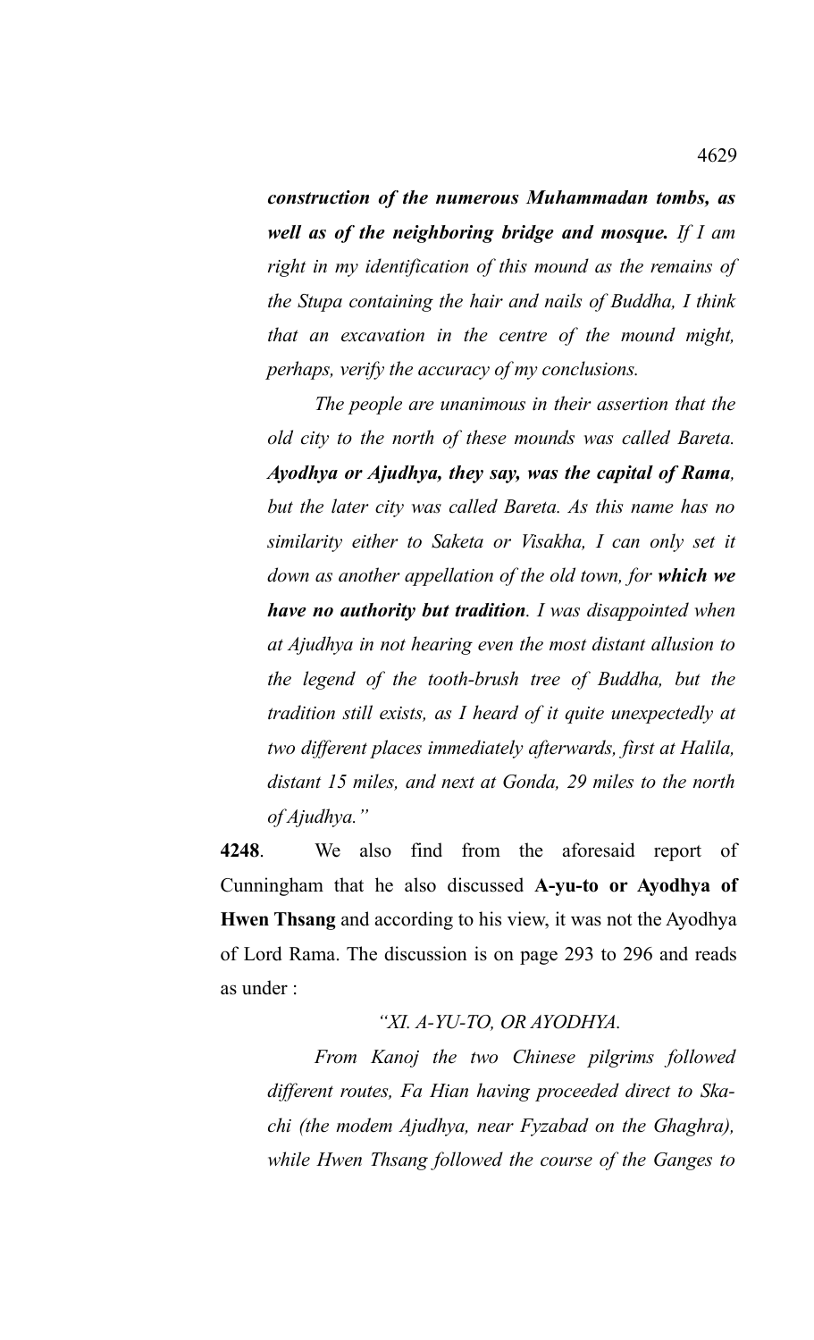***construction of the numerous Muhammadan tombs, as well as of the neighboring bridge and mosque.*** *If I am right in my identification of this mound as the remains of the Stupa containing the hair and nails of Buddha, I think that an excavation in the centre of the mound might, perhaps, verify the accuracy of my conclusions.*

*The people are unanimous in their assertion that the old city to the north of these mounds was called Bareta.* ***Ayodhya or Ajudhya, they say, was the capital of Rama****, but the later city was called Bareta. As this name has no similarity either to Saketa or Visakha, I can only set it down as another appellation of the old town, for* ***which we have no authority but tradition****. I was disappointed when at Ajudhya in not hearing even the most distant allusion to the legend of the tooth-brush tree of Buddha, but the tradition still exists, as I heard of it quite unexpectedly at two different places immediately afterwards, first at Halila, distant 15 miles, and next at Gonda, 29 miles to the north of Ajudhya."*

**4248**. We also find from the aforesaid report of Cunningham that he also discussed **A-yu-to or Ayodhya of Hwen Thsang** and according to his view, it was not the Ayodhya of Lord Rama. The discussion is on page 293 to 296 and reads as under :

*"XI. A-YU-TO, OR AYODHYA.*

*From Kanoj the two Chinese pilgrims followed different routes, Fa Hian having proceeded direct to Ska-chi (the modem Ajudhya, near Fyzabad on the Ghaghra), while Hwen Thsang followed the course of the Ganges to*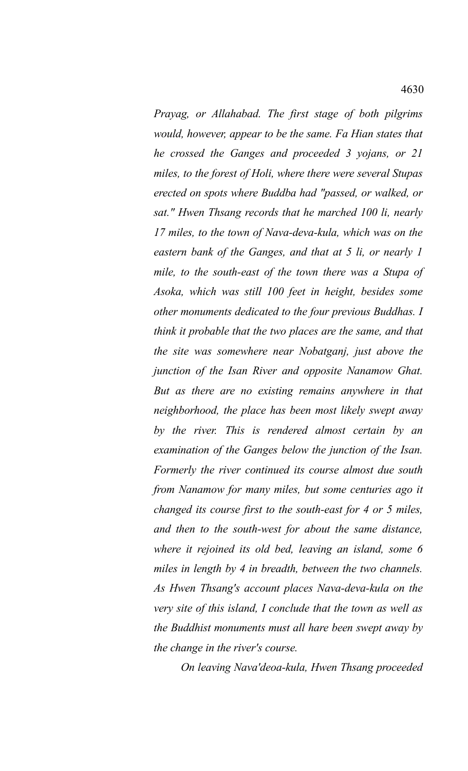*Prayag, or Allahabad. The first stage of both pilgrims would, however, appear to be the same. Fa Hian states that he crossed the Ganges and proceeded 3 yojans, or 21 miles, to the forest of Holi, where there were several Stupas erected on spots where Buddba had "passed, or walked, or sat." Hwen Thsang records that he marched 100 li, nearly 17 miles, to the town of Nava-deva-kula, which was on the eastern bank of the Ganges, and that at 5 li, or nearly 1 mile, to the south-east of the town there was a Stupa of Asoka, which was still 100 feet in height, besides some other monuments dedicated to the four previous Buddhas. I think it probable that the two places are the same, and that the site was somewhere near Nobatganj, just above the junction of the Isan River and opposite Nanamow Ghat. But as there are no existing remains anywhere in that neighborhood, the place has been most likely swept away by the river. This is rendered almost certain by an examination of the Ganges below the junction of the Isan. Formerly the river continued its course almost due south from Nanamow for many miles, but some centuries ago it changed its course first to the south-east for 4 or 5 miles, and then to the south-west for about the same distance, where it rejoined its old bed, leaving an island, some 6 miles in length by 4 in breadth, between the two channels. As Hwen Thsang's account places Nava-deva-kula on the very site of this island, I conclude that the town as well as the Buddhist monuments must all hare been swept away by the change in the river's course.*

*On leaving Nava'deoa-kula, Hwen Thsang proceeded*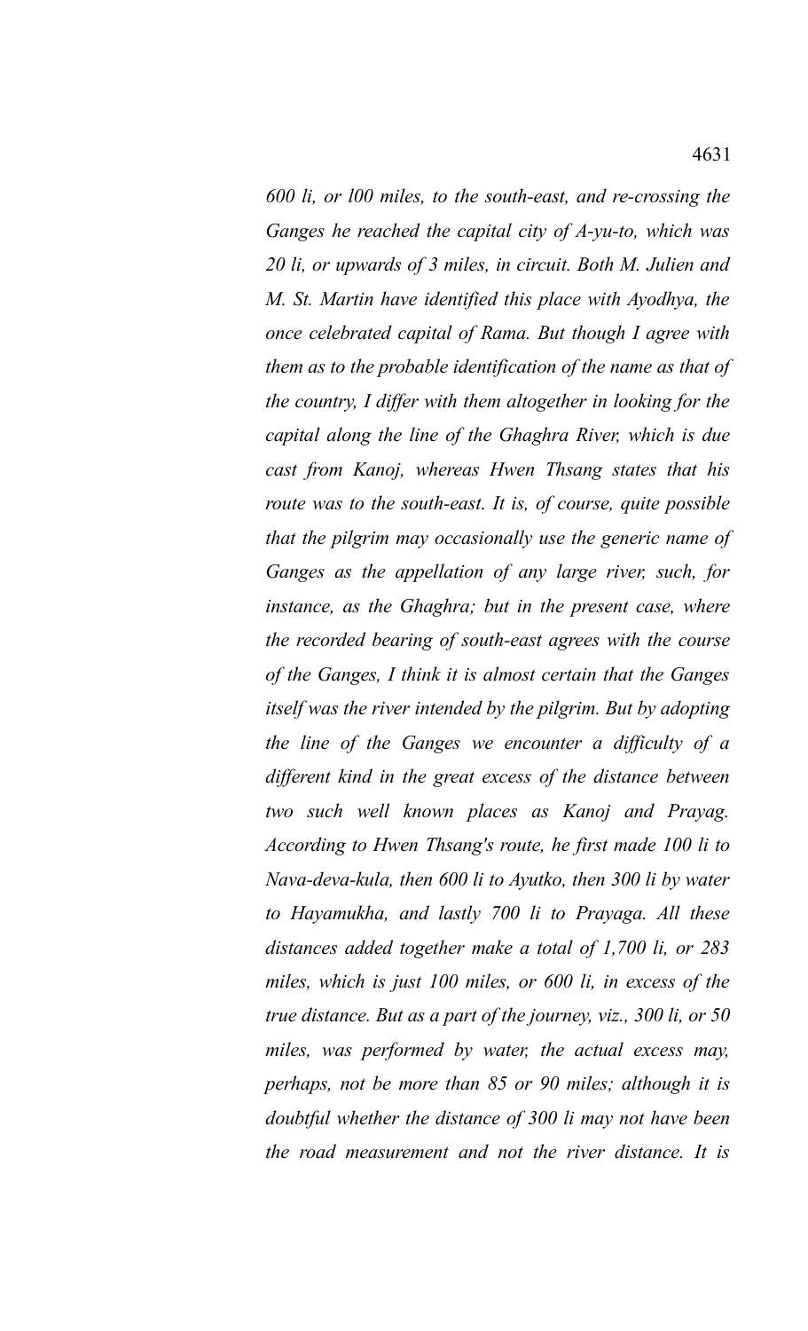*600 li, or l00 miles, to the south-east, and re-crossing the Ganges he reached the capital city of A-yu-to, which was 20 li, or upwards of 3 miles, in circuit. Both M. Julien and M. St. Martin have identified this place with Ayodhya, the once celebrated capital of Rama. But though I agree with them as to the probable identification of the name as that of the country, I differ with them altogether in looking for the capital along the line of the Ghaghra River, which is due cast from Kanoj, whereas Hwen Thsang states that his route was to the south-east. It is, of course, quite possible that the pilgrim may occasionally use the generic name of Ganges as the appellation of any large river, such, for instance, as the Ghaghra; but in the present case, where the recorded bearing of south-east agrees with the course of the Ganges, I think it is almost certain that the Ganges itself was the river intended by the pilgrim. But by adopting the line of the Ganges we encounter a difficulty of a different kind in the great excess of the distance between two such well known places as Kanoj and Prayag. According to Hwen Thsang's route, he first made 100 li to Nava-deva-kula, then 600 li to Ayutko, then 300 li by water to Hayamukha, and lastly 700 li to Prayaga. All these distances added together make a total of 1,700 li, or 283 miles, which is just 100 miles, or 600 li, in excess of the true distance. But as a part of the journey, viz., 300 li, or 50 miles, was performed by water, the actual excess may, perhaps, not be more than 85 or 90 miles; although it is doubtful whether the distance of 300 li may not have been the road measurement and not the river distance. It is*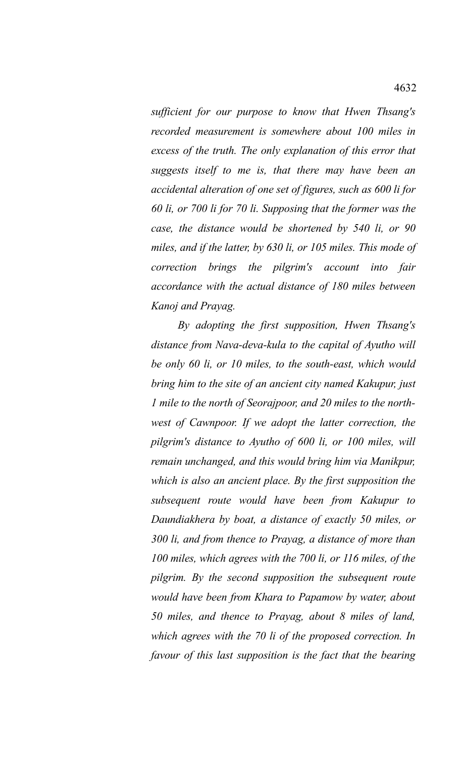*sufficient for our purpose to know that Hwen Thsang's recorded measurement is somewhere about 100 miles in excess of the truth. The only explanation of this error that suggests itself to me is, that there may have been an accidental alteration of one set of figures, such as 600 li for 60 li, or 700 li for 70 li. Supposing that the former was the case, the distance would be shortened by 540 li, or 90 miles, and if the latter, by 630 li, or 105 miles. This mode of correction brings the pilgrim's account into fair accordance with the actual distance of 180 miles between Kanoj and Prayag.*

*By adopting the first supposition, Hwen Thsang's distance from Nava-deva-kula to the capital of Ayutho will be only 60 li, or 10 miles, to the south-east, which would bring him to the site of an ancient city named Kakupur, just 1 mile to the north of Seorajpoor, and 20 miles to the north-west of Cawnpoor. If we adopt the latter correction, the pilgrim's distance to Ayutho of 600 li, or 100 miles, will remain unchanged, and this would bring him via Manikpur, which is also an ancient place. By the first supposition the subsequent route would have been from Kakupur to Daundiakhera by boat, a distance of exactly 50 miles, or 300 li, and from thence to Prayag, a distance of more than 100 miles, which agrees with the 700 li, or 116 miles, of the pilgrim. By the second supposition the subsequent route would have been from Khara to Papamow by water, about 50 miles, and thence to Prayag, about 8 miles of land, which agrees with the 70 li of the proposed correction. In favour of this last supposition is the fact that the bearing*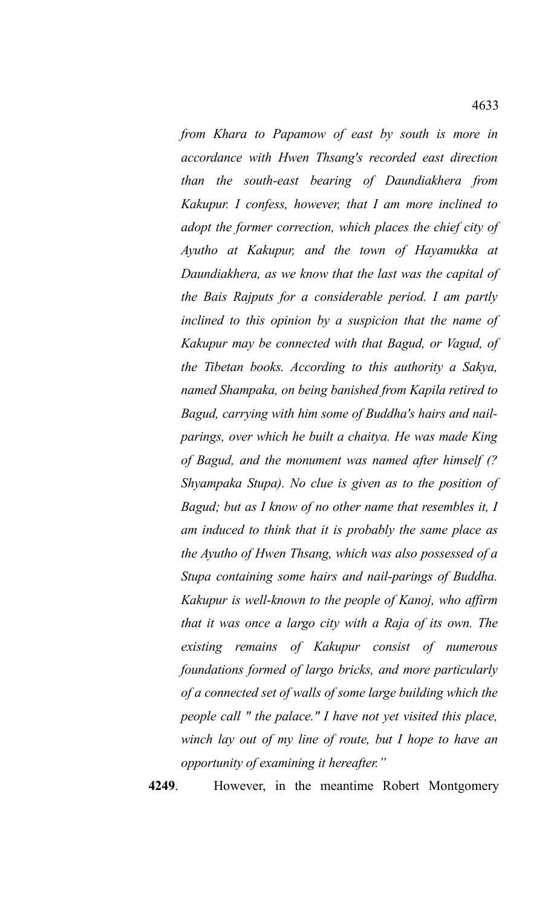*from Khara to Papamow of east by south is more in accordance with Hwen Thsang's recorded east direction than the south-east bearing of Daundiakhera from Kakupur. I confess, however, that I am more inclined to adopt the former correction, which places the chief city of Ayutho at Kakupur, and the town of Hayamukka at Daundiakhera, as we know that the last was the capital of the Bais Rajputs for a considerable period. I am partly inclined to this opinion by a suspicion that the name of Kakupur may be connected with that Bagud, or Vagud, of the Tibetan books. According to this authority a Sakya, named Shampaka, on being banished from Kapila retired to Bagud, carrying with him some of Buddha's hairs and nail-parings, over which he built a chaitya. He was made King of Bagud, and the monument was named after himself (? Shyampaka Stupa). No clue is given as to the position of Bagud; but as I know of no other name that resembles it, I am induced to think that it is probably the same place as the Ayutho of Hwen Thsang, which was also possessed of a Stupa containing some hairs and nail-parings of Buddha. Kakupur is well-known to the people of Kanoj, who affirm that it was once a largo city with a Raja of its own. The existing remains of Kakupur consist of numerous foundations formed of largo bricks, and more particularly of a connected set of walls of some large building which the people call " the palace." I have not yet visited this place, winch lay out of my line of route, but I hope to have an opportunity of examining it hereafter."*

**4249**. However, in the meantime Robert Montgomery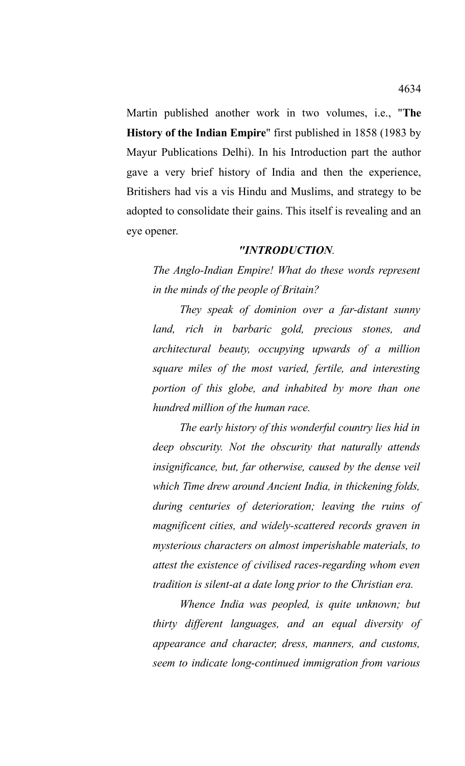Martin published another work in two volumes, i.e., "**The History of the Indian Empire**" first published in 1858 (1983 by Mayur Publications Delhi). In his Introduction part the author gave a very brief history of India and then the experience, Britishers had vis a vis Hindu and Muslims, and strategy to be adopted to consolidate their gains. This itself is revealing and an eye opener.

*"INTRODUCTION.*

*The Anglo-Indian Empire! What do these words represent in the minds of the people of Britain?*

*They speak of dominion over a far-distant sunny land, rich in barbaric gold, precious stones, and architectural beauty, occupying upwards of a million square miles of the most varied, fertile, and interesting portion of this globe, and inhabited by more than one hundred million of the human race.*

*The early history of this wonderful country lies hid in deep obscurity. Not the obscurity that naturally attends insignificance, but, far otherwise, caused by the dense veil which Time drew around Ancient India, in thickening folds, during centuries of deterioration; leaving the ruins of magnificent cities, and widely-scattered records graven in mysterious characters on almost imperishable materials, to attest the existence of civilised races-regarding whom even tradition is silent-at a date long prior to the Christian era.*

*Whence India was peopled, is quite unknown; but thirty different languages, and an equal diversity of appearance and character, dress, manners, and customs, seem to indicate long-continued immigration from various*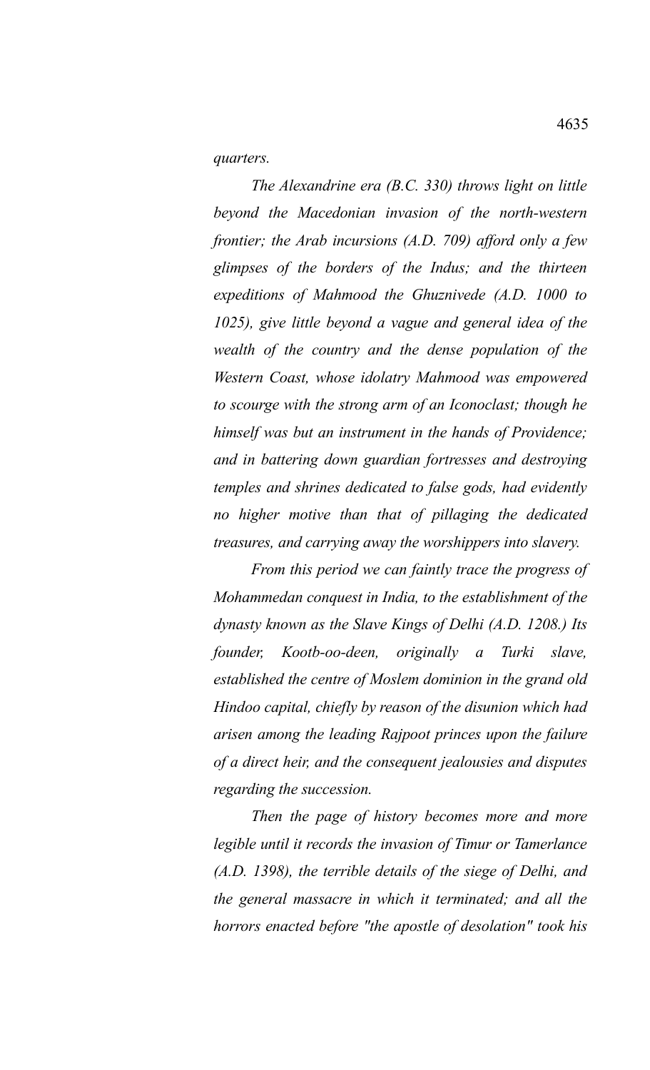*quarters.*

*The Alexandrine era (B.C. 330) throws light on little beyond the Macedonian invasion of the north-western frontier; the Arab incursions (A.D. 709) afford only a few glimpses of the borders of the Indus; and the thirteen expeditions of Mahmood the Ghuznivede (A.D. 1000 to 1025), give little beyond a vague and general idea of the wealth of the country and the dense population of the Western Coast, whose idolatry Mahmood was empowered to scourge with the strong arm of an Iconoclast; though he himself was but an instrument in the hands of Providence; and in battering down guardian fortresses and destroying temples and shrines dedicated to false gods, had evidently no higher motive than that of pillaging the dedicated treasures, and carrying away the worshippers into slavery.*

*From this period we can faintly trace the progress of Mohammedan conquest in India, to the establishment of the dynasty known as the Slave Kings of Delhi (A.D. 1208.) Its founder, Kootb-oo-deen, originally a Turki slave, established the centre of Moslem dominion in the grand old Hindoo capital, chiefly by reason of the disunion which had arisen among the leading Rajpoot princes upon the failure of a direct heir, and the consequent jealousies and disputes regarding the succession.*

*Then the page of history becomes more and more legible until it records the invasion of Timur or Tamerlance (A.D. 1398), the terrible details of the siege of Delhi, and the general massacre in which it terminated; and all the horrors enacted before "the apostle of desolation" took his*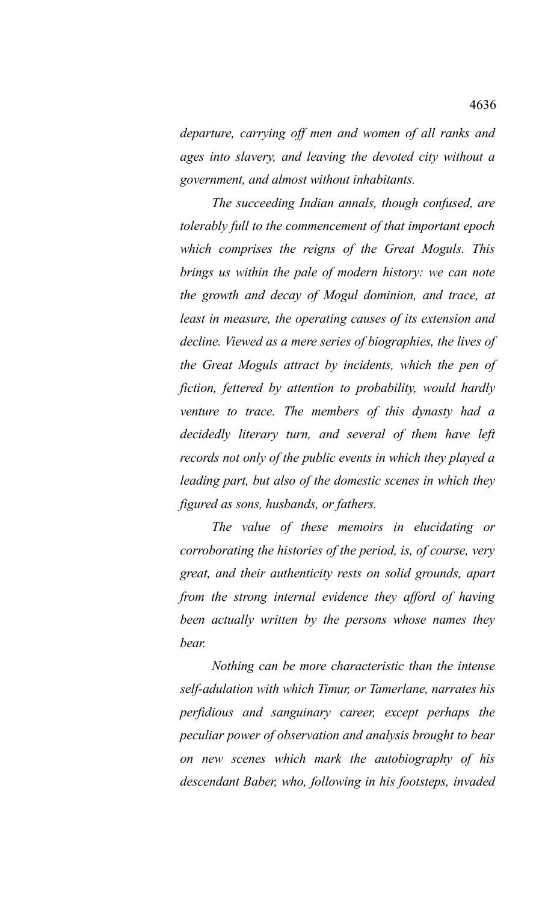*departure, carrying off men and women of all ranks and ages into slavery, and leaving the devoted city without a government, and almost without inhabitants.*

*The succeeding Indian annals, though confused, are tolerably full to the commencement of that important epoch which comprises the reigns of the Great Moguls. This brings us within the pale of modern history: we can note the growth and decay of Mogul dominion, and trace, at least in measure, the operating causes of its extension and decline. Viewed as a mere series of biographies, the lives of the Great Moguls attract by incidents, which the pen of fiction, fettered by attention to probability, would hardly venture to trace. The members of this dynasty had a decidedly literary turn, and several of them have left records not only of the public events in which they played a leading part, but also of the domestic scenes in which they figured as sons, husbands, or fathers.*

*The value of these memoirs in elucidating or corroborating the histories of the period, is, of course, very great, and their authenticity rests on solid grounds, apart from the strong internal evidence they afford of having been actually written by the persons whose names they bear.*

*Nothing can be more characteristic than the intense self-adulation with which Timur, or Tamerlane, narrates his perfidious and sanguinary career, except perhaps the peculiar power of observation and analysis brought to bear on new scenes which mark the autobiography of his descendant Baber, who, following in his footsteps, invaded*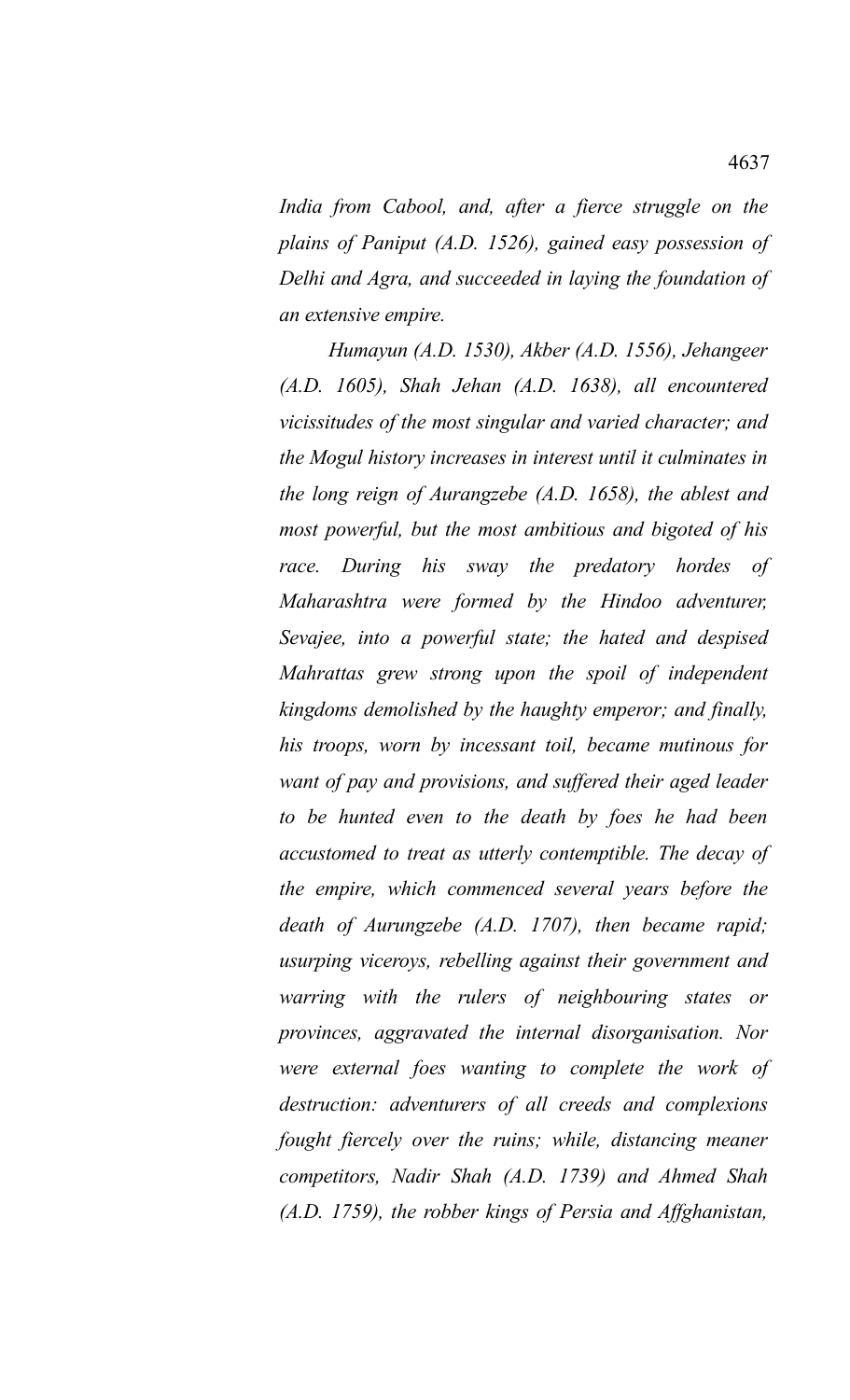*India from Cabool, and, after a fierce struggle on the plains of Paniput (A.D. 1526), gained easy possession of Delhi and Agra, and succeeded in laying the foundation of an extensive empire.*

*Humayun (A.D. 1530), Akber (A.D. 1556), Jehangeer (A.D. 1605), Shah Jehan (A.D. 1638), all encountered vicissitudes of the most singular and varied character; and the Mogul history increases in interest until it culminates in the long reign of Aurangzebe (A.D. 1658), the ablest and most powerful, but the most ambitious and bigoted of his race. During his sway the predatory hordes of Maharashtra were formed by the Hindoo adventurer, Sevajee, into a powerful state; the hated and despised Mahrattas grew strong upon the spoil of independent kingdoms demolished by the haughty emperor; and finally, his troops, worn by incessant toil, became mutinous for want of pay and provisions, and suffered their aged leader to be hunted even to the death by foes he had been accustomed to treat as utterly contemptible. The decay of the empire, which commenced several years before the death of Aurungzebe (A.D. 1707), then became rapid; usurping viceroys, rebelling against their government and warring with the rulers of neighbouring states or provinces, aggravated the internal disorganisation. Nor were external foes wanting to complete the work of destruction: adventurers of all creeds and complexions fought fiercely over the ruins; while, distancing meaner competitors, Nadir Shah (A.D. 1739) and Ahmed Shah (A.D. 1759), the robber kings of Persia and Affghanistan,*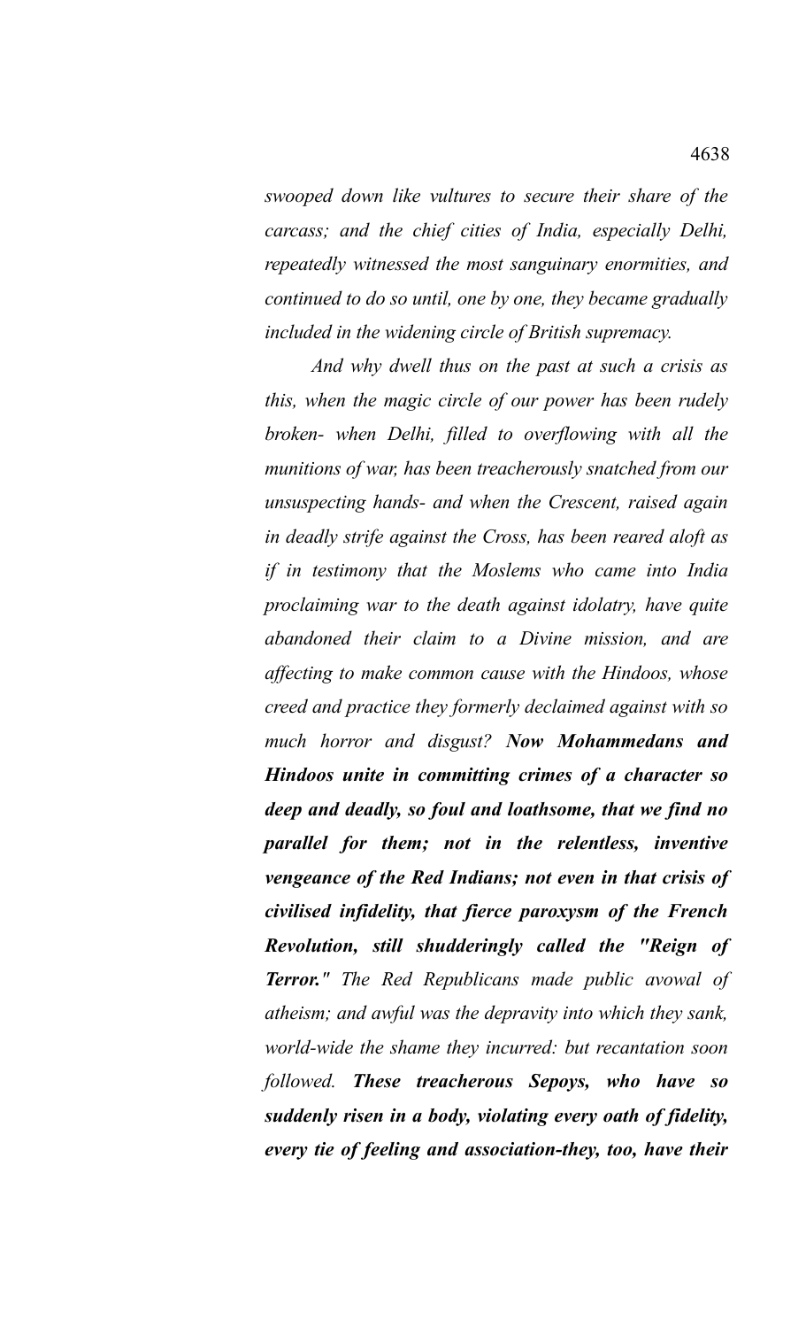*swooped down like vultures to secure their share of the carcass; and the chief cities of India, especially Delhi, repeatedly witnessed the most sanguinary enormities, and continued to do so until, one by one, they became gradually included in the widening circle of British supremacy.*

*And why dwell thus on the past at such a crisis as this, when the magic circle of our power has been rudely broken- when Delhi, filled to overflowing with all the munitions of war, has been treacherously snatched from our unsuspecting hands- and when the Crescent, raised again in deadly strife against the Cross, has been reared aloft as if in testimony that the Moslems who came into India proclaiming war to the death against idolatry, have quite abandoned their claim to a Divine mission, and are affecting to make common cause with the Hindoos, whose creed and practice they formerly declaimed against with so much horror and disgust?* ***Now Mohammedans and Hindoos unite in committing crimes of a character so deep and deadly, so foul and loathsome, that we find no parallel for them; not in the relentless, inventive vengeance of the Red Indians; not even in that crisis of civilised infidelity, that fierce paroxysm of the French Revolution, still shudderingly called the "Reign of Terror."*** *The Red Republicans made public avowal of atheism; and awful was the depravity into which they sank, world-wide the shame they incurred: but recantation soon followed.* ***These treacherous Sepoys, who have so suddenly risen in a body, violating every oath of fidelity, every tie of feeling and association-they, too, have their***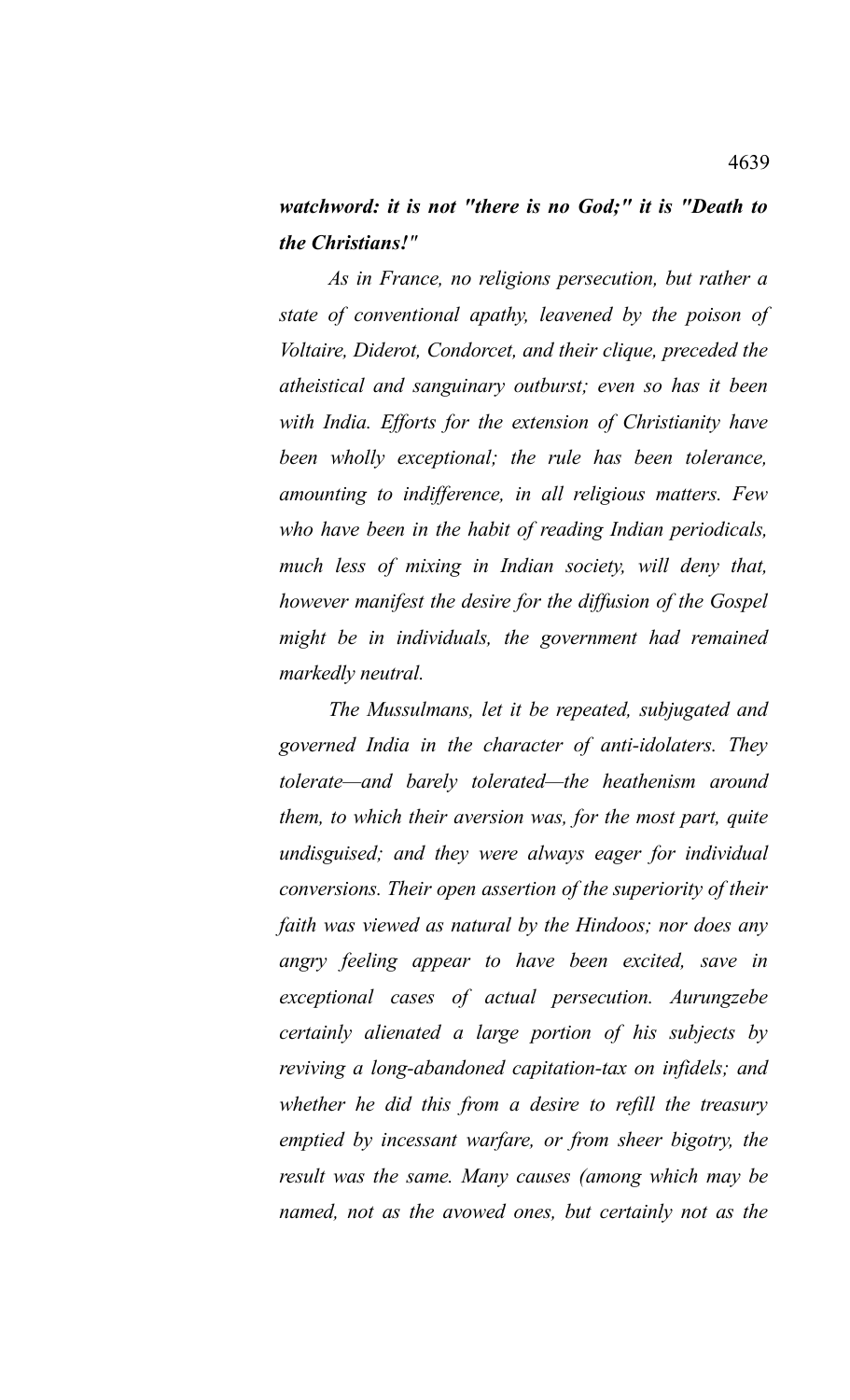***watchword: it is not "there is no God;" it is "Death to the Christians!"***

*As in France, no religions persecution, but rather a state of conventional apathy, leavened by the poison of Voltaire, Diderot, Condorcet, and their clique, preceded the atheistical and sanguinary outburst; even so has it been with India. Efforts for the extension of Christianity have been wholly exceptional; the rule has been tolerance, amounting to indifference, in all religious matters. Few who have been in the habit of reading Indian periodicals, much less of mixing in Indian society, will deny that, however manifest the desire for the diffusion of the Gospel might be in individuals, the government had remained markedly neutral.*

*The Mussulmans, let it be repeated, subjugated and governed India in the character of anti-idolaters. They tolerate—and barely tolerated—the heathenism around them, to which their aversion was, for the most part, quite undisguised; and they were always eager for individual conversions. Their open assertion of the superiority of their faith was viewed as natural by the Hindoos; nor does any angry feeling appear to have been excited, save in exceptional cases of actual persecution. Aurungzebe certainly alienated a large portion of his subjects by reviving a long-abandoned capitation-tax on infidels; and whether he did this from a desire to refill the treasury emptied by incessant warfare, or from sheer bigotry, the result was the same. Many causes (among which may be named, not as the avowed ones, but certainly not as the*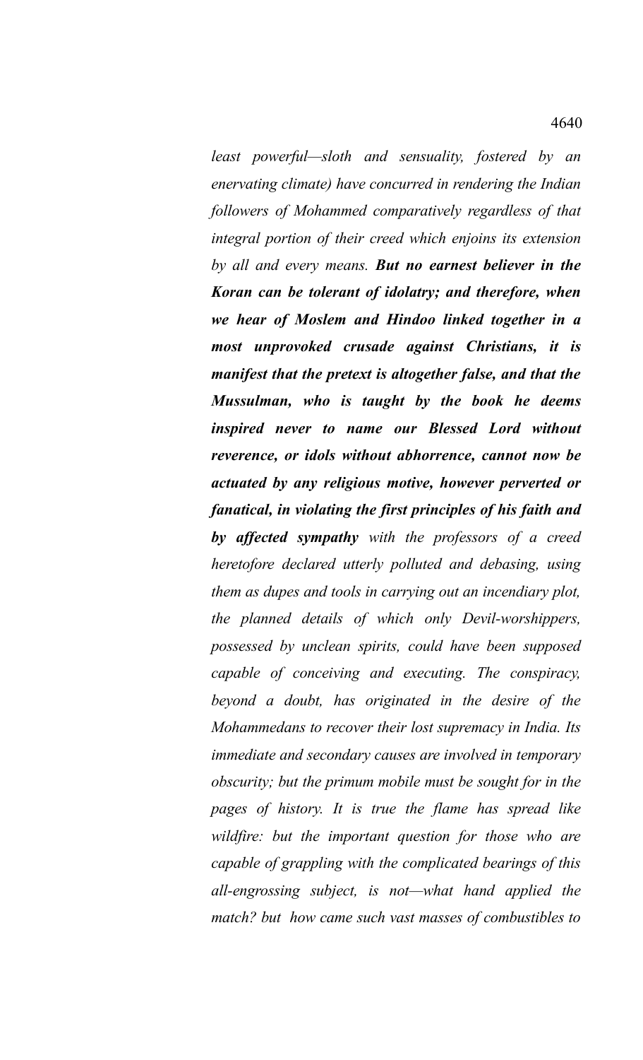*least powerful—sloth and sensuality, fostered by an enervating climate) have concurred in rendering the Indian followers of Mohammed comparatively regardless of that integral portion of their creed which enjoins its extension by all and every means.* ***But no earnest believer in the Koran can be tolerant of idolatry; and therefore, when we hear of Moslem and Hindoo linked together in a most unprovoked crusade against Christians, it is manifest that the pretext is altogether false, and that the Mussulman, who is taught by the book he deems inspired never to name our Blessed Lord without reverence, or idols without abhorrence, cannot now be actuated by any religious motive, however perverted or fanatical, in violating the first principles of his faith and by affected sympathy*** *with the professors of a creed heretofore declared utterly polluted and debasing, using them as dupes and tools in carrying out an incendiary plot, the planned details of which only Devil-worshippers, possessed by unclean spirits, could have been supposed capable of conceiving and executing. The conspiracy, beyond a doubt, has originated in the desire of the Mohammedans to recover their lost supremacy in India. Its immediate and secondary causes are involved in temporary obscurity; but the primum mobile must be sought for in the pages of history. It is true the flame has spread like wildfire: but the important question for those who are capable of grappling with the complicated bearings of this all-engrossing subject, is not—what hand applied the match? but how came such vast masses of combustibles to*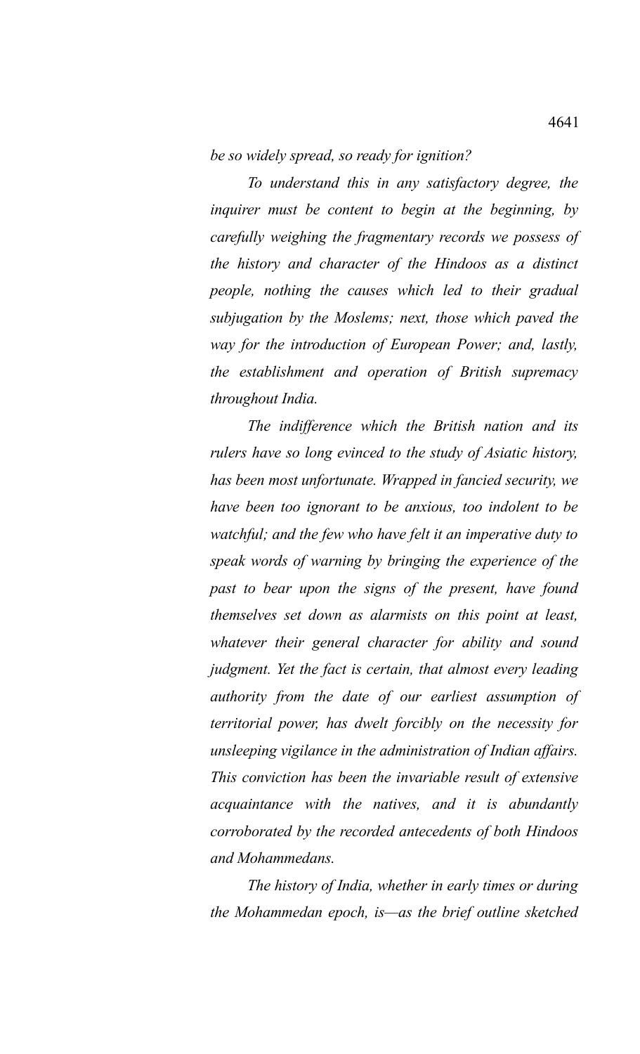*be so widely spread, so ready for ignition?*

*To understand this in any satisfactory degree, the inquirer must be content to begin at the beginning, by carefully weighing the fragmentary records we possess of the history and character of the Hindoos as a distinct people, nothing the causes which led to their gradual subjugation by the Moslems; next, those which paved the way for the introduction of European Power; and, lastly, the establishment and operation of British supremacy throughout India.*

*The indifference which the British nation and its rulers have so long evinced to the study of Asiatic history, has been most unfortunate. Wrapped in fancied security, we have been too ignorant to be anxious, too indolent to be watchful; and the few who have felt it an imperative duty to speak words of warning by bringing the experience of the past to bear upon the signs of the present, have found themselves set down as alarmists on this point at least, whatever their general character for ability and sound judgment. Yet the fact is certain, that almost every leading authority from the date of our earliest assumption of territorial power, has dwelt forcibly on the necessity for unsleeping vigilance in the administration of Indian affairs. This conviction has been the invariable result of extensive acquaintance with the natives, and it is abundantly corroborated by the recorded antecedents of both Hindoos and Mohammedans.*

*The history of India, whether in early times or during the Mohammedan epoch, is—as the brief outline sketched*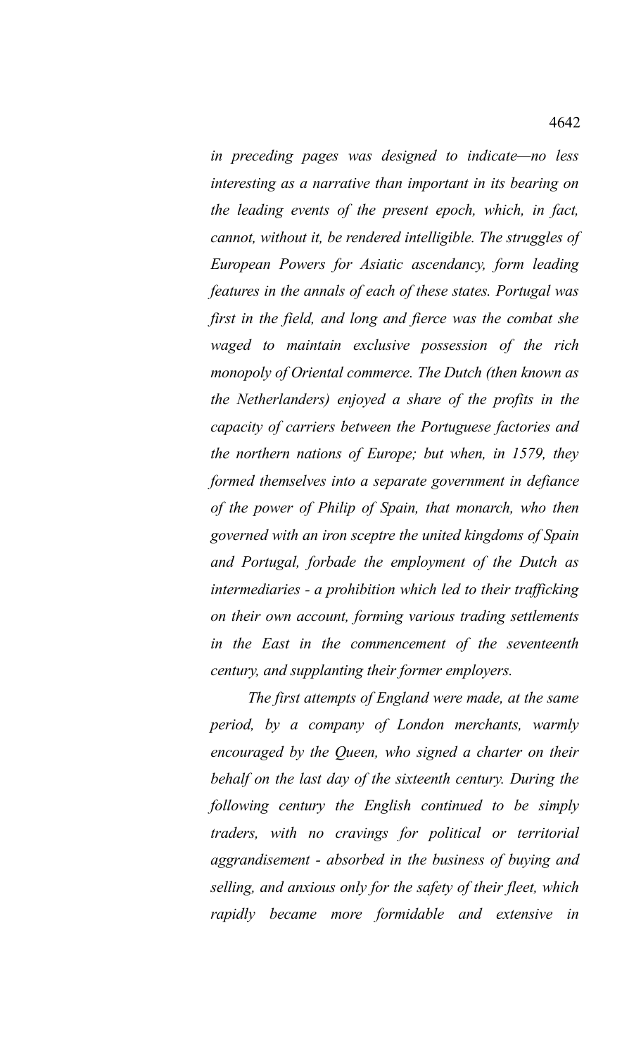*in preceding pages was designed to indicate—no less interesting as a narrative than important in its bearing on the leading events of the present epoch, which, in fact, cannot, without it, be rendered intelligible. The struggles of European Powers for Asiatic ascendancy, form leading features in the annals of each of these states. Portugal was first in the field, and long and fierce was the combat she waged to maintain exclusive possession of the rich monopoly of Oriental commerce. The Dutch (then known as the Netherlanders) enjoyed a share of the profits in the capacity of carriers between the Portuguese factories and the northern nations of Europe; but when, in 1579, they formed themselves into a separate government in defiance of the power of Philip of Spain, that monarch, who then governed with an iron sceptre the united kingdoms of Spain and Portugal, forbade the employment of the Dutch as intermediaries - a prohibition which led to their trafficking on their own account, forming various trading settlements in the East in the commencement of the seventeenth century, and supplanting their former employers.*

*The first attempts of England were made, at the same period, by a company of London merchants, warmly encouraged by the Queen, who signed a charter on their behalf on the last day of the sixteenth century. During the following century the English continued to be simply traders, with no cravings for political or territorial aggrandisement - absorbed in the business of buying and selling, and anxious only for the safety of their fleet, which rapidly became more formidable and extensive in*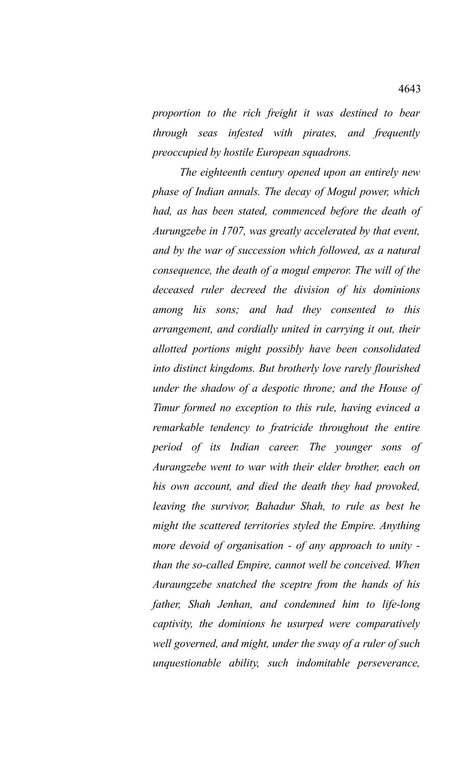*proportion to the rich freight it was destined to bear through seas infested with pirates, and frequently preoccupied by hostile European squadrons.*

*The eighteenth century opened upon an entirely new phase of Indian annals. The decay of Mogul power, which had, as has been stated, commenced before the death of Aurungzebe in 1707, was greatly accelerated by that event, and by the war of succession which followed, as a natural consequence, the death of a mogul emperor. The will of the deceased ruler decreed the division of his dominions among his sons; and had they consented to this arrangement, and cordially united in carrying it out, their allotted portions might possibly have been consolidated into distinct kingdoms. But brotherly love rarely flourished under the shadow of a despotic throne; and the House of Timur formed no exception to this rule, having evinced a remarkable tendency to fratricide throughout the entire period of its Indian career. The younger sons of Aurangzebe went to war with their elder brother, each on his own account, and died the death they had provoked, leaving the survivor, Bahadur Shah, to rule as best he might the scattered territories styled the Empire. Anything more devoid of organisation - of any approach to unity - than the so-called Empire, cannot well be conceived. When Auraungzebe snatched the sceptre from the hands of his father, Shah Jenhan, and condemned him to life-long captivity, the dominions he usurped were comparatively well governed, and might, under the sway of a ruler of such unquestionable ability, such indomitable perseverance,*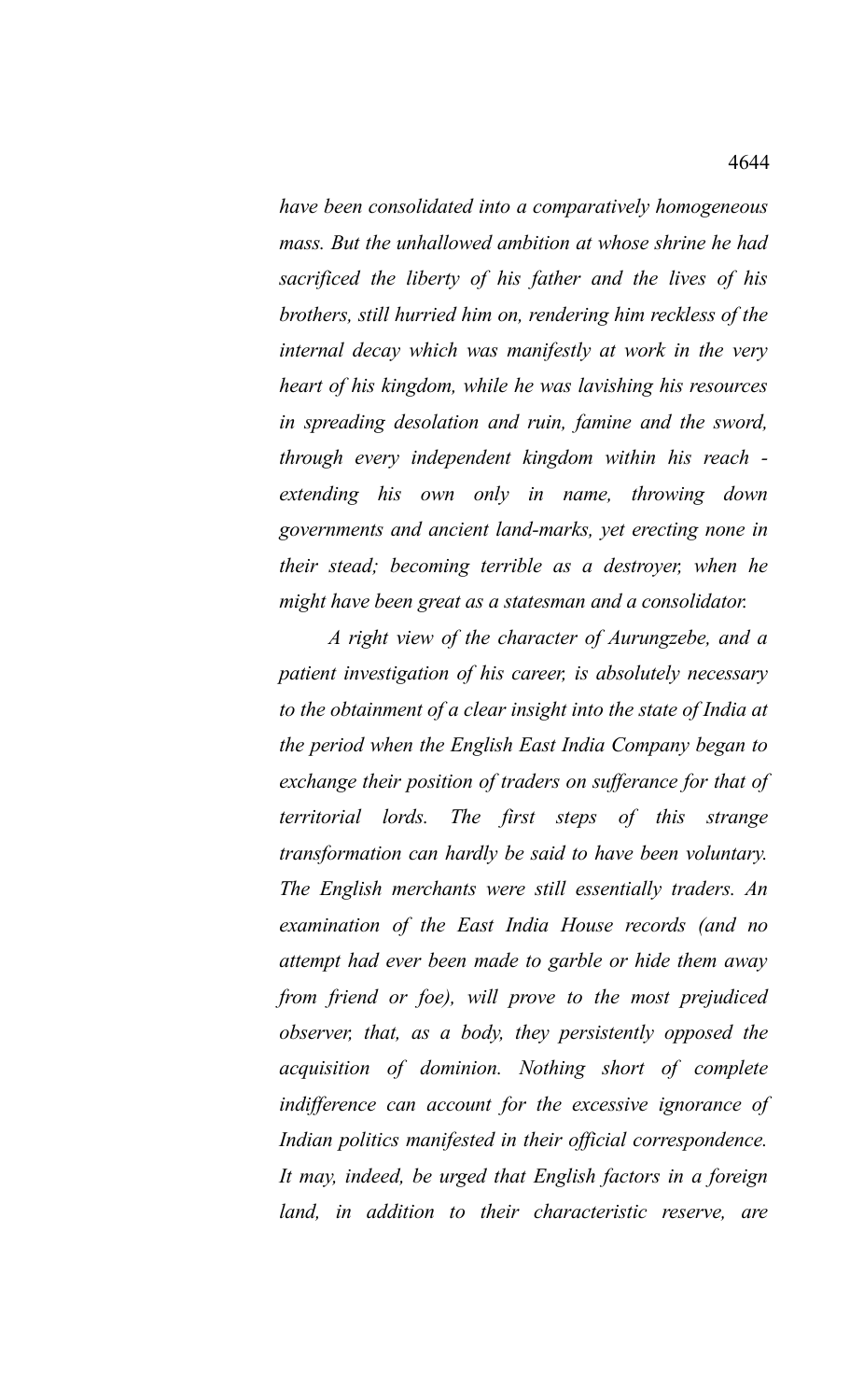*have been consolidated into a comparatively homogeneous mass. But the unhallowed ambition at whose shrine he had sacrificed the liberty of his father and the lives of his brothers, still hurried him on, rendering him reckless of the internal decay which was manifestly at work in the very heart of his kingdom, while he was lavishing his resources in spreading desolation and ruin, famine and the sword, through every independent kingdom within his reach - extending his own only in name, throwing down governments and ancient land-marks, yet erecting none in their stead; becoming terrible as a destroyer, when he might have been great as a statesman and a consolidator.*

*A right view of the character of Aurungzebe, and a patient investigation of his career, is absolutely necessary to the obtainment of a clear insight into the state of India at the period when the English East India Company began to exchange their position of traders on sufferance for that of territorial lords. The first steps of this strange transformation can hardly be said to have been voluntary. The English merchants were still essentially traders. An examination of the East India House records (and no attempt had ever been made to garble or hide them away from friend or foe), will prove to the most prejudiced observer, that, as a body, they persistently opposed the acquisition of dominion. Nothing short of complete indifference can account for the excessive ignorance of Indian politics manifested in their official correspondence. It may, indeed, be urged that English factors in a foreign land, in addition to their characteristic reserve, are*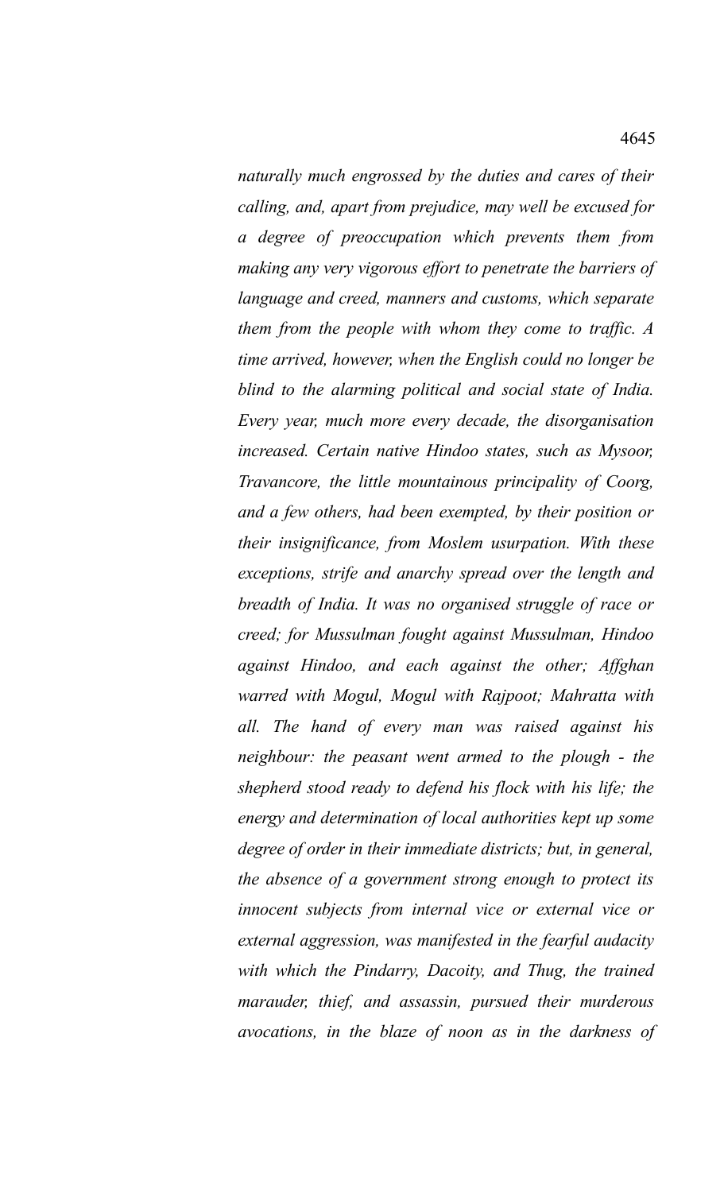*naturally much engrossed by the duties and cares of their calling, and, apart from prejudice, may well be excused for a degree of preoccupation which prevents them from making any very vigorous effort to penetrate the barriers of language and creed, manners and customs, which separate them from the people with whom they come to traffic. A time arrived, however, when the English could no longer be blind to the alarming political and social state of India. Every year, much more every decade, the disorganisation increased. Certain native Hindoo states, such as Mysoor, Travancore, the little mountainous principality of Coorg, and a few others, had been exempted, by their position or their insignificance, from Moslem usurpation. With these exceptions, strife and anarchy spread over the length and breadth of India. It was no organised struggle of race or creed; for Mussulman fought against Mussulman, Hindoo against Hindoo, and each against the other; Affghan warred with Mogul, Mogul with Rajpoot; Mahratta with all. The hand of every man was raised against his neighbour: the peasant went armed to the plough - the shepherd stood ready to defend his flock with his life; the energy and determination of local authorities kept up some degree of order in their immediate districts; but, in general, the absence of a government strong enough to protect its innocent subjects from internal vice or external vice or external aggression, was manifested in the fearful audacity with which the Pindarry, Dacoity, and Thug, the trained marauder, thief, and assassin, pursued their murderous avocations, in the blaze of noon as in the darkness of*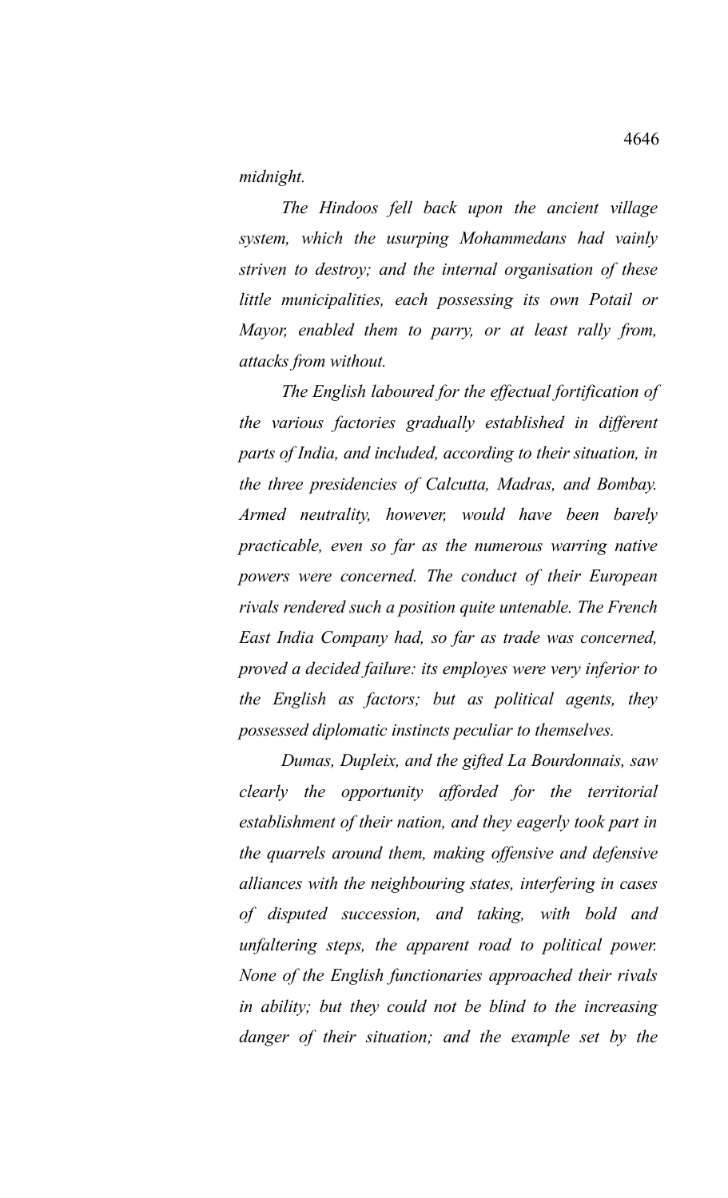*midnight.*

*The Hindoos fell back upon the ancient village system, which the usurping Mohammedans had vainly striven to destroy; and the internal organisation of these little municipalities, each possessing its own Potail or Mayor, enabled them to parry, or at least rally from, attacks from without.*

*The English laboured for the effectual fortification of the various factories gradually established in different parts of India, and included, according to their situation, in the three presidencies of Calcutta, Madras, and Bombay. Armed neutrality, however, would have been barely practicable, even so far as the numerous warring native powers were concerned. The conduct of their European rivals rendered such a position quite untenable. The French East India Company had, so far as trade was concerned, proved a decided failure: its employes were very inferior to the English as factors; but as political agents, they possessed diplomatic instincts peculiar to themselves.*

*Dumas, Dupleix, and the gifted La Bourdonnais, saw clearly the opportunity afforded for the territorial establishment of their nation, and they eagerly took part in the quarrels around them, making offensive and defensive alliances with the neighbouring states, interfering in cases of disputed succession, and taking, with bold and unfaltering steps, the apparent road to political power. None of the English functionaries approached their rivals in ability; but they could not be blind to the increasing danger of their situation; and the example set by the*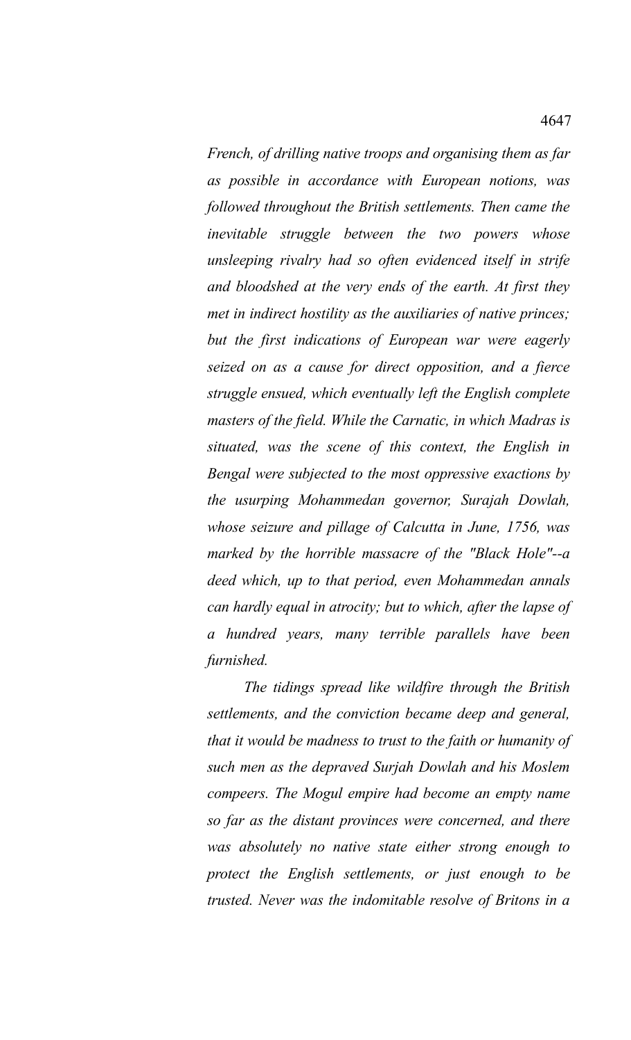*French, of drilling native troops and organising them as far as possible in accordance with European notions, was followed throughout the British settlements. Then came the inevitable struggle between the two powers whose unsleeping rivalry had so often evidenced itself in strife and bloodshed at the very ends of the earth. At first they met in indirect hostility as the auxiliaries of native princes; but the first indications of European war were eagerly seized on as a cause for direct opposition, and a fierce struggle ensued, which eventually left the English complete masters of the field. While the Carnatic, in which Madras is situated, was the scene of this context, the English in Bengal were subjected to the most oppressive exactions by the usurping Mohammedan governor, Surajah Dowlah, whose seizure and pillage of Calcutta in June, 1756, was marked by the horrible massacre of the "Black Hole"--a deed which, up to that period, even Mohammedan annals can hardly equal in atrocity; but to which, after the lapse of a hundred years, many terrible parallels have been furnished.*

*The tidings spread like wildfire through the British settlements, and the conviction became deep and general, that it would be madness to trust to the faith or humanity of such men as the depraved Surjah Dowlah and his Moslem compeers. The Mogul empire had become an empty name so far as the distant provinces were concerned, and there was absolutely no native state either strong enough to protect the English settlements, or just enough to be trusted. Never was the indomitable resolve of Britons in a*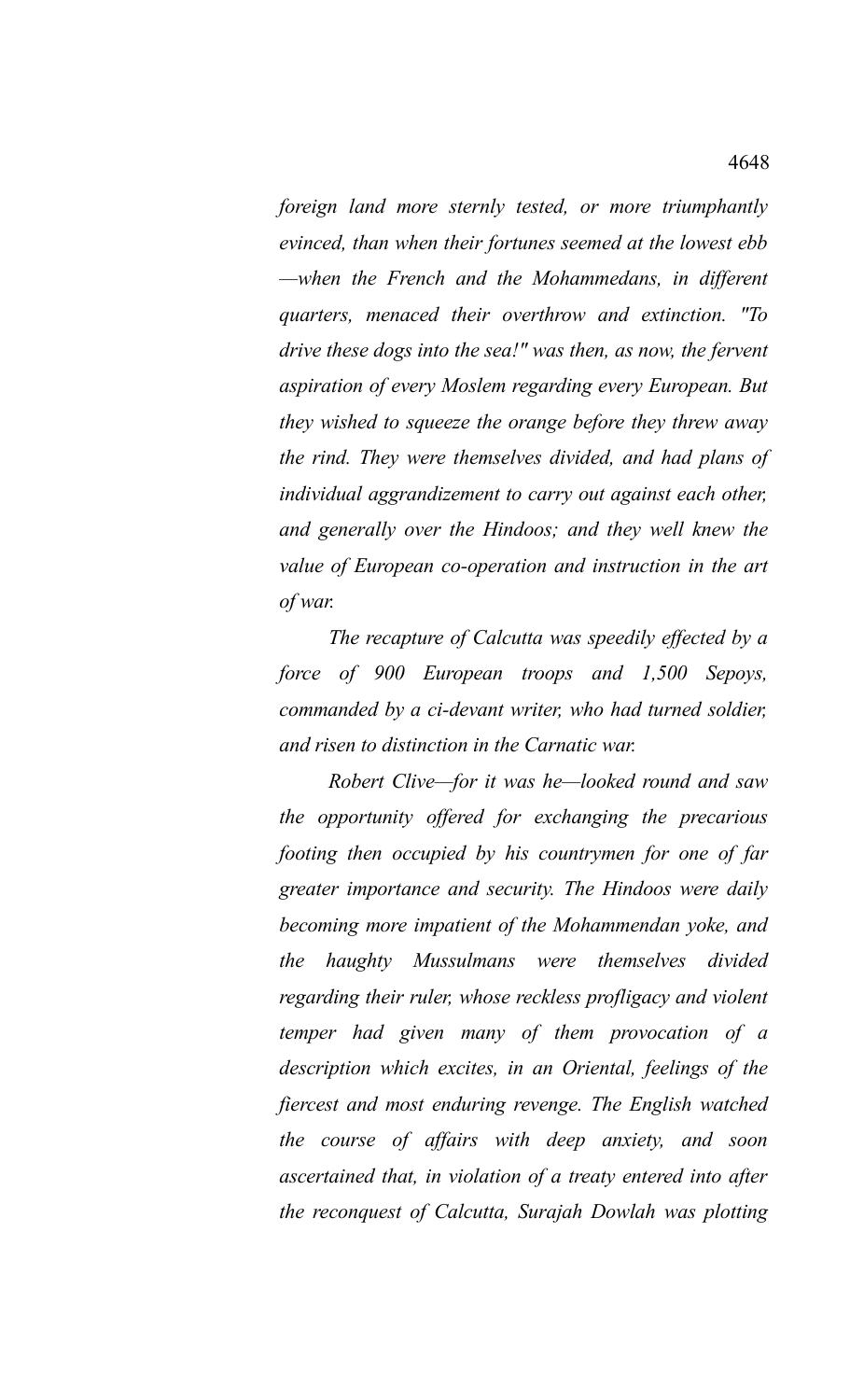*foreign land more sternly tested, or more triumphantly evinced, than when their fortunes seemed at the lowest ebb —when the French and the Mohammedans, in different quarters, menaced their overthrow and extinction. "To drive these dogs into the sea!" was then, as now, the fervent aspiration of every Moslem regarding every European. But they wished to squeeze the orange before they threw away the rind. They were themselves divided, and had plans of individual aggrandizement to carry out against each other, and generally over the Hindoos; and they well knew the value of European co-operation and instruction in the art of war.*

*The recapture of Calcutta was speedily effected by a force of 900 European troops and 1,500 Sepoys, commanded by a ci-devant writer, who had turned soldier, and risen to distinction in the Carnatic war.*

*Robert Clive—for it was he—looked round and saw the opportunity offered for exchanging the precarious footing then occupied by his countrymen for one of far greater importance and security. The Hindoos were daily becoming more impatient of the Mohammendan yoke, and the haughty Mussulmans were themselves divided regarding their ruler, whose reckless profligacy and violent temper had given many of them provocation of a description which excites, in an Oriental, feelings of the fiercest and most enduring revenge. The English watched the course of affairs with deep anxiety, and soon ascertained that, in violation of a treaty entered into after the reconquest of Calcutta, Surajah Dowlah was plotting*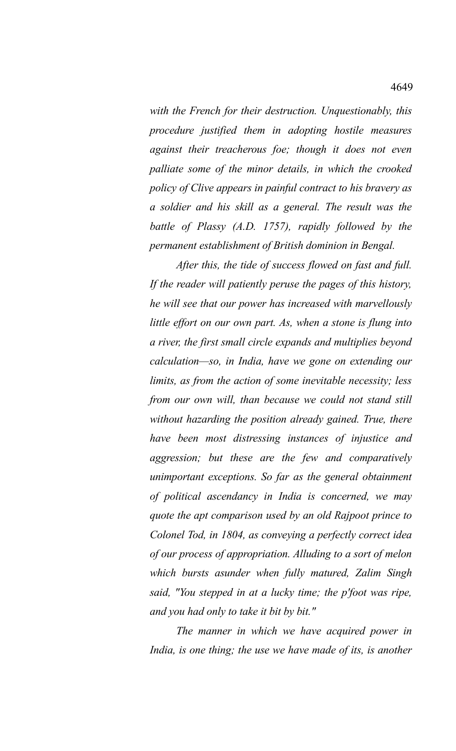*with the French for their destruction. Unquestionably, this procedure justified them in adopting hostile measures against their treacherous foe; though it does not even palliate some of the minor details, in which the crooked policy of Clive appears in painful contract to his bravery as a soldier and his skill as a general. The result was the battle of Plassy (A.D. 1757), rapidly followed by the permanent establishment of British dominion in Bengal.*

*After this, the tide of success flowed on fast and full. If the reader will patiently peruse the pages of this history, he will see that our power has increased with marvellously little effort on our own part. As, when a stone is flung into a river, the first small circle expands and multiplies beyond calculation—so, in India, have we gone on extending our limits, as from the action of some inevitable necessity; less from our own will, than because we could not stand still without hazarding the position already gained. True, there have been most distressing instances of injustice and aggression; but these are the few and comparatively unimportant exceptions. So far as the general obtainment of political ascendancy in India is concerned, we may quote the apt comparison used by an old Rajpoot prince to Colonel Tod, in 1804, as conveying a perfectly correct idea of our process of appropriation. Alluding to a sort of melon which bursts asunder when fully matured, Zalim Singh said, "You stepped in at a lucky time; the p'foot was ripe, and you had only to take it bit by bit."*

*The manner in which we have acquired power in India, is one thing; the use we have made of its, is another*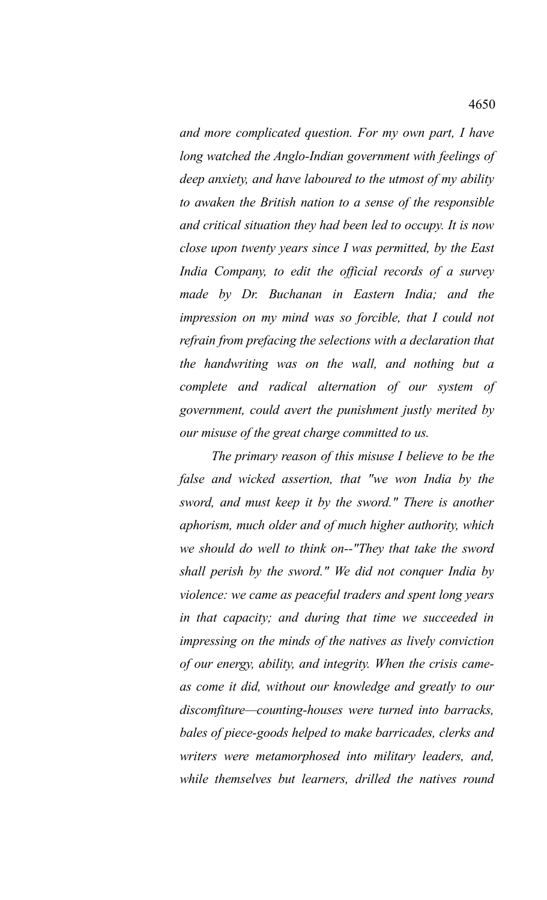*and more complicated question. For my own part, I have long watched the Anglo-Indian government with feelings of deep anxiety, and have laboured to the utmost of my ability to awaken the British nation to a sense of the responsible and critical situation they had been led to occupy. It is now close upon twenty years since I was permitted, by the East India Company, to edit the official records of a survey made by Dr. Buchanan in Eastern India; and the impression on my mind was so forcible, that I could not refrain from prefacing the selections with a declaration that the handwriting was on the wall, and nothing but a complete and radical alternation of our system of government, could avert the punishment justly merited by our misuse of the great charge committed to us.*

*The primary reason of this misuse I believe to be the false and wicked assertion, that "we won India by the sword, and must keep it by the sword." There is another aphorism, much older and of much higher authority, which we should do well to think on--"They that take the sword shall perish by the sword." We did not conquer India by violence: we came as peaceful traders and spent long years in that capacity; and during that time we succeeded in impressing on the minds of the natives as lively conviction of our energy, ability, and integrity. When the crisis came-as come it did, without our knowledge and greatly to our discomfiture—counting-houses were turned into barracks, bales of piece-goods helped to make barricades, clerks and writers were metamorphosed into military leaders, and, while themselves but learners, drilled the natives round*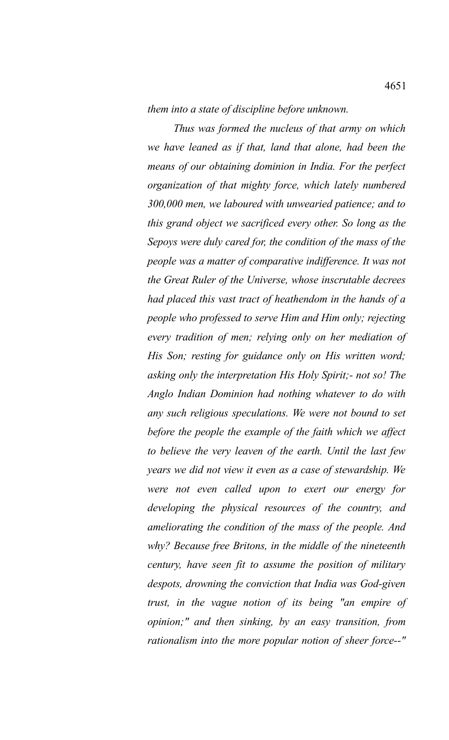*them into a state of discipline before unknown.*

*Thus was formed the nucleus of that army on which we have leaned as if that, land that alone, had been the means of our obtaining dominion in India. For the perfect organization of that mighty force, which lately numbered 300,000 men, we laboured with unwearied patience; and to this grand object we sacrificed every other. So long as the Sepoys were duly cared for, the condition of the mass of the people was a matter of comparative indifference. It was not the Great Ruler of the Universe, whose inscrutable decrees had placed this vast tract of heathendom in the hands of a people who professed to serve Him and Him only; rejecting every tradition of men; relying only on her mediation of His Son; resting for guidance only on His written word; asking only the interpretation His Holy Spirit;- not so! The Anglo Indian Dominion had nothing whatever to do with any such religious speculations. We were not bound to set before the people the example of the faith which we affect to believe the very leaven of the earth. Until the last few years we did not view it even as a case of stewardship. We were not even called upon to exert our energy for developing the physical resources of the country, and ameliorating the condition of the mass of the people. And why? Because free Britons, in the middle of the nineteenth century, have seen fit to assume the position of military despots, drowning the conviction that India was God-given trust, in the vague notion of its being "an empire of opinion;" and then sinking, by an easy transition, from rationalism into the more popular notion of sheer force--"*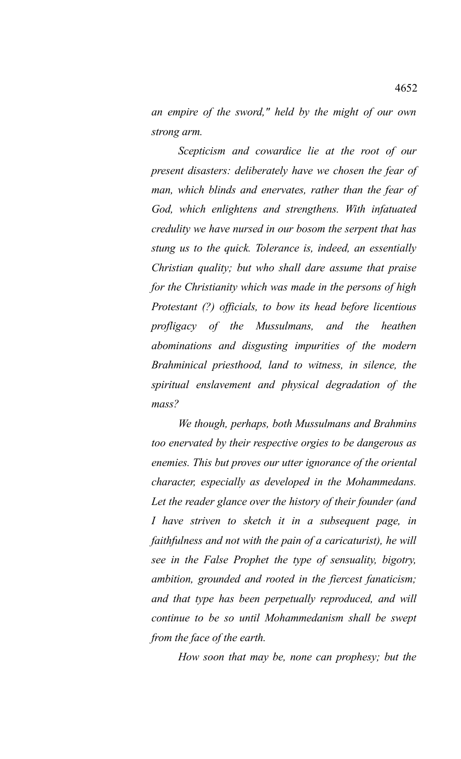*an empire of the sword," held by the might of our own strong arm.*

*Scepticism and cowardice lie at the root of our present disasters: deliberately have we chosen the fear of man, which blinds and enervates, rather than the fear of God, which enlightens and strengthens. With infatuated credulity we have nursed in our bosom the serpent that has stung us to the quick. Tolerance is, indeed, an essentially Christian quality; but who shall dare assume that praise for the Christianity which was made in the persons of high Protestant (?) officials, to bow its head before licentious profligacy of the Mussulmans, and the heathen abominations and disgusting impurities of the modern Brahminical priesthood, land to witness, in silence, the spiritual enslavement and physical degradation of the mass?*

*We though, perhaps, both Mussulmans and Brahmins too enervated by their respective orgies to be dangerous as enemies. This but proves our utter ignorance of the oriental character, especially as developed in the Mohammedans. Let the reader glance over the history of their founder (and I have striven to sketch it in a subsequent page, in faithfulness and not with the pain of a caricaturist), he will see in the False Prophet the type of sensuality, bigotry, ambition, grounded and rooted in the fiercest fanaticism; and that type has been perpetually reproduced, and will continue to be so until Mohammedanism shall be swept from the face of the earth.*

*How soon that may be, none can prophesy; but the*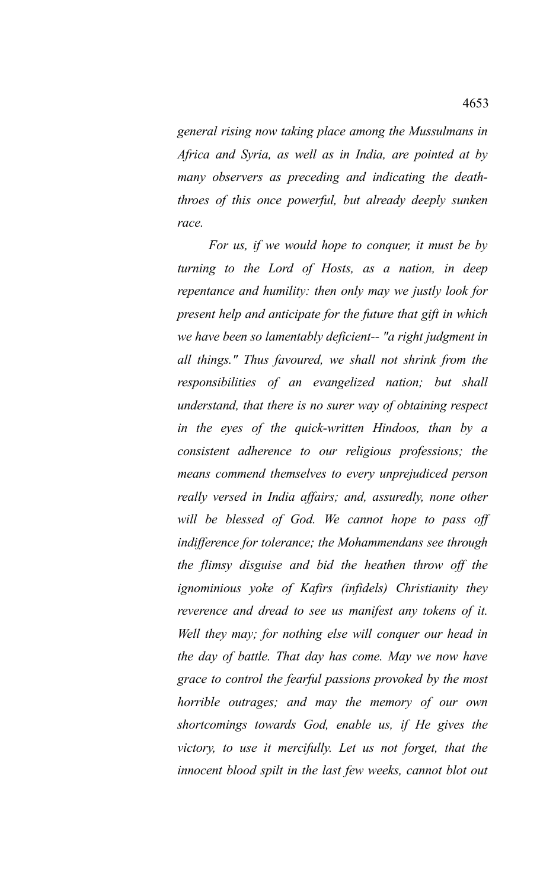*general rising now taking place among the Mussulmans in Africa and Syria, as well as in India, are pointed at by many observers as preceding and indicating the death-throes of this once powerful, but already deeply sunken race.*

*For us, if we would hope to conquer, it must be by turning to the Lord of Hosts, as a nation, in deep repentance and humility: then only may we justly look for present help and anticipate for the future that gift in which we have been so lamentably deficient-- "a right judgment in all things." Thus favoured, we shall not shrink from the responsibilities of an evangelized nation; but shall understand, that there is no surer way of obtaining respect in the eyes of the quick-written Hindoos, than by a consistent adherence to our religious professions; the means commend themselves to every unprejudiced person really versed in India affairs; and, assuredly, none other will be blessed of God. We cannot hope to pass off indifference for tolerance; the Mohammendans see through the flimsy disguise and bid the heathen throw off the ignominious yoke of Kafirs (infidels) Christianity they reverence and dread to see us manifest any tokens of it. Well they may; for nothing else will conquer our head in the day of battle. That day has come. May we now have grace to control the fearful passions provoked by the most horrible outrages; and may the memory of our own shortcomings towards God, enable us, if He gives the victory, to use it mercifully. Let us not forget, that the innocent blood spilt in the last few weeks, cannot blot out*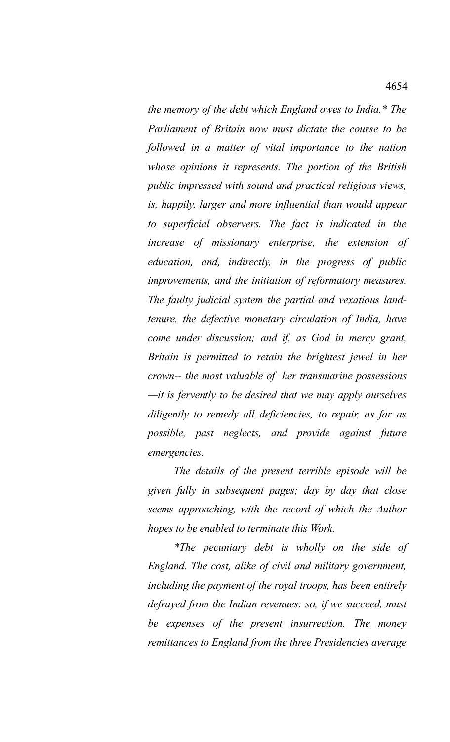*the memory of the debt which England owes to India.* The Parliament of Britain now must dictate the course to be followed in a matter of vital importance to the nation whose opinions it represents. The portion of the British public impressed with sound and practical religious views, is, happily, larger and more influential than would appear to superficial observers. The fact is indicated in the increase of missionary enterprise, the extension of education, and, indirectly, in the progress of public improvements, and the initiation of reformatory measures. The faulty judicial system the partial and vexatious land-tenure, the defective monetary circulation of India, have come under discussion; and if, as God in mercy grant, Britain is permitted to retain the brightest jewel in her crown-- the most valuable of her transmarine possessions —it is fervently to be desired that we may apply ourselves diligently to remedy all deficiencies, to repair, as far as possible, past neglects, and provide against future emergencies.*

*The details of the present terrible episode will be given fully in subsequent pages; day by day that close seems approaching, with the record of which the Author hopes to be enabled to terminate this Work.*

**The pecuniary debt is wholly on the side of England. The cost, alike of civil and military government, including the payment of the royal troops, has been entirely defrayed from the Indian revenues: so, if we succeed, must be expenses of the present insurrection. The money remittances to England from the three Presidencies average*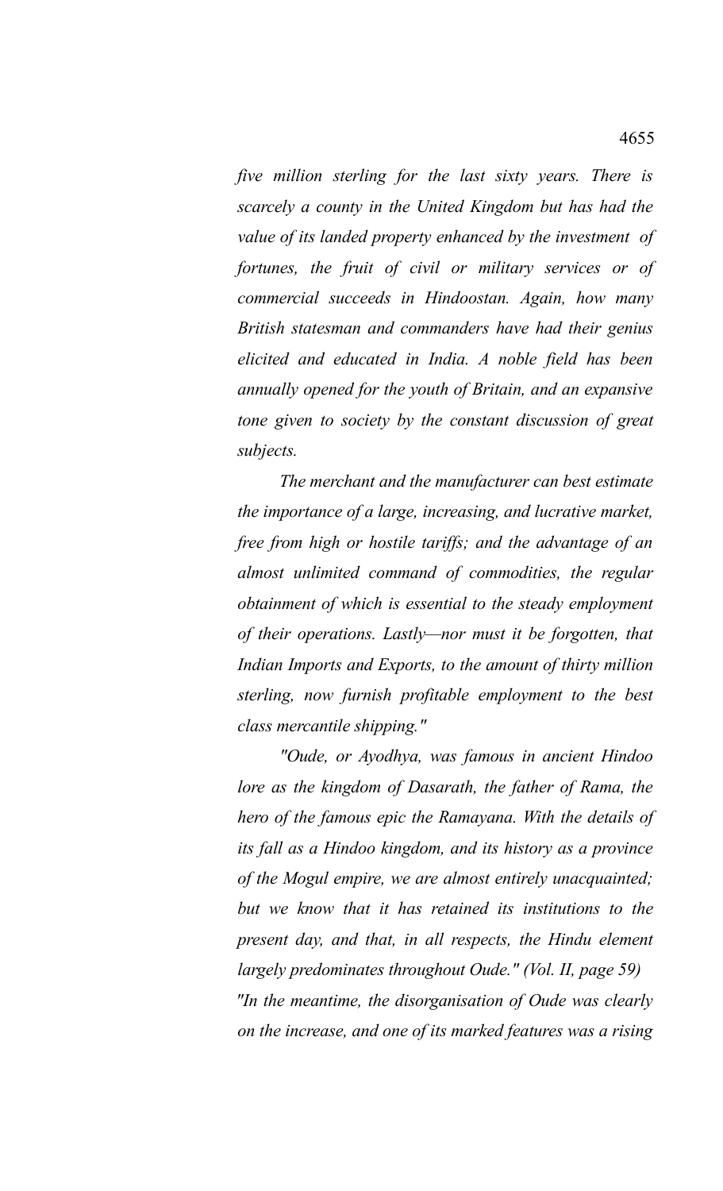*five million sterling for the last sixty years. There is scarcely a county in the United Kingdom but has had the value of its landed property enhanced by the investment of fortunes, the fruit of civil or military services or of commercial succeeds in Hindoostan. Again, how many British statesman and commanders have had their genius elicited and educated in India. A noble field has been annually opened for the youth of Britain, and an expansive tone given to society by the constant discussion of great subjects.*

*The merchant and the manufacturer can best estimate the importance of a large, increasing, and lucrative market, free from high or hostile tariffs; and the advantage of an almost unlimited command of commodities, the regular obtainment of which is essential to the steady employment of their operations. Lastly—nor must it be forgotten, that Indian Imports and Exports, to the amount of thirty million sterling, now furnish profitable employment to the best class mercantile shipping."*

*"Oude, or Ayodhya, was famous in ancient Hindoo lore as the kingdom of Dasarath, the father of Rama, the hero of the famous epic the Ramayana. With the details of its fall as a Hindoo kingdom, and its history as a province of the Mogul empire, we are almost entirely unacquainted; but we know that it has retained its institutions to the present day, and that, in all respects, the Hindu element largely predominates throughout Oude." (Vol. II, page 59)*

*"In the meantime, the disorganisation of Oude was clearly on the increase, and one of its marked features was a rising*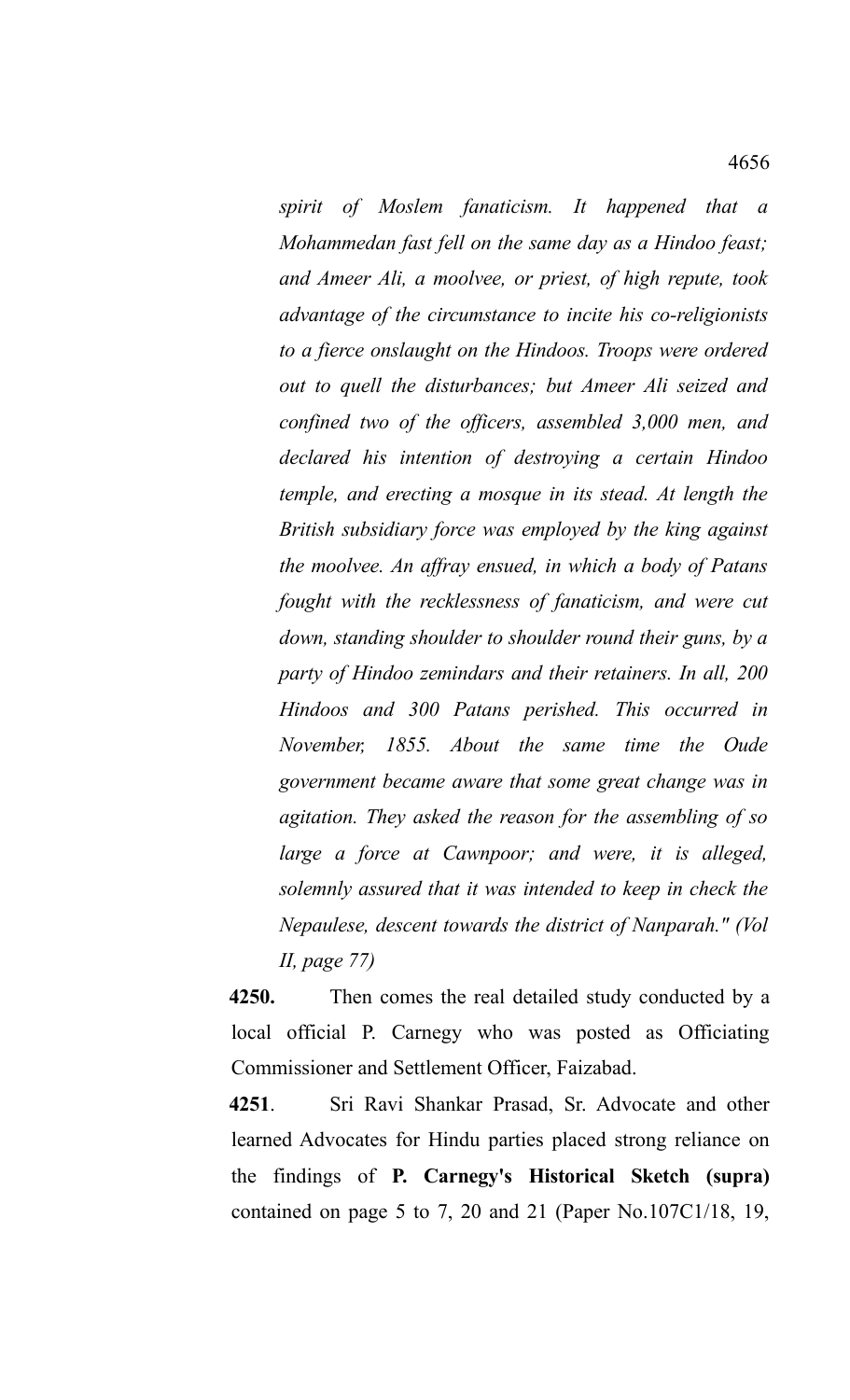*spirit of Moslem fanaticism. It happened that a Mohammedan fast fell on the same day as a Hindoo feast; and Ameer Ali, a moolvee, or priest, of high repute, took advantage of the circumstance to incite his co-religionists to a fierce onslaught on the Hindoos. Troops were ordered out to quell the disturbances; but Ameer Ali seized and confined two of the officers, assembled 3,000 men, and declared his intention of destroying a certain Hindoo temple, and erecting a mosque in its stead. At length the British subsidiary force was employed by the king against the moolvee. An affray ensued, in which a body of Patans fought with the recklessness of fanaticism, and were cut down, standing shoulder to shoulder round their guns, by a party of Hindoo zemindars and their retainers. In all, 200 Hindoos and 300 Patans perished. This occurred in November, 1855. About the same time the Oude government became aware that some great change was in agitation. They asked the reason for the assembling of so large a force at Cawnpoor; and were, it is alleged, solemnly assured that it was intended to keep in check the Nepaulese, descent towards the district of Nanparah." (Vol II, page 77)*

**4250.** Then comes the real detailed study conducted by a local official P. Carnegy who was posted as Officiating Commissioner and Settlement Officer, Faizabad.

**4251**. Sri Ravi Shankar Prasad, Sr. Advocate and other learned Advocates for Hindu parties placed strong reliance on the findings of **P. Carnegy's Historical Sketch (supra)** contained on page 5 to 7, 20 and 21 (Paper No.107C1/18, 19,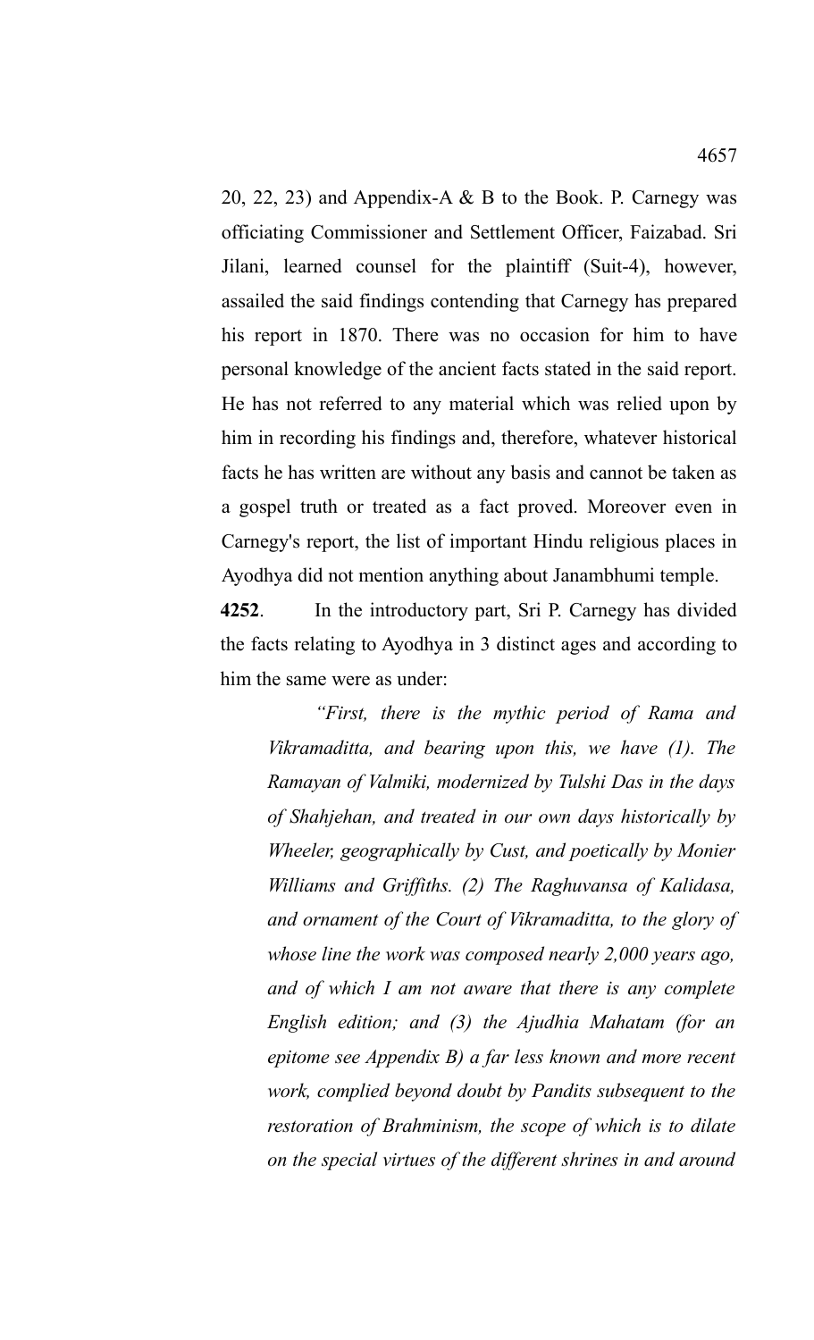20, 22, 23) and Appendix-A & B to the Book. P. Carnegy was officiating Commissioner and Settlement Officer, Faizabad. Sri Jilani, learned counsel for the plaintiff (Suit-4), however, assailed the said findings contending that Carnegy has prepared his report in 1870. There was no occasion for him to have personal knowledge of the ancient facts stated in the said report. He has not referred to any material which was relied upon by him in recording his findings and, therefore, whatever historical facts he has written are without any basis and cannot be taken as a gospel truth or treated as a fact proved. Moreover even in Carnegy's report, the list of important Hindu religious places in Ayodhya did not mention anything about Janambhumi temple.

**4252**. In the introductory part, Sri P. Carnegy has divided the facts relating to Ayodhya in 3 distinct ages and according to him the same were as under:

> *"First, there is the mythic period of Rama and Vikramaditta, and bearing upon this, we have (1). The Ramayan of Valmiki, modernized by Tulshi Das in the days of Shahjehan, and treated in our own days historically by Wheeler, geographically by Cust, and poetically by Monier Williams and Griffiths. (2) The Raghuvansa of Kalidasa, and ornament of the Court of Vikramaditta, to the glory of whose line the work was composed nearly 2,000 years ago, and of which I am not aware that there is any complete English edition; and (3) the Ajudhia Mahatam (for an epitome see Appendix B) a far less known and more recent work, complied beyond doubt by Pandits subsequent to the restoration of Brahminism, the scope of which is to dilate on the special virtues of the different shrines in and around*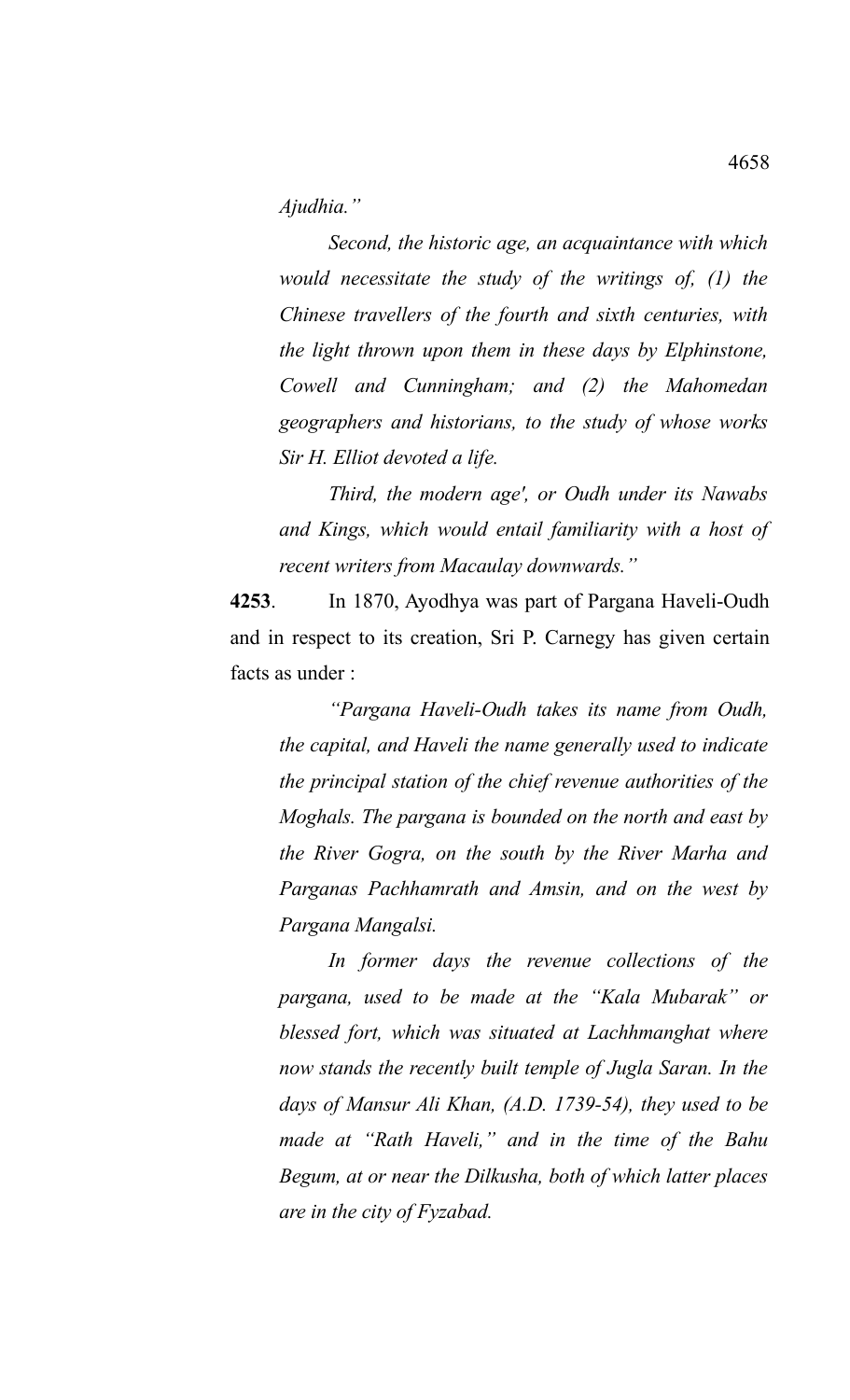*Ajudhia."*

*Second, the historic age, an acquaintance with which would necessitate the study of the writings of, (1) the Chinese travellers of the fourth and sixth centuries, with the light thrown upon them in these days by Elphinstone, Cowell and Cunningham; and (2) the Mahomedan geographers and historians, to the study of whose works Sir H. Elliot devoted a life.*

*Third, the modern age', or Oudh under its Nawabs and Kings, which would entail familiarity with a host of recent writers from Macaulay downwards."*

**4253**. In 1870, Ayodhya was part of Pargana Haveli-Oudh and in respect to its creation, Sri P. Carnegy has given certain facts as under :

*"Pargana Haveli-Oudh takes its name from Oudh, the capital, and Haveli the name generally used to indicate the principal station of the chief revenue authorities of the Moghals. The pargana is bounded on the north and east by the River Gogra, on the south by the River Marha and Parganas Pachhamrath and Amsin, and on the west by Pargana Mangalsi.*

*In former days the revenue collections of the pargana, used to be made at the "Kala Mubarak" or blessed fort, which was situated at Lachhmanghat where now stands the recently built temple of Jugla Saran. In the days of Mansur Ali Khan, (A.D. 1739-54), they used to be made at "Rath Haveli," and in the time of the Bahu Begum, at or near the Dilkusha, both of which latter places are in the city of Fyzabad.*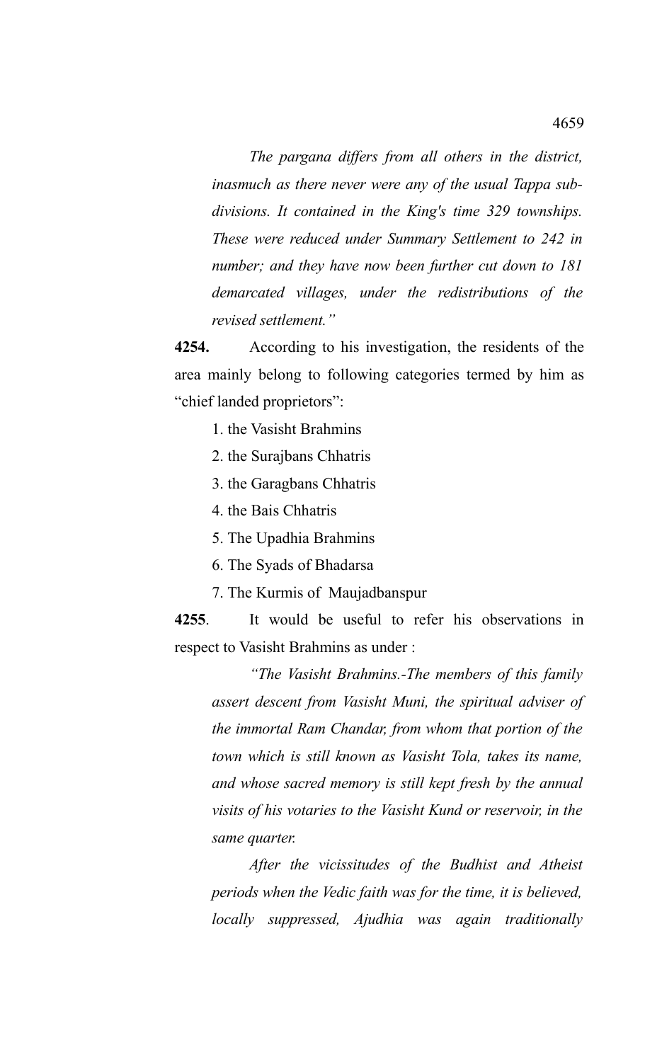*The pargana differs from all others in the district, inasmuch as there never were any of the usual Tappa sub-divisions. It contained in the King's time 329 townships. These were reduced under Summary Settlement to 242 in number; and they have now been further cut down to 181 demarcated villages, under the redistributions of the revised settlement."*

**4254.** According to his investigation, the residents of the area mainly belong to following categories termed by him as "chief landed proprietors":

1. the Vasisht Brahmins
2. the Surajbans Chhatris
3. the Garagbans Chhatris
4. the Bais Chhatris
5. The Upadhia Brahmins
6. The Syads of Bhadarsa
7. The Kurmis of Maujadbanspur

**4255**. It would be useful to refer his observations in respect to Vasisht Brahmins as under :

*"The Vasisht Brahmins.-The members of this family assert descent from Vasisht Muni, the spiritual adviser of the immortal Ram Chandar, from whom that portion of the town which is still known as Vasisht Tola, takes its name, and whose sacred memory is still kept fresh by the annual visits of his votaries to the Vasisht Kund or reservoir, in the same quarter.*

*After the vicissitudes of the Budhist and Atheist periods when the Vedic faith was for the time, it is believed, locally suppressed, Ajudhia was again traditionally*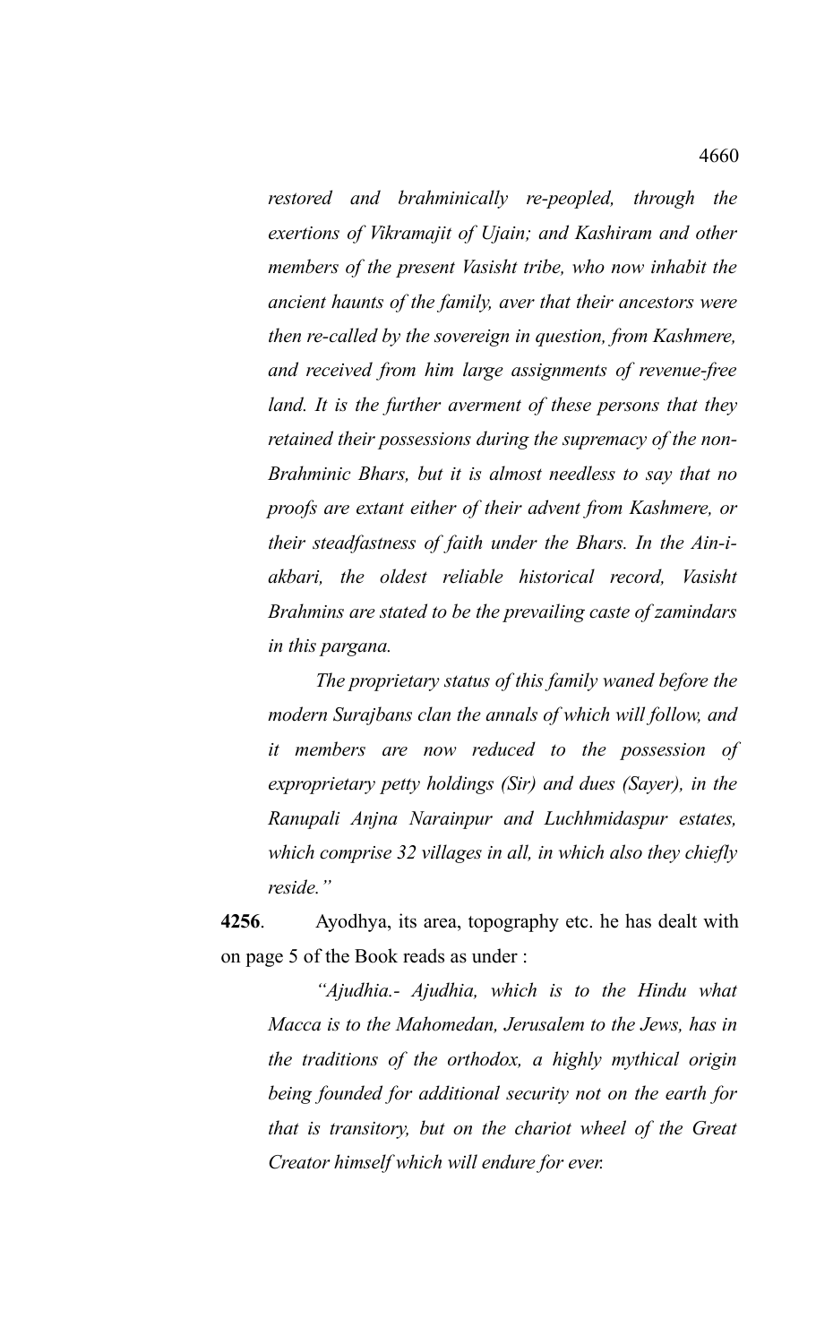*restored and brahminically re-peopled, through the exertions of Vikramajit of Ujain; and Kashiram and other members of the present Vasisht tribe, who now inhabit the ancient haunts of the family, aver that their ancestors were then re-called by the sovereign in question, from Kashmere, and received from him large assignments of revenue-free land. It is the further averment of these persons that they retained their possessions during the supremacy of the non-Brahminic Bhars, but it is almost needless to say that no proofs are extant either of their advent from Kashmere, or their steadfastness of faith under the Bhars. In the Ain-i-akbari, the oldest reliable historical record, Vasisht Brahmins are stated to be the prevailing caste of zamindars in this pargana.*

*The proprietary status of this family waned before the modern Surajbans clan the annals of which will follow, and it members are now reduced to the possession of exproprietary petty holdings (Sir) and dues (Sayer), in the Ranupali Anjna Narainpur and Luchhmidaspur estates, which comprise 32 villages in all, in which also they chiefly reside."*

**4256**. Ayodhya, its area, topography etc. he has dealt with on page 5 of the Book reads as under :

*"Ajudhia.- Ajudhia, which is to the Hindu what Macca is to the Mahomedan, Jerusalem to the Jews, has in the traditions of the orthodox, a highly mythical origin being founded for additional security not on the earth for that is transitory, but on the chariot wheel of the Great Creator himself which will endure for ever.*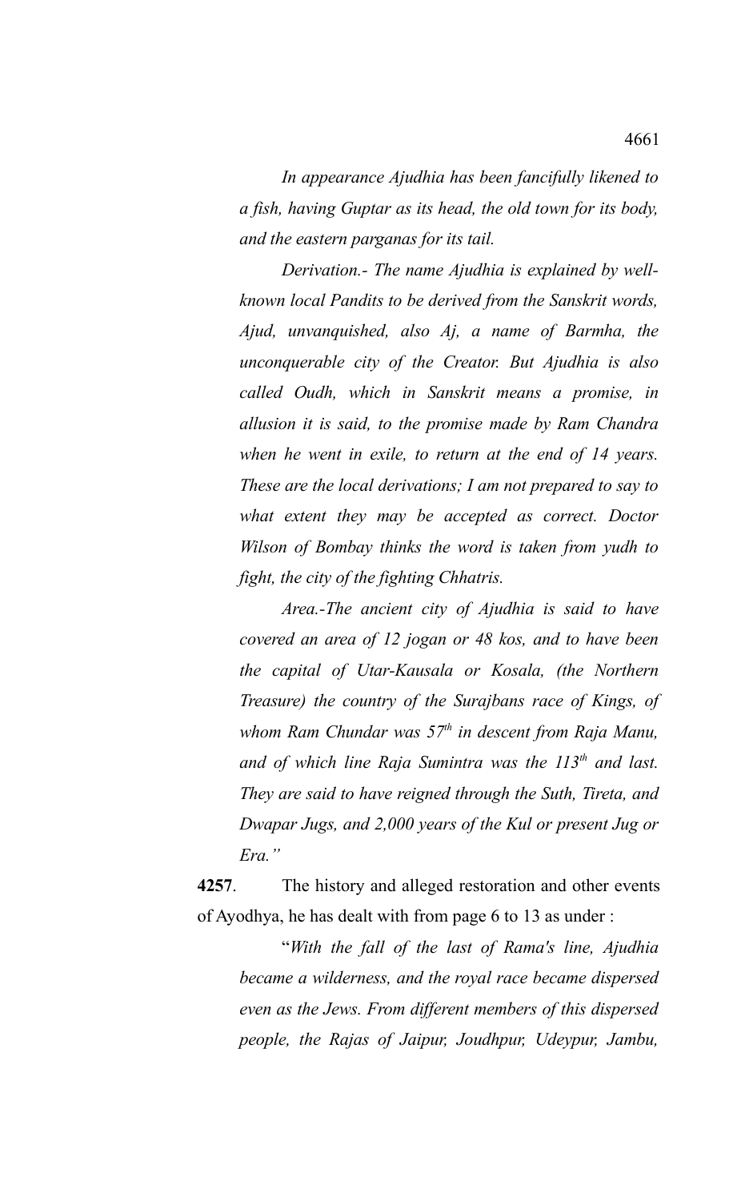*In appearance Ajudhia has been fancifully likened to a fish, having Guptar as its head, the old town for its body, and the eastern parganas for its tail.*

*Derivation.- The name Ajudhia is explained by well-known local Pandits to be derived from the Sanskrit words, Ajud, unvanquished, also Aj, a name of Barmha, the unconquerable city of the Creator. But Ajudhia is also called Oudh, which in Sanskrit means a promise, in allusion it is said, to the promise made by Ram Chandra when he went in exile, to return at the end of 14 years. These are the local derivations; I am not prepared to say to what extent they may be accepted as correct. Doctor Wilson of Bombay thinks the word is taken from yudh to fight, the city of the fighting Chhatris.*

*Area.-The ancient city of Ajudhia is said to have covered an area of 12 jogan or 48 kos, and to have been the capital of Utar-Kausala or Kosala, (the Northern Treasure) the country of the Surajbans race of Kings, of whom Ram Chundar was 57th in descent from Raja Manu, and of which line Raja Sumintra was the 113th and last. They are said to have reigned through the Suth, Tireta, and Dwapar Jugs, and 2,000 years of the Kul or present Jug or Era."*

**4257**. The history and alleged restoration and other events of Ayodhya, he has dealt with from page 6 to 13 as under :

"*With the fall of the last of Rama's line, Ajudhia became a wilderness, and the royal race became dispersed even as the Jews. From different members of this dispersed people, the Rajas of Jaipur, Joudhpur, Udeypur, Jambu,*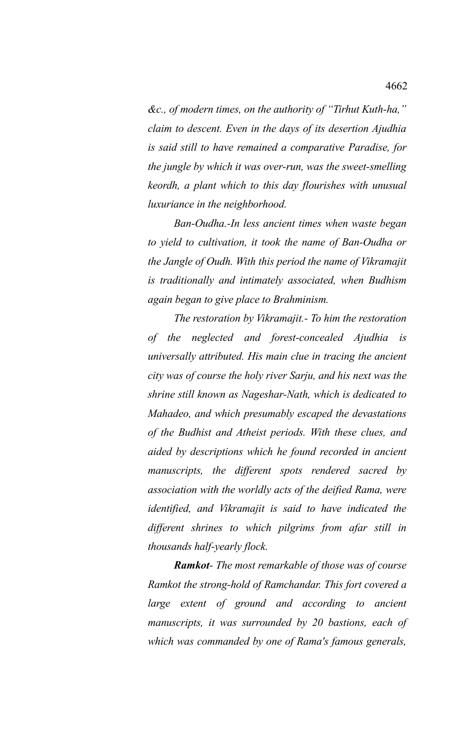*&c., of modern times, on the authority of "Tirhut Kuth-ha," claim to descent. Even in the days of its desertion Ajudhia is said still to have remained a comparative Paradise, for the jungle by which it was over-run, was the sweet-smelling keordh, a plant which to this day flourishes with unusual luxuriance in the neighborhood.*

*Ban-Oudha.-In less ancient times when waste began to yield to cultivation, it took the name of Ban-Oudha or the Jangle of Oudh. With this period the name of Vikramajit is traditionally and intimately associated, when Budhism again began to give place to Brahminism.*

*The restoration by Vikramajit.- To him the restoration of the neglected and forest-concealed Ajudhia is universally attributed. His main clue in tracing the ancient city was of course the holy river Sarju, and his next was the shrine still known as Nageshar-Nath, which is dedicated to Mahadeo, and which presumably escaped the devastations of the Budhist and Atheist periods. With these clues, and aided by descriptions which he found recorded in ancient manuscripts, the different spots rendered sacred by association with the worldly acts of the deified Rama, were identified, and Vikramajit is said to have indicated the different shrines to which pilgrims from afar still in thousands half-yearly flock.*

***Ramkot**- The most remarkable of those was of course Ramkot the strong-hold of Ramchandar. This fort covered a large extent of ground and according to ancient manuscripts, it was surrounded by 20 bastions, each of which was commanded by one of Rama's famous generals,*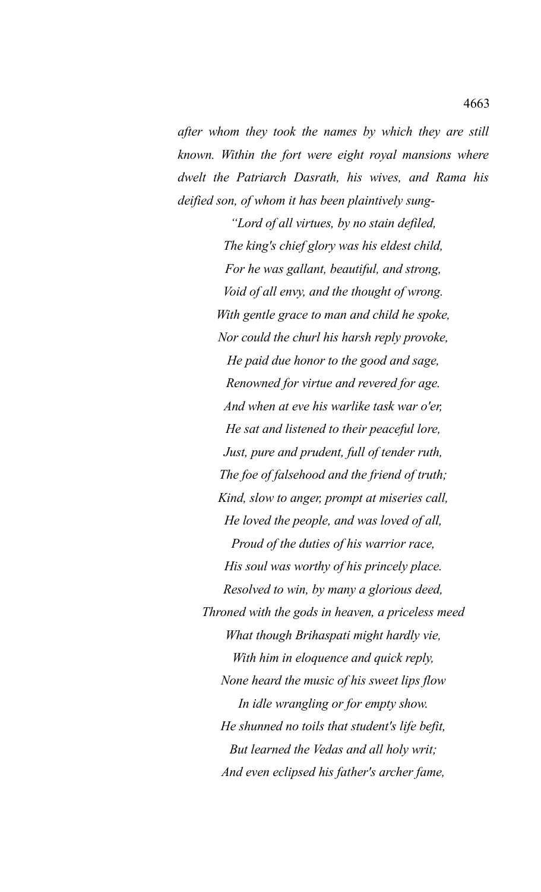*after whom they took the names by which they are still known. Within the fort were eight royal mansions where dwelt the Patriarch Dasrath, his wives, and Rama his deified son, of whom it has been plaintively sung-*

> *"Lord of all virtues, by no stain defiled,*
> *The king's chief glory was his eldest child,*
> *For he was gallant, beautiful, and strong,*
> *Void of all envy, and the thought of wrong.*
> *With gentle grace to man and child he spoke,*
> *Nor could the churl his harsh reply provoke,*
> *He paid due honor to the good and sage,*
> *Renowned for virtue and revered for age.*
> *And when at eve his warlike task war o'er,*
> *He sat and listened to their peaceful lore,*
> *Just, pure and prudent, full of tender ruth,*
> *The foe of falsehood and the friend of truth;*
> *Kind, slow to anger, prompt at miseries call,*
> *He loved the people, and was loved of all,*
> *Proud of the duties of his warrior race,*
> *His soul was worthy of his princely place.*
> *Resolved to win, by many a glorious deed,*
> *Throned with the gods in heaven, a priceless meed*
> *What though Brihaspati might hardly vie,*
> *With him in eloquence and quick reply,*
> *None heard the music of his sweet lips flow*
> *In idle wrangling or for empty show.*
> *He shunned no toils that student's life befit,*
> *But learned the Vedas and all holy writ;*
> *And even eclipsed his father's archer fame,*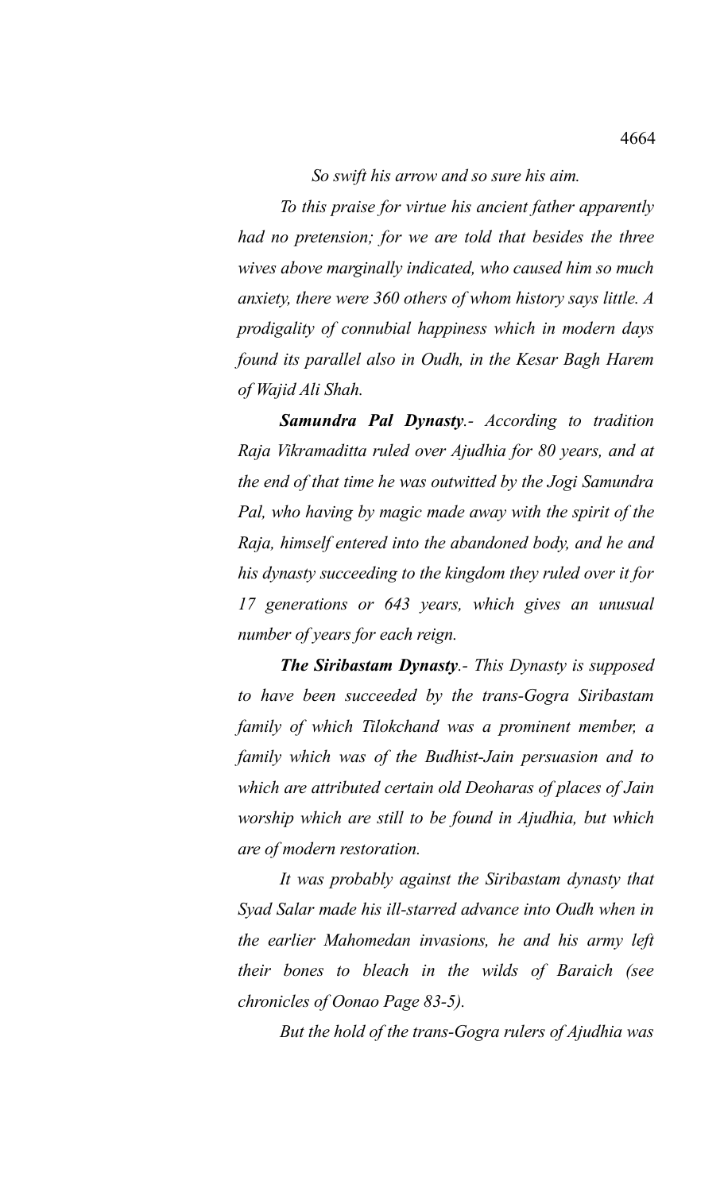*So swift his arrow and so sure his aim.*

*To this praise for virtue his ancient father apparently had no pretension; for we are told that besides the three wives above marginally indicated, who caused him so much anxiety, there were 360 others of whom history says little. A prodigality of connubial happiness which in modern days found its parallel also in Oudh, in the Kesar Bagh Harem of Wajid Ali Shah.*

***Samundra Pal Dynasty**.- According to tradition Raja Vikramaditta ruled over Ajudhia for 80 years, and at the end of that time he was outwitted by the Jogi Samundra Pal, who having by magic made away with the spirit of the Raja, himself entered into the abandoned body, and he and his dynasty succeeding to the kingdom they ruled over it for 17 generations or 643 years, which gives an unusual number of years for each reign.*

***The Siribastam Dynasty**.- This Dynasty is supposed to have been succeeded by the trans-Gogra Siribastam family of which Tilokchand was a prominent member, a family which was of the Budhist-Jain persuasion and to which are attributed certain old Deoharas of places of Jain worship which are still to be found in Ajudhia, but which are of modern restoration.*

*It was probably against the Siribastam dynasty that Syad Salar made his ill-starred advance into Oudh when in the earlier Mahomedan invasions, he and his army left their bones to bleach in the wilds of Baraich (see chronicles of Oonao Page 83-5).*

*But the hold of the trans-Gogra rulers of Ajudhia was*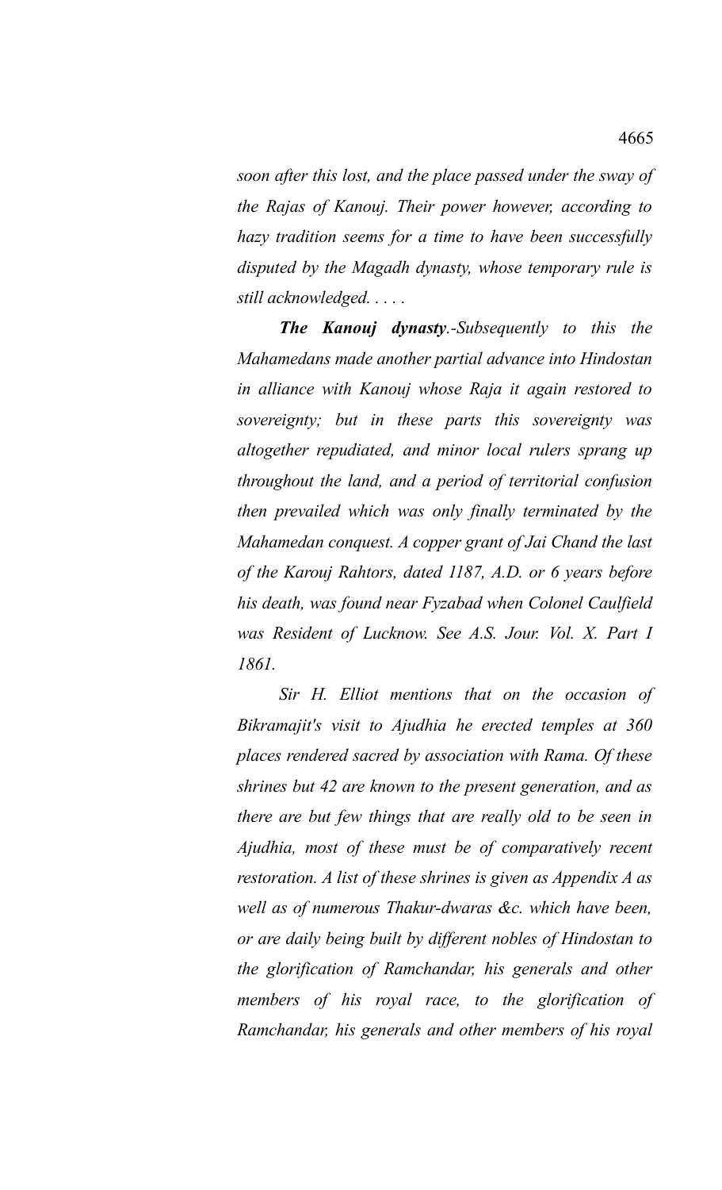*soon after this lost, and the place passed under the sway of the Rajas of Kanouj. Their power however, according to hazy tradition seems for a time to have been successfully disputed by the Magadh dynasty, whose temporary rule is still acknowledged. . . . .*

***The Kanouj dynasty**.-Subsequently to this the Mahamedans made another partial advance into Hindostan in alliance with Kanouj whose Raja it again restored to sovereignty; but in these parts this sovereignty was altogether repudiated, and minor local rulers sprang up throughout the land, and a period of territorial confusion then prevailed which was only finally terminated by the Mahamedan conquest. A copper grant of Jai Chand the last of the Karouj Rahtors, dated 1187, A.D. or 6 years before his death, was found near Fyzabad when Colonel Caulfield was Resident of Lucknow. See A.S. Jour. Vol. X. Part I 1861.*

*Sir H. Elliot mentions that on the occasion of Bikramajit's visit to Ajudhia he erected temples at 360 places rendered sacred by association with Rama. Of these shrines but 42 are known to the present generation, and as there are but few things that are really old to be seen in Ajudhia, most of these must be of comparatively recent restoration. A list of these shrines is given as Appendix A as well as of numerous Thakur-dwaras &c. which have been, or are daily being built by different nobles of Hindostan to the glorification of Ramchandar, his generals and other members of his royal race, to the glorification of Ramchandar, his generals and other members of his royal*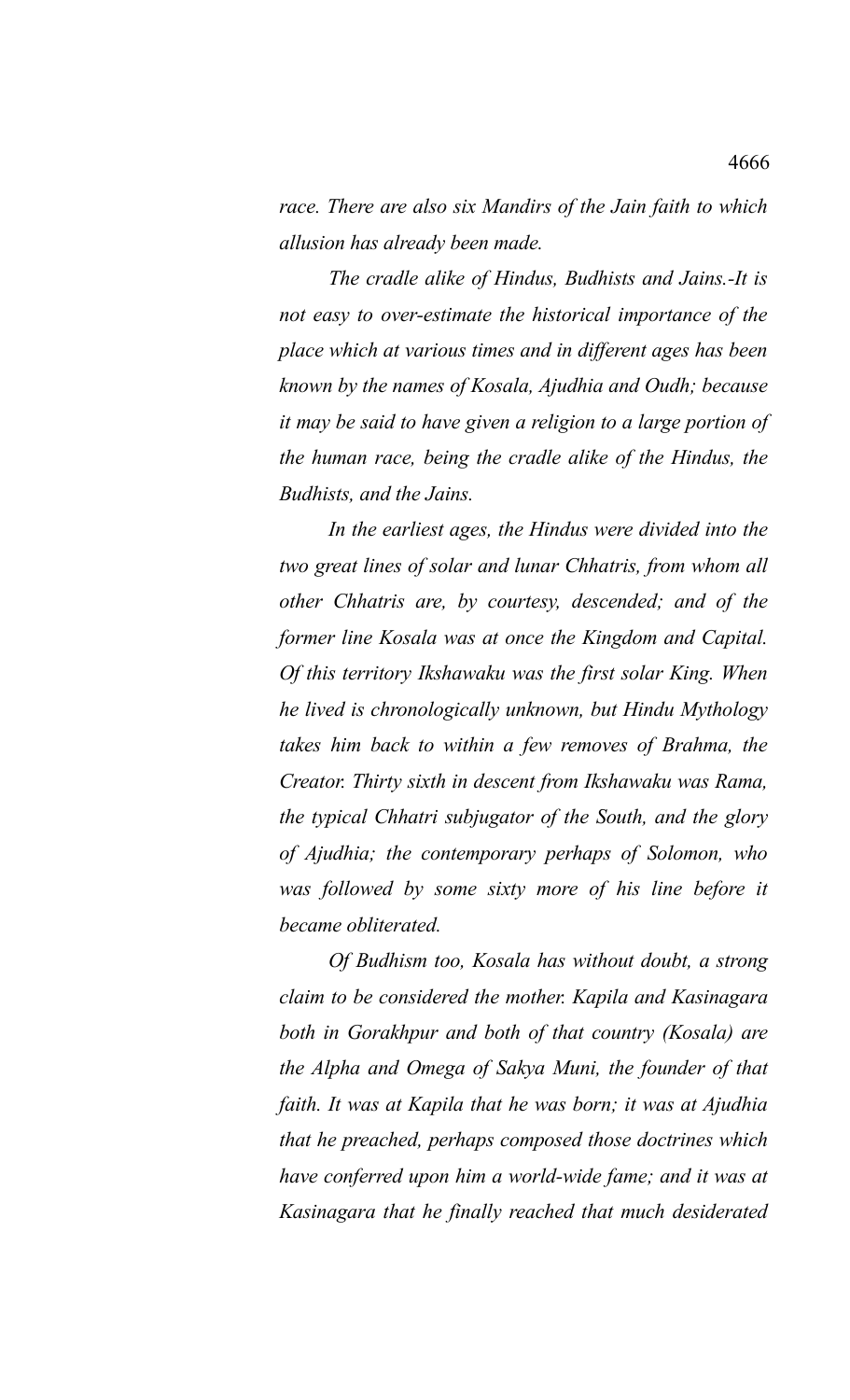*race. There are also six Mandirs of the Jain faith to which allusion has already been made.*

*The cradle alike of Hindus, Budhists and Jains.-It is not easy to over-estimate the historical importance of the place which at various times and in different ages has been known by the names of Kosala, Ajudhia and Oudh; because it may be said to have given a religion to a large portion of the human race, being the cradle alike of the Hindus, the Budhists, and the Jains.*

*In the earliest ages, the Hindus were divided into the two great lines of solar and lunar Chhatris, from whom all other Chhatris are, by courtesy, descended; and of the former line Kosala was at once the Kingdom and Capital. Of this territory Ikshawaku was the first solar King. When he lived is chronologically unknown, but Hindu Mythology takes him back to within a few removes of Brahma, the Creator. Thirty sixth in descent from Ikshawaku was Rama, the typical Chhatri subjugator of the South, and the glory of Ajudhia; the contemporary perhaps of Solomon, who was followed by some sixty more of his line before it became obliterated.*

*Of Budhism too, Kosala has without doubt, a strong claim to be considered the mother. Kapila and Kasinagara both in Gorakhpur and both of that country (Kosala) are the Alpha and Omega of Sakya Muni, the founder of that faith. It was at Kapila that he was born; it was at Ajudhia that he preached, perhaps composed those doctrines which have conferred upon him a world-wide fame; and it was at Kasinagara that he finally reached that much desiderated*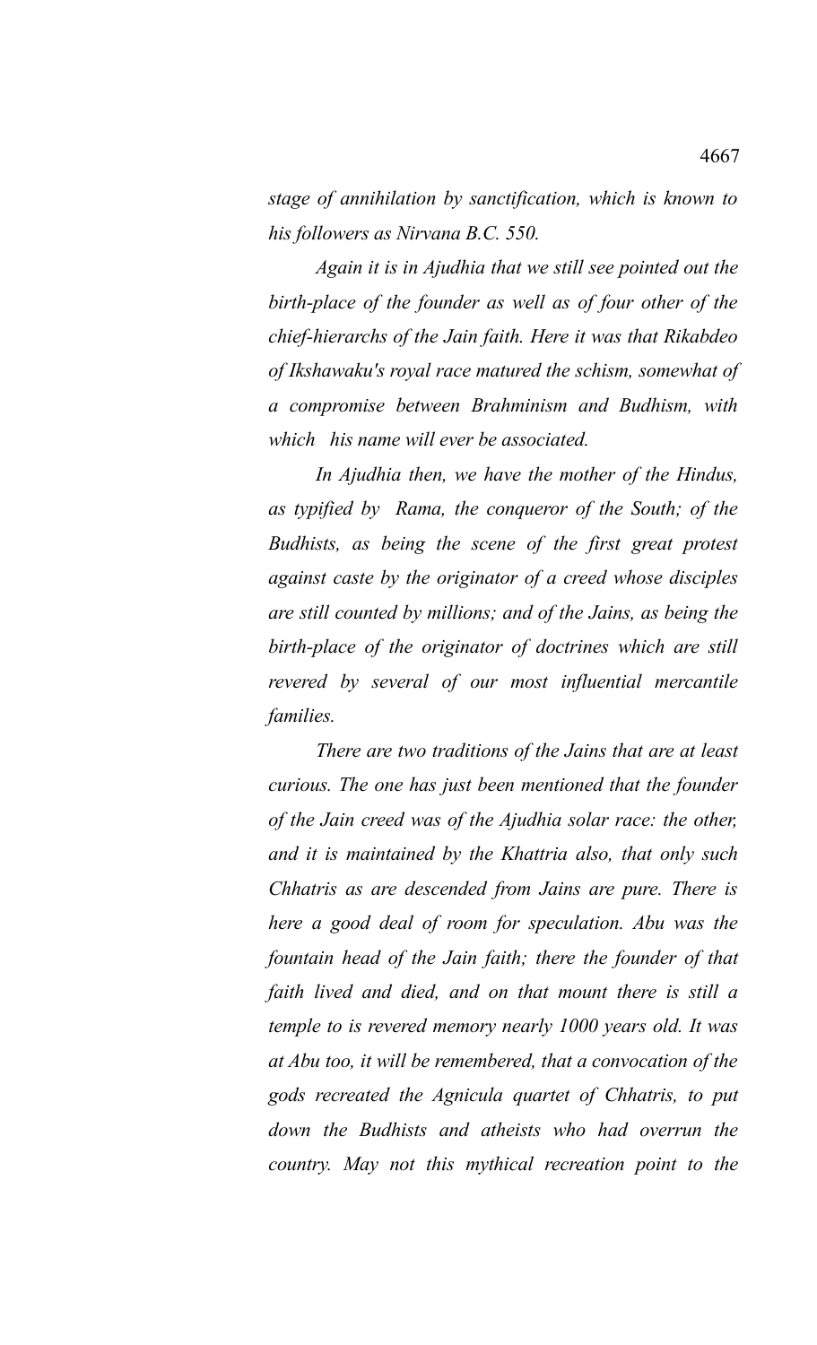*stage of annihilation by sanctification, which is known to his followers as Nirvana B.C. 550.*

*Again it is in Ajudhia that we still see pointed out the birth-place of the founder as well as of four other of the chief-hierarchs of the Jain faith. Here it was that Rikabdeo of Ikshawaku's royal race matured the schism, somewhat of a compromise between Brahminism and Budhism, with which his name will ever be associated.*

*In Ajudhia then, we have the mother of the Hindus, as typified by Rama, the conqueror of the South; of the Budhists, as being the scene of the first great protest against caste by the originator of a creed whose disciples are still counted by millions; and of the Jains, as being the birth-place of the originator of doctrines which are still revered by several of our most influential mercantile families.*

*There are two traditions of the Jains that are at least curious. The one has just been mentioned that the founder of the Jain creed was of the Ajudhia solar race: the other, and it is maintained by the Khattria also, that only such Chhatris as are descended from Jains are pure. There is here a good deal of room for speculation. Abu was the fountain head of the Jain faith; there the founder of that faith lived and died, and on that mount there is still a temple to is revered memory nearly 1000 years old. It was at Abu too, it will be remembered, that a convocation of the gods recreated the Agnicula quartet of Chhatris, to put down the Budhists and atheists who had overrun the country. May not this mythical recreation point to the*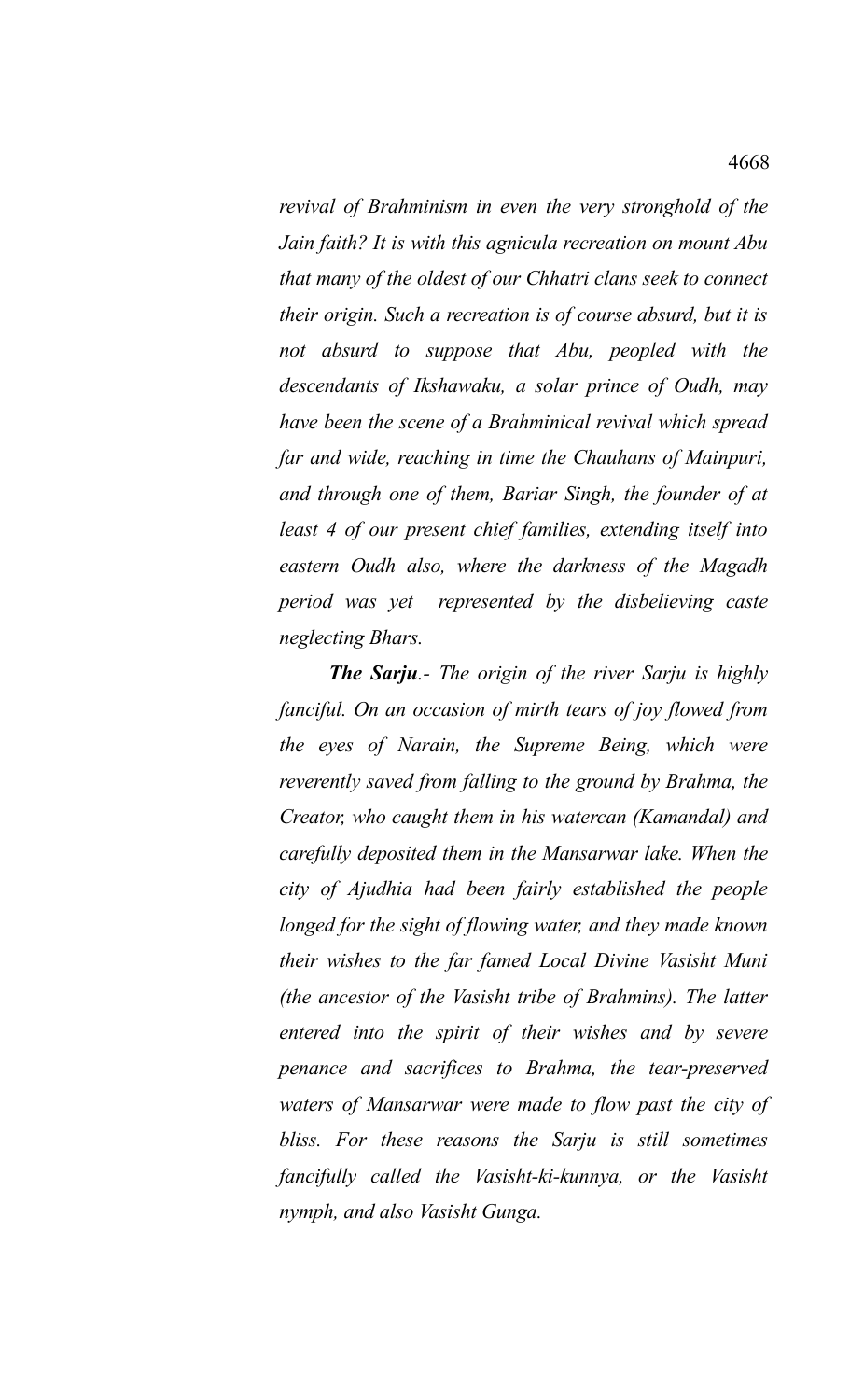*revival of Brahminism in even the very stronghold of the Jain faith? It is with this agnicula recreation on mount Abu that many of the oldest of our Chhatri clans seek to connect their origin. Such a recreation is of course absurd, but it is not absurd to suppose that Abu, peopled with the descendants of Ikshawaku, a solar prince of Oudh, may have been the scene of a Brahminical revival which spread far and wide, reaching in time the Chauhans of Mainpuri, and through one of them, Bariar Singh, the founder of at least 4 of our present chief families, extending itself into eastern Oudh also, where the darkness of the Magadh period was yet represented by the disbelieving caste neglecting Bhars.*

***The Sarju***.- *The origin of the river Sarju is highly fanciful. On an occasion of mirth tears of joy flowed from the eyes of Narain, the Supreme Being, which were reverently saved from falling to the ground by Brahma, the Creator, who caught them in his watercan (Kamandal) and carefully deposited them in the Mansarwar lake. When the city of Ajudhia had been fairly established the people longed for the sight of flowing water, and they made known their wishes to the far famed Local Divine Vasisht Muni (the ancestor of the Vasisht tribe of Brahmins). The latter entered into the spirit of their wishes and by severe penance and sacrifices to Brahma, the tear-preserved waters of Mansarwar were made to flow past the city of bliss. For these reasons the Sarju is still sometimes fancifully called the Vasisht-ki-kunnya, or the Vasisht nymph, and also Vasisht Gunga.*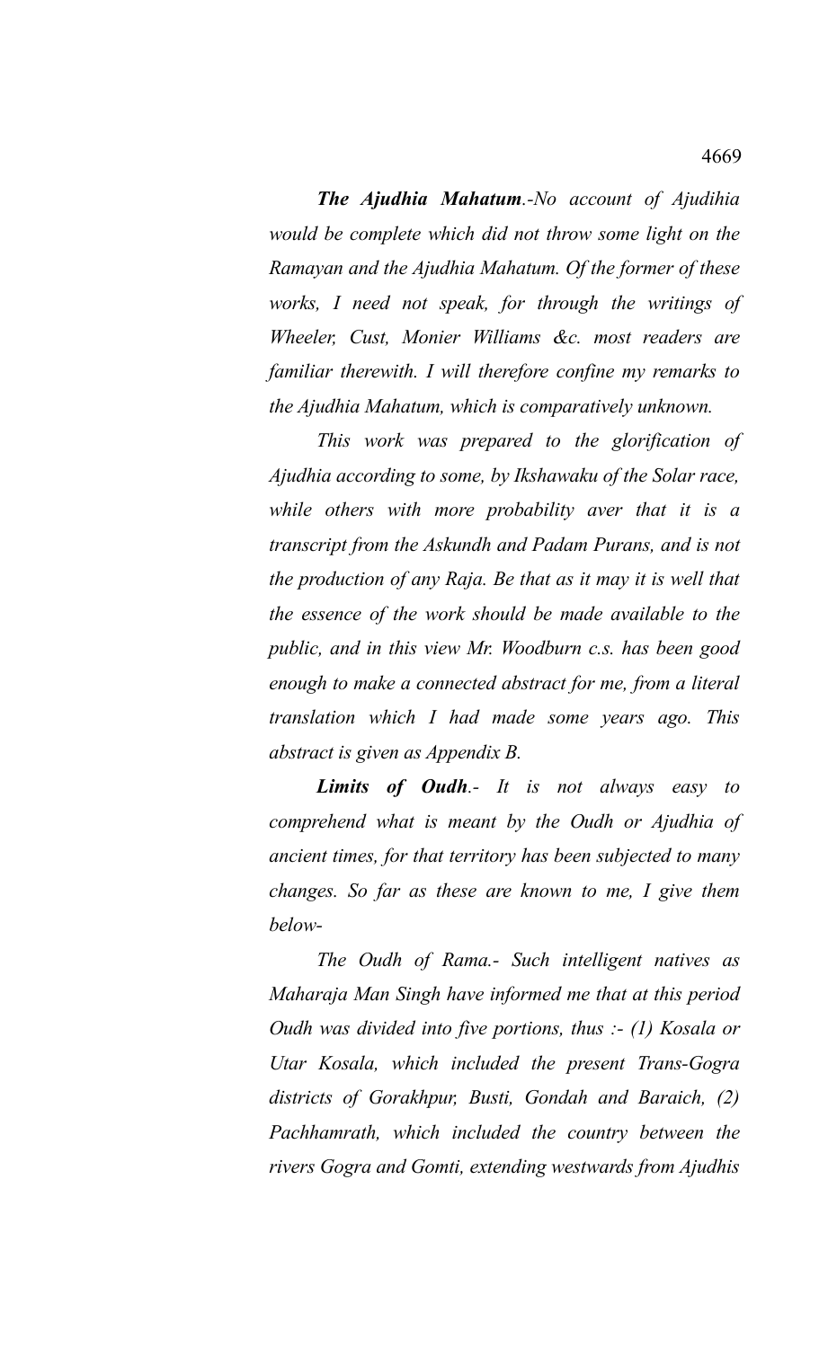***The Ajudhia Mahatum**.-No account of Ajudihia would be complete which did not throw some light on the Ramayan and the Ajudhia Mahatum. Of the former of these works, I need not speak, for through the writings of Wheeler, Cust, Monier Williams &c. most readers are familiar therewith. I will therefore confine my remarks to the Ajudhia Mahatum, which is comparatively unknown.*

*This work was prepared to the glorification of Ajudhia according to some, by Ikshawaku of the Solar race, while others with more probability aver that it is a transcript from the Askundh and Padam Purans, and is not the production of any Raja. Be that as it may it is well that the essence of the work should be made available to the public, and in this view Mr. Woodburn c.s. has been good enough to make a connected abstract for me, from a literal translation which I had made some years ago. This abstract is given as Appendix B.*

***Limits of Oudh**.- It is not always easy to comprehend what is meant by the Oudh or Ajudhia of ancient times, for that territory has been subjected to many changes. So far as these are known to me, I give them below-*

*The Oudh of Rama.- Such intelligent natives as Maharaja Man Singh have informed me that at this period Oudh was divided into five portions, thus :- (1) Kosala or Utar Kosala, which included the present Trans-Gogra districts of Gorakhpur, Busti, Gondah and Baraich, (2) Pachhamrath, which included the country between the rivers Gogra and Gomti, extending westwards from Ajudhis*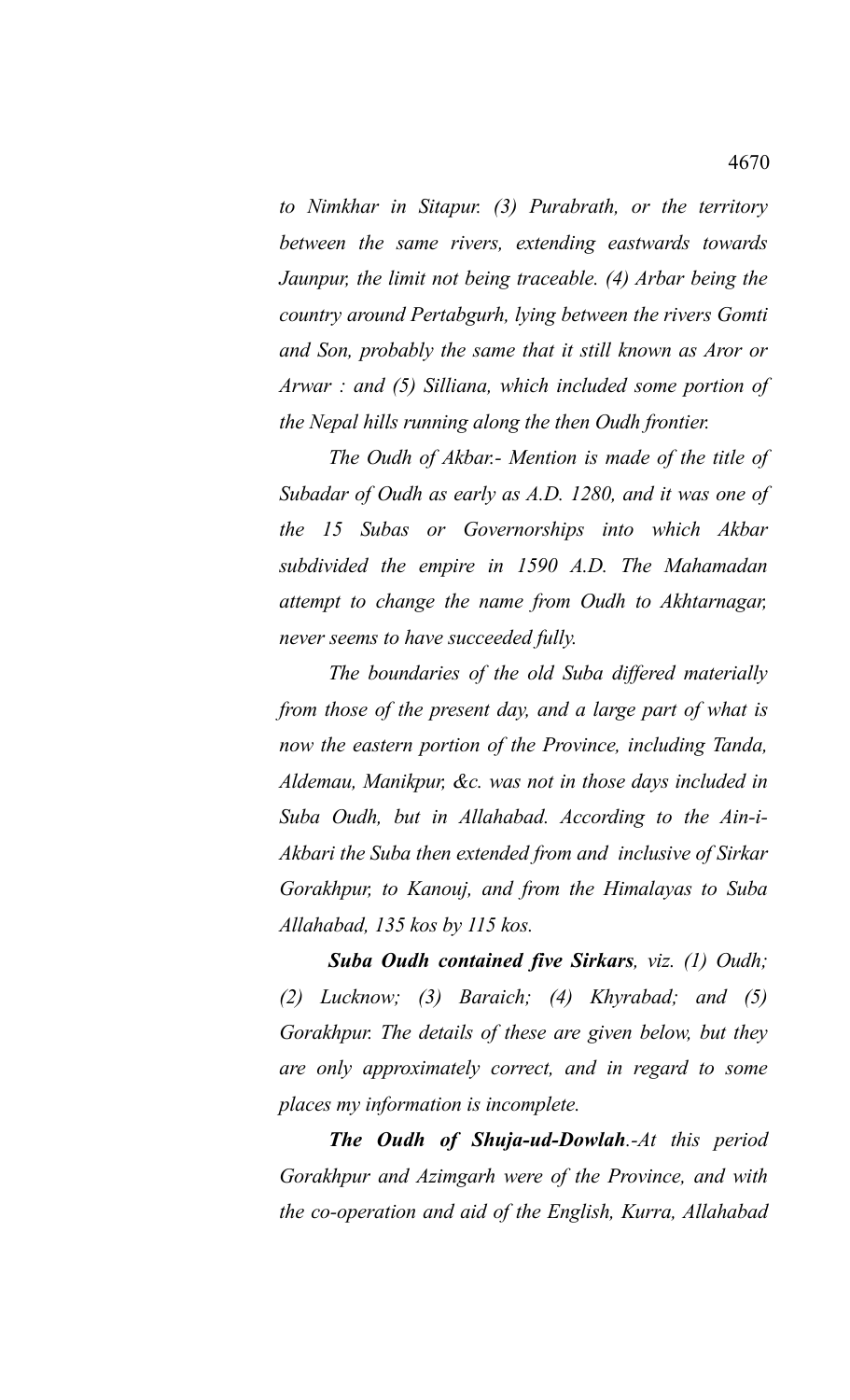*to Nimkhar in Sitapur. (3) Purabrath, or the territory between the same rivers, extending eastwards towards Jaunpur, the limit not being traceable. (4) Arbar being the country around Pertabgurh, lying between the rivers Gomti and Son, probably the same that it still known as Aror or Arwar : and (5) Silliana, which included some portion of the Nepal hills running along the then Oudh frontier.*

*The Oudh of Akbar.- Mention is made of the title of Subadar of Oudh as early as A.D. 1280, and it was one of the 15 Subas or Governorships into which Akbar subdivided the empire in 1590 A.D. The Mahamadan attempt to change the name from Oudh to Akhtarnagar, never seems to have succeeded fully.*

*The boundaries of the old Suba differed materially from those of the present day, and a large part of what is now the eastern portion of the Province, including Tanda, Aldemau, Manikpur, &c. was not in those days included in Suba Oudh, but in Allahabad. According to the Ain-i-Akbari the Suba then extended from and inclusive of Sirkar Gorakhpur, to Kanouj, and from the Himalayas to Suba Allahabad, 135 kos by 115 kos.*

***Suba Oudh contained five Sirkars**, viz. (1) Oudh; (2) Lucknow; (3) Baraich; (4) Khyrabad; and (5) Gorakhpur. The details of these are given below, but they are only approximately correct, and in regard to some places my information is incomplete.*

***The Oudh of Shuja-ud-Dowlah**.-At this period Gorakhpur and Azimgarh were of the Province, and with the co-operation and aid of the English, Kurra, Allahabad*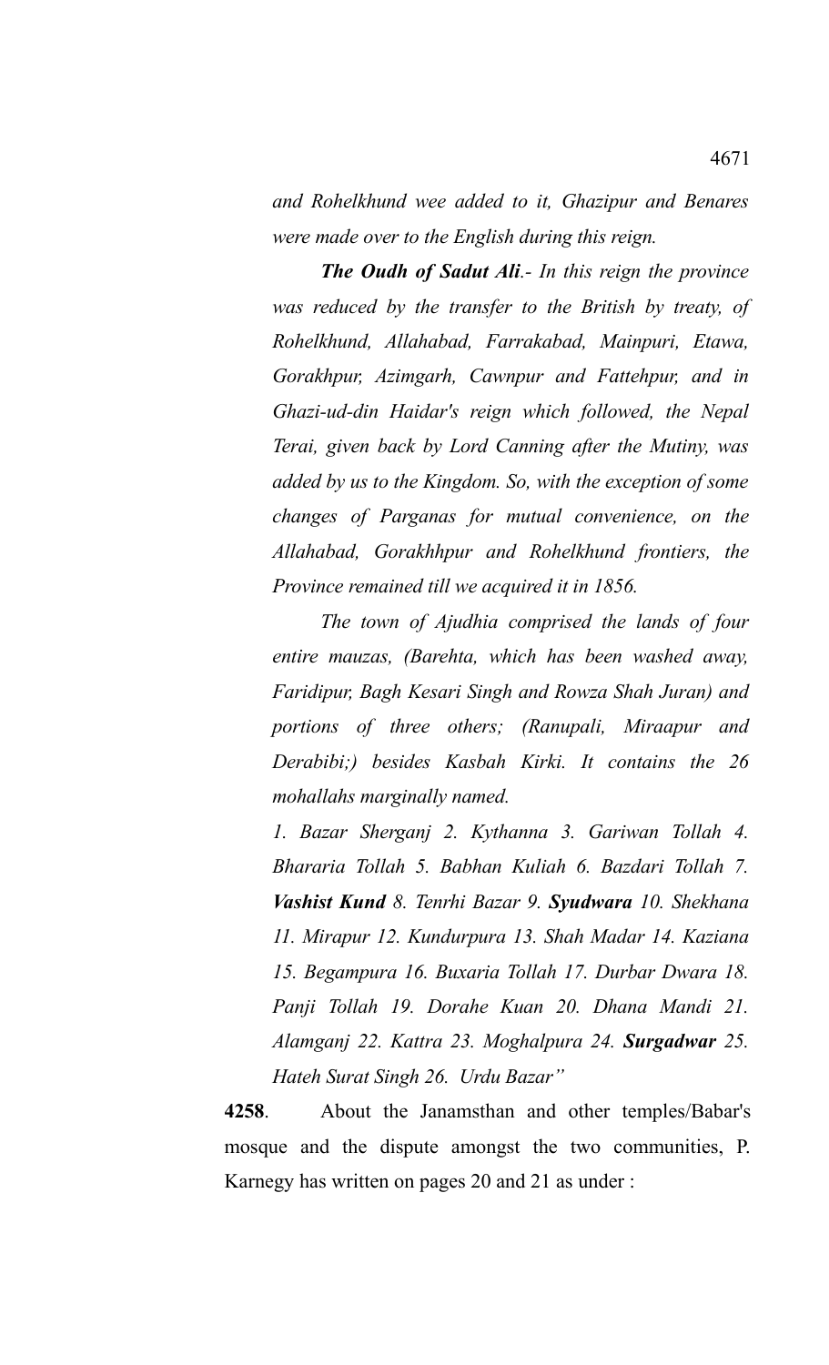*and Rohelkhund wee added to it, Ghazipur and Benares were made over to the English during this reign.*

***The Oudh of Sadut Ali****.- In this reign the province was reduced by the transfer to the British by treaty, of Rohelkhund, Allahabad, Farrakabad, Mainpuri, Etawa, Gorakhpur, Azimgarh, Cawnpur and Fattehpur, and in Ghazi-ud-din Haidar's reign which followed, the Nepal Terai, given back by Lord Canning after the Mutiny, was added by us to the Kingdom. So, with the exception of some changes of Parganas for mutual convenience, on the Allahabad, Gorakhhpur and Rohelkhund frontiers, the Province remained till we acquired it in 1856.*

*The town of Ajudhia comprised the lands of four entire mauzas, (Barehta, which has been washed away, Faridipur, Bagh Kesari Singh and Rowza Shah Juran) and portions of three others; (Ranupali, Miraapur and Derabibi;) besides Kasbah Kirki. It contains the 26 mohallahs marginally named.*

*1. Bazar Sherganj 2. Kythanna 3. Gariwan Tollah 4. Bhararia Tollah 5. Babhan Kuliah 6. Bazdari Tollah 7.* ***Vashist Kund*** *8. Tenrhi Bazar 9.* ***Syudwara*** *10. Shekhana 11. Mirapur 12. Kundurpura 13. Shah Madar 14. Kaziana 15. Begampura 16. Buxaria Tollah 17. Durbar Dwara 18. Panji Tollah 19. Dorahe Kuan 20. Dhana Mandi 21. Alamganj 22. Kattra 23. Moghalpura 24.* ***Surgadwar*** *25. Hateh Surat Singh 26. Urdu Bazar"*

**4258**. About the Janamsthan and other temples/Babar's mosque and the dispute amongst the two communities, P. Karnegy has written on pages 20 and 21 as under :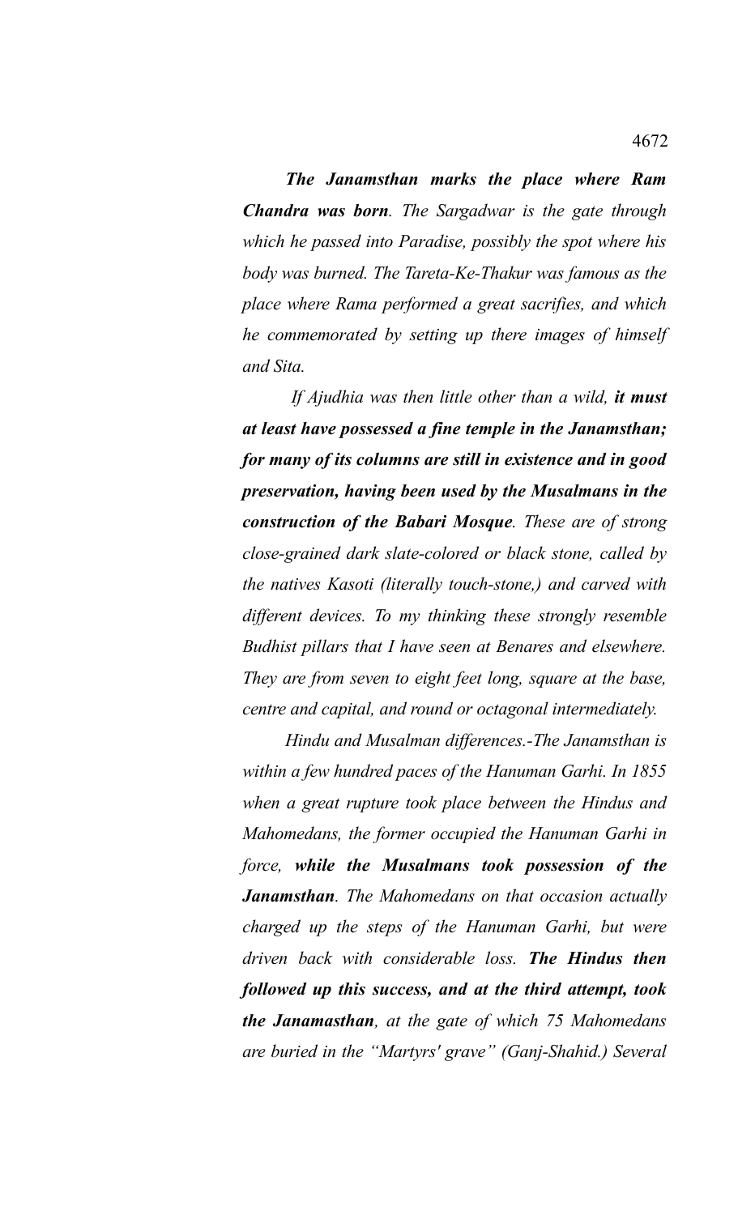*The Janamsthan marks the place where Ram Chandra was born. The Sargadwar is the gate through which he passed into Paradise, possibly the spot where his body was burned. The Tareta-Ke-Thakur was famous as the place where Rama performed a great sacrifies, and which he commemorated by setting up there images of himself and Sita.*

*If Ajudhia was then little other than a wild,* ***it must at least have possessed a fine temple in the Janamsthan; for many of its columns are still in existence and in good preservation, having been used by the Musalmans in the construction of the Babari Mosque****. These are of strong close-grained dark slate-colored or black stone, called by the natives Kasoti (literally touch-stone,) and carved with different devices. To my thinking these strongly resemble Budhist pillars that I have seen at Benares and elsewhere. They are from seven to eight feet long, square at the base, centre and capital, and round or octagonal intermediately.*

*Hindu and Musalman differences.-The Janamsthan is within a few hundred paces of the Hanuman Garhi. In 1855 when a great rupture took place between the Hindus and Mahomedans, the former occupied the Hanuman Garhi in force,* ***while the Musalmans took possession of the Janamsthan****. The Mahomedans on that occasion actually charged up the steps of the Hanuman Garhi, but were driven back with considerable loss.* ***The Hindus then followed up this success, and at the third attempt, took the Janamasthan****, at the gate of which 75 Mahomedans are buried in the "Martyrs' grave" (Ganj-Shahid.) Several*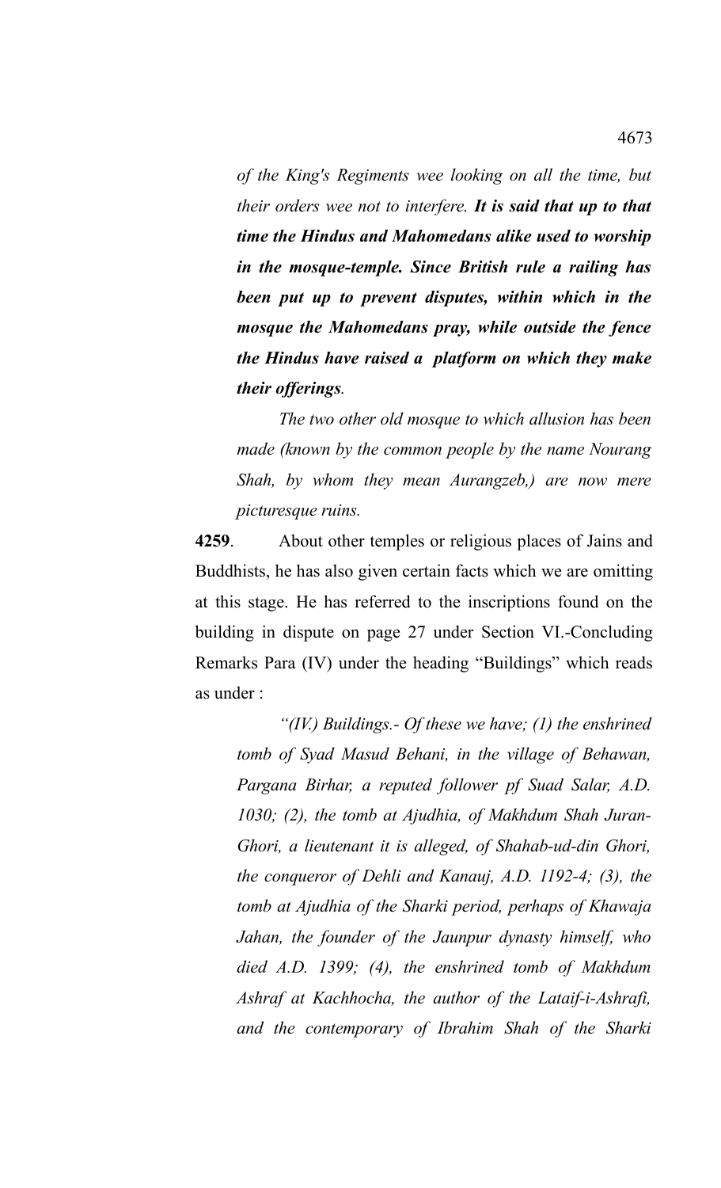*of the King's Regiments wee looking on all the time, but their orders wee not to interfere.* ***It is said that up to that time the Hindus and Mahomedans alike used to worship in the mosque-temple. Since British rule a railing has been put up to prevent disputes, within which in the mosque the Mahomedans pray, while outside the fence the Hindus have raised a platform on which they make their offerings****.*

*The two other old mosque to which allusion has been made (known by the common people by the name Nourang Shah, by whom they mean Aurangzeb,) are now mere picturesque ruins.*

**4259**. About other temples or religious places of Jains and Buddhists, he has also given certain facts which we are omitting at this stage. He has referred to the inscriptions found on the building in dispute on page 27 under Section VI.-Concluding Remarks Para (IV) under the heading "Buildings" which reads as under :

*"(IV.) Buildings.- Of these we have; (1) the enshrined tomb of Syad Masud Behani, in the village of Behawan, Pargana Birhar, a reputed follower pf Suad Salar, A.D. 1030; (2), the tomb at Ajudhia, of Makhdum Shah Juran-Ghori, a lieutenant it is alleged, of Shahab-ud-din Ghori, the conqueror of Dehli and Kanauj, A.D. 1192-4; (3), the tomb at Ajudhia of the Sharki period, perhaps of Khawaja Jahan, the founder of the Jaunpur dynasty himself, who died A.D. 1399; (4), the enshrined tomb of Makhdum Ashraf at Kachhocha, the author of the Lataif-i-Ashrafi, and the contemporary of Ibrahim Shah of the Sharki*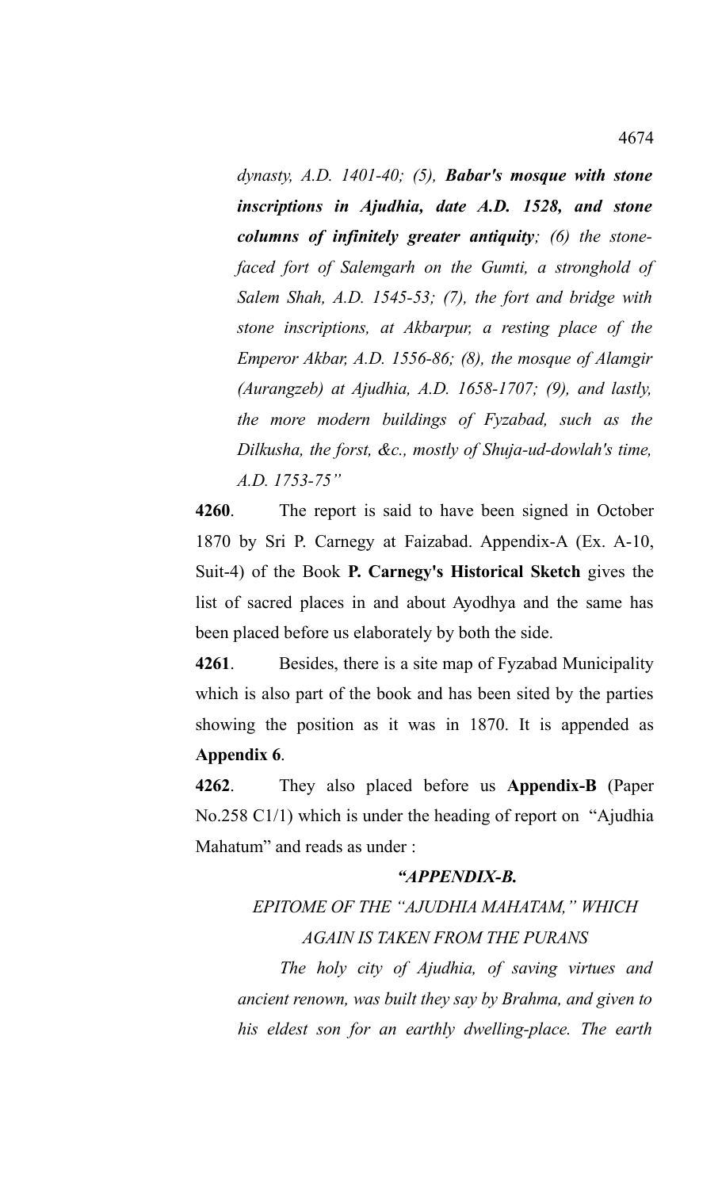*dynasty, A.D. 1401-40; (5), **Babar's mosque with stone inscriptions in Ajudhia, date A.D. 1528, and stone columns of infinitely greater antiquity**; (6) the stone-faced fort of Salemgarh on the Gumti, a stronghold of Salem Shah, A.D. 1545-53; (7), the fort and bridge with stone inscriptions, at Akbarpur, a resting place of the Emperor Akbar, A.D. 1556-86; (8), the mosque of Alamgir (Aurangzeb) at Ajudhia, A.D. 1658-1707; (9), and lastly, the more modern buildings of Fyzabad, such as the Dilkusha, the forst, &c., mostly of Shuja-ud-dowlah's time, A.D. 1753-75"*

**4260**. The report is said to have been signed in October 1870 by Sri P. Carnegy at Faizabad. Appendix-A (Ex. A-10, Suit-4) of the Book **P. Carnegy's Historical Sketch** gives the list of sacred places in and about Ayodhya and the same has been placed before us elaborately by both the side.

**4261**. Besides, there is a site map of Fyzabad Municipality which is also part of the book and has been sited by the parties showing the position as it was in 1870. It is appended as **Appendix 6**.

**4262**. They also placed before us **Appendix-B** (Paper No.258 C1/1) which is under the heading of report on "Ajudhia Mahatum" and reads as under :

***"APPENDIX-B.***

*EPITOME OF THE "AJUDHIA MAHATAM," WHICH AGAIN IS TAKEN FROM THE PURANS*

*The holy city of Ajudhia, of saving virtues and ancient renown, was built they say by Brahma, and given to his eldest son for an earthly dwelling-place. The earth*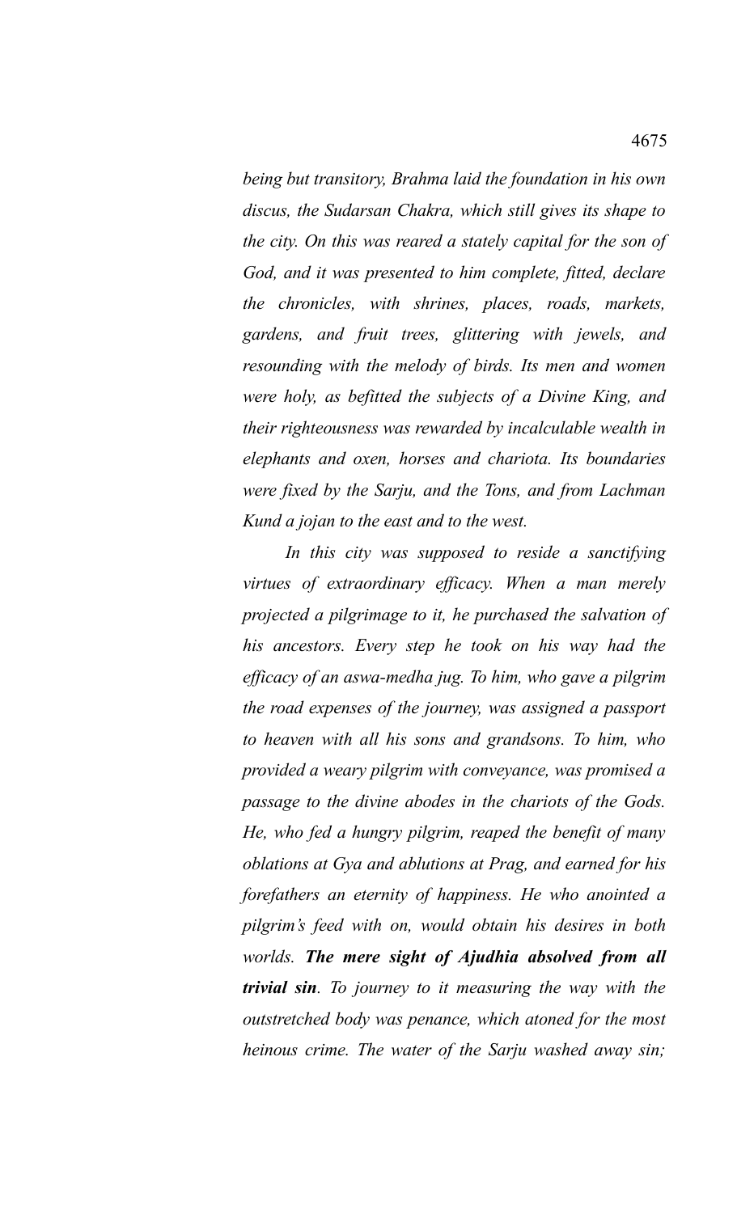*being but transitory, Brahma laid the foundation in his own discus, the Sudarsan Chakra, which still gives its shape to the city. On this was reared a stately capital for the son of God, and it was presented to him complete, fitted, declare the chronicles, with shrines, places, roads, markets, gardens, and fruit trees, glittering with jewels, and resounding with the melody of birds. Its men and women were holy, as befitted the subjects of a Divine King, and their righteousness was rewarded by incalculable wealth in elephants and oxen, horses and chariota. Its boundaries were fixed by the Sarju, and the Tons, and from Lachman Kund a jojan to the east and to the west.*

*In this city was supposed to reside a sanctifying virtues of extraordinary efficacy. When a man merely projected a pilgrimage to it, he purchased the salvation of his ancestors. Every step he took on his way had the efficacy of an aswa-medha jug. To him, who gave a pilgrim the road expenses of the journey, was assigned a passport to heaven with all his sons and grandsons. To him, who provided a weary pilgrim with conveyance, was promised a passage to the divine abodes in the chariots of the Gods. He, who fed a hungry pilgrim, reaped the benefit of many oblations at Gya and ablutions at Prag, and earned for his forefathers an eternity of happiness. He who anointed a pilgrim's feed with on, would obtain his desires in both worlds.* ***The mere sight of Ajudhia absolved from all trivial sin****. To journey to it measuring the way with the outstretched body was penance, which atoned for the most heinous crime. The water of the Sarju washed away sin;*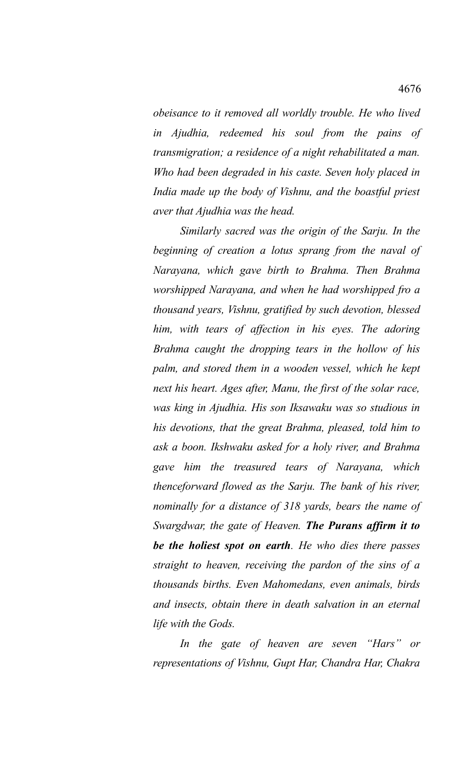*obeisance to it removed all worldly trouble. He who lived in Ajudhia, redeemed his soul from the pains of transmigration; a residence of a night rehabilitated a man. Who had been degraded in his caste. Seven holy placed in India made up the body of Vishnu, and the boastful priest aver that Ajudhia was the head.*

*Similarly sacred was the origin of the Sarju. In the beginning of creation a lotus sprang from the naval of Narayana, which gave birth to Brahma. Then Brahma worshipped Narayana, and when he had worshipped fro a thousand years, Vishnu, gratified by such devotion, blessed him, with tears of affection in his eyes. The adoring Brahma caught the dropping tears in the hollow of his palm, and stored them in a wooden vessel, which he kept next his heart. Ages after, Manu, the first of the solar race, was king in Ajudhia. His son Iksawaku was so studious in his devotions, that the great Brahma, pleased, told him to ask a boon. Ikshwaku asked for a holy river, and Brahma gave him the treasured tears of Narayana, which thenceforward flowed as the Sarju. The bank of his river, nominally for a distance of 318 yards, bears the name of Swargdwar, the gate of Heaven.* ***The Purans affirm it to be the holiest spot on earth****. He who dies there passes straight to heaven, receiving the pardon of the sins of a thousands births. Even Mahomedans, even animals, birds and insects, obtain there in death salvation in an eternal life with the Gods.*

*In the gate of heaven are seven "Hars" or representations of Vishnu, Gupt Har, Chandra Har, Chakra*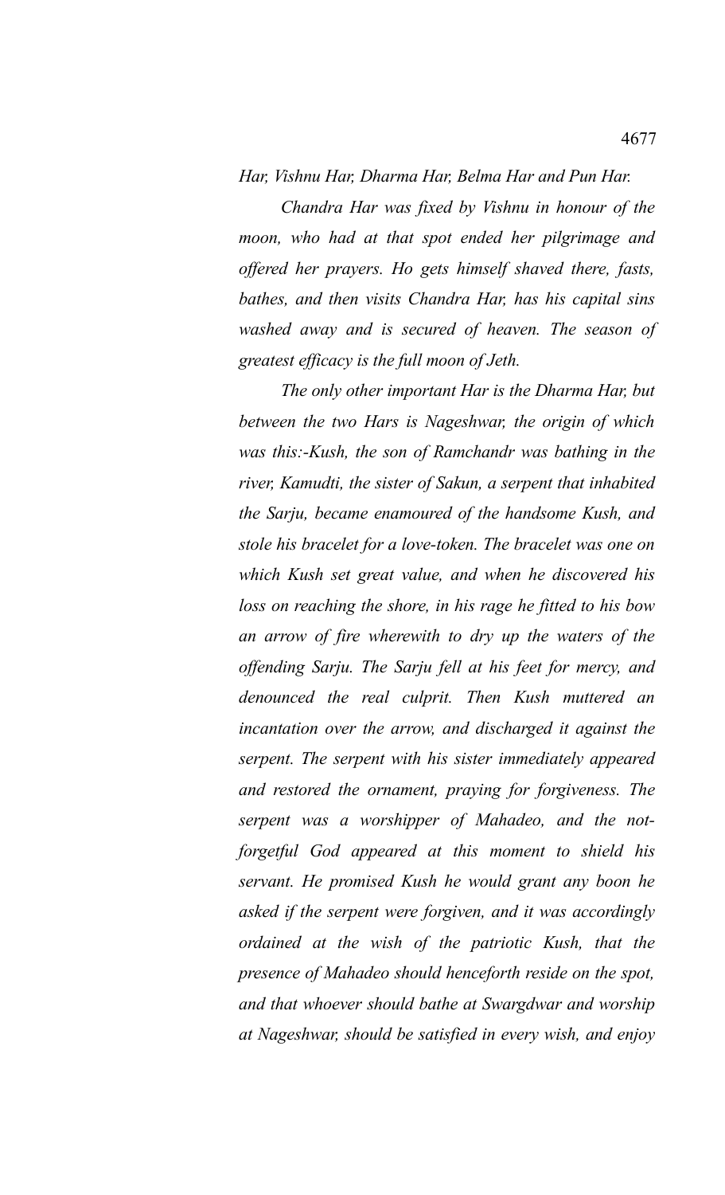*Har, Vishnu Har, Dharma Har, Belma Har and Pun Har.*

*Chandra Har was fixed by Vishnu in honour of the moon, who had at that spot ended her pilgrimage and offered her prayers. Ho gets himself shaved there, fasts, bathes, and then visits Chandra Har, has his capital sins washed away and is secured of heaven. The season of greatest efficacy is the full moon of Jeth.*

*The only other important Har is the Dharma Har, but between the two Hars is Nageshwar, the origin of which was this:-Kush, the son of Ramchandr was bathing in the river, Kamudti, the sister of Sakun, a serpent that inhabited the Sarju, became enamoured of the handsome Kush, and stole his bracelet for a love-token. The bracelet was one on which Kush set great value, and when he discovered his loss on reaching the shore, in his rage he fitted to his bow an arrow of fire wherewith to dry up the waters of the offending Sarju. The Sarju fell at his feet for mercy, and denounced the real culprit. Then Kush muttered an incantation over the arrow, and discharged it against the serpent. The serpent with his sister immediately appeared and restored the ornament, praying for forgiveness. The serpent was a worshipper of Mahadeo, and the not-forgetful God appeared at this moment to shield his servant. He promised Kush he would grant any boon he asked if the serpent were forgiven, and it was accordingly ordained at the wish of the patriotic Kush, that the presence of Mahadeo should henceforth reside on the spot, and that whoever should bathe at Swargdwar and worship at Nageshwar, should be satisfied in every wish, and enjoy*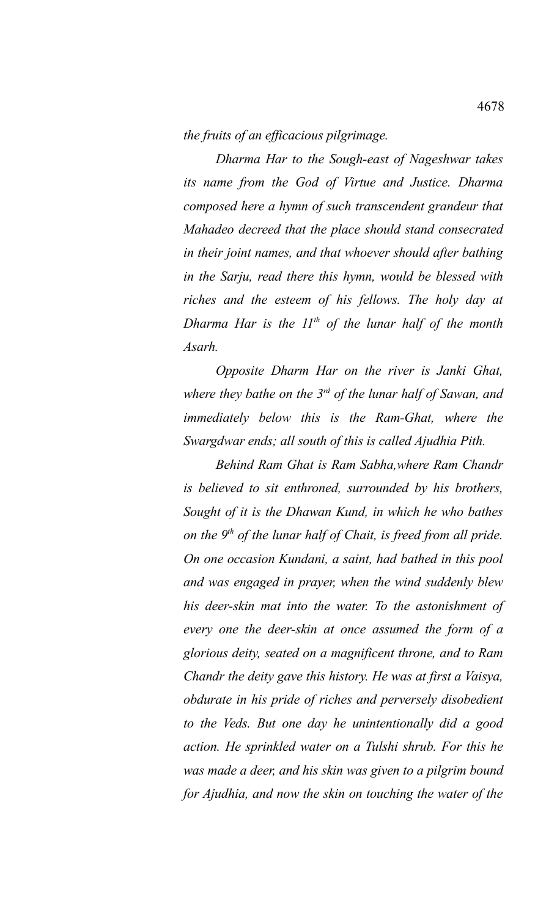*the fruits of an efficacious pilgrimage.*

*Dharma Har to the Sough-east of Nageshwar takes its name from the God of Virtue and Justice. Dharma composed here a hymn of such transcendent grandeur that Mahadeo decreed that the place should stand consecrated in their joint names, and that whoever should after bathing in the Sarju, read there this hymn, would be blessed with riches and the esteem of his fellows. The holy day at Dharma Har is the 11th of the lunar half of the month Asarh.*

*Opposite Dharm Har on the river is Janki Ghat, where they bathe on the 3rd of the lunar half of Sawan, and immediately below this is the Ram-Ghat, where the Swargdwar ends; all south of this is called Ajudhia Pith.*

*Behind Ram Ghat is Ram Sabha,where Ram Chandr is believed to sit enthroned, surrounded by his brothers, Sought of it is the Dhawan Kund, in which he who bathes on the 9th of the lunar half of Chait, is freed from all pride. On one occasion Kundani, a saint, had bathed in this pool and was engaged in prayer, when the wind suddenly blew his deer-skin mat into the water. To the astonishment of every one the deer-skin at once assumed the form of a glorious deity, seated on a magnificent throne, and to Ram Chandr the deity gave this history. He was at first a Vaisya, obdurate in his pride of riches and perversely disobedient to the Veds. But one day he unintentionally did a good action. He sprinkled water on a Tulshi shrub. For this he was made a deer, and his skin was given to a pilgrim bound for Ajudhia, and now the skin on touching the water of the*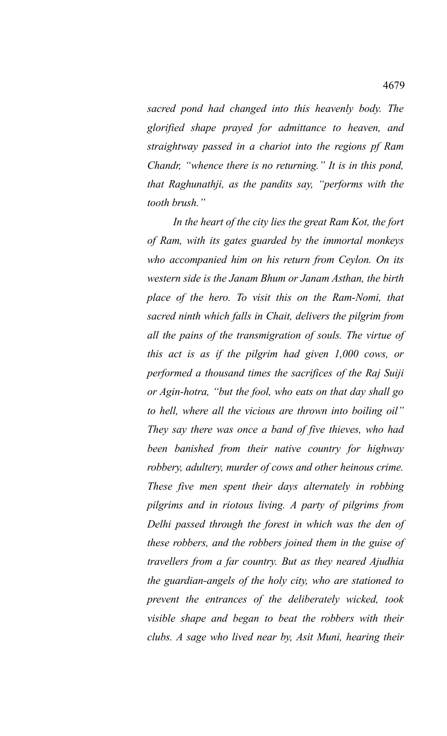*sacred pond had changed into this heavenly body. The glorified shape prayed for admittance to heaven, and straightway passed in a chariot into the regions pf Ram Chandr, "whence there is no returning." It is in this pond, that Raghunathji, as the pandits say, "performs with the tooth brush."*

*In the heart of the city lies the great Ram Kot, the fort of Ram, with its gates guarded by the immortal monkeys who accompanied him on his return from Ceylon. On its western side is the Janam Bhum or Janam Asthan, the birth place of the hero. To visit this on the Ram-Nomi, that sacred ninth which falls in Chait, delivers the pilgrim from all the pains of the transmigration of souls. The virtue of this act is as if the pilgrim had given 1,000 cows, or performed a thousand times the sacrifices of the Raj Suiji or Agin-hotra, "but the fool, who eats on that day shall go to hell, where all the vicious are thrown into boiling oil" They say there was once a band of five thieves, who had been banished from their native country for highway robbery, adultery, murder of cows and other heinous crime. These five men spent their days alternately in robbing pilgrims and in riotous living. A party of pilgrims from Delhi passed through the forest in which was the den of these robbers, and the robbers joined them in the guise of travellers from a far country. But as they neared Ajudhia the guardian-angels of the holy city, who are stationed to prevent the entrances of the deliberately wicked, took visible shape and began to beat the robbers with their clubs. A sage who lived near by, Asit Muni, hearing their*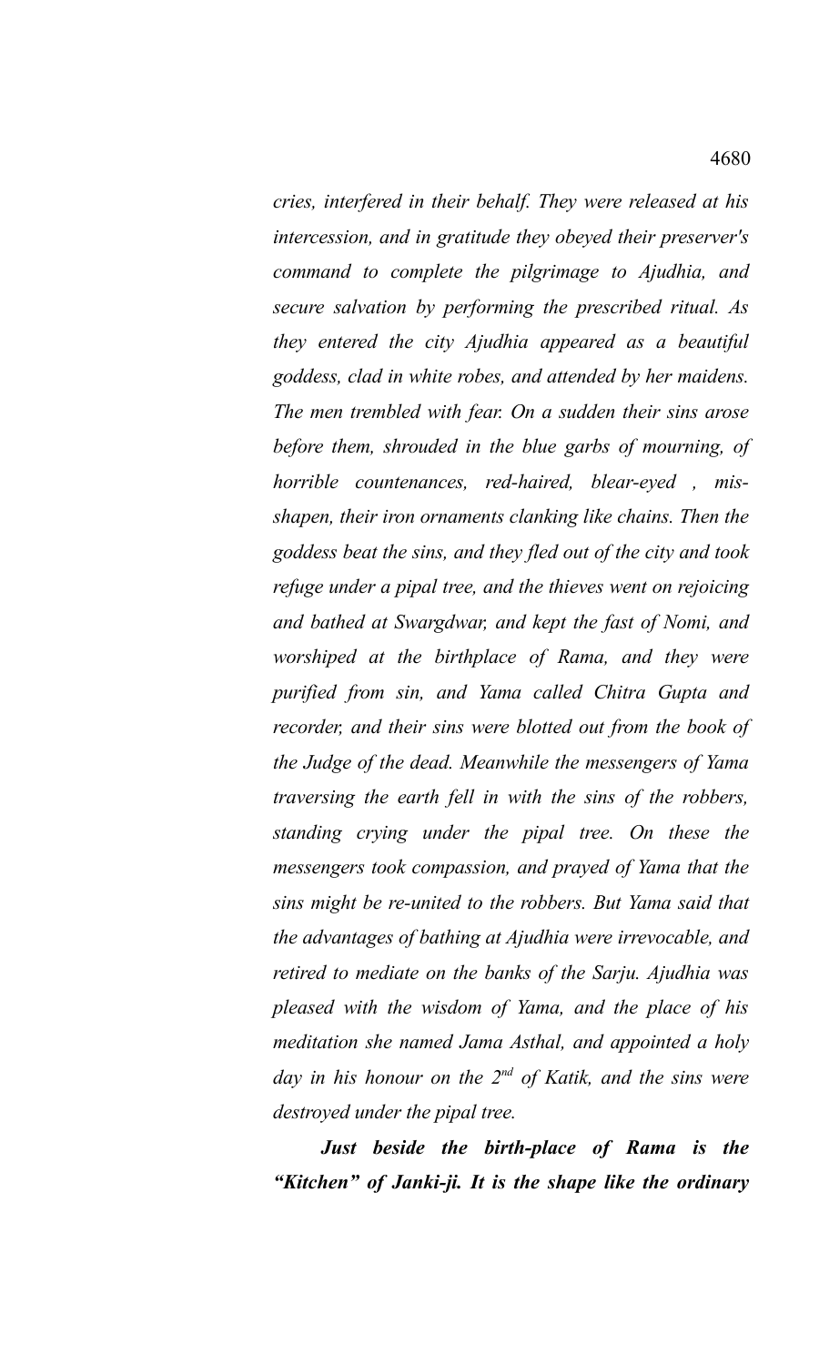*cries, interfered in their behalf. They were released at his intercession, and in gratitude they obeyed their preserver's command to complete the pilgrimage to Ajudhia, and secure salvation by performing the prescribed ritual. As they entered the city Ajudhia appeared as a beautiful goddess, clad in white robes, and attended by her maidens. The men trembled with fear. On a sudden their sins arose before them, shrouded in the blue garbs of mourning, of horrible countenances, red-haired, blear-eyed , mis-shapen, their iron ornaments clanking like chains. Then the goddess beat the sins, and they fled out of the city and took refuge under a pipal tree, and the thieves went on rejoicing and bathed at Swargdwar, and kept the fast of Nomi, and worshiped at the birthplace of Rama, and they were purified from sin, and Yama called Chitra Gupta and recorder, and their sins were blotted out from the book of the Judge of the dead. Meanwhile the messengers of Yama traversing the earth fell in with the sins of the robbers, standing crying under the pipal tree. On these the messengers took compassion, and prayed of Yama that the sins might be re-united to the robbers. But Yama said that the advantages of bathing at Ajudhia were irrevocable, and retired to mediate on the banks of the Sarju. Ajudhia was pleased with the wisdom of Yama, and the place of his meditation she named Jama Asthal, and appointed a holy day in his honour on the 2nd of Katik, and the sins were destroyed under the pipal tree.*

***Just beside the birth-place of Rama is the "Kitchen" of Janki-ji. It is the shape like the ordinary***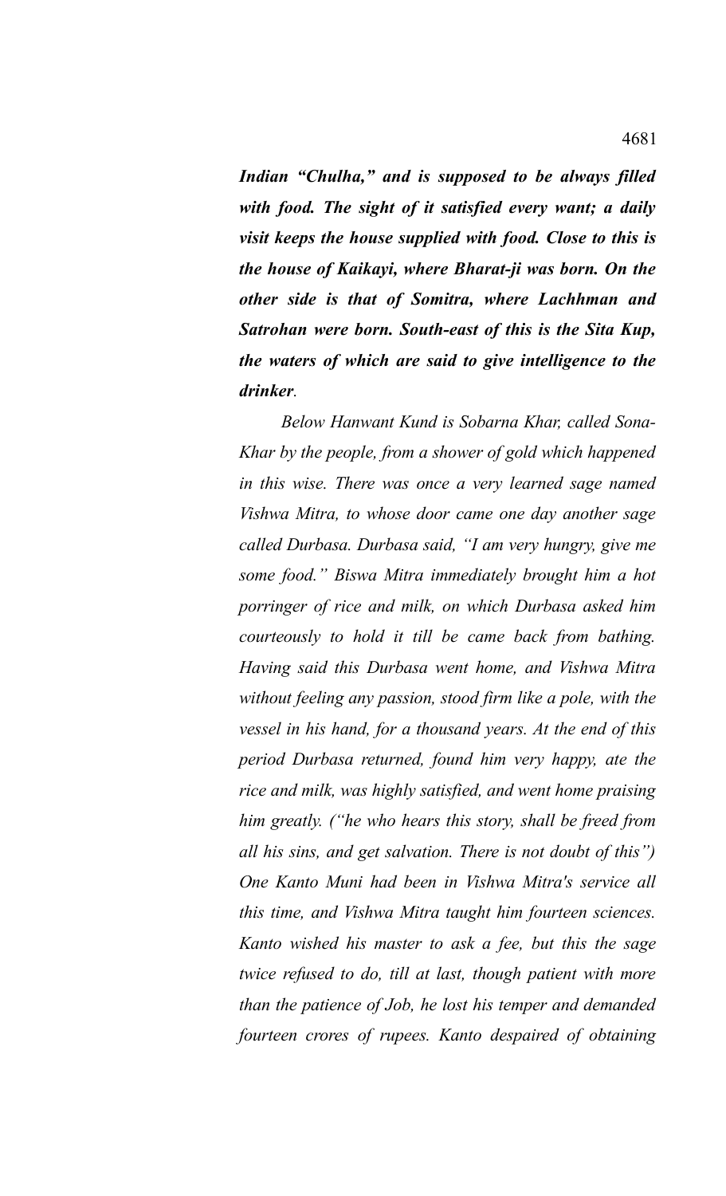***Indian "Chulha," and is supposed to be always filled with food. The sight of it satisfied every want; a daily visit keeps the house supplied with food. Close to this is the house of Kaikayi, where Bharat-ji was born. On the other side is that of Somitra, where Lachhman and Satrohan were born. South-east of this is the Sita Kup, the waters of which are said to give intelligence to the drinker**.*

*Below Hanwant Kund is Sobarna Khar, called Sona-Khar by the people, from a shower of gold which happened in this wise. There was once a very learned sage named Vishwa Mitra, to whose door came one day another sage called Durbasa. Durbasa said, "I am very hungry, give me some food." Biswa Mitra immediately brought him a hot porringer of rice and milk, on which Durbasa asked him courteously to hold it till be came back from bathing. Having said this Durbasa went home, and Vishwa Mitra without feeling any passion, stood firm like a pole, with the vessel in his hand, for a thousand years. At the end of this period Durbasa returned, found him very happy, ate the rice and milk, was highly satisfied, and went home praising him greatly. ("he who hears this story, shall be freed from all his sins, and get salvation. There is not doubt of this") One Kanto Muni had been in Vishwa Mitra's service all this time, and Vishwa Mitra taught him fourteen sciences. Kanto wished his master to ask a fee, but this the sage twice refused to do, till at last, though patient with more than the patience of Job, he lost his temper and demanded fourteen crores of rupees. Kanto despaired of obtaining*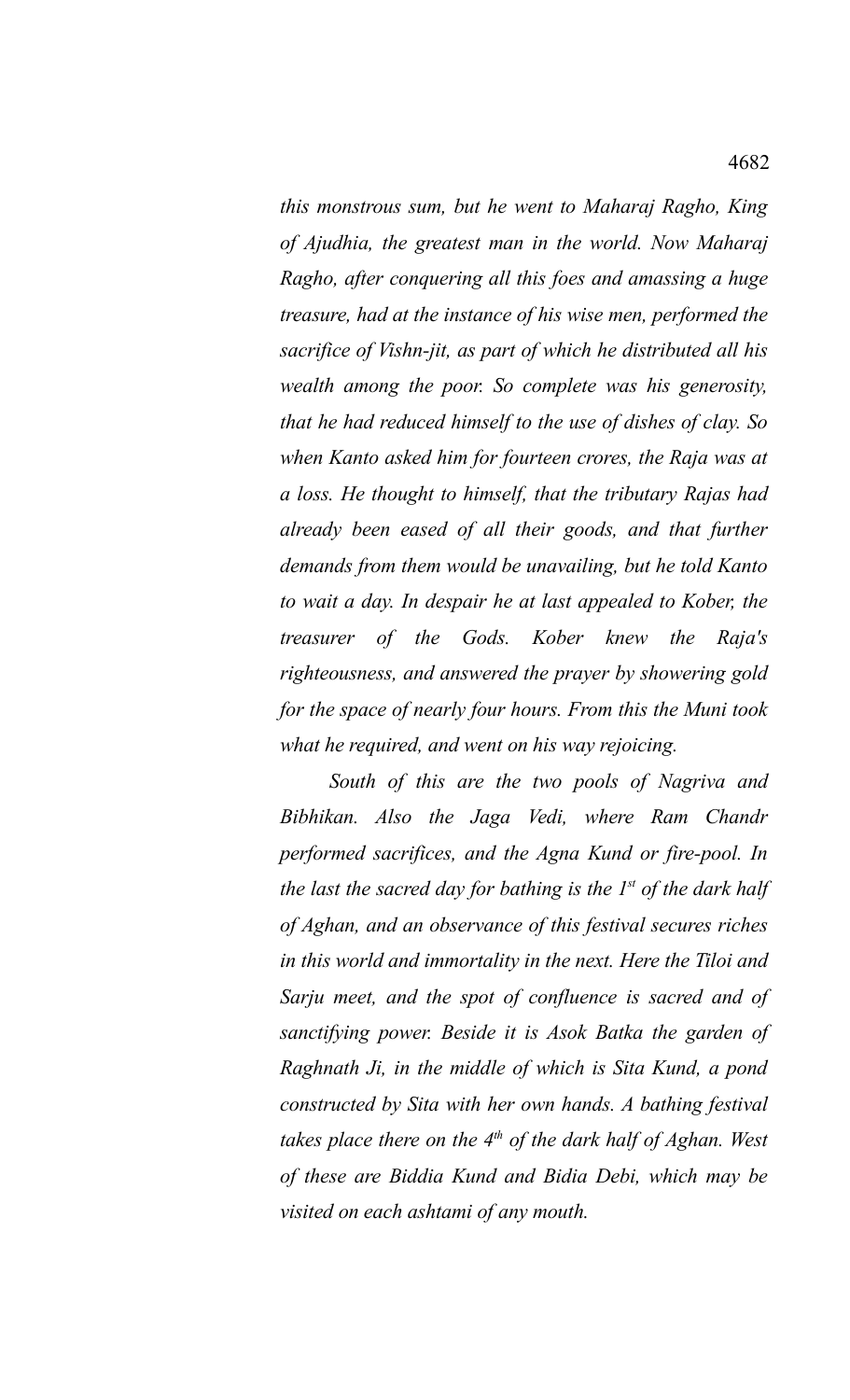*this monstrous sum, but he went to Maharaj Ragho, King of Ajudhia, the greatest man in the world. Now Maharaj Ragho, after conquering all this foes and amassing a huge treasure, had at the instance of his wise men, performed the sacrifice of Vishn-jit, as part of which he distributed all his wealth among the poor. So complete was his generosity, that he had reduced himself to the use of dishes of clay. So when Kanto asked him for fourteen crores, the Raja was at a loss. He thought to himself, that the tributary Rajas had already been eased of all their goods, and that further demands from them would be unavailing, but he told Kanto to wait a day. In despair he at last appealed to Kober, the treasurer of the Gods. Kober knew the Raja's righteousness, and answered the prayer by showering gold for the space of nearly four hours. From this the Muni took what he required, and went on his way rejoicing.*

*South of this are the two pools of Nagriva and Bibhikan. Also the Jaga Vedi, where Ram Chandr performed sacrifices, and the Agna Kund or fire-pool. In the last the sacred day for bathing is the 1st of the dark half of Aghan, and an observance of this festival secures riches in this world and immortality in the next. Here the Tiloi and Sarju meet, and the spot of confluence is sacred and of sanctifying power. Beside it is Asok Batka the garden of Raghnath Ji, in the middle of which is Sita Kund, a pond constructed by Sita with her own hands. A bathing festival takes place there on the 4th of the dark half of Aghan. West of these are Biddia Kund and Bidia Debi, which may be visited on each ashtami of any mouth.*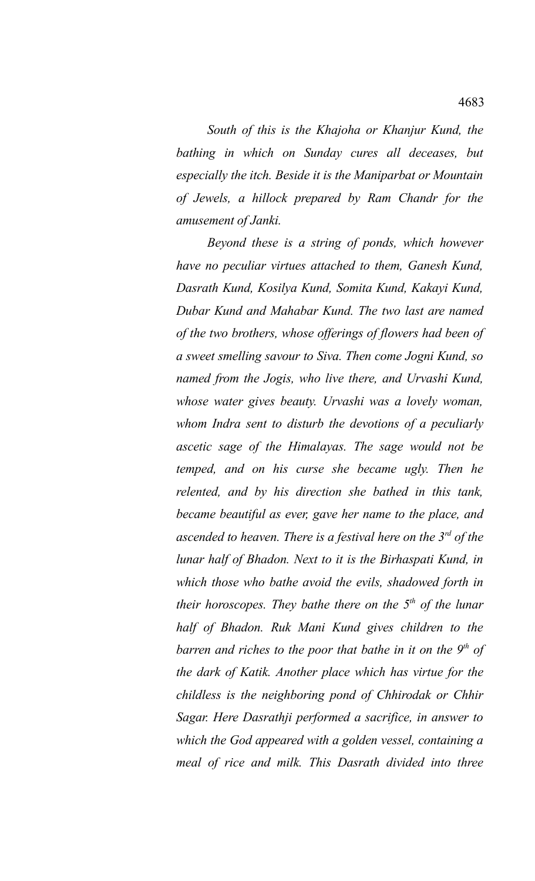*South of this is the Khajoha or Khanjur Kund, the bathing in which on Sunday cures all deceases, but especially the itch. Beside it is the Maniparbat or Mountain of Jewels, a hillock prepared by Ram Chandr for the amusement of Janki.*

*Beyond these is a string of ponds, which however have no peculiar virtues attached to them, Ganesh Kund, Dasrath Kund, Kosilya Kund, Somita Kund, Kakayi Kund, Dubar Kund and Mahabar Kund. The two last are named of the two brothers, whose offerings of flowers had been of a sweet smelling savour to Siva. Then come Jogni Kund, so named from the Jogis, who live there, and Urvashi Kund, whose water gives beauty. Urvashi was a lovely woman, whom Indra sent to disturb the devotions of a peculiarly ascetic sage of the Himalayas. The sage would not be temped, and on his curse she became ugly. Then he relented, and by his direction she bathed in this tank, became beautiful as ever, gave her name to the place, and ascended to heaven. There is a festival here on the 3rd of the lunar half of Bhadon. Next to it is the Birhaspati Kund, in which those who bathe avoid the evils, shadowed forth in their horoscopes. They bathe there on the 5th of the lunar half of Bhadon. Ruk Mani Kund gives children to the barren and riches to the poor that bathe in it on the 9th of the dark of Katik. Another place which has virtue for the childless is the neighboring pond of Chhirodak or Chhir Sagar. Here Dasrathji performed a sacrifice, in answer to which the God appeared with a golden vessel, containing a meal of rice and milk. This Dasrath divided into three*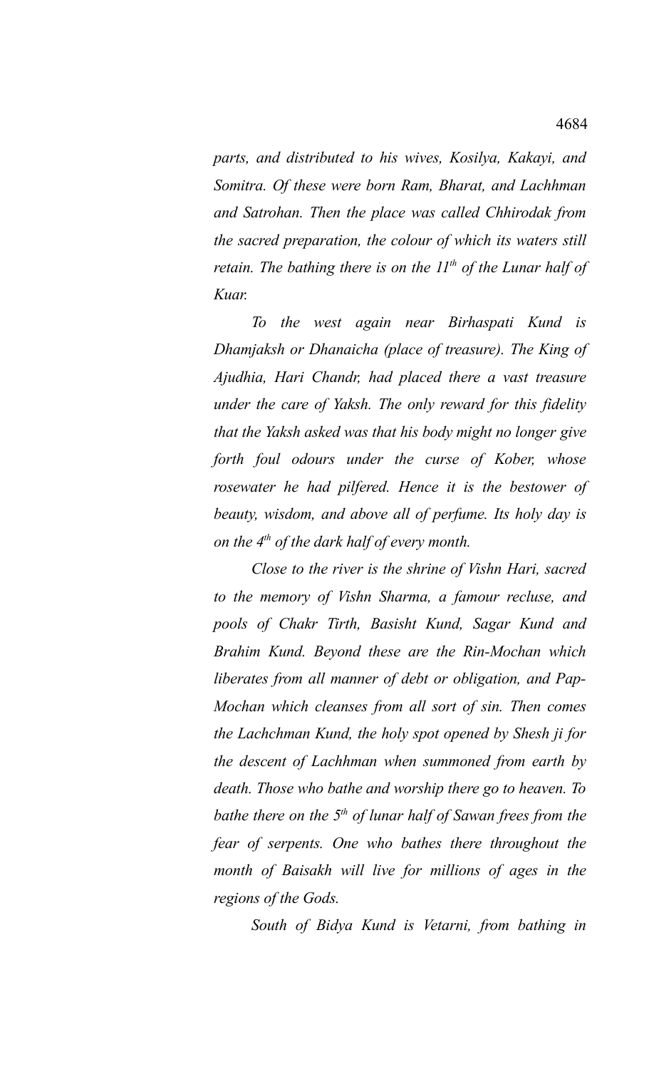*parts, and distributed to his wives, Kosilya, Kakayi, and Somitra. Of these were born Ram, Bharat, and Lachhman and Satrohan. Then the place was called Chhirodak from the sacred preparation, the colour of which its waters still retain. The bathing there is on the 11th of the Lunar half of Kuar.*

*To the west again near Birhaspati Kund is Dhamjaksh or Dhanaicha (place of treasure). The King of Ajudhia, Hari Chandr, had placed there a vast treasure under the care of Yaksh. The only reward for this fidelity that the Yaksh asked was that his body might no longer give forth foul odours under the curse of Kober, whose rosewater he had pilfered. Hence it is the bestower of beauty, wisdom, and above all of perfume. Its holy day is on the 4th of the dark half of every month.*

*Close to the river is the shrine of Vishn Hari, sacred to the memory of Vishn Sharma, a famour recluse, and pools of Chakr Tirth, Basisht Kund, Sagar Kund and Brahim Kund. Beyond these are the Rin-Mochan which liberates from all manner of debt or obligation, and Pap-Mochan which cleanses from all sort of sin. Then comes the Lachchman Kund, the holy spot opened by Shesh ji for the descent of Lachhman when summoned from earth by death. Those who bathe and worship there go to heaven. To bathe there on the 5th of lunar half of Sawan frees from the fear of serpents. One who bathes there throughout the month of Baisakh will live for millions of ages in the regions of the Gods.*

*South of Bidya Kund is Vetarni, from bathing in*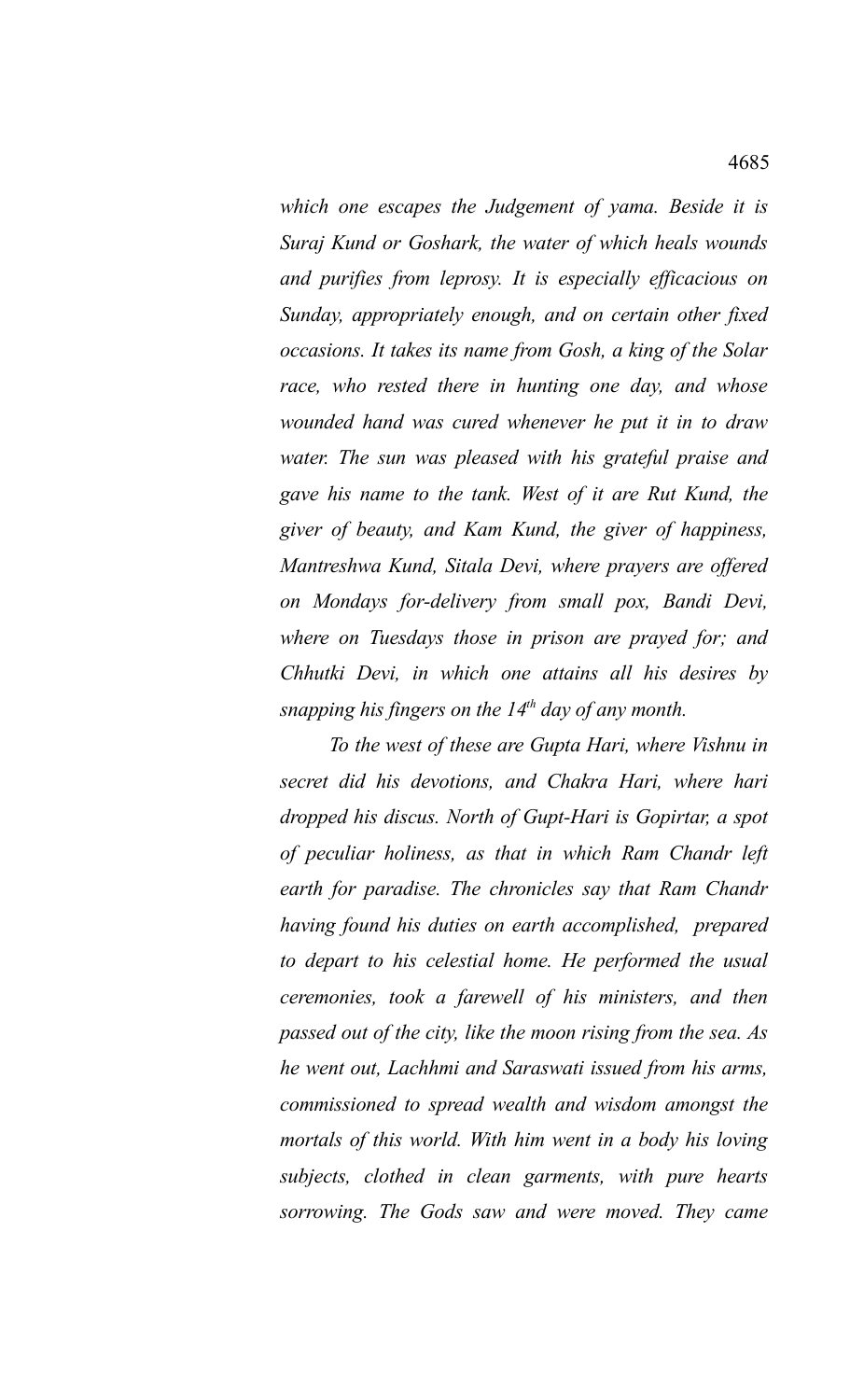*which one escapes the Judgement of yama. Beside it is Suraj Kund or Goshark, the water of which heals wounds and purifies from leprosy. It is especially efficacious on Sunday, appropriately enough, and on certain other fixed occasions. It takes its name from Gosh, a king of the Solar race, who rested there in hunting one day, and whose wounded hand was cured whenever he put it in to draw water. The sun was pleased with his grateful praise and gave his name to the tank. West of it are Rut Kund, the giver of beauty, and Kam Kund, the giver of happiness, Mantreshwa Kund, Sitala Devi, where prayers are offered on Mondays for-delivery from small pox, Bandi Devi, where on Tuesdays those in prison are prayed for; and Chhutki Devi, in which one attains all his desires by snapping his fingers on the 14th day of any month.*

*To the west of these are Gupta Hari, where Vishnu in secret did his devotions, and Chakra Hari, where hari dropped his discus. North of Gupt-Hari is Gopirtar, a spot of peculiar holiness, as that in which Ram Chandr left earth for paradise. The chronicles say that Ram Chandr having found his duties on earth accomplished, prepared to depart to his celestial home. He performed the usual ceremonies, took a farewell of his ministers, and then passed out of the city, like the moon rising from the sea. As he went out, Lachhmi and Saraswati issued from his arms, commissioned to spread wealth and wisdom amongst the mortals of this world. With him went in a body his loving subjects, clothed in clean garments, with pure hearts sorrowing. The Gods saw and were moved. They came*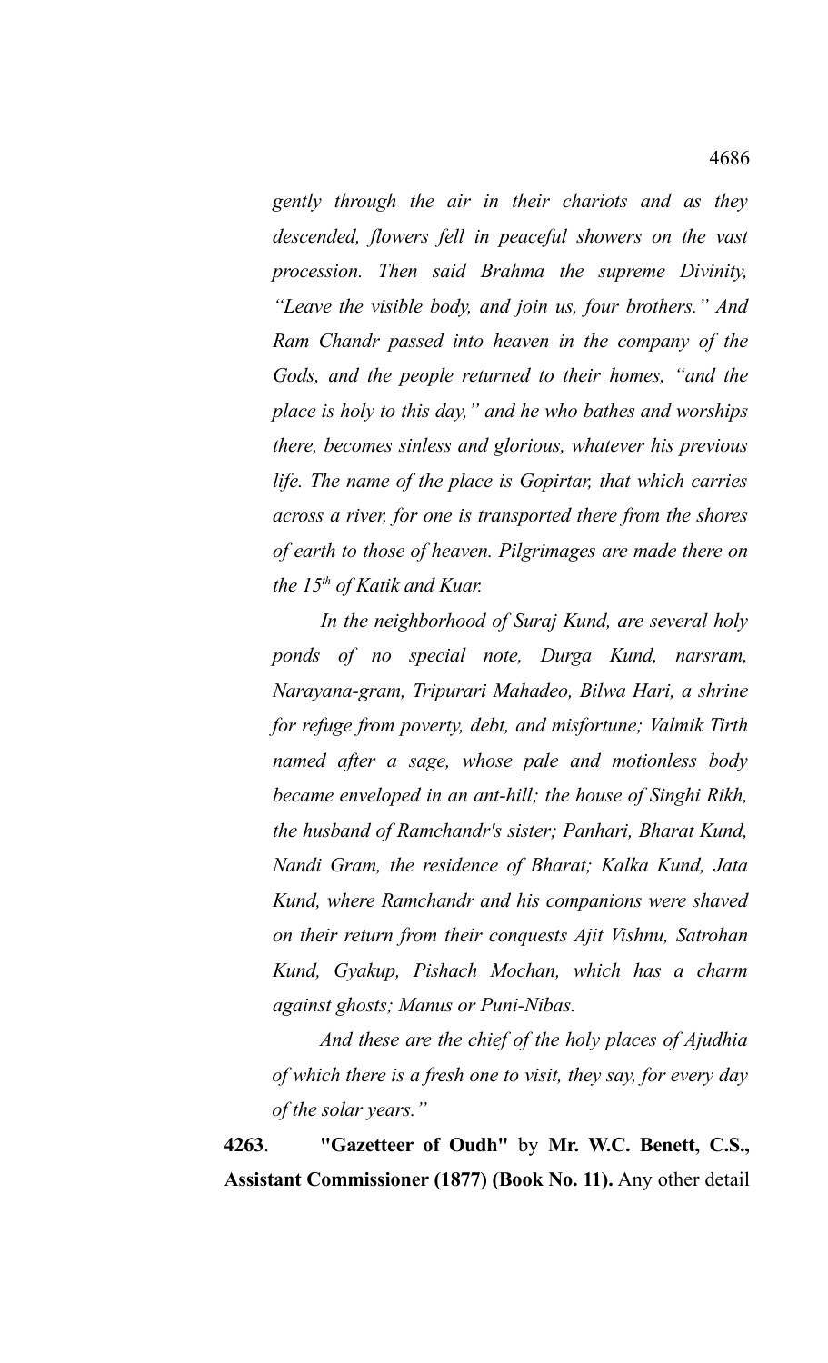*gently through the air in their chariots and as they descended, flowers fell in peaceful showers on the vast procession. Then said Brahma the supreme Divinity, "Leave the visible body, and join us, four brothers." And Ram Chandr passed into heaven in the company of the Gods, and the people returned to their homes, "and the place is holy to this day," and he who bathes and worships there, becomes sinless and glorious, whatever his previous life. The name of the place is Gopirtar, that which carries across a river, for one is transported there from the shores of earth to those of heaven. Pilgrimages are made there on the 15th of Katik and Kuar.*

*In the neighborhood of Suraj Kund, are several holy ponds of no special note, Durga Kund, narsram, Narayana-gram, Tripurari Mahadeo, Bilwa Hari, a shrine for refuge from poverty, debt, and misfortune; Valmik Tirth named after a sage, whose pale and motionless body became enveloped in an ant-hill; the house of Singhi Rikh, the husband of Ramchandr's sister; Panhari, Bharat Kund, Nandi Gram, the residence of Bharat; Kalka Kund, Jata Kund, where Ramchandr and his companions were shaved on their return from their conquests Ajit Vishnu, Satrohan Kund, Gyakup, Pishach Mochan, which has a charm against ghosts; Manus or Puni-Nibas.*

*And these are the chief of the holy places of Ajudhia of which there is a fresh one to visit, they say, for every day of the solar years."*

**4263**. **"Gazetteer of Oudh"** by **Mr. W.C. Benett, C.S., Assistant Commissioner (1877) (Book No. 11).** Any other detail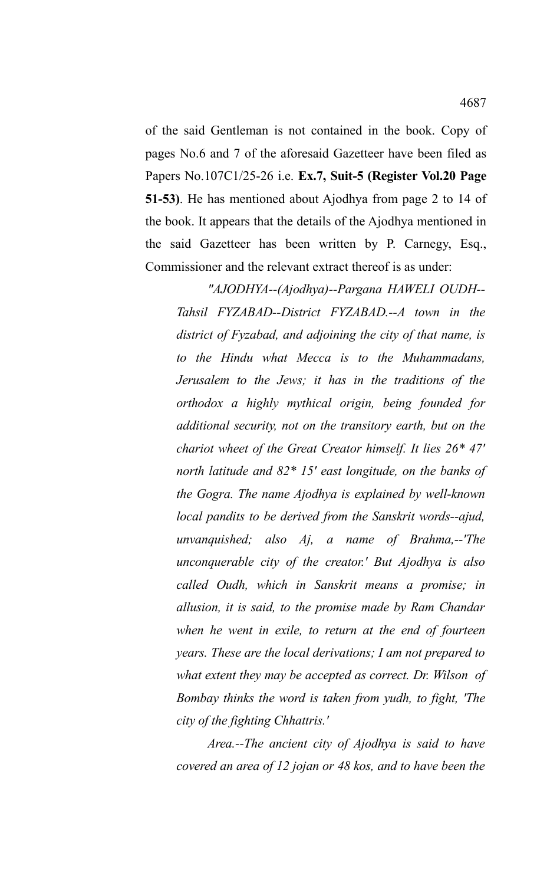of the said Gentleman is not contained in the book. Copy of pages No.6 and 7 of the aforesaid Gazetteer have been filed as Papers No.107C1/25-26 i.e. **Ex.7, Suit-5 (Register Vol.20 Page 51-53)**. He has mentioned about Ajodhya from page 2 to 14 of the book. It appears that the details of the Ajodhya mentioned in the said Gazetteer has been written by P. Carnegy, Esq., Commissioner and the relevant extract thereof is as under:

> *"AJODHYA--(Ajodhya)--Pargana HAWELI OUDH--Tahsil FYZABAD--District FYZABAD.--A town in the district of Fyzabad, and adjoining the city of that name, is to the Hindu what Mecca is to the Muhammadans, Jerusalem to the Jews; it has in the traditions of the orthodox a highly mythical origin, being founded for additional security, not on the transitory earth, but on the chariot wheet of the Great Creator himself. It lies 26* 47' north latitude and 82* 15' east longitude, on the banks of the Gogra. The name Ajodhya is explained by well-known local pandits to be derived from the Sanskrit words--ajud, unvanquished; also Aj, a name of Brahma,--'The unconquerable city of the creator.' But Ajodhya is also called Oudh, which in Sanskrit means a promise; in allusion, it is said, to the promise made by Ram Chandar when he went in exile, to return at the end of fourteen years. These are the local derivations; I am not prepared to what extent they may be accepted as correct. Dr. Wilson of Bombay thinks the word is taken from yudh, to fight, 'The city of the fighting Chhattris.'*
>
> *Area.--The ancient city of Ajodhya is said to have covered an area of 12 jojan or 48 kos, and to have been the*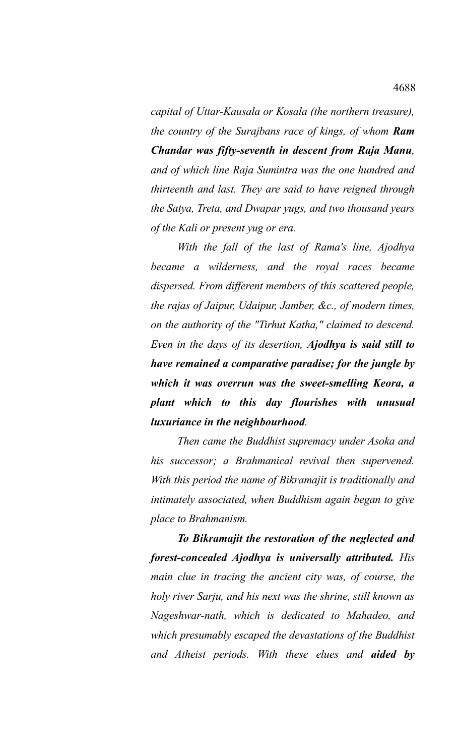*capital of Uttar-Kausala or Kosala (the northern treasure), the country of the Surajbans race of kings, of whom **Ram Chandar was fifty-seventh in descent from Raja Manu**, and of which line Raja Sumintra was the one hundred and thirteenth and last. They are said to have reigned through the Satya, Treta, and Dwapar yugs, and two thousand years of the Kali or present yug or era.*

*With the fall of the last of Rama's line, Ajodhya became a wilderness, and the royal races became dispersed. From different members of this scattered people, the rajas of Jaipur, Udaipur, Jamber, &c., of modern times, on the authority of the "Tirhut Katha," claimed to descend. Even in the days of its desertion, **Ajodhya is said still to have remained a comparative paradise; for the jungle by which it was overrun was the sweet-smelling Keora, a plant which to this day flourishes with unusual luxuriance in the neighbourhood**.*

*Then came the Buddhist supremacy under Asoka and his successor; a Brahmanical revival then supervened. With this period the name of Bikramajit is traditionally and intimately associated, when Buddhism again began to give place to Brahmanism.*

***To Bikramajit the restoration of the neglected and forest-concealed Ajodhya is universally attributed.** His main clue in tracing the ancient city was, of course, the holy river Sarju, and his next was the shrine, still known as Nageshwar-nath, which is dedicated to Mahadeo, and which presumably escaped the devastations of the Buddhist and Atheist periods. With these elues and **aided by***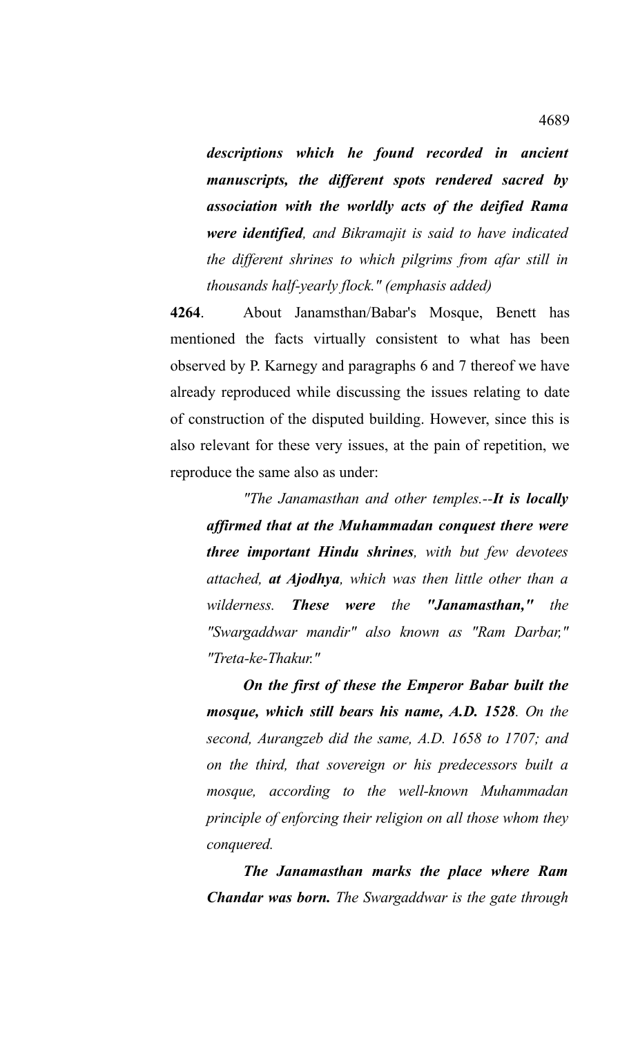*descriptions which he found recorded in ancient manuscripts, the different spots rendered sacred by association with the worldly acts of the deified Rama were identified, and Bikramajit is said to have indicated the different shrines to which pilgrims from afar still in thousands half-yearly flock." (emphasis added)*

**4264**. About Janamsthan/Babar's Mosque, Benett has mentioned the facts virtually consistent to what has been observed by P. Karnegy and paragraphs 6 and 7 thereof we have already reproduced while discussing the issues relating to date of construction of the disputed building. However, since this is also relevant for these very issues, at the pain of repetition, we reproduce the same also as under:

> *"The Janamasthan and other temples.--**It is locally affirmed that at the Muhammadan conquest there were three important Hindu shrines**, with but few devotees attached, **at Ajodhya**, which was then little other than a wilderness. **These were the "Janamasthan,"** the "Swargaddwar mandir" also known as "Ram Darbar," "Treta-ke-Thakur."*
>
> ***On the first of these the Emperor Babar built the mosque, which still bears his name, A.D. 1528**. On the second, Aurangzeb did the same, A.D. 1658 to 1707; and on the third, that sovereign or his predecessors built a mosque, according to the well-known Muhammadan principle of enforcing their religion on all those whom they conquered.*
>
> ***The Janamasthan marks the place where Ram Chandar was born.** The Swargaddwar is the gate through*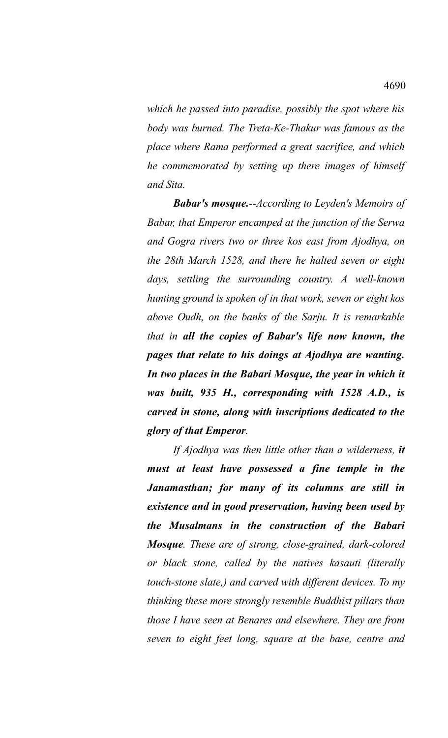*which he passed into paradise, possibly the spot where his body was burned. The Treta-Ke-Thakur was famous as the place where Rama performed a great sacrifice, and which he commemorated by setting up there images of himself and Sita.*

***Babar's mosque.****--According to Leyden's Memoirs of Babar, that Emperor encamped at the junction of the Serwa and Gogra rivers two or three kos east from Ajodhya, on the 28th March 1528, and there he halted seven or eight days, settling the surrounding country. A well-known hunting ground is spoken of in that work, seven or eight kos above Oudh, on the banks of the Sarju. It is remarkable that in* ***all the copies of Babar's life now known, the pages that relate to his doings at Ajodhya are wanting. In two places in the Babari Mosque, the year in which it was built, 935 H., corresponding with 1528 A.D., is carved in stone, along with inscriptions dedicated to the glory of that Emperor****.*

*If Ajodhya was then little other than a wilderness,* ***it must at least have possessed a fine temple in the Janamasthan; for many of its columns are still in existence and in good preservation, having been used by the Musalmans in the construction of the Babari Mosque****. These are of strong, close-grained, dark-colored or black stone, called by the natives kasauti (literally touch-stone slate,) and carved with different devices. To my thinking these more strongly resemble Buddhist pillars than those I have seen at Benares and elsewhere. They are from seven to eight feet long, square at the base, centre and*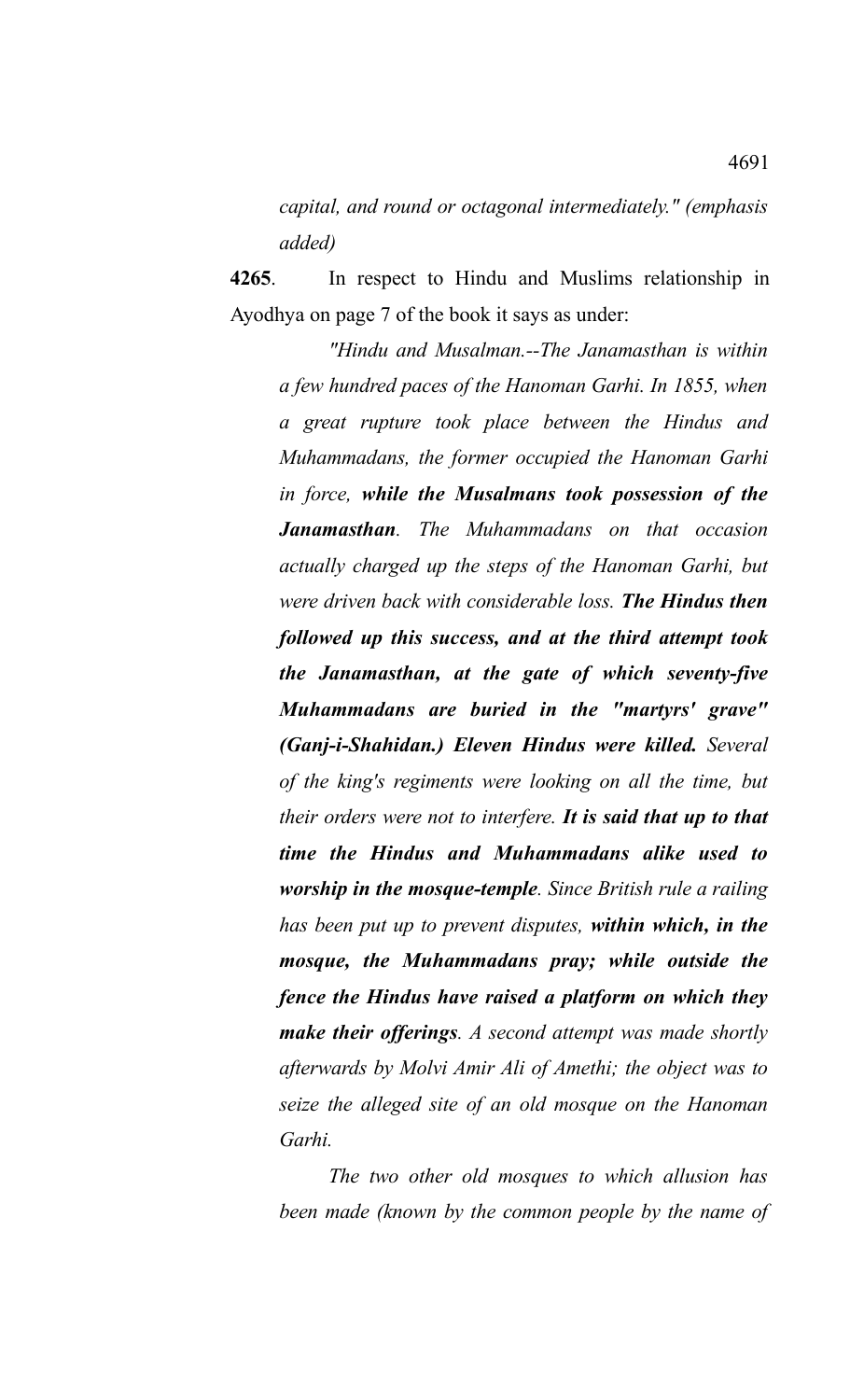*capital, and round or octagonal intermediately." (emphasis added)*

**4265**. In respect to Hindu and Muslims relationship in Ayodhya on page 7 of the book it says as under:

> *"Hindu and Musalman.--The Janamasthan is within a few hundred paces of the Hanoman Garhi. In 1855, when a great rupture took place between the Hindus and Muhammadans, the former occupied the Hanoman Garhi in force, **while the Musalmans took possession of the Janamasthan**. The Muhammadans on that occasion actually charged up the steps of the Hanoman Garhi, but were driven back with considerable loss. **The Hindus then followed up this success, and at the third attempt took the Janamasthan, at the gate of which seventy-five Muhammadans are buried in the "martyrs' grave" (Ganj-i-Shahidan.) Eleven Hindus were killed.** Several of the king's regiments were looking on all the time, but their orders were not to interfere. **It is said that up to that time the Hindus and Muhammadans alike used to worship in the mosque-temple**. Since British rule a railing has been put up to prevent disputes, **within which, in the mosque, the Muhammadans pray; while outside the fence the Hindus have raised a platform on which they make their offerings**. A second attempt was made shortly afterwards by Molvi Amir Ali of Amethi; the object was to seize the alleged site of an old mosque on the Hanoman Garhi.*
>
> *The two other old mosques to which allusion has been made (known by the common people by the name of*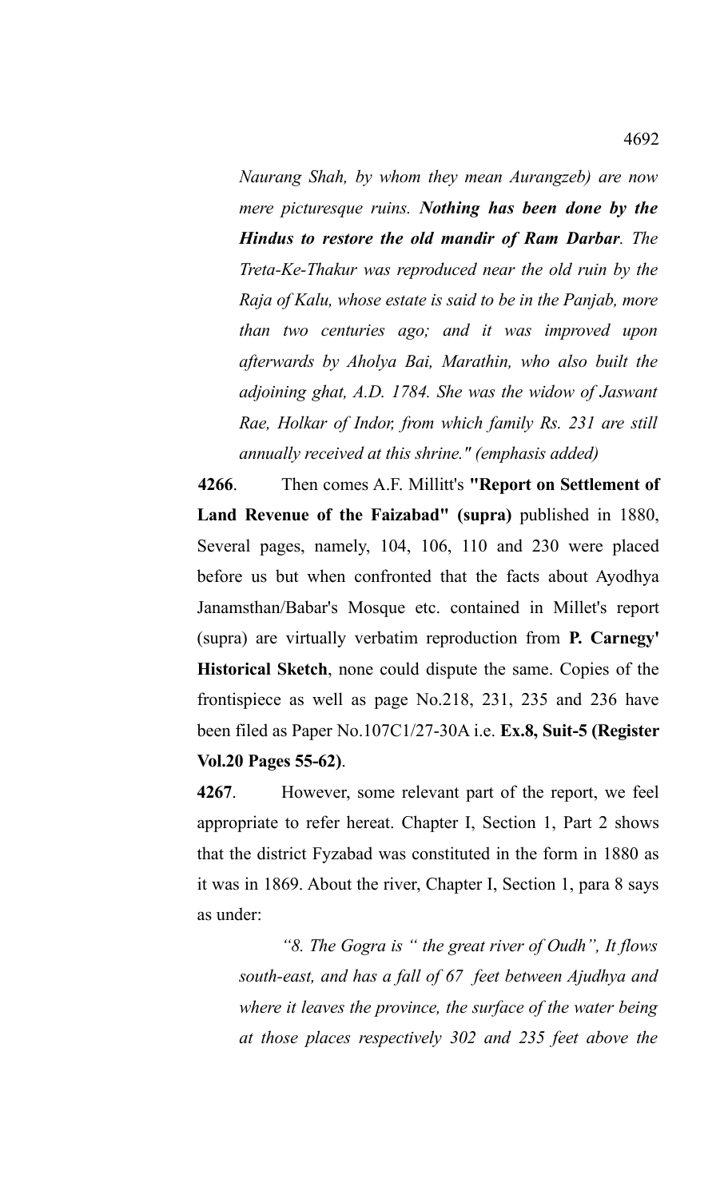*Naurang Shah, by whom they mean Aurangzeb) are now mere picturesque ruins.* ***Nothing has been done by the Hindus to restore the old mandir of Ram Darbar****. The Treta-Ke-Thakur was reproduced near the old ruin by the Raja of Kalu, whose estate is said to be in the Panjab, more than two centuries ago; and it was improved upon afterwards by Aholya Bai, Marathin, who also built the adjoining ghat, A.D. 1784. She was the widow of Jaswant Rae, Holkar of Indor, from which family Rs. 231 are still annually received at this shrine." (emphasis added)*

**4266**. Then comes A.F. Millitt's **"Report on Settlement of Land Revenue of the Faizabad" (supra)** published in 1880, Several pages, namely, 104, 106, 110 and 230 were placed before us but when confronted that the facts about Ayodhya Janamsthan/Babar's Mosque etc. contained in Millet's report (supra) are virtually verbatim reproduction from **P. Carnegy' Historical Sketch**, none could dispute the same. Copies of the frontispiece as well as page No.218, 231, 235 and 236 have been filed as Paper No.107C1/27-30A i.e. **Ex.8, Suit-5 (Register Vol.20 Pages 55-62)**.

**4267**. However, some relevant part of the report, we feel appropriate to refer hereat. Chapter I, Section 1, Part 2 shows that the district Fyzabad was constituted in the form in 1880 as it was in 1869. About the river, Chapter I, Section 1, para 8 says as under:

*"8. The Gogra is " the great river of Oudh", It flows south-east, and has a fall of 67 feet between Ajudhya and where it leaves the province, the surface of the water being at those places respectively 302 and 235 feet above the*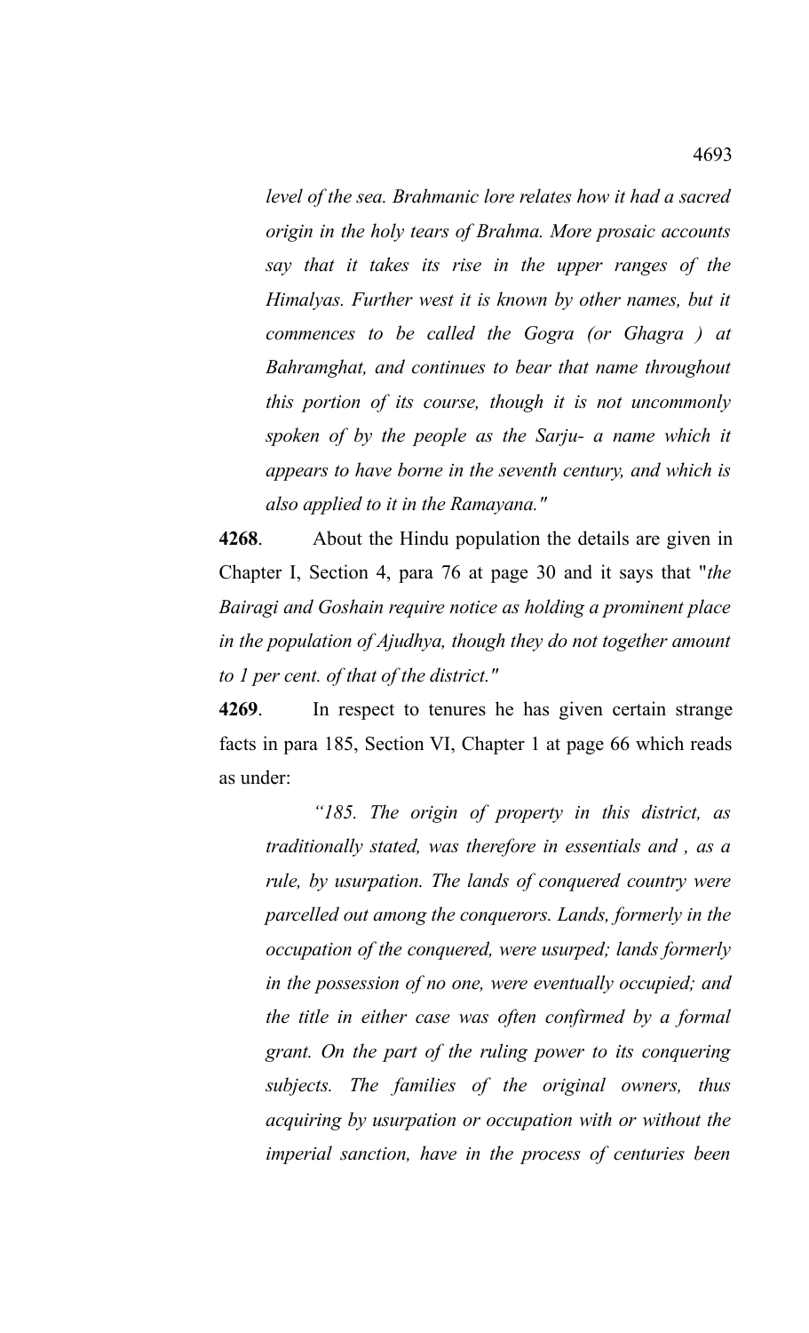*level of the sea. Brahmanic lore relates how it had a sacred origin in the holy tears of Brahma. More prosaic accounts say that it takes its rise in the upper ranges of the Himalyas. Further west it is known by other names, but it commences to be called the Gogra (or Ghagra ) at Bahramghat, and continues to bear that name throughout this portion of its course, though it is not uncommonly spoken of by the people as the Sarju- a name which it appears to have borne in the seventh century, and which is also applied to it in the Ramayana."*

**4268**. About the Hindu population the details are given in Chapter I, Section 4, para 76 at page 30 and it says that "*the Bairagi and Goshain require notice as holding a prominent place in the population of Ajudhya, though they do not together amount to 1 per cent. of that of the district."*

**4269**. In respect to tenures he has given certain strange facts in para 185, Section VI, Chapter 1 at page 66 which reads as under:

> *"185. The origin of property in this district, as traditionally stated, was therefore in essentials and , as a rule, by usurpation. The lands of conquered country were parcelled out among the conquerors. Lands, formerly in the occupation of the conquered, were usurped; lands formerly in the possession of no one, were eventually occupied; and the title in either case was often confirmed by a formal grant. On the part of the ruling power to its conquering subjects. The families of the original owners, thus acquiring by usurpation or occupation with or without the imperial sanction, have in the process of centuries been*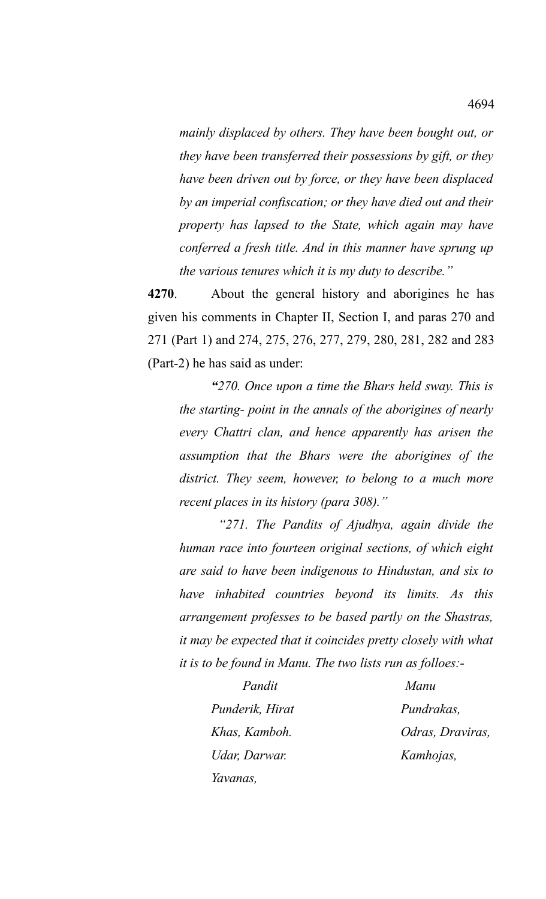*mainly displaced by others. They have been bought out, or they have been transferred their possessions by gift, or they have been driven out by force, or they have been displaced by an imperial confiscation; or they have died out and their property has lapsed to the State, which again may have conferred a fresh title. And in this manner have sprung up the various tenures which it is my duty to describe."*

**4270**. About the general history and aborigines he has given his comments in Chapter II, Section I, and paras 270 and 271 (Part 1) and 274, 275, 276, 277, 279, 280, 281, 282 and 283 (Part-2) he has said as under:

*"270. Once upon a time the Bhars held sway. This is the starting- point in the annals of the aborigines of nearly every Chattri clan, and hence apparently has arisen the assumption that the Bhars were the aborigines of the district. They seem, however, to belong to a much more recent places in its history (para 308)."*

*"271. The Pandits of Ajudhya, again divide the human race into fourteen original sections, of which eight are said to have been indigenous to Hindustan, and six to have inhabited countries beyond its limits. As this arrangement professes to be based partly on the Shastras, it may be expected that it coincides pretty closely with what it is to be found in Manu. The two lists run as folloes:-*

| *Pandit* | *Manu* |
|---|---|
| *Punderik, Hirat* | *Pundrakas,* |
| *Khas, Kamboh.* | *Odras, Draviras,* |
| *Udar, Darwar.* | *Kamhojas,* |
| *Yavanas,* | |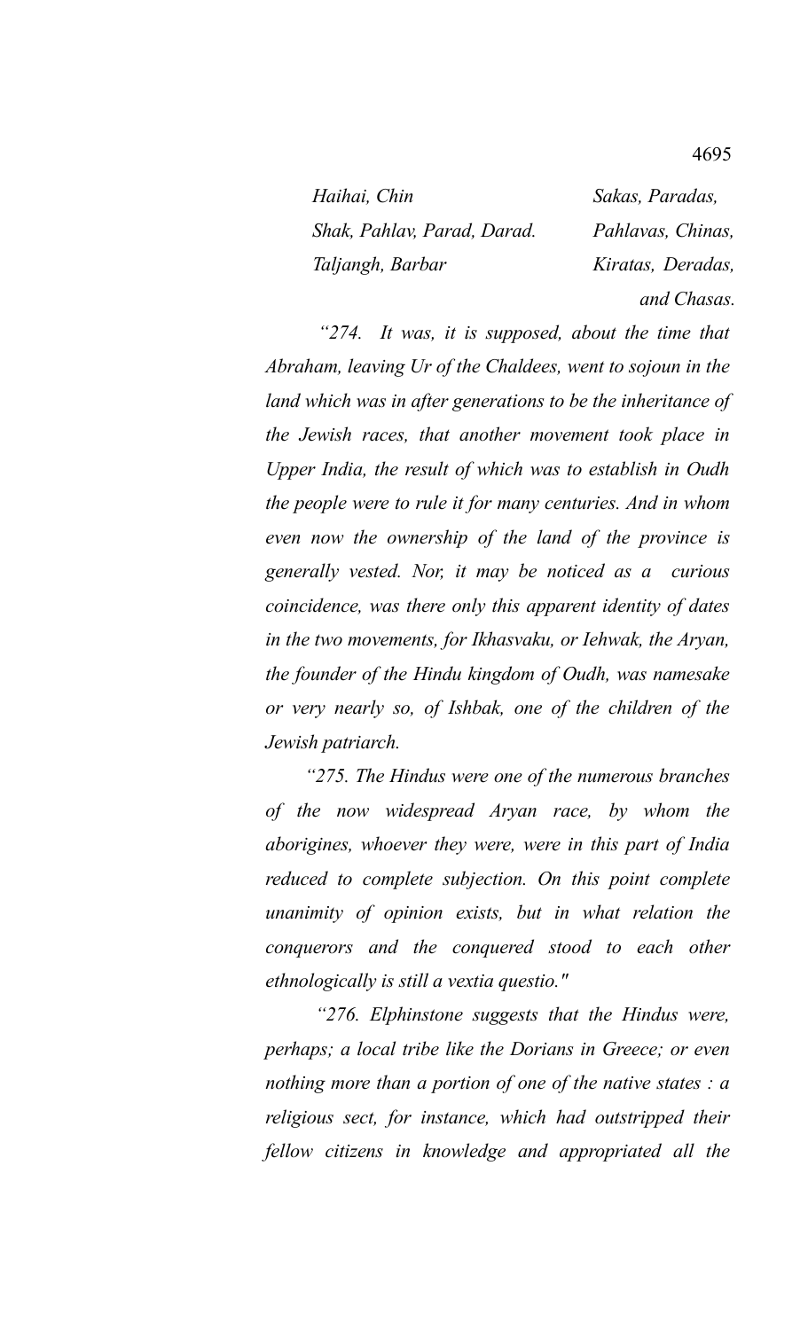| | |
|---|---|
| *Haihai, Chin* | *Sakas, Paradas,* |
| *Shak, Pahlav, Parad, Darad.* | *Pahlavas, Chinas,* |
| *Taljangh, Barbar* | *Kiratas, Deradas,* |
| | *and Chasas.* |

*"274. It was, it is supposed, about the time that Abraham, leaving Ur of the Chaldees, went to sojoun in the land which was in after generations to be the inheritance of the Jewish races, that another movement took place in Upper India, the result of which was to establish in Oudh the people were to rule it for many centuries. And in whom even now the ownership of the land of the province is generally vested. Nor, it may be noticed as a curious coincidence, was there only this apparent identity of dates in the two movements, for Ikhasvaku, or Iehwak, the Aryan, the founder of the Hindu kingdom of Oudh, was namesake or very nearly so, of Ishbak, one of the children of the Jewish patriarch.*

*"275. The Hindus were one of the numerous branches of the now widespread Aryan race, by whom the aborigines, whoever they were, were in this part of India reduced to complete subjection. On this point complete unanimity of opinion exists, but in what relation the conquerors and the conquered stood to each other ethnologically is still a vextia questio."*

*"276. Elphinstone suggests that the Hindus were, perhaps; a local tribe like the Dorians in Greece; or even nothing more than a portion of one of the native states : a religious sect, for instance, which had outstripped their fellow citizens in knowledge and appropriated all the*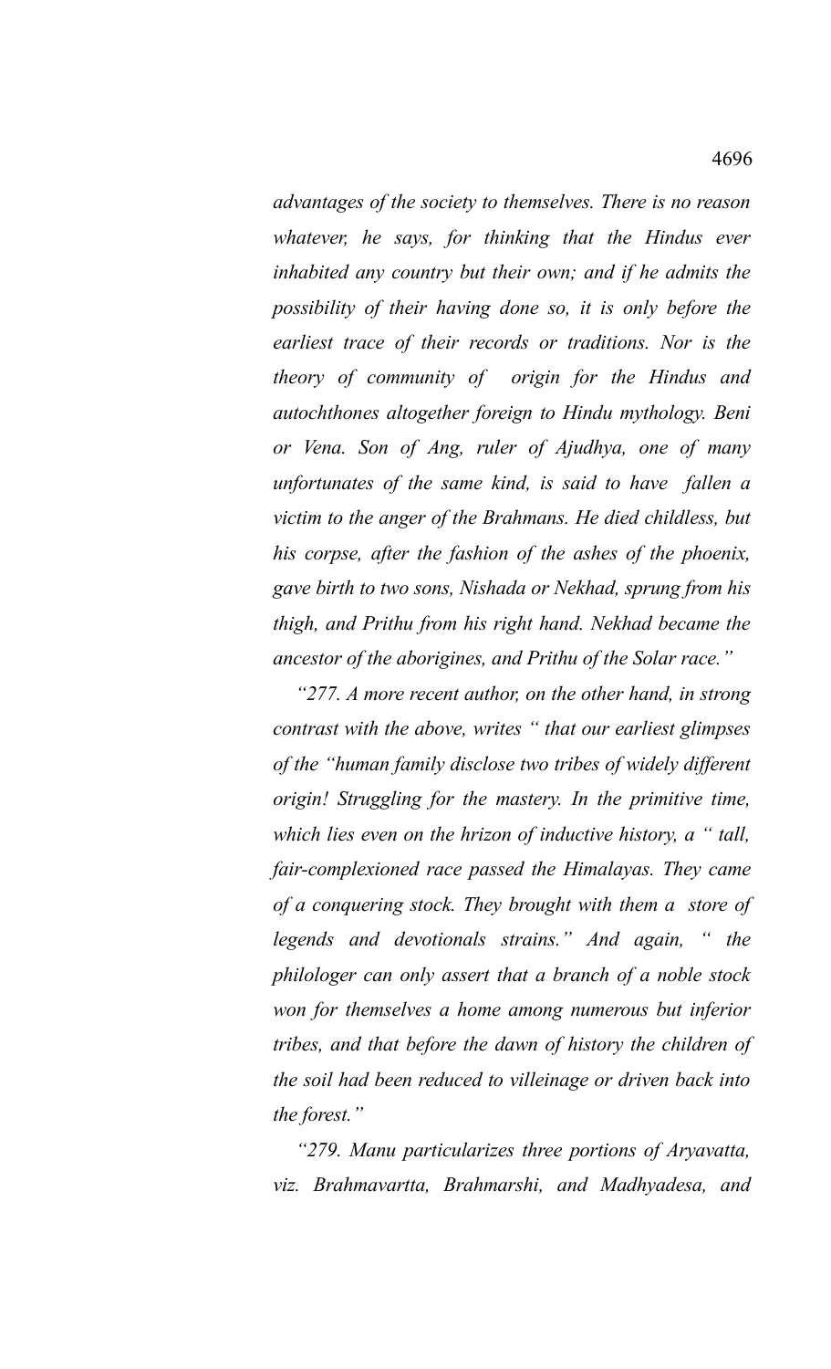*advantages of the society to themselves. There is no reason whatever, he says, for thinking that the Hindus ever inhabited any country but their own; and if he admits the possibility of their having done so, it is only before the earliest trace of their records or traditions. Nor is the theory of community of origin for the Hindus and autochthones altogether foreign to Hindu mythology. Beni or Vena. Son of Ang, ruler of Ajudhya, one of many unfortunates of the same kind, is said to have fallen a victim to the anger of the Brahmans. He died childless, but his corpse, after the fashion of the ashes of the phoenix, gave birth to two sons, Nishada or Nekhad, sprung from his thigh, and Prithu from his right hand. Nekhad became the ancestor of the aborigines, and Prithu of the Solar race."*

*"277. A more recent author, on the other hand, in strong contrast with the above, writes " that our earliest glimpses of the "human family disclose two tribes of widely different origin! Struggling for the mastery. In the primitive time, which lies even on the hrizon of inductive history, a " tall, fair-complexioned race passed the Himalayas. They came of a conquering stock. They brought with them a store of legends and devotionals strains." And again, " the philologer can only assert that a branch of a noble stock won for themselves a home among numerous but inferior tribes, and that before the dawn of history the children of the soil had been reduced to villeinage or driven back into the forest."*

*"279. Manu particularizes three portions of Aryavatta, viz. Brahmavartta, Brahmarshi, and Madhyadesa, and*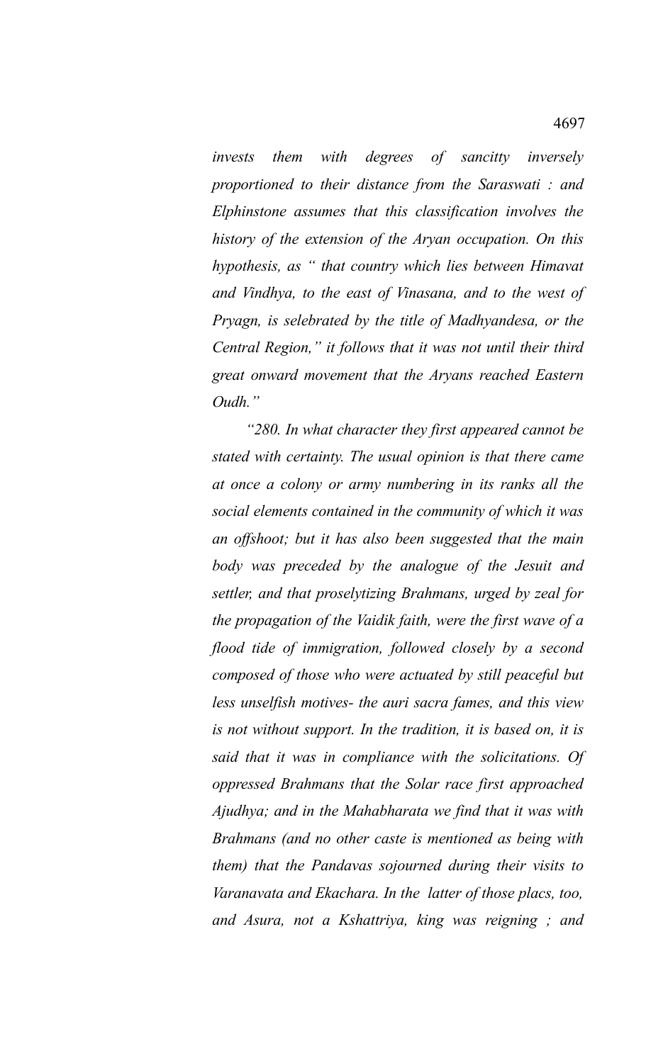*invests them with degrees of sancitty inversely proportioned to their distance from the Saraswati : and Elphinstone assumes that this classification involves the history of the extension of the Aryan occupation. On this hypothesis, as " that country which lies between Himavat and Vindhya, to the east of Vinasana, and to the west of Pryagn, is selebrated by the title of Madhyandesa, or the Central Region," it follows that it was not until their third great onward movement that the Aryans reached Eastern Oudh."*

*"280. In what character they first appeared cannot be stated with certainty. The usual opinion is that there came at once a colony or army numbering in its ranks all the social elements contained in the community of which it was an offshoot; but it has also been suggested that the main body was preceded by the analogue of the Jesuit and settler, and that proselytizing Brahmans, urged by zeal for the propagation of the Vaidik faith, were the first wave of a flood tide of immigration, followed closely by a second composed of those who were actuated by still peaceful but less unselfish motives- the auri sacra fames, and this view is not without support. In the tradition, it is based on, it is said that it was in compliance with the solicitations. Of oppressed Brahmans that the Solar race first approached Ajudhya; and in the Mahabharata we find that it was with Brahmans (and no other caste is mentioned as being with them) that the Pandavas sojourned during their visits to Varanavata and Ekachara. In the latter of those placs, too, and Asura, not a Kshattriya, king was reigning ; and*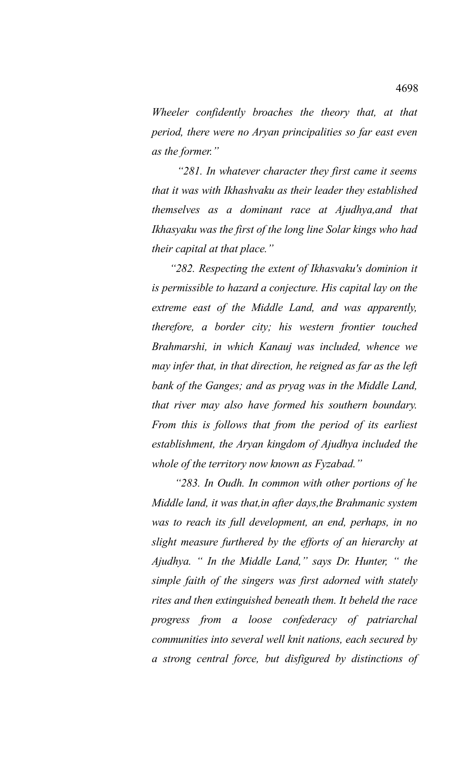*Wheeler confidently broaches the theory that, at that period, there were no Aryan principalities so far east even as the former."*

*"281. In whatever character they first came it seems that it was with Ikhashvaku as their leader they established themselves as a dominant race at Ajudhya,and that Ikhasyaku was the first of the long line Solar kings who had their capital at that place."*

*"282. Respecting the extent of Ikhasvaku's dominion it is permissible to hazard a conjecture. His capital lay on the extreme east of the Middle Land, and was apparently, therefore, a border city; his western frontier touched Brahmarshi, in which Kanauj was included, whence we may infer that, in that direction, he reigned as far as the left bank of the Ganges; and as pryag was in the Middle Land, that river may also have formed his southern boundary. From this is follows that from the period of its earliest establishment, the Aryan kingdom of Ajudhya included the whole of the territory now known as Fyzabad."*

*"283. In Oudh. In common with other portions of he Middle land, it was that,in after days,the Brahmanic system was to reach its full development, an end, perhaps, in no slight measure furthered by the efforts of an hierarchy at Ajudhya. " In the Middle Land," says Dr. Hunter, " the simple faith of the singers was first adorned with stately rites and then extinguished beneath them. It beheld the race progress from a loose confederacy of patriarchal communities into several well knit nations, each secured by a strong central force, but disfigured by distinctions of*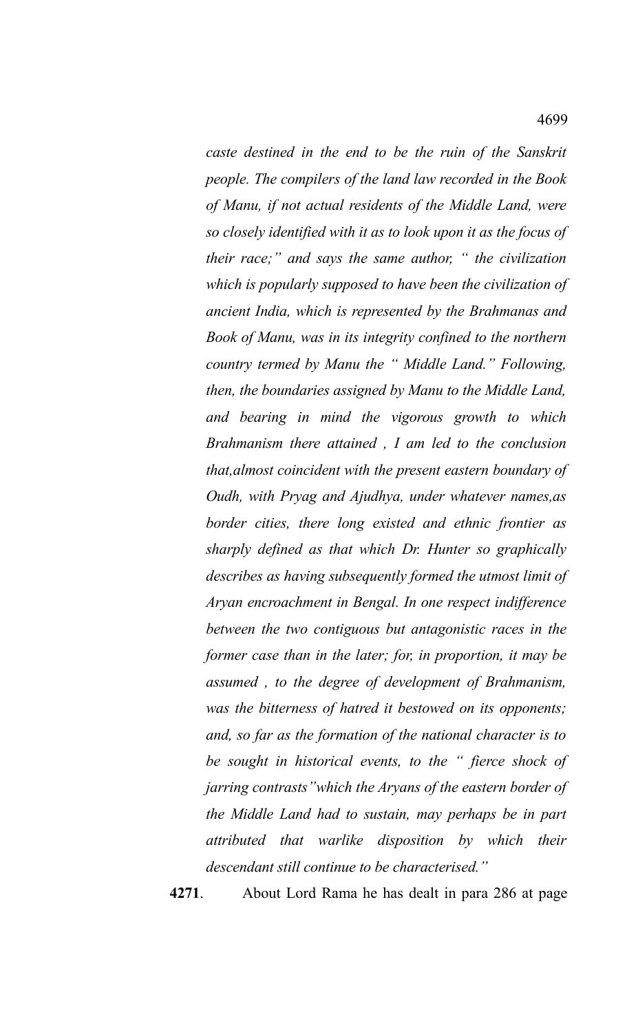*caste destined in the end to be the ruin of the Sanskrit people. The compilers of the land law recorded in the Book of Manu, if not actual residents of the Middle Land, were so closely identified with it as to look upon it as the focus of their race;" and says the same author, " the civilization which is popularly supposed to have been the civilization of ancient India, which is represented by the Brahmanas and Book of Manu, was in its integrity confined to the northern country termed by Manu the " Middle Land." Following, then, the boundaries assigned by Manu to the Middle Land, and bearing in mind the vigorous growth to which Brahmanism there attained , I am led to the conclusion that,almost coincident with the present eastern boundary of Oudh, with Pryag and Ajudhya, under whatever names,as border cities, there long existed and ethnic frontier as sharply defined as that which Dr. Hunter so graphically describes as having subsequently formed the utmost limit of Aryan encroachment in Bengal. In one respect indifference between the two contiguous but antagonistic races in the former case than in the later; for, in proportion, it may be assumed , to the degree of development of Brahmanism, was the bitterness of hatred it bestowed on its opponents; and, so far as the formation of the national character is to be sought in historical events, to the " fierce shock of jarring contrasts"which the Aryans of the eastern border of the Middle Land had to sustain, may perhaps be in part attributed that warlike disposition by which their descendant still continue to be characterised."*

**4271**. About Lord Rama he has dealt in para 286 at page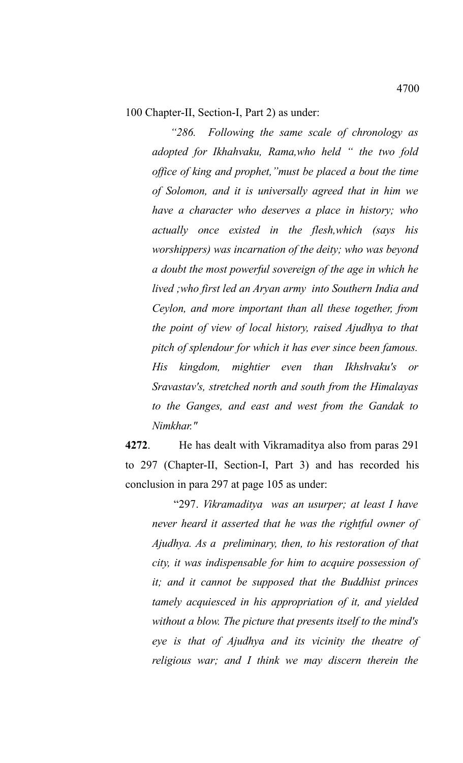100 Chapter-II, Section-I, Part 2) as under:

> *"286. Following the same scale of chronology as adopted for Ikhahvaku, Rama,who held " the two fold office of king and prophet,"must be placed a bout the time of Solomon, and it is universally agreed that in him we have a character who deserves a place in history; who actually once existed in the flesh,which (says his worshippers) was incarnation of the deity; who was beyond a doubt the most powerful sovereign of the age in which he lived ;who first led an Aryan army into Southern India and Ceylon, and more important than all these together, from the point of view of local history, raised Ajudhya to that pitch of splendour for which it has ever since been famous. His kingdom, mightier even than Ikhshvaku's or Sravastav's, stretched north and south from the Himalayas to the Ganges, and east and west from the Gandak to Nimkhar."*

**4272**. He has dealt with Vikramaditya also from paras 291 to 297 (Chapter-II, Section-I, Part 3) and has recorded his conclusion in para 297 at page 105 as under:

> "297. *Vikramaditya was an usurper; at least I have never heard it asserted that he was the rightful owner of Ajudhya. As a preliminary, then, to his restoration of that city, it was indispensable for him to acquire possession of it; and it cannot be supposed that the Buddhist princes tamely acquiesced in his appropriation of it, and yielded without a blow. The picture that presents itself to the mind's eye is that of Ajudhya and its vicinity the theatre of religious war; and I think we may discern therein the*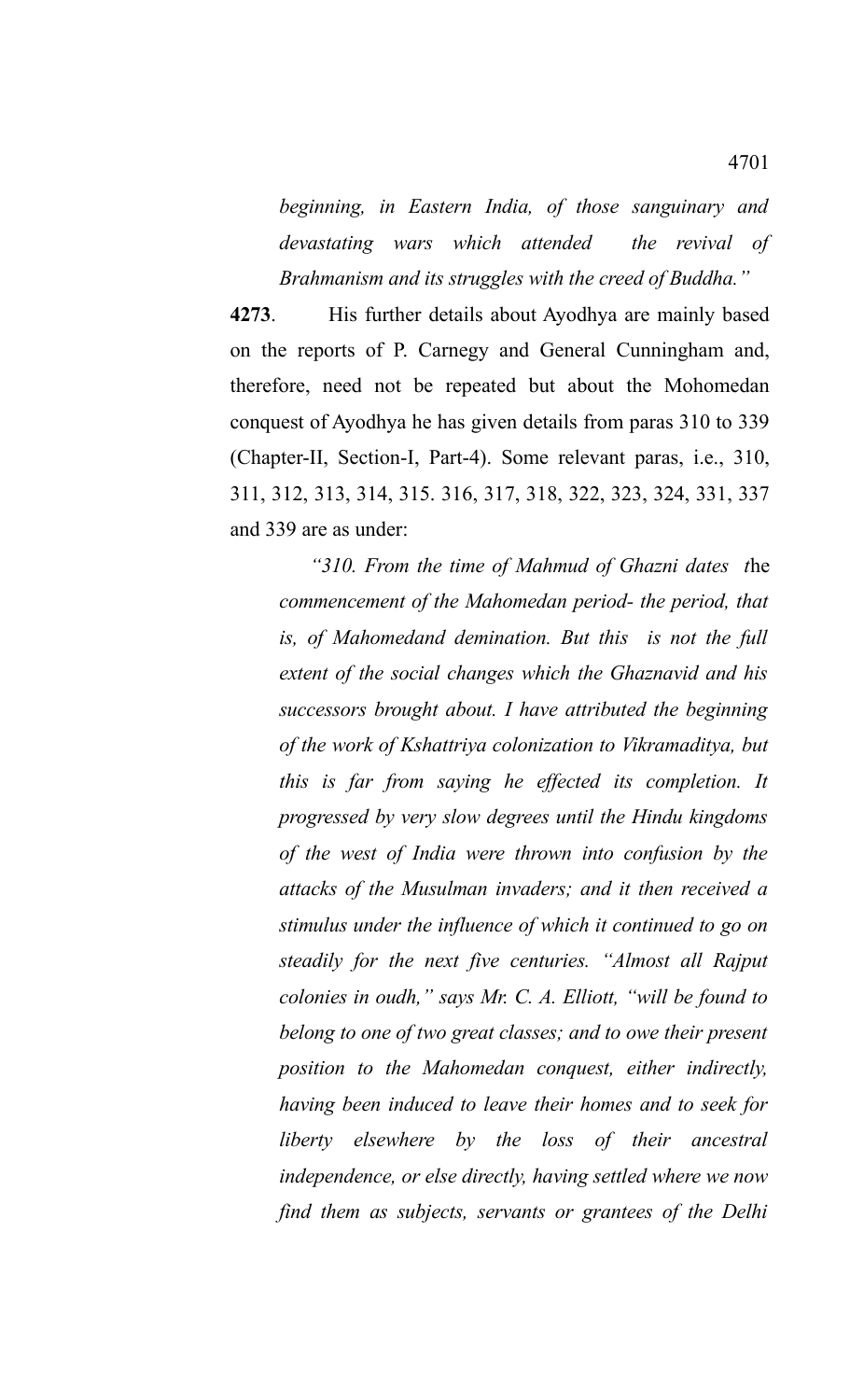*beginning, in Eastern India, of those sanguinary and devastating wars which attended the revival of Brahmanism and its struggles with the creed of Buddha."*

**4273**. His further details about Ayodhya are mainly based on the reports of P. Carnegy and General Cunningham and, therefore, need not be repeated but about the Mohomedan conquest of Ayodhya he has given details from paras 310 to 339 (Chapter-II, Section-I, Part-4). Some relevant paras, i.e., 310, 311, 312, 313, 314, 315. 316, 317, 318, 322, 323, 324, 331, 337 and 339 are as under:

*"310. From the time of Mahmud of Ghazni dates t*he *commencement of the Mahomedan period- the period, that is, of Mahomedand demination. But this is not the full extent of the social changes which the Ghaznavid and his successors brought about. I have attributed the beginning of the work of Kshattriya colonization to Vikramaditya, but this is far from saying he effected its completion. It progressed by very slow degrees until the Hindu kingdoms of the west of India were thrown into confusion by the attacks of the Musulman invaders; and it then received a stimulus under the influence of which it continued to go on steadily for the next five centuries. "Almost all Rajput colonies in oudh," says Mr. C. A. Elliott, "will be found to belong to one of two great classes; and to owe their present position to the Mahomedan conquest, either indirectly, having been induced to leave their homes and to seek for liberty elsewhere by the loss of their ancestral independence, or else directly, having settled where we now find them as subjects, servants or grantees of the Delhi*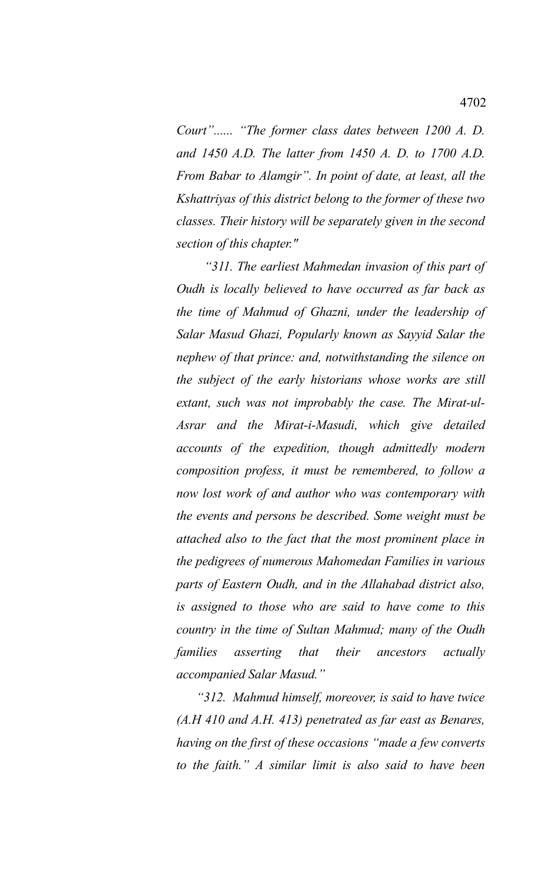*Court"...... "The former class dates between 1200 A. D. and 1450 A.D. The latter from 1450 A. D. to 1700 A.D. From Babar to Alamgir". In point of date, at least, all the Kshattriyas of this district belong to the former of these two classes. Their history will be separately given in the second section of this chapter."*

*"311. The earliest Mahmedan invasion of this part of Oudh is locally believed to have occurred as far back as the time of Mahmud of Ghazni, under the leadership of Salar Masud Ghazi, Popularly known as Sayyid Salar the nephew of that prince: and, notwithstanding the silence on the subject of the early historians whose works are still extant, such was not improbably the case. The Mirat-ul-Asrar and the Mirat-i-Masudi, which give detailed accounts of the expedition, though admittedly modern composition profess, it must be remembered, to follow a now lost work of and author who was contemporary with the events and persons be described. Some weight must be attached also to the fact that the most prominent place in the pedigrees of numerous Mahomedan Families in various parts of Eastern Oudh, and in the Allahabad district also, is assigned to those who are said to have come to this country in the time of Sultan Mahmud; many of the Oudh families asserting that their ancestors actually accompanied Salar Masud."*

*"312. Mahmud himself, moreover, is said to have twice (A.H 410 and A.H. 413) penetrated as far east as Benares, having on the first of these occasions "made a few converts to the faith." A similar limit is also said to have been*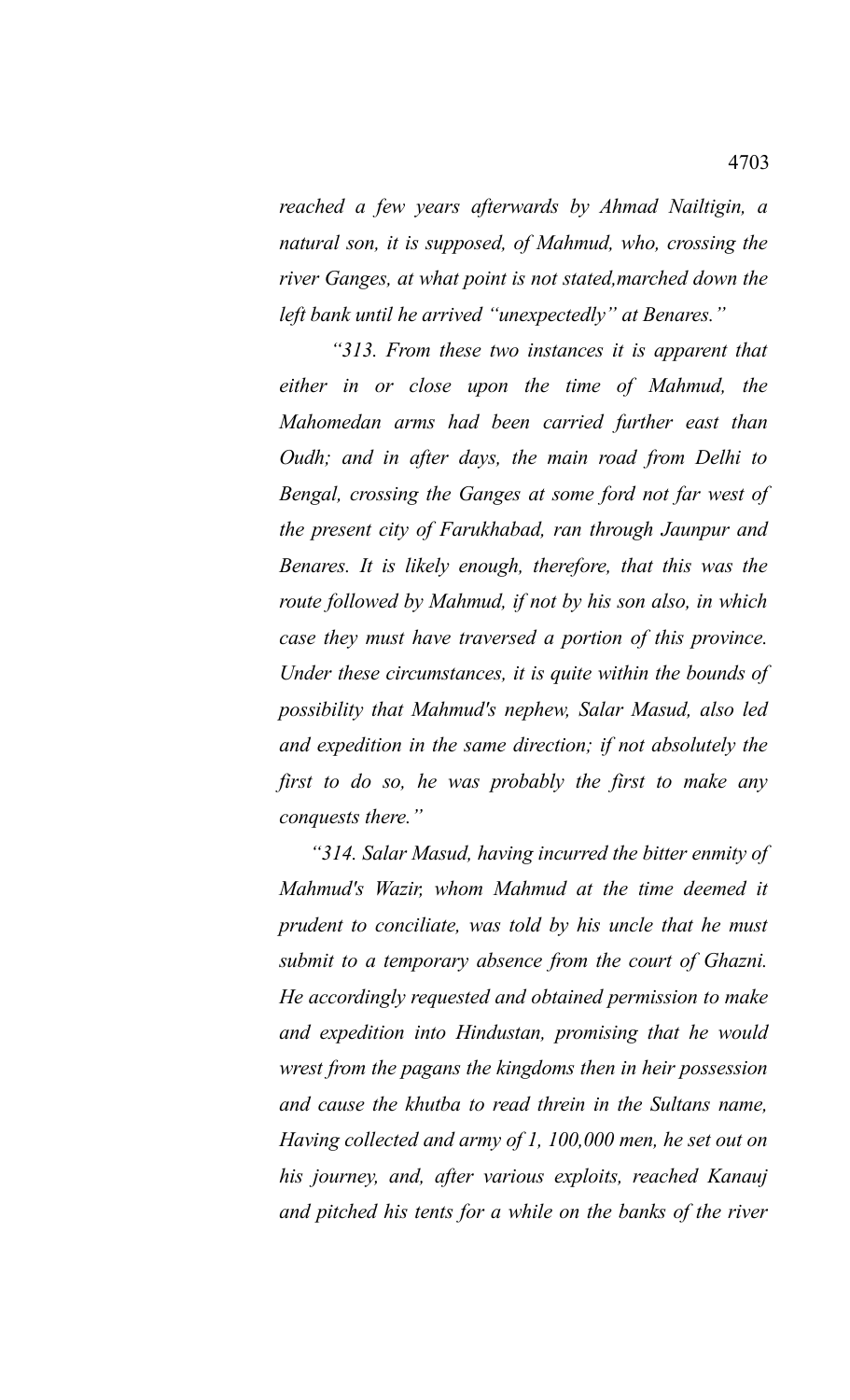*reached a few years afterwards by Ahmad Nailtigin, a natural son, it is supposed, of Mahmud, who, crossing the river Ganges, at what point is not stated,marched down the left bank until he arrived "unexpectedly" at Benares."*

*"313. From these two instances it is apparent that either in or close upon the time of Mahmud, the Mahomedan arms had been carried further east than Oudh; and in after days, the main road from Delhi to Bengal, crossing the Ganges at some ford not far west of the present city of Farukhabad, ran through Jaunpur and Benares. It is likely enough, therefore, that this was the route followed by Mahmud, if not by his son also, in which case they must have traversed a portion of this province. Under these circumstances, it is quite within the bounds of possibility that Mahmud's nephew, Salar Masud, also led and expedition in the same direction; if not absolutely the first to do so, he was probably the first to make any conquests there."*

*"314. Salar Masud, having incurred the bitter enmity of Mahmud's Wazir, whom Mahmud at the time deemed it prudent to conciliate, was told by his uncle that he must submit to a temporary absence from the court of Ghazni. He accordingly requested and obtained permission to make and expedition into Hindustan, promising that he would wrest from the pagans the kingdoms then in heir possession and cause the khutba to read threin in the Sultans name, Having collected and army of 1, 100,000 men, he set out on his journey, and, after various exploits, reached Kanauj and pitched his tents for a while on the banks of the river*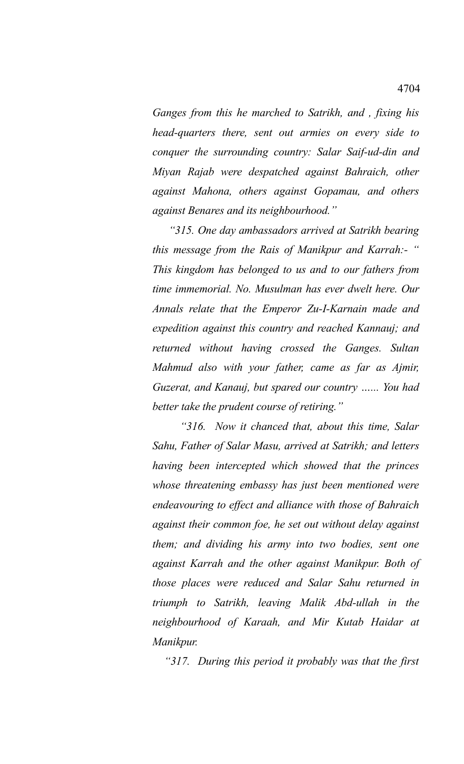*Ganges from this he marched to Satrikh, and , fixing his head-quarters there, sent out armies on every side to conquer the surrounding country: Salar Saif-ud-din and Miyan Rajab were despatched against Bahraich, other against Mahona, others against Gopamau, and others against Benares and its neighbourhood."*

*"315. One day ambassadors arrived at Satrikh bearing this message from the Rais of Manikpur and Karrah:- " This kingdom has belonged to us and to our fathers from time immemorial. No. Musulman has ever dwelt here. Our Annals relate that the Emperor Zu-I-Karnain made and expedition against this country and reached Kannauj; and returned without having crossed the Ganges. Sultan Mahmud also with your father, came as far as Ajmir, Guzerat, and Kanauj, but spared our country …... You had better take the prudent course of retiring."*

*"316. Now it chanced that, about this time, Salar Sahu, Father of Salar Masu, arrived at Satrikh; and letters having been intercepted which showed that the princes whose threatening embassy has just been mentioned were endeavouring to effect and alliance with those of Bahraich against their common foe, he set out without delay against them; and dividing his army into two bodies, sent one against Karrah and the other against Manikpur. Both of those places were reduced and Salar Sahu returned in triumph to Satrikh, leaving Malik Abd-ullah in the neighbourhood of Karaah, and Mir Kutab Haidar at Manikpur.*

*"317. During this period it probably was that the first*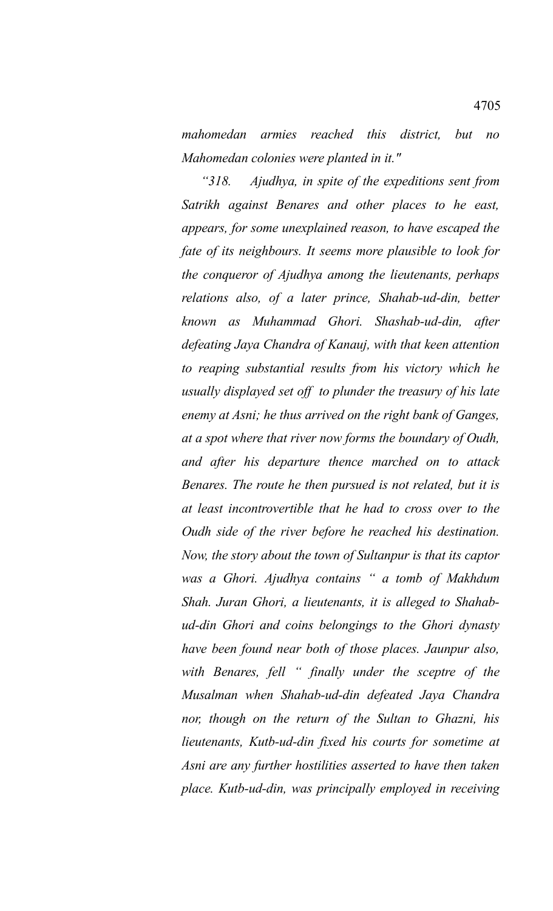*mahomedan armies reached this district, but no Mahomedan colonies were planted in it."*

*"318. Ajudhya, in spite of the expeditions sent from Satrikh against Benares and other places to he east, appears, for some unexplained reason, to have escaped the fate of its neighbours. It seems more plausible to look for the conqueror of Ajudhya among the lieutenants, perhaps relations also, of a later prince, Shahab-ud-din, better known as Muhammad Ghori. Shashab-ud-din, after defeating Jaya Chandra of Kanauj, with that keen attention to reaping substantial results from his victory which he usually displayed set off to plunder the treasury of his late enemy at Asni; he thus arrived on the right bank of Ganges, at a spot where that river now forms the boundary of Oudh, and after his departure thence marched on to attack Benares. The route he then pursued is not related, but it is at least incontrovertible that he had to cross over to the Oudh side of the river before he reached his destination. Now, the story about the town of Sultanpur is that its captor was a Ghori. Ajudhya contains " a tomb of Makhdum Shah. Juran Ghori, a lieutenants, it is alleged to Shahab-ud-din Ghori and coins belongings to the Ghori dynasty have been found near both of those places. Jaunpur also, with Benares, fell " finally under the sceptre of the Musalman when Shahab-ud-din defeated Jaya Chandra nor, though on the return of the Sultan to Ghazni, his lieutenants, Kutb-ud-din fixed his courts for sometime at Asni are any further hostilities asserted to have then taken place. Kutb-ud-din, was principally employed in receiving*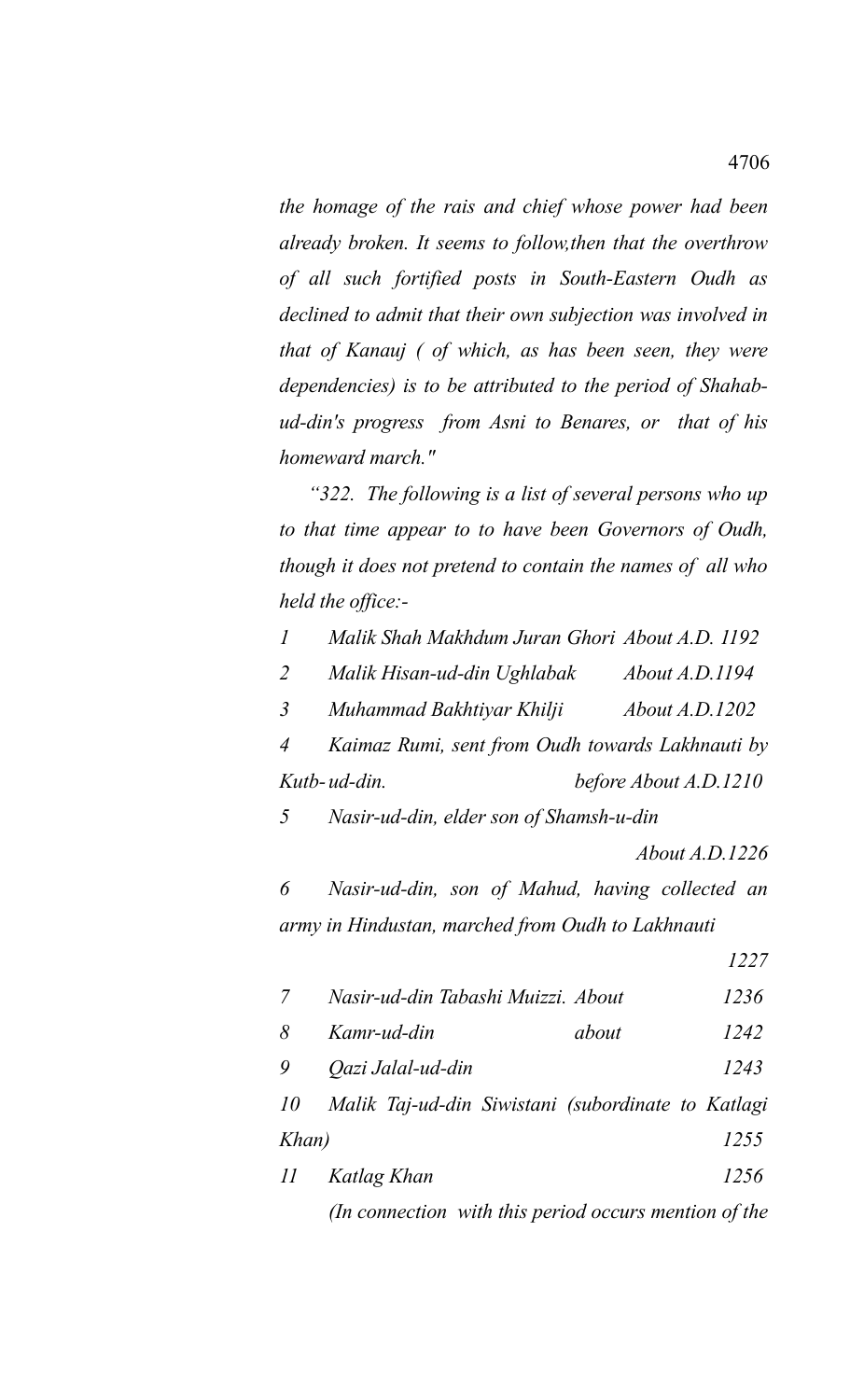*the homage of the rais and chief whose power had been already broken. It seems to follow,then that the overthrow of all such fortified posts in South-Eastern Oudh as declined to admit that their own subjection was involved in that of Kanauj ( of which, as has been seen, they were dependencies) is to be attributed to the period of Shahab-ud-din's progress from Asni to Benares, or that of his homeward march."*

*"322. The following is a list of several persons who up to that time appear to to have been Governors of Oudh, though it does not pretend to contain the names of all who held the office:-*

| | | |
|---|---|---|
| *1* | *Malik Shah Makhdum Juran Ghori* | *About A.D. 1192* |
| *2* | *Malik Hisan-ud-din Ughlabak* | *About A.D.1194* |
| *3* | *Muhammad Bakhtiyar Khilji* | *About A.D.1202* |
| *4* | *Kaimaz Rumi, sent from Oudh towards Lakhnauti by Kutb-ud-din.* | *before About A.D.1210* |
| *5* | *Nasir-ud-din, elder son of Shamsh-u-din* | *About A.D.1226* |
| *6* | *Nasir-ud-din, son of Mahud, having collected an army in Hindustan, marched from Oudh to Lakhnauti* | *1227* |
| *7* | *Nasir-ud-din Tabashi Muizzi. About* | *1236* |
| *8* | *Kamr-ud-din about* | *1242* |
| *9* | *Qazi Jalal-ud-din* | *1243* |
| *10* | *Malik Taj-ud-din Siwistani (subordinate to Katlagi Khan)* | *1255* |
| *11* | *Katlag Khan* | *1256* |

*(In connection with this period occurs mention of the*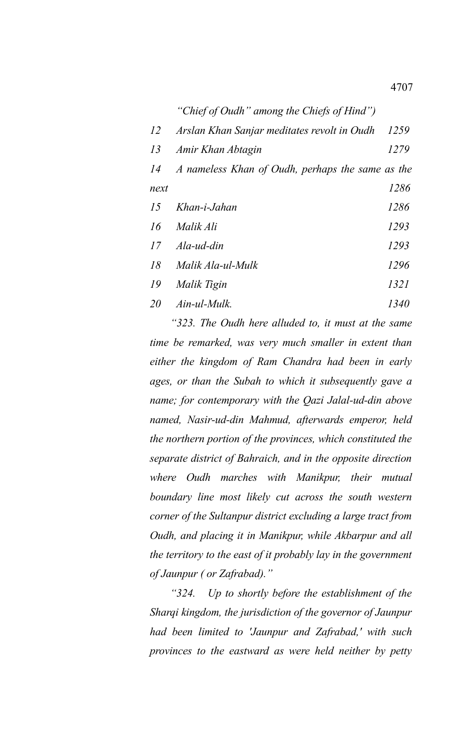*"Chief of Oudh" among the Chiefs of Hind")*

| | | |
|---|---|---|
| *12* | *Arslan Khan Sanjar meditates revolt in Oudh* | *1259* |
| *13* | *Amir Khan Abtagin* | *1279* |
| *14* | *A nameless Khan of Oudh, perhaps the same as the next* | *1286* |
| *15* | *Khan-i-Jahan* | *1286* |
| *16* | *Malik Ali* | *1293* |
| *17* | *Ala-ud-din* | *1293* |
| *18* | *Malik Ala-ul-Mulk* | *1296* |
| *19* | *Malik Tigin* | *1321* |
| *20* | *Ain-ul-Mulk.* | *1340* |

*"323. The Oudh here alluded to, it must at the same time be remarked, was very much smaller in extent than either the kingdom of Ram Chandra had been in early ages, or than the Subah to which it subsequently gave a name; for contemporary with the Qazi Jalal-ud-din above named, Nasir-ud-din Mahmud, afterwards emperor, held the northern portion of the provinces, which constituted the separate district of Bahraich, and in the opposite direction where Oudh marches with Manikpur, their mutual boundary line most likely cut across the south western corner of the Sultanpur district excluding a large tract from Oudh, and placing it in Manikpur, while Akbarpur and all the territory to the east of it probably lay in the government of Jaunpur ( or Zafrabad)."*

*"324. Up to shortly before the establishment of the Sharqi kingdom, the jurisdiction of the governor of Jaunpur had been limited to 'Jaunpur and Zafrabad,' with such provinces to the eastward as were held neither by petty*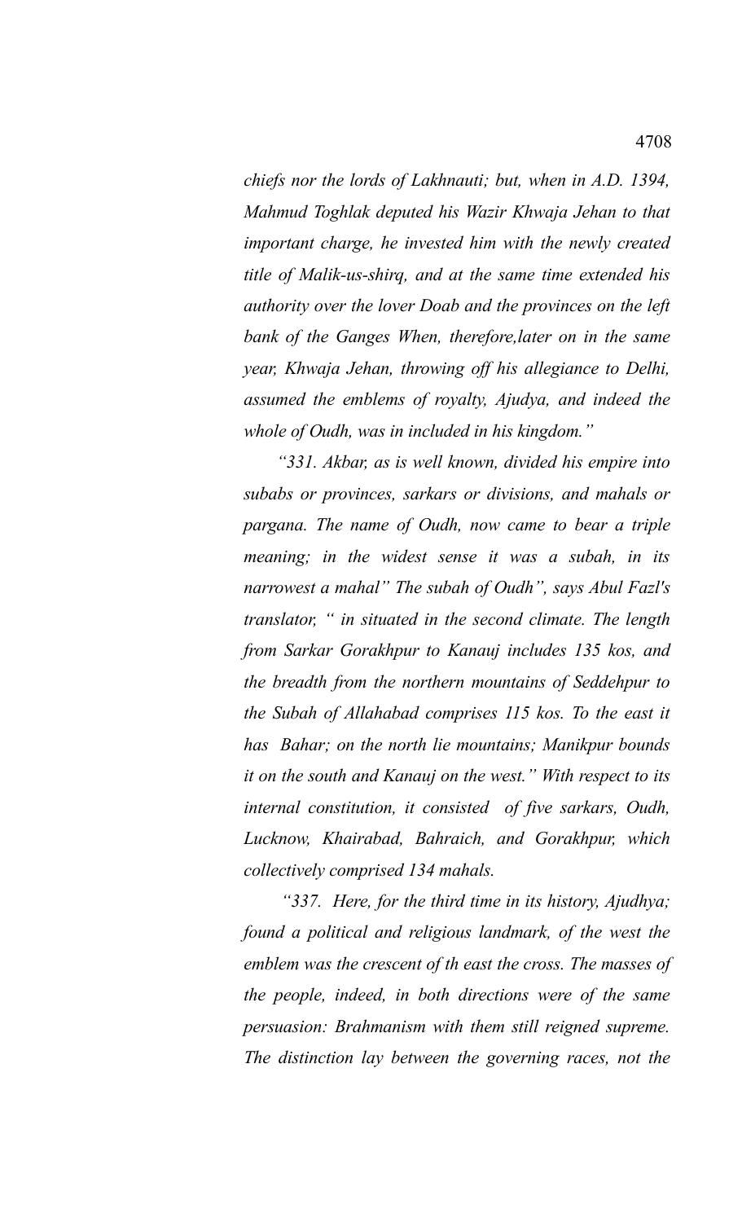*chiefs nor the lords of Lakhnauti; but, when in A.D. 1394, Mahmud Toghlak deputed his Wazir Khwaja Jehan to that important charge, he invested him with the newly created title of Malik-us-shirq, and at the same time extended his authority over the lover Doab and the provinces on the left bank of the Ganges When, therefore,later on in the same year, Khwaja Jehan, throwing off his allegiance to Delhi, assumed the emblems of royalty, Ajudya, and indeed the whole of Oudh, was in included in his kingdom."*

*"331. Akbar, as is well known, divided his empire into subabs or provinces, sarkars or divisions, and mahals or pargana. The name of Oudh, now came to bear a triple meaning; in the widest sense it was a subah, in its narrowest a mahal" The subah of Oudh", says Abul Fazl's translator, " in situated in the second climate. The length from Sarkar Gorakhpur to Kanauj includes 135 kos, and the breadth from the northern mountains of Seddehpur to the Subah of Allahabad comprises 115 kos. To the east it has Bahar; on the north lie mountains; Manikpur bounds it on the south and Kanauj on the west." With respect to its internal constitution, it consisted of five sarkars, Oudh, Lucknow, Khairabad, Bahraich, and Gorakhpur, which collectively comprised 134 mahals.*

*"337. Here, for the third time in its history, Ajudhya; found a political and religious landmark, of the west the emblem was the crescent of th east the cross. The masses of the people, indeed, in both directions were of the same persuasion: Brahmanism with them still reigned supreme. The distinction lay between the governing races, not the*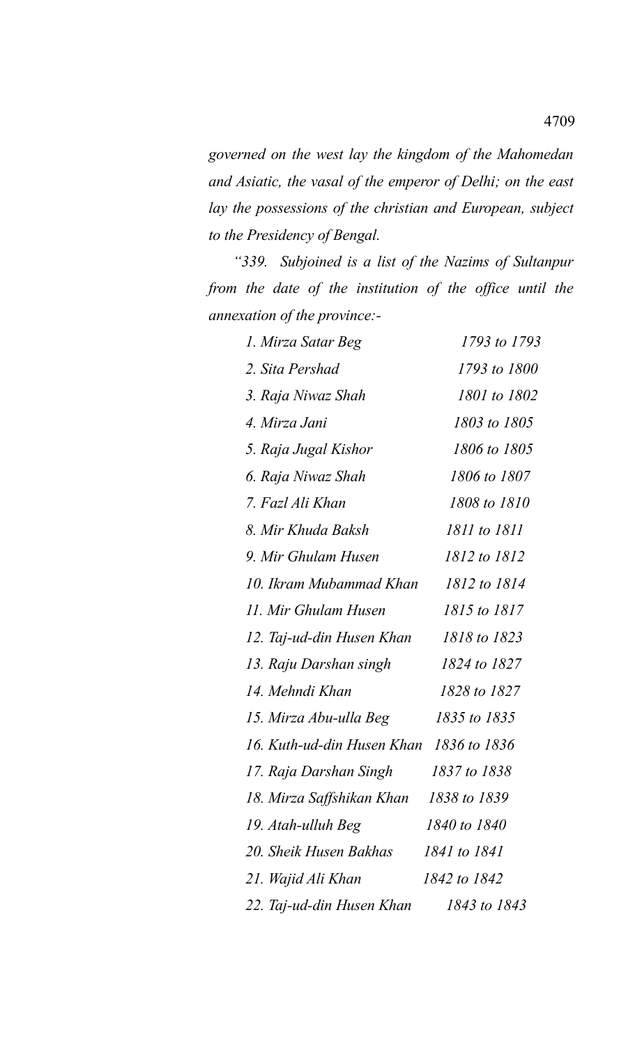*governed on the west lay the kingdom of the Mahomedan and Asiatic, the vasal of the emperor of Delhi; on the east lay the possessions of the christian and European, subject to the Presidency of Bengal.*

*"339. Subjoined is a list of the Nazims of Sultanpur from the date of the institution of the office until the annexation of the province:-*

| | |
|---|---|
| *1. Mirza Satar Beg* | *1793 to 1793* |
| *2. Sita Pershad* | *1793 to 1800* |
| *3. Raja Niwaz Shah* | *1801 to 1802* |
| *4. Mirza Jani* | *1803 to 1805* |
| *5. Raja Jugal Kishor* | *1806 to 1805* |
| *6. Raja Niwaz Shah* | *1806 to 1807* |
| *7. Fazl Ali Khan* | *1808 to 1810* |
| *8. Mir Khuda Baksh* | *1811 to 1811* |
| *9. Mir Ghulam Husen* | *1812 to 1812* |
| *10. Ikram Mubammad Khan* | *1812 to 1814* |
| *11. Mir Ghulam Husen* | *1815 to 1817* |
| *12. Taj-ud-din Husen Khan* | *1818 to 1823* |
| *13. Raju Darshan singh* | *1824 to 1827* |
| *14. Mehndi Khan* | *1828 to 1827* |
| *15. Mirza Abu-ulla Beg* | *1835 to 1835* |
| *16. Kuth-ud-din Husen Khan* | *1836 to 1836* |
| *17. Raja Darshan Singh* | *1837 to 1838* |
| *18. Mirza Saffshikan Khan* | *1838 to 1839* |
| *19. Atah-ulluh Beg* | *1840 to 1840* |
| *20. Sheik Husen Bakhas* | *1841 to 1841* |
| *21. Wajid Ali Khan* | *1842 to 1842* |
| *22. Taj-ud-din Husen Khan* | *1843 to 1843* |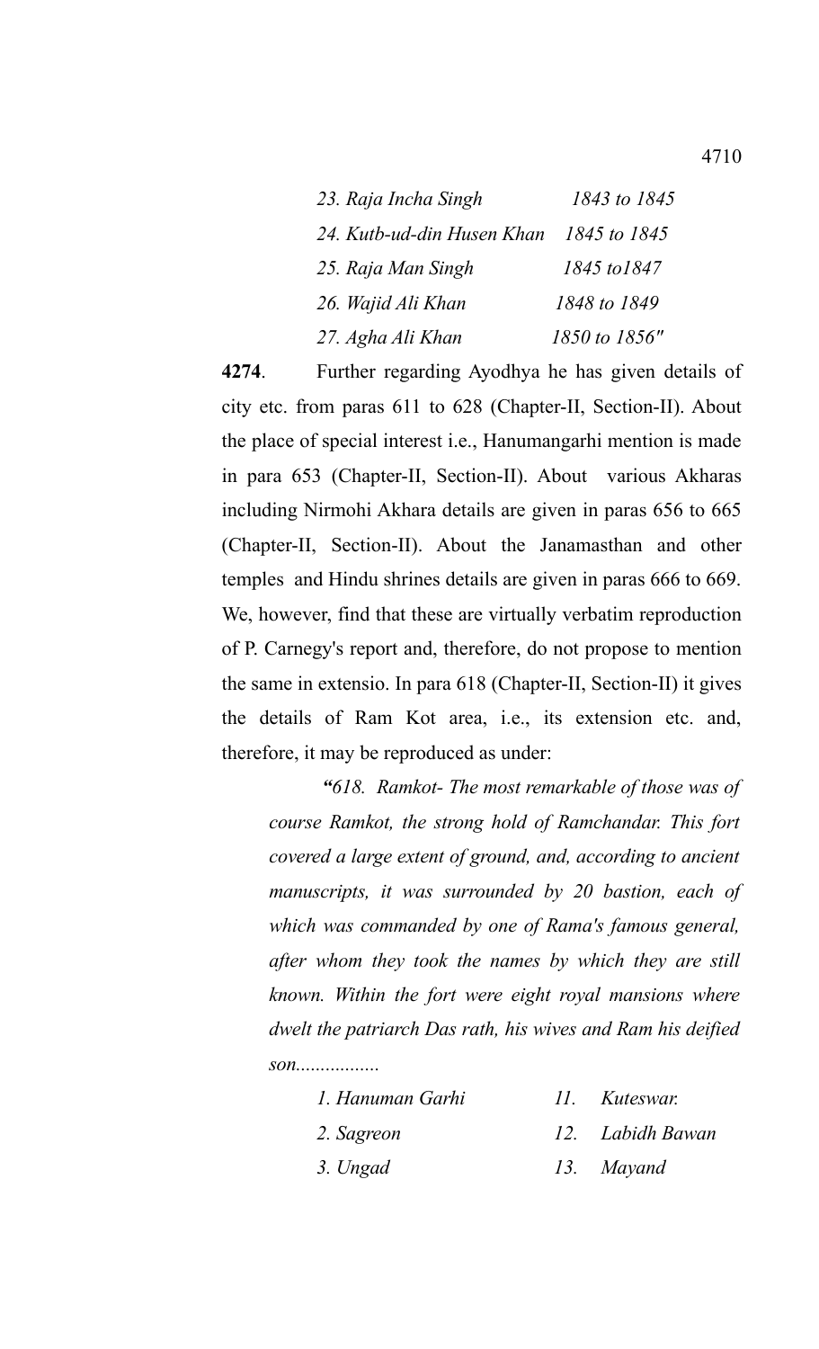*23. Raja Incha Singh 1843 to 1845*

*24. Kutb-ud-din Husen Khan 1845 to 1845*

*25. Raja Man Singh 1845 to1847*

*26. Wajid Ali Khan 1848 to 1849*

*27. Agha Ali Khan 1850 to 1856"*

**4274**. Further regarding Ayodhya he has given details of city etc. from paras 611 to 628 (Chapter-II, Section-II). About the place of special interest i.e., Hanumangarhi mention is made in para 653 (Chapter-II, Section-II). About various Akharas including Nirmohi Akhara details are given in paras 656 to 665 (Chapter-II, Section-II). About the Janamasthan and other temples and Hindu shrines details are given in paras 666 to 669. We, however, find that these are virtually verbatim reproduction of P. Carnegy's report and, therefore, do not propose to mention the same in extensio. In para 618 (Chapter-II, Section-II) it gives the details of Ram Kot area, i.e., its extension etc. and, therefore, it may be reproduced as under:

> *"618. Ramkot- The most remarkable of those was of course Ramkot, the strong hold of Ramchandar. This fort covered a large extent of ground, and, according to ancient manuscripts, it was surrounded by 20 bastion, each of which was commanded by one of Rama's famous general, after whom they took the names by which they are still known. Within the fort were eight royal mansions where dwelt the patriarch Das rath, his wives and Ram his deified son.................*

| | |
|---|---|
| *1. Hanuman Garhi* | *11. Kuteswar.* |
| *2. Sagreon* | *12. Labidh Bawan* |
| *3. Ungad* | *13. Mayand* |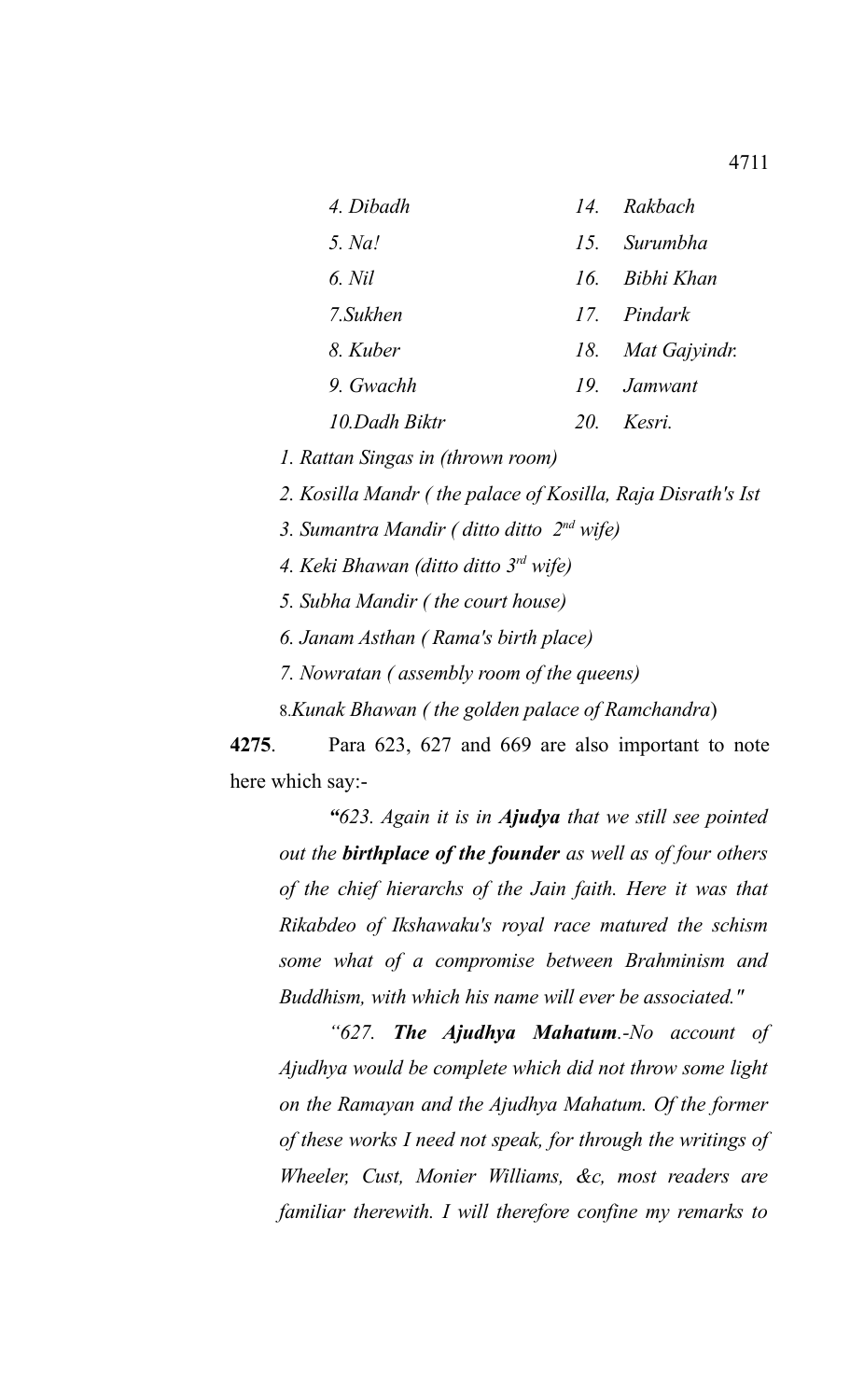| | |
|---|---|
| *4. Dibadh* | *14. Rakbach* |
| *5. Na!* | *15. Surumbha* |
| *6. Nil* | *16. Bibhi Khan* |
| *7.Sukhen* | *17. Pindark* |
| *8. Kuber* | *18. Mat Gajyindr.* |
| *9. Gwachh* | *19. Jamwant* |
| *10.Dadh Biktr* | *20. Kesri.* |

*1. Rattan Singas in (thrown room)*

*2. Kosilla Mandr ( the palace of Kosilla, Raja Disrath's Ist*

*3. Sumantra Mandir ( ditto ditto 2nd wife)*

*4. Keki Bhawan (ditto ditto 3rd wife)*

*5. Subha Mandir ( the court house)*

*6. Janam Asthan ( Rama's birth place)*

*7. Nowratan ( assembly room of the queens)*

8.*Kunak Bhawan ( the golden palace of Ramchandra*)

**4275**. Para 623, 627 and 669 are also important to note here which say:-

> ***"****623. Again it is in* ***Ajudya*** *that we still see pointed out the* ***birthplace of the founder*** *as well as of four others of the chief hierarchs of the Jain faith. Here it was that Rikabdeo of Ikshawaku's royal race matured the schism some what of a compromise between Brahminism and Buddhism, with which his name will ever be associated."*
>
> *"627.* ***The Ajudhya Mahatum****.-No account of Ajudhya would be complete which did not throw some light on the Ramayan and the Ajudhya Mahatum. Of the former of these works I need not speak, for through the writings of Wheeler, Cust, Monier Williams, &c, most readers are familiar therewith. I will therefore confine my remarks to*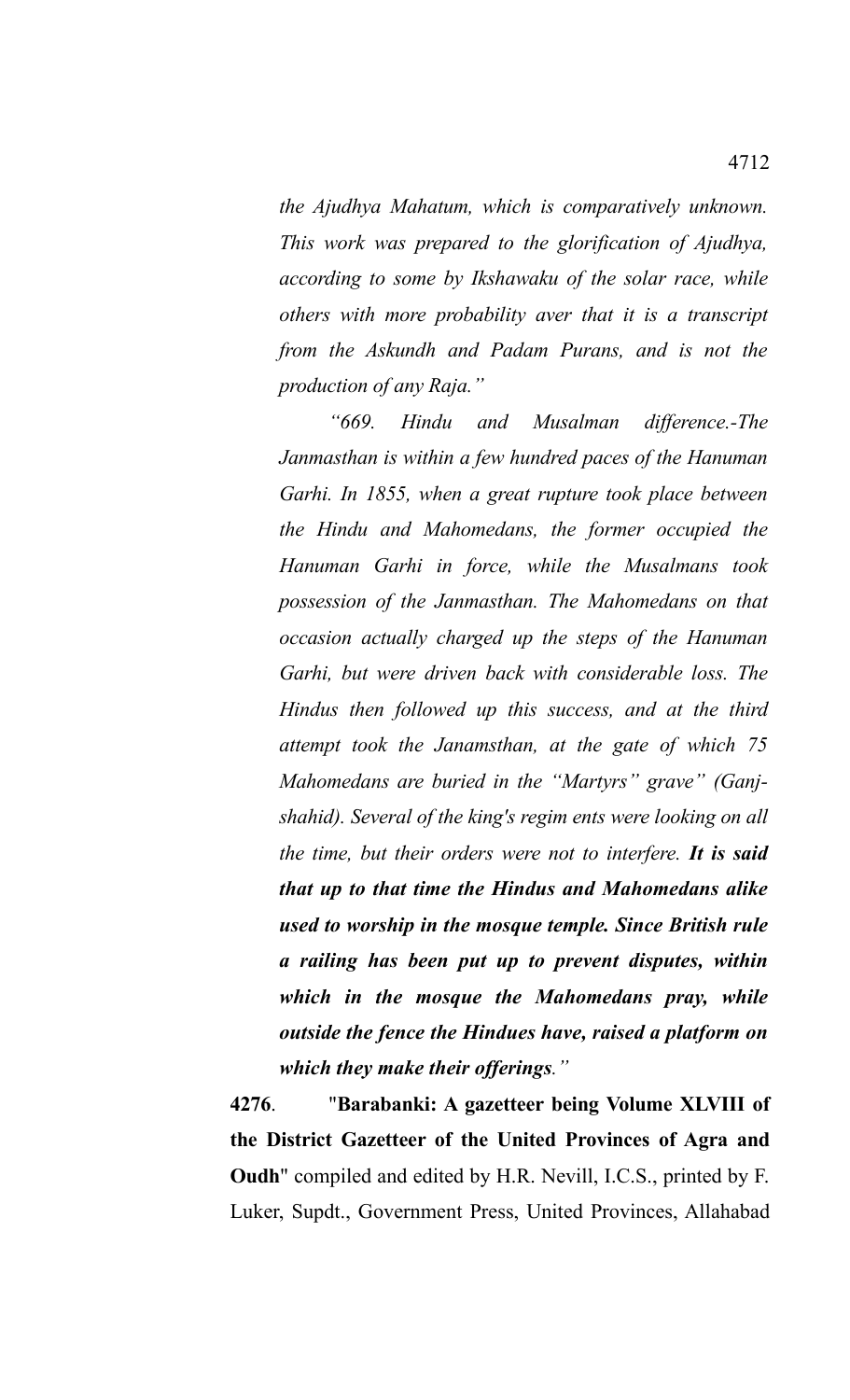*the Ajudhya Mahatum, which is comparatively unknown. This work was prepared to the glorification of Ajudhya, according to some by Ikshawaku of the solar race, while others with more probability aver that it is a transcript from the Askundh and Padam Purans, and is not the production of any Raja."*

*"669. Hindu and Musalman difference.-The Janmasthan is within a few hundred paces of the Hanuman Garhi. In 1855, when a great rupture took place between the Hindu and Mahomedans, the former occupied the Hanuman Garhi in force, while the Musalmans took possession of the Janmasthan. The Mahomedans on that occasion actually charged up the steps of the Hanuman Garhi, but were driven back with considerable loss. The Hindus then followed up this success, and at the third attempt took the Janamsthan, at the gate of which 75 Mahomedans are buried in the "Martyrs" grave" (Ganj-shahid). Several of the king's regim ents were looking on all the time, but their orders were not to interfere.* ***It is said that up to that time the Hindus and Mahomedans alike used to worship in the mosque temple. Since British rule a railing has been put up to prevent disputes, within which in the mosque the Mahomedans pray, while outside the fence the Hindues have, raised a platform on which they make their offerings****."*

**4276**. "**Barabanki: A gazetteer being Volume XLVIII of the District Gazetteer of the United Provinces of Agra and Oudh**" compiled and edited by H.R. Nevill, I.C.S., printed by F. Luker, Supdt., Government Press, United Provinces, Allahabad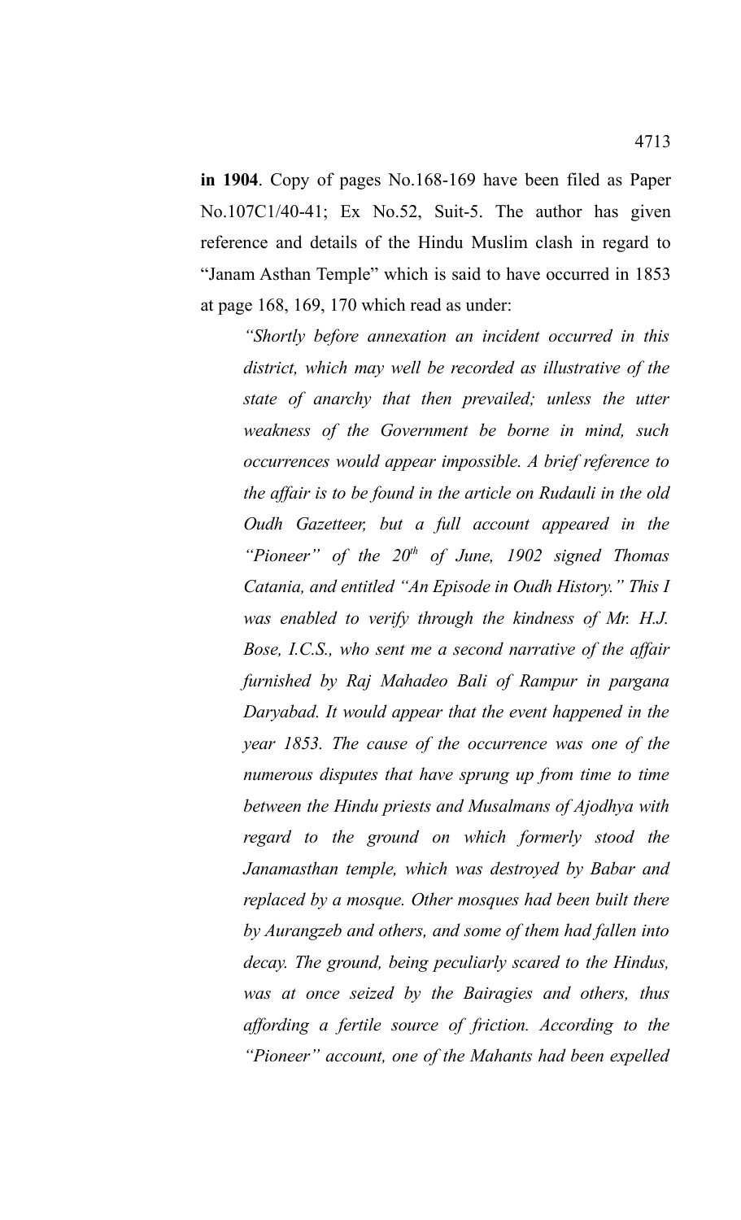**in 1904**. Copy of pages No.168-169 have been filed as Paper No.107C1/40-41; Ex No.52, Suit-5. The author has given reference and details of the Hindu Muslim clash in regard to "Janam Asthan Temple" which is said to have occurred in 1853 at page 168, 169, 170 which read as under:

> *"Shortly before annexation an incident occurred in this district, which may well be recorded as illustrative of the state of anarchy that then prevailed; unless the utter weakness of the Government be borne in mind, such occurrences would appear impossible. A brief reference to the affair is to be found in the article on Rudauli in the old Oudh Gazetteer, but a full account appeared in the "Pioneer" of the 20th of June, 1902 signed Thomas Catania, and entitled "An Episode in Oudh History." This I was enabled to verify through the kindness of Mr. H.J. Bose, I.C.S., who sent me a second narrative of the affair furnished by Raj Mahadeo Bali of Rampur in pargana Daryabad. It would appear that the event happened in the year 1853. The cause of the occurrence was one of the numerous disputes that have sprung up from time to time between the Hindu priests and Musalmans of Ajodhya with regard to the ground on which formerly stood the Janamasthan temple, which was destroyed by Babar and replaced by a mosque. Other mosques had been built there by Aurangzeb and others, and some of them had fallen into decay. The ground, being peculiarly scared to the Hindus, was at once seized by the Bairagies and others, thus affording a fertile source of friction. According to the "Pioneer" account, one of the Mahants had been expelled*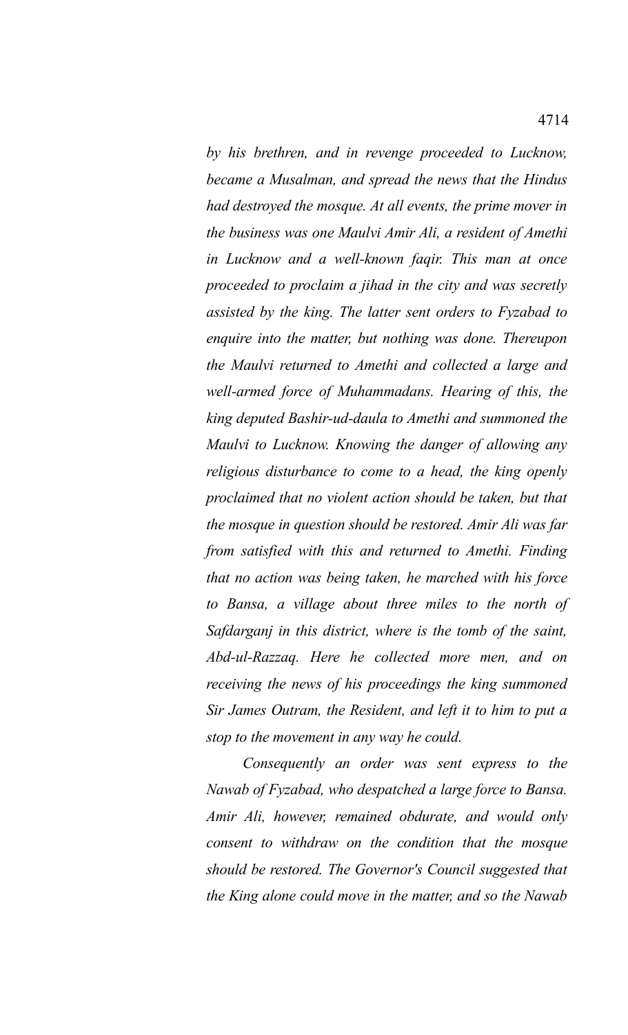*by his brethren, and in revenge proceeded to Lucknow, became a Musalman, and spread the news that the Hindus had destroyed the mosque. At all events, the prime mover in the business was one Maulvi Amir Ali, a resident of Amethi in Lucknow and a well-known faqir. This man at once proceeded to proclaim a jihad in the city and was secretly assisted by the king. The latter sent orders to Fyzabad to enquire into the matter, but nothing was done. Thereupon the Maulvi returned to Amethi and collected a large and well-armed force of Muhammadans. Hearing of this, the king deputed Bashir-ud-daula to Amethi and summoned the Maulvi to Lucknow. Knowing the danger of allowing any religious disturbance to come to a head, the king openly proclaimed that no violent action should be taken, but that the mosque in question should be restored. Amir Ali was far from satisfied with this and returned to Amethi. Finding that no action was being taken, he marched with his force to Bansa, a village about three miles to the north of Safdarganj in this district, where is the tomb of the saint, Abd-ul-Razzaq. Here he collected more men, and on receiving the news of his proceedings the king summoned Sir James Outram, the Resident, and left it to him to put a stop to the movement in any way he could.*

*Consequently an order was sent express to the Nawab of Fyzabad, who despatched a large force to Bansa. Amir Ali, however, remained obdurate, and would only consent to withdraw on the condition that the mosque should be restored. The Governor's Council suggested that the King alone could move in the matter, and so the Nawab*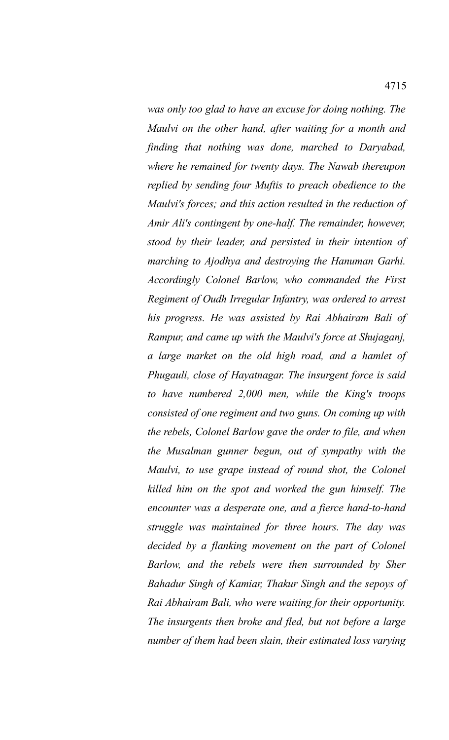*was only too glad to have an excuse for doing nothing. The Maulvi on the other hand, after waiting for a month and finding that nothing was done, marched to Daryabad, where he remained for twenty days. The Nawab thereupon replied by sending four Muftis to preach obedience to the Maulvi's forces; and this action resulted in the reduction of Amir Ali's contingent by one-half. The remainder, however, stood by their leader, and persisted in their intention of marching to Ajodhya and destroying the Hanuman Garhi. Accordingly Colonel Barlow, who commanded the First Regiment of Oudh Irregular Infantry, was ordered to arrest his progress. He was assisted by Rai Abhairam Bali of Rampur, and came up with the Maulvi's force at Shujaganj, a large market on the old high road, and a hamlet of Phugauli, close of Hayatnagar. The insurgent force is said to have numbered 2,000 men, while the King's troops consisted of one regiment and two guns. On coming up with the rebels, Colonel Barlow gave the order to file, and when the Musalman gunner begun, out of sympathy with the Maulvi, to use grape instead of round shot, the Colonel killed him on the spot and worked the gun himself. The encounter was a desperate one, and a fierce hand-to-hand struggle was maintained for three hours. The day was decided by a flanking movement on the part of Colonel Barlow, and the rebels were then surrounded by Sher Bahadur Singh of Kamiar, Thakur Singh and the sepoys of Rai Abhairam Bali, who were waiting for their opportunity. The insurgents then broke and fled, but not before a large number of them had been slain, their estimated loss varying*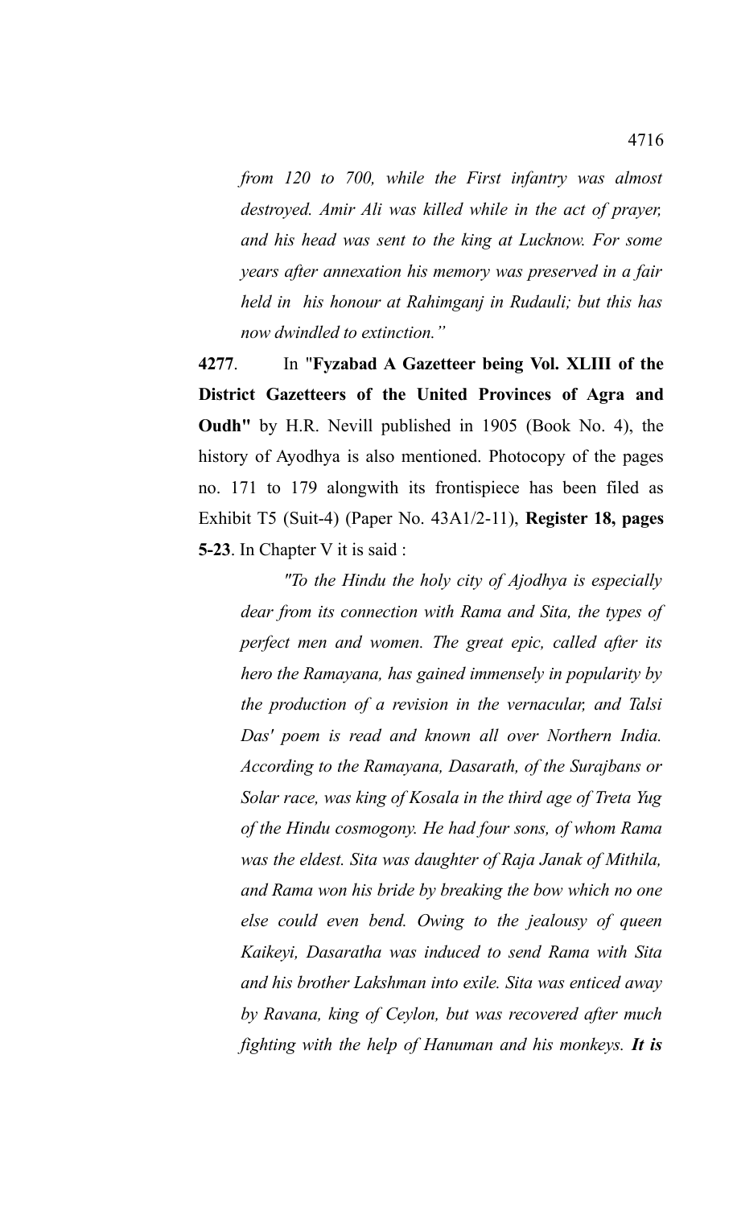*from 120 to 700, while the First infantry was almost destroyed. Amir Ali was killed while in the act of prayer, and his head was sent to the king at Lucknow. For some years after annexation his memory was preserved in a fair held in his honour at Rahimganj in Rudauli; but this has now dwindled to extinction."*

**4277**. In "**Fyzabad A Gazetteer being Vol. XLIII of the District Gazetteers of the United Provinces of Agra and Oudh"** by H.R. Nevill published in 1905 (Book No. 4), the history of Ayodhya is also mentioned. Photocopy of the pages no. 171 to 179 alongwith its frontispiece has been filed as Exhibit T5 (Suit-4) (Paper No. 43A1/2-11), **Register 18, pages 5-23**. In Chapter V it is said :

*"To the Hindu the holy city of Ajodhya is especially dear from its connection with Rama and Sita, the types of perfect men and women. The great epic, called after its hero the Ramayana, has gained immensely in popularity by the production of a revision in the vernacular, and Talsi Das' poem is read and known all over Northern India. According to the Ramayana, Dasarath, of the Surajbans or Solar race, was king of Kosala in the third age of Treta Yug of the Hindu cosmogony. He had four sons, of whom Rama was the eldest. Sita was daughter of Raja Janak of Mithila, and Rama won his bride by breaking the bow which no one else could even bend. Owing to the jealousy of queen Kaikeyi, Dasaratha was induced to send Rama with Sita and his brother Lakshman into exile. Sita was enticed away by Ravana, king of Ceylon, but was recovered after much fighting with the help of Hanuman and his monkeys.* ***It is***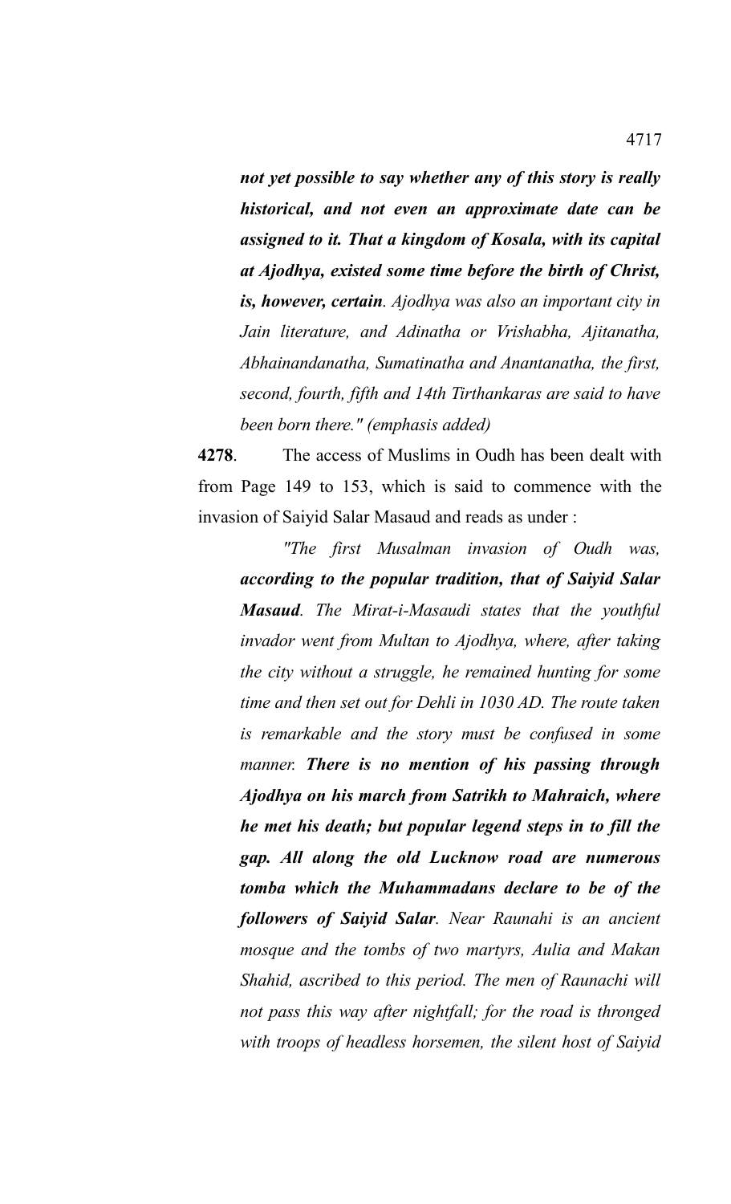*not yet possible to say whether any of this story is really historical, and not even an approximate date can be assigned to it. That a kingdom of Kosala, with its capital at Ajodhya, existed some time before the birth of Christ, is, however, certain*. *Ajodhya was also an important city in Jain literature, and Adinatha or Vrishabha, Ajitanatha, Abhainandanatha, Sumatinatha and Anantanatha, the first, second, fourth, fifth and 14th Tirthankaras are said to have been born there." (emphasis added)*

**4278**. The access of Muslims in Oudh has been dealt with from Page 149 to 153, which is said to commence with the invasion of Saiyid Salar Masaud and reads as under :

*"The first Musalman invasion of Oudh was, **according to the popular tradition, that of Saiyid Salar Masaud**. The Mirat-i-Masaudi states that the youthful invador went from Multan to Ajodhya, where, after taking the city without a struggle, he remained hunting for some time and then set out for Dehli in 1030 AD. The route taken is remarkable and the story must be confused in some manner. **There is no mention of his passing through Ajodhya on his march from Satrikh to Mahraich, where he met his death; but popular legend steps in to fill the gap. All along the old Lucknow road are numerous tomba which the Muhammadans declare to be of the followers of Saiyid Salar**. Near Raunahi is an ancient mosque and the tombs of two martyrs, Aulia and Makan Shahid, ascribed to this period. The men of Raunachi will not pass this way after nightfall; for the road is thronged with troops of headless horsemen, the silent host of Saiyid*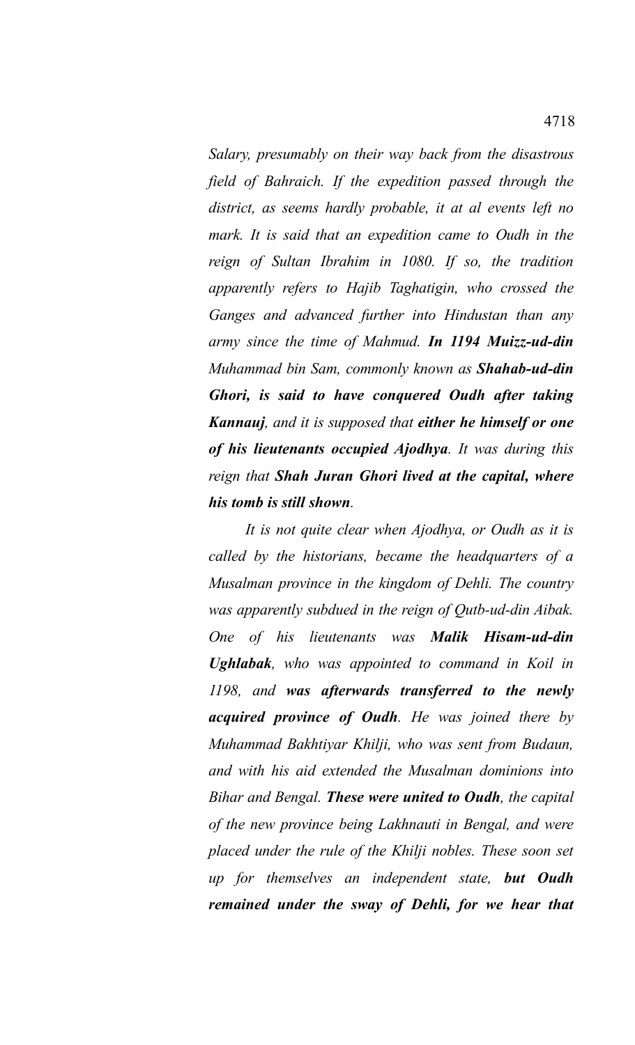*Salary, presumably on their way back from the disastrous field of Bahraich. If the expedition passed through the district, as seems hardly probable, it at al events left no mark. It is said that an expedition came to Oudh in the reign of Sultan Ibrahim in 1080. If so, the tradition apparently refers to Hajib Taghatigin, who crossed the Ganges and advanced further into Hindustan than any army since the time of Mahmud.* ***In 1194 Muizz-ud-din*** *Muhammad bin Sam, commonly known as* ***Shahab-ud-din Ghori, is said to have conquered Oudh after taking Kannauj****, and it is supposed that* ***either he himself or one of his lieutenants occupied Ajodhya****. It was during this reign that* ***Shah Juran Ghori lived at the capital, where his tomb is still shown****.*

*It is not quite clear when Ajodhya, or Oudh as it is called by the historians, became the headquarters of a Musalman province in the kingdom of Dehli. The country was apparently subdued in the reign of Qutb-ud-din Aibak. One of his lieutenants was* ***Malik Hisam-ud-din Ughlabak****, who was appointed to command in Koil in 1198, and* ***was afterwards transferred to the newly acquired province of Oudh****. He was joined there by Muhammad Bakhtiyar Khilji, who was sent from Budaun, and with his aid extended the Musalman dominions into Bihar and Bengal.* ***These were united to Oudh****, the capital of the new province being Lakhnauti in Bengal, and were placed under the rule of the Khilji nobles. These soon set up for themselves an independent state,* ***but Oudh remained under the sway of Dehli, for we hear that***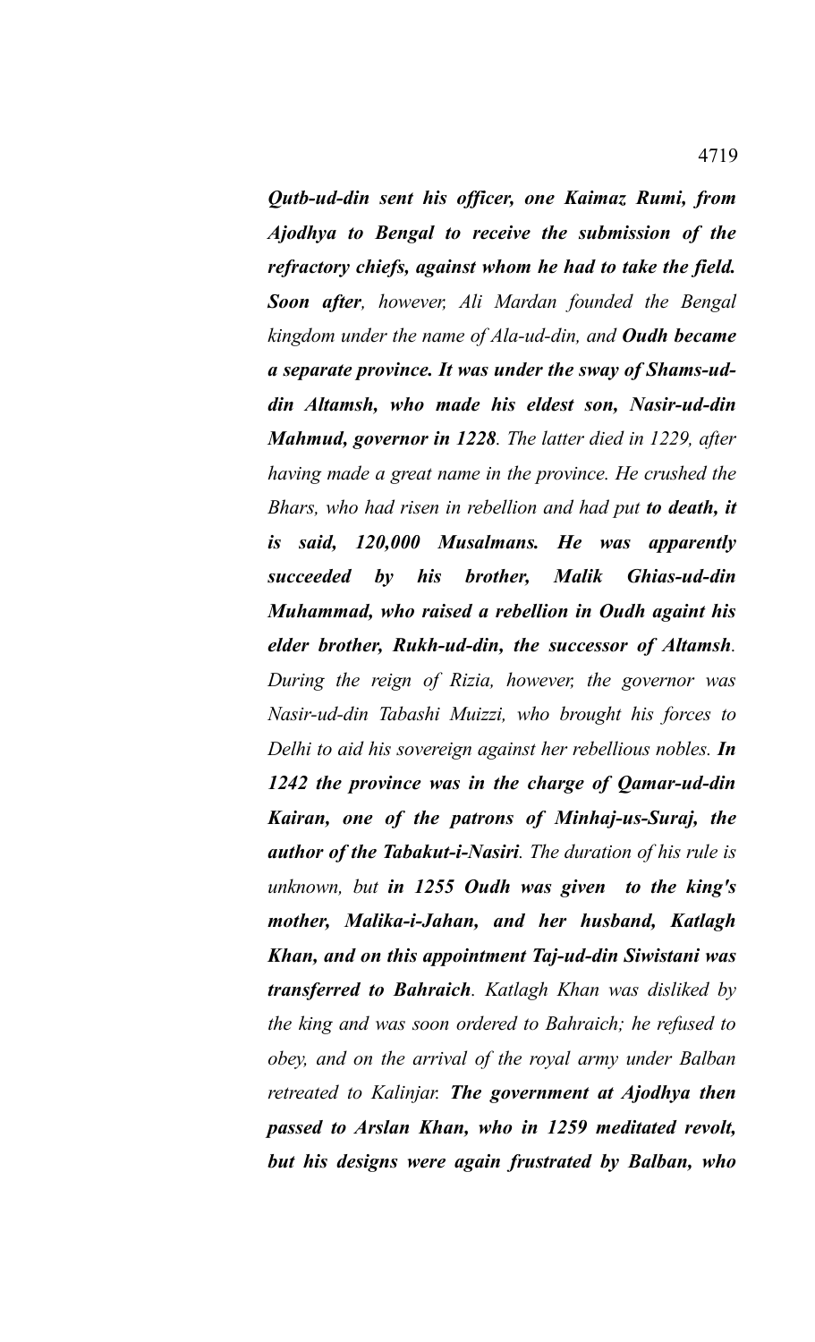***Qutb-ud-din sent his officer, one Kaimaz Rumi, from Ajodhya to Bengal to receive the submission of the refractory chiefs, against whom he had to take the field. Soon after****, however, Ali Mardan founded the Bengal kingdom under the name of Ala-ud-din, and* ***Oudh became a separate province. It was under the sway of Shams-ud-din Altamsh, who made his eldest son, Nasir-ud-din Mahmud, governor in 1228****. The latter died in 1229, after having made a great name in the province. He crushed the Bhars, who had risen in rebellion and had put* ***to death, it is said, 120,000 Musalmans. He was apparently succeeded by his brother, Malik Ghias-ud-din Muhammad, who raised a rebellion in Oudh againt his elder brother, Rukh-ud-din, the successor of Altamsh****. During the reign of Rizia, however, the governor was Nasir-ud-din Tabashi Muizzi, who brought his forces to Delhi to aid his sovereign against her rebellious nobles.* ***In 1242 the province was in the charge of Qamar-ud-din Kairan, one of the patrons of Minhaj-us-Suraj, the author of the Tabakut-i-Nasiri****. The duration of his rule is unknown, but* ***in 1255 Oudh was given to the king's mother, Malika-i-Jahan, and her husband, Katlagh Khan, and on this appointment Taj-ud-din Siwistani was transferred to Bahraich****. Katlagh Khan was disliked by the king and was soon ordered to Bahraich; he refused to obey, and on the arrival of the royal army under Balban retreated to Kalinjar.* ***The government at Ajodhya then passed to Arslan Khan, who in 1259 meditated revolt, but his designs were again frustrated by Balban, who***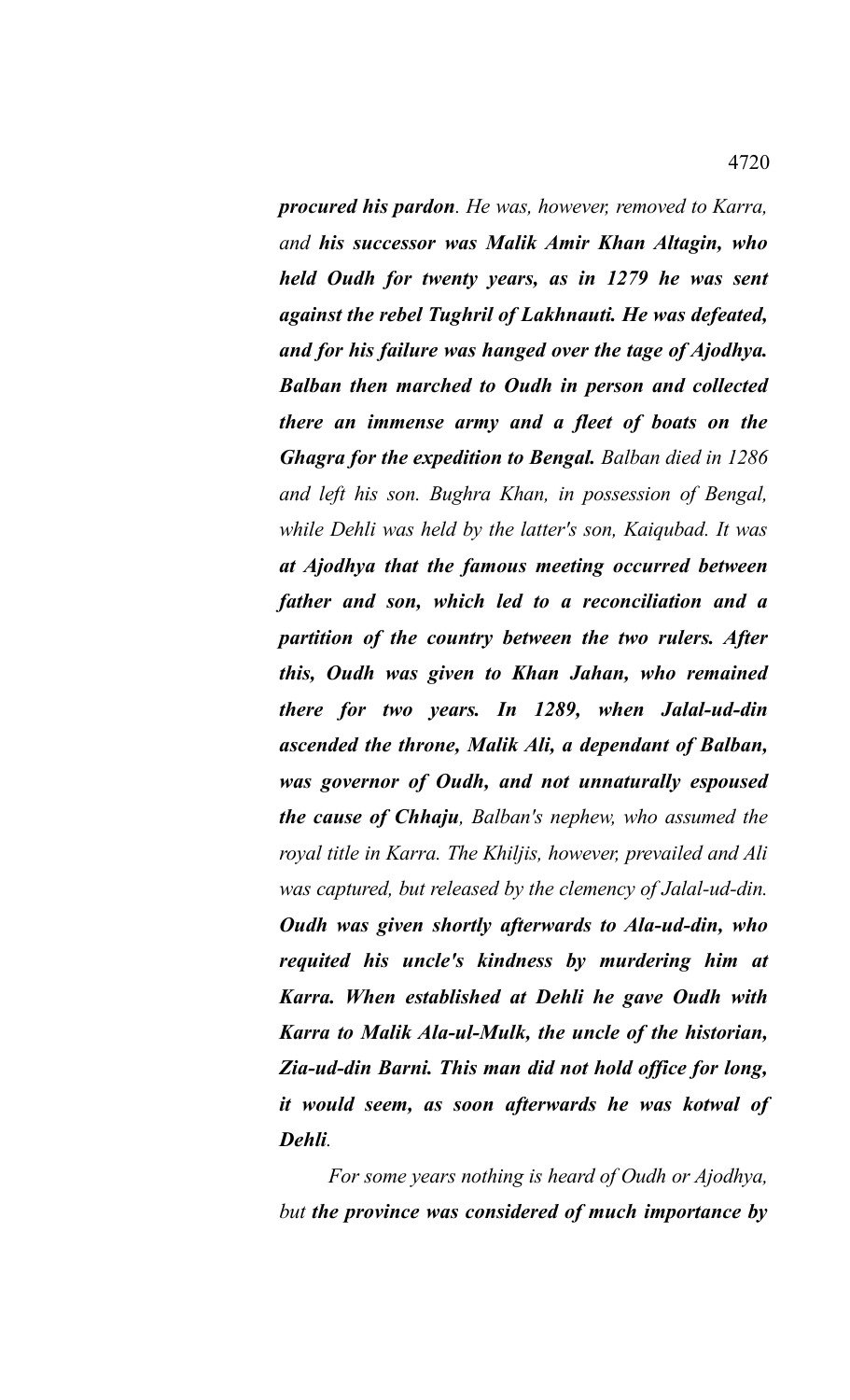***procured his pardon**. He was, however, removed to Karra, and **his successor was Malik Amir Khan Altagin, who held Oudh for twenty years, as in 1279 he was sent against the rebel Tughril of Lakhnauti. He was defeated, and for his failure was hanged over the tage of Ajodhya. Balban then marched to Oudh in person and collected there an immense army and a fleet of boats on the Ghagra for the expedition to Bengal.** Balban died in 1286 and left his son. Bughra Khan, in possession of Bengal, while Dehli was held by the latter's son, Kaiqubad. It was **at Ajodhya that the famous meeting occurred between father and son, which led to a reconciliation and a partition of the country between the two rulers. After this, Oudh was given to Khan Jahan, who remained there for two years. In 1289, when Jalal-ud-din ascended the throne, Malik Ali, a dependant of Balban, was governor of Oudh, and not unnaturally espoused the cause of Chhaju**, Balban's nephew, who assumed the royal title in Karra. The Khiljis, however, prevailed and Ali was captured, but released by the clemency of Jalal-ud-din. **Oudh was given shortly afterwards to Ala-ud-din, who requited his uncle's kindness by murdering him at Karra. When established at Dehli he gave Oudh with Karra to Malik Ala-ul-Mulk, the uncle of the historian, Zia-ud-din Barni. This man did not hold office for long, it would seem, as soon afterwards he was kotwal of Dehli**.*

*For some years nothing is heard of Oudh or Ajodhya, but **the province was considered of much importance by***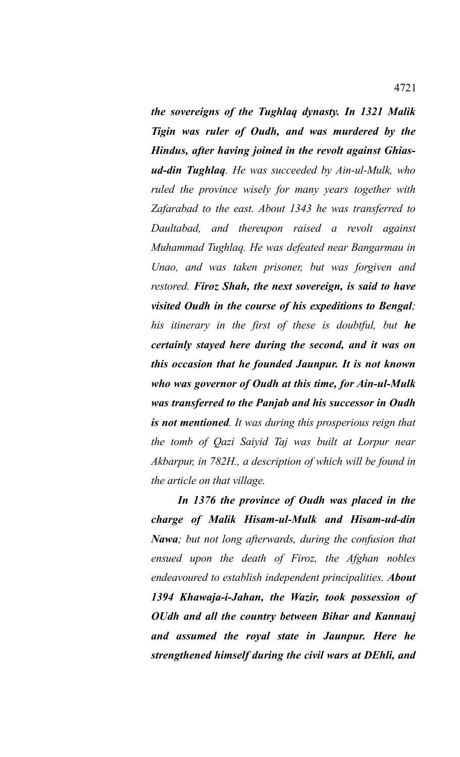***the sovereigns of the Tughlaq dynasty. In 1321 Malik Tigin was ruler of Oudh, and was murdered by the Hindus, after having joined in the revolt against Ghias-ud-din Tughlaq****. He was succeeded by Ain-ul-Mulk, who ruled the province wisely for many years together with Zafarabad to the east. About 1343 he was transferred to Daultabad, and thereupon raised a revolt against Muhammad Tughlaq. He was defeated near Bangarmau in Unao, and was taken prisoner, but was forgiven and restored.* ***Firoz Shah, the next sovereign, is said to have visited Oudh in the course of his expeditions to Bengal****; his itinerary in the first of these is doubtful, but* ***he certainly stayed here during the second, and it was on this occasion that he founded Jaunpur. It is not known who was governor of Oudh at this time, for Ain-ul-Mulk was transferred to the Panjab and his successor in Oudh is not mentioned****. It was during this prosperious reign that the tomb of Qazi Saiyid Taj was built at Lorpur near Akbarpur, in 782H., a description of which will be found in the article on that village.*

***In 1376 the province of Oudh was placed in the charge of Malik Hisam-ul-Mulk and Hisam-ud-din Nawa****; but not long afterwards, during the confusion that ensued upon the death of Firoz, the Afghan nobles endeavoured to establish independent principalities.* ***About 1394 Khawaja-i-Jahan, the Wazir, took possession of OUdh and all the country between Bihar and Kannauj and assumed the royal state in Jaunpur. Here he strengthened himself during the civil wars at DEhli, and***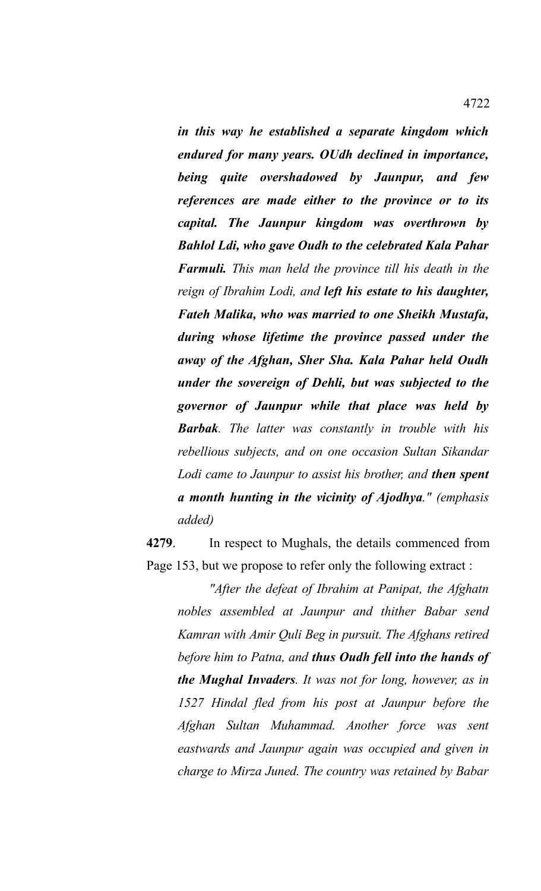*in this way he established a separate kingdom which endured for many years. OUdh declined in importance, being quite overshadowed by Jaunpur, and few references are made either to the province or to its capital. The Jaunpur kingdom was overthrown by Bahlol Ldi, who gave Oudh to the celebrated Kala Pahar Farmuli.* *This man held the province till his death in the reign of Ibrahim Lodi, and* ***left his estate to his daughter, Fateh Malika, who was married to one Sheikh Mustafa, during whose lifetime the province passed under the away of the Afghan, Sher Sha. Kala Pahar held Oudh under the sovereign of Dehli, but was subjected to the governor of Jaunpur while that place was held by Barbak****. The latter was constantly in trouble with his rebellious subjects, and on one occasion Sultan Sikandar Lodi came to Jaunpur to assist his brother, and* ***then spent a month hunting in the vicinity of Ajodhya****." (emphasis added)*

**4279**. In respect to Mughals, the details commenced from Page 153, but we propose to refer only the following extract :

*"After the defeat of Ibrahim at Panipat, the Afghatn nobles assembled at Jaunpur and thither Babar send Kamran with Amir Quli Beg in pursuit. The Afghans retired before him to Patna, and* ***thus Oudh fell into the hands of the Mughal Invaders****. It was not for long, however, as in 1527 Hindal fled from his post at Jaunpur before the Afghan Sultan Muhammad. Another force was sent eastwards and Jaunpur again was occupied and given in charge to Mirza Juned. The country was retained by Babar*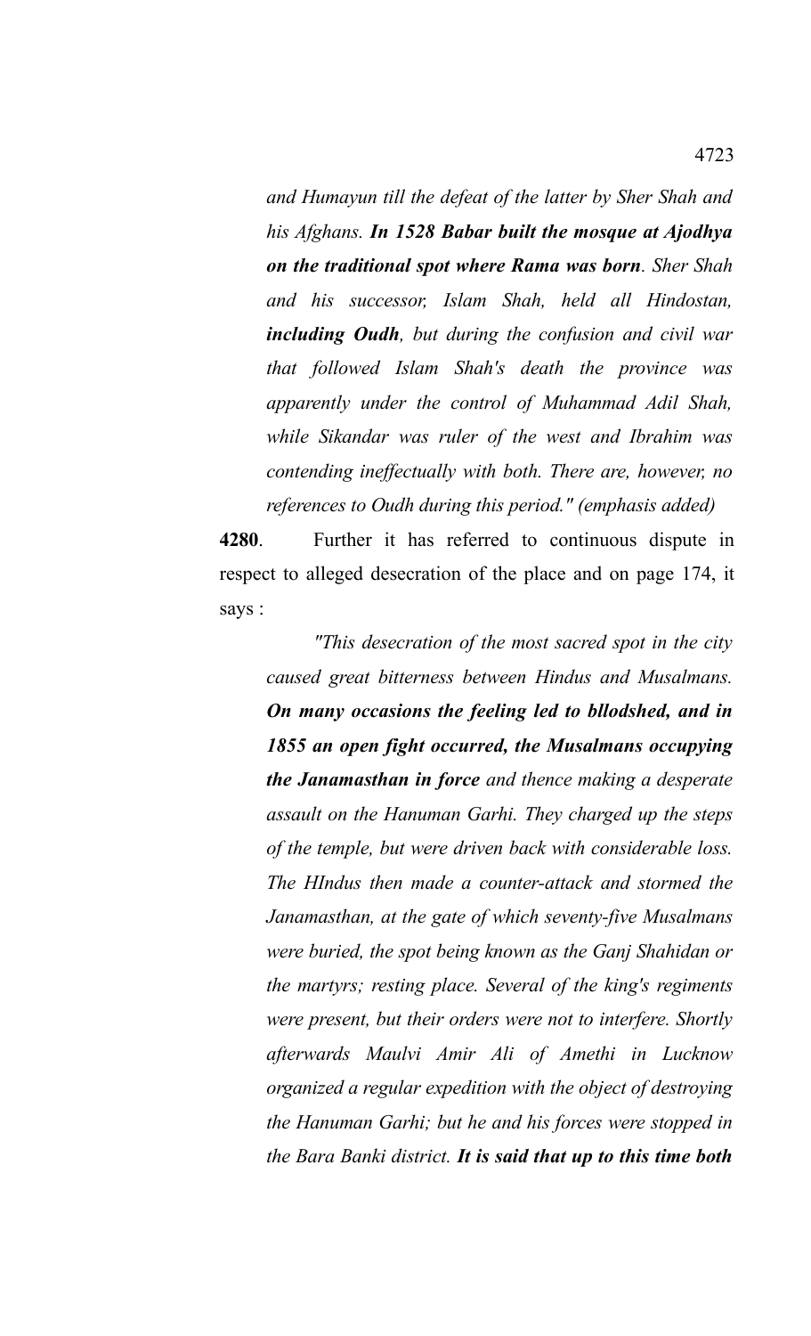*and Humayun till the defeat of the latter by Sher Shah and his Afghans.* ***In 1528 Babar built the mosque at Ajodhya on the traditional spot where Rama was born****. Sher Shah and his successor, Islam Shah, held all Hindostan,* ***including Oudh****, but during the confusion and civil war that followed Islam Shah's death the province was apparently under the control of Muhammad Adil Shah, while Sikandar was ruler of the west and Ibrahim was contending ineffectually with both. There are, however, no references to Oudh during this period." (emphasis added)*

**4280**. Further it has referred to continuous dispute in respect to alleged desecration of the place and on page 174, it says :

*"This desecration of the most sacred spot in the city caused great bitterness between Hindus and Musalmans.* ***On many occasions the feeling led to bllodshed, and in 1855 an open fight occurred, the Musalmans occupying the Janamasthan in force*** *and thence making a desperate assault on the Hanuman Garhi. They charged up the steps of the temple, but were driven back with considerable loss. The HIndus then made a counter-attack and stormed the Janamasthan, at the gate of which seventy-five Musalmans were buried, the spot being known as the Ganj Shahidan or the martyrs; resting place. Several of the king's regiments were present, but their orders were not to interfere. Shortly afterwards Maulvi Amir Ali of Amethi in Lucknow organized a regular expedition with the object of destroying the Hanuman Garhi; but he and his forces were stopped in the Bara Banki district.* ***It is said that up to this time both***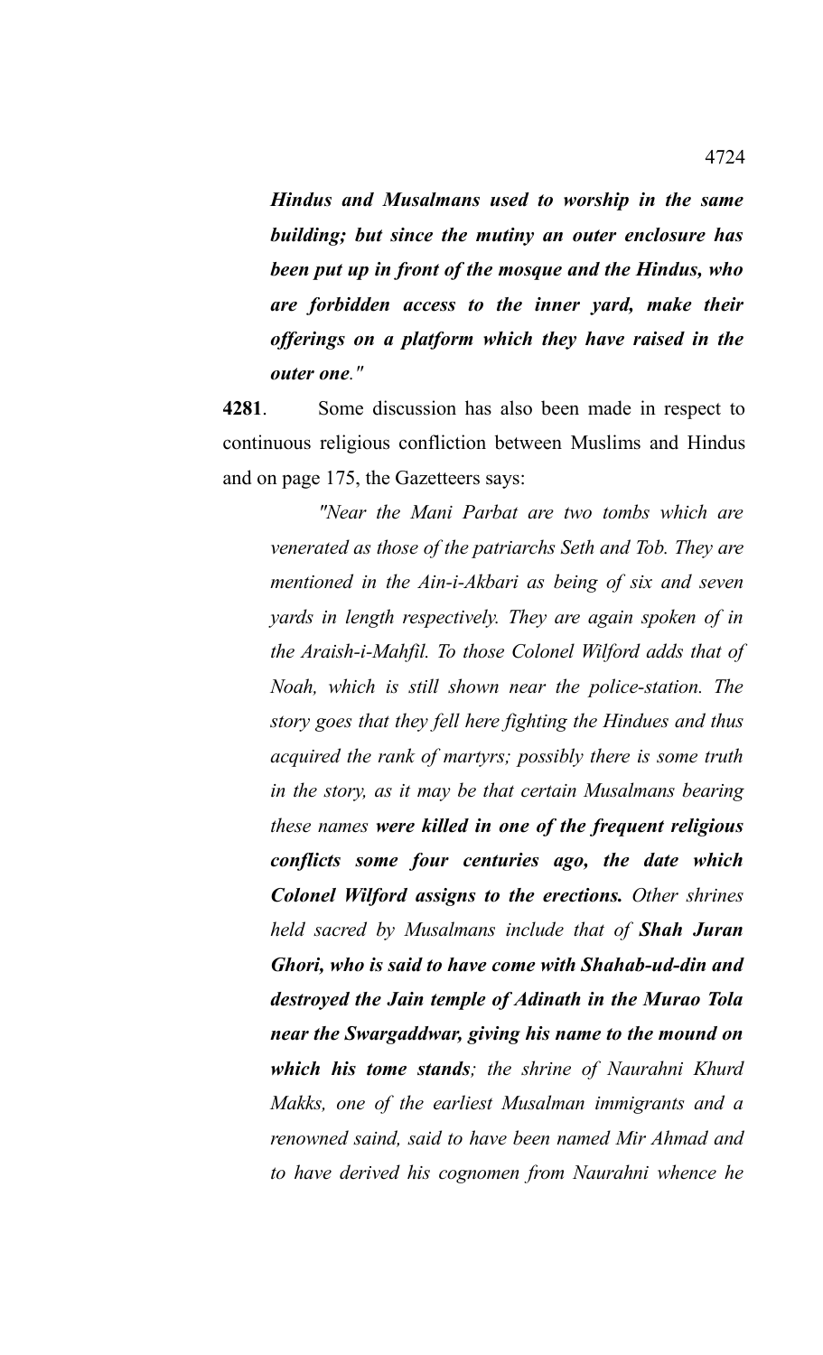*__Hindus and Musalmans used to worship in the same building; but since the mutiny an outer enclosure has been put up in front of the mosque and the Hindus, who are forbidden access to the inner yard, make their offerings on a platform which they have raised in the outer one__."*

**4281**. Some discussion has also been made in respect to continuous religious confliction between Muslims and Hindus and on page 175, the Gazetteers says:

*"Near the Mani Parbat are two tombs which are venerated as those of the patriarchs Seth and Tob. They are mentioned in the Ain-i-Akbari as being of six and seven yards in length respectively. They are again spoken of in the Araish-i-Mahfil. To those Colonel Wilford adds that of Noah, which is still shown near the police-station. The story goes that they fell here fighting the Hindues and thus acquired the rank of martyrs; possibly there is some truth in the story, as it may be that certain Musalmans bearing these names **were killed in one of the frequent religious conflicts some four centuries ago, the date which Colonel Wilford assigns to the erections.** Other shrines held sacred by Musalmans include that of **Shah Juran Ghori, who is said to have come with Shahab-ud-din and destroyed the Jain temple of Adinath in the Murao Tola near the Swargaddwar, giving his name to the mound on which his tome stands**; the shrine of Naurahni Khurd Makks, one of the earliest Musalman immigrants and a renowned saind, said to have been named Mir Ahmad and to have derived his cognomen from Naurahni whence he*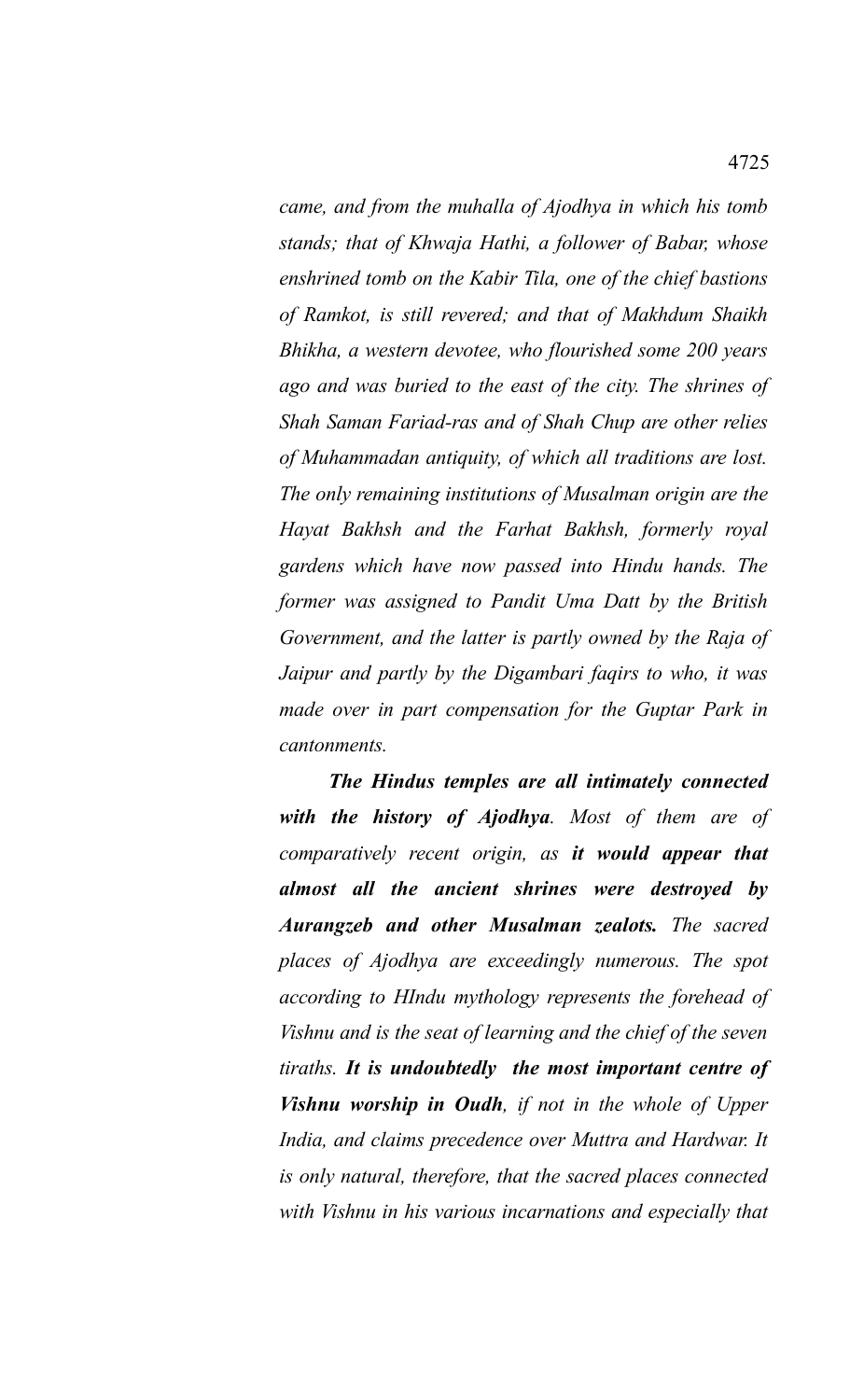*came, and from the muhalla of Ajodhya in which his tomb stands; that of Khwaja Hathi, a follower of Babar, whose enshrined tomb on the Kabir Tila, one of the chief bastions of Ramkot, is still revered; and that of Makhdum Shaikh Bhikha, a western devotee, who flourished some 200 years ago and was buried to the east of the city. The shrines of Shah Saman Fariad-ras and of Shah Chup are other relies of Muhammadan antiquity, of which all traditions are lost. The only remaining institutions of Musalman origin are the Hayat Bakhsh and the Farhat Bakhsh, formerly royal gardens which have now passed into Hindu hands. The former was assigned to Pandit Uma Datt by the British Government, and the latter is partly owned by the Raja of Jaipur and partly by the Digambari faqirs to who, it was made over in part compensation for the Guptar Park in cantonments.*

***The Hindus temples are all intimately connected with the history of Ajodhya****. Most of them are of comparatively recent origin, as* ***it would appear that almost all the ancient shrines were destroyed by Aurangzeb and other Musalman zealots.*** *The sacred places of Ajodhya are exceedingly numerous. The spot according to HIndu mythology represents the forehead of Vishnu and is the seat of learning and the chief of the seven tiraths.* ***It is undoubtedly the most important centre of Vishnu worship in Oudh****, if not in the whole of Upper India, and claims precedence over Muttra and Hardwar. It is only natural, therefore, that the sacred places connected with Vishnu in his various incarnations and especially that*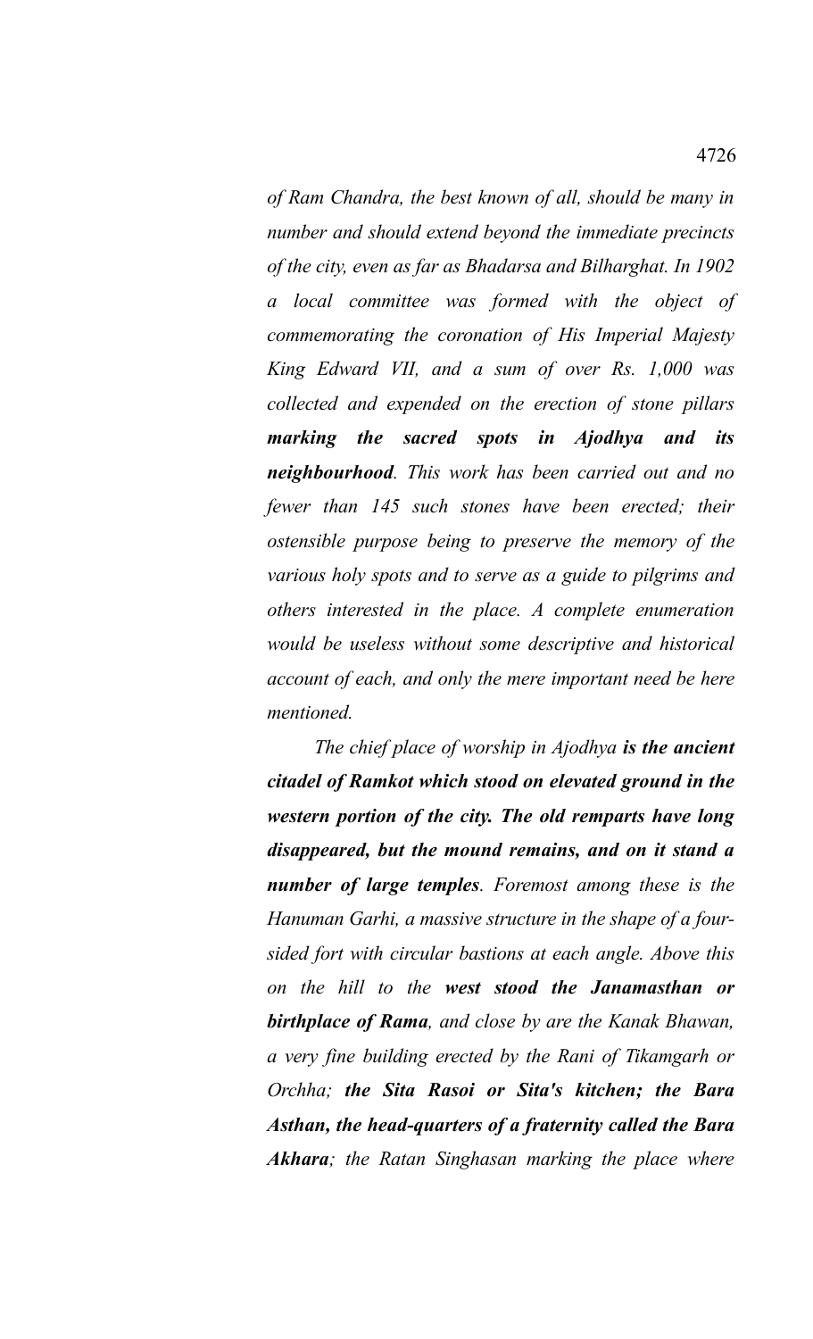*of Ram Chandra, the best known of all, should be many in number and should extend beyond the immediate precincts of the city, even as far as Bhadarsa and Bilharghat. In 1902 a local committee was formed with the object of commemorating the coronation of His Imperial Majesty King Edward VII, and a sum of over Rs. 1,000 was collected and expended on the erection of stone pillars* ***marking the sacred spots in Ajodhya and its neighbourhood****. This work has been carried out and no fewer than 145 such stones have been erected; their ostensible purpose being to preserve the memory of the various holy spots and to serve as a guide to pilgrims and others interested in the place. A complete enumeration would be useless without some descriptive and historical account of each, and only the mere important need be here mentioned.*

*The chief place of worship in Ajodhya* ***is the ancient citadel of Ramkot which stood on elevated ground in the western portion of the city. The old remparts have long disappeared, but the mound remains, and on it stand a number of large temples****. Foremost among these is the Hanuman Garhi, a massive structure in the shape of a four-sided fort with circular bastions at each angle. Above this on the hill to the* ***west stood the Janamasthan or birthplace of Rama****, and close by are the Kanak Bhawan, a very fine building erected by the Rani of Tikamgarh or Orchha;* ***the Sita Rasoi or Sita's kitchen; the Bara Asthan, the head-quarters of a fraternity called the Bara Akhara****; the Ratan Singhasan marking the place where*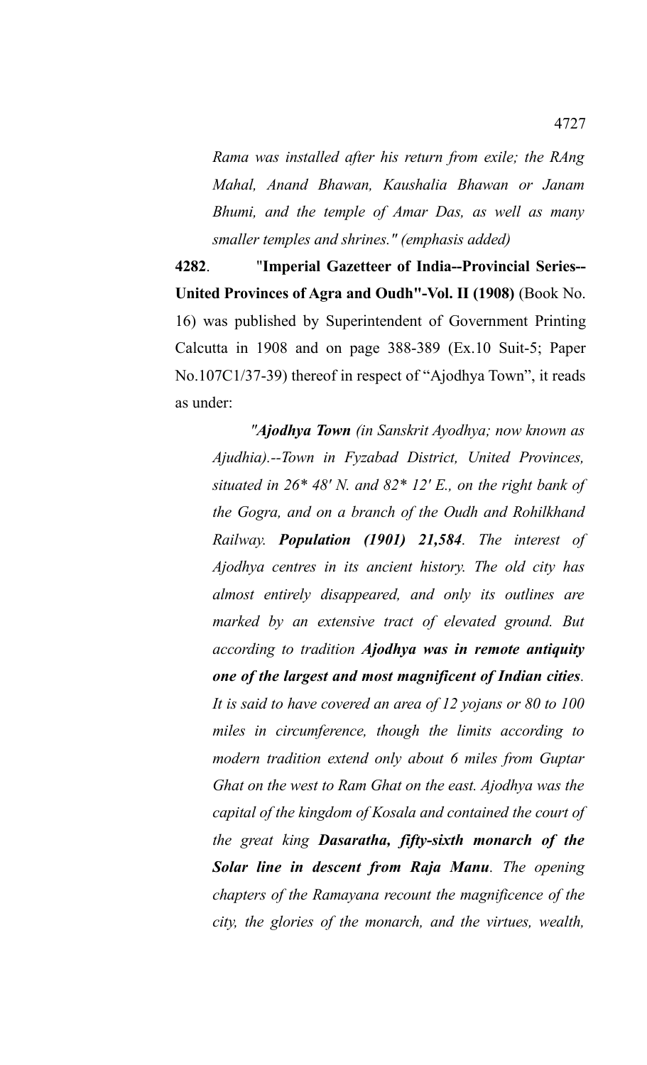*Rama was installed after his return from exile; the RAng Mahal, Anand Bhawan, Kaushalia Bhawan or Janam Bhumi, and the temple of Amar Das, as well as many smaller temples and shrines." (emphasis added)*

**4282**. "**Imperial Gazetteer of India--Provincial Series--United Provinces of Agra and Oudh"-Vol. II (1908)** (Book No. 16) was published by Superintendent of Government Printing Calcutta in 1908 and on page 388-389 (Ex.10 Suit-5; Paper No.107C1/37-39) thereof in respect of "Ajodhya Town", it reads as under:

*"**Ajodhya Town** (in Sanskrit Ayodhya; now known as Ajudhia).--Town in Fyzabad District, United Provinces, situated in 26* 48' N. and 82* 12' E., on the right bank of the Gogra, and on a branch of the Oudh and Rohilkhand Railway. **Population (1901) 21,584**. The interest of Ajodhya centres in its ancient history. The old city has almost entirely disappeared, and only its outlines are marked by an extensive tract of elevated ground. But according to tradition **Ajodhya was in remote antiquity one of the largest and most magnificent of Indian cities**. It is said to have covered an area of 12 yojans or 80 to 100 miles in circumference, though the limits according to modern tradition extend only about 6 miles from Guptar Ghat on the west to Ram Ghat on the east. Ajodhya was the capital of the kingdom of Kosala and contained the court of the great king **Dasaratha, fifty-sixth monarch of the Solar line in descent from Raja Manu**. The opening chapters of the Ramayana recount the magnificence of the city, the glories of the monarch, and the virtues, wealth,*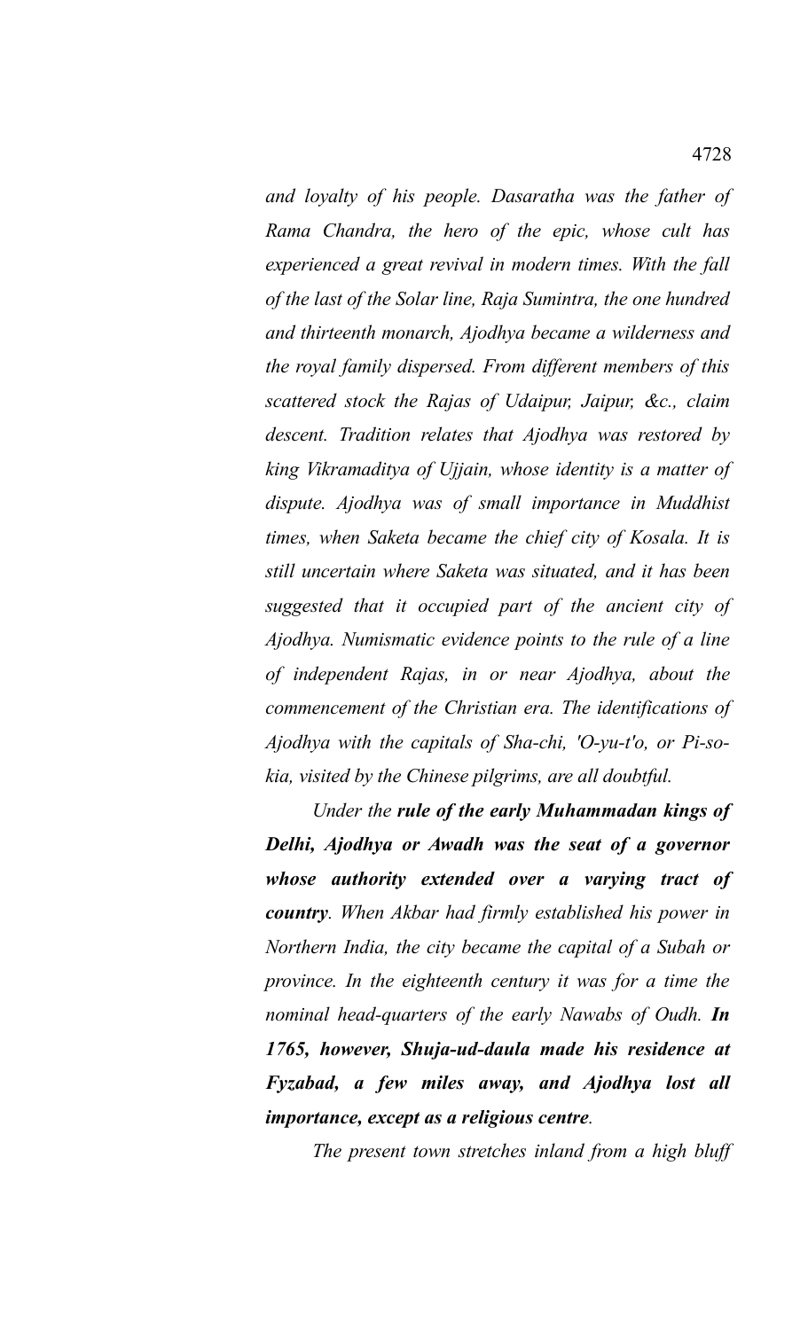*and loyalty of his people. Dasaratha was the father of Rama Chandra, the hero of the epic, whose cult has experienced a great revival in modern times. With the fall of the last of the Solar line, Raja Sumintra, the one hundred and thirteenth monarch, Ajodhya became a wilderness and the royal family dispersed. From different members of this scattered stock the Rajas of Udaipur, Jaipur, &c., claim descent. Tradition relates that Ajodhya was restored by king Vikramaditya of Ujjain, whose identity is a matter of dispute. Ajodhya was of small importance in Muddhist times, when Saketa became the chief city of Kosala. It is still uncertain where Saketa was situated, and it has been suggested that it occupied part of the ancient city of Ajodhya. Numismatic evidence points to the rule of a line of independent Rajas, in or near Ajodhya, about the commencement of the Christian era. The identifications of Ajodhya with the capitals of Sha-chi, 'O-yu-t'o, or Pi-so-kia, visited by the Chinese pilgrims, are all doubtful.*

*Under the **rule of the early Muhammadan kings of Delhi, Ajodhya or Awadh was the seat of a governor whose authority extended over a varying tract of country**. When Akbar had firmly established his power in Northern India, the city became the capital of a Subah or province. In the eighteenth century it was for a time the nominal head-quarters of the early Nawabs of Oudh. **In 1765, however, Shuja-ud-daula made his residence at Fyzabad, a few miles away, and Ajodhya lost all importance, except as a religious centre**.*

*The present town stretches inland from a high bluff*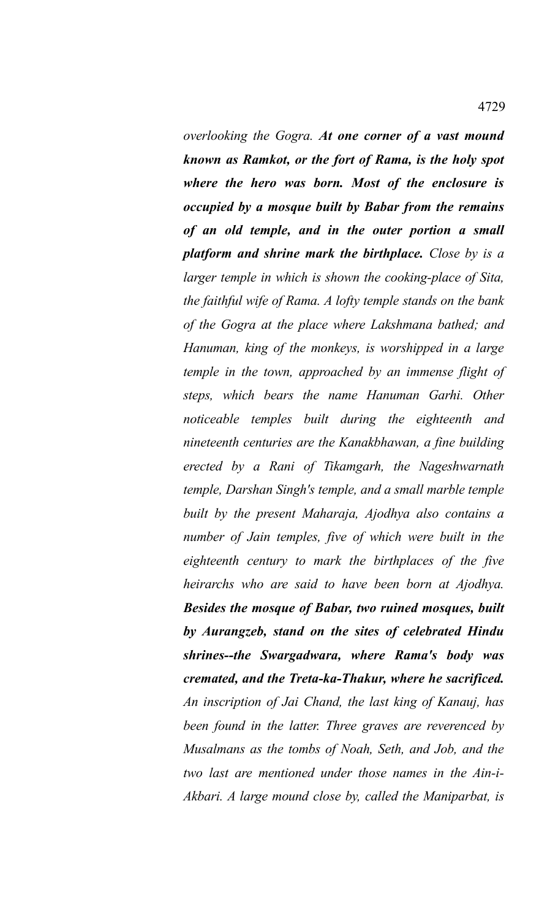*overlooking the Gogra.* ***At one corner of a vast mound known as Ramkot, or the fort of Rama, is the holy spot where the hero was born. Most of the enclosure is occupied by a mosque built by Babar from the remains of an old temple, and in the outer portion a small platform and shrine mark the birthplace.*** *Close by is a larger temple in which is shown the cooking-place of Sita, the faithful wife of Rama. A lofty temple stands on the bank of the Gogra at the place where Lakshmana bathed; and Hanuman, king of the monkeys, is worshipped in a large temple in the town, approached by an immense flight of steps, which bears the name Hanuman Garhi. Other noticeable temples built during the eighteenth and nineteenth centuries are the Kanakbhawan, a fine building erected by a Rani of Tikamgarh, the Nageshwarnath temple, Darshan Singh's temple, and a small marble temple built by the present Maharaja, Ajodhya also contains a number of Jain temples, five of which were built in the eighteenth century to mark the birthplaces of the five heirarchs who are said to have been born at Ajodhya.* ***Besides the mosque of Babar, two ruined mosques, built by Aurangzeb, stand on the sites of celebrated Hindu shrines--the Swargadwara, where Rama's body was cremated, and the Treta-ka-Thakur, where he sacrificed.*** *An inscription of Jai Chand, the last king of Kanauj, has been found in the latter. Three graves are reverenced by Musalmans as the tombs of Noah, Seth, and Job, and the two last are mentioned under those names in the Ain-i-Akbari. A large mound close by, called the Maniparbat, is*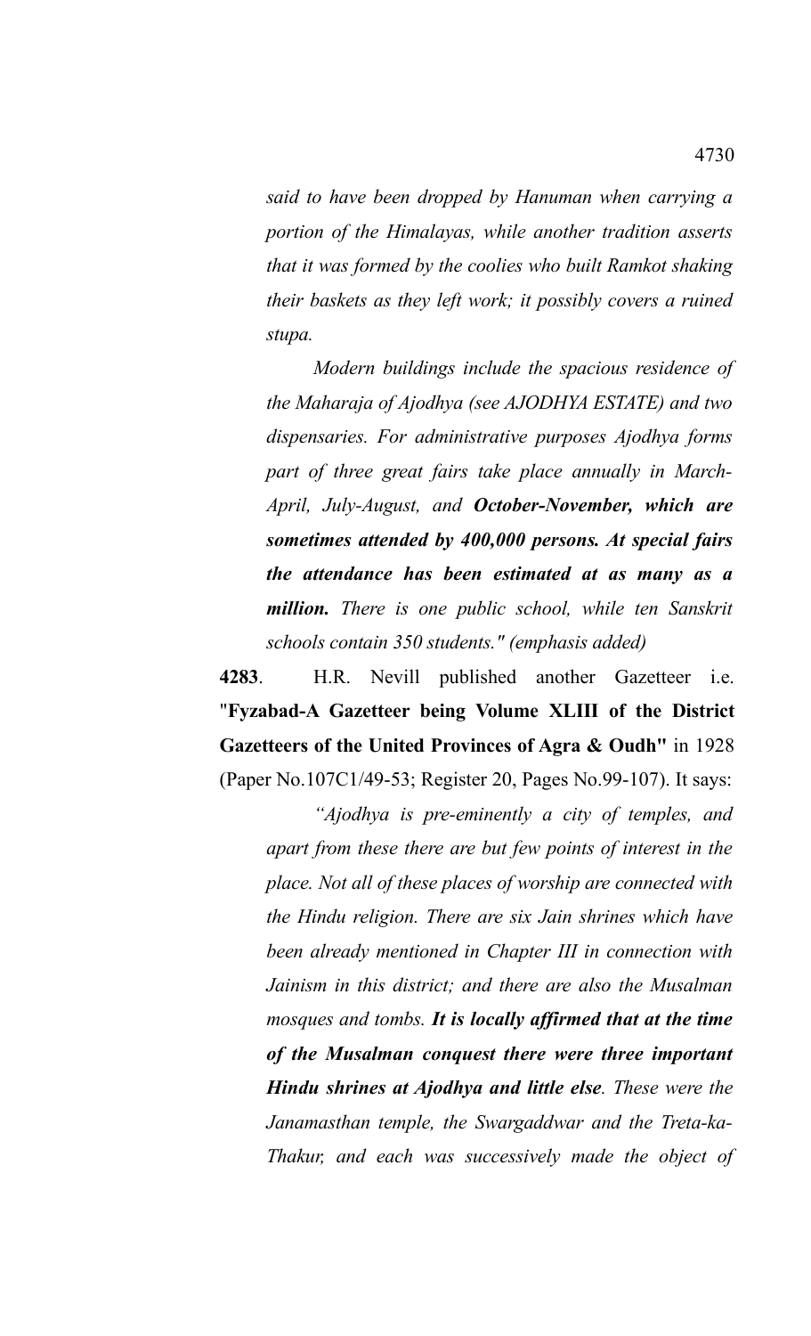*said to have been dropped by Hanuman when carrying a portion of the Himalayas, while another tradition asserts that it was formed by the coolies who built Ramkot shaking their baskets as they left work; it possibly covers a ruined stupa.*

*Modern buildings include the spacious residence of the Maharaja of Ajodhya (see AJODHYA ESTATE) and two dispensaries. For administrative purposes Ajodhya forms part of three great fairs take place annually in March-April, July-August, and* ***October-November, which are sometimes attended by 400,000 persons. At special fairs the attendance has been estimated at as many as a million.*** *There is one public school, while ten Sanskrit schools contain 350 students." (emphasis added)*

**4283**. H.R. Nevill published another Gazetteer i.e. "**Fyzabad-A Gazetteer being Volume XLIII of the District Gazetteers of the United Provinces of Agra & Oudh"** in 1928 (Paper No.107C1/49-53; Register 20, Pages No.99-107). It says:

*"Ajodhya is pre-eminently a city of temples, and apart from these there are but few points of interest in the place. Not all of these places of worship are connected with the Hindu religion. There are six Jain shrines which have been already mentioned in Chapter III in connection with Jainism in this district; and there are also the Musalman mosques and tombs.* ***It is locally affirmed that at the time of the Musalman conquest there were three important Hindu shrines at Ajodhya and little else****. These were the Janamasthan temple, the Swargaddwar and the Treta-ka-Thakur, and each was successively made the object of*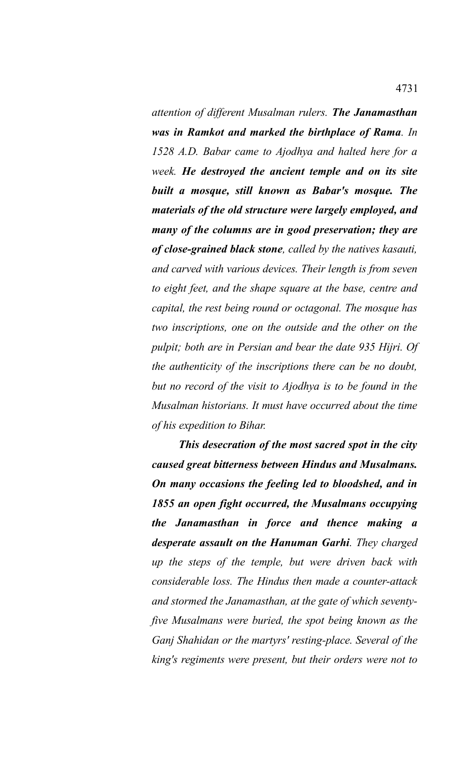*attention of different Musalman rulers. **The Janamasthan was in Ramkot and marked the birthplace of Rama**. In 1528 A.D. Babar came to Ajodhya and halted here for a week. **He destroyed the ancient temple and on its site built a mosque, still known as Babar's mosque. The materials of the old structure were largely employed, and many of the columns are in good preservation; they are of close-grained black stone**, called by the natives kasauti, and carved with various devices. Their length is from seven to eight feet, and the shape square at the base, centre and capital, the rest being round or octagonal. The mosque has two inscriptions, one on the outside and the other on the pulpit; both are in Persian and bear the date 935 Hijri. Of the authenticity of the inscriptions there can be no doubt, but no record of the visit to Ajodhya is to be found in the Musalman historians. It must have occurred about the time of his expedition to Bihar.*

***This desecration of the most sacred spot in the city caused great bitterness between Hindus and Musalmans. On many occasions the feeling led to bloodshed, and in 1855 an open fight occurred, the Musalmans occupying the Janamasthan in force and thence making a desperate assault on the Hanuman Garhi**. They charged up the steps of the temple, but were driven back with considerable loss. The Hindus then made a counter-attack and stormed the Janamasthan, at the gate of which seventy-five Musalmans were buried, the spot being known as the Ganj Shahidan or the martyrs' resting-place. Several of the king's regiments were present, but their orders were not to*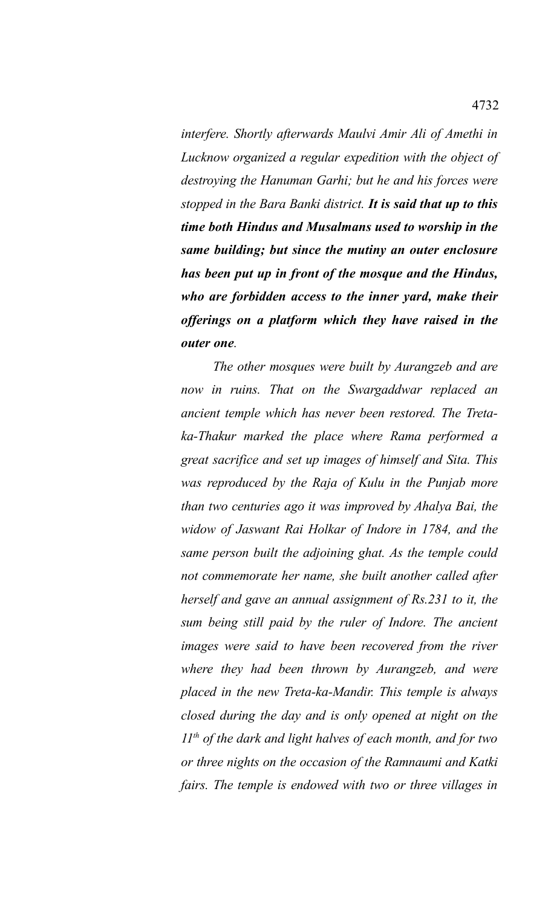*interfere. Shortly afterwards Maulvi Amir Ali of Amethi in Lucknow organized a regular expedition with the object of destroying the Hanuman Garhi; but he and his forces were stopped in the Bara Banki district.* ***It is said that up to this time both Hindus and Musalmans used to worship in the same building; but since the mutiny an outer enclosure has been put up in front of the mosque and the Hindus, who are forbidden access to the inner yard, make their offerings on a platform which they have raised in the outer one****.*

*The other mosques were built by Aurangzeb and are now in ruins. That on the Swargaddwar replaced an ancient temple which has never been restored. The Treta-ka-Thakur marked the place where Rama performed a great sacrifice and set up images of himself and Sita. This was reproduced by the Raja of Kulu in the Punjab more than two centuries ago it was improved by Ahalya Bai, the widow of Jaswant Rai Holkar of Indore in 1784, and the same person built the adjoining ghat. As the temple could not commemorate her name, she built another called after herself and gave an annual assignment of Rs.231 to it, the sum being still paid by the ruler of Indore. The ancient images were said to have been recovered from the river where they had been thrown by Aurangzeb, and were placed in the new Treta-ka-Mandir. This temple is always closed during the day and is only opened at night on the 11th of the dark and light halves of each month, and for two or three nights on the occasion of the Ramnaumi and Katki fairs. The temple is endowed with two or three villages in*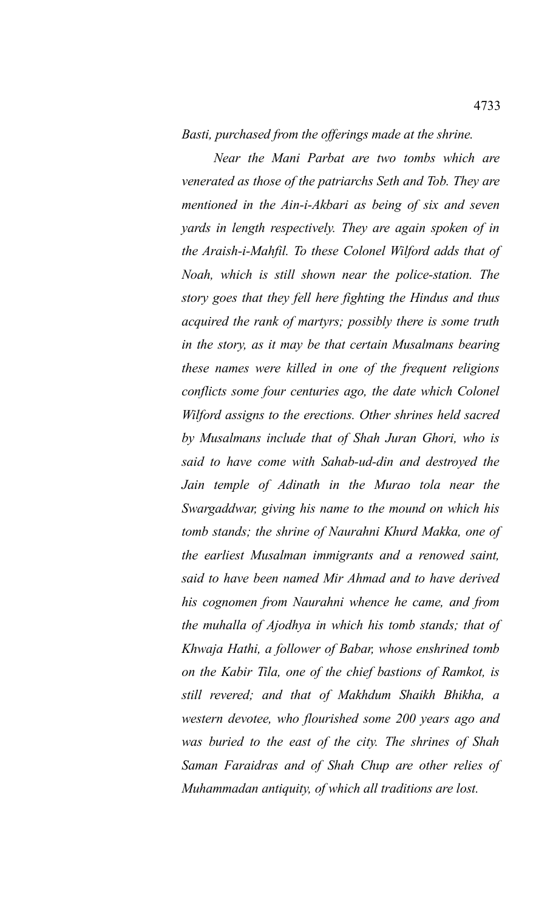*Basti, purchased from the offerings made at the shrine.*

*Near the Mani Parbat are two tombs which are venerated as those of the patriarchs Seth and Tob. They are mentioned in the Ain-i-Akbari as being of six and seven yards in length respectively. They are again spoken of in the Araish-i-Mahfil. To these Colonel Wilford adds that of Noah, which is still shown near the police-station. The story goes that they fell here fighting the Hindus and thus acquired the rank of martyrs; possibly there is some truth in the story, as it may be that certain Musalmans bearing these names were killed in one of the frequent religions conflicts some four centuries ago, the date which Colonel Wilford assigns to the erections. Other shrines held sacred by Musalmans include that of Shah Juran Ghori, who is said to have come with Sahab-ud-din and destroyed the Jain temple of Adinath in the Murao tola near the Swargaddwar, giving his name to the mound on which his tomb stands; the shrine of Naurahni Khurd Makka, one of the earliest Musalman immigrants and a renowed saint, said to have been named Mir Ahmad and to have derived his cognomen from Naurahni whence he came, and from the muhalla of Ajodhya in which his tomb stands; that of Khwaja Hathi, a follower of Babar, whose enshrined tomb on the Kabir Tila, one of the chief bastions of Ramkot, is still revered; and that of Makhdum Shaikh Bhikha, a western devotee, who flourished some 200 years ago and was buried to the east of the city. The shrines of Shah Saman Faraidras and of Shah Chup are other relies of Muhammadan antiquity, of which all traditions are lost.*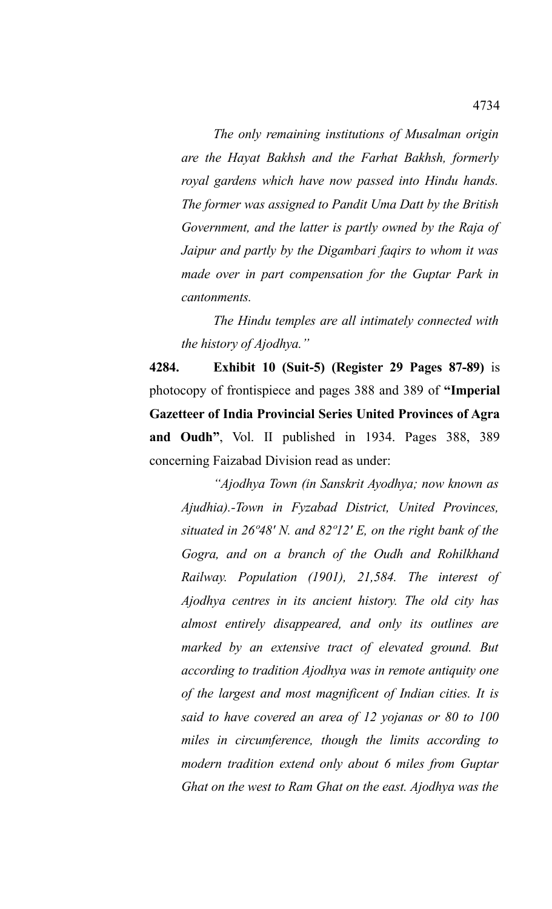*The only remaining institutions of Musalman origin are the Hayat Bakhsh and the Farhat Bakhsh, formerly royal gardens which have now passed into Hindu hands. The former was assigned to Pandit Uma Datt by the British Government, and the latter is partly owned by the Raja of Jaipur and partly by the Digambari faqirs to whom it was made over in part compensation for the Guptar Park in cantonments.*

*The Hindu temples are all intimately connected with the history of Ajodhya."*

**4284. Exhibit 10 (Suit-5) (Register 29 Pages 87-89)** is photocopy of frontispiece and pages 388 and 389 of **"Imperial Gazetteer of India Provincial Series United Provinces of Agra and Oudh"**, Vol. II published in 1934. Pages 388, 389 concerning Faizabad Division read as under:

*"Ajodhya Town (in Sanskrit Ayodhya; now known as Ajudhia).-Town in Fyzabad District, United Provinces, situated in 26º48' N. and 82º12' E, on the right bank of the Gogra, and on a branch of the Oudh and Rohilkhand Railway. Population (1901), 21,584. The interest of Ajodhya centres in its ancient history. The old city has almost entirely disappeared, and only its outlines are marked by an extensive tract of elevated ground. But according to tradition Ajodhya was in remote antiquity one of the largest and most magnificent of Indian cities. It is said to have covered an area of 12 yojanas or 80 to 100 miles in circumference, though the limits according to modern tradition extend only about 6 miles from Guptar Ghat on the west to Ram Ghat on the east. Ajodhya was the*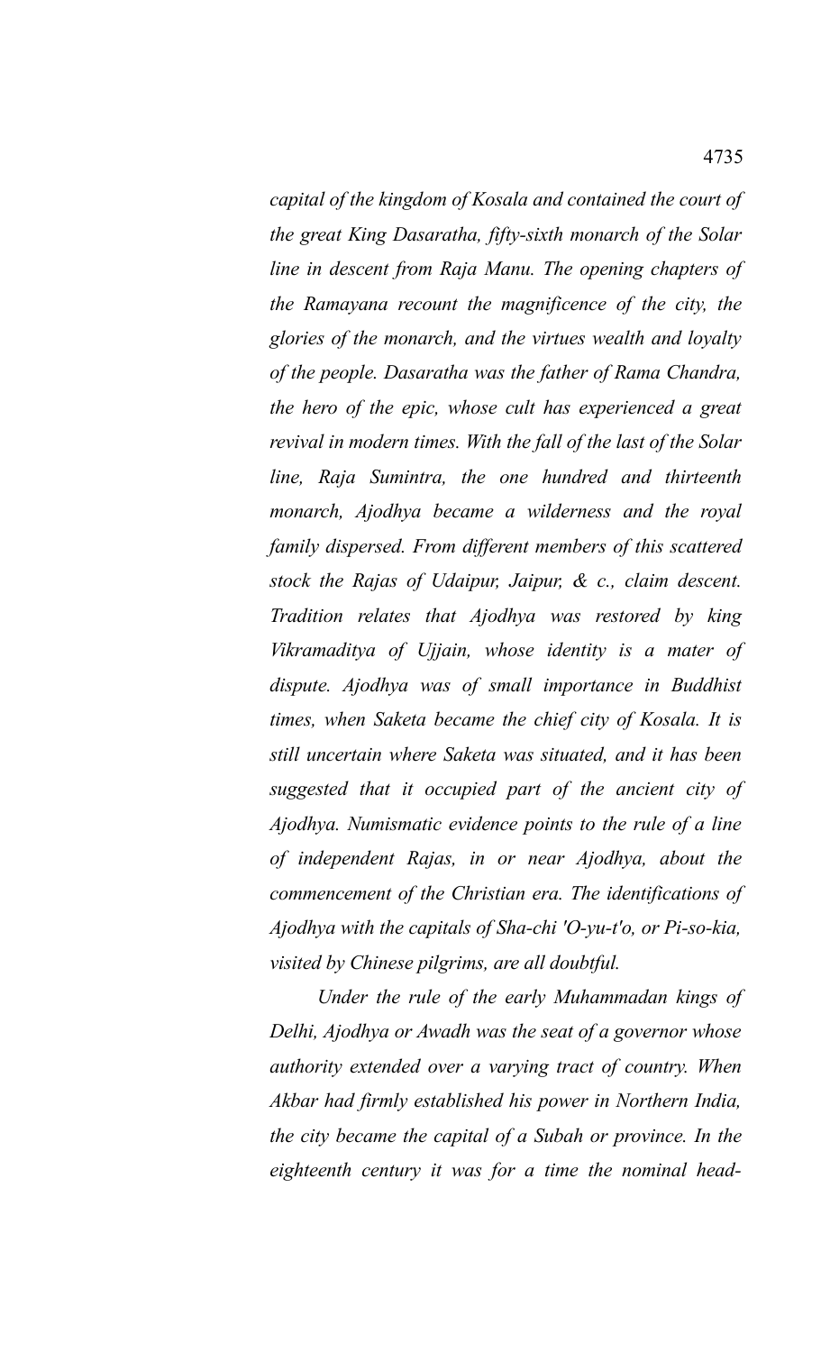*capital of the kingdom of Kosala and contained the court of the great King Dasaratha, fifty-sixth monarch of the Solar line in descent from Raja Manu. The opening chapters of the Ramayana recount the magnificence of the city, the glories of the monarch, and the virtues wealth and loyalty of the people. Dasaratha was the father of Rama Chandra, the hero of the epic, whose cult has experienced a great revival in modern times. With the fall of the last of the Solar line, Raja Sumintra, the one hundred and thirteenth monarch, Ajodhya became a wilderness and the royal family dispersed. From different members of this scattered stock the Rajas of Udaipur, Jaipur, & c., claim descent. Tradition relates that Ajodhya was restored by king Vikramaditya of Ujjain, whose identity is a mater of dispute. Ajodhya was of small importance in Buddhist times, when Saketa became the chief city of Kosala. It is still uncertain where Saketa was situated, and it has been suggested that it occupied part of the ancient city of Ajodhya. Numismatic evidence points to the rule of a line of independent Rajas, in or near Ajodhya, about the commencement of the Christian era. The identifications of Ajodhya with the capitals of Sha-chi 'O-yu-t'o, or Pi-so-kia, visited by Chinese pilgrims, are all doubtful.*

*Under the rule of the early Muhammadan kings of Delhi, Ajodhya or Awadh was the seat of a governor whose authority extended over a varying tract of country. When Akbar had firmly established his power in Northern India, the city became the capital of a Subah or province. In the eighteenth century it was for a time the nominal head-*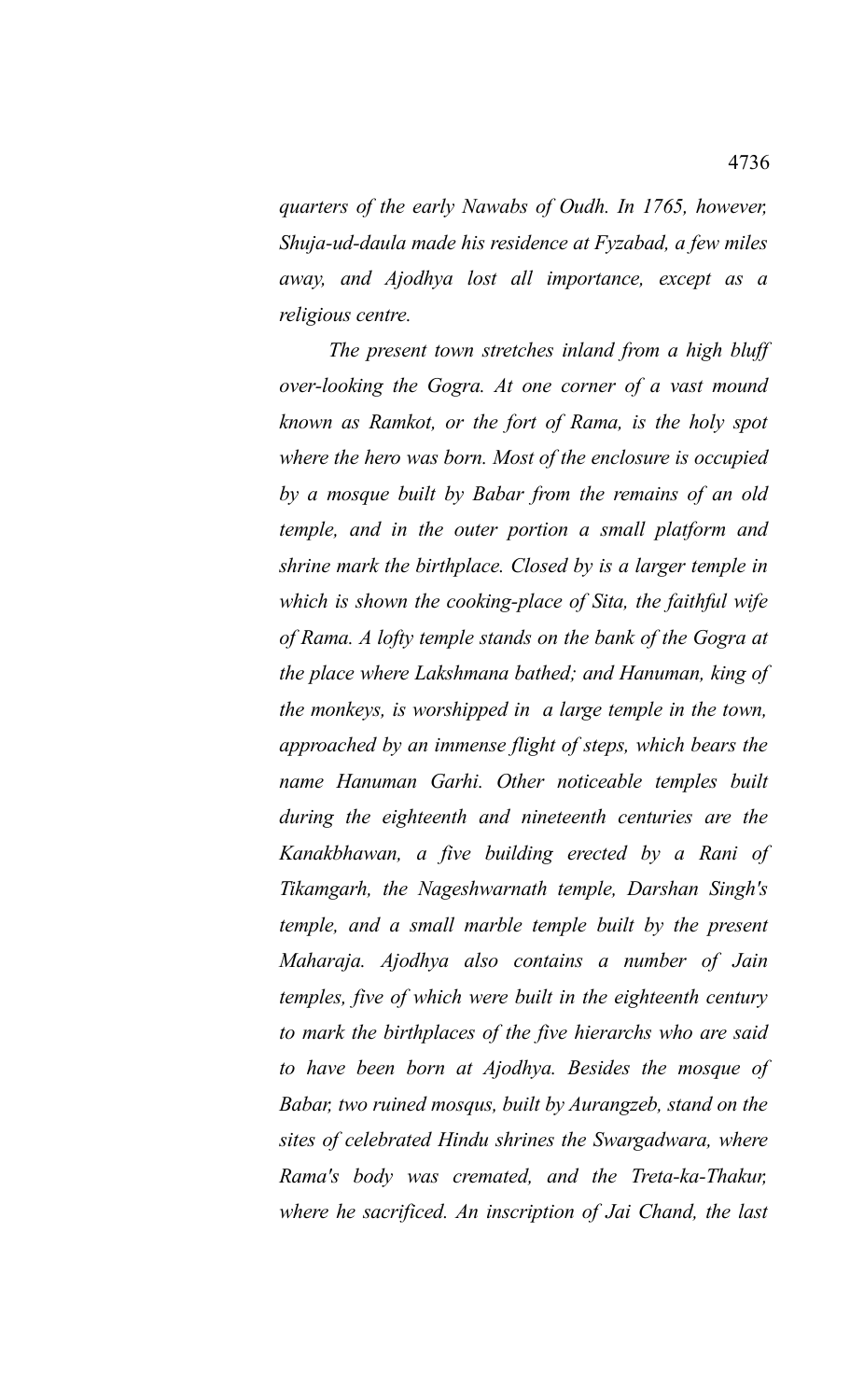*quarters of the early Nawabs of Oudh. In 1765, however, Shuja-ud-daula made his residence at Fyzabad, a few miles away, and Ajodhya lost all importance, except as a religious centre.*

*The present town stretches inland from a high bluff over-looking the Gogra. At one corner of a vast mound known as Ramkot, or the fort of Rama, is the holy spot where the hero was born. Most of the enclosure is occupied by a mosque built by Babar from the remains of an old temple, and in the outer portion a small platform and shrine mark the birthplace. Closed by is a larger temple in which is shown the cooking-place of Sita, the faithful wife of Rama. A lofty temple stands on the bank of the Gogra at the place where Lakshmana bathed; and Hanuman, king of the monkeys, is worshipped in  a large temple in the town, approached by an immense flight of steps, which bears the name Hanuman Garhi. Other noticeable temples built during the eighteenth and nineteenth centuries are the Kanakbhawan, a five building erected by a Rani of Tikamgarh, the Nageshwarnath temple, Darshan Singh's temple, and a small marble temple built by the present Maharaja. Ajodhya also contains a number of Jain temples, five of which were built in the eighteenth century to mark the birthplaces of the five hierarchs who are said to have been born at Ajodhya. Besides the mosque of Babar, two ruined mosqus, built by Aurangzeb, stand on the sites of celebrated Hindu shrines the Swargadwara, where Rama's body was cremated, and the Treta-ka-Thakur, where he sacrificed. An inscription of Jai Chand, the last*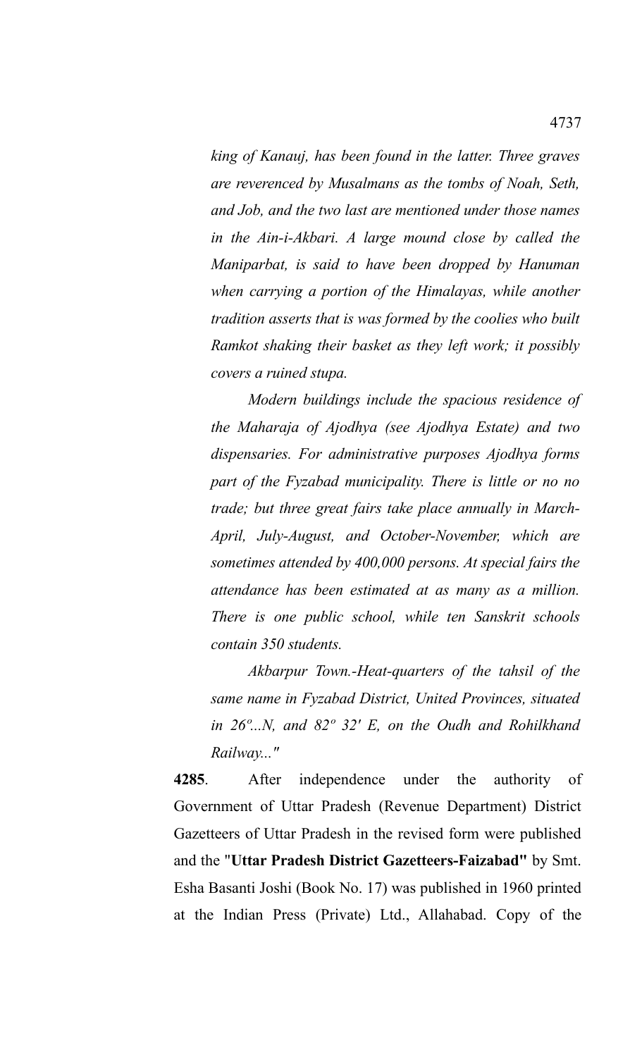*king of Kanauj, has been found in the latter. Three graves are reverenced by Musalmans as the tombs of Noah, Seth, and Job, and the two last are mentioned under those names in the Ain-i-Akbari. A large mound close by called the Maniparbat, is said to have been dropped by Hanuman when carrying a portion of the Himalayas, while another tradition asserts that is was formed by the coolies who built Ramkot shaking their basket as they left work; it possibly covers a ruined stupa.*

*Modern buildings include the spacious residence of the Maharaja of Ajodhya (see Ajodhya Estate) and two dispensaries. For administrative purposes Ajodhya forms part of the Fyzabad municipality. There is little or no no trade; but three great fairs take place annually in March-April, July-August, and October-November, which are sometimes attended by 400,000 persons. At special fairs the attendance has been estimated at as many as a million. There is one public school, while ten Sanskrit schools contain 350 students.*

*Akbarpur Town.-Heat-quarters of the tahsil of the same name in Fyzabad District, United Provinces, situated in 26º...N, and 82º 32' E, on the Oudh and Rohilkhand Railway..."*

**4285**. After independence under the authority of Government of Uttar Pradesh (Revenue Department) District Gazetteers of Uttar Pradesh in the revised form were published and the "**Uttar Pradesh District Gazetteers-Faizabad"** by Smt. Esha Basanti Joshi (Book No. 17) was published in 1960 printed at the Indian Press (Private) Ltd., Allahabad. Copy of the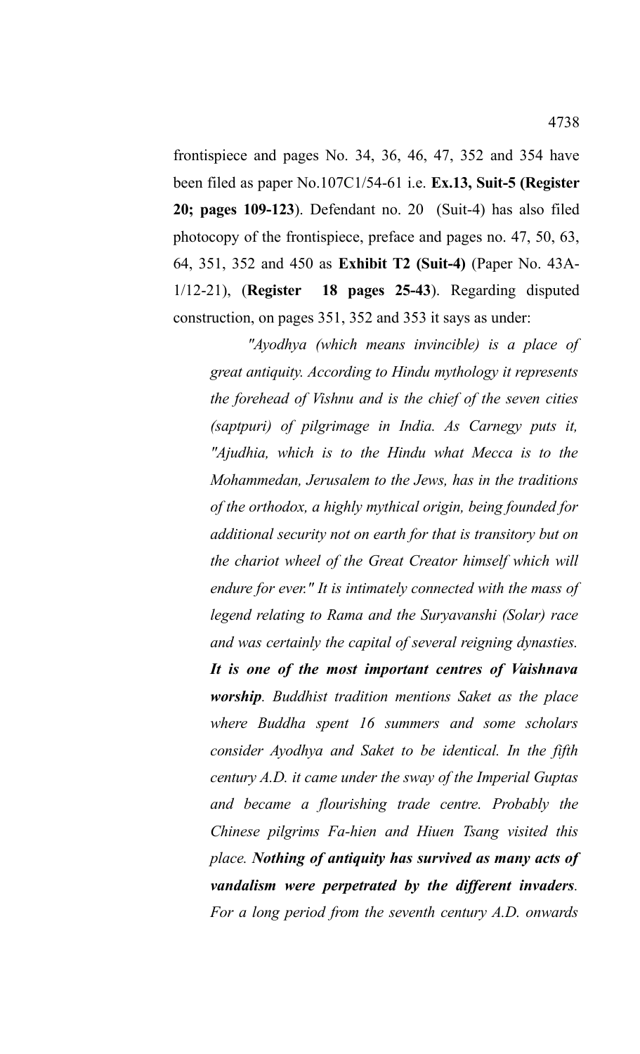frontispiece and pages No. 34, 36, 46, 47, 352 and 354 have been filed as paper No.107C1/54-61 i.e. **Ex.13, Suit-5 (Register 20; pages 109-123)**. Defendant no. 20 (Suit-4) has also filed photocopy of the frontispiece, preface and pages no. 47, 50, 63, 64, 351, 352 and 450 as **Exhibit T2 (Suit-4)** (Paper No. 43A-1/12-21), (**Register 18 pages 25-43**). Regarding disputed construction, on pages 351, 352 and 353 it says as under:

> *"Ayodhya (which means invincible) is a place of great antiquity. According to Hindu mythology it represents the forehead of Vishnu and is the chief of the seven cities (saptpuri) of pilgrimage in India. As Carnegy puts it, "Ajudhia, which is to the Hindu what Mecca is to the Mohammedan, Jerusalem to the Jews, has in the traditions of the orthodox, a highly mythical origin, being founded for additional security not on earth for that is transitory but on the chariot wheel of the Great Creator himself which will endure for ever." It is intimately connected with the mass of legend relating to Rama and the Suryavanshi (Solar) race and was certainly the capital of several reigning dynasties.* ***It is one of the most important centres of Vaishnava worship****. Buddhist tradition mentions Saket as the place where Buddha spent 16 summers and some scholars consider Ayodhya and Saket to be identical. In the fifth century A.D. it came under the sway of the Imperial Guptas and became a flourishing trade centre. Probably the Chinese pilgrims Fa-hien and Hiuen Tsang visited this place.* ***Nothing of antiquity has survived as many acts of vandalism were perpetrated by the different invaders****. For a long period from the seventh century A.D. onwards*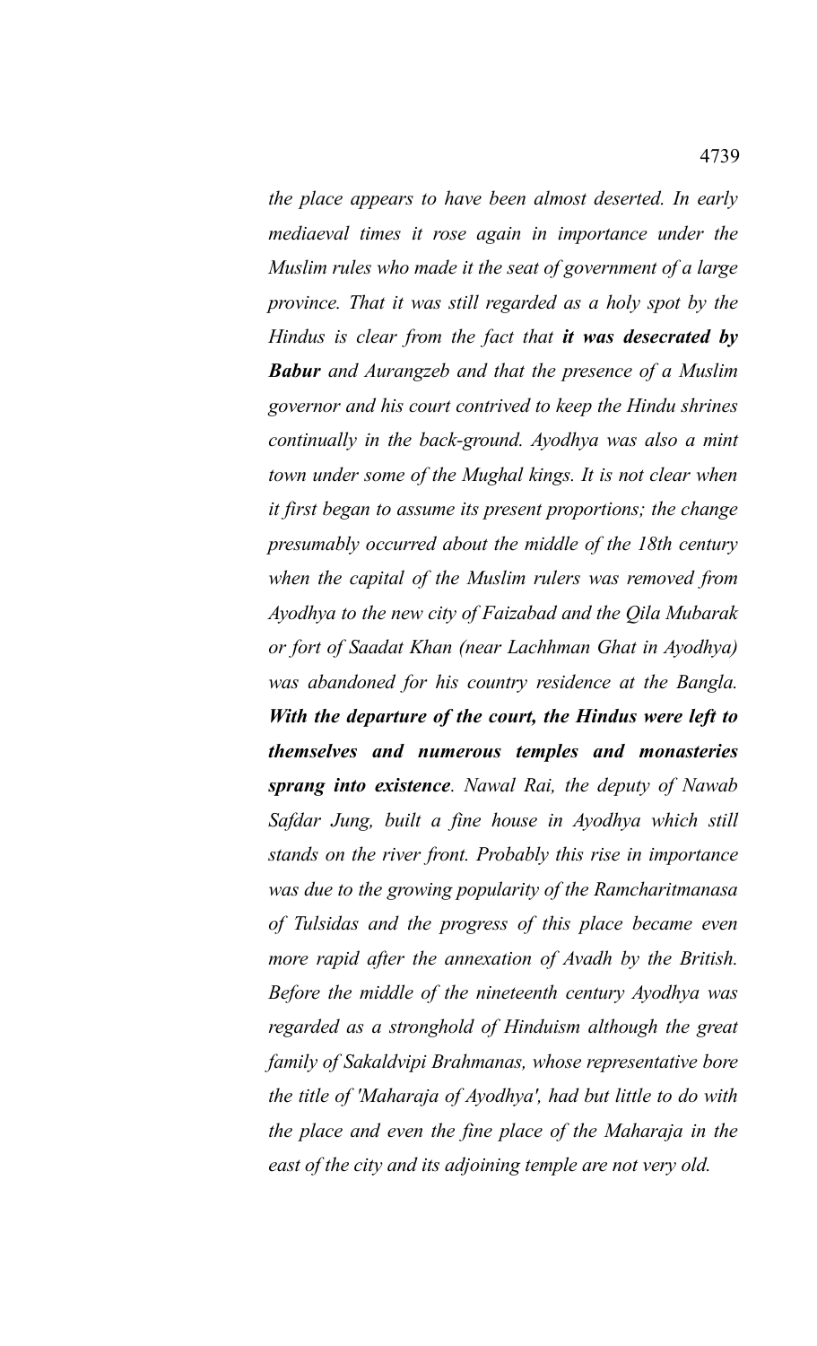*the place appears to have been almost deserted. In early mediaeval times it rose again in importance under the Muslim rules who made it the seat of government of a large province. That it was still regarded as a holy spot by the Hindus is clear from the fact that* ***it was desecrated by Babur*** *and Aurangzeb and that the presence of a Muslim governor and his court contrived to keep the Hindu shrines continually in the back-ground. Ayodhya was also a mint town under some of the Mughal kings. It is not clear when it first began to assume its present proportions; the change presumably occurred about the middle of the 18th century when the capital of the Muslim rulers was removed from Ayodhya to the new city of Faizabad and the Qila Mubarak or fort of Saadat Khan (near Lachhman Ghat in Ayodhya) was abandoned for his country residence at the Bangla.* ***With the departure of the court, the Hindus were left to themselves and numerous temples and monasteries sprang into existence****. Nawal Rai, the deputy of Nawab Safdar Jung, built a fine house in Ayodhya which still stands on the river front. Probably this rise in importance was due to the growing popularity of the Ramcharitmanasa of Tulsidas and the progress of this place became even more rapid after the annexation of Avadh by the British. Before the middle of the nineteenth century Ayodhya was regarded as a stronghold of Hinduism although the great family of Sakaldvipi Brahmanas, whose representative bore the title of 'Maharaja of Ayodhya', had but little to do with the place and even the fine place of the Maharaja in the east of the city and its adjoining temple are not very old.*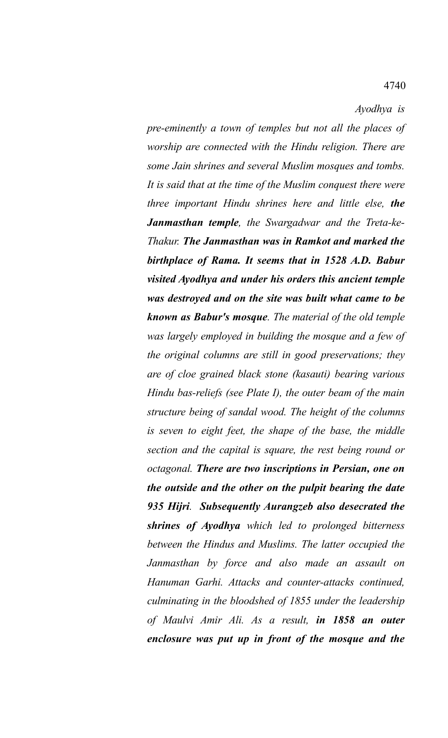*Ayodhya is pre-eminently a town of temples but not all the places of worship are connected with the Hindu religion. There are some Jain shrines and several Muslim mosques and tombs. It is said that at the time of the Muslim conquest there were three important Hindu shrines here and little else,* ***the Janmasthan temple****, the Swargadwar and the Treta-ke-Thakur.* ***The Janmasthan was in Ramkot and marked the birthplace of Rama. It seems that in 1528 A.D. Babur visited Ayodhya and under his orders this ancient temple was destroyed and on the site was built what came to be known as Babur's mosque****. The material of the old temple was largely employed in building the mosque and a few of the original columns are still in good preservations; they are of cloe grained black stone (kasauti) bearing various Hindu bas-reliefs (see Plate I), the outer beam of the main structure being of sandal wood. The height of the columns is seven to eight feet, the shape of the base, the middle section and the capital is square, the rest being round or octagonal.* ***There are two inscriptions in Persian, one on the outside and the other on the pulpit bearing the date 935 Hijri****.* ***Subsequently Aurangzeb also desecrated the shrines of Ayodhya*** *which led to prolonged bitterness between the Hindus and Muslims. The latter occupied the Janmasthan by force and also made an assault on Hanuman Garhi. Attacks and counter-attacks continued, culminating in the bloodshed of 1855 under the leadership of Maulvi Amir Ali. As a result,* ***in 1858 an outer enclosure was put up in front of the mosque and the***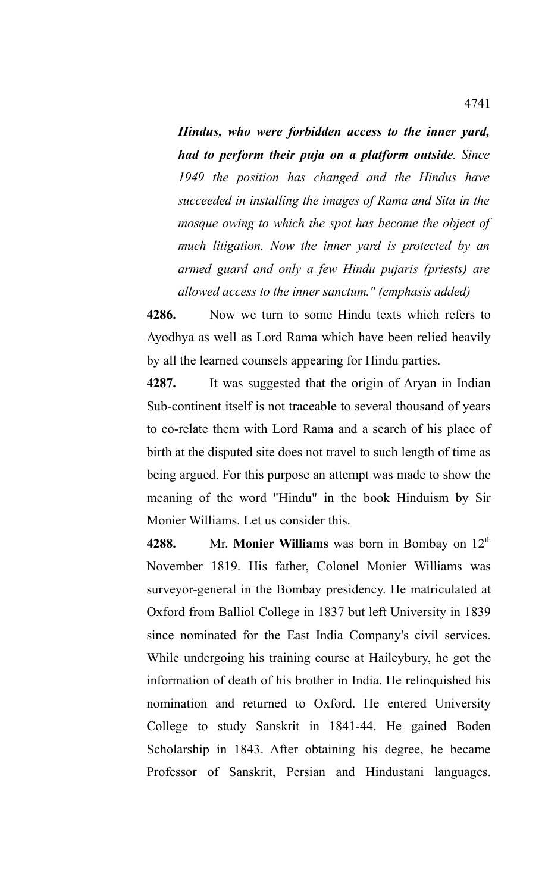***Hindus, who were forbidden access to the inner yard, had to perform their puja on a platform outside****. Since 1949 the position has changed and the Hindus have succeeded in installing the images of Rama and Sita in the mosque owing to which the spot has become the object of much litigation. Now the inner yard is protected by an armed guard and only a few Hindu pujaris (priests) are allowed access to the inner sanctum." (emphasis added)*

**4286.** Now we turn to some Hindu texts which refers to Ayodhya as well as Lord Rama which have been relied heavily by all the learned counsels appearing for Hindu parties.

**4287.** It was suggested that the origin of Aryan in Indian Sub-continent itself is not traceable to several thousand of years to co-relate them with Lord Rama and a search of his place of birth at the disputed site does not travel to such length of time as being argued. For this purpose an attempt was made to show the meaning of the word "Hindu" in the book Hinduism by Sir Monier Williams. Let us consider this.

**4288.** Mr. **Monier Williams** was born in Bombay on 12th November 1819. His father, Colonel Monier Williams was surveyor-general in the Bombay presidency. He matriculated at Oxford from Balliol College in 1837 but left University in 1839 since nominated for the East India Company's civil services. While undergoing his training course at Haileybury, he got the information of death of his brother in India. He relinquished his nomination and returned to Oxford. He entered University College to study Sanskrit in 1841-44. He gained Boden Scholarship in 1843. After obtaining his degree, he became Professor of Sanskrit, Persian and Hindustani languages.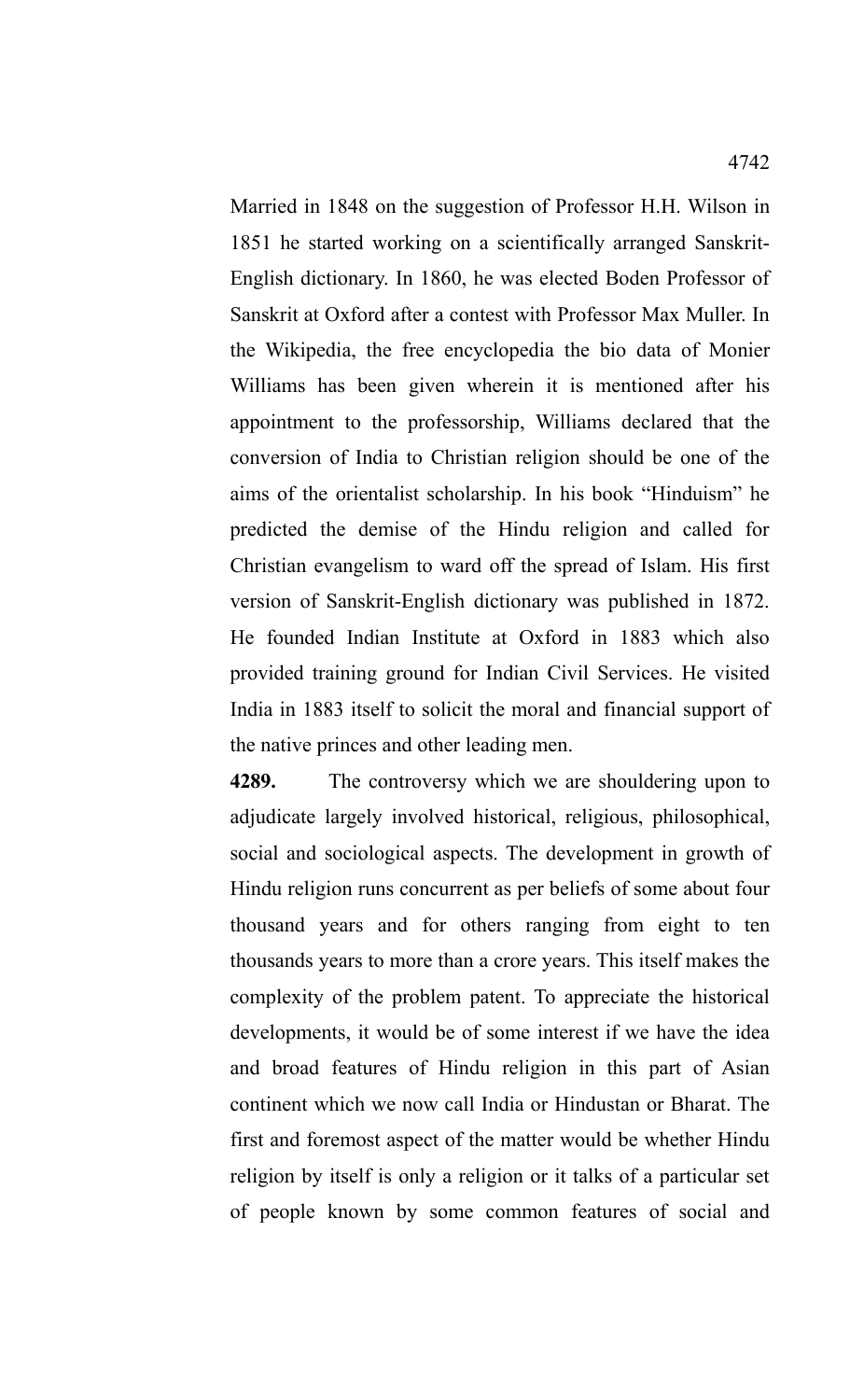Married in 1848 on the suggestion of Professor H.H. Wilson in 1851 he started working on a scientifically arranged Sanskrit-English dictionary. In 1860, he was elected Boden Professor of Sanskrit at Oxford after a contest with Professor Max Muller. In the Wikipedia, the free encyclopedia the bio data of Monier Williams has been given wherein it is mentioned after his appointment to the professorship, Williams declared that the conversion of India to Christian religion should be one of the aims of the orientalist scholarship. In his book "Hinduism" he predicted the demise of the Hindu religion and called for Christian evangelism to ward off the spread of Islam. His first version of Sanskrit-English dictionary was published in 1872. He founded Indian Institute at Oxford in 1883 which also provided training ground for Indian Civil Services. He visited India in 1883 itself to solicit the moral and financial support of the native princes and other leading men.

**4289.** The controversy which we are shouldering upon to adjudicate largely involved historical, religious, philosophical, social and sociological aspects. The development in growth of Hindu religion runs concurrent as per beliefs of some about four thousand years and for others ranging from eight to ten thousands years to more than a crore years. This itself makes the complexity of the problem patent. To appreciate the historical developments, it would be of some interest if we have the idea and broad features of Hindu religion in this part of Asian continent which we now call India or Hindustan or Bharat. The first and foremost aspect of the matter would be whether Hindu religion by itself is only a religion or it talks of a particular set of people known by some common features of social and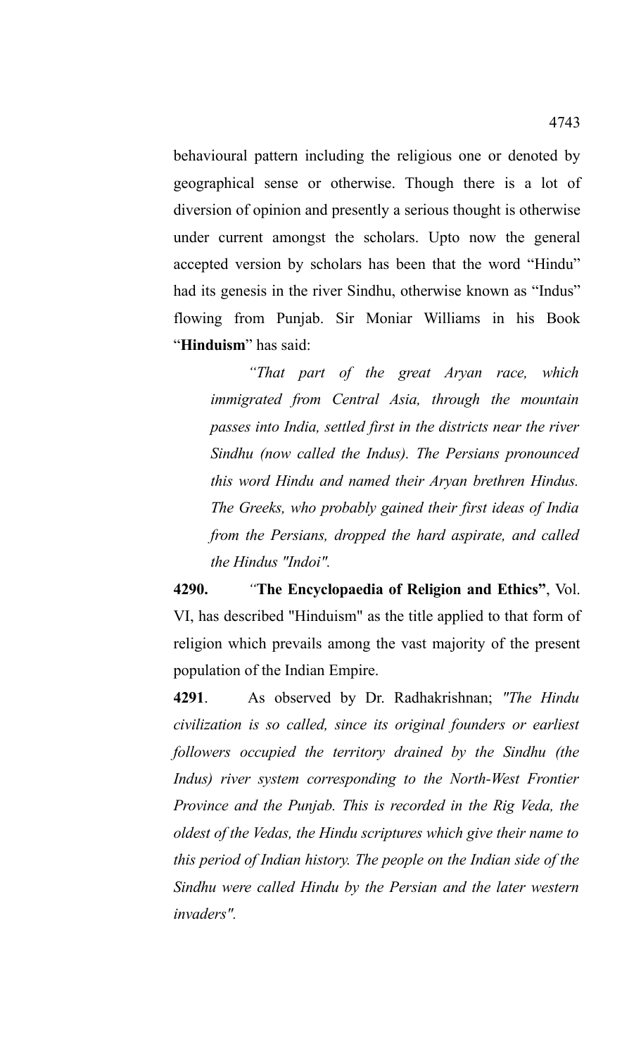behavioural pattern including the religious one or denoted by geographical sense or otherwise. Though there is a lot of diversion of opinion and presently a serious thought is otherwise under current amongst the scholars. Upto now the general accepted version by scholars has been that the word "Hindu" had its genesis in the river Sindhu, otherwise known as "Indus" flowing from Punjab. Sir Moniar Williams in his Book "**Hinduism**" has said:

> *"That part of the great Aryan race, which immigrated from Central Asia, through the mountain passes into India, settled first in the districts near the river Sindhu (now called the Indus). The Persians pronounced this word Hindu and named their Aryan brethren Hindus. The Greeks, who probably gained their first ideas of India from the Persians, dropped the hard aspirate, and called the Hindus "Indoi".*

**4290.** *"***The Encyclopaedia of Religion and Ethics"**, Vol. VI, has described "Hinduism" as the title applied to that form of religion which prevails among the vast majority of the present population of the Indian Empire.

**4291**. As observed by Dr. Radhakrishnan; *"The Hindu civilization is so called, since its original founders or earliest followers occupied the territory drained by the Sindhu (the Indus) river system corresponding to the North-West Frontier Province and the Punjab. This is recorded in the Rig Veda, the oldest of the Vedas, the Hindu scriptures which give their name to this period of Indian history. The people on the Indian side of the Sindhu were called Hindu by the Persian and the later western invaders".*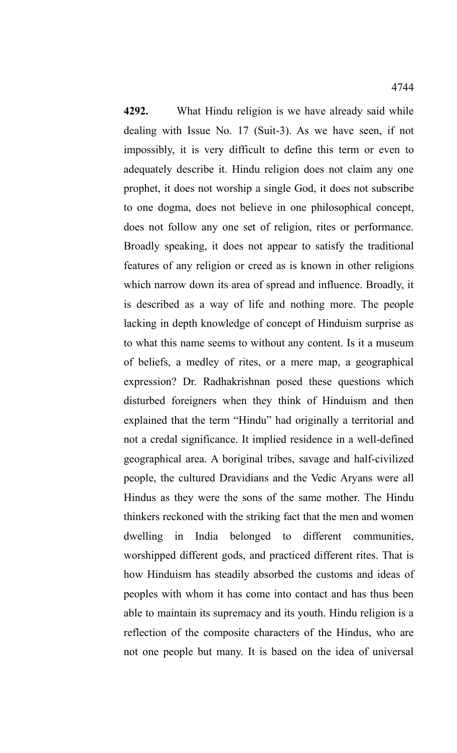**4292.** What Hindu religion is we have already said while dealing with Issue No. 17 (Suit-3). As we have seen, if not impossibly, it is very difficult to define this term or even to adequately describe it. Hindu religion does not claim any one prophet, it does not worship a single God, it does not subscribe to one dogma, does not believe in one philosophical concept, does not follow any one set of religion, rites or performance. Broadly speaking, it does not appear to satisfy the traditional features of any religion or creed as is known in other religions which narrow down its area of spread and influence. Broadly, it is described as a way of life and nothing more. The people lacking in depth knowledge of concept of Hinduism surprise as to what this name seems to without any content. Is it a museum of beliefs, a medley of rites, or a mere map, a geographical expression? Dr. Radhakrishnan posed these questions which disturbed foreigners when they think of Hinduism and then explained that the term "Hindu" had originally a territorial and not a credal significance. It implied residence in a well-defined geographical area. A boriginal tribes, savage and half-civilized people, the cultured Dravidians and the Vedic Aryans were all Hindus as they were the sons of the same mother. The Hindu thinkers reckoned with the striking fact that the men and women dwelling in India belonged to different communities, worshipped different gods, and practiced different rites. That is how Hinduism has steadily absorbed the customs and ideas of peoples with whom it has come into contact and has thus been able to maintain its supremacy and its youth. Hindu religion is a reflection of the composite characters of the Hindus, who are not one people but many. It is based on the idea of universal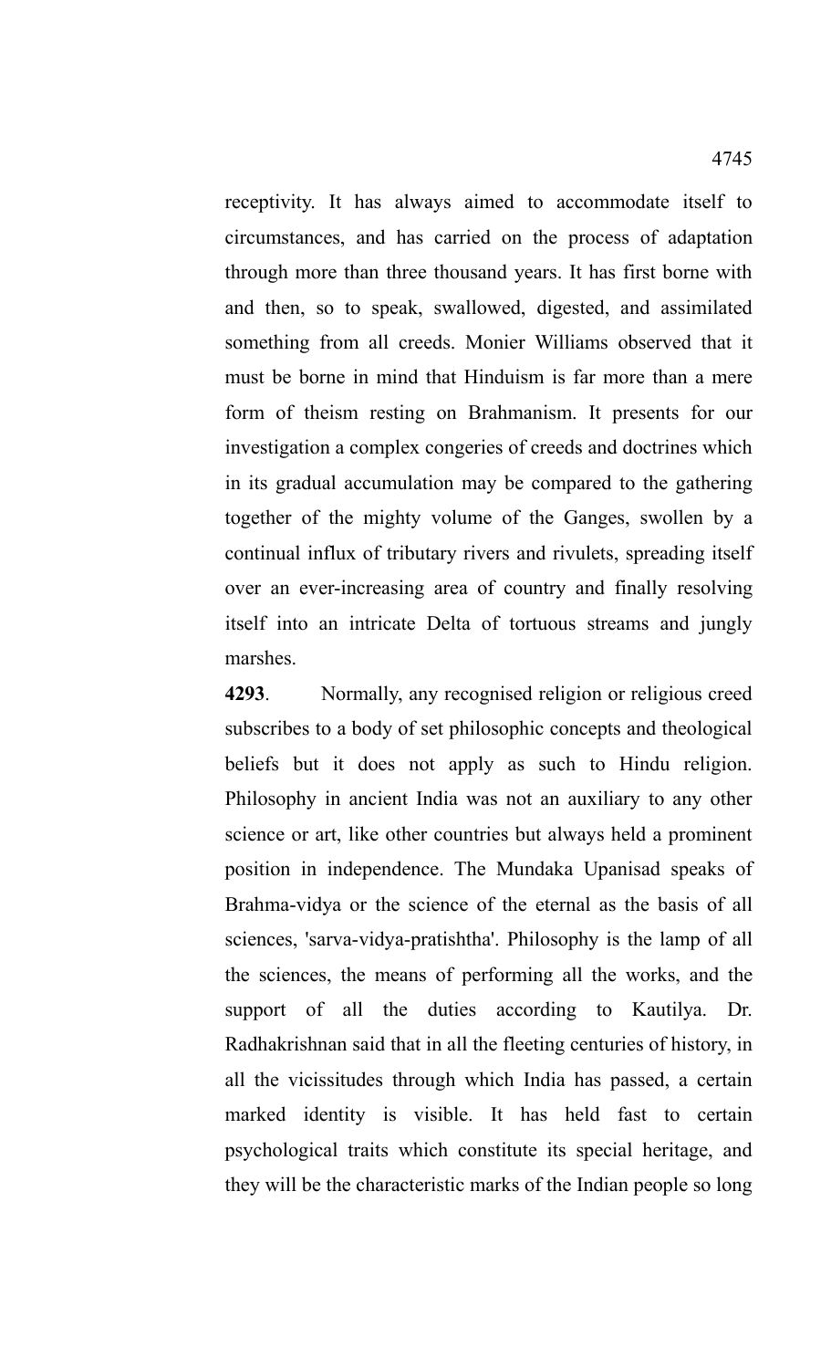receptivity. It has always aimed to accommodate itself to circumstances, and has carried on the process of adaptation through more than three thousand years. It has first borne with and then, so to speak, swallowed, digested, and assimilated something from all creeds. Monier Williams observed that it must be borne in mind that Hinduism is far more than a mere form of theism resting on Brahmanism. It presents for our investigation a complex congeries of creeds and doctrines which in its gradual accumulation may be compared to the gathering together of the mighty volume of the Ganges, swollen by a continual influx of tributary rivers and rivulets, spreading itself over an ever-increasing area of country and finally resolving itself into an intricate Delta of tortuous streams and jungly marshes.

**4293**. Normally, any recognised religion or religious creed subscribes to a body of set philosophic concepts and theological beliefs but it does not apply as such to Hindu religion. Philosophy in ancient India was not an auxiliary to any other science or art, like other countries but always held a prominent position in independence. The Mundaka Upanisad speaks of Brahma-vidya or the science of the eternal as the basis of all sciences, 'sarva-vidya-pratishtha'. Philosophy is the lamp of all the sciences, the means of performing all the works, and the support of all the duties according to Kautilya. Dr. Radhakrishnan said that in all the fleeting centuries of history, in all the vicissitudes through which India has passed, a certain marked identity is visible. It has held fast to certain psychological traits which constitute its special heritage, and they will be the characteristic marks of the Indian people so long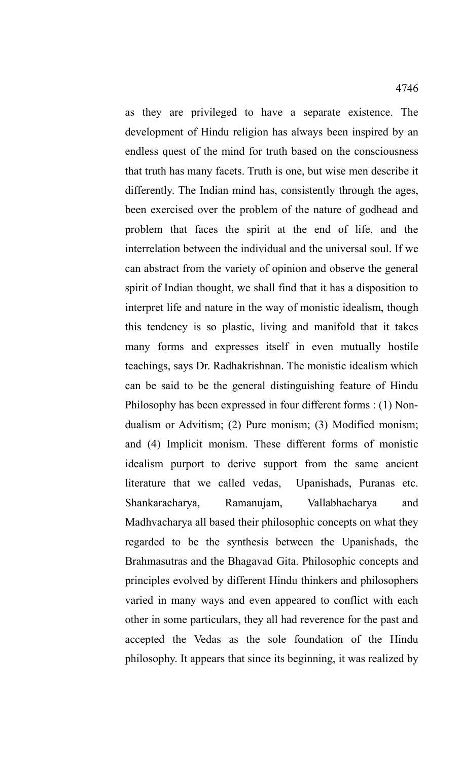as they are privileged to have a separate existence. The development of Hindu religion has always been inspired by an endless quest of the mind for truth based on the consciousness that truth has many facets. Truth is one, but wise men describe it differently. The Indian mind has, consistently through the ages, been exercised over the problem of the nature of godhead and problem that faces the spirit at the end of life, and the interrelation between the individual and the universal soul. If we can abstract from the variety of opinion and observe the general spirit of Indian thought, we shall find that it has a disposition to interpret life and nature in the way of monistic idealism, though this tendency is so plastic, living and manifold that it takes many forms and expresses itself in even mutually hostile teachings, says Dr. Radhakrishnan. The monistic idealism which can be said to be the general distinguishing feature of Hindu Philosophy has been expressed in four different forms : (1) Non-dualism or Advitism; (2) Pure monism; (3) Modified monism; and (4) Implicit monism. These different forms of monistic idealism purport to derive support from the same ancient literature that we called vedas, Upanishads, Puranas etc. Shankaracharya, Ramanujam, Vallabhacharya and Madhvacharya all based their philosophic concepts on what they regarded to be the synthesis between the Upanishads, the Brahmasutras and the Bhagavad Gita. Philosophic concepts and principles evolved by different Hindu thinkers and philosophers varied in many ways and even appeared to conflict with each other in some particulars, they all had reverence for the past and accepted the Vedas as the sole foundation of the Hindu philosophy. It appears that since its beginning, it was realized by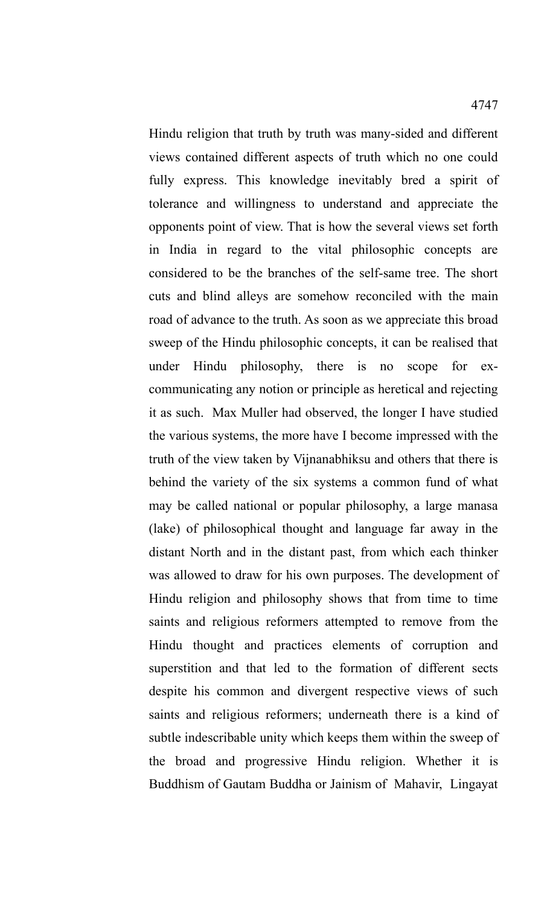Hindu religion that truth by truth was many-sided and different views contained different aspects of truth which no one could fully express. This knowledge inevitably bred a spirit of tolerance and willingness to understand and appreciate the opponents point of view. That is how the several views set forth in India in regard to the vital philosophic concepts are considered to be the branches of the self-same tree. The short cuts and blind alleys are somehow reconciled with the main road of advance to the truth. As soon as we appreciate this broad sweep of the Hindu philosophic concepts, it can be realised that under Hindu philosophy, there is no scope for ex-communicating any notion or principle as heretical and rejecting it as such. Max Muller had observed, the longer I have studied the various systems, the more have I become impressed with the truth of the view taken by Vijnanabhiksu and others that there is behind the variety of the six systems a common fund of what may be called national or popular philosophy, a large manasa (lake) of philosophical thought and language far away in the distant North and in the distant past, from which each thinker was allowed to draw for his own purposes. The development of Hindu religion and philosophy shows that from time to time saints and religious reformers attempted to remove from the Hindu thought and practices elements of corruption and superstition and that led to the formation of different sects despite his common and divergent respective views of such saints and religious reformers; underneath there is a kind of subtle indescribable unity which keeps them within the sweep of the broad and progressive Hindu religion. Whether it is Buddhism of Gautam Buddha or Jainism of Mahavir, Lingayat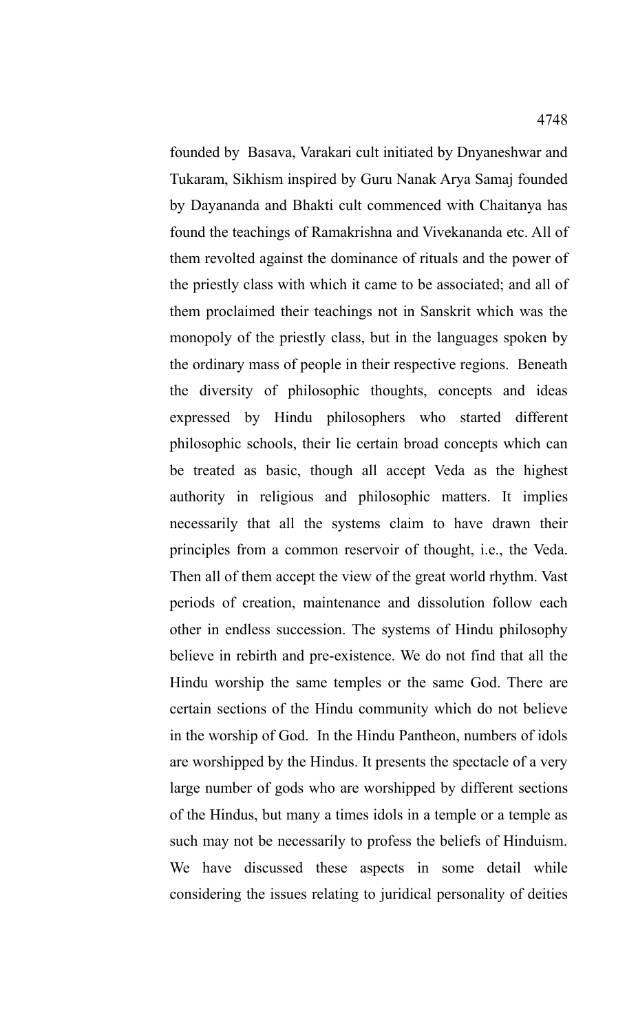founded by Basava, Varakari cult initiated by Dnyaneshwar and Tukaram, Sikhism inspired by Guru Nanak Arya Samaj founded by Dayananda and Bhakti cult commenced with Chaitanya has found the teachings of Ramakrishna and Vivekananda etc. All of them revolted against the dominance of rituals and the power of the priestly class with which it came to be associated; and all of them proclaimed their teachings not in Sanskrit which was the monopoly of the priestly class, but in the languages spoken by the ordinary mass of people in their respective regions. Beneath the diversity of philosophic thoughts, concepts and ideas expressed by Hindu philosophers who started different philosophic schools, their lie certain broad concepts which can be treated as basic, though all accept Veda as the highest authority in religious and philosophic matters. It implies necessarily that all the systems claim to have drawn their principles from a common reservoir of thought, i.e., the Veda. Then all of them accept the view of the great world rhythm. Vast periods of creation, maintenance and dissolution follow each other in endless succession. The systems of Hindu philosophy believe in rebirth and pre-existence. We do not find that all the Hindu worship the same temples or the same God. There are certain sections of the Hindu community which do not believe in the worship of God. In the Hindu Pantheon, numbers of idols are worshipped by the Hindus. It presents the spectacle of a very large number of gods who are worshipped by different sections of the Hindus, but many a times idols in a temple or a temple as such may not be necessarily to profess the beliefs of Hinduism. We have discussed these aspects in some detail while considering the issues relating to juridical personality of deities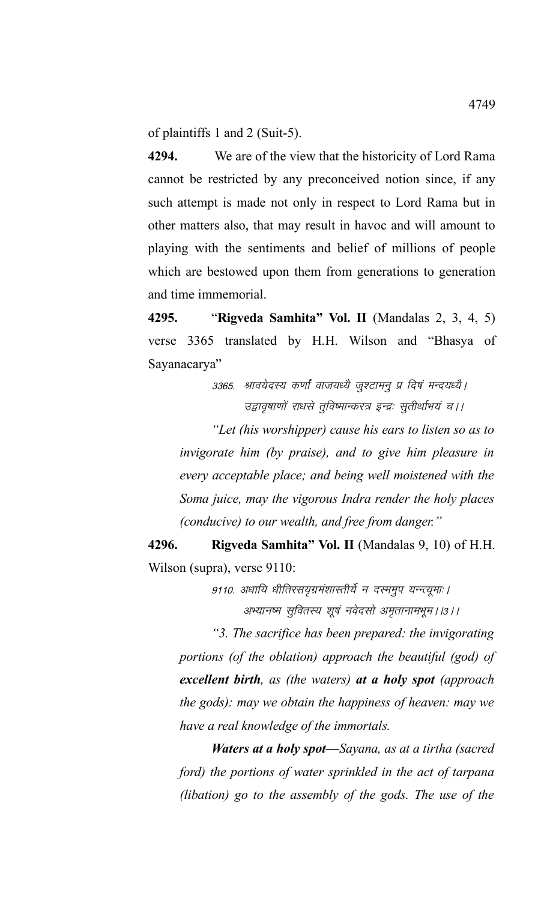of plaintiffs 1 and 2 (Suit-5).

**4294.** We are of the view that the historicity of Lord Rama cannot be restricted by any preconceived notion since, if any such attempt is made not only in respect to Lord Rama but in other matters also, that may result in havoc and will amount to playing with the sentiments and belief of millions of people which are bestowed upon them from generations to generation and time immemorial.

**4295.** "**Rigveda Samhita" Vol. II** (Mandalas 2, 3, 4, 5) verse 3365 translated by H.H. Wilson and "Bhasya of Sayanacarya"

> *3365. श्रावयेदस्य कर्णा वाजयध्यै जुश्टामनु प्र दिषं मन्दयध्यै।*
> *उद्वावृषाणों राधसे तुविष्मान्करत्र इन्द्रः सुतीर्थाभयं च।।*

*"Let (his worshipper) cause his ears to listen so as to invigorate him (by praise), and to give him pleasure in every acceptable place; and being well moistened with the Soma juice, may the vigorous Indra render the holy places (conducive) to our wealth, and free from danger."*

**4296. Rigveda Samhita" Vol. II** (Mandalas 9, 10) of H.H. Wilson (supra), verse 9110:

> *9110. अधायि धीतिरसयृग्रमंशास्तीर्थे न दस्ममुप यन्त्यूमाः।*
> *अभ्यानष्म सुवितस्य शूषं नवेदसो अमृतानामभूम।।3।।*

*"3. The sacrifice has been prepared: the invigorating portions (of the oblation) approach the beautiful (god) of **excellent birth**, as (the waters) **at a holy spot** (approach the gods): may we obtain the happiness of heaven: may we have a real knowledge of the immortals.*

***Waters at a holy spot—**Sayana, as at a tirtha (sacred ford) the portions of water sprinkled in the act of tarpana (libation) go to the assembly of the gods. The use of the*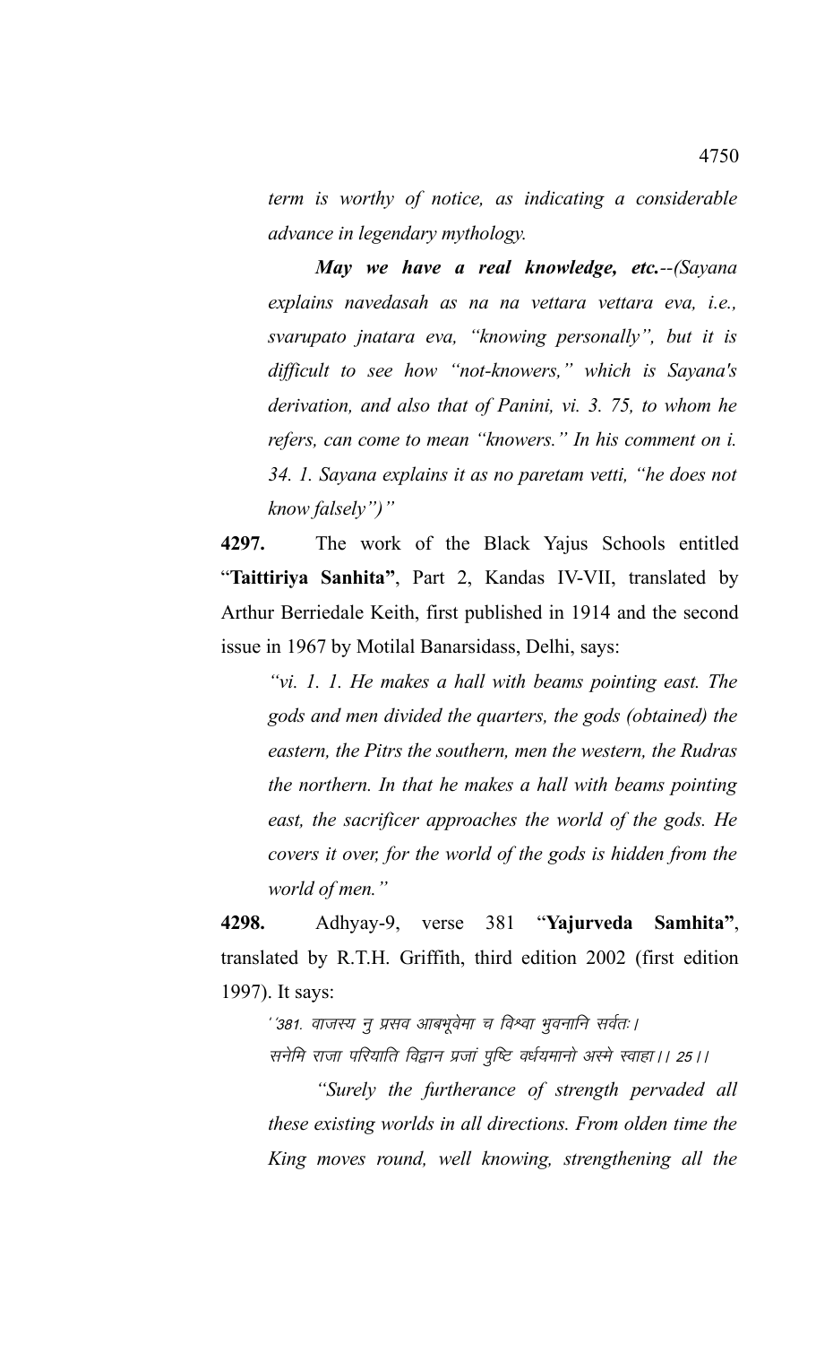*term is worthy of notice, as indicating a considerable advance in legendary mythology.*

***May we have a real knowledge, etc.****--(Sayana explains navedasah as na na vettara vettara eva, i.e., svarupato jnatara eva, "knowing personally", but it is difficult to see how "not-knowers," which is Sayana's derivation, and also that of Panini, vi. 3. 75, to whom he refers, can come to mean "knowers." In his comment on i. 34. 1. Sayana explains it as no paretam vetti, "he does not know falsely")"*

**4297.** The work of the Black Yajus Schools entitled "**Taittiriya Sanhita"**, Part 2, Kandas IV-VII, translated by Arthur Berriedale Keith, first published in 1914 and the second issue in 1967 by Motilal Banarsidass, Delhi, says:

*"vi. 1. 1. He makes a hall with beams pointing east. The gods and men divided the quarters, the gods (obtained) the eastern, the Pitrs the southern, men the western, the Rudras the northern. In that he makes a hall with beams pointing east, the sacrificer approaches the world of the gods. He covers it over, for the world of the gods is hidden from the world of men."*

**4298.** Adhyay-9, verse 381 "**Yajurveda Samhita"**, translated by R.T.H. Griffith, third edition 2002 (first edition 1997). It says:

*''381. वाजस्य नु प्रसव आबभूवेमा च विश्वा भुवनानि सर्वतः।*
*सनेमि राजा परियाति विद्वान प्रजां पुष्टिं वर्धयमानो अस्मे स्वाहा।। 25।।*

*"Surely the furtherance of strength pervaded all these existing worlds in all directions. From olden time the King moves round, well knowing, strengthening all the*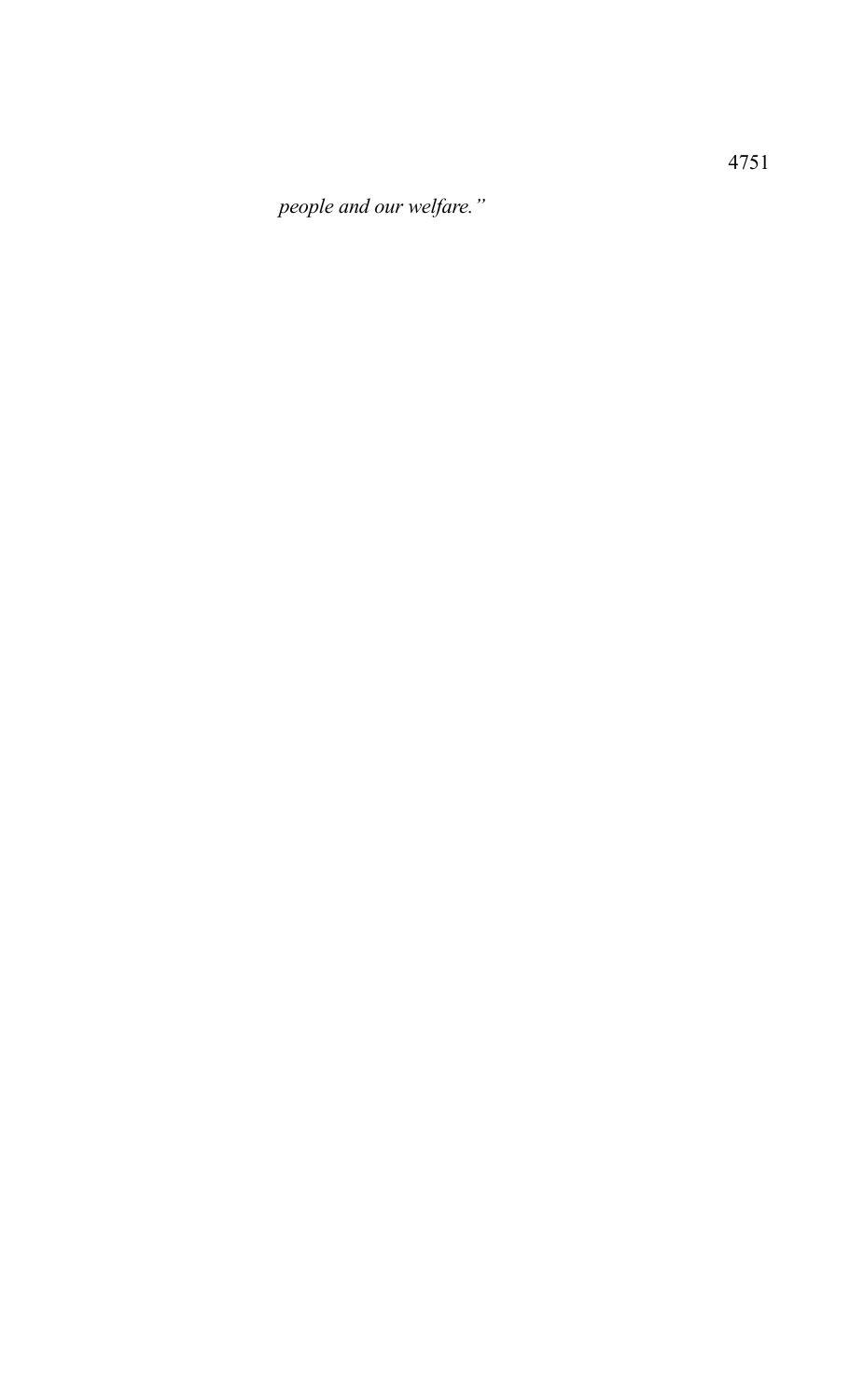*people and our welfare."*